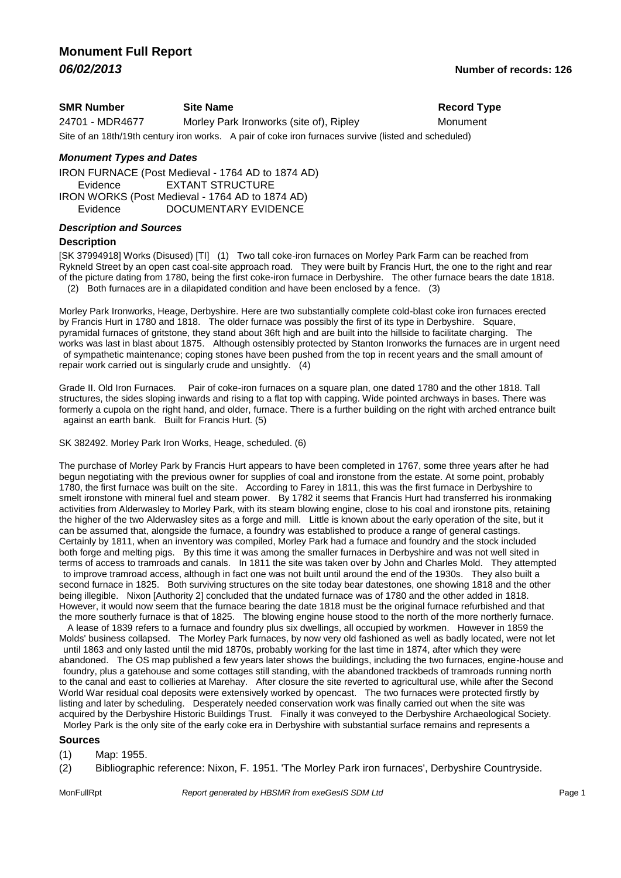# Monument Full Report

***06/02/2013*** **Number of records: 126**

| **SMR Number** | **Site Name** | **Record Type** |
| --- | --- | --- |
| 24701 - MDR4677 | Morley Park Ironworks (site of), Ripley | Monument |

Site of an 18th/19th century iron works. A pair of coke iron furnaces survive (listed and scheduled)

### *Monument Types and Dates*

IRON FURNACE (Post Medieval - 1764 AD to 1874 AD)
Evidence EXTANT STRUCTURE
IRON WORKS (Post Medieval - 1764 AD to 1874 AD)
Evidence DOCUMENTARY EVIDENCE

### *Description and Sources*

#### Description

[SK 37994918] Works (Disused) [TI] (1) Two tall coke-iron furnaces on Morley Park Farm can be reached from Rykneld Street by an open cast coal-site approach road. They were built by Francis Hurt, the one to the right and rear of the picture dating from 1780, being the first coke-iron furnace in Derbyshire. The other furnace bears the date 1818. (2) Both furnaces are in a dilapidated condition and have been enclosed by a fence. (3)

Morley Park Ironworks, Heage, Derbyshire. Here are two substantially complete cold-blast coke iron furnaces erected by Francis Hurt in 1780 and 1818. The older furnace was possibly the first of its type in Derbyshire. Square, pyramidal furnaces of gritstone, they stand about 36ft high and are built into the hillside to facilitate charging. The works was last in blast about 1875. Although ostensibly protected by Stanton Ironworks the furnaces are in urgent need of sympathetic maintenance; coping stones have been pushed from the top in recent years and the small amount of repair work carried out is singularly crude and unsightly. (4)

Grade II. Old Iron Furnaces. Pair of coke-iron furnaces on a square plan, one dated 1780 and the other 1818. Tall structures, the sides sloping inwards and rising to a flat top with capping. Wide pointed archways in bases. There was formerly a cupola on the right hand, and older, furnace. There is a further building on the right with arched entrance built against an earth bank. Built for Francis Hurt. (5)

SK 382492. Morley Park Iron Works, Heage, scheduled. (6)

The purchase of Morley Park by Francis Hurt appears to have been completed in 1767, some three years after he had begun negotiating with the previous owner for supplies of coal and ironstone from the estate. At some point, probably 1780, the first furnace was built on the site. According to Farey in 1811, this was the first furnace in Derbyshire to smelt ironstone with mineral fuel and steam power. By 1782 it seems that Francis Hurt had transferred his ironmaking activities from Alderwasley to Morley Park, with its steam blowing engine, close to his coal and ironstone pits, retaining the higher of the two Alderwasley sites as a forge and mill. Little is known about the early operation of the site, but it can be assumed that, alongside the furnace, a foundry was established to produce a range of general castings. Certainly by 1811, when an inventory was compiled, Morley Park had a furnace and foundry and the stock included both forge and melting pigs. By this time it was among the smaller furnaces in Derbyshire and was not well sited in terms of access to tramroads and canals. In 1811 the site was taken over by John and Charles Mold. They attempted to improve tramroad access, although in fact one was not built until around the end of the 1930s. They also built a second furnace in 1825. Both surviving structures on the site today bear datestones, one showing 1818 and the other being illegible. Nixon [Authority 2] concluded that the undated furnace was of 1780 and the other added in 1818. However, it would now seem that the furnace bearing the date 1818 must be the original furnace refurbished and that the more southerly furnace is that of 1825. The blowing engine house stood to the north of the more northerly furnace. A lease of 1839 refers to a furnace and foundry plus six dwellings, all occupied by workmen. However in 1859 the Molds' business collapsed. The Morley Park furnaces, by now very old fashioned as well as badly located, were not let until 1863 and only lasted until the mid 1870s, probably working for the last time in 1874, after which they were abandoned. The OS map published a few years later shows the buildings, including the two furnaces, engine-house and foundry, plus a gatehouse and some cottages still standing, with the abandoned trackbeds of tramroads running north to the canal and east to collieries at Marehay. After closure the site reverted to agricultural use, while after the Second World War residual coal deposits were extensively worked by opencast. The two furnaces were protected firstly by listing and later by scheduling. Desperately needed conservation work was finally carried out when the site was acquired by the Derbyshire Historic Buildings Trust. Finally it was conveyed to the Derbyshire Archaeological Society. Morley Park is the only site of the early coke era in Derbyshire with substantial surface remains and represents a

#### Sources

(1) Map: 1955.

(2) Bibliographic reference: Nixon, F. 1951. 'The Morley Park iron furnaces', Derbyshire Countryside.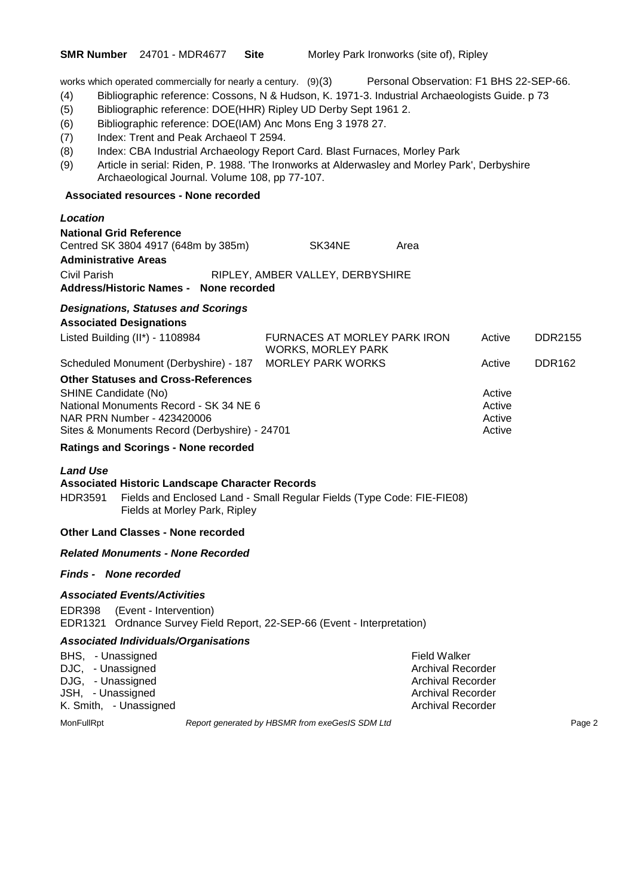**SMR Number** 24701 - MDR4677 **Site** Morley Park Ironworks (site of), Ripley

works which operated commercially for nearly a century. (9)(3) Personal Observation: F1 BHS 22-SEP-66.

(4) Bibliographic reference: Cossons, N & Hudson, K. 1971-3. Industrial Archaeologists Guide. p 73
(5) Bibliographic reference: DOE(HHR) Ripley UD Derby Sept 1961 2.
(6) Bibliographic reference: DOE(IAM) Anc Mons Eng 3 1978 27.
(7) Index: Trent and Peak Archaeol T 2594.
(8) Index: CBA Industrial Archaeology Report Card. Blast Furnaces, Morley Park
(9) Article in serial: Riden, P. 1988. 'The Ironworks at Alderwasley and Morley Park', Derbyshire Archaeological Journal. Volume 108, pp 77-107.

**Associated resources - None recorded**

***Location***

**National Grid Reference**

Centred SK 3804 4917 (648m by 385m) SK34NE Area

**Administrative Areas**

Civil Parish RIPLEY, AMBER VALLEY, DERBYSHIRE

**Address/Historic Names - None recorded**

***Designations, Statuses and Scorings***

**Associated Designations**

| | | | |
|---|---|---|---|
| Listed Building (II*) - 1108984 | FURNACES AT MORLEY PARK IRON WORKS, MORLEY PARK | Active | DDR2155 |
| Scheduled Monument (Derbyshire) - 187 | MORLEY PARK WORKS | Active | DDR162 |

**Other Statuses and Cross-References**

| | |
|---|---|
| SHINE Candidate (No) | Active |
| National Monuments Record - SK 34 NE 6 | Active |
| NAR PRN Number - 423420006 | Active |
| Sites & Monuments Record (Derbyshire) - 24701 | Active |

**Ratings and Scorings - None recorded**

***Land Use***

**Associated Historic Landscape Character Records**

HDR3591 Fields and Enclosed Land - Small Regular Fields (Type Code: FIE-FIE08)
Fields at Morley Park, Ripley

**Other Land Classes - None recorded**

***Related Monuments - None Recorded***

***Finds - None recorded***

***Associated Events/Activities***

EDR398 (Event - Intervention)
EDR1321 Ordnance Survey Field Report, 22-SEP-66 (Event - Interpretation)

***Associated Individuals/Organisations***

| | |
|---|---|
| BHS, - Unassigned | Field Walker |
| DJC, - Unassigned | Archival Recorder |
| DJG, - Unassigned | Archival Recorder |
| JSH, - Unassigned | Archival Recorder |
| K. Smith, - Unassigned | Archival Recorder |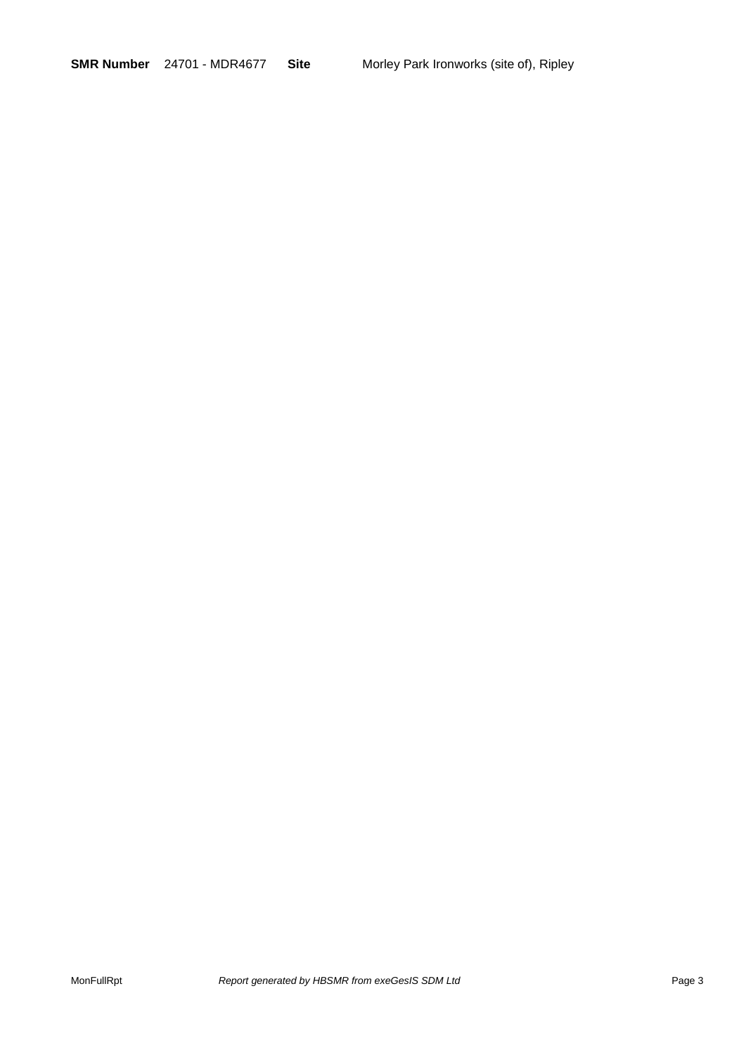**SMR Number** 24701 - MDR4677 **Site** Morley Park Ironworks (site of), Ripley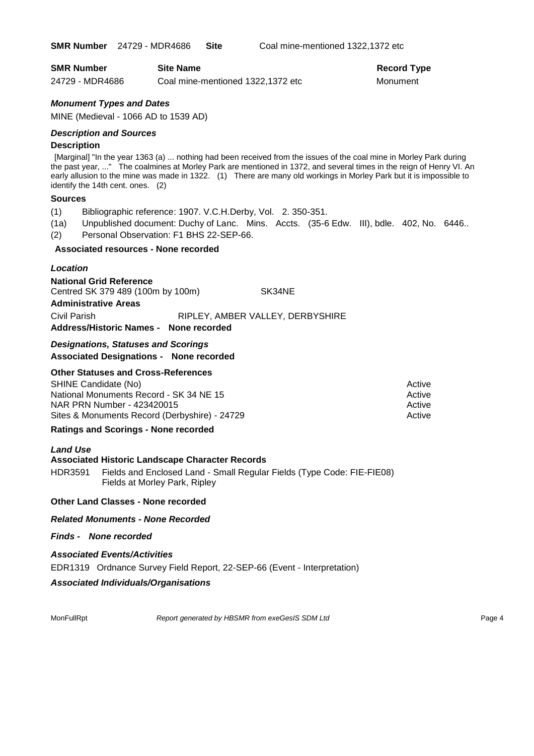**SMR Number** 24729 - MDR4686 **Site** Coal mine-mentioned 1322,1372 etc

| SMR Number | Site Name | Record Type |
| --- | --- | --- |
| 24729 - MDR4686 | Coal mine-mentioned 1322,1372 etc | Monument |

### *Monument Types and Dates*

MINE (Medieval - 1066 AD to 1539 AD)

### *Description and Sources*

**Description**

[Marginal] "In the year 1363 (a) ... nothing had been received from the issues of the coal mine in Morley Park during the past year, ..." The coalmines at Morley Park are mentioned in 1372, and several times in the reign of Henry VI. An early allusion to the mine was made in 1322. (1) There are many old workings in Morley Park but it is impossible to identify the 14th cent. ones. (2)

**Sources**

(1) Bibliographic reference: 1907. V.C.H.Derby, Vol. 2. 350-351.

(1a) Unpublished document: Duchy of Lanc. Mins. Accts. (35-6 Edw. III), bdle. 402, No. 6446..

(2) Personal Observation: F1 BHS 22-SEP-66.

**Associated resources - None recorded**

### *Location*

**National Grid Reference**

Centred SK 379 489 (100m by 100m) SK34NE

**Administrative Areas**

Civil Parish RIPLEY, AMBER VALLEY, DERBYSHIRE

**Address/Historic Names - None recorded**

### *Designations, Statuses and Scorings*

**Associated Designations - None recorded**

**Other Statuses and Cross-References**

| | |
| --- | --- |
| SHINE Candidate (No) | Active |
| National Monuments Record - SK 34 NE 15 | Active |
| NAR PRN Number - 423420015 | Active |
| Sites & Monuments Record (Derbyshire) - 24729 | Active |

**Ratings and Scorings - None recorded**

### *Land Use*

**Associated Historic Landscape Character Records**

HDR3591 Fields and Enclosed Land - Small Regular Fields (Type Code: FIE-FIE08)
Fields at Morley Park, Ripley

**Other Land Classes - None recorded**

### *Related Monuments - None Recorded*

### *Finds - None recorded*

### *Associated Events/Activities*

EDR1319 Ordnance Survey Field Report, 22-SEP-66 (Event - Interpretation)

### *Associated Individuals/Organisations*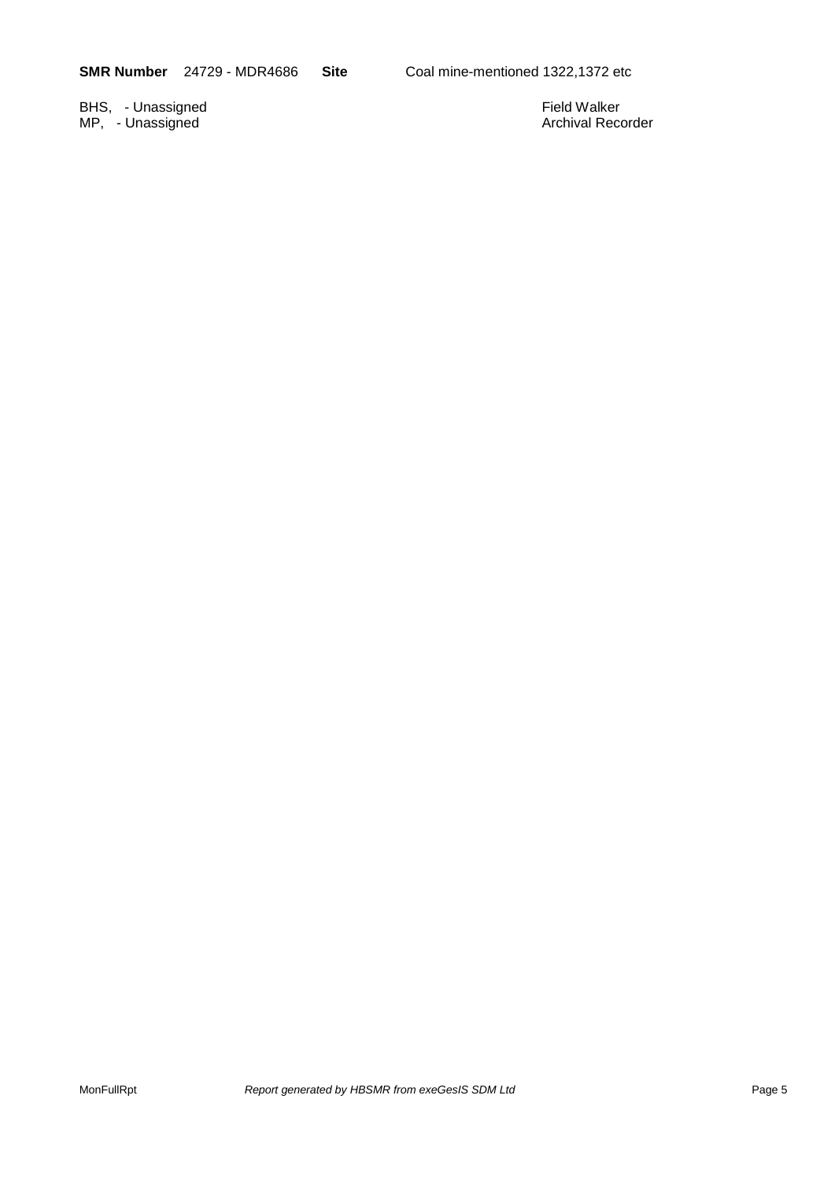**SMR Number** 24729 - MDR4686 **Site** Coal mine-mentioned 1322,1372 etc

| | |
|---|---|
| BHS, - Unassigned | Field Walker |
| MP, - Unassigned | Archival Recorder |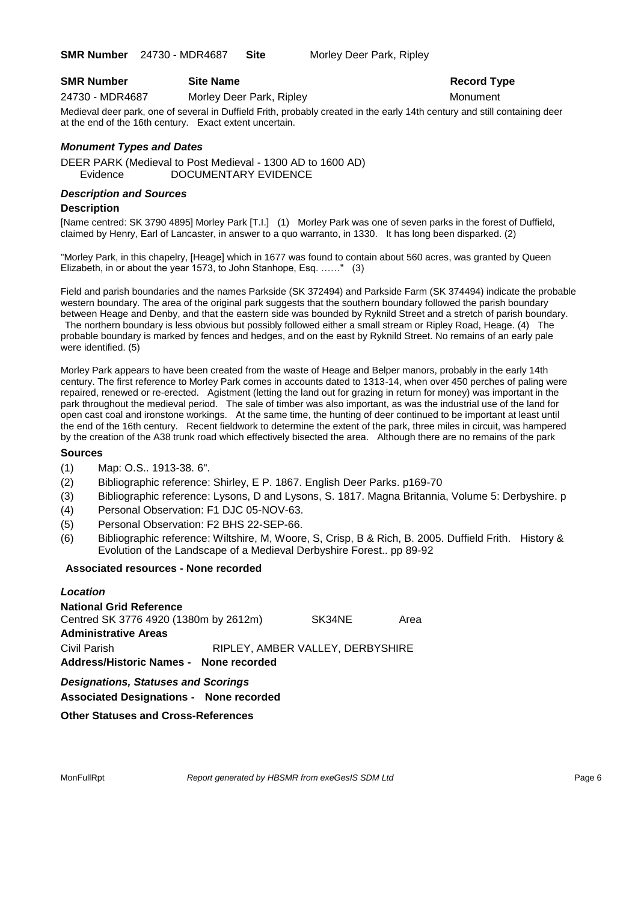**SMR Number** 24730 - MDR4687 **Site** Morley Deer Park, Ripley

| **SMR Number** | **Site Name** | **Record Type** |
|---|---|---|
| 24730 - MDR4687 | Morley Deer Park, Ripley | Monument |

Medieval deer park, one of several in Duffield Frith, probably created in the early 14th century and still containing deer at the end of the 16th century. Exact extent uncertain.

### *Monument Types and Dates*

DEER PARK (Medieval to Post Medieval - 1300 AD to 1600 AD)
Evidence DOCUMENTARY EVIDENCE

### *Description and Sources*

**Description**

[Name centred: SK 3790 4895] Morley Park [T.I.] (1) Morley Park was one of seven parks in the forest of Duffield, claimed by Henry, Earl of Lancaster, in answer to a quo warranto, in 1330. It has long been disparked. (2)

"Morley Park, in this chapelry, [Heage] which in 1677 was found to contain about 560 acres, was granted by Queen Elizabeth, in or about the year 1573, to John Stanhope, Esq. ……" (3)

Field and parish boundaries and the names Parkside (SK 372494) and Parkside Farm (SK 374494) indicate the probable western boundary. The area of the original park suggests that the southern boundary followed the parish boundary between Heage and Denby, and that the eastern side was bounded by Ryknild Street and a stretch of parish boundary. The northern boundary is less obvious but possibly followed either a small stream or Ripley Road, Heage. (4) The probable boundary is marked by fences and hedges, and on the east by Ryknild Street. No remains of an early pale were identified. (5)

Morley Park appears to have been created from the waste of Heage and Belper manors, probably in the early 14th century. The first reference to Morley Park comes in accounts dated to 1313-14, when over 450 perches of paling were repaired, renewed or re-erected. Agistment (letting the land out for grazing in return for money) was important in the park throughout the medieval period. The sale of timber was also important, as was the industrial use of the land for open cast coal and ironstone workings. At the same time, the hunting of deer continued to be important at least until the end of the 16th century. Recent fieldwork to determine the extent of the park, three miles in circuit, was hampered by the creation of the A38 trunk road which effectively bisected the area. Although there are no remains of the park

**Sources**

(1) Map: O.S.. 1913-38. 6".
(2) Bibliographic reference: Shirley, E P. 1867. English Deer Parks. p169-70
(3) Bibliographic reference: Lysons, D and Lysons, S. 1817. Magna Britannia, Volume 5: Derbyshire. p
(4) Personal Observation: F1 DJC 05-NOV-63.
(5) Personal Observation: F2 BHS 22-SEP-66.
(6) Bibliographic reference: Wiltshire, M, Woore, S, Crisp, B & Rich, B. 2005. Duffield Frith. History & Evolution of the Landscape of a Medieval Derbyshire Forest.. pp 89-92

**Associated resources - None recorded**

### *Location*

**National Grid Reference**
Centred SK 3776 4920 (1380m by 2612m) SK34NE Area

**Administrative Areas**
Civil Parish RIPLEY, AMBER VALLEY, DERBYSHIRE

**Address/Historic Names - None recorded**

### *Designations, Statuses and Scorings*

**Associated Designations - None recorded**

**Other Statuses and Cross-References**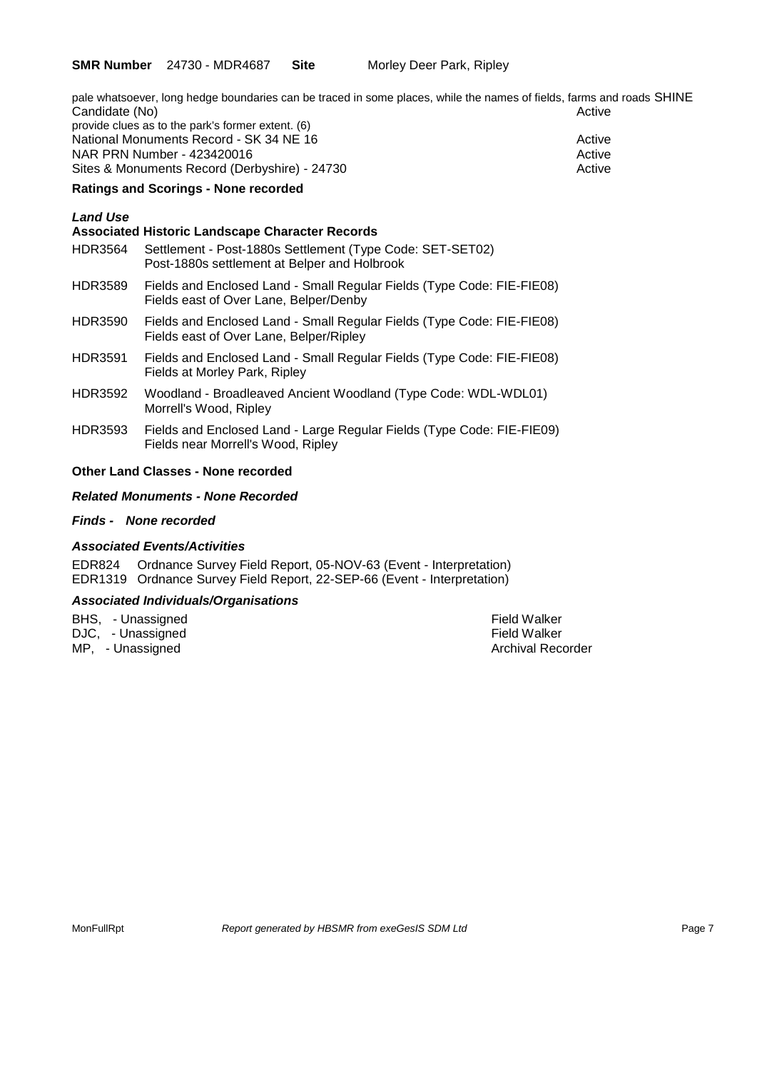**SMR Number** 24730 - MDR4687 **Site** Morley Deer Park, Ripley

pale whatsoever, long hedge boundaries can be traced in some places, while the names of fields, farms and roads provide clues as to the park's former extent. (6)

| | |
|---|---|
| SHINE Candidate (No) | Active |
| National Monuments Record - SK 34 NE 16 | Active |
| NAR PRN Number - 423420016 | Active |
| Sites & Monuments Record (Derbyshire) - 24730 | Active |

**Ratings and Scorings - None recorded**

***Land Use***

**Associated Historic Landscape Character Records**

| | |
|---|---|
| HDR3564 | Settlement - Post-1880s Settlement (Type Code: SET-SET02)<br>Post-1880s settlement at Belper and Holbrook |
| HDR3589 | Fields and Enclosed Land - Small Regular Fields (Type Code: FIE-FIE08)<br>Fields east of Over Lane, Belper/Denby |
| HDR3590 | Fields and Enclosed Land - Small Regular Fields (Type Code: FIE-FIE08)<br>Fields east of Over Lane, Belper/Ripley |
| HDR3591 | Fields and Enclosed Land - Small Regular Fields (Type Code: FIE-FIE08)<br>Fields at Morley Park, Ripley |
| HDR3592 | Woodland - Broadleaved Ancient Woodland (Type Code: WDL-WDL01)<br>Morrell's Wood, Ripley |
| HDR3593 | Fields and Enclosed Land - Large Regular Fields (Type Code: FIE-FIE09)<br>Fields near Morrell's Wood, Ripley |

**Other Land Classes - None recorded**

***Related Monuments - None Recorded***

***Finds - None recorded***

***Associated Events/Activities***

EDR824 Ordnance Survey Field Report, 05-NOV-63 (Event - Interpretation)
EDR1319 Ordnance Survey Field Report, 22-SEP-66 (Event - Interpretation)

***Associated Individuals/Organisations***

| | |
|---|---|
| BHS, - Unassigned | Field Walker |
| DJC, - Unassigned | Field Walker |
| MP, - Unassigned | Archival Recorder |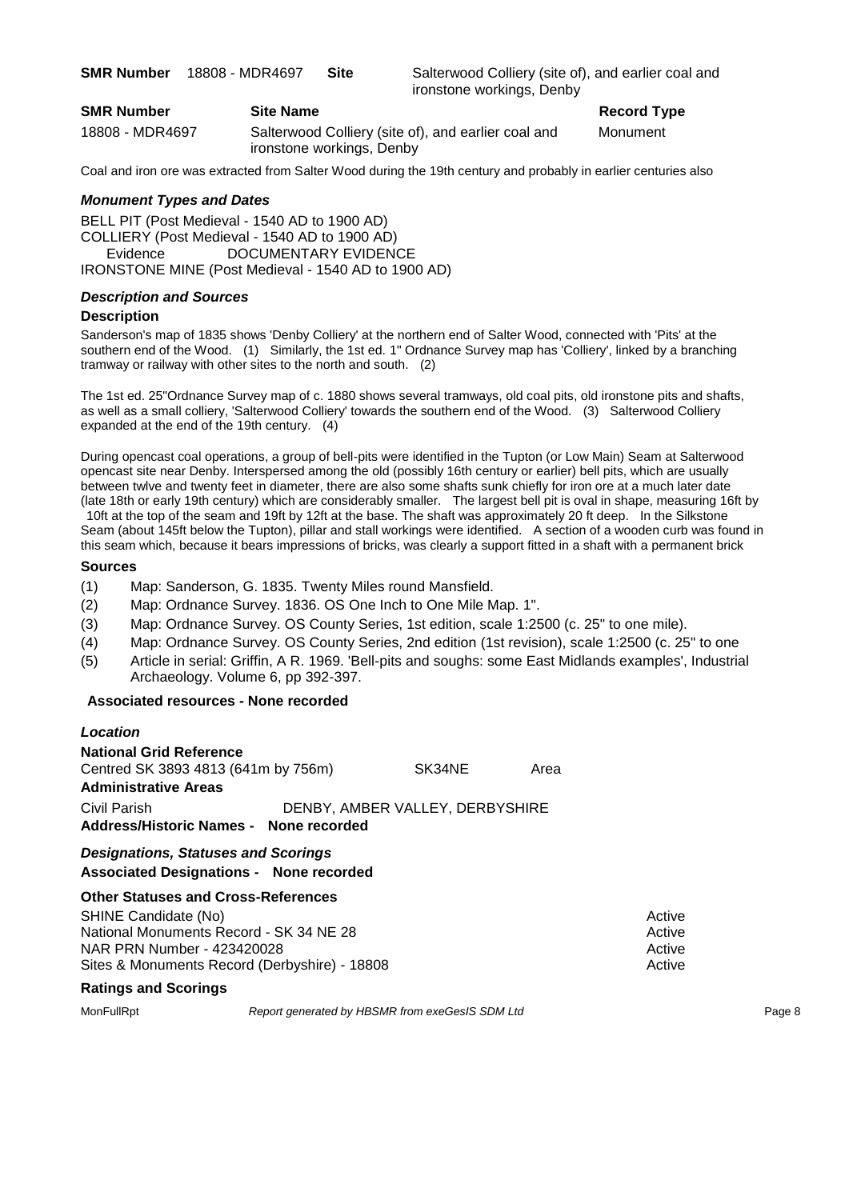**SMR Number** 18808 - MDR4697 **Site** Salterwood Colliery (site of), and earlier coal and ironstone workings, Denby

| SMR Number | Site Name | Record Type |
|---|---|---|
| 18808 - MDR4697 | Salterwood Colliery (site of), and earlier coal and ironstone workings, Denby | Monument |

Coal and iron ore was extracted from Salter Wood during the 19th century and probably in earlier centuries also

### *Monument Types and Dates*

BELL PIT (Post Medieval - 1540 AD to 1900 AD)
COLLIERY (Post Medieval - 1540 AD to 1900 AD)
Evidence DOCUMENTARY EVIDENCE
IRONSTONE MINE (Post Medieval - 1540 AD to 1900 AD)

### *Description and Sources*

**Description**

Sanderson's map of 1835 shows 'Denby Colliery' at the northern end of Salter Wood, connected with 'Pits' at the southern end of the Wood. (1) Similarly, the 1st ed. 1" Ordnance Survey map has 'Colliery', linked by a branching tramway or railway with other sites to the north and south. (2)

The 1st ed. 25"Ordnance Survey map of c. 1880 shows several tramways, old coal pits, old ironstone pits and shafts, as well as a small colliery, 'Salterwood Colliery' towards the southern end of the Wood. (3) Salterwood Colliery expanded at the end of the 19th century. (4)

During opencast coal operations, a group of bell-pits were identified in the Tupton (or Low Main) Seam at Salterwood opencast site near Denby. Interspersed among the old (possibly 16th century or earlier) bell pits, which are usually between twlve and twenty feet in diameter, there are also some shafts sunk chiefly for iron ore at a much later date (late 18th or early 19th century) which are considerably smaller. The largest bell pit is oval in shape, measuring 16ft by 10ft at the top of the seam and 19ft by 12ft at the base. The shaft was approximately 20 ft deep. In the Silkstone Seam (about 145ft below the Tupton), pillar and stall workings were identified. A section of a wooden curb was found in this seam which, because it bears impressions of bricks, was clearly a support fitted in a shaft with a permanent brick

**Sources**

(1) Map: Sanderson, G. 1835. Twenty Miles round Mansfield.
(2) Map: Ordnance Survey. 1836. OS One Inch to One Mile Map. 1".
(3) Map: Ordnance Survey. OS County Series, 1st edition, scale 1:2500 (c. 25" to one mile).
(4) Map: Ordnance Survey. OS County Series, 2nd edition (1st revision), scale 1:2500 (c. 25" to one
(5) Article in serial: Griffin, A R. 1969. 'Bell-pits and soughs: some East Midlands examples', Industrial Archaeology. Volume 6, pp 392-397.

**Associated resources - None recorded**

### *Location*

**National Grid Reference**

Centred SK 3893 4813 (641m by 756m) SK34NE Area

**Administrative Areas**

Civil Parish DENBY, AMBER VALLEY, DERBYSHIRE

**Address/Historic Names - None recorded**

### *Designations, Statuses and Scorings*

**Associated Designations - None recorded**

**Other Statuses and Cross-References**

| | |
|---|---|
| SHINE Candidate (No) | Active |
| National Monuments Record - SK 34 NE 28 | Active |
| NAR PRN Number - 423420028 | Active |
| Sites & Monuments Record (Derbyshire) - 18808 | Active |

**Ratings and Scorings**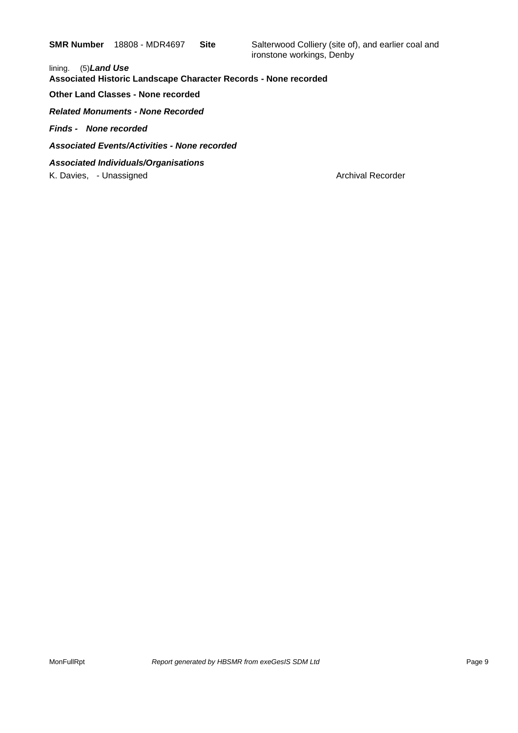**SMR Number** 18808 - MDR4697 **Site** Salterwood Colliery (site of), and earlier coal and ironstone workings, Denby

lining. (5)***Land Use***

**Associated Historic Landscape Character Records - None recorded**

**Other Land Classes - None recorded**

***Related Monuments - None Recorded***

***Finds - None recorded***

***Associated Events/Activities - None recorded***

***Associated Individuals/Organisations***

K. Davies, - Unassigned Archival Recorder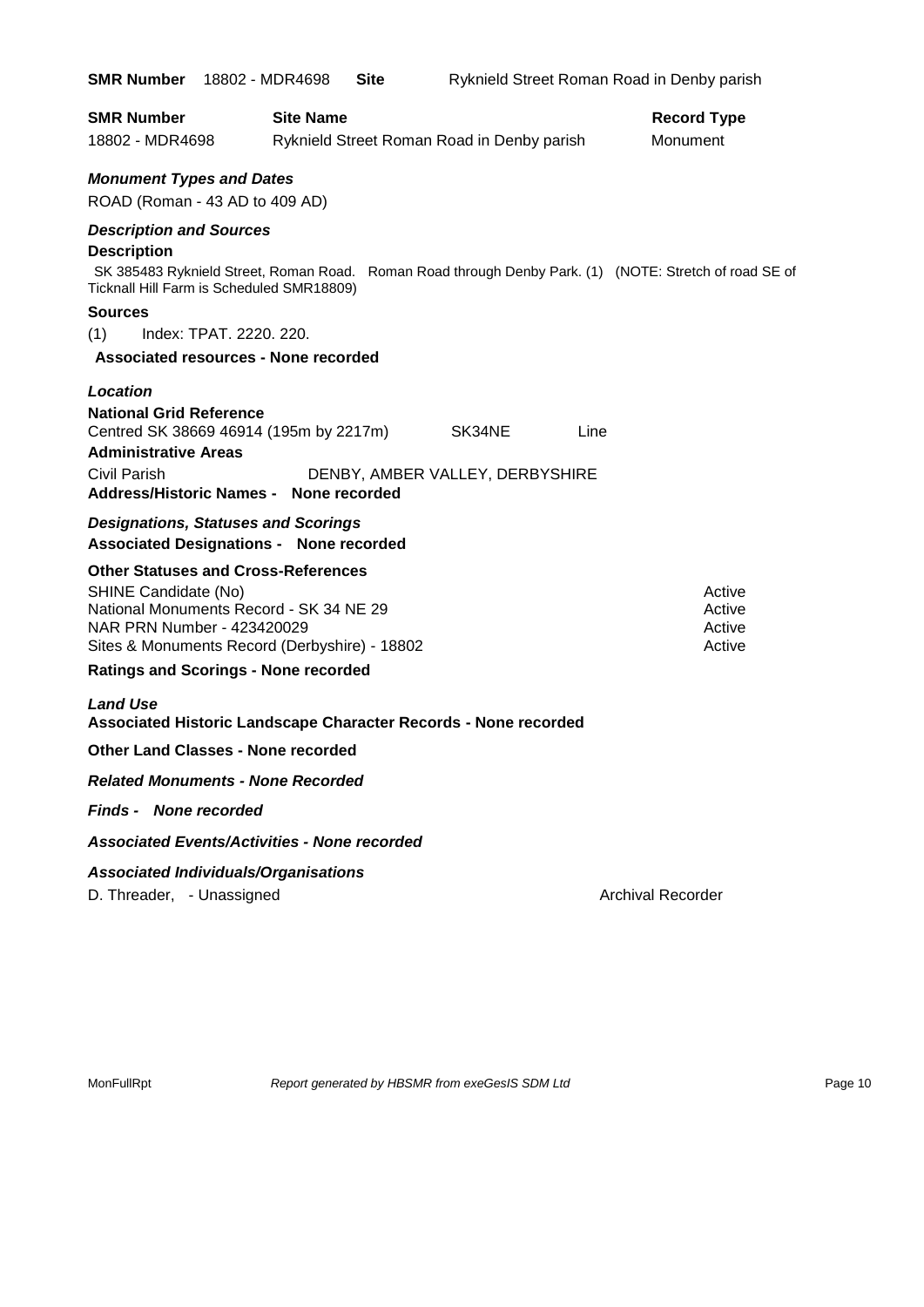**SMR Number** 18802 - MDR4698 **Site** Ryknield Street Roman Road in Denby parish

| **SMR Number** | **Site Name** | **Record Type** |
|---|---|---|
| 18802 - MDR4698 | Ryknield Street Roman Road in Denby parish | Monument |

### *Monument Types and Dates*

ROAD (Roman - 43 AD to 409 AD)

### *Description and Sources*

**Description**

SK 385483 Ryknield Street, Roman Road. Roman Road through Denby Park. (1) (NOTE: Stretch of road SE of Ticknall Hill Farm is Scheduled SMR18809)

**Sources**

(1) Index: TPAT. 2220. 220.

**Associated resources - None recorded**

### *Location*

**National Grid Reference**

Centred SK 38669 46914 (195m by 2217m) SK34NE Line

**Administrative Areas**

Civil Parish DENBY, AMBER VALLEY, DERBYSHIRE

**Address/Historic Names - None recorded**

### *Designations, Statuses and Scorings*

**Associated Designations - None recorded**

**Other Statuses and Cross-References**

| | |
|---|---|
| SHINE Candidate (No) | Active |
| National Monuments Record - SK 34 NE 29 | Active |
| NAR PRN Number - 423420029 | Active |
| Sites & Monuments Record (Derbyshire) - 18802 | Active |

**Ratings and Scorings - None recorded**

### *Land Use*

**Associated Historic Landscape Character Records - None recorded**

**Other Land Classes - None recorded**

### *Related Monuments - None Recorded*

### *Finds - None recorded*

### *Associated Events/Activities - None recorded*

### *Associated Individuals/Organisations*

D. Threader, - Unassigned Archival Recorder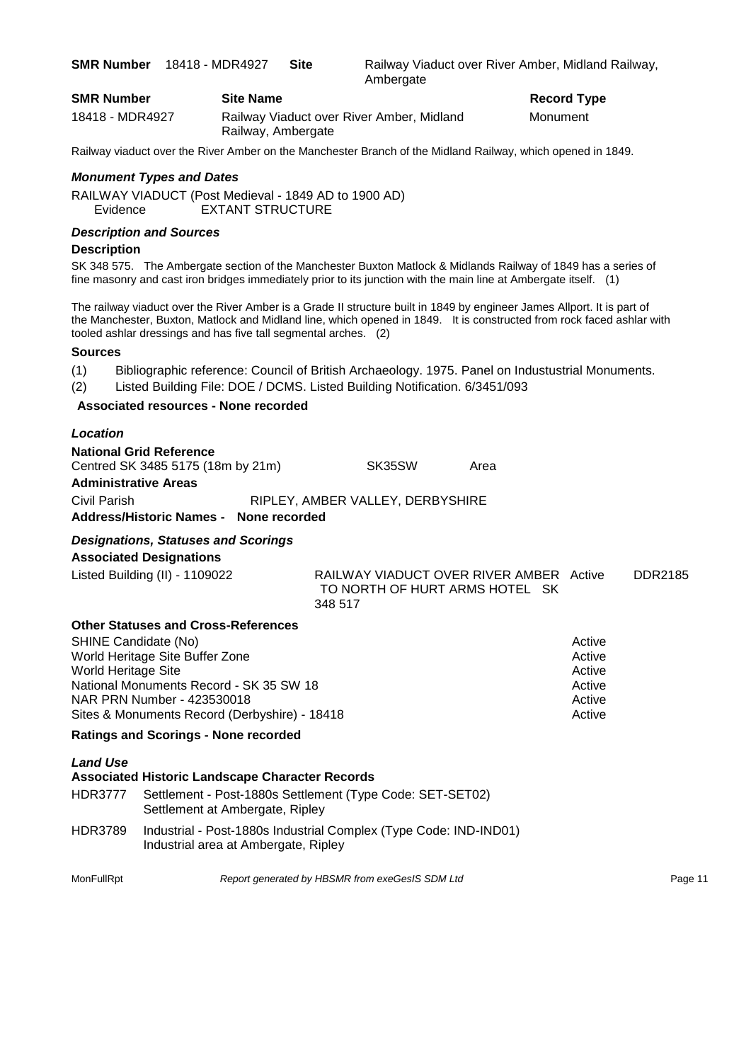**SMR Number** 18418 - MDR4927 **Site** Railway Viaduct over River Amber, Midland Railway, Ambergate

| SMR Number | Site Name | Record Type |
| --- | --- | --- |
| 18418 - MDR4927 | Railway Viaduct over River Amber, Midland Railway, Ambergate | Monument |

Railway viaduct over the River Amber on the Manchester Branch of the Midland Railway, which opened in 1849.

### *Monument Types and Dates*

RAILWAY VIADUCT (Post Medieval - 1849 AD to 1900 AD)
Evidence EXTANT STRUCTURE

### *Description and Sources*

**Description**

SK 348 575. The Ambergate section of the Manchester Buxton Matlock & Midlands Railway of 1849 has a series of fine masonry and cast iron bridges immediately prior to its junction with the main line at Ambergate itself. (1)

The railway viaduct over the River Amber is a Grade II structure built in 1849 by engineer James Allport. It is part of the Manchester, Buxton, Matlock and Midland line, which opened in 1849. It is constructed from rock faced ashlar with tooled ashlar dressings and has five tall segmental arches. (2)

**Sources**

(1) Bibliographic reference: Council of British Archaeology. 1975. Panel on Industustrial Monuments.
(2) Listed Building File: DOE / DCMS. Listed Building Notification. 6/3451/093

**Associated resources - None recorded**

### *Location*

**National Grid Reference**
Centred SK 3485 5175 (18m by 21m) SK35SW Area

**Administrative Areas**
Civil Parish RIPLEY, AMBER VALLEY, DERBYSHIRE

**Address/Historic Names - None recorded**

### *Designations, Statuses and Scorings*

**Associated Designations**

| | | | |
| --- | --- | --- | --- |
| Listed Building (II) - 1109022 | RAILWAY VIADUCT OVER RIVER AMBER TO NORTH OF HURT ARMS HOTEL SK 348 517 | Active | DDR2185 |

**Other Statuses and Cross-References**

| | |
| --- | --- |
| SHINE Candidate (No) | Active |
| World Heritage Site Buffer Zone | Active |
| World Heritage Site | Active |
| National Monuments Record - SK 35 SW 18 | Active |
| NAR PRN Number - 423530018 | Active |
| Sites & Monuments Record (Derbyshire) - 18418 | Active |

**Ratings and Scorings - None recorded**

### *Land Use*

**Associated Historic Landscape Character Records**

HDR3777 Settlement - Post-1880s Settlement (Type Code: SET-SET02)
Settlement at Ambergate, Ripley

HDR3789 Industrial - Post-1880s Industrial Complex (Type Code: IND-IND01)
Industrial area at Ambergate, Ripley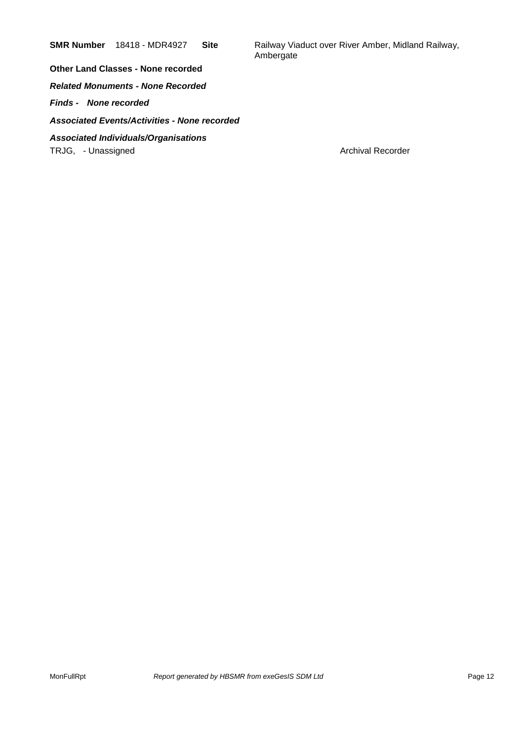**SMR Number** 18418 - MDR4927 **Site** Railway Viaduct over River Amber, Midland Railway, Ambergate

**Other Land Classes - None recorded**

***Related Monuments - None Recorded***

***Finds - None recorded***

***Associated Events/Activities - None recorded***

***Associated Individuals/Organisations***

TRJG, - Unassigned Archival Recorder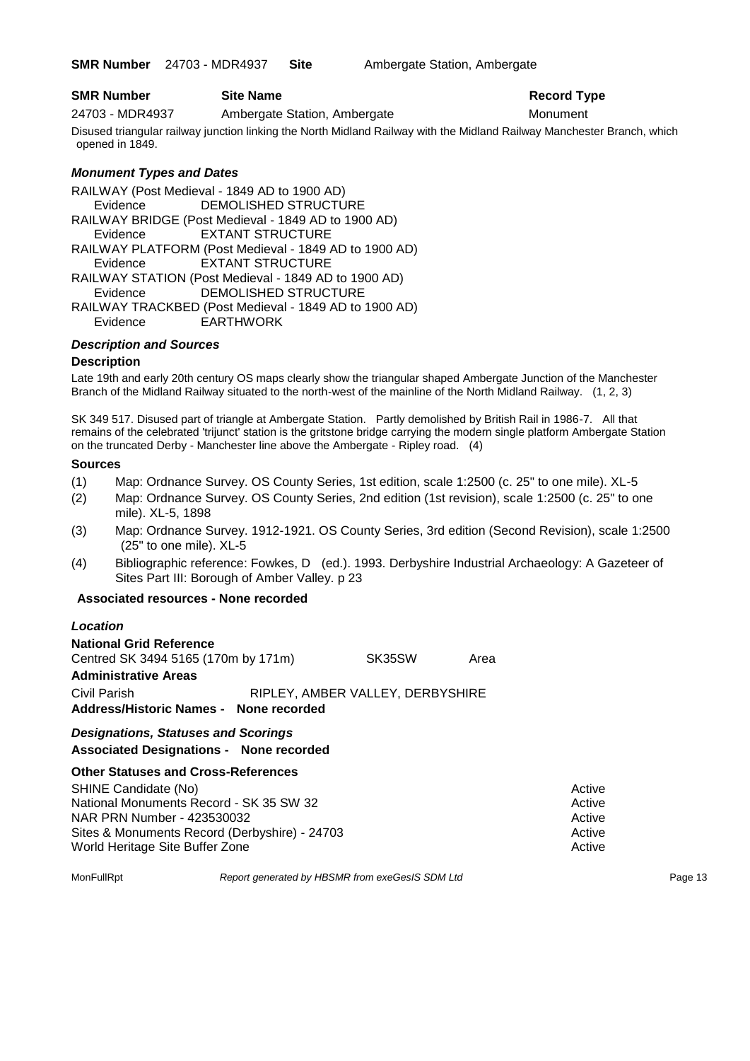**SMR Number** 24703 - MDR4937 **Site** Ambergate Station, Ambergate

| **SMR Number** | **Site Name** | **Record Type** |
|---|---|---|
| 24703 - MDR4937 | Ambergate Station, Ambergate | Monument |

Disused triangular railway junction linking the North Midland Railway with the Midland Railway Manchester Branch, which opened in 1849.

### *Monument Types and Dates*

RAILWAY (Post Medieval - 1849 AD to 1900 AD)
Evidence DEMOLISHED STRUCTURE
RAILWAY BRIDGE (Post Medieval - 1849 AD to 1900 AD)
Evidence EXTANT STRUCTURE
RAILWAY PLATFORM (Post Medieval - 1849 AD to 1900 AD)
Evidence EXTANT STRUCTURE
RAILWAY STATION (Post Medieval - 1849 AD to 1900 AD)
Evidence DEMOLISHED STRUCTURE
RAILWAY TRACKBED (Post Medieval - 1849 AD to 1900 AD)
Evidence EARTHWORK

### *Description and Sources*

**Description**

Late 19th and early 20th century OS maps clearly show the triangular shaped Ambergate Junction of the Manchester Branch of the Midland Railway situated to the north-west of the mainline of the North Midland Railway. (1, 2, 3)

SK 349 517. Disused part of triangle at Ambergate Station. Partly demolished by British Rail in 1986-7. All that remains of the celebrated 'trijunct' station is the gritstone bridge carrying the modern single platform Ambergate Station on the truncated Derby - Manchester line above the Ambergate - Ripley road. (4)

**Sources**

(1) Map: Ordnance Survey. OS County Series, 1st edition, scale 1:2500 (c. 25" to one mile). XL-5
(2) Map: Ordnance Survey. OS County Series, 2nd edition (1st revision), scale 1:2500 (c. 25" to one mile). XL-5, 1898
(3) Map: Ordnance Survey. 1912-1921. OS County Series, 3rd edition (Second Revision), scale 1:2500 (25" to one mile). XL-5
(4) Bibliographic reference: Fowkes, D (ed.). 1993. Derbyshire Industrial Archaeology: A Gazeteer of Sites Part III: Borough of Amber Valley. p 23

**Associated resources - None recorded**

### *Location*

**National Grid Reference**
Centred SK 3494 5165 (170m by 171m) SK35SW Area

**Administrative Areas**
Civil Parish RIPLEY, AMBER VALLEY, DERBYSHIRE

**Address/Historic Names - None recorded**

### *Designations, Statuses and Scorings*

**Associated Designations - None recorded**

**Other Statuses and Cross-References**

| | |
|---|---|
| SHINE Candidate (No) | Active |
| National Monuments Record - SK 35 SW 32 | Active |
| NAR PRN Number - 423530032 | Active |
| Sites & Monuments Record (Derbyshire) - 24703 | Active |
| World Heritage Site Buffer Zone | Active |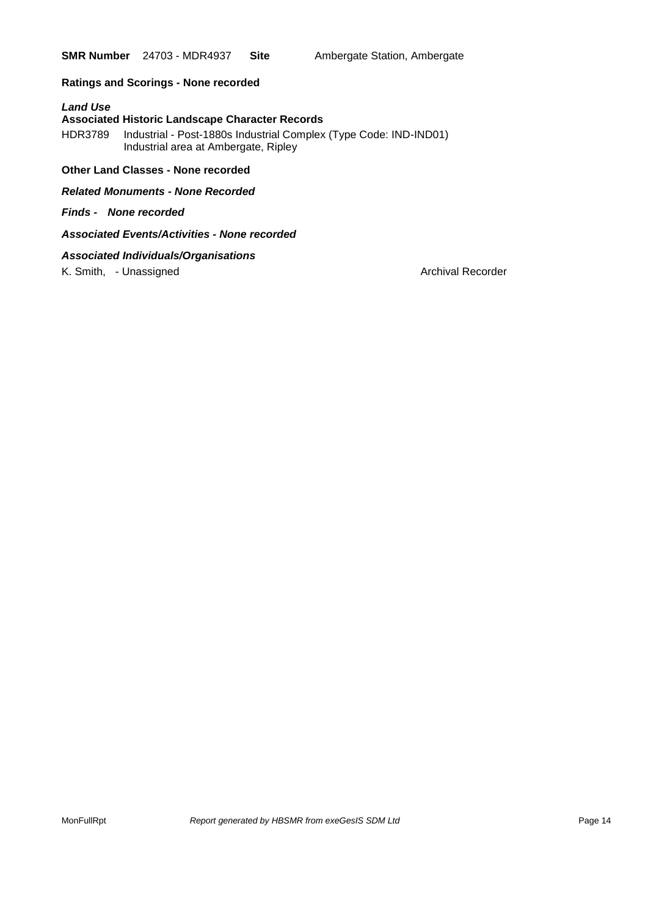**SMR Number** 24703 - MDR4937 **Site** Ambergate Station, Ambergate

**Ratings and Scorings - None recorded**

***Land Use***

**Associated Historic Landscape Character Records**

HDR3789 Industrial - Post-1880s Industrial Complex (Type Code: IND-IND01)
Industrial area at Ambergate, Ripley

**Other Land Classes - None recorded**

***Related Monuments - None Recorded***

***Finds - None recorded***

***Associated Events/Activities - None recorded***

***Associated Individuals/Organisations***

K. Smith, - Unassigned Archival Recorder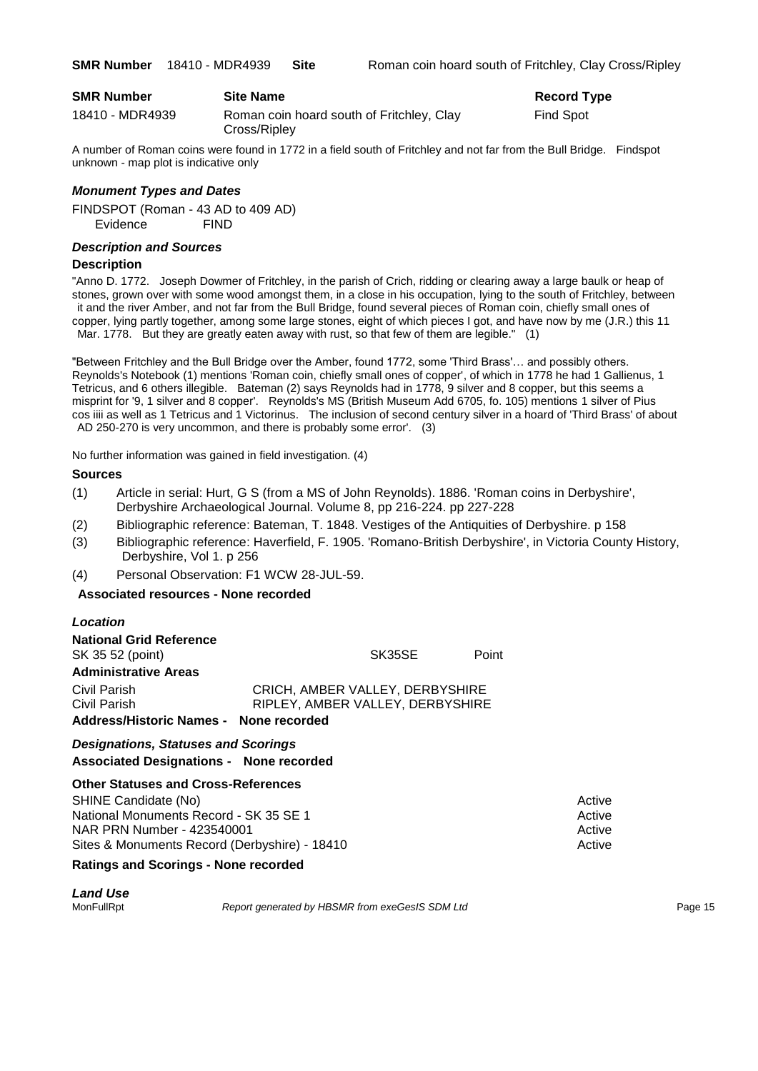| SMR Number | Site Name | Record Type |
| --- | --- | --- |
| 18410 - MDR4939 | Roman coin hoard south of Fritchley, Clay Cross/Ripley | Find Spot |

A number of Roman coins were found in 1772 in a field south of Fritchley and not far from the Bull Bridge. Findspot unknown - map plot is indicative only

### *Monument Types and Dates*

FINDSPOT (Roman - 43 AD to 409 AD)
Evidence FIND

### *Description and Sources*

**Description**

"Anno D. 1772. Joseph Dowmer of Fritchley, in the parish of Crich, ridding or clearing away a large baulk or heap of stones, grown over with some wood amongst them, in a close in his occupation, lying to the south of Fritchley, between it and the river Amber, and not far from the Bull Bridge, found several pieces of Roman coin, chiefly small ones of copper, lying partly together, among some large stones, eight of which pieces I got, and have now by me (J.R.) this 11 Mar. 1778. But they are greatly eaten away with rust, so that few of them are legible." (1)

"Between Fritchley and the Bull Bridge over the Amber, found 1772, some 'Third Brass'… and possibly others. Reynolds's Notebook (1) mentions 'Roman coin, chiefly small ones of copper', of which in 1778 he had 1 Gallienus, 1 Tetricus, and 6 others illegible. Bateman (2) says Reynolds had in 1778, 9 silver and 8 copper, but this seems a misprint for '9, 1 silver and 8 copper'. Reynolds's MS (British Museum Add 6705, fo. 105) mentions 1 silver of Pius cos iiii as well as 1 Tetricus and 1 Victorinus. The inclusion of second century silver in a hoard of 'Third Brass' of about AD 250-270 is very uncommon, and there is probably some error'. (3)

No further information was gained in field investigation. (4)

**Sources**

(1) Article in serial: Hurt, G S (from a MS of John Reynolds). 1886. 'Roman coins in Derbyshire', Derbyshire Archaeological Journal. Volume 8, pp 216-224. pp 227-228

(2) Bibliographic reference: Bateman, T. 1848. Vestiges of the Antiquities of Derbyshire. p 158

(3) Bibliographic reference: Haverfield, F. 1905. 'Romano-British Derbyshire', in Victoria County History, Derbyshire, Vol 1. p 256

(4) Personal Observation: F1 WCW 28-JUL-59.

**Associated resources - None recorded**

### *Location*

**National Grid Reference**

SK 35 52 (point) SK35SE Point

**Administrative Areas**

| | |
| --- | --- |
| Civil Parish | CRICH, AMBER VALLEY, DERBYSHIRE |
| Civil Parish | RIPLEY, AMBER VALLEY, DERBYSHIRE |

**Address/Historic Names - None recorded**

### *Designations, Statuses and Scorings*

**Associated Designations - None recorded**

**Other Statuses and Cross-References**

| | |
| --- | --- |
| SHINE Candidate (No) | Active |
| National Monuments Record - SK 35 SE 1 | Active |
| NAR PRN Number - 423540001 | Active |
| Sites & Monuments Record (Derbyshire) - 18410 | Active |

**Ratings and Scorings - None recorded**

### *Land Use*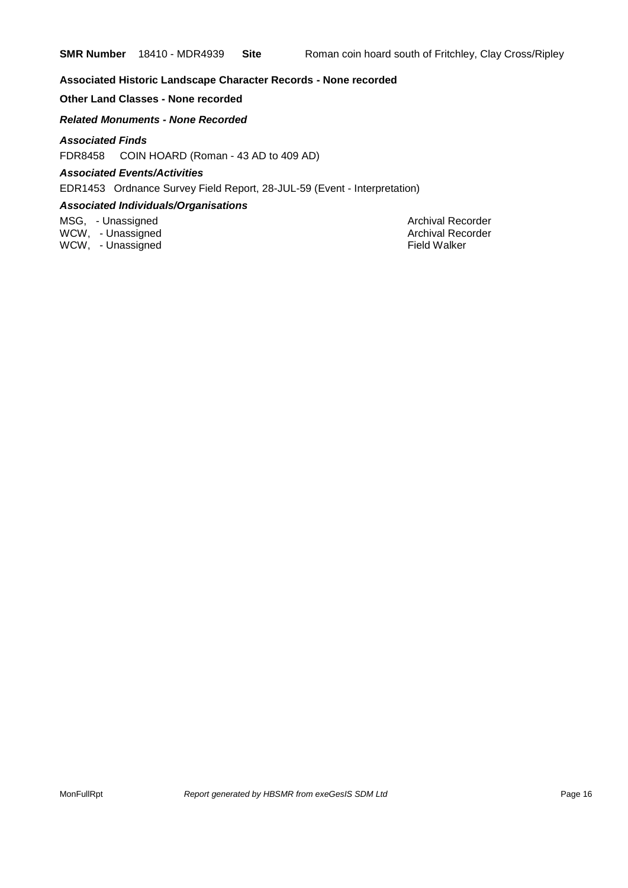**SMR Number** 18410 - MDR4939 **Site** Roman coin hoard south of Fritchley, Clay Cross/Ripley

**Associated Historic Landscape Character Records - None recorded**

**Other Land Classes - None recorded**

***Related Monuments - None Recorded***

***Associated Finds***

FDR8458 COIN HOARD (Roman - 43 AD to 409 AD)

***Associated Events/Activities***

EDR1453 Ordnance Survey Field Report, 28-JUL-59 (Event - Interpretation)

***Associated Individuals/Organisations***

| | |
|---|---|
| MSG, - Unassigned | Archival Recorder |
| WCW, - Unassigned | Archival Recorder |
| WCW, - Unassigned | Field Walker |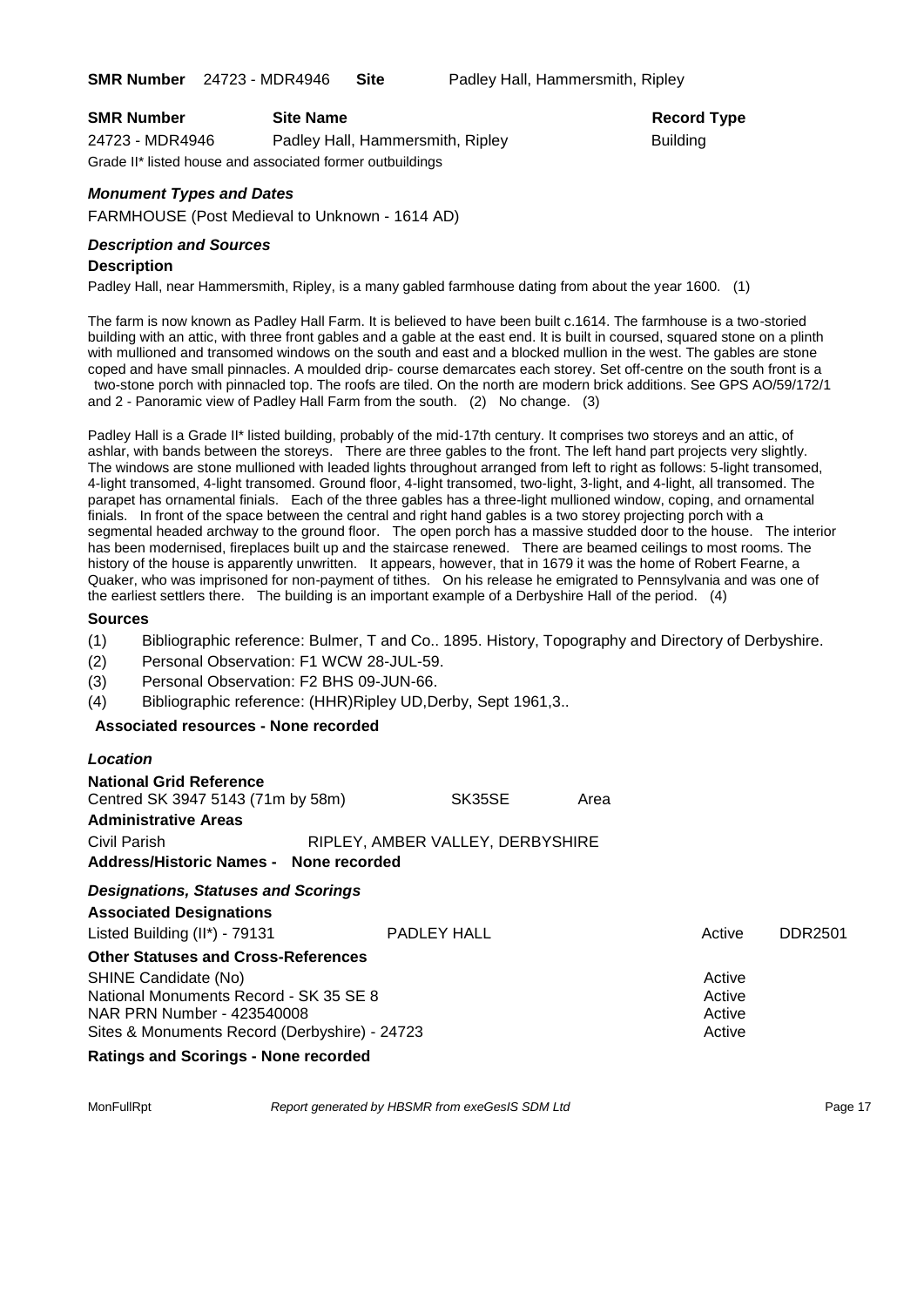**SMR Number** 24723 - MDR4946 **Site** Padley Hall, Hammersmith, Ripley

| **SMR Number** | **Site Name** | **Record Type** |
| --- | --- | --- |
| 24723 - MDR4946 | Padley Hall, Hammersmith, Ripley | Building |

Grade II* listed house and associated former outbuildings

### *Monument Types and Dates*

FARMHOUSE (Post Medieval to Unknown - 1614 AD)

### *Description and Sources*

#### Description

Padley Hall, near Hammersmith, Ripley, is a many gabled farmhouse dating from about the year 1600. (1)

The farm is now known as Padley Hall Farm. It is believed to have been built c.1614. The farmhouse is a two-storied building with an attic, with three front gables and a gable at the east end. It is built in coursed, squared stone on a plinth with mullioned and transomed windows on the south and east and a blocked mullion in the west. The gables are stone coped and have small pinnacles. A moulded drip- course demarcates each storey. Set off-centre on the south front is a two-stone porch with pinnacled top. The roofs are tiled. On the north are modern brick additions. See GPS AO/59/172/1 and 2 - Panoramic view of Padley Hall Farm from the south. (2) No change. (3)

Padley Hall is a Grade II* listed building, probably of the mid-17th century. It comprises two storeys and an attic, of ashlar, with bands between the storeys. There are three gables to the front. The left hand part projects very slightly. The windows are stone mullioned with leaded lights throughout arranged from left to right as follows: 5-light transomed, 4-light transomed, 4-light transomed, 4-light transomed. Ground floor, 4-light transomed, two-light, 3-light, and 4-light, all transomed. The parapet has ornamental finials. Each of the three gables has a three-light mullioned window, coping, and ornamental finials. In front of the space between the central and right hand gables is a two storey projecting porch with a segmental headed archway to the ground floor. The open porch has a massive studded door to the house. The interior has been modernised, fireplaces built up and the staircase renewed. There are beamed ceilings to most rooms. The history of the house is apparently unwritten. It appears, however, that in 1679 it was the home of Robert Fearne, a Quaker, who was imprisoned for non-payment of tithes. On his release he emigrated to Pennsylvania and was one of the earliest settlers there. The building is an important example of a Derbyshire Hall of the period. (4)

#### Sources

(1) Bibliographic reference: Bulmer, T and Co.. 1895. History, Topography and Directory of Derbyshire.
(2) Personal Observation: F1 WCW 28-JUL-59.
(3) Personal Observation: F2 BHS 09-JUN-66.
(4) Bibliographic reference: (HHR)Ripley UD,Derby, Sept 1961,3..

**Associated resources - None recorded**

### *Location*

**National Grid Reference**
Centred SK 3947 5143 (71m by 58m) SK35SE Area

**Administrative Areas**
Civil Parish RIPLEY, AMBER VALLEY, DERBYSHIRE

**Address/Historic Names - None recorded**

### *Designations, Statuses and Scorings*

**Associated Designations**

| | | | |
| --- | --- | --- | --- |
| Listed Building (II*) - 79131 | PADLEY HALL | Active | DDR2501 |

**Other Statuses and Cross-References**

| | |
| --- | --- |
| SHINE Candidate (No) | Active |
| National Monuments Record - SK 35 SE 8 | Active |
| NAR PRN Number - 423540008 | Active |
| Sites & Monuments Record (Derbyshire) - 24723 | Active |

**Ratings and Scorings - None recorded**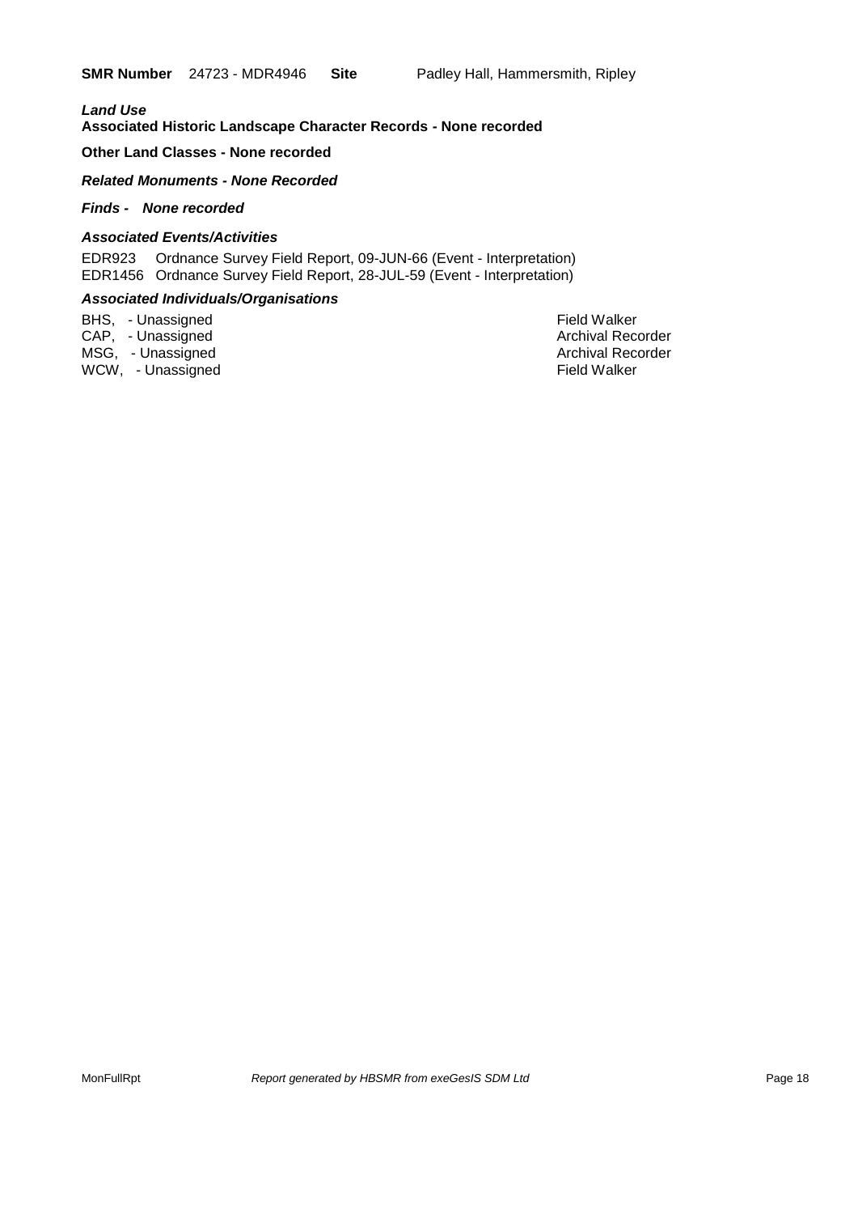**SMR Number** 24723 - MDR4946 **Site** Padley Hall, Hammersmith, Ripley

***Land Use***

**Associated Historic Landscape Character Records - None recorded**

**Other Land Classes - None recorded**

***Related Monuments - None Recorded***

***Finds - None recorded***

***Associated Events/Activities***

EDR923 Ordnance Survey Field Report, 09-JUN-66 (Event - Interpretation)
EDR1456 Ordnance Survey Field Report, 28-JUL-59 (Event - Interpretation)

***Associated Individuals/Organisations***

| | |
|---|---|
| BHS, - Unassigned | Field Walker |
| CAP, - Unassigned | Archival Recorder |
| MSG, - Unassigned | Archival Recorder |
| WCW, - Unassigned | Field Walker |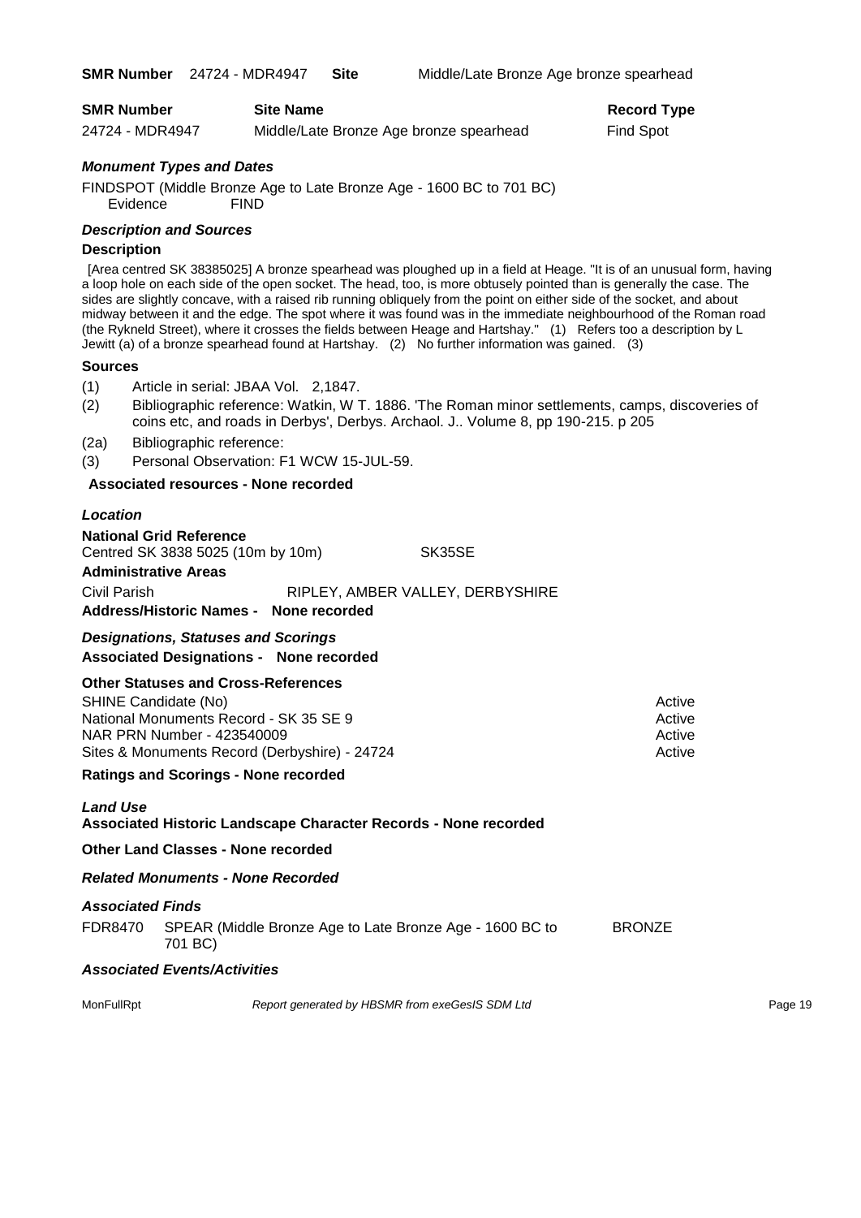**SMR Number** 24724 - MDR4947 **Site** Middle/Late Bronze Age bronze spearhead

| SMR Number | Site Name | Record Type |
|---|---|---|
| 24724 - MDR4947 | Middle/Late Bronze Age bronze spearhead | Find Spot |

### *Monument Types and Dates*

FINDSPOT (Middle Bronze Age to Late Bronze Age - 1600 BC to 701 BC)
Evidence FIND

### *Description and Sources*

**Description**

[Area centred SK 38385025] A bronze spearhead was ploughed up in a field at Heage. "It is of an unusual form, having a loop hole on each side of the open socket. The head, too, is more obtusely pointed than is generally the case. The sides are slightly concave, with a raised rib running obliquely from the point on either side of the socket, and about midway between it and the edge. The spot where it was found was in the immediate neighbourhood of the Roman road (the Rykneld Street), where it crosses the fields between Heage and Hartshay." (1) Refers too a description by L Jewitt (a) of a bronze spearhead found at Hartshay. (2) No further information was gained. (3)

**Sources**

- (1) Article in serial: JBAA Vol. 2,1847.
- (2) Bibliographic reference: Watkin, W T. 1886. 'The Roman minor settlements, camps, discoveries of coins etc, and roads in Derbys', Derbys. Archaol. J.. Volume 8, pp 190-215. p 205
- (2a) Bibliographic reference:
- (3) Personal Observation: F1 WCW 15-JUL-59.

**Associated resources - None recorded**

### *Location*

**National Grid Reference**

Centred SK 3838 5025 (10m by 10m) SK35SE

**Administrative Areas**

Civil Parish RIPLEY, AMBER VALLEY, DERBYSHIRE

**Address/Historic Names - None recorded**

### *Designations, Statuses and Scorings*

**Associated Designations - None recorded**

**Other Statuses and Cross-References**

| | |
|---|---|
| SHINE Candidate (No) | Active |
| National Monuments Record - SK 35 SE 9 | Active |
| NAR PRN Number - 423540009 | Active |
| Sites & Monuments Record (Derbyshire) - 24724 | Active |

**Ratings and Scorings - None recorded**

### *Land Use*

**Associated Historic Landscape Character Records - None recorded**

**Other Land Classes - None recorded**

### *Related Monuments - None Recorded*

### *Associated Finds*

| | | |
|---|---|---|
| FDR8470 | SPEAR (Middle Bronze Age to Late Bronze Age - 1600 BC to 701 BC) | BRONZE |

### *Associated Events/Activities*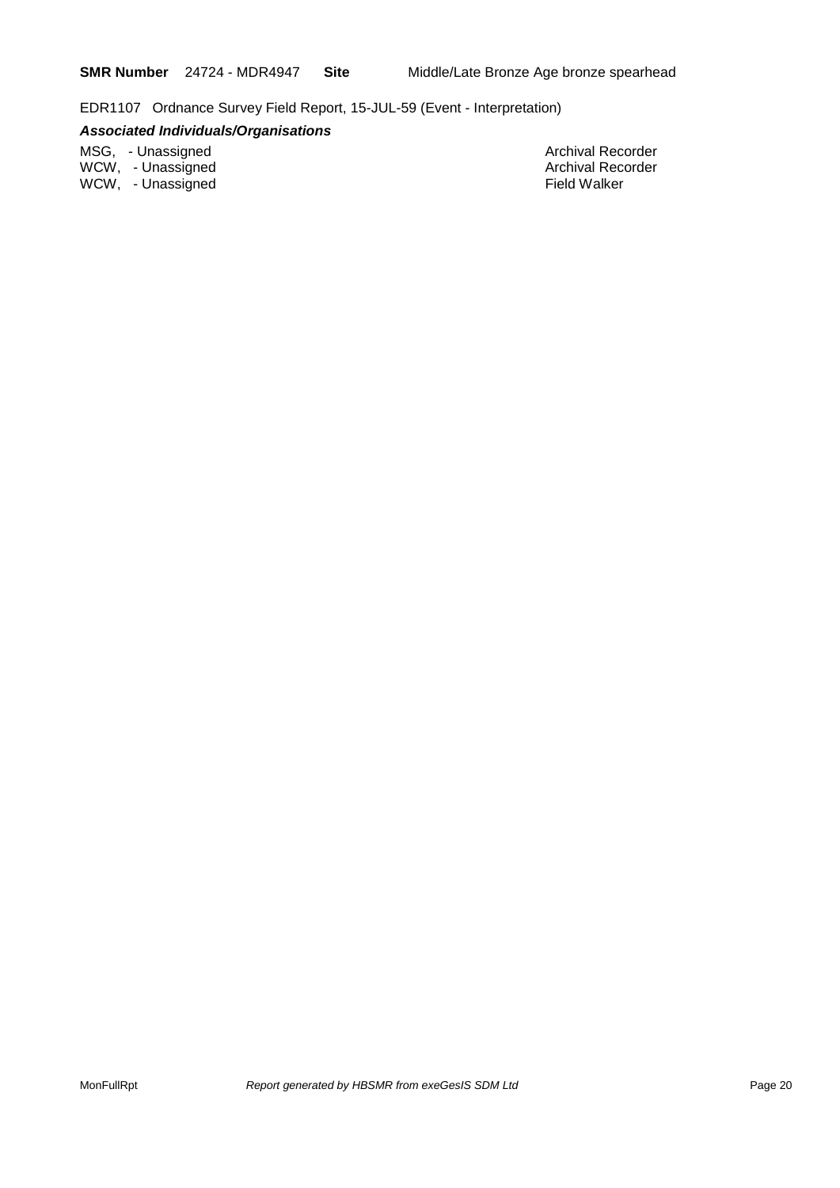**SMR Number** 24724 - MDR4947 **Site** Middle/Late Bronze Age bronze spearhead

EDR1107 Ordnance Survey Field Report, 15-JUL-59 (Event - Interpretation)

***Associated Individuals/Organisations***

| | |
|---|---|
| MSG, - Unassigned | Archival Recorder |
| WCW, - Unassigned | Archival Recorder |
| WCW, - Unassigned | Field Walker |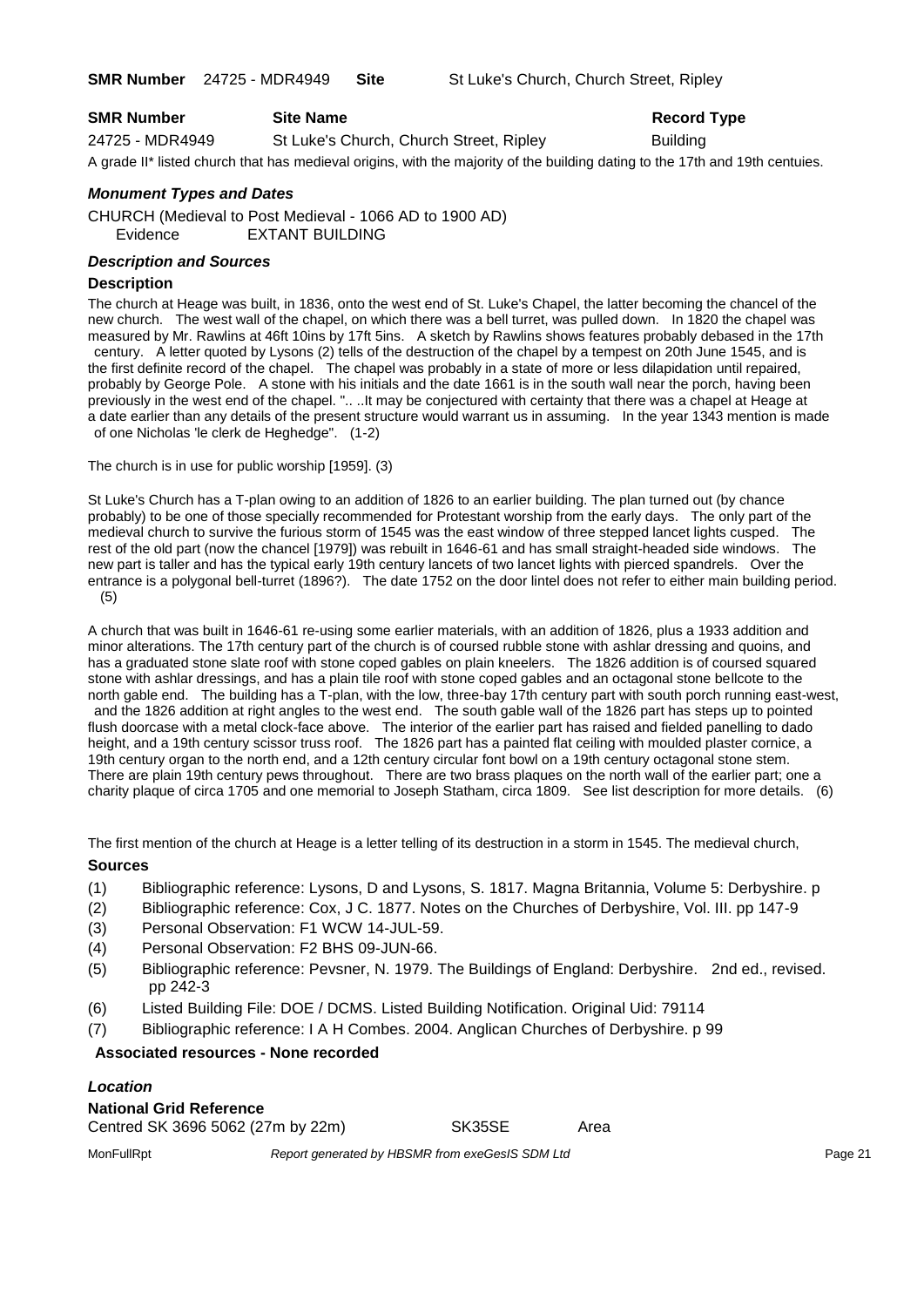**SMR Number** 24725 - MDR4949 **Site** St Luke's Church, Church Street, Ripley

| **SMR Number** | **Site Name** | **Record Type** |
|---|---|---|
| 24725 - MDR4949 | St Luke's Church, Church Street, Ripley | Building |

A grade II* listed church that has medieval origins, with the majority of the building dating to the 17th and 19th centuies.

### *Monument Types and Dates*

CHURCH (Medieval to Post Medieval - 1066 AD to 1900 AD)
Evidence EXTANT BUILDING

### *Description and Sources*

#### Description

The church at Heage was built, in 1836, onto the west end of St. Luke's Chapel, the latter becoming the chancel of the new church. The west wall of the chapel, on which there was a bell turret, was pulled down. In 1820 the chapel was measured by Mr. Rawlins at 46ft 10ins by 17ft 5ins. A sketch by Rawlins shows features probably debased in the 17th century. A letter quoted by Lysons (2) tells of the destruction of the chapel by a tempest on 20th June 1545, and is the first definite record of the chapel. The chapel was probably in a state of more or less dilapidation until repaired, probably by George Pole. A stone with his initials and the date 1661 is in the south wall near the porch, having been previously in the west end of the chapel. ".. ..It may be conjectured with certainty that there was a chapel at Heage at a date earlier than any details of the present structure would warrant us in assuming. In the year 1343 mention is made of one Nicholas 'le clerk de Heghedge". (1-2)

The church is in use for public worship [1959]. (3)

St Luke's Church has a T-plan owing to an addition of 1826 to an earlier building. The plan turned out (by chance probably) to be one of those specially recommended for Protestant worship from the early days. The only part of the medieval church to survive the furious storm of 1545 was the east window of three stepped lancet lights cusped. The rest of the old part (now the chancel [1979]) was rebuilt in 1646-61 and has small straight-headed side windows. The new part is taller and has the typical early 19th century lancets of two lancet lights with pierced spandrels. Over the entrance is a polygonal bell-turret (1896?). The date 1752 on the door lintel does not refer to either main building period. (5)

A church that was built in 1646-61 re-using some earlier materials, with an addition of 1826, plus a 1933 addition and minor alterations. The 17th century part of the church is of coursed rubble stone with ashlar dressing and quoins, and has a graduated stone slate roof with stone coped gables on plain kneelers. The 1826 addition is of coursed squared stone with ashlar dressings, and has a plain tile roof with stone coped gables and an octagonal stone bellcote to the north gable end. The building has a T-plan, with the low, three-bay 17th century part with south porch running east-west, and the 1826 addition at right angles to the west end. The south gable wall of the 1826 part has steps up to pointed flush doorcase with a metal clock-face above. The interior of the earlier part has raised and fielded panelling to dado height, and a 19th century scissor truss roof. The 1826 part has a painted flat ceiling with moulded plaster cornice, a 19th century organ to the north end, and a 12th century circular font bowl on a 19th century octagonal stone stem. There are plain 19th century pews throughout. There are two brass plaques on the north wall of the earlier part; one a charity plaque of circa 1705 and one memorial to Joseph Statham, circa 1809. See list description for more details. (6)

The first mention of the church at Heage is a letter telling of its destruction in a storm in 1545. The medieval church,

#### Sources

(1) Bibliographic reference: Lysons, D and Lysons, S. 1817. Magna Britannia, Volume 5: Derbyshire. p
(2) Bibliographic reference: Cox, J C. 1877. Notes on the Churches of Derbyshire, Vol. III. pp 147-9
(3) Personal Observation: F1 WCW 14-JUL-59.
(4) Personal Observation: F2 BHS 09-JUN-66.
(5) Bibliographic reference: Pevsner, N. 1979. The Buildings of England: Derbyshire. 2nd ed., revised. pp 242-3
(6) Listed Building File: DOE / DCMS. Listed Building Notification. Original Uid: 79114
(7) Bibliographic reference: I A H Combes. 2004. Anglican Churches of Derbyshire. p 99

**Associated resources - None recorded**

### *Location*

#### National Grid Reference

Centred SK 3696 5062 (27m by 22m) SK35SE Area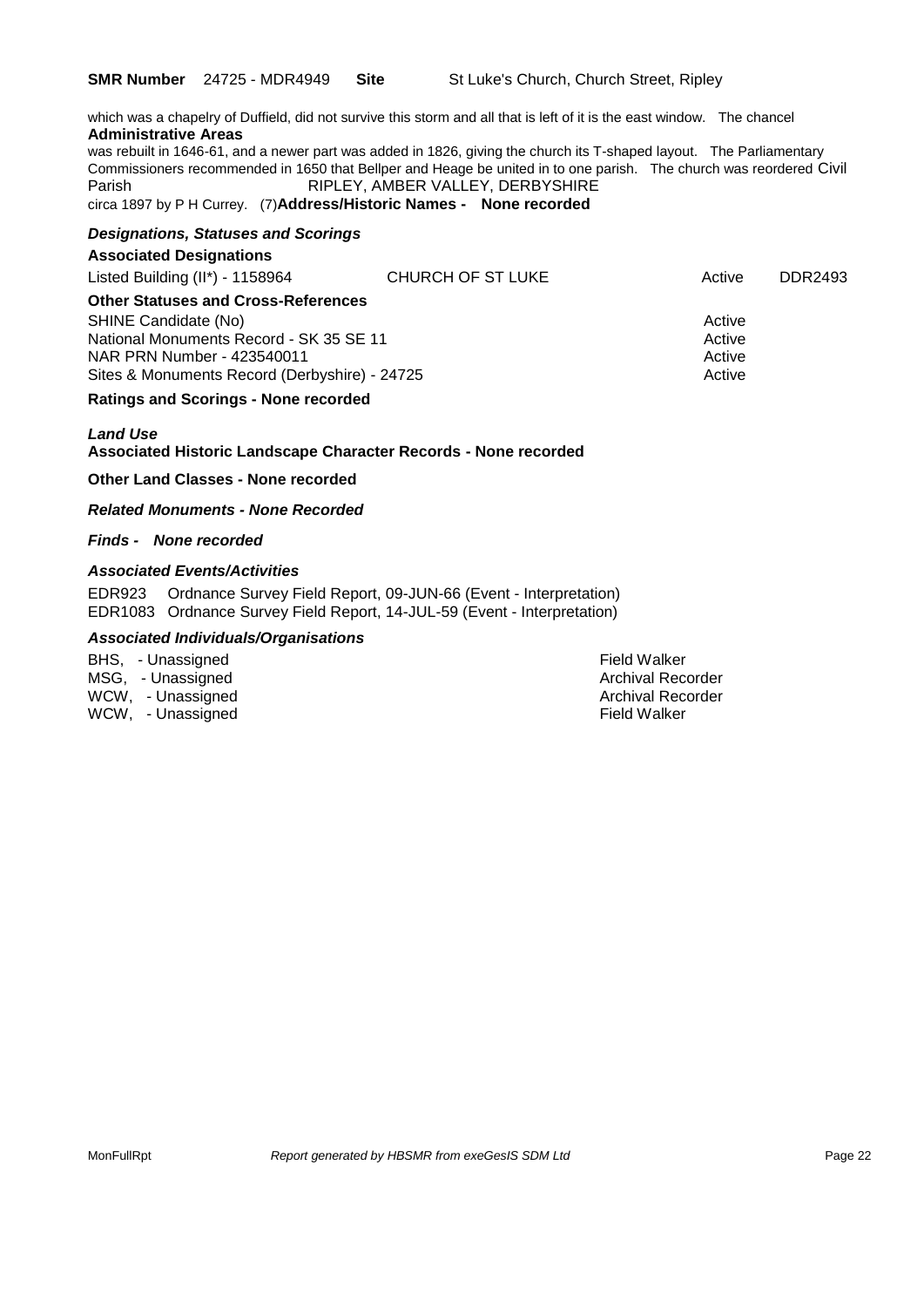**SMR Number** 24725 - MDR4949 **Site** St Luke's Church, Church Street, Ripley

which was a chapelry of Duffield, did not survive this storm and all that is left of it is the east window. The chancel was rebuilt in 1646-61, and a newer part was added in 1826, giving the church its T-shaped layout. The Parliamentary Commissioners recommended in 1650 that Bellper and Heage be united in to one parish. The church was reordered circa 1897 by P H Currey. (7)

**Administrative Areas**

Civil Parish RIPLEY, AMBER VALLEY, DERBYSHIRE

**Address/Historic Names - None recorded**

***Designations, Statuses and Scorings***

**Associated Designations**

| | | | |
|---|---|---|---|
| Listed Building (II*) - 1158964 | CHURCH OF ST LUKE | Active | DDR2493 |

**Other Statuses and Cross-References**

| | |
|---|---|
| SHINE Candidate (No) | Active |
| National Monuments Record - SK 35 SE 11 | Active |
| NAR PRN Number - 423540011 | Active |
| Sites & Monuments Record (Derbyshire) - 24725 | Active |

**Ratings and Scorings - None recorded**

***Land Use***

**Associated Historic Landscape Character Records - None recorded**

**Other Land Classes - None recorded**

***Related Monuments - None Recorded***

***Finds - None recorded***

***Associated Events/Activities***

EDR923 Ordnance Survey Field Report, 09-JUN-66 (Event - Interpretation)
EDR1083 Ordnance Survey Field Report, 14-JUL-59 (Event - Interpretation)

***Associated Individuals/Organisations***

| | |
|---|---|
| BHS, - Unassigned | Field Walker |
| MSG, - Unassigned | Archival Recorder |
| WCW, - Unassigned | Archival Recorder |
| WCW, - Unassigned | Field Walker |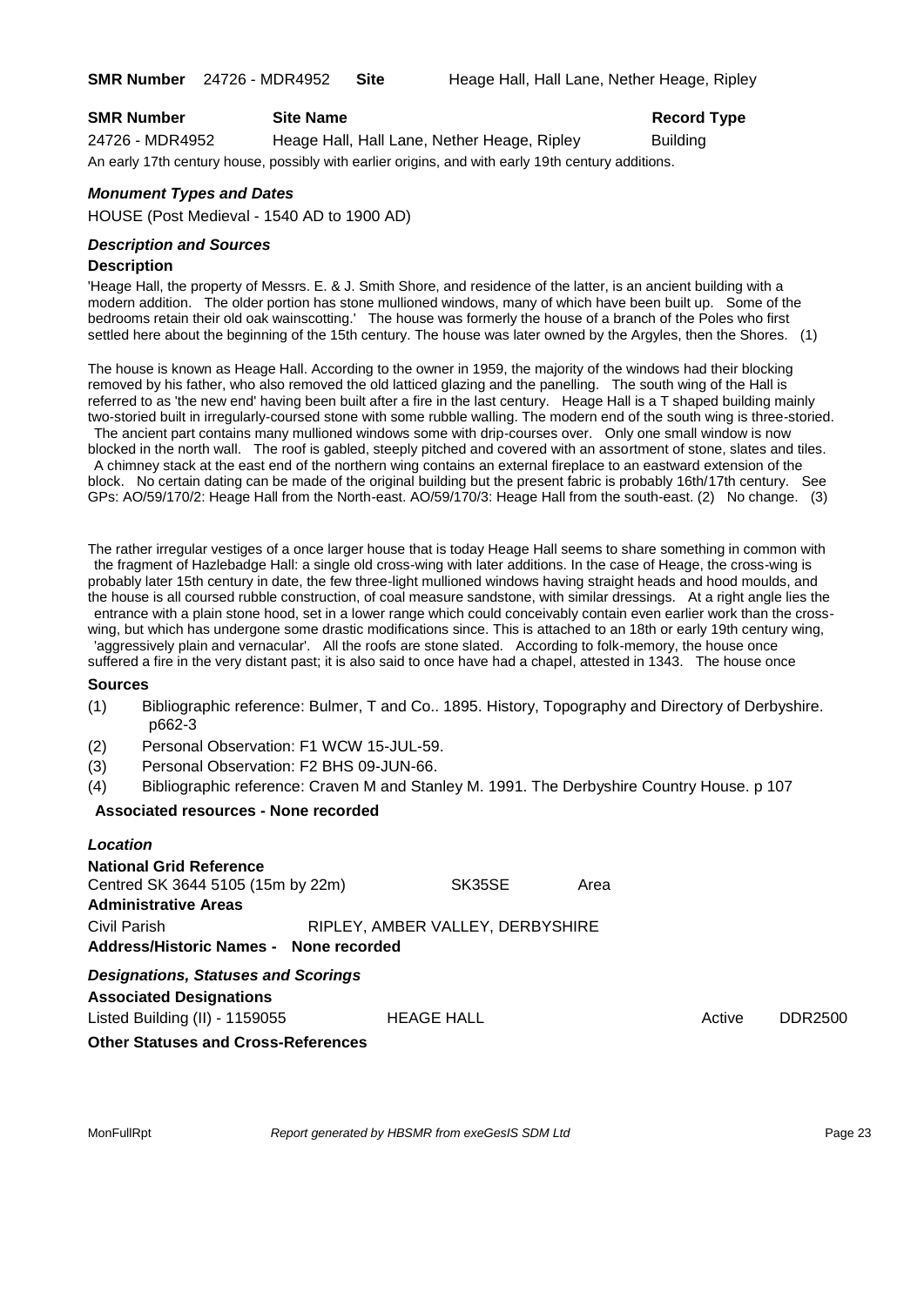**SMR Number** 24726 - MDR4952 **Site** Heage Hall, Hall Lane, Nether Heage, Ripley

| **SMR Number** | **Site Name** | **Record Type** |
|---|---|---|
| 24726 - MDR4952 | Heage Hall, Hall Lane, Nether Heage, Ripley | Building |

An early 17th century house, possibly with earlier origins, and with early 19th century additions.

### *Monument Types and Dates*

HOUSE (Post Medieval - 1540 AD to 1900 AD)

### *Description and Sources*

#### Description

'Heage Hall, the property of Messrs. E. & J. Smith Shore, and residence of the latter, is an ancient building with a modern addition. The older portion has stone mullioned windows, many of which have been built up. Some of the bedrooms retain their old oak wainscotting.' The house was formerly the house of a branch of the Poles who first settled here about the beginning of the 15th century. The house was later owned by the Argyles, then the Shores. (1)

The house is known as Heage Hall. According to the owner in 1959, the majority of the windows had their blocking removed by his father, who also removed the old latticed glazing and the panelling. The south wing of the Hall is referred to as 'the new end' having been built after a fire in the last century. Heage Hall is a T shaped building mainly two-storied built in irregularly-coursed stone with some rubble walling. The modern end of the south wing is three-storied. The ancient part contains many mullioned windows some with drip-courses over. Only one small window is now blocked in the north wall. The roof is gabled, steeply pitched and covered with an assortment of stone, slates and tiles. A chimney stack at the east end of the northern wing contains an external fireplace to an eastward extension of the block. No certain dating can be made of the original building but the present fabric is probably 16th/17th century. See GPs: AO/59/170/2: Heage Hall from the North-east. AO/59/170/3: Heage Hall from the south-east. (2) No change. (3)

The rather irregular vestiges of a once larger house that is today Heage Hall seems to share something in common with the fragment of Hazlebadge Hall: a single old cross-wing with later additions. In the case of Heage, the cross-wing is probably later 15th century in date, the few three-light mullioned windows having straight heads and hood moulds, and the house is all coursed rubble construction, of coal measure sandstone, with similar dressings. At a right angle lies the entrance with a plain stone hood, set in a lower range which could conceivably contain even earlier work than the cross-wing, but which has undergone some drastic modifications since. This is attached to an 18th or early 19th century wing, 'aggressively plain and vernacular'. All the roofs are stone slated. According to folk-memory, the house once suffered a fire in the very distant past; it is also said to once have had a chapel, attested in 1343. The house once

#### Sources

(1) Bibliographic reference: Bulmer, T and Co.. 1895. History, Topography and Directory of Derbyshire. p662-3

(2) Personal Observation: F1 WCW 15-JUL-59.

(3) Personal Observation: F2 BHS 09-JUN-66.

(4) Bibliographic reference: Craven M and Stanley M. 1991. The Derbyshire Country House. p 107

**Associated resources - None recorded**

### *Location*

**National Grid Reference**

Centred SK 3644 5105 (15m by 22m) SK35SE Area

**Administrative Areas**

Civil Parish RIPLEY, AMBER VALLEY, DERBYSHIRE

**Address/Historic Names - None recorded**

### *Designations, Statuses and Scorings*

**Associated Designations**

| Listed Building (II) - 1159055 | HEAGE HALL | Active | DDR2500 |
|---|---|---|---|

**Other Statuses and Cross-References**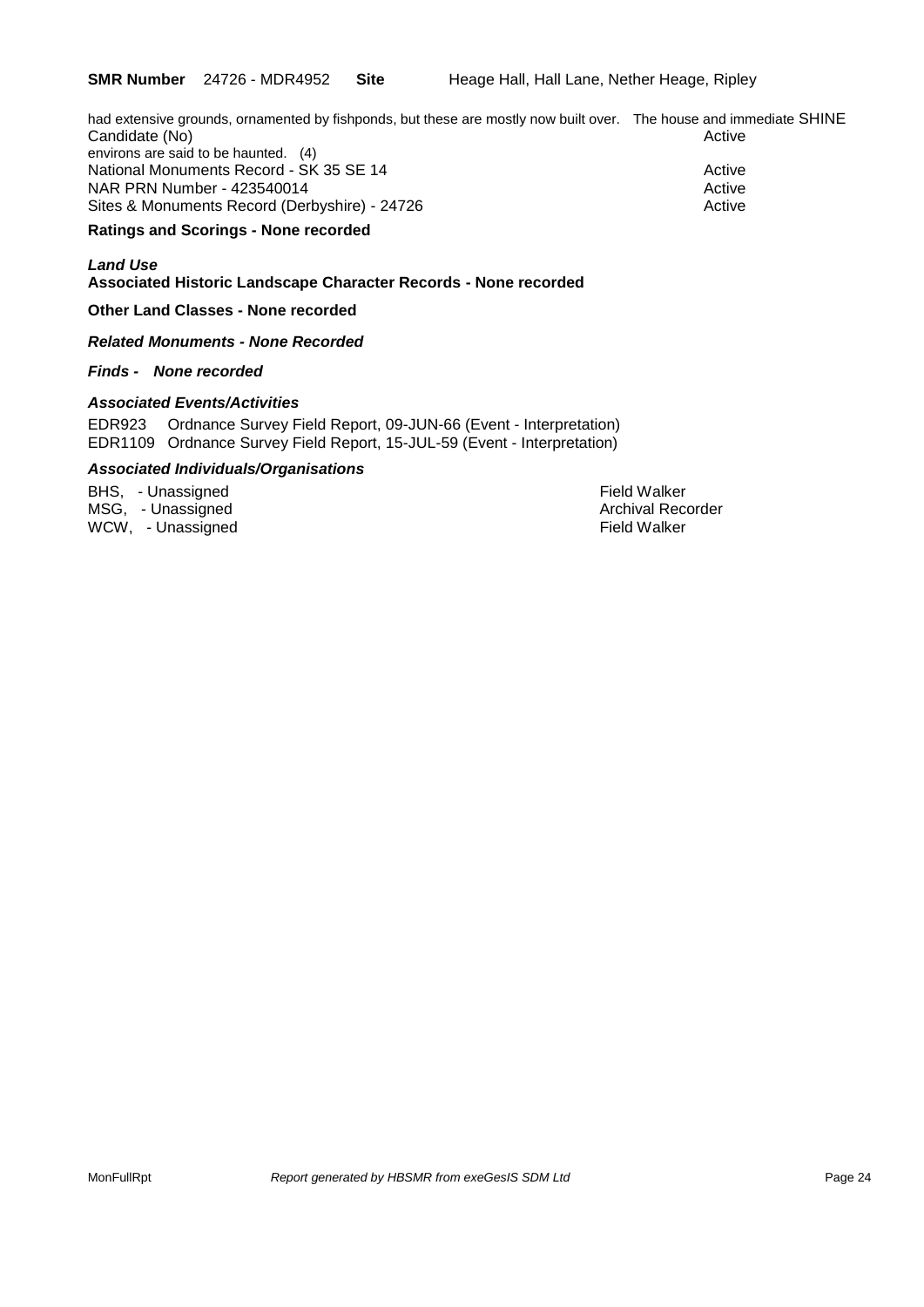**SMR Number** 24726 - MDR4952 **Site** Heage Hall, Hall Lane, Nether Heage, Ripley

had extensive grounds, ornamented by fishponds, but these are mostly now built over. The house and immediate environs are said to be haunted. (4)

SHINE Candidate (No) Active

National Monuments Record - SK 35 SE 14 Active

NAR PRN Number - 423540014 Active

Sites & Monuments Record (Derbyshire) - 24726 Active

**Ratings and Scorings - None recorded**

***Land Use***

**Associated Historic Landscape Character Records - None recorded**

**Other Land Classes - None recorded**

***Related Monuments - None Recorded***

***Finds - None recorded***

***Associated Events/Activities***

EDR923 Ordnance Survey Field Report, 09-JUN-66 (Event - Interpretation)

EDR1109 Ordnance Survey Field Report, 15-JUL-59 (Event - Interpretation)

***Associated Individuals/Organisations***

| | |
|---|---|
| BHS, - Unassigned | Field Walker |
| MSG, - Unassigned | Archival Recorder |
| WCW, - Unassigned | Field Walker |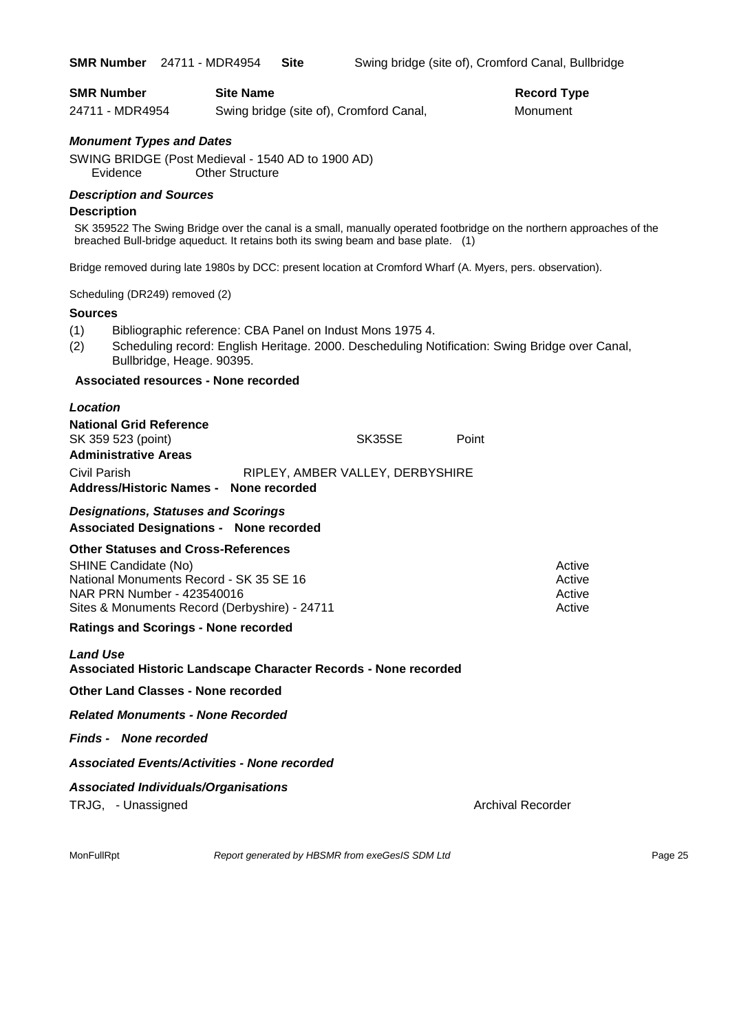**SMR Number** 24711 - MDR4954 **Site** Swing bridge (site of), Cromford Canal, Bullbridge

| SMR Number | Site Name | Record Type |
|---|---|---|
| 24711 - MDR4954 | Swing bridge (site of), Cromford Canal, | Monument |

***Monument Types and Dates***

SWING BRIDGE (Post Medieval - 1540 AD to 1900 AD)
Evidence Other Structure

***Description and Sources***

**Description**

SK 359522 The Swing Bridge over the canal is a small, manually operated footbridge on the northern approaches of the breached Bull-bridge aqueduct. It retains both its swing beam and base plate. (1)

Bridge removed during late 1980s by DCC: present location at Cromford Wharf (A. Myers, pers. observation).

Scheduling (DR249) removed (2)

**Sources**

(1) Bibliographic reference: CBA Panel on Indust Mons 1975 4.
(2) Scheduling record: English Heritage. 2000. Descheduling Notification: Swing Bridge over Canal, Bullbridge, Heage. 90395.

**Associated resources - None recorded**

***Location***

**National Grid Reference**

SK 359 523 (point) SK35SE Point

**Administrative Areas**

Civil Parish RIPLEY, AMBER VALLEY, DERBYSHIRE

**Address/Historic Names - None recorded**

***Designations, Statuses and Scorings***

**Associated Designations - None recorded**

**Other Statuses and Cross-References**

| | |
|---|---|
| SHINE Candidate (No) | Active |
| National Monuments Record - SK 35 SE 16 | Active |
| NAR PRN Number - 423540016 | Active |
| Sites & Monuments Record (Derbyshire) - 24711 | Active |

**Ratings and Scorings - None recorded**

***Land Use***

**Associated Historic Landscape Character Records - None recorded**

**Other Land Classes - None recorded**

***Related Monuments - None Recorded***

***Finds - None recorded***

***Associated Events/Activities - None recorded***

***Associated Individuals/Organisations***

TRJG, - Unassigned Archival Recorder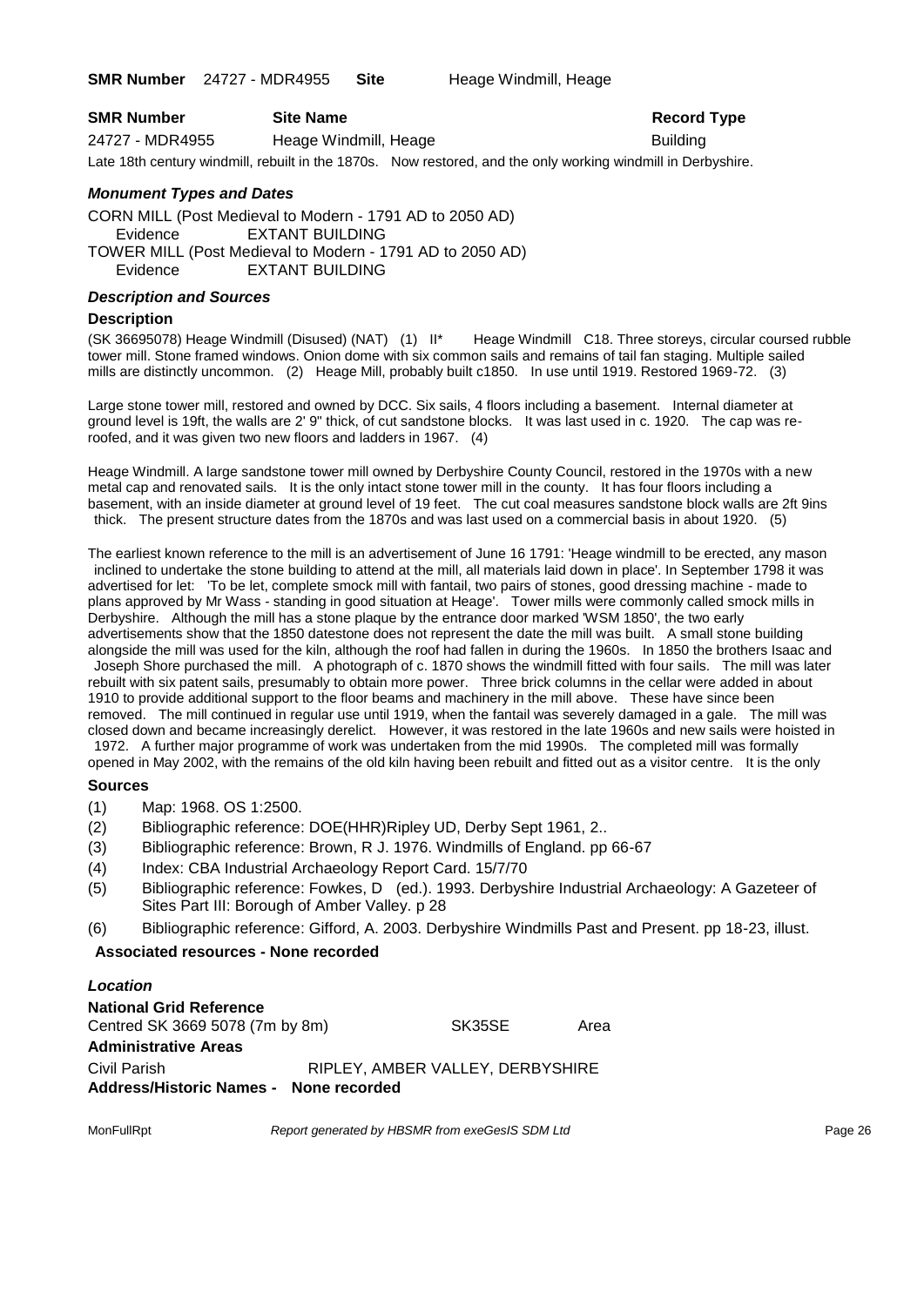**SMR Number** 24727 - MDR4955 **Site** Heage Windmill, Heage

| SMR Number | Site Name | Record Type |
| --- | --- | --- |
| 24727 - MDR4955 | Heage Windmill, Heage | Building |

Late 18th century windmill, rebuilt in the 1870s. Now restored, and the only working windmill in Derbyshire.

### *Monument Types and Dates*

CORN MILL (Post Medieval to Modern - 1791 AD to 2050 AD)
Evidence EXTANT BUILDING
TOWER MILL (Post Medieval to Modern - 1791 AD to 2050 AD)
Evidence EXTANT BUILDING

### *Description and Sources*

#### Description

(SK 36695078) Heage Windmill (Disused) (NAT) (1) II* Heage Windmill C18. Three storeys, circular coursed rubble tower mill. Stone framed windows. Onion dome with six common sails and remains of tail fan staging. Multiple sailed mills are distinctly uncommon. (2) Heage Mill, probably built c1850. In use until 1919. Restored 1969-72. (3)

Large stone tower mill, restored and owned by DCC. Six sails, 4 floors including a basement. Internal diameter at ground level is 19ft, the walls are 2' 9" thick, of cut sandstone blocks. It was last used in c. 1920. The cap was re-roofed, and it was given two new floors and ladders in 1967. (4)

Heage Windmill. A large sandstone tower mill owned by Derbyshire County Council, restored in the 1970s with a new metal cap and renovated sails. It is the only intact stone tower mill in the county. It has four floors including a basement, with an inside diameter at ground level of 19 feet. The cut coal measures sandstone block walls are 2ft 9ins thick. The present structure dates from the 1870s and was last used on a commercial basis in about 1920. (5)

The earliest known reference to the mill is an advertisement of June 16 1791: 'Heage windmill to be erected, any mason inclined to undertake the stone building to attend at the mill, all materials laid down in place'. In September 1798 it was advertised for let: 'To be let, complete smock mill with fantail, two pairs of stones, good dressing machine - made to plans approved by Mr Wass - standing in good situation at Heage'. Tower mills were commonly called smock mills in Derbyshire. Although the mill has a stone plaque by the entrance door marked 'WSM 1850', the two early advertisements show that the 1850 datestone does not represent the date the mill was built. A small stone building alongside the mill was used for the kiln, although the roof had fallen in during the 1960s. In 1850 the brothers Isaac and Joseph Shore purchased the mill. A photograph of c. 1870 shows the windmill fitted with four sails. The mill was later rebuilt with six patent sails, presumably to obtain more power. Three brick columns in the cellar were added in about 1910 to provide additional support to the floor beams and machinery in the mill above. These have since been removed. The mill continued in regular use until 1919, when the fantail was severely damaged in a gale. The mill was closed down and became increasingly derelict. However, it was restored in the late 1960s and new sails were hoisted in 1972. A further major programme of work was undertaken from the mid 1990s. The completed mill was formally opened in May 2002, with the remains of the old kiln having been rebuilt and fitted out as a visitor centre. It is the only

#### Sources

(1) Map: 1968. OS 1:2500.
(2) Bibliographic reference: DOE(HHR)Ripley UD, Derby Sept 1961, 2..
(3) Bibliographic reference: Brown, R J. 1976. Windmills of England. pp 66-67
(4) Index: CBA Industrial Archaeology Report Card. 15/7/70
(5) Bibliographic reference: Fowkes, D (ed.). 1993. Derbyshire Industrial Archaeology: A Gazeteer of Sites Part III: Borough of Amber Valley. p 28
(6) Bibliographic reference: Gifford, A. 2003. Derbyshire Windmills Past and Present. pp 18-23, illust.

**Associated resources - None recorded**

### *Location*

**National Grid Reference**
Centred SK 3669 5078 (7m by 8m) SK35SE Area

**Administrative Areas**
Civil Parish RIPLEY, AMBER VALLEY, DERBYSHIRE

**Address/Historic Names - None recorded**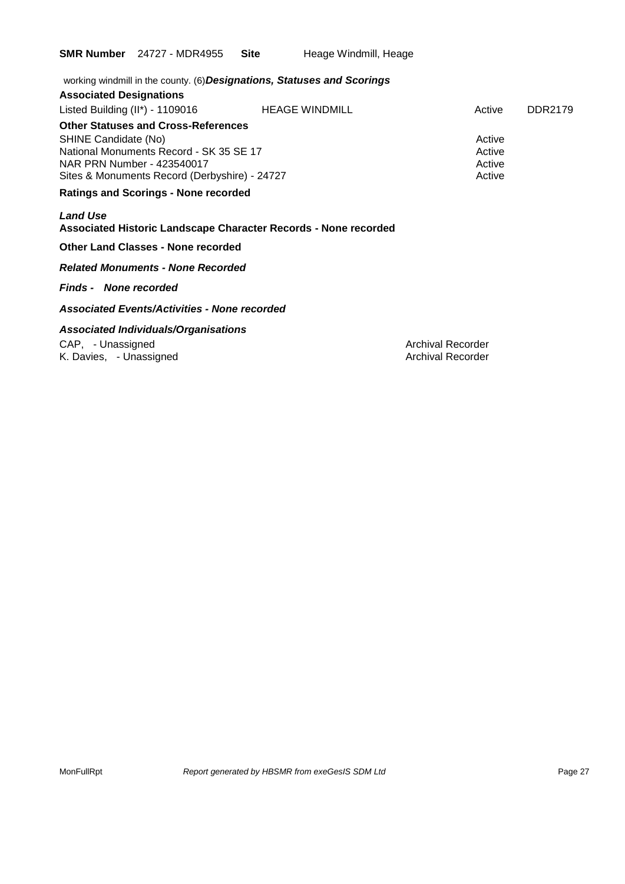**SMR Number** 24727 - MDR4955 **Site** Heage Windmill, Heage

working windmill in the county. (6)***Designations, Statuses and Scorings***

**Associated Designations**

| | | | |
|---|---|---|---|
| Listed Building (II*) - 1109016 | HEAGE WINDMILL | Active | DDR2179 |

**Other Statuses and Cross-References**

| | |
|---|---|
| SHINE Candidate (No) | Active |
| National Monuments Record - SK 35 SE 17 | Active |
| NAR PRN Number - 423540017 | Active |
| Sites & Monuments Record (Derbyshire) - 24727 | Active |

**Ratings and Scorings - None recorded**

***Land Use***

**Associated Historic Landscape Character Records - None recorded**

**Other Land Classes - None recorded**

***Related Monuments - None Recorded***

***Finds - None recorded***

***Associated Events/Activities - None recorded***

***Associated Individuals/Organisations***

| | |
|---|---|
| CAP, - Unassigned | Archival Recorder |
| K. Davies, - Unassigned | Archival Recorder |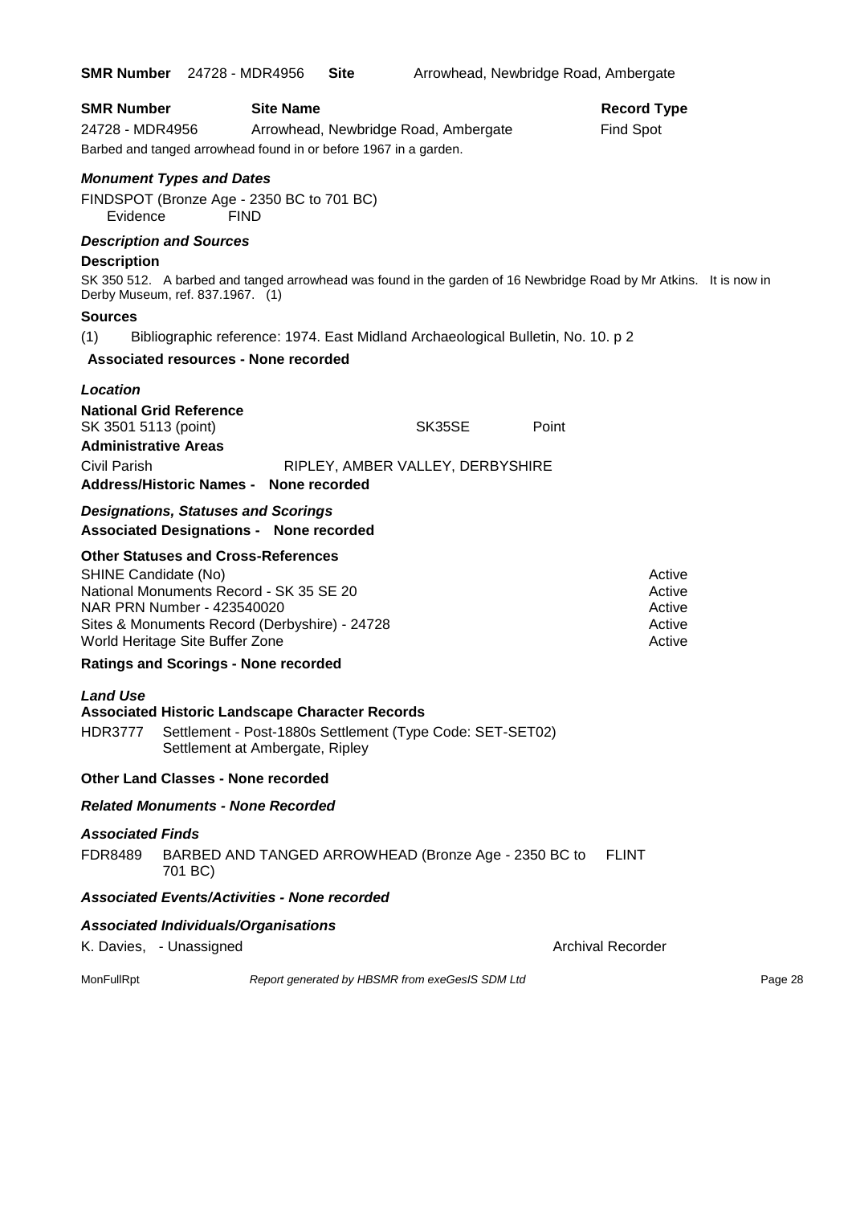**SMR Number** 24728 - MDR4956 **Site** Arrowhead, Newbridge Road, Ambergate

| **SMR Number** | **Site Name** | **Record Type** |
|---|---|---|
| 24728 - MDR4956 | Arrowhead, Newbridge Road, Ambergate | Find Spot |

Barbed and tanged arrowhead found in or before 1967 in a garden.

### *Monument Types and Dates*

FINDSPOT (Bronze Age - 2350 BC to 701 BC)
Evidence FIND

### *Description and Sources*

**Description**

SK 350 512. A barbed and tanged arrowhead was found in the garden of 16 Newbridge Road by Mr Atkins. It is now in Derby Museum, ref. 837.1967. (1)

**Sources**

(1) Bibliographic reference: 1974. East Midland Archaeological Bulletin, No. 10. p 2

**Associated resources - None recorded**

### *Location*

**National Grid Reference**

SK 3501 5113 (point) SK35SE Point

**Administrative Areas**

Civil Parish RIPLEY, AMBER VALLEY, DERBYSHIRE

**Address/Historic Names - None recorded**

### *Designations, Statuses and Scorings*

**Associated Designations - None recorded**

**Other Statuses and Cross-References**

| | |
|---|---|
| SHINE Candidate (No) | Active |
| National Monuments Record - SK 35 SE 20 | Active |
| NAR PRN Number - 423540020 | Active |
| Sites & Monuments Record (Derbyshire) - 24728 | Active |
| World Heritage Site Buffer Zone | Active |

**Ratings and Scorings - None recorded**

### *Land Use*

**Associated Historic Landscape Character Records**

HDR3777 Settlement - Post-1880s Settlement (Type Code: SET-SET02)
Settlement at Ambergate, Ripley

**Other Land Classes - None recorded**

### *Related Monuments - None Recorded*

### *Associated Finds*

FDR8489 BARBED AND TANGED ARROWHEAD (Bronze Age - 2350 BC to 701 BC) FLINT

### *Associated Events/Activities - None recorded*

### *Associated Individuals/Organisations*

K. Davies, - Unassigned Archival Recorder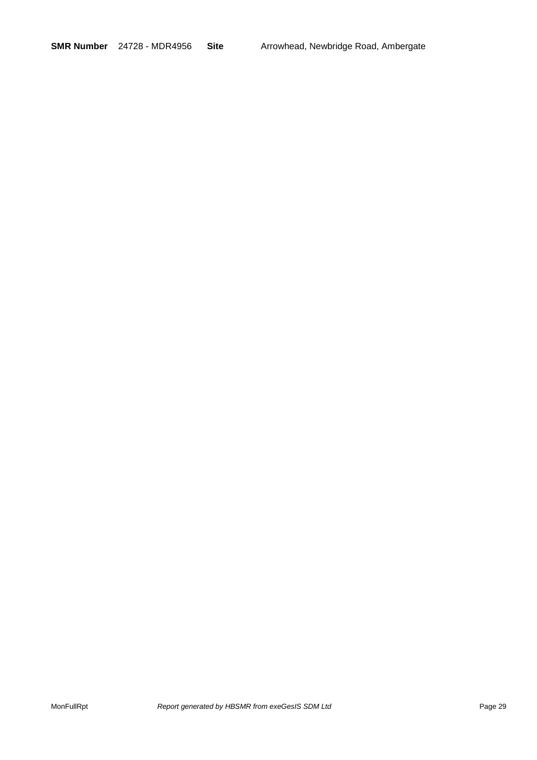**SMR Number** 24728 - MDR4956 **Site** Arrowhead, Newbridge Road, Ambergate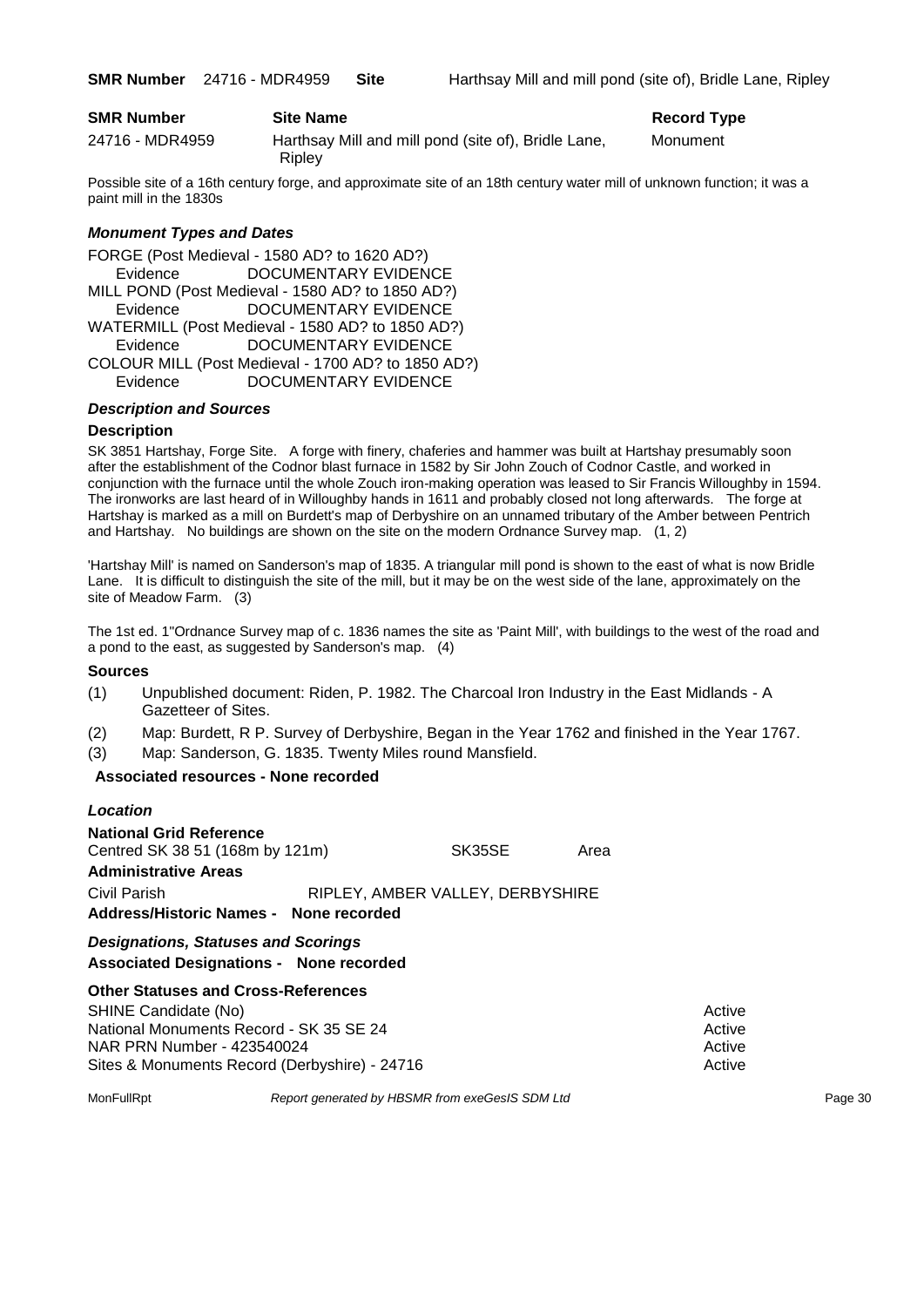**SMR Number** 24716 - MDR4959 **Site** Harthsay Mill and mill pond (site of), Bridle Lane, Ripley

| SMR Number | Site Name | Record Type |
|---|---|---|
| 24716 - MDR4959 | Harthsay Mill and mill pond (site of), Bridle Lane, Ripley | Monument |

Possible site of a 16th century forge, and approximate site of an 18th century water mill of unknown function; it was a paint mill in the 1830s

### *Monument Types and Dates*

FORGE (Post Medieval - 1580 AD? to 1620 AD?)
Evidence DOCUMENTARY EVIDENCE
MILL POND (Post Medieval - 1580 AD? to 1850 AD?)
Evidence DOCUMENTARY EVIDENCE
WATERMILL (Post Medieval - 1580 AD? to 1850 AD?)
Evidence DOCUMENTARY EVIDENCE
COLOUR MILL (Post Medieval - 1700 AD? to 1850 AD?)
Evidence DOCUMENTARY EVIDENCE

### *Description and Sources*

**Description**

SK 3851 Hartshay, Forge Site. A forge with finery, chaferies and hammer was built at Hartshay presumably soon after the establishment of the Codnor blast furnace in 1582 by Sir John Zouch of Codnor Castle, and worked in conjunction with the furnace until the whole Zouch iron-making operation was leased to Sir Francis Willoughby in 1594. The ironworks are last heard of in Willoughby hands in 1611 and probably closed not long afterwards. The forge at Hartshay is marked as a mill on Burdett's map of Derbyshire on an unnamed tributary of the Amber between Pentrich and Hartshay. No buildings are shown on the site on the modern Ordnance Survey map. (1, 2)

'Hartshay Mill' is named on Sanderson's map of 1835. A triangular mill pond is shown to the east of what is now Bridle Lane. It is difficult to distinguish the site of the mill, but it may be on the west side of the lane, approximately on the site of Meadow Farm. (3)

The 1st ed. 1"Ordnance Survey map of c. 1836 names the site as 'Paint Mill', with buildings to the west of the road and a pond to the east, as suggested by Sanderson's map. (4)

**Sources**

(1) Unpublished document: Riden, P. 1982. The Charcoal Iron Industry in the East Midlands - A Gazetteer of Sites.
(2) Map: Burdett, R P. Survey of Derbyshire, Began in the Year 1762 and finished in the Year 1767.
(3) Map: Sanderson, G. 1835. Twenty Miles round Mansfield.

**Associated resources - None recorded**

### *Location*

**National Grid Reference**
Centred SK 38 51 (168m by 121m) SK35SE Area

**Administrative Areas**
Civil Parish RIPLEY, AMBER VALLEY, DERBYSHIRE

**Address/Historic Names - None recorded**

### *Designations, Statuses and Scorings*

**Associated Designations - None recorded**

**Other Statuses and Cross-References**

| | |
|---|---|
| SHINE Candidate (No) | Active |
| National Monuments Record - SK 35 SE 24 | Active |
| NAR PRN Number - 423540024 | Active |
| Sites & Monuments Record (Derbyshire) - 24716 | Active |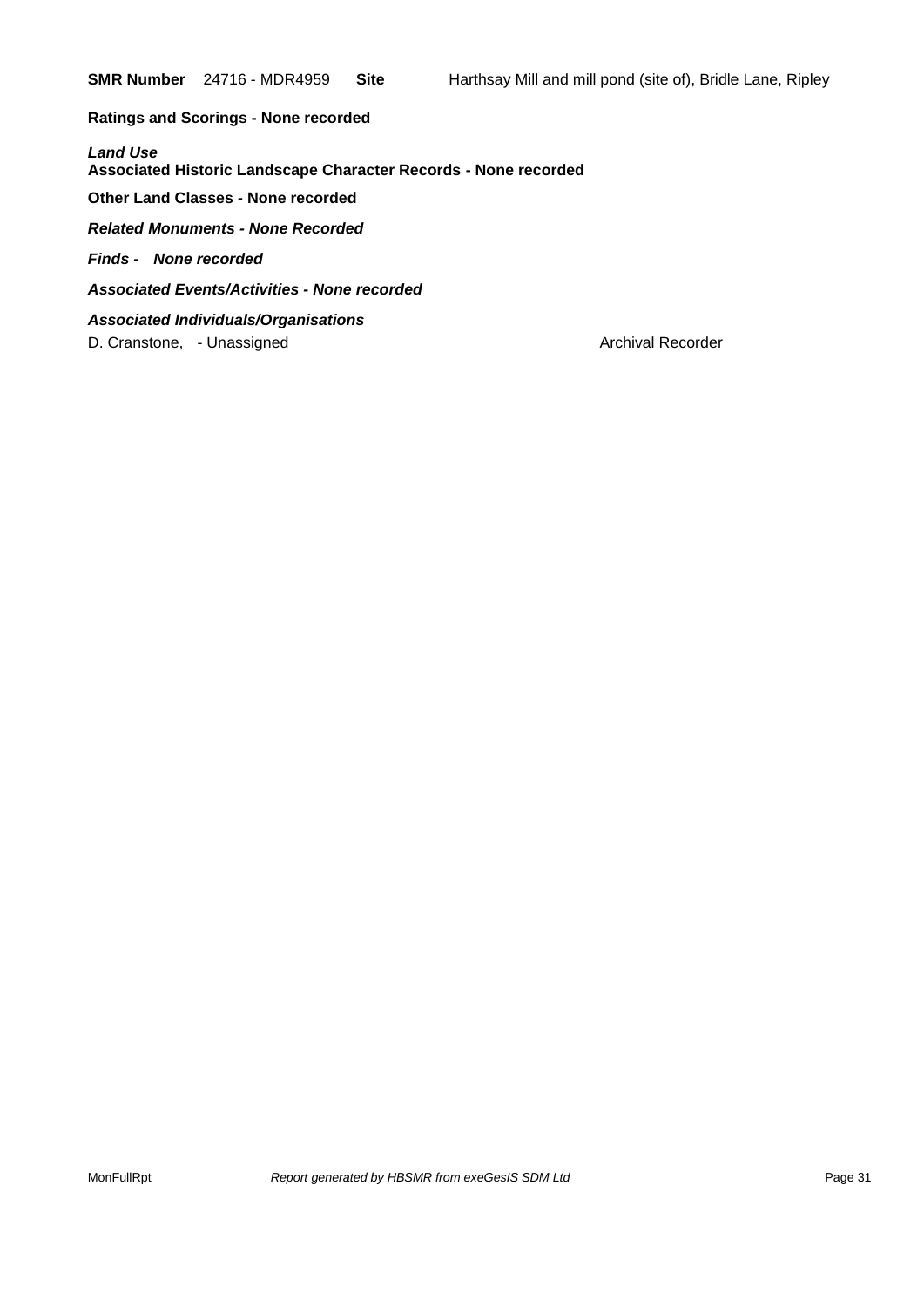**SMR Number** 24716 - MDR4959 **Site** Harthsay Mill and mill pond (site of), Bridle Lane, Ripley

**Ratings and Scorings - None recorded**

***Land Use***
**Associated Historic Landscape Character Records - None recorded**

**Other Land Classes - None recorded**

***Related Monuments - None Recorded***

***Finds - None recorded***

***Associated Events/Activities - None recorded***

***Associated Individuals/Organisations***

D. Cranstone, - Unassigned Archival Recorder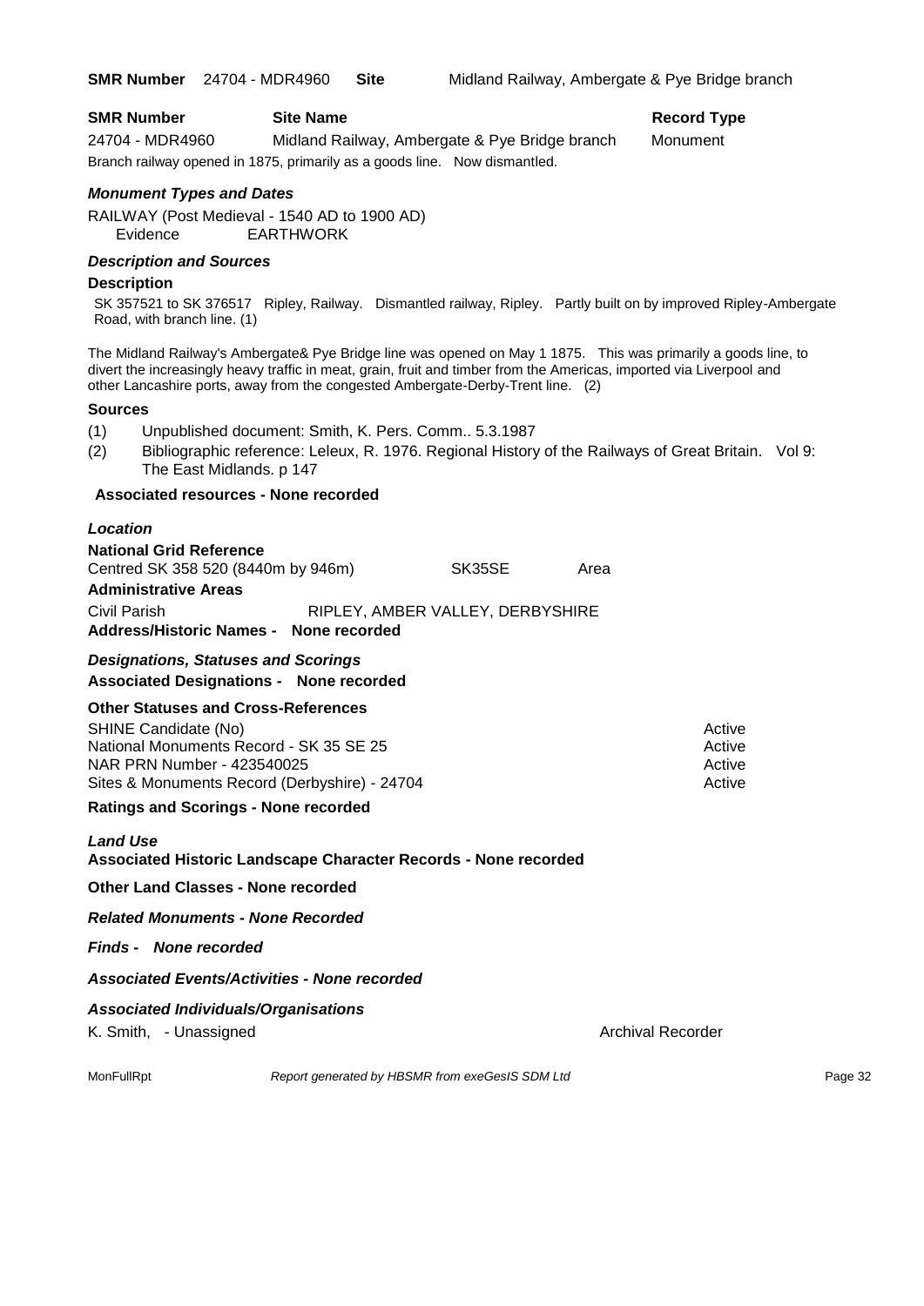**SMR Number** 24704 - MDR4960 **Site** Midland Railway, Ambergate & Pye Bridge branch

| SMR Number | Site Name | Record Type |
|---|---|---|
| 24704 - MDR4960 | Midland Railway, Ambergate & Pye Bridge branch | Monument |

Branch railway opened in 1875, primarily as a goods line. Now dismantled.

### *Monument Types and Dates*

RAILWAY (Post Medieval - 1540 AD to 1900 AD)
Evidence EARTHWORK

### *Description and Sources*

**Description**

SK 357521 to SK 376517 Ripley, Railway. Dismantled railway, Ripley. Partly built on by improved Ripley-Ambergate Road, with branch line. (1)

The Midland Railway's Ambergate& Pye Bridge line was opened on May 1 1875. This was primarily a goods line, to divert the increasingly heavy traffic in meat, grain, fruit and timber from the Americas, imported via Liverpool and other Lancashire ports, away from the congested Ambergate-Derby-Trent line. (2)

**Sources**

(1) Unpublished document: Smith, K. Pers. Comm.. 5.3.1987

(2) Bibliographic reference: Leleux, R. 1976. Regional History of the Railways of Great Britain. Vol 9: The East Midlands. p 147

**Associated resources - None recorded**

### *Location*

**National Grid Reference**

Centred SK 358 520 (8440m by 946m) SK35SE Area

**Administrative Areas**

Civil Parish RIPLEY, AMBER VALLEY, DERBYSHIRE

**Address/Historic Names - None recorded**

### *Designations, Statuses and Scorings*

**Associated Designations - None recorded**

**Other Statuses and Cross-References**

| | |
|---|---|
| SHINE Candidate (No) | Active |
| National Monuments Record - SK 35 SE 25 | Active |
| NAR PRN Number - 423540025 | Active |
| Sites & Monuments Record (Derbyshire) - 24704 | Active |

**Ratings and Scorings - None recorded**

### *Land Use*

**Associated Historic Landscape Character Records - None recorded**

**Other Land Classes - None recorded**

### *Related Monuments - None Recorded*

### *Finds - None recorded*

### *Associated Events/Activities - None recorded*

### *Associated Individuals/Organisations*

K. Smith, - Unassigned Archival Recorder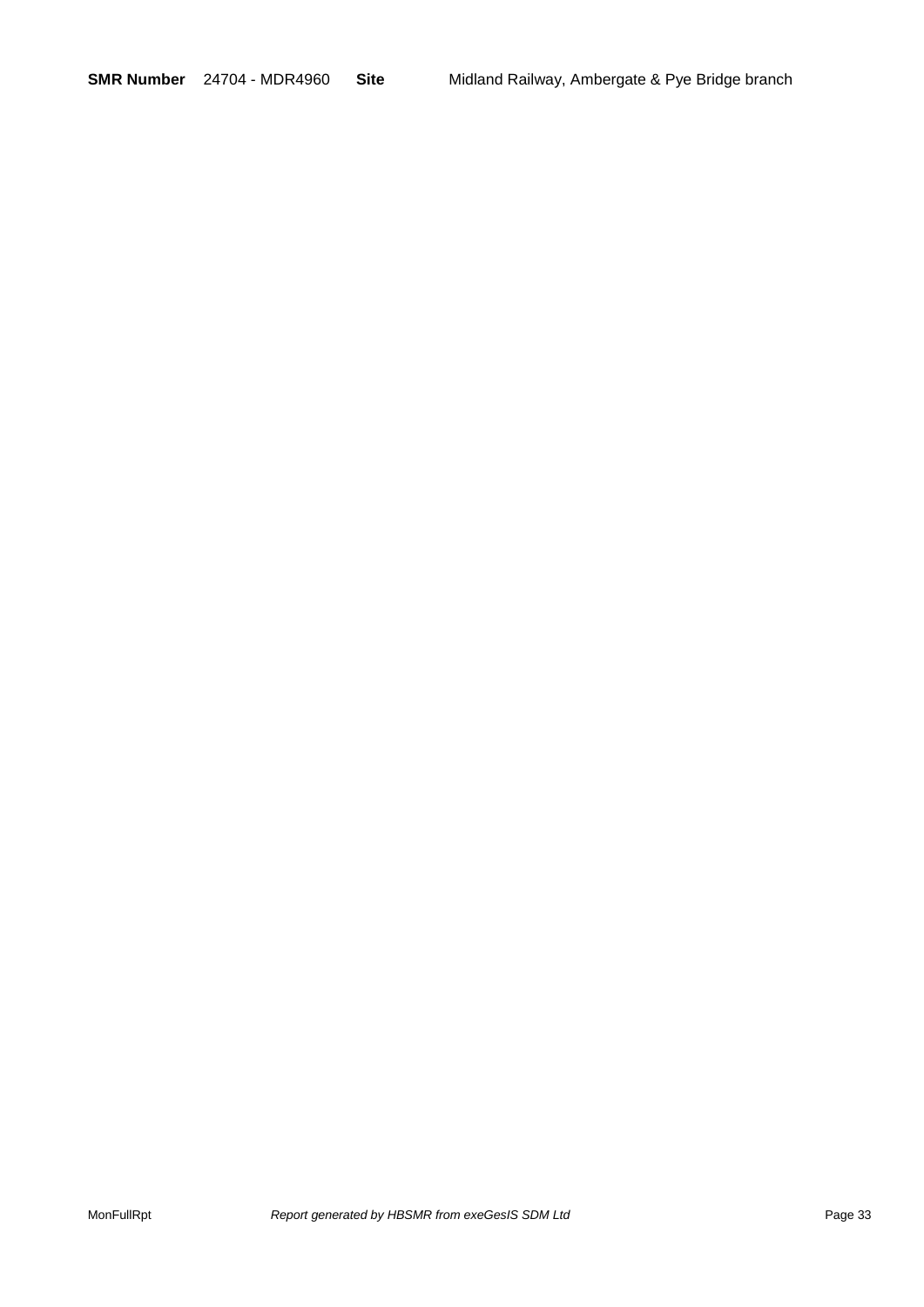**SMR Number** 24704 - MDR4960 **Site** Midland Railway, Ambergate & Pye Bridge branch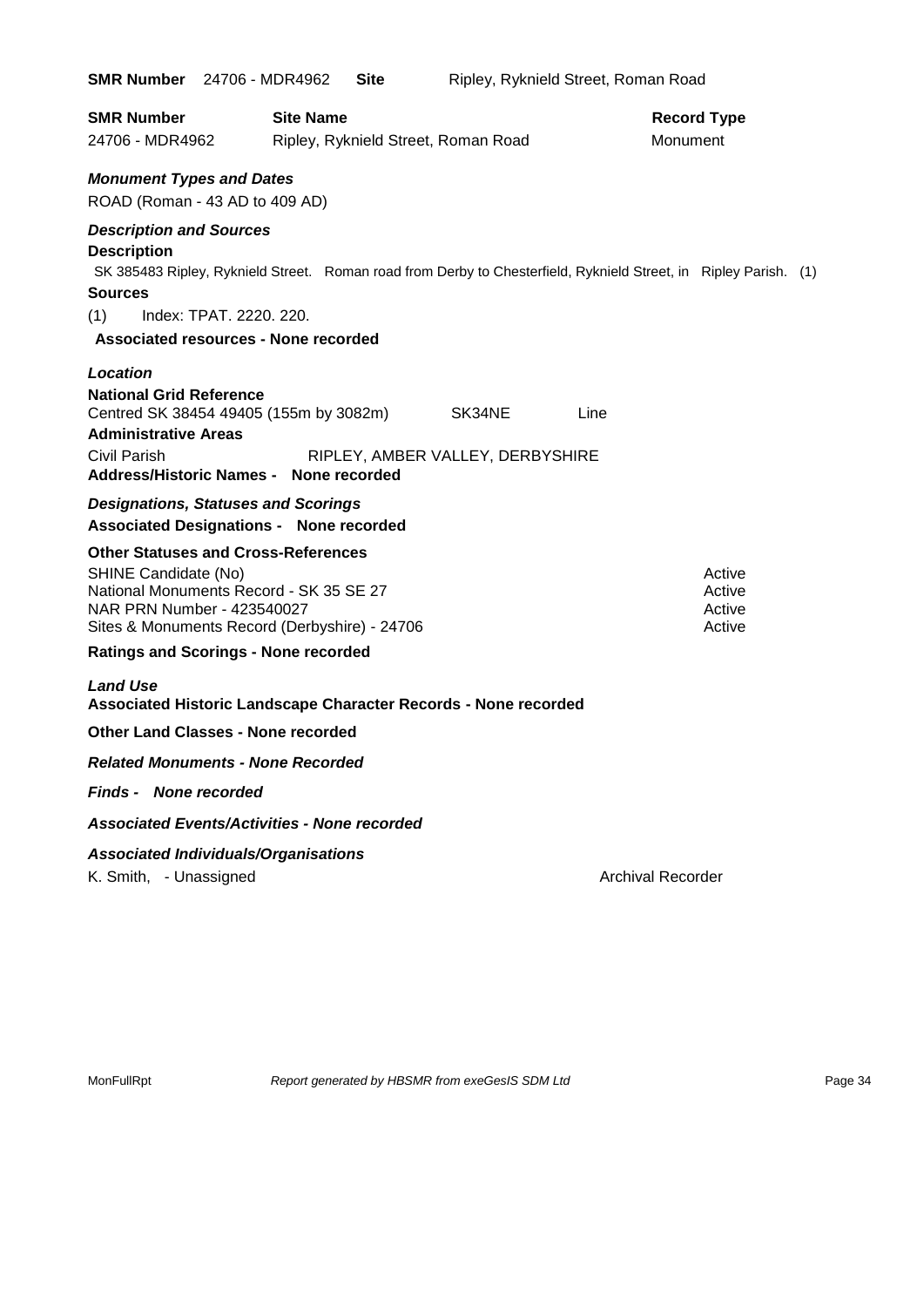**SMR Number** 24706 - MDR4962 **Site** Ripley, Ryknield Street, Roman Road

| **SMR Number** | **Site Name** | **Record Type** |
|---|---|---|
| 24706 - MDR4962 | Ripley, Ryknield Street, Roman Road | Monument |

***Monument Types and Dates***

ROAD (Roman - 43 AD to 409 AD)

***Description and Sources***

**Description**

SK 385483 Ripley, Ryknield Street. Roman road from Derby to Chesterfield, Ryknield Street, in Ripley Parish. (1)

**Sources**

(1) Index: TPAT. 2220. 220.

**Associated resources - None recorded**

***Location***

**National Grid Reference**

Centred SK 38454 49405 (155m by 3082m) SK34NE Line

**Administrative Areas**

Civil Parish RIPLEY, AMBER VALLEY, DERBYSHIRE

**Address/Historic Names - None recorded**

***Designations, Statuses and Scorings***

**Associated Designations - None recorded**

**Other Statuses and Cross-References**

| | |
|---|---|
| SHINE Candidate (No) | Active |
| National Monuments Record - SK 35 SE 27 | Active |
| NAR PRN Number - 423540027 | Active |
| Sites & Monuments Record (Derbyshire) - 24706 | Active |

**Ratings and Scorings - None recorded**

***Land Use***

**Associated Historic Landscape Character Records - None recorded**

**Other Land Classes - None recorded**

***Related Monuments - None Recorded***

***Finds - None recorded***

***Associated Events/Activities - None recorded***

***Associated Individuals/Organisations***

K. Smith, - Unassigned Archival Recorder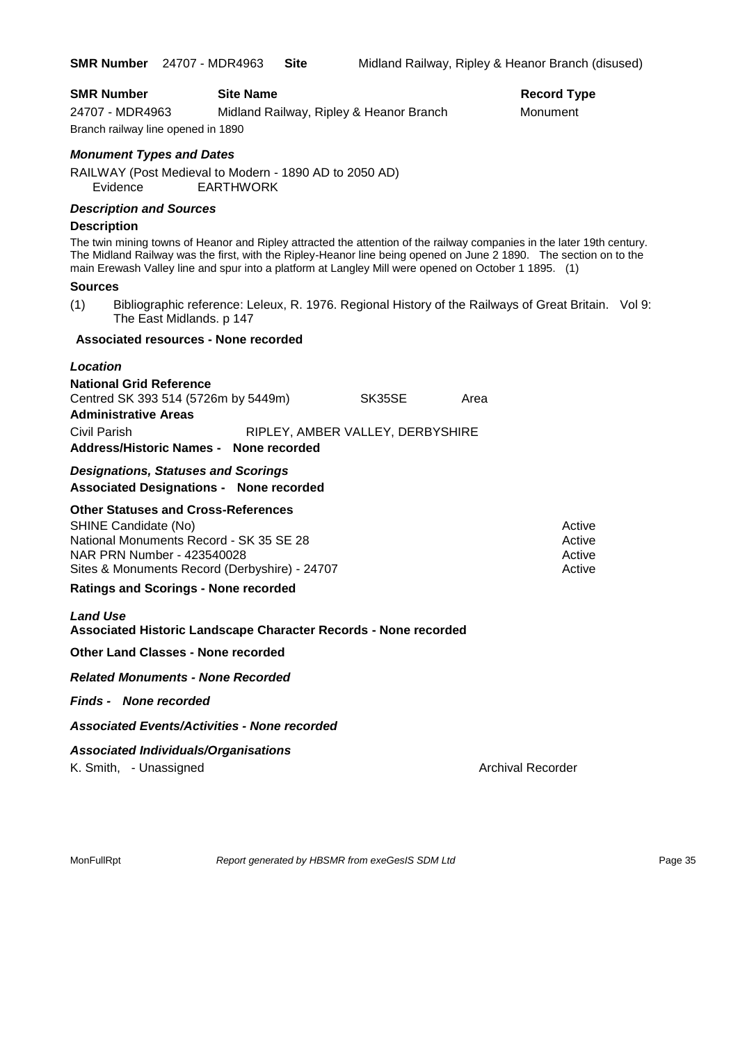**SMR Number** 24707 - MDR4963 **Site** Midland Railway, Ripley & Heanor Branch (disused)

| **SMR Number** | **Site Name** | **Record Type** |
|---|---|---|
| 24707 - MDR4963 | Midland Railway, Ripley & Heanor Branch | Monument |

Branch railway line opened in 1890

### *Monument Types and Dates*

RAILWAY (Post Medieval to Modern - 1890 AD to 2050 AD)
Evidence EARTHWORK

### *Description and Sources*

**Description**

The twin mining towns of Heanor and Ripley attracted the attention of the railway companies in the later 19th century. The Midland Railway was the first, with the Ripley-Heanor line being opened on June 2 1890. The section on to the main Erewash Valley line and spur into a platform at Langley Mill were opened on October 1 1895. (1)

**Sources**

(1) Bibliographic reference: Leleux, R. 1976. Regional History of the Railways of Great Britain. Vol 9: The East Midlands. p 147

**Associated resources - None recorded**

### *Location*

**National Grid Reference**

Centred SK 393 514 (5726m by 5449m) SK35SE Area

**Administrative Areas**

Civil Parish RIPLEY, AMBER VALLEY, DERBYSHIRE

**Address/Historic Names - None recorded**

### *Designations, Statuses and Scorings*

**Associated Designations - None recorded**

**Other Statuses and Cross-References**

| | |
|---|---|
| SHINE Candidate (No) | Active |
| National Monuments Record - SK 35 SE 28 | Active |
| NAR PRN Number - 423540028 | Active |
| Sites & Monuments Record (Derbyshire) - 24707 | Active |

**Ratings and Scorings - None recorded**

### *Land Use*

**Associated Historic Landscape Character Records - None recorded**

**Other Land Classes - None recorded**

***Related Monuments - None Recorded***

***Finds - None recorded***

***Associated Events/Activities - None recorded***

***Associated Individuals/Organisations***

K. Smith, - Unassigned Archival Recorder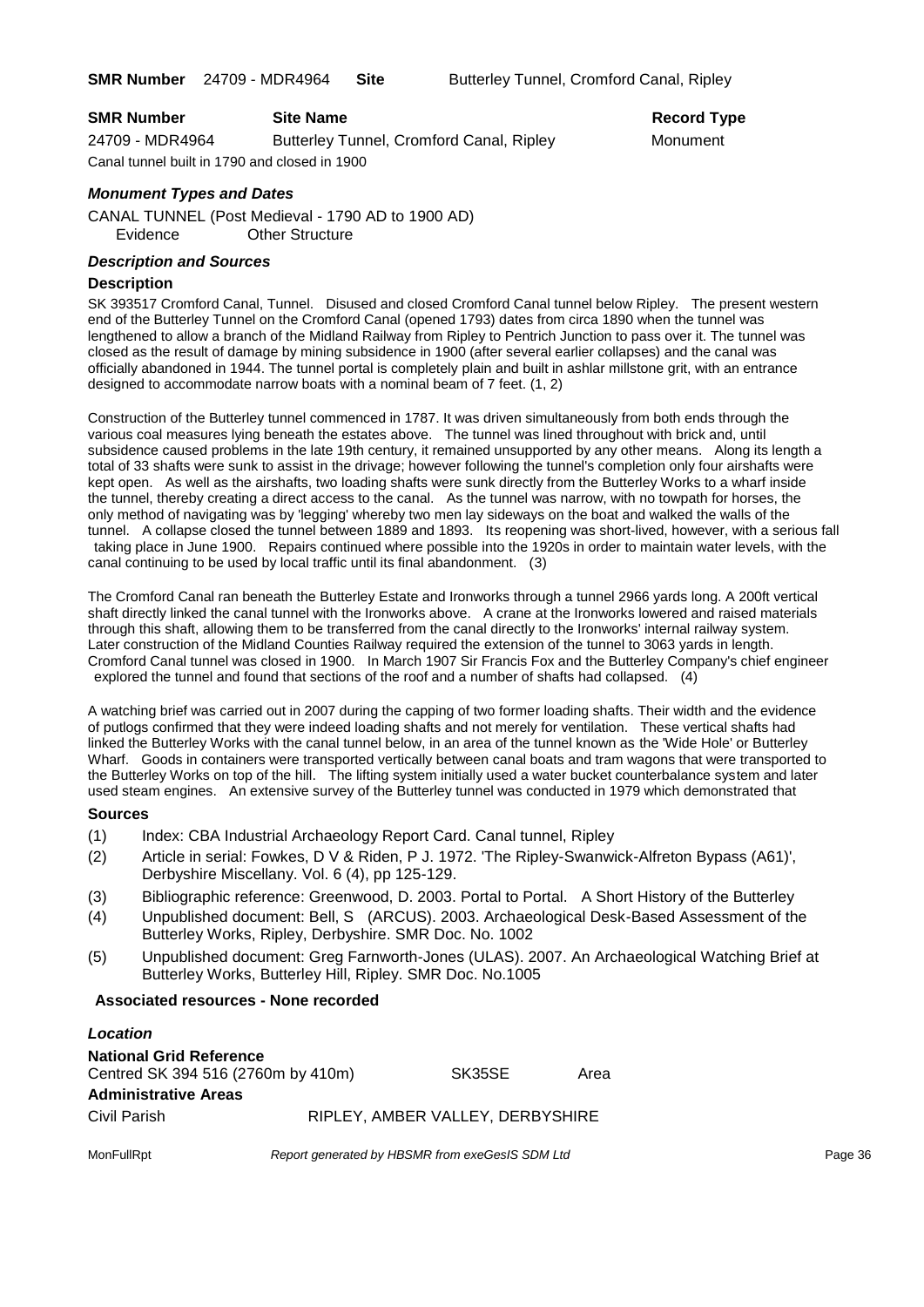**SMR Number** 24709 - MDR4964 **Site** Butterley Tunnel, Cromford Canal, Ripley

| **SMR Number** | **Site Name** | **Record Type** |
| --- | --- | --- |
| 24709 - MDR4964 | Butterley Tunnel, Cromford Canal, Ripley | Monument |

Canal tunnel built in 1790 and closed in 1900

### *Monument Types and Dates*

CANAL TUNNEL (Post Medieval - 1790 AD to 1900 AD)
Evidence Other Structure

### *Description and Sources*

#### Description

SK 393517 Cromford Canal, Tunnel. Disused and closed Cromford Canal tunnel below Ripley. The present western end of the Butterley Tunnel on the Cromford Canal (opened 1793) dates from circa 1890 when the tunnel was lengthened to allow a branch of the Midland Railway from Ripley to Pentrich Junction to pass over it. The tunnel was closed as the result of damage by mining subsidence in 1900 (after several earlier collapses) and the canal was officially abandoned in 1944. The tunnel portal is completely plain and built in ashlar millstone grit, with an entrance designed to accommodate narrow boats with a nominal beam of 7 feet. (1, 2)

Construction of the Butterley tunnel commenced in 1787. It was driven simultaneously from both ends through the various coal measures lying beneath the estates above. The tunnel was lined throughout with brick and, until subsidence caused problems in the late 19th century, it remained unsupported by any other means. Along its length a total of 33 shafts were sunk to assist in the drivage; however following the tunnel's completion only four airshafts were kept open. As well as the airshafts, two loading shafts were sunk directly from the Butterley Works to a wharf inside the tunnel, thereby creating a direct access to the canal. As the tunnel was narrow, with no towpath for horses, the only method of navigating was by 'legging' whereby two men lay sideways on the boat and walked the walls of the tunnel. A collapse closed the tunnel between 1889 and 1893. Its reopening was short-lived, however, with a serious fall taking place in June 1900. Repairs continued where possible into the 1920s in order to maintain water levels, with the canal continuing to be used by local traffic until its final abandonment. (3)

The Cromford Canal ran beneath the Butterley Estate and Ironworks through a tunnel 2966 yards long. A 200ft vertical shaft directly linked the canal tunnel with the Ironworks above. A crane at the Ironworks lowered and raised materials through this shaft, allowing them to be transferred from the canal directly to the Ironworks' internal railway system. Later construction of the Midland Counties Railway required the extension of the tunnel to 3063 yards in length. Cromford Canal tunnel was closed in 1900. In March 1907 Sir Francis Fox and the Butterley Company's chief engineer explored the tunnel and found that sections of the roof and a number of shafts had collapsed. (4)

A watching brief was carried out in 2007 during the capping of two former loading shafts. Their width and the evidence of putlogs confirmed that they were indeed loading shafts and not merely for ventilation. These vertical shafts had linked the Butterley Works with the canal tunnel below, in an area of the tunnel known as the 'Wide Hole' or Butterley Wharf. Goods in containers were transported vertically between canal boats and tram wagons that were transported to the Butterley Works on top of the hill. The lifting system initially used a water bucket counterbalance system and later used steam engines. An extensive survey of the Butterley tunnel was conducted in 1979 which demonstrated that

#### Sources

(1) Index: CBA Industrial Archaeology Report Card. Canal tunnel, Ripley

(2) Article in serial: Fowkes, D V & Riden, P J. 1972. 'The Ripley-Swanwick-Alfreton Bypass (A61)', Derbyshire Miscellany. Vol. 6 (4), pp 125-129.

(3) Bibliographic reference: Greenwood, D. 2003. Portal to Portal. A Short History of the Butterley

(4) Unpublished document: Bell, S (ARCUS). 2003. Archaeological Desk-Based Assessment of the Butterley Works, Ripley, Derbyshire. SMR Doc. No. 1002

(5) Unpublished document: Greg Farnworth-Jones (ULAS). 2007. An Archaeological Watching Brief at Butterley Works, Butterley Hill, Ripley. SMR Doc. No.1005

**Associated resources - None recorded**

### *Location*

**National Grid Reference**
Centred SK 394 516 (2760m by 410m) SK35SE Area

**Administrative Areas**
Civil Parish RIPLEY, AMBER VALLEY, DERBYSHIRE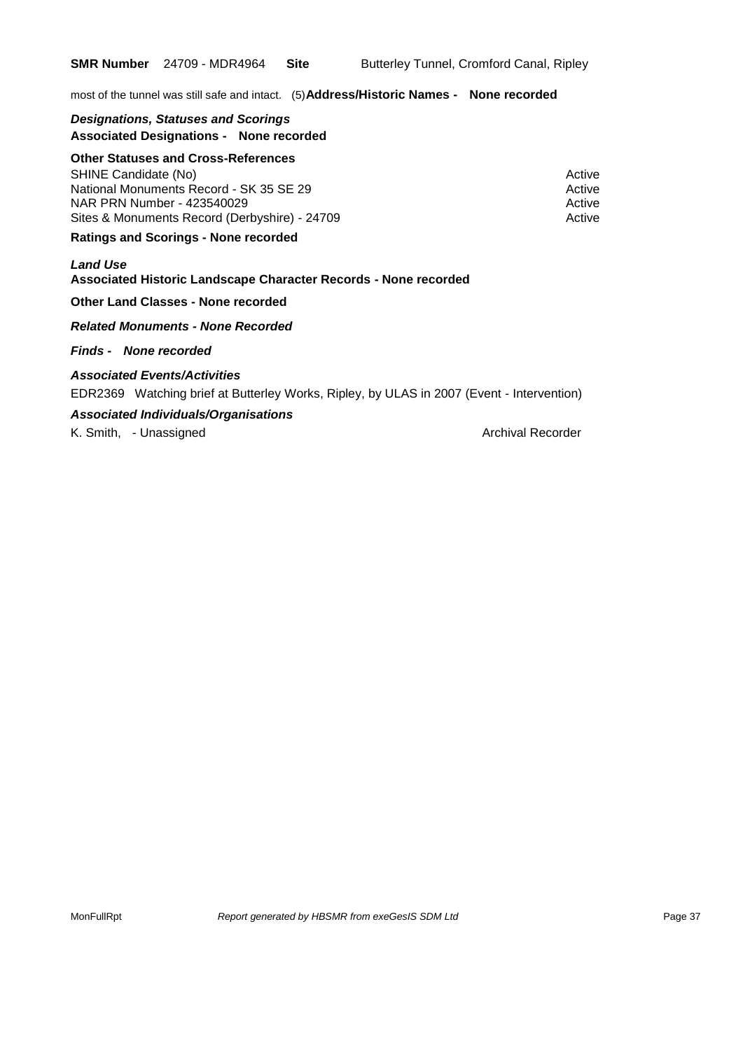**SMR Number** 24709 - MDR4964 **Site** Butterley Tunnel, Cromford Canal, Ripley

most of the tunnel was still safe and intact. (5)**Address/Historic Names - None recorded**

***Designations, Statuses and Scorings***

**Associated Designations - None recorded**

**Other Statuses and Cross-References**

| | |
|---|---|
| SHINE Candidate (No) | Active |
| National Monuments Record - SK 35 SE 29 | Active |
| NAR PRN Number - 423540029 | Active |
| Sites & Monuments Record (Derbyshire) - 24709 | Active |

**Ratings and Scorings - None recorded**

***Land Use***

**Associated Historic Landscape Character Records - None recorded**

**Other Land Classes - None recorded**

***Related Monuments - None Recorded***

***Finds - None recorded***

***Associated Events/Activities***

EDR2369 Watching brief at Butterley Works, Ripley, by ULAS in 2007 (Event - Intervention)

***Associated Individuals/Organisations***

K. Smith, - Unassigned Archival Recorder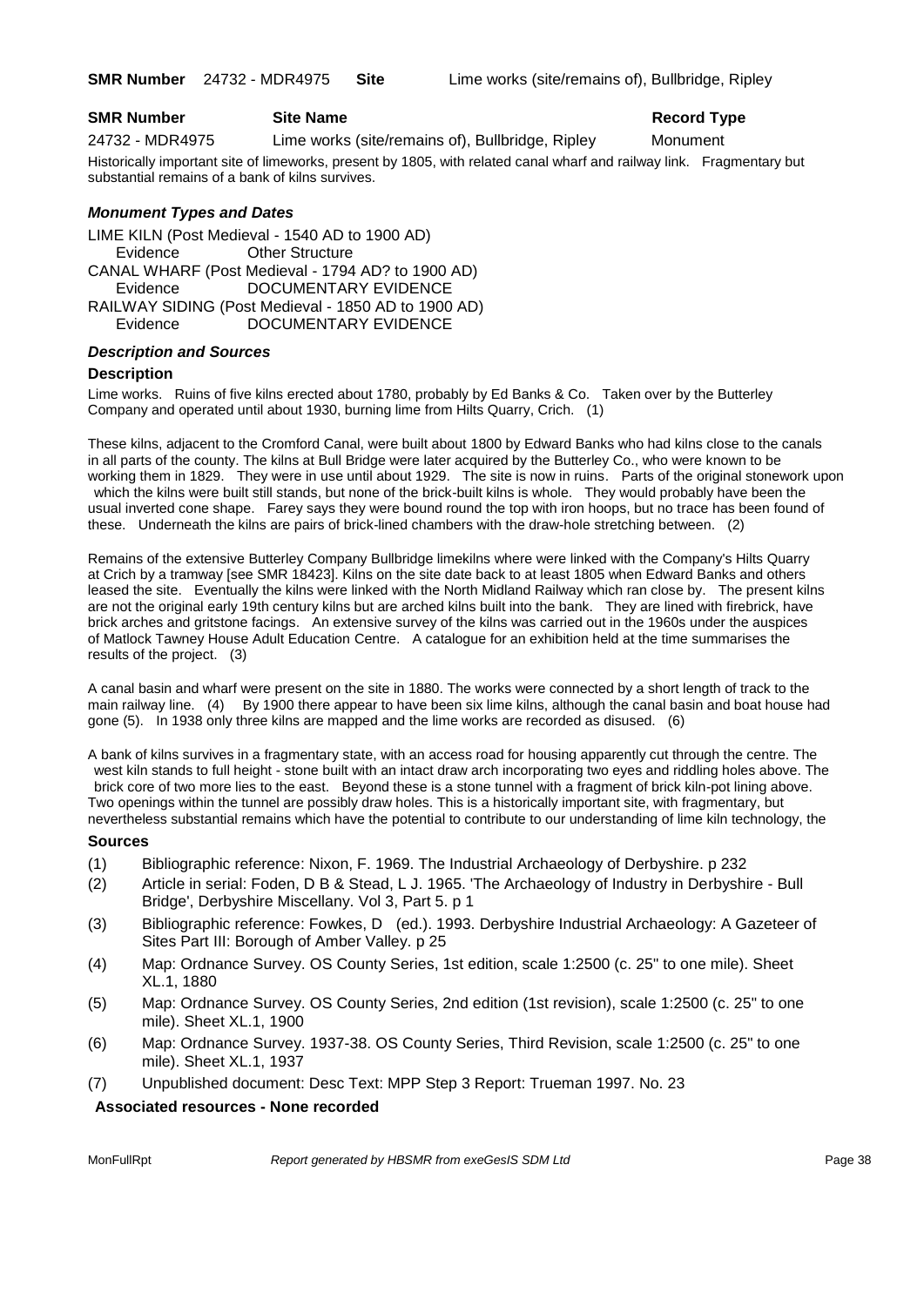**SMR Number** 24732 - MDR4975 **Site** Lime works (site/remains of), Bullbridge, Ripley

| **SMR Number** | **Site Name** | **Record Type** |
| --- | --- | --- |
| 24732 - MDR4975 | Lime works (site/remains of), Bullbridge, Ripley | Monument |

Historically important site of limeworks, present by 1805, with related canal wharf and railway link. Fragmentary but substantial remains of a bank of kilns survives.

### *Monument Types and Dates*

LIME KILN (Post Medieval - 1540 AD to 1900 AD)
Evidence Other Structure
CANAL WHARF (Post Medieval - 1794 AD? to 1900 AD)
Evidence DOCUMENTARY EVIDENCE
RAILWAY SIDING (Post Medieval - 1850 AD to 1900 AD)
Evidence DOCUMENTARY EVIDENCE

### *Description and Sources*

#### Description

Lime works. Ruins of five kilns erected about 1780, probably by Ed Banks & Co. Taken over by the Butterley Company and operated until about 1930, burning lime from Hilts Quarry, Crich. (1)

These kilns, adjacent to the Cromford Canal, were built about 1800 by Edward Banks who had kilns close to the canals in all parts of the county. The kilns at Bull Bridge were later acquired by the Butterley Co., who were known to be working them in 1829. They were in use until about 1929. The site is now in ruins. Parts of the original stonework upon which the kilns were built still stands, but none of the brick-built kilns is whole. They would probably have been the usual inverted cone shape. Farey says they were bound round the top with iron hoops, but no trace has been found of these. Underneath the kilns are pairs of brick-lined chambers with the draw-hole stretching between. (2)

Remains of the extensive Butterley Company Bullbridge limekilns where were linked with the Company's Hilts Quarry at Crich by a tramway [see SMR 18423]. Kilns on the site date back to at least 1805 when Edward Banks and others leased the site. Eventually the kilns were linked with the North Midland Railway which ran close by. The present kilns are not the original early 19th century kilns but are arched kilns built into the bank. They are lined with firebrick, have brick arches and gritstone facings. An extensive survey of the kilns was carried out in the 1960s under the auspices of Matlock Tawney House Adult Education Centre. A catalogue for an exhibition held at the time summarises the results of the project. (3)

A canal basin and wharf were present on the site in 1880. The works were connected by a short length of track to the main railway line. (4) By 1900 there appear to have been six lime kilns, although the canal basin and boat house had gone (5). In 1938 only three kilns are mapped and the lime works are recorded as disused. (6)

A bank of kilns survives in a fragmentary state, with an access road for housing apparently cut through the centre. The west kiln stands to full height - stone built with an intact draw arch incorporating two eyes and riddling holes above. The brick core of two more lies to the east. Beyond these is a stone tunnel with a fragment of brick kiln-pot lining above. Two openings within the tunnel are possibly draw holes. This is a historically important site, with fragmentary, but nevertheless substantial remains which have the potential to contribute to our understanding of lime kiln technology, the

#### Sources

(1) Bibliographic reference: Nixon, F. 1969. The Industrial Archaeology of Derbyshire. p 232
(2) Article in serial: Foden, D B & Stead, L J. 1965. 'The Archaeology of Industry in Derbyshire - Bull Bridge', Derbyshire Miscellany. Vol 3, Part 5. p 1
(3) Bibliographic reference: Fowkes, D (ed.). 1993. Derbyshire Industrial Archaeology: A Gazeteer of Sites Part III: Borough of Amber Valley. p 25
(4) Map: Ordnance Survey. OS County Series, 1st edition, scale 1:2500 (c. 25" to one mile). Sheet XL.1, 1880
(5) Map: Ordnance Survey. OS County Series, 2nd edition (1st revision), scale 1:2500 (c. 25" to one mile). Sheet XL.1, 1900
(6) Map: Ordnance Survey. 1937-38. OS County Series, Third Revision, scale 1:2500 (c. 25" to one mile). Sheet XL.1, 1937
(7) Unpublished document: Desc Text: MPP Step 3 Report: Trueman 1997. No. 23

**Associated resources - None recorded**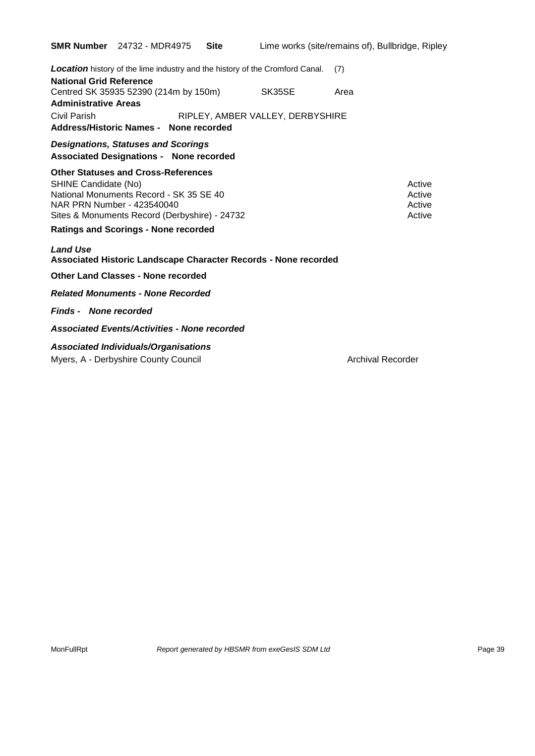**SMR Number** 24732 - MDR4975 **Site** Lime works (site/remains of), Bullbridge, Ripley

***Location*** history of the lime industry and the history of the Cromford Canal. (7)

**National Grid Reference**

Centred SK 35935 52390 (214m by 150m) SK35SE Area

**Administrative Areas**

Civil Parish RIPLEY, AMBER VALLEY, DERBYSHIRE

**Address/Historic Names - None recorded**

***Designations, Statuses and Scorings***

**Associated Designations - None recorded**

**Other Statuses and Cross-References**

| | |
|---|---|
| SHINE Candidate (No) | Active |
| National Monuments Record - SK 35 SE 40 | Active |
| NAR PRN Number - 423540040 | Active |
| Sites & Monuments Record (Derbyshire) - 24732 | Active |

**Ratings and Scorings - None recorded**

***Land Use***

**Associated Historic Landscape Character Records - None recorded**

**Other Land Classes - None recorded**

***Related Monuments - None Recorded***

***Finds - None recorded***

***Associated Events/Activities - None recorded***

***Associated Individuals/Organisations***

Myers, A - Derbyshire County Council Archival Recorder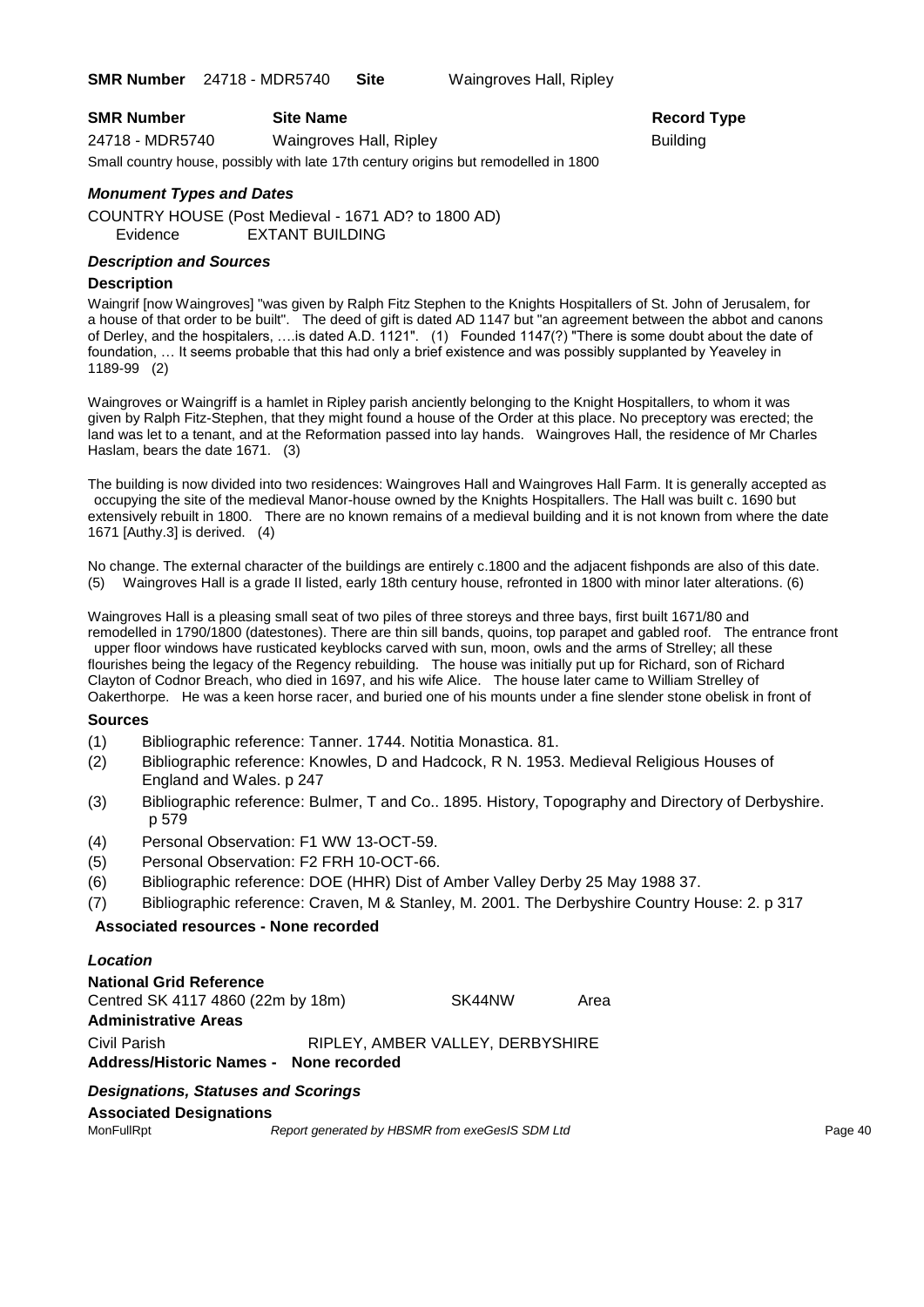**SMR Number** 24718 - MDR5740 **Site** Waingroves Hall, Ripley

| SMR Number | Site Name | Record Type |
|---|---|---|
| 24718 - MDR5740 | Waingroves Hall, Ripley | Building |

Small country house, possibly with late 17th century origins but remodelled in 1800

### *Monument Types and Dates*

COUNTRY HOUSE (Post Medieval - 1671 AD? to 1800 AD)
Evidence EXTANT BUILDING

### *Description and Sources*

**Description**

Waingrif [now Waingroves] "was given by Ralph Fitz Stephen to the Knights Hospitallers of St. John of Jerusalem, for a house of that order to be built". The deed of gift is dated AD 1147 but "an agreement between the abbot and canons of Derley, and the hospitalers, ….is dated A.D. 1121". (1) Founded 1147(?) "There is some doubt about the date of foundation, … It seems probable that this had only a brief existence and was possibly supplanted by Yeaveley in 1189-99 (2)

Waingroves or Waingriff is a hamlet in Ripley parish anciently belonging to the Knight Hospitallers, to whom it was given by Ralph Fitz-Stephen, that they might found a house of the Order at this place. No preceptory was erected; the land was let to a tenant, and at the Reformation passed into lay hands. Waingroves Hall, the residence of Mr Charles Haslam, bears the date 1671. (3)

The building is now divided into two residences: Waingroves Hall and Waingroves Hall Farm. It is generally accepted as occupying the site of the medieval Manor-house owned by the Knights Hospitallers. The Hall was built c. 1690 but extensively rebuilt in 1800. There are no known remains of a medieval building and it is not known from where the date 1671 [Authy.3] is derived. (4)

No change. The external character of the buildings are entirely c.1800 and the adjacent fishponds are also of this date. (5) Waingroves Hall is a grade II listed, early 18th century house, refronted in 1800 with minor later alterations. (6)

Waingroves Hall is a pleasing small seat of two piles of three storeys and three bays, first built 1671/80 and remodelled in 1790/1800 (datestones). There are thin sill bands, quoins, top parapet and gabled roof. The entrance front upper floor windows have rusticated keyblocks carved with sun, moon, owls and the arms of Strelley; all these flourishes being the legacy of the Regency rebuilding. The house was initially put up for Richard, son of Richard Clayton of Codnor Breach, who died in 1697, and his wife Alice. The house later came to William Strelley of Oakerthorpe. He was a keen horse racer, and buried one of his mounts under a fine slender stone obelisk in front of

**Sources**

(1) Bibliographic reference: Tanner. 1744. Notitia Monastica. 81.
(2) Bibliographic reference: Knowles, D and Hadcock, R N. 1953. Medieval Religious Houses of England and Wales. p 247
(3) Bibliographic reference: Bulmer, T and Co.. 1895. History, Topography and Directory of Derbyshire. p 579
(4) Personal Observation: F1 WW 13-OCT-59.
(5) Personal Observation: F2 FRH 10-OCT-66.
(6) Bibliographic reference: DOE (HHR) Dist of Amber Valley Derby 25 May 1988 37.
(7) Bibliographic reference: Craven, M & Stanley, M. 2001. The Derbyshire Country House: 2. p 317

**Associated resources - None recorded**

### *Location*

**National Grid Reference**
Centred SK 4117 4860 (22m by 18m) SK44NW Area

**Administrative Areas**
Civil Parish RIPLEY, AMBER VALLEY, DERBYSHIRE

**Address/Historic Names - None recorded**

### *Designations, Statuses and Scorings*

**Associated Designations**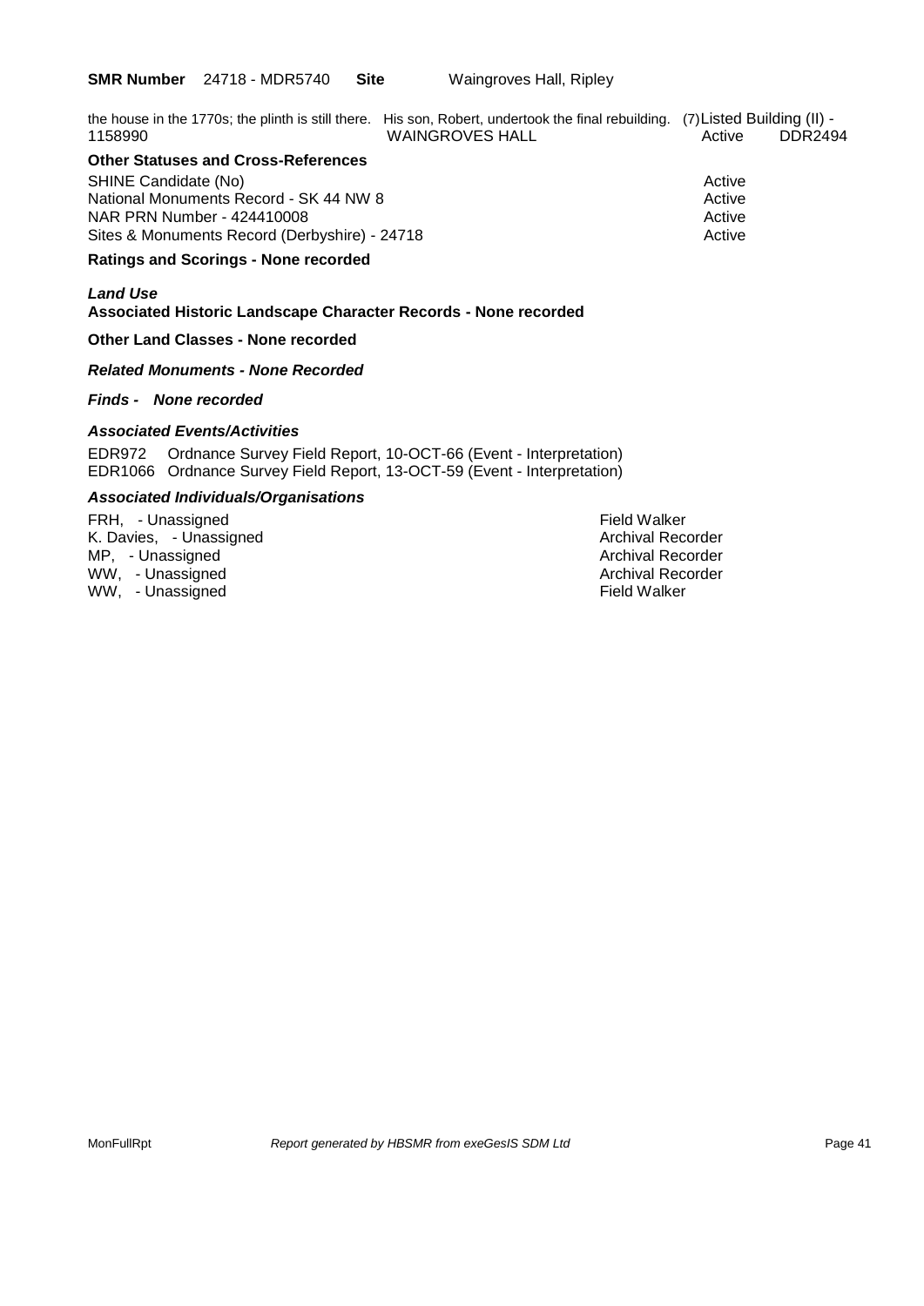**SMR Number** 24718 - MDR5740 **Site** Waingroves Hall, Ripley

the house in the 1770s; the plinth is still there. His son, Robert, undertook the final rebuilding. (7) Listed Building (II) - 1158990 WAINGROVES HALL Active DDR2494

**Other Statuses and Cross-References**

| | |
|---|---|
| SHINE Candidate (No) | Active |
| National Monuments Record - SK 44 NW 8 | Active |
| NAR PRN Number - 424410008 | Active |
| Sites & Monuments Record (Derbyshire) - 24718 | Active |

**Ratings and Scorings - None recorded**

***Land Use***

**Associated Historic Landscape Character Records - None recorded**

**Other Land Classes - None recorded**

***Related Monuments - None Recorded***

***Finds - None recorded***

***Associated Events/Activities***

EDR972 Ordnance Survey Field Report, 10-OCT-66 (Event - Interpretation)
EDR1066 Ordnance Survey Field Report, 13-OCT-59 (Event - Interpretation)

***Associated Individuals/Organisations***

| | |
|---|---|
| FRH, - Unassigned | Field Walker |
| K. Davies, - Unassigned | Archival Recorder |
| MP, - Unassigned | Archival Recorder |
| WW, - Unassigned | Archival Recorder |
| WW, - Unassigned | Field Walker |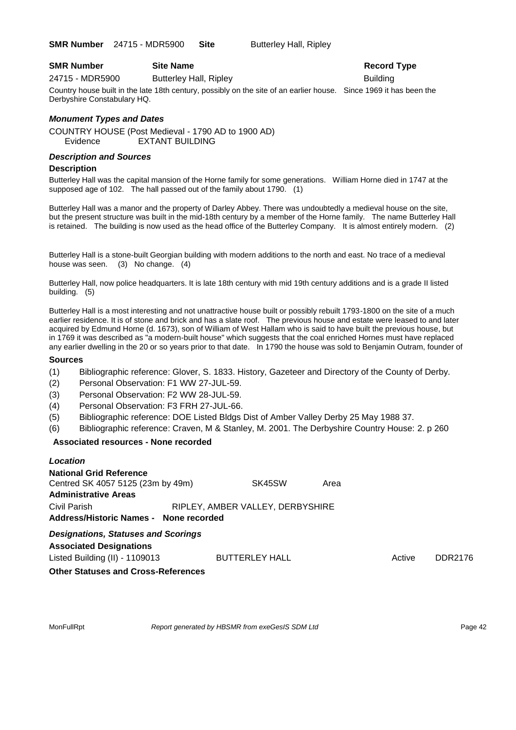**SMR Number** 24715 - MDR5900 **Site** Butterley Hall, Ripley

| **SMR Number** | **Site Name** | **Record Type** |
| --- | --- | --- |
| 24715 - MDR5900 | Butterley Hall, Ripley | Building |

Country house built in the late 18th century, possibly on the site of an earlier house. Since 1969 it has been the Derbyshire Constabulary HQ.

### *Monument Types and Dates*

COUNTRY HOUSE (Post Medieval - 1790 AD to 1900 AD)
Evidence EXTANT BUILDING

### *Description and Sources*

**Description**

Butterley Hall was the capital mansion of the Horne family for some generations. William Horne died in 1747 at the supposed age of 102. The hall passed out of the family about 1790. (1)

Butterley Hall was a manor and the property of Darley Abbey. There was undoubtedly a medieval house on the site, but the present structure was built in the mid-18th century by a member of the Horne family. The name Butterley Hall is retained. The building is now used as the head office of the Butterley Company. It is almost entirely modern. (2)

Butterley Hall is a stone-built Georgian building with modern additions to the north and east. No trace of a medieval house was seen. (3) No change. (4)

Butterley Hall, now police headquarters. It is late 18th century with mid 19th century additions and is a grade II listed building. (5)

Butterley Hall is a most interesting and not unattractive house built or possibly rebuilt 1793-1800 on the site of a much earlier residence. It is of stone and brick and has a slate roof. The previous house and estate were leased to and later acquired by Edmund Horne (d. 1673), son of William of West Hallam who is said to have built the previous house, but in 1769 it was described as "a modern-built house" which suggests that the coal enriched Hornes must have replaced any earlier dwelling in the 20 or so years prior to that date. In 1790 the house was sold to Benjamin Outram, founder of

**Sources**

(1) Bibliographic reference: Glover, S. 1833. History, Gazeteer and Directory of the County of Derby.
(2) Personal Observation: F1 WW 27-JUL-59.
(3) Personal Observation: F2 WW 28-JUL-59.
(4) Personal Observation: F3 FRH 27-JUL-66.
(5) Bibliographic reference: DOE Listed Bldgs Dist of Amber Valley Derby 25 May 1988 37.
(6) Bibliographic reference: Craven, M & Stanley, M. 2001. The Derbyshire Country House: 2. p 260

**Associated resources - None recorded**

### *Location*

**National Grid Reference**

Centred SK 4057 5125 (23m by 49m) SK45SW Area

**Administrative Areas**

Civil Parish RIPLEY, AMBER VALLEY, DERBYSHIRE

**Address/Historic Names - None recorded**

### *Designations, Statuses and Scorings*

**Associated Designations**

| Listed Building (II) - 1109013 | BUTTERLEY HALL | Active | DDR2176 |
| --- | --- | --- | --- |

**Other Statuses and Cross-References**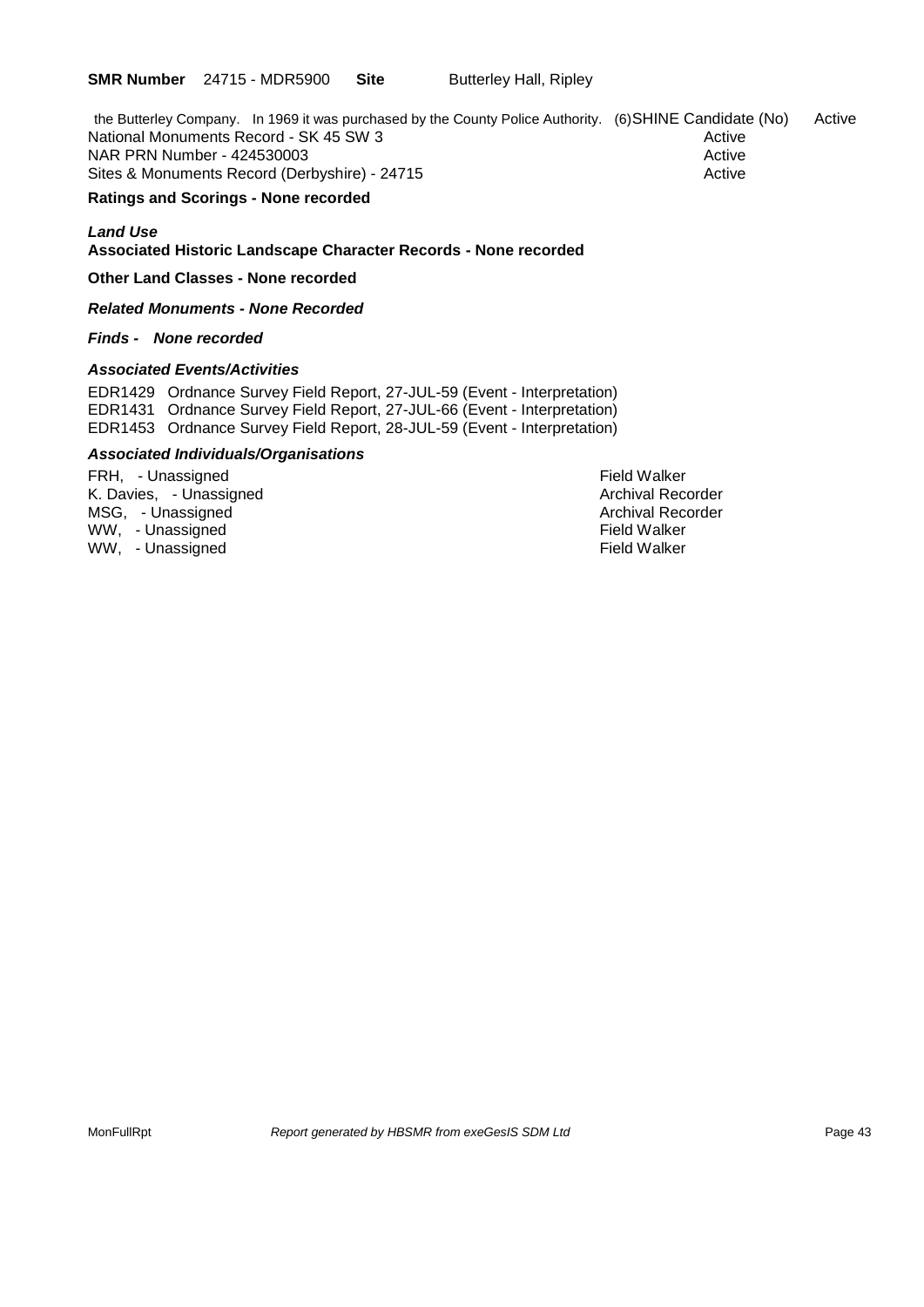**SMR Number** 24715 - MDR5900 **Site** Butterley Hall, Ripley

the Butterley Company. In 1969 it was purchased by the County Police Authority. (6)

| | |
|---|---|
| SHINE Candidate (No) | Active |
| National Monuments Record - SK 45 SW 3 | Active |
| NAR PRN Number - 424530003 | Active |
| Sites & Monuments Record (Derbyshire) - 24715 | Active |

**Ratings and Scorings - None recorded**

***Land Use***

**Associated Historic Landscape Character Records - None recorded**

**Other Land Classes - None recorded**

***Related Monuments - None Recorded***

***Finds - None recorded***

***Associated Events/Activities***

EDR1429 Ordnance Survey Field Report, 27-JUL-59 (Event - Interpretation)
EDR1431 Ordnance Survey Field Report, 27-JUL-66 (Event - Interpretation)
EDR1453 Ordnance Survey Field Report, 28-JUL-59 (Event - Interpretation)

***Associated Individuals/Organisations***

| | |
|---|---|
| FRH, - Unassigned | Field Walker |
| K. Davies, - Unassigned | Archival Recorder |
| MSG, - Unassigned | Archival Recorder |
| WW, - Unassigned | Field Walker |
| WW, - Unassigned | Field Walker |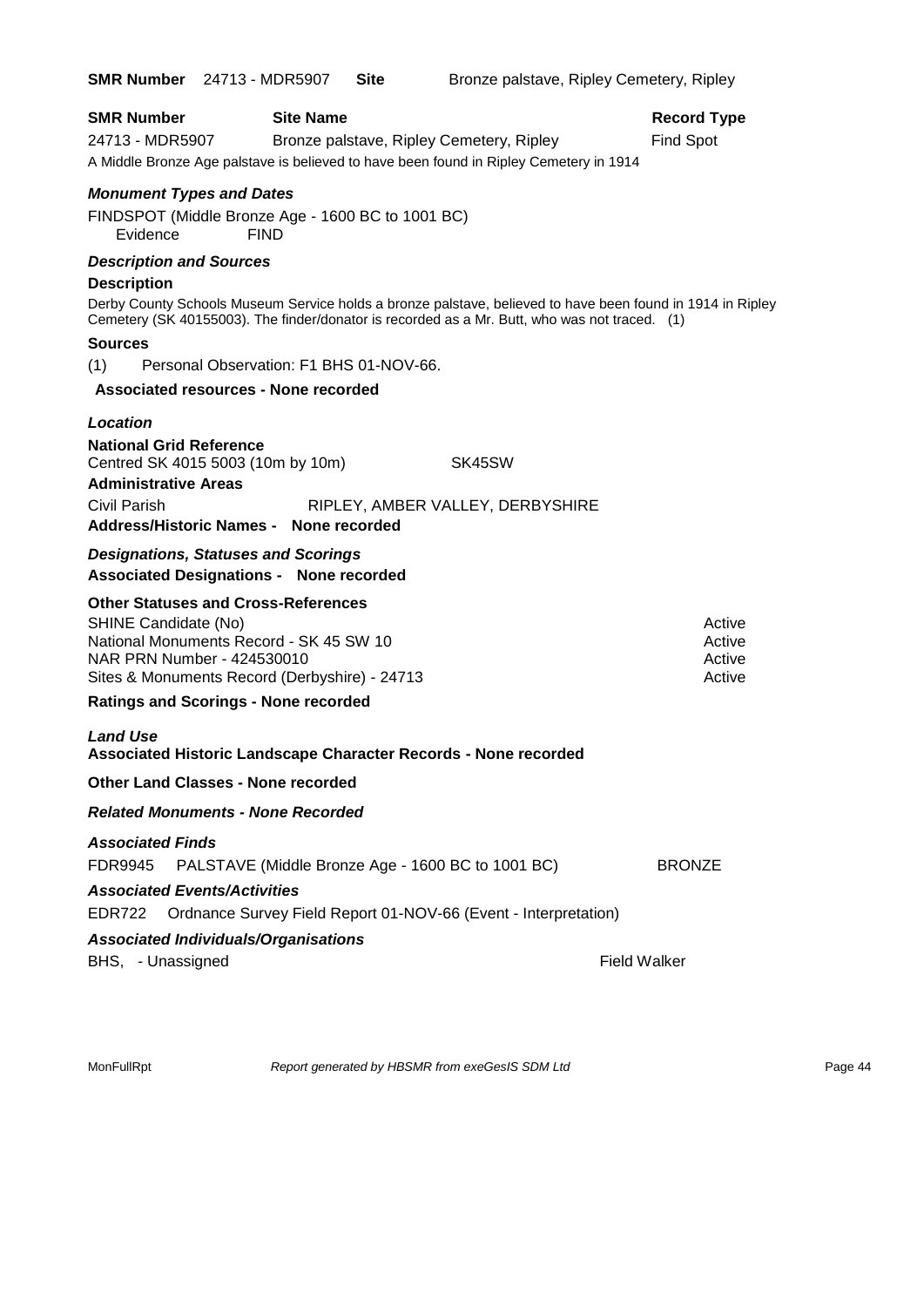**SMR Number** 24713 - MDR5907 **Site** Bronze palstave, Ripley Cemetery, Ripley

| **SMR Number** | **Site Name** | **Record Type** |
|---|---|---|
| 24713 - MDR5907 | Bronze palstave, Ripley Cemetery, Ripley | Find Spot |

A Middle Bronze Age palstave is believed to have been found in Ripley Cemetery in 1914

### *Monument Types and Dates*

FINDSPOT (Middle Bronze Age - 1600 BC to 1001 BC)
Evidence FIND

### *Description and Sources*

**Description**

Derby County Schools Museum Service holds a bronze palstave, believed to have been found in 1914 in Ripley Cemetery (SK 40155003). The finder/donator is recorded as a Mr. Butt, who was not traced. (1)

**Sources**

(1) Personal Observation: F1 BHS 01-NOV-66.

**Associated resources - None recorded**

### *Location*

**National Grid Reference**
Centred SK 4015 5003 (10m by 10m) SK45SW

**Administrative Areas**

Civil Parish RIPLEY, AMBER VALLEY, DERBYSHIRE

**Address/Historic Names - None recorded**

### *Designations, Statuses and Scorings*

**Associated Designations - None recorded**

**Other Statuses and Cross-References**

| | |
|---|---|
| SHINE Candidate (No) | Active |
| National Monuments Record - SK 45 SW 10 | Active |
| NAR PRN Number - 424530010 | Active |
| Sites & Monuments Record (Derbyshire) - 24713 | Active |

**Ratings and Scorings - None recorded**

### *Land Use*

**Associated Historic Landscape Character Records - None recorded**

**Other Land Classes - None recorded**

### *Related Monuments - None Recorded*

### *Associated Finds*

FDR9945 PALSTAVE (Middle Bronze Age - 1600 BC to 1001 BC) BRONZE

### *Associated Events/Activities*

EDR722 Ordnance Survey Field Report 01-NOV-66 (Event - Interpretation)

### *Associated Individuals/Organisations*

BHS, - Unassigned Field Walker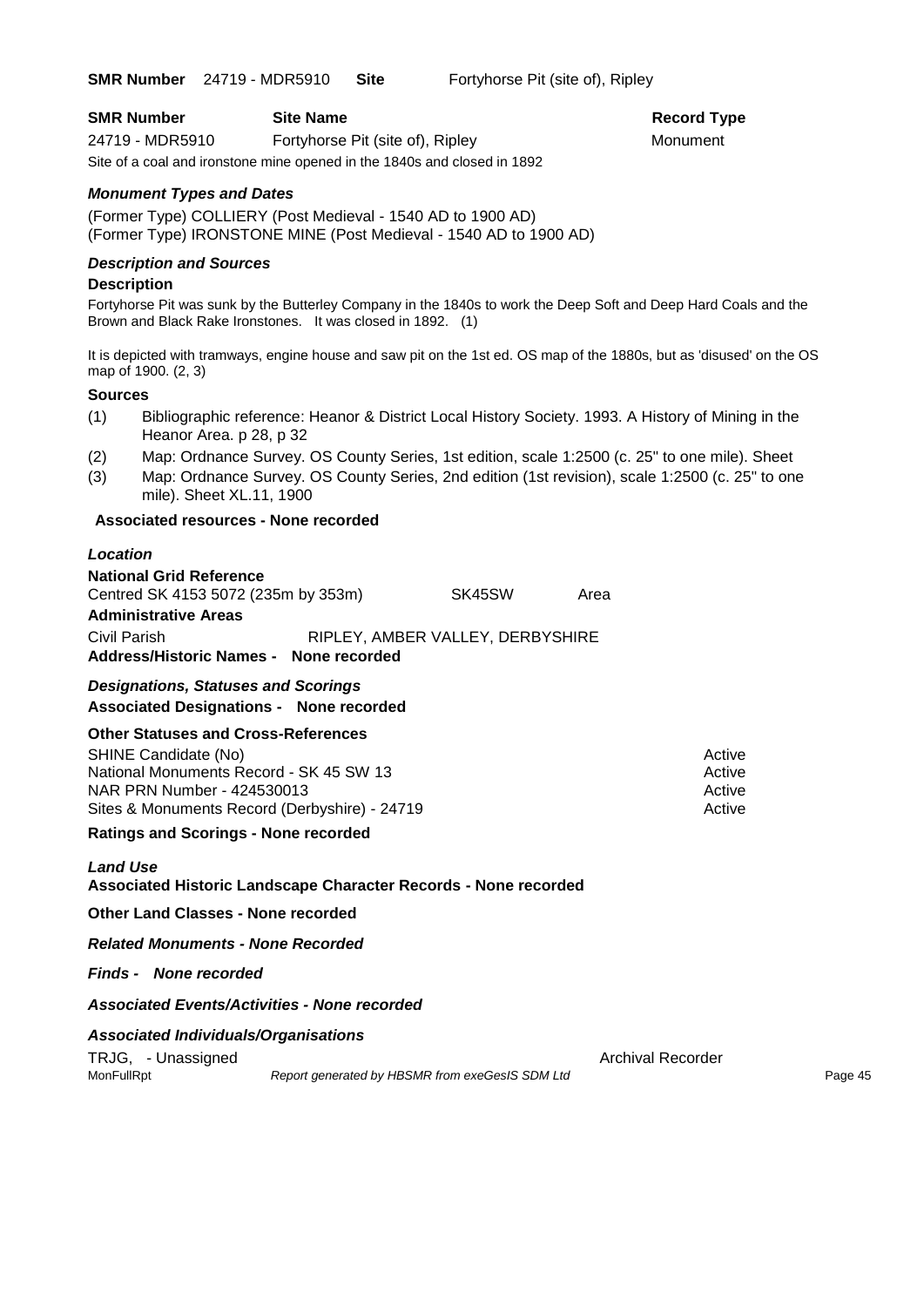**SMR Number** 24719 - MDR5910 **Site** Fortyhorse Pit (site of), Ripley

| SMR Number | Site Name | Record Type |
|---|---|---|
| 24719 - MDR5910 | Fortyhorse Pit (site of), Ripley | Monument |

Site of a coal and ironstone mine opened in the 1840s and closed in 1892

### *Monument Types and Dates*

(Former Type) COLLIERY (Post Medieval - 1540 AD to 1900 AD)
(Former Type) IRONSTONE MINE (Post Medieval - 1540 AD to 1900 AD)

### *Description and Sources*

**Description**

Fortyhorse Pit was sunk by the Butterley Company in the 1840s to work the Deep Soft and Deep Hard Coals and the Brown and Black Rake Ironstones. It was closed in 1892. (1)

It is depicted with tramways, engine house and saw pit on the 1st ed. OS map of the 1880s, but as 'disused' on the OS map of 1900. (2, 3)

**Sources**

(1) Bibliographic reference: Heanor & District Local History Society. 1993. A History of Mining in the Heanor Area. p 28, p 32
(2) Map: Ordnance Survey. OS County Series, 1st edition, scale 1:2500 (c. 25" to one mile). Sheet
(3) Map: Ordnance Survey. OS County Series, 2nd edition (1st revision), scale 1:2500 (c. 25" to one mile). Sheet XL.11, 1900

**Associated resources - None recorded**

### *Location*

**National Grid Reference**

Centred SK 4153 5072 (235m by 353m) SK45SW Area

**Administrative Areas**

Civil Parish RIPLEY, AMBER VALLEY, DERBYSHIRE

**Address/Historic Names - None recorded**

### *Designations, Statuses and Scorings*

**Associated Designations - None recorded**

**Other Statuses and Cross-References**

| | |
|---|---|
| SHINE Candidate (No) | Active |
| National Monuments Record - SK 45 SW 13 | Active |
| NAR PRN Number - 424530013 | Active |
| Sites & Monuments Record (Derbyshire) - 24719 | Active |

**Ratings and Scorings - None recorded**

### *Land Use*

**Associated Historic Landscape Character Records - None recorded**

**Other Land Classes - None recorded**

***Related Monuments - None Recorded***

***Finds - None recorded***

***Associated Events/Activities - None recorded***

### *Associated Individuals/Organisations*

TRJG, - Unassigned Archival Recorder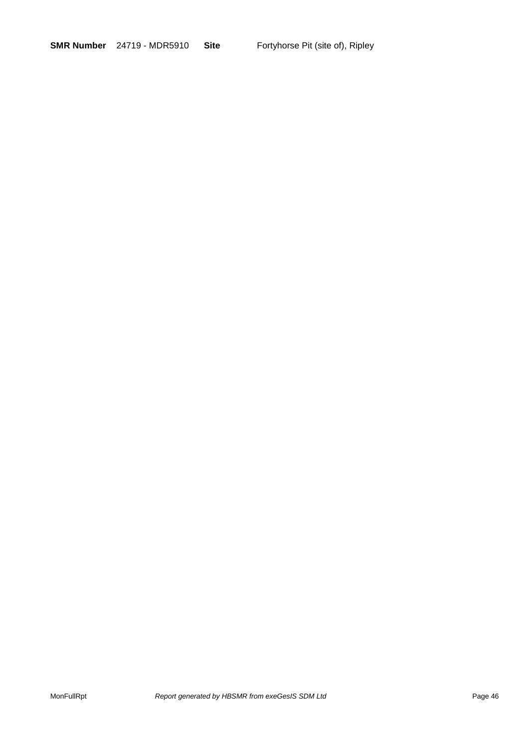**SMR Number** 24719 - MDR5910 **Site** Fortyhorse Pit (site of), Ripley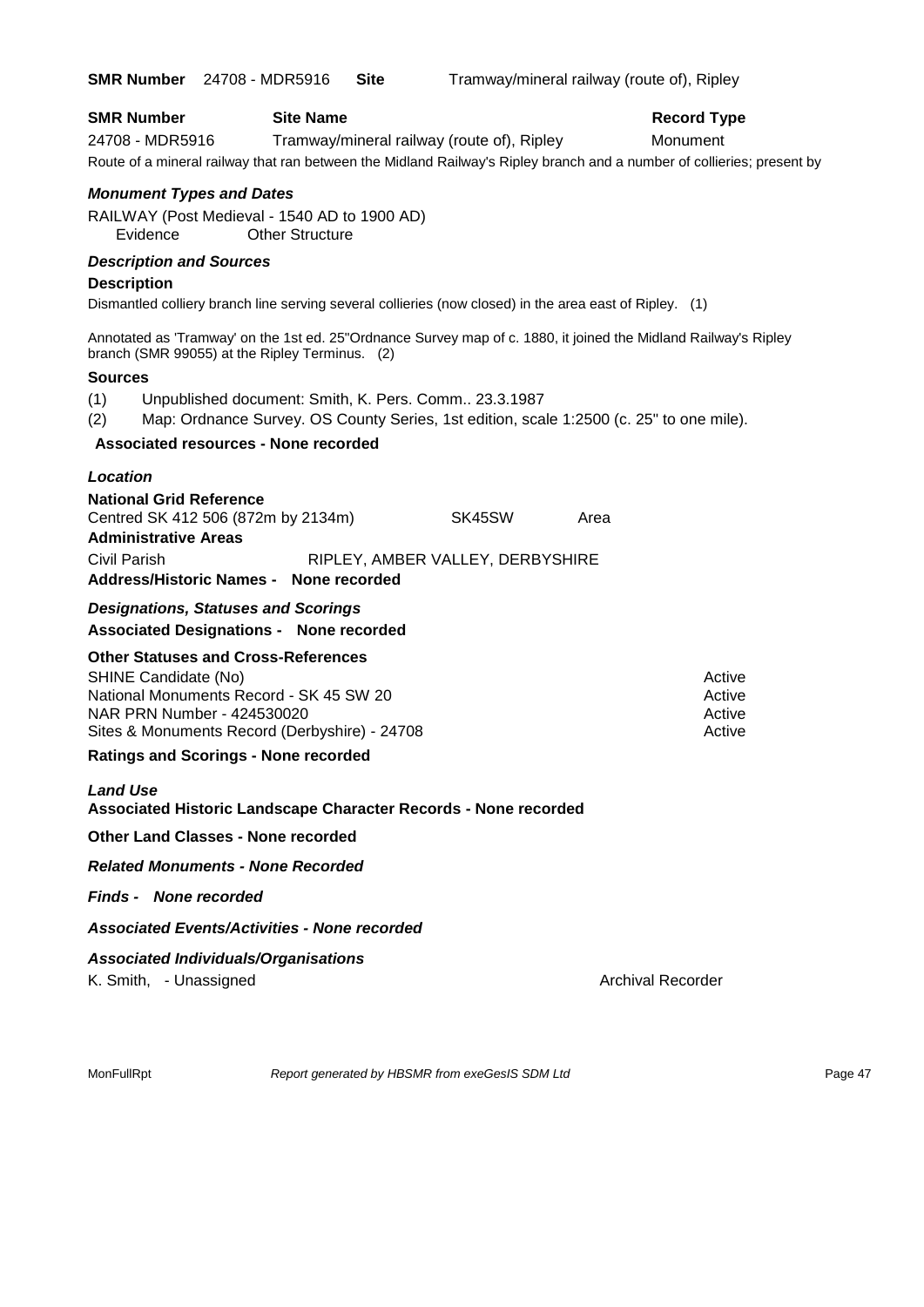**SMR Number** 24708 - MDR5916 **Site** Tramway/mineral railway (route of), Ripley

| **SMR Number** | **Site Name** | **Record Type** |
|---|---|---|
| 24708 - MDR5916 | Tramway/mineral railway (route of), Ripley | Monument |

Route of a mineral railway that ran between the Midland Railway's Ripley branch and a number of collieries; present by

### *Monument Types and Dates*

RAILWAY (Post Medieval - 1540 AD to 1900 AD)
Evidence Other Structure

### *Description and Sources*

**Description**

Dismantled colliery branch line serving several collieries (now closed) in the area east of Ripley. (1)

Annotated as 'Tramway' on the 1st ed. 25"Ordnance Survey map of c. 1880, it joined the Midland Railway's Ripley branch (SMR 99055) at the Ripley Terminus. (2)

**Sources**

(1) Unpublished document: Smith, K. Pers. Comm.. 23.3.1987
(2) Map: Ordnance Survey. OS County Series, 1st edition, scale 1:2500 (c. 25" to one mile).

**Associated resources - None recorded**

### *Location*

**National Grid Reference**
Centred SK 412 506 (872m by 2134m) SK45SW Area

**Administrative Areas**
Civil Parish RIPLEY, AMBER VALLEY, DERBYSHIRE

**Address/Historic Names - None recorded**

### *Designations, Statuses and Scorings*

**Associated Designations - None recorded**

**Other Statuses and Cross-References**

| | |
|---|---|
| SHINE Candidate (No) | Active |
| National Monuments Record - SK 45 SW 20 | Active |
| NAR PRN Number - 424530020 | Active |
| Sites & Monuments Record (Derbyshire) - 24708 | Active |

**Ratings and Scorings - None recorded**

### *Land Use*

**Associated Historic Landscape Character Records - None recorded**

**Other Land Classes - None recorded**

***Related Monuments - None Recorded***

***Finds - None recorded***

***Associated Events/Activities - None recorded***

***Associated Individuals/Organisations***

K. Smith, - Unassigned Archival Recorder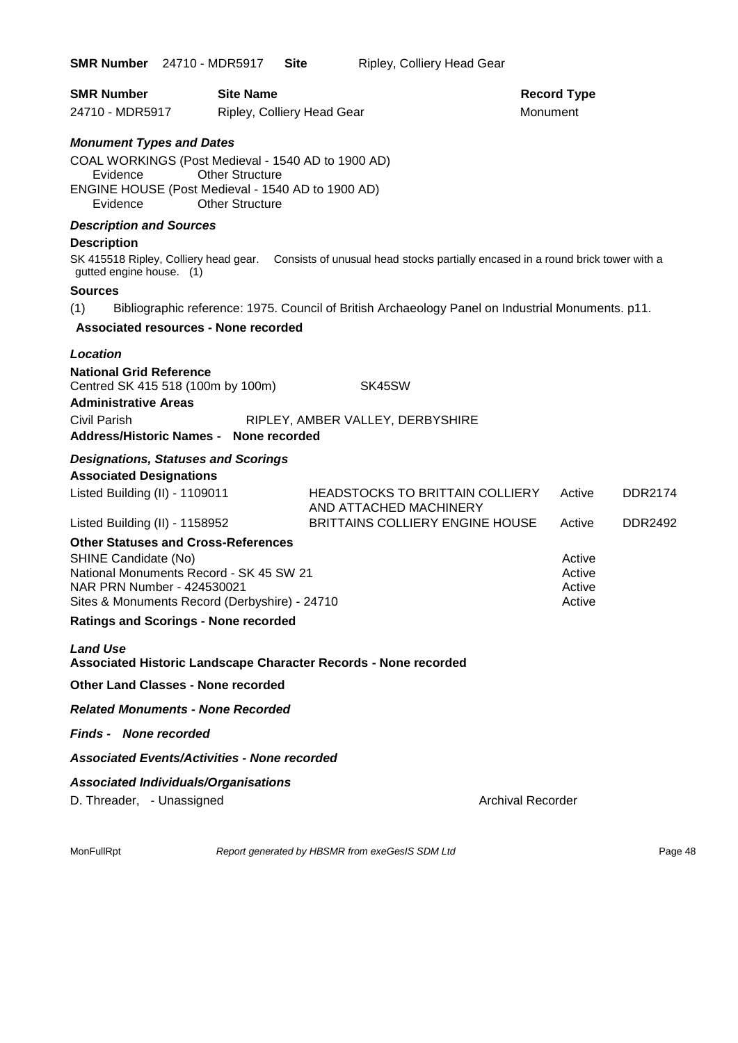**SMR Number** 24710 - MDR5917 **Site** Ripley, Colliery Head Gear

| **SMR Number** | **Site Name** | **Record Type** |
|---|---|---|
| 24710 - MDR5917 | Ripley, Colliery Head Gear | Monument |

### *Monument Types and Dates*

COAL WORKINGS (Post Medieval - 1540 AD to 1900 AD)
Evidence Other Structure
ENGINE HOUSE (Post Medieval - 1540 AD to 1900 AD)
Evidence Other Structure

### *Description and Sources*

**Description**

SK 415518 Ripley, Colliery head gear. Consists of unusual head stocks partially encased in a round brick tower with a gutted engine house. (1)

**Sources**

(1) Bibliographic reference: 1975. Council of British Archaeology Panel on Industrial Monuments. p11.

**Associated resources - None recorded**

### *Location*

**National Grid Reference**
Centred SK 415 518 (100m by 100m) SK45SW

**Administrative Areas**

Civil Parish RIPLEY, AMBER VALLEY, DERBYSHIRE

**Address/Historic Names - None recorded**

### *Designations, Statuses and Scorings*

**Associated Designations**

| | | | |
|---|---|---|---|
| Listed Building (II) - 1109011 | HEADSTOCKS TO BRITTAIN COLLIERY AND ATTACHED MACHINERY | Active | DDR2174 |
| Listed Building (II) - 1158952 | BRITTAINS COLLIERY ENGINE HOUSE | Active | DDR2492 |

**Other Statuses and Cross-References**

| | |
|---|---|
| SHINE Candidate (No) | Active |
| National Monuments Record - SK 45 SW 21 | Active |
| NAR PRN Number - 424530021 | Active |
| Sites & Monuments Record (Derbyshire) - 24710 | Active |

**Ratings and Scorings - None recorded**

### *Land Use*

**Associated Historic Landscape Character Records - None recorded**

**Other Land Classes - None recorded**

***Related Monuments - None Recorded***

***Finds - None recorded***

***Associated Events/Activities - None recorded***

***Associated Individuals/Organisations***

D. Threader, - Unassigned Archival Recorder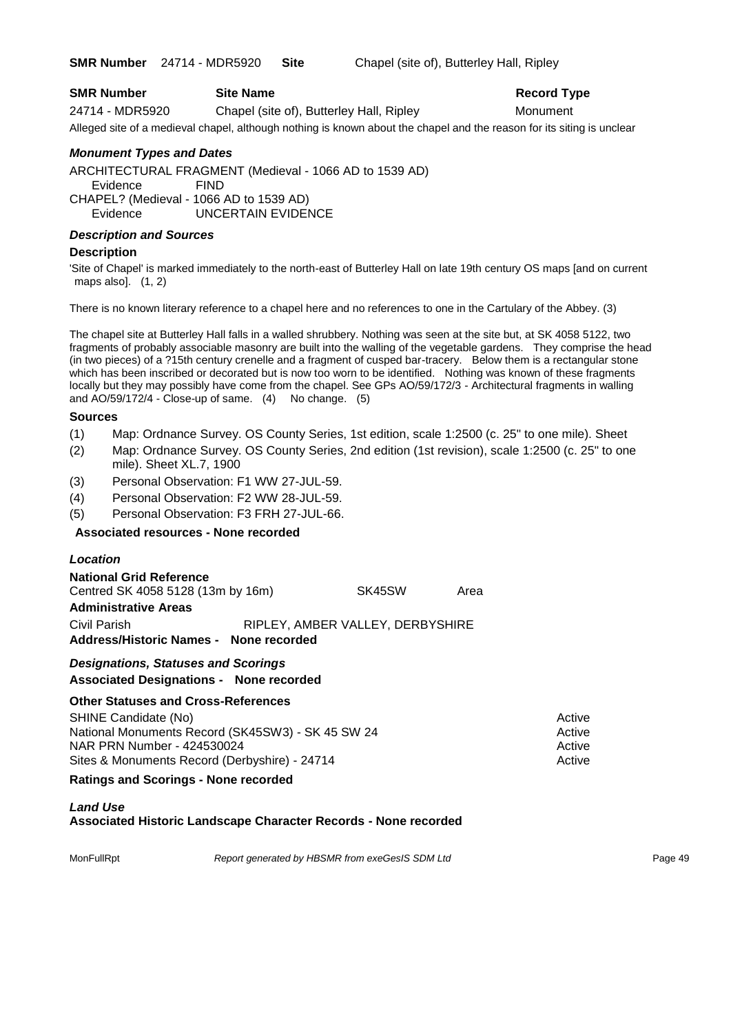**SMR Number** 24714 - MDR5920 **Site** Chapel (site of), Butterley Hall, Ripley

| SMR Number | Site Name | Record Type |
| --- | --- | --- |
| 24714 - MDR5920 | Chapel (site of), Butterley Hall, Ripley | Monument |

Alleged site of a medieval chapel, although nothing is known about the chapel and the reason for its siting is unclear

### *Monument Types and Dates*

ARCHITECTURAL FRAGMENT (Medieval - 1066 AD to 1539 AD)
Evidence FIND
CHAPEL? (Medieval - 1066 AD to 1539 AD)
Evidence UNCERTAIN EVIDENCE

### *Description and Sources*

#### Description

'Site of Chapel' is marked immediately to the north-east of Butterley Hall on late 19th century OS maps [and on current maps also]. (1, 2)

There is no known literary reference to a chapel here and no references to one in the Cartulary of the Abbey. (3)

The chapel site at Butterley Hall falls in a walled shrubbery. Nothing was seen at the site but, at SK 4058 5122, two fragments of probably associable masonry are built into the walling of the vegetable gardens. They comprise the head (in two pieces) of a ?15th century crenelle and a fragment of cusped bar-tracery. Below them is a rectangular stone which has been inscribed or decorated but is now too worn to be identified. Nothing was known of these fragments locally but they may possibly have come from the chapel. See GPs AO/59/172/3 - Architectural fragments in walling and AO/59/172/4 - Close-up of same. (4) No change. (5)

#### Sources

(1) Map: Ordnance Survey. OS County Series, 1st edition, scale 1:2500 (c. 25" to one mile). Sheet
(2) Map: Ordnance Survey. OS County Series, 2nd edition (1st revision), scale 1:2500 (c. 25" to one mile). Sheet XL.7, 1900
(3) Personal Observation: F1 WW 27-JUL-59.
(4) Personal Observation: F2 WW 28-JUL-59.
(5) Personal Observation: F3 FRH 27-JUL-66.

**Associated resources - None recorded**

### *Location*

**National Grid Reference**
Centred SK 4058 5128 (13m by 16m) SK45SW Area

**Administrative Areas**
Civil Parish RIPLEY, AMBER VALLEY, DERBYSHIRE

**Address/Historic Names - None recorded**

### *Designations, Statuses and Scorings*

**Associated Designations - None recorded**

**Other Statuses and Cross-References**

| | |
| --- | --- |
| SHINE Candidate (No) | Active |
| National Monuments Record (SK45SW3) - SK 45 SW 24 | Active |
| NAR PRN Number - 424530024 | Active |
| Sites & Monuments Record (Derbyshire) - 24714 | Active |

**Ratings and Scorings - None recorded**

### *Land Use*

**Associated Historic Landscape Character Records - None recorded**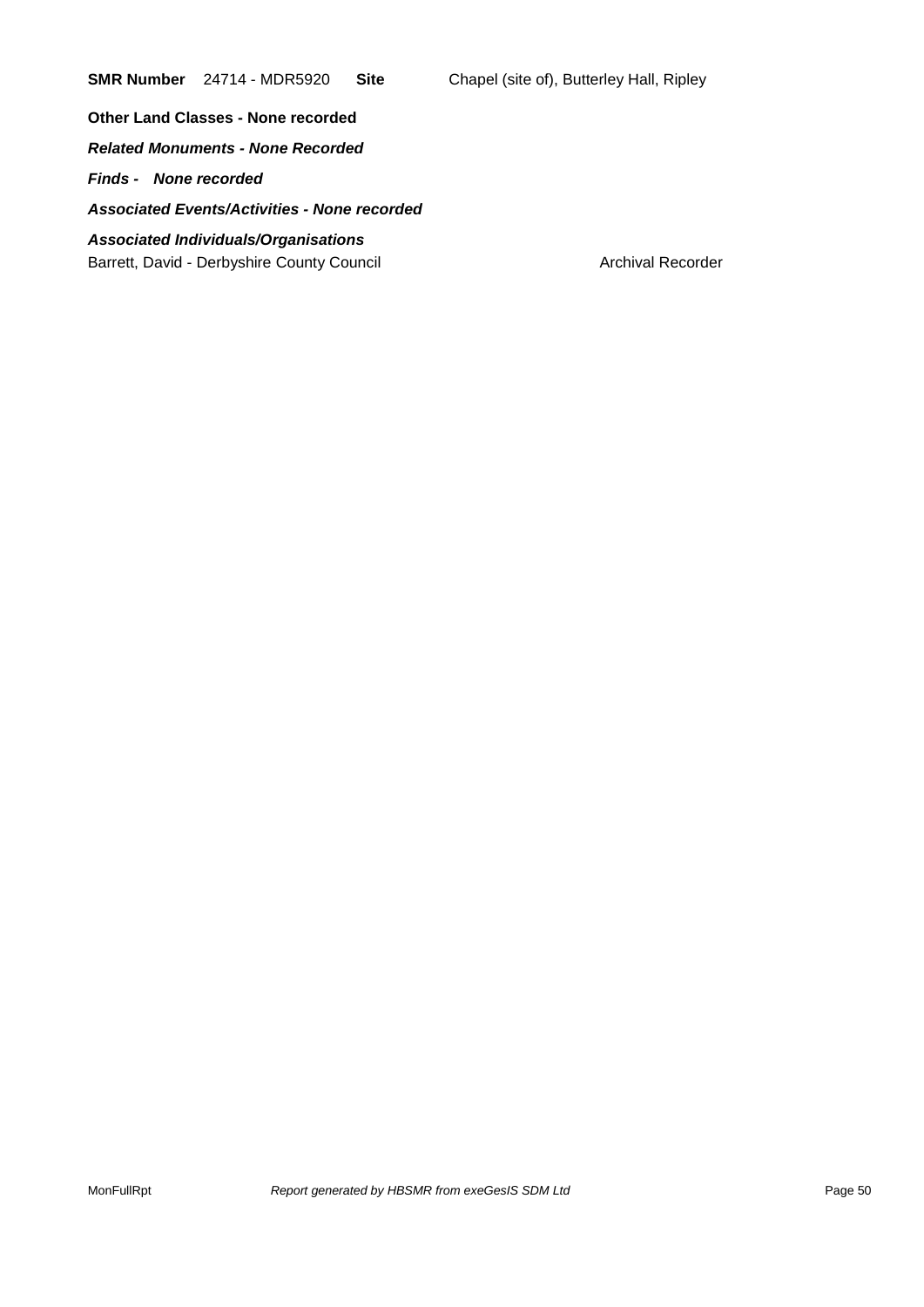**SMR Number** 24714 - MDR5920 **Site** Chapel (site of), Butterley Hall, Ripley

**Other Land Classes - None recorded**

***Related Monuments - None Recorded***

***Finds - None recorded***

***Associated Events/Activities - None recorded***

***Associated Individuals/Organisations***

Barrett, David - Derbyshire County Council Archival Recorder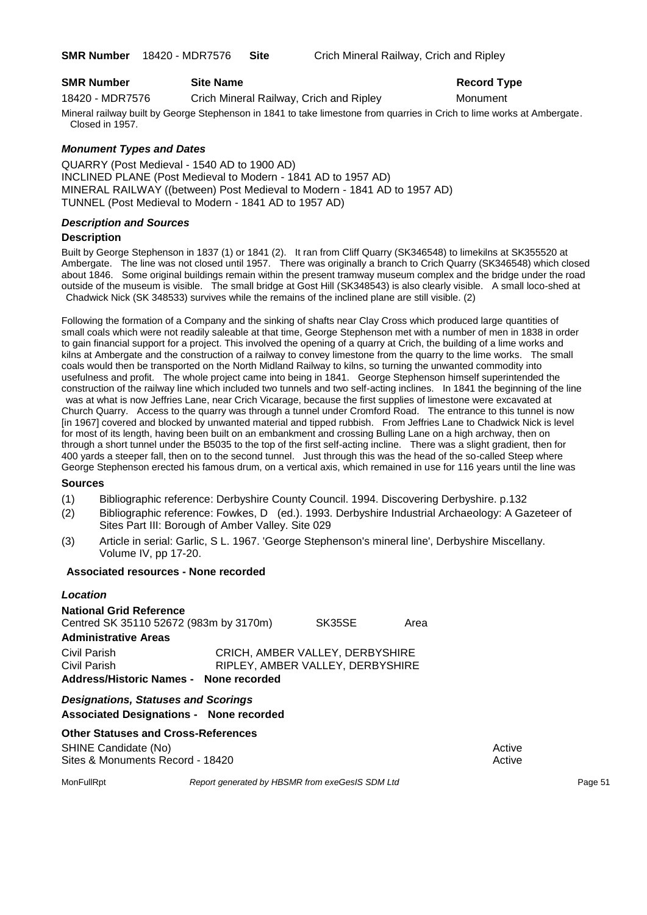**SMR Number** 18420 - MDR7576 **Site** Crich Mineral Railway, Crich and Ripley

| SMR Number | Site Name | Record Type |
|---|---|---|
| 18420 - MDR7576 | Crich Mineral Railway, Crich and Ripley | Monument |

Mineral railway built by George Stephenson in 1841 to take limestone from quarries in Crich to lime works at Ambergate. Closed in 1957.

### *Monument Types and Dates*

QUARRY (Post Medieval - 1540 AD to 1900 AD)
INCLINED PLANE (Post Medieval to Modern - 1841 AD to 1957 AD)
MINERAL RAILWAY ((between) Post Medieval to Modern - 1841 AD to 1957 AD)
TUNNEL (Post Medieval to Modern - 1841 AD to 1957 AD)

### *Description and Sources*

#### Description

Built by George Stephenson in 1837 (1) or 1841 (2). It ran from Cliff Quarry (SK346548) to limekilns at SK355520 at Ambergate. The line was not closed until 1957. There was originally a branch to Crich Quarry (SK346548) which closed about 1846. Some original buildings remain within the present tramway museum complex and the bridge under the road outside of the museum is visible. The small bridge at Gost Hill (SK348543) is also clearly visible. A small loco-shed at Chadwick Nick (SK 348533) survives while the remains of the inclined plane are still visible. (2)

Following the formation of a Company and the sinking of shafts near Clay Cross which produced large quantities of small coals which were not readily saleable at that time, George Stephenson met with a number of men in 1838 in order to gain financial support for a project. This involved the opening of a quarry at Crich, the building of a lime works and kilns at Ambergate and the construction of a railway to convey limestone from the quarry to the lime works. The small coals would then be transported on the North Midland Railway to kilns, so turning the unwanted commodity into usefulness and profit. The whole project came into being in 1841. George Stephenson himself superintended the construction of the railway line which included two tunnels and two self-acting inclines. In 1841 the beginning of the line was at what is now Jeffries Lane, near Crich Vicarage, because the first supplies of limestone were excavated at Church Quarry. Access to the quarry was through a tunnel under Cromford Road. The entrance to this tunnel is now [in 1967] covered and blocked by unwanted material and tipped rubbish. From Jeffries Lane to Chadwick Nick is level for most of its length, having been built on an embankment and crossing Bulling Lane on a high archway, then on through a short tunnel under the B5035 to the top of the first self-acting incline. There was a slight gradient, then for 400 yards a steeper fall, then on to the second tunnel. Just through this was the head of the so-called Steep where George Stephenson erected his famous drum, on a vertical axis, which remained in use for 116 years until the line was

#### Sources

(1) Bibliographic reference: Derbyshire County Council. 1994. Discovering Derbyshire. p.132
(2) Bibliographic reference: Fowkes, D (ed.). 1993. Derbyshire Industrial Archaeology: A Gazeteer of Sites Part III: Borough of Amber Valley. Site 029
(3) Article in serial: Garlic, S L. 1967. 'George Stephenson's mineral line', Derbyshire Miscellany. Volume IV, pp 17-20.

**Associated resources - None recorded**

### *Location*

**National Grid Reference**
Centred SK 35110 52672 (983m by 3170m) SK35SE Area

**Administrative Areas**

| | |
|---|---|
| Civil Parish | CRICH, AMBER VALLEY, DERBYSHIRE |
| Civil Parish | RIPLEY, AMBER VALLEY, DERBYSHIRE |

**Address/Historic Names - None recorded**

### *Designations, Statuses and Scorings*

**Associated Designations - None recorded**

**Other Statuses and Cross-References**

| | |
|---|---|
| SHINE Candidate (No) | Active |
| Sites & Monuments Record - 18420 | Active |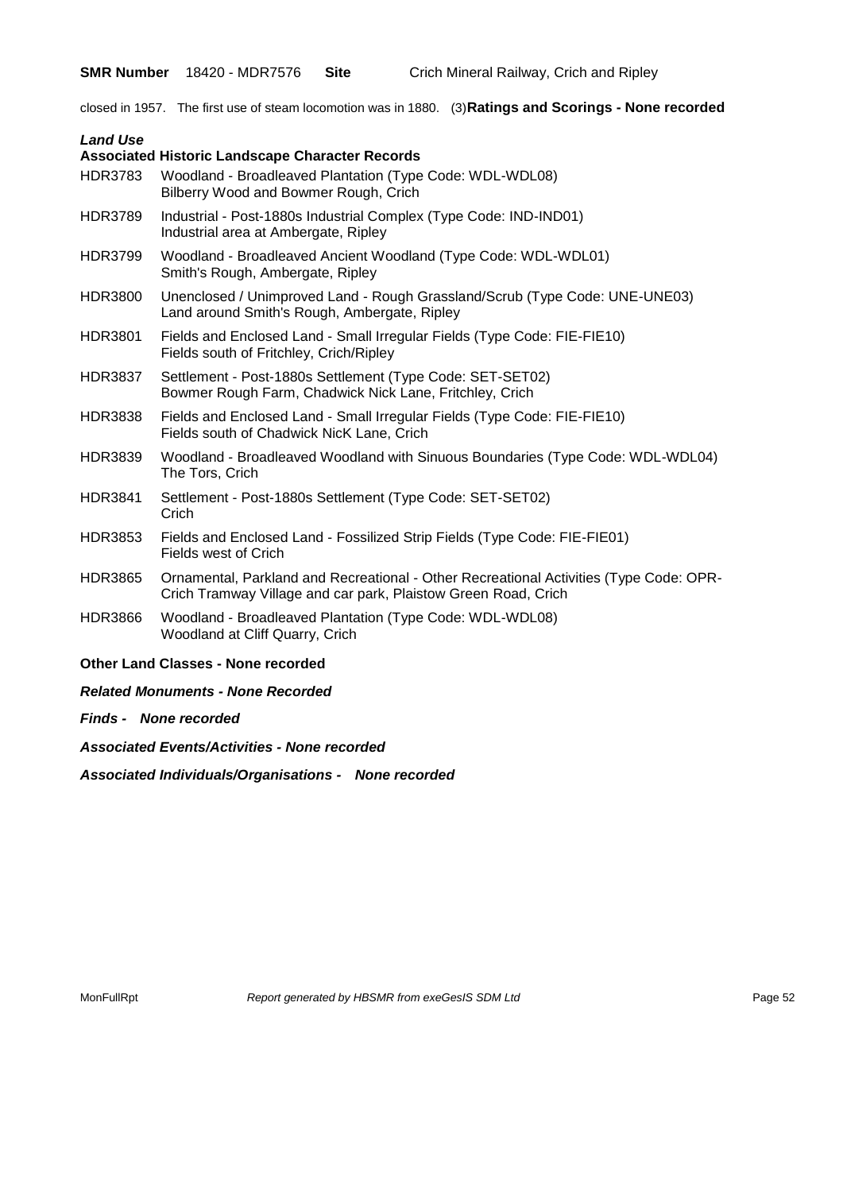**SMR Number** 18420 - MDR7576 **Site** Crich Mineral Railway, Crich and Ripley

closed in 1957. The first use of steam locomotion was in 1880. (3)**Ratings and Scorings - None recorded**

***Land Use***

**Associated Historic Landscape Character Records**

| | |
|---|---|
| HDR3783 | Woodland - Broadleaved Plantation (Type Code: WDL-WDL08)<br>Bilberry Wood and Bowmer Rough, Crich |
| HDR3789 | Industrial - Post-1880s Industrial Complex (Type Code: IND-IND01)<br>Industrial area at Ambergate, Ripley |
| HDR3799 | Woodland - Broadleaved Ancient Woodland (Type Code: WDL-WDL01)<br>Smith's Rough, Ambergate, Ripley |
| HDR3800 | Unenclosed / Unimproved Land - Rough Grassland/Scrub (Type Code: UNE-UNE03)<br>Land around Smith's Rough, Ambergate, Ripley |
| HDR3801 | Fields and Enclosed Land - Small Irregular Fields (Type Code: FIE-FIE10)<br>Fields south of Fritchley, Crich/Ripley |
| HDR3837 | Settlement - Post-1880s Settlement (Type Code: SET-SET02)<br>Bowmer Rough Farm, Chadwick Nick Lane, Fritchley, Crich |
| HDR3838 | Fields and Enclosed Land - Small Irregular Fields (Type Code: FIE-FIE10)<br>Fields south of Chadwick NicK Lane, Crich |
| HDR3839 | Woodland - Broadleaved Woodland with Sinuous Boundaries (Type Code: WDL-WDL04)<br>The Tors, Crich |
| HDR3841 | Settlement - Post-1880s Settlement (Type Code: SET-SET02)<br>Crich |
| HDR3853 | Fields and Enclosed Land - Fossilized Strip Fields (Type Code: FIE-FIE01)<br>Fields west of Crich |
| HDR3865 | Ornamental, Parkland and Recreational - Other Recreational Activities (Type Code: OPR-<br>Crich Tramway Village and car park, Plaistow Green Road, Crich |
| HDR3866 | Woodland - Broadleaved Plantation (Type Code: WDL-WDL08)<br>Woodland at Cliff Quarry, Crich |

**Other Land Classes - None recorded**

***Related Monuments - None Recorded***

***Finds - None recorded***

***Associated Events/Activities - None recorded***

***Associated Individuals/Organisations - None recorded***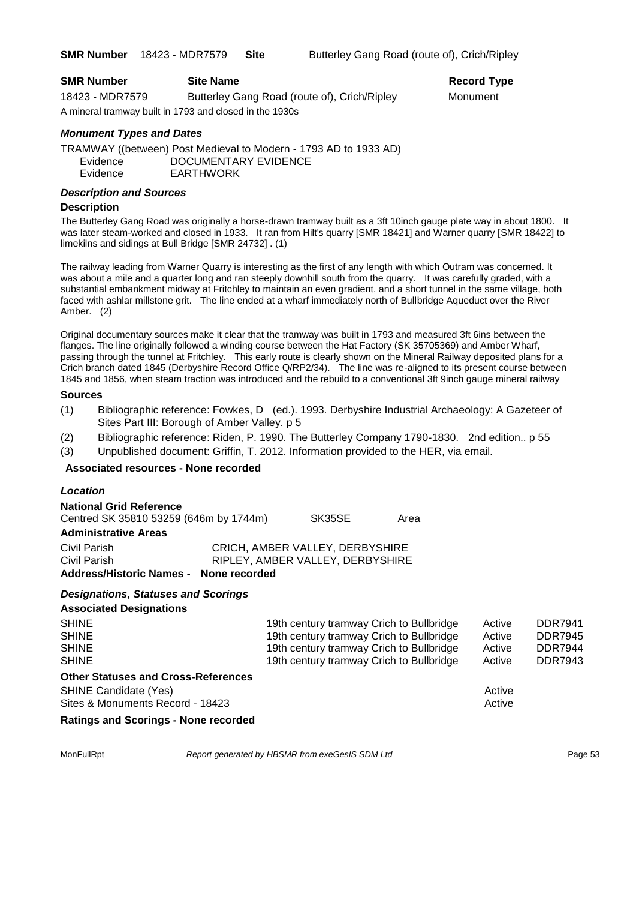**SMR Number** 18423 - MDR7579 **Site** Butterley Gang Road (route of), Crich/Ripley

| SMR Number | Site Name | Record Type |
|---|---|---|
| 18423 - MDR7579 | Butterley Gang Road (route of), Crich/Ripley | Monument |

A mineral tramway built in 1793 and closed in the 1930s

### *Monument Types and Dates*

TRAMWAY ((between) Post Medieval to Modern - 1793 AD to 1933 AD)

| | |
|---|---|
| Evidence | DOCUMENTARY EVIDENCE |
| Evidence | EARTHWORK |

### *Description and Sources*

**Description**

The Butterley Gang Road was originally a horse-drawn tramway built as a 3ft 10inch gauge plate way in about 1800. It was later steam-worked and closed in 1933. It ran from Hilt's quarry [SMR 18421] and Warner quarry [SMR 18422] to limekilns and sidings at Bull Bridge [SMR 24732] . (1)

The railway leading from Warner Quarry is interesting as the first of any length with which Outram was concerned. It was about a mile and a quarter long and ran steeply downhill south from the quarry. It was carefully graded, with a substantial embankment midway at Fritchley to maintain an even gradient, and a short tunnel in the same village, both faced with ashlar millstone grit. The line ended at a wharf immediately north of Bullbridge Aqueduct over the River Amber. (2)

Original documentary sources make it clear that the tramway was built in 1793 and measured 3ft 6ins between the flanges. The line originally followed a winding course between the Hat Factory (SK 35705369) and Amber Wharf, passing through the tunnel at Fritchley. This early route is clearly shown on the Mineral Railway deposited plans for a Crich branch dated 1845 (Derbyshire Record Office Q/RP2/34). The line was re-aligned to its present course between 1845 and 1856, when steam traction was introduced and the rebuild to a conventional 3ft 9inch gauge mineral railway

**Sources**

(1) Bibliographic reference: Fowkes, D (ed.). 1993. Derbyshire Industrial Archaeology: A Gazeteer of Sites Part III: Borough of Amber Valley. p 5

(2) Bibliographic reference: Riden, P. 1990. The Butterley Company 1790-1830. 2nd edition.. p 55

(3) Unpublished document: Griffin, T. 2012. Information provided to the HER, via email.

**Associated resources - None recorded**

### *Location*

**National Grid Reference**

Centred SK 35810 53259 (646m by 1744m) SK35SE Area

**Administrative Areas**

| | |
|---|---|
| Civil Parish | CRICH, AMBER VALLEY, DERBYSHIRE |
| Civil Parish | RIPLEY, AMBER VALLEY, DERBYSHIRE |

**Address/Historic Names - None recorded**

### *Designations, Statuses and Scorings*

**Associated Designations**

| | | | |
|---|---|---|---|
| SHINE | 19th century tramway Crich to Bullbridge | Active | DDR7941 |
| SHINE | 19th century tramway Crich to Bullbridge | Active | DDR7945 |
| SHINE | 19th century tramway Crich to Bullbridge | Active | DDR7944 |
| SHINE | 19th century tramway Crich to Bullbridge | Active | DDR7943 |

**Other Statuses and Cross-References**

| | |
|---|---|
| SHINE Candidate (Yes) | Active |
| Sites & Monuments Record - 18423 | Active |

**Ratings and Scorings - None recorded**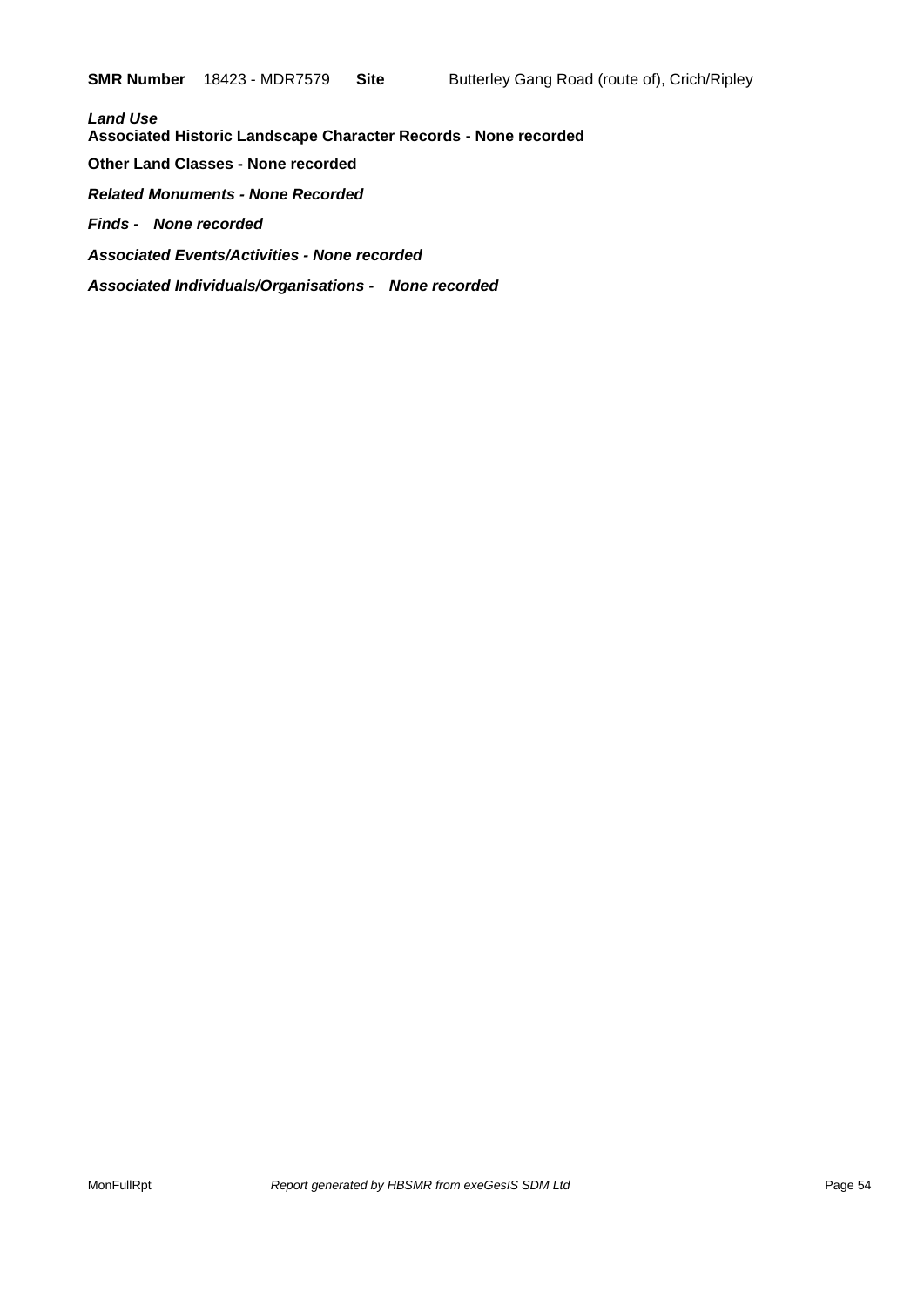**SMR Number** 18423 - MDR7579 **Site** Butterley Gang Road (route of), Crich/Ripley

***Land Use***
**Associated Historic Landscape Character Records - None recorded**

**Other Land Classes - None recorded**

***Related Monuments - None Recorded***

***Finds - None recorded***

***Associated Events/Activities - None recorded***

***Associated Individuals/Organisations - None recorded***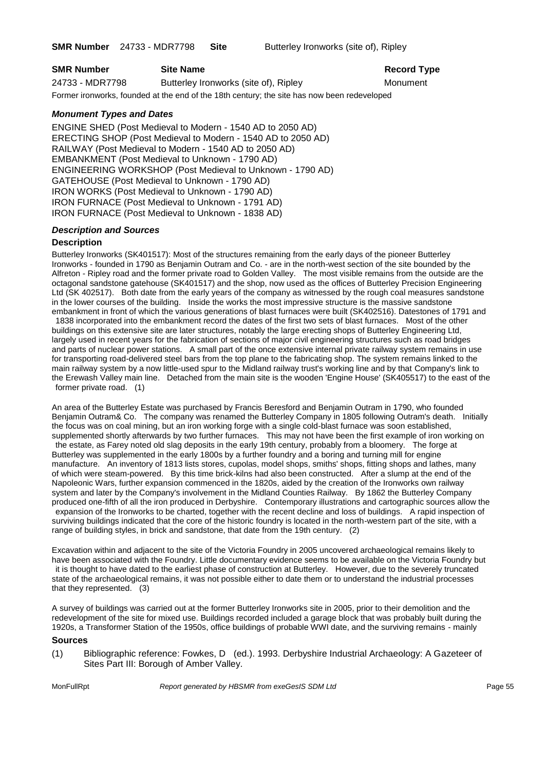**SMR Number** 24733 - MDR7798 **Site** Butterley Ironworks (site of), Ripley

| SMR Number | Site Name | Record Type |
|---|---|---|
| 24733 - MDR7798 | Butterley Ironworks (site of), Ripley | Monument |

Former ironworks, founded at the end of the 18th century; the site has now been redeveloped

### *Monument Types and Dates*

ENGINE SHED (Post Medieval to Modern - 1540 AD to 2050 AD)
ERECTING SHOP (Post Medieval to Modern - 1540 AD to 2050 AD)
RAILWAY (Post Medieval to Modern - 1540 AD to 2050 AD)
EMBANKMENT (Post Medieval to Unknown - 1790 AD)
ENGINEERING WORKSHOP (Post Medieval to Unknown - 1790 AD)
GATEHOUSE (Post Medieval to Unknown - 1790 AD)
IRON WORKS (Post Medieval to Unknown - 1790 AD)
IRON FURNACE (Post Medieval to Unknown - 1791 AD)
IRON FURNACE (Post Medieval to Unknown - 1838 AD)

### *Description and Sources*

#### Description

Butterley Ironworks (SK401517): Most of the structures remaining from the early days of the pioneer Butterley Ironworks - founded in 1790 as Benjamin Outram and Co. - are in the north-west section of the site bounded by the Alfreton - Ripley road and the former private road to Golden Valley. The most visible remains from the outside are the octagonal sandstone gatehouse (SK401517) and the shop, now used as the offices of Butterley Precision Engineering Ltd (SK 402517). Both date from the early years of the company as witnessed by the rough coal measures sandstone in the lower courses of the building. Inside the works the most impressive structure is the massive sandstone embankment in front of which the various generations of blast furnaces were built (SK402516). Datestones of 1791 and 1838 incorporated into the embankment record the dates of the first two sets of blast furnaces. Most of the other buildings on this extensive site are later structures, notably the large erecting shops of Butterley Engineering Ltd, largely used in recent years for the fabrication of sections of major civil engineering structures such as road bridges and parts of nuclear power stations. A small part of the once extensive internal private railway system remains in use for transporting road-delivered steel bars from the top plane to the fabricating shop. The system remains linked to the main railway system by a now little-used spur to the Midland railway trust's working line and by that Company's link to the Erewash Valley main line. Detached from the main site is the wooden 'Engine House' (SK405517) to the east of the former private road. (1)

An area of the Butterley Estate was purchased by Francis Beresford and Benjamin Outram in 1790, who founded Benjamin Outram& Co. The company was renamed the Butterley Company in 1805 following Outram's death. Initially the focus was on coal mining, but an iron working forge with a single cold-blast furnace was soon established, supplemented shortly afterwards by two further furnaces. This may not have been the first example of iron working on the estate, as Farey noted old slag deposits in the early 19th century, probably from a bloomery. The forge at Butterley was supplemented in the early 1800s by a further foundry and a boring and turning mill for engine manufacture. An inventory of 1813 lists stores, cupolas, model shops, smiths' shops, fitting shops and lathes, many of which were steam-powered. By this time brick-kilns had also been constructed. After a slump at the end of the Napoleonic Wars, further expansion commenced in the 1820s, aided by the creation of the Ironworks own railway system and later by the Company's involvement in the Midland Counties Railway. By 1862 the Butterley Company produced one-fifth of all the iron produced in Derbyshire. Contemporary illustrations and cartographic sources allow the expansion of the Ironworks to be charted, together with the recent decline and loss of buildings. A rapid inspection of surviving buildings indicated that the core of the historic foundry is located in the north-western part of the site, with a range of building styles, in brick and sandstone, that date from the 19th century. (2)

Excavation within and adjacent to the site of the Victoria Foundry in 2005 uncovered archaeological remains likely to have been associated with the Foundry. Little documentary evidence seems to be available on the Victoria Foundry but it is thought to have dated to the earliest phase of construction at Butterley. However, due to the severely truncated state of the archaeological remains, it was not possible either to date them or to understand the industrial processes that they represented. (3)

A survey of buildings was carried out at the former Butterley Ironworks site in 2005, prior to their demolition and the redevelopment of the site for mixed use. Buildings recorded included a garage block that was probably built during the 1920s, a Transformer Station of the 1950s, office buildings of probable WWI date, and the surviving remains - mainly

#### Sources

(1) Bibliographic reference: Fowkes, D (ed.). 1993. Derbyshire Industrial Archaeology: A Gazeteer of Sites Part III: Borough of Amber Valley.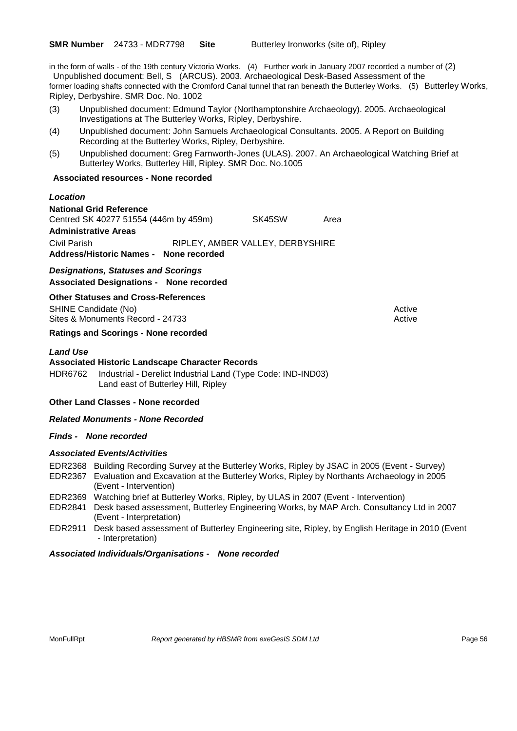**SMR Number** 24733 - MDR7798 **Site** Butterley Ironworks (site of), Ripley

in the form of walls - of the 19th century Victoria Works. (4) Further work in January 2007 recorded a number of former loading shafts connected with the Cromford Canal tunnel that ran beneath the Butterley Works. (5) Butterley Works, Ripley, Derbyshire. SMR Doc. No. 1002

(2) Unpublished document: Bell, S (ARCUS). 2003. Archaeological Desk-Based Assessment of the

(3) Unpublished document: Edmund Taylor (Northamptonshire Archaeology). 2005. Archaeological Investigations at The Butterley Works, Ripley, Derbyshire.

(4) Unpublished document: John Samuels Archaeological Consultants. 2005. A Report on Building Recording at the Butterley Works, Ripley, Derbyshire.

(5) Unpublished document: Greg Farnworth-Jones (ULAS). 2007. An Archaeological Watching Brief at Butterley Works, Butterley Hill, Ripley. SMR Doc. No.1005

**Associated resources - None recorded**

### *Location*

**National Grid Reference**

Centred SK 40277 51554 (446m by 459m) SK45SW Area

**Administrative Areas**

Civil Parish RIPLEY, AMBER VALLEY, DERBYSHIRE

**Address/Historic Names - None recorded**

### *Designations, Statuses and Scorings*

**Associated Designations - None recorded**

**Other Statuses and Cross-References**

SHINE Candidate (No) Active

Sites & Monuments Record - 24733 Active

**Ratings and Scorings - None recorded**

### *Land Use*

**Associated Historic Landscape Character Records**

HDR6762 Industrial - Derelict Industrial Land (Type Code: IND-IND03)
Land east of Butterley Hill, Ripley

**Other Land Classes - None recorded**

***Related Monuments - None Recorded***

***Finds - None recorded***

### *Associated Events/Activities*

EDR2368 Building Recording Survey at the Butterley Works, Ripley by JSAC in 2005 (Event - Survey)

EDR2367 Evaluation and Excavation at the Butterley Works, Ripley by Northants Archaeology in 2005 (Event - Intervention)

EDR2369 Watching brief at Butterley Works, Ripley, by ULAS in 2007 (Event - Intervention)

EDR2841 Desk based assessment, Butterley Engineering Works, by MAP Arch. Consultancy Ltd in 2007 (Event - Interpretation)

EDR2911 Desk based assessment of Butterley Engineering site, Ripley, by English Heritage in 2010 (Event - Interpretation)

***Associated Individuals/Organisations - None recorded***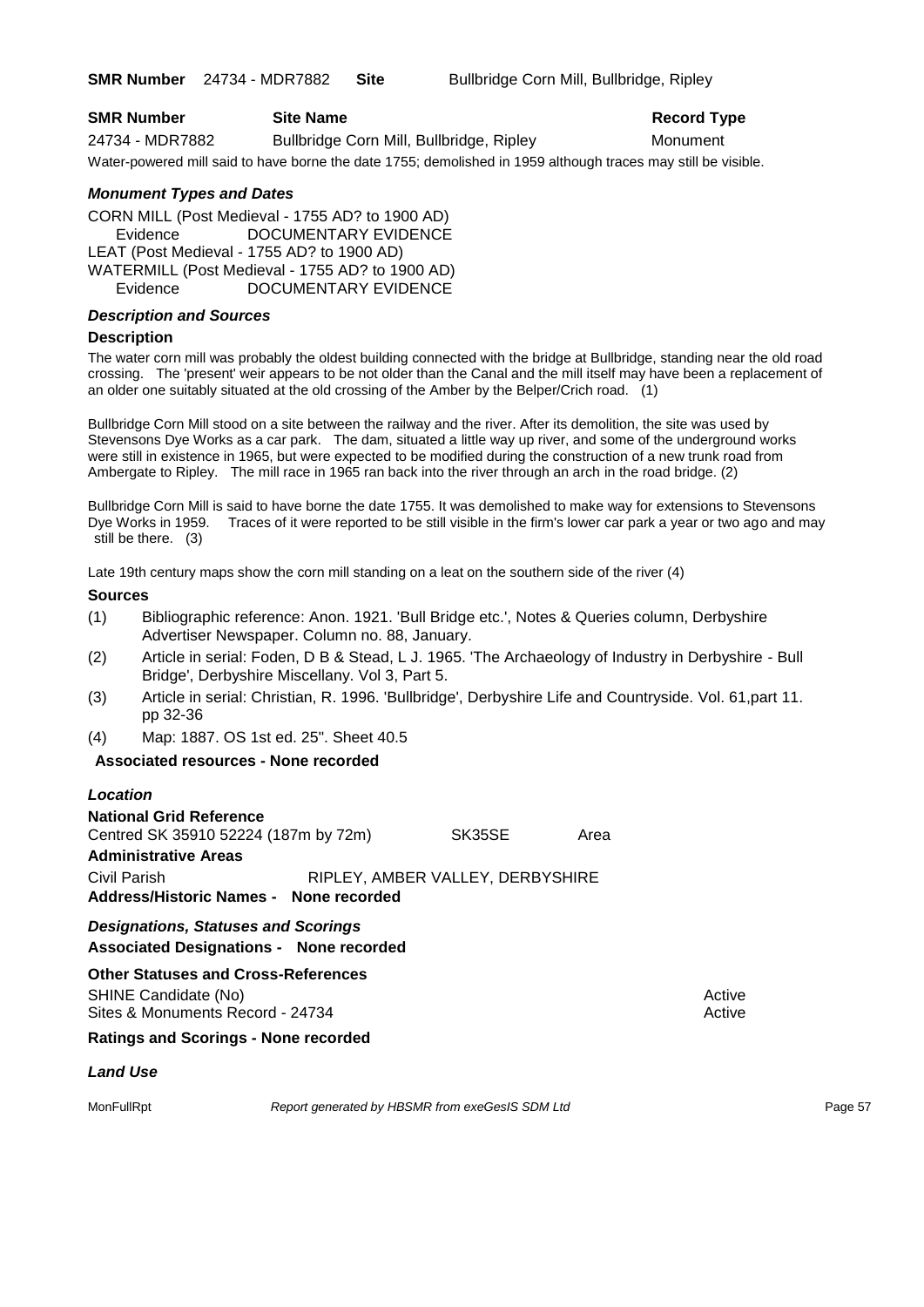**SMR Number** 24734 - MDR7882 **Site** Bullbridge Corn Mill, Bullbridge, Ripley

| SMR Number | Site Name | Record Type |
|---|---|---|
| 24734 - MDR7882 | Bullbridge Corn Mill, Bullbridge, Ripley | Monument |

Water-powered mill said to have borne the date 1755; demolished in 1959 although traces may still be visible.

### *Monument Types and Dates*

CORN MILL (Post Medieval - 1755 AD? to 1900 AD)
Evidence DOCUMENTARY EVIDENCE
LEAT (Post Medieval - 1755 AD? to 1900 AD)
WATERMILL (Post Medieval - 1755 AD? to 1900 AD)
Evidence DOCUMENTARY EVIDENCE

### *Description and Sources*

**Description**

The water corn mill was probably the oldest building connected with the bridge at Bullbridge, standing near the old road crossing. The 'present' weir appears to be not older than the Canal and the mill itself may have been a replacement of an older one suitably situated at the old crossing of the Amber by the Belper/Crich road. (1)

Bullbridge Corn Mill stood on a site between the railway and the river. After its demolition, the site was used by Stevensons Dye Works as a car park. The dam, situated a little way up river, and some of the underground works were still in existence in 1965, but were expected to be modified during the construction of a new trunk road from Ambergate to Ripley. The mill race in 1965 ran back into the river through an arch in the road bridge. (2)

Bullbridge Corn Mill is said to have borne the date 1755. It was demolished to make way for extensions to Stevensons Dye Works in 1959. Traces of it were reported to be still visible in the firm's lower car park a year or two ago and may still be there. (3)

Late 19th century maps show the corn mill standing on a leat on the southern side of the river (4)

**Sources**

(1) Bibliographic reference: Anon. 1921. 'Bull Bridge etc.', Notes & Queries column, Derbyshire Advertiser Newspaper. Column no. 88, January.
(2) Article in serial: Foden, D B & Stead, L J. 1965. 'The Archaeology of Industry in Derbyshire - Bull Bridge', Derbyshire Miscellany. Vol 3, Part 5.
(3) Article in serial: Christian, R. 1996. 'Bullbridge', Derbyshire Life and Countryside. Vol. 61,part 11. pp 32-36
(4) Map: 1887. OS 1st ed. 25". Sheet 40.5

**Associated resources - None recorded**

### *Location*

**National Grid Reference**
Centred SK 35910 52224 (187m by 72m) SK35SE Area

**Administrative Areas**
Civil Parish RIPLEY, AMBER VALLEY, DERBYSHIRE

**Address/Historic Names - None recorded**

### *Designations, Statuses and Scorings*

**Associated Designations - None recorded**

**Other Statuses and Cross-References**
SHINE Candidate (No) Active
Sites & Monuments Record - 24734 Active

**Ratings and Scorings - None recorded**

### *Land Use*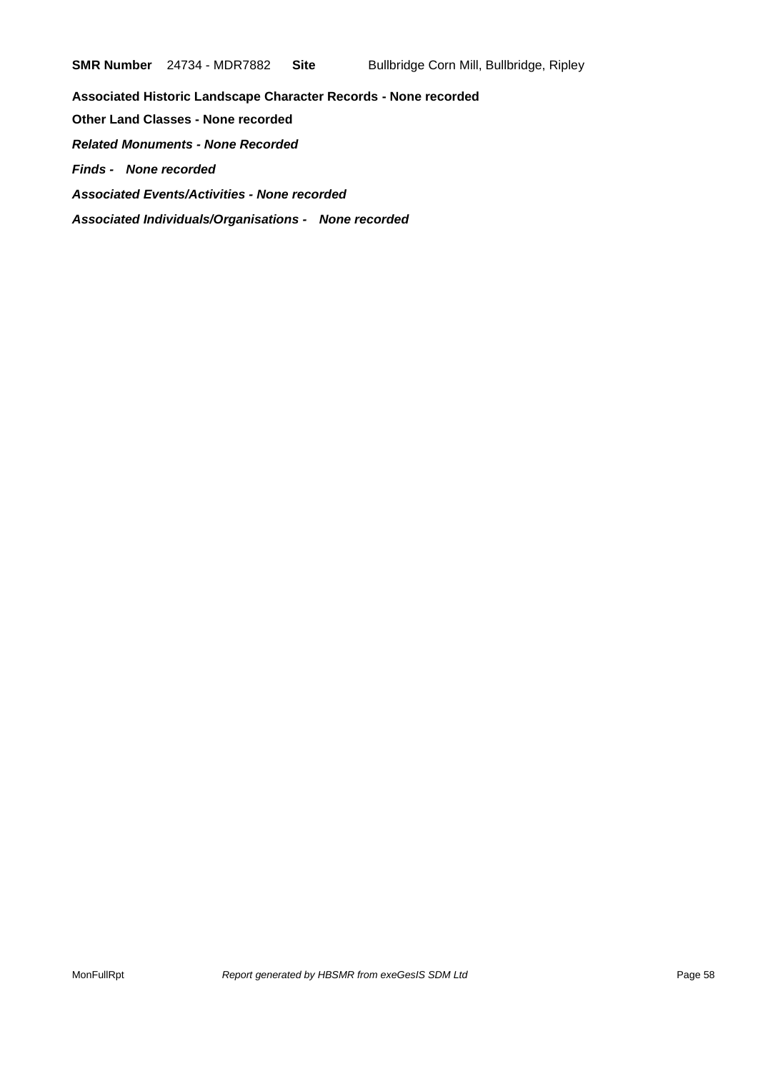**SMR Number** 24734 - MDR7882 **Site** Bullbridge Corn Mill, Bullbridge, Ripley

**Associated Historic Landscape Character Records - None recorded**

**Other Land Classes - None recorded**

***Related Monuments - None Recorded***

***Finds - None recorded***

***Associated Events/Activities - None recorded***

***Associated Individuals/Organisations - None recorded***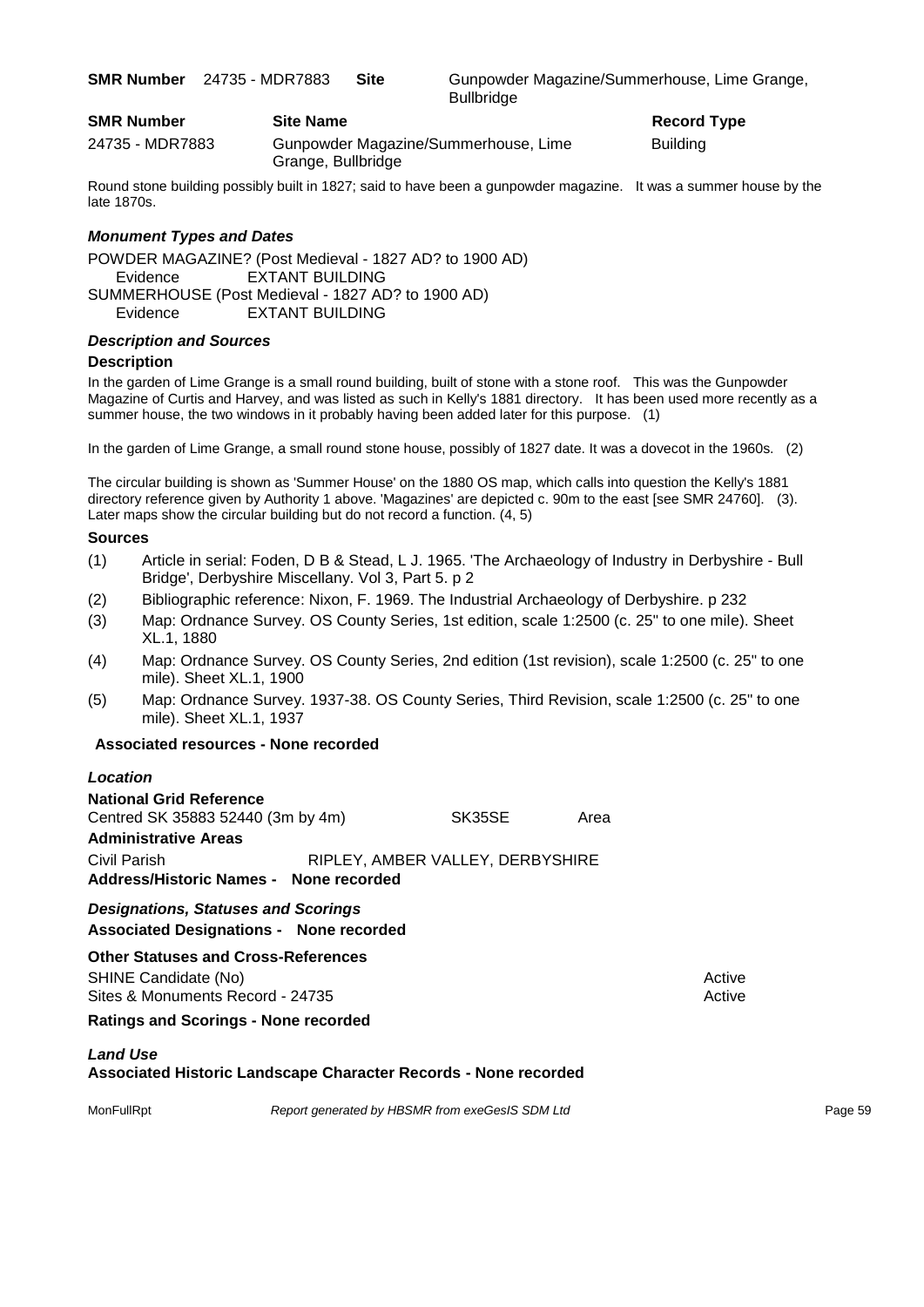**SMR Number** 24735 - MDR7883 **Site** Gunpowder Magazine/Summerhouse, Lime Grange, Bullbridge

| SMR Number | Site Name | Record Type |
| --- | --- | --- |
| 24735 - MDR7883 | Gunpowder Magazine/Summerhouse, Lime Grange, Bullbridge | Building |

Round stone building possibly built in 1827; said to have been a gunpowder magazine. It was a summer house by the late 1870s.

### *Monument Types and Dates*

POWDER MAGAZINE? (Post Medieval - 1827 AD? to 1900 AD)
Evidence EXTANT BUILDING
SUMMERHOUSE (Post Medieval - 1827 AD? to 1900 AD)
Evidence EXTANT BUILDING

### *Description and Sources*

#### Description

In the garden of Lime Grange is a small round building, built of stone with a stone roof. This was the Gunpowder Magazine of Curtis and Harvey, and was listed as such in Kelly's 1881 directory. It has been used more recently as a summer house, the two windows in it probably having been added later for this purpose. (1)

In the garden of Lime Grange, a small round stone house, possibly of 1827 date. It was a dovecot in the 1960s. (2)

The circular building is shown as 'Summer House' on the 1880 OS map, which calls into question the Kelly's 1881 directory reference given by Authority 1 above. 'Magazines' are depicted c. 90m to the east [see SMR 24760]. (3). Later maps show the circular building but do not record a function. (4, 5)

#### Sources

(1) Article in serial: Foden, D B & Stead, L J. 1965. 'The Archaeology of Industry in Derbyshire - Bull Bridge', Derbyshire Miscellany. Vol 3, Part 5. p 2

(2) Bibliographic reference: Nixon, F. 1969. The Industrial Archaeology of Derbyshire. p 232

(3) Map: Ordnance Survey. OS County Series, 1st edition, scale 1:2500 (c. 25" to one mile). Sheet XL.1, 1880

(4) Map: Ordnance Survey. OS County Series, 2nd edition (1st revision), scale 1:2500 (c. 25" to one mile). Sheet XL.1, 1900

(5) Map: Ordnance Survey. 1937-38. OS County Series, Third Revision, scale 1:2500 (c. 25" to one mile). Sheet XL.1, 1937

**Associated resources - None recorded**

### *Location*

**National Grid Reference**
Centred SK 35883 52440 (3m by 4m) SK35SE Area

**Administrative Areas**
Civil Parish RIPLEY, AMBER VALLEY, DERBYSHIRE

**Address/Historic Names - None recorded**

### *Designations, Statuses and Scorings*

**Associated Designations - None recorded**

**Other Statuses and Cross-References**

| | |
| --- | --- |
| SHINE Candidate (No) | Active |
| Sites & Monuments Record - 24735 | Active |

**Ratings and Scorings - None recorded**

### *Land Use*

**Associated Historic Landscape Character Records - None recorded**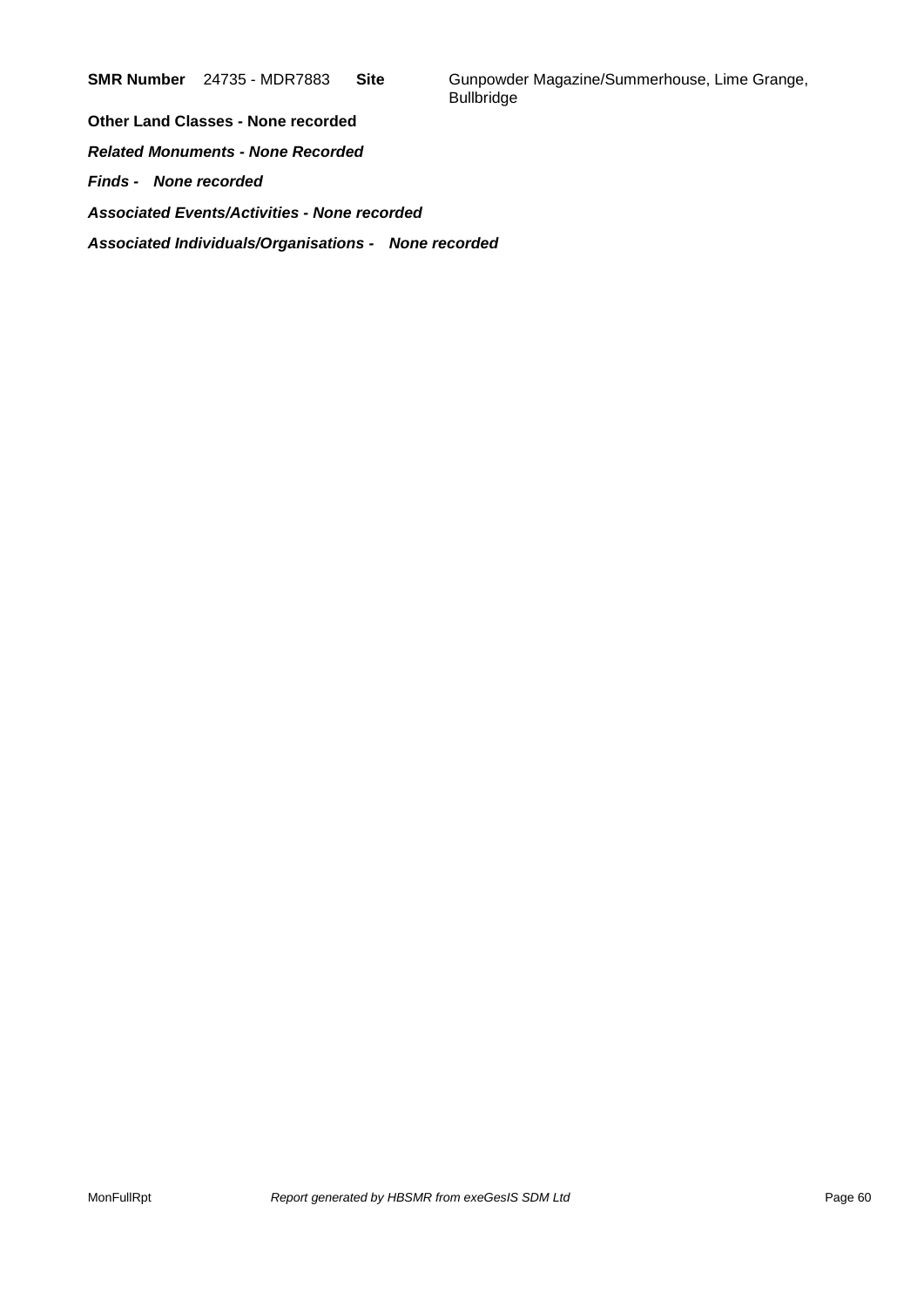**SMR Number** 24735 - MDR7883 **Site** Gunpowder Magazine/Summerhouse, Lime Grange, Bullbridge

**Other Land Classes - None recorded**

***Related Monuments - None Recorded***

***Finds - None recorded***

***Associated Events/Activities - None recorded***

***Associated Individuals/Organisations - None recorded***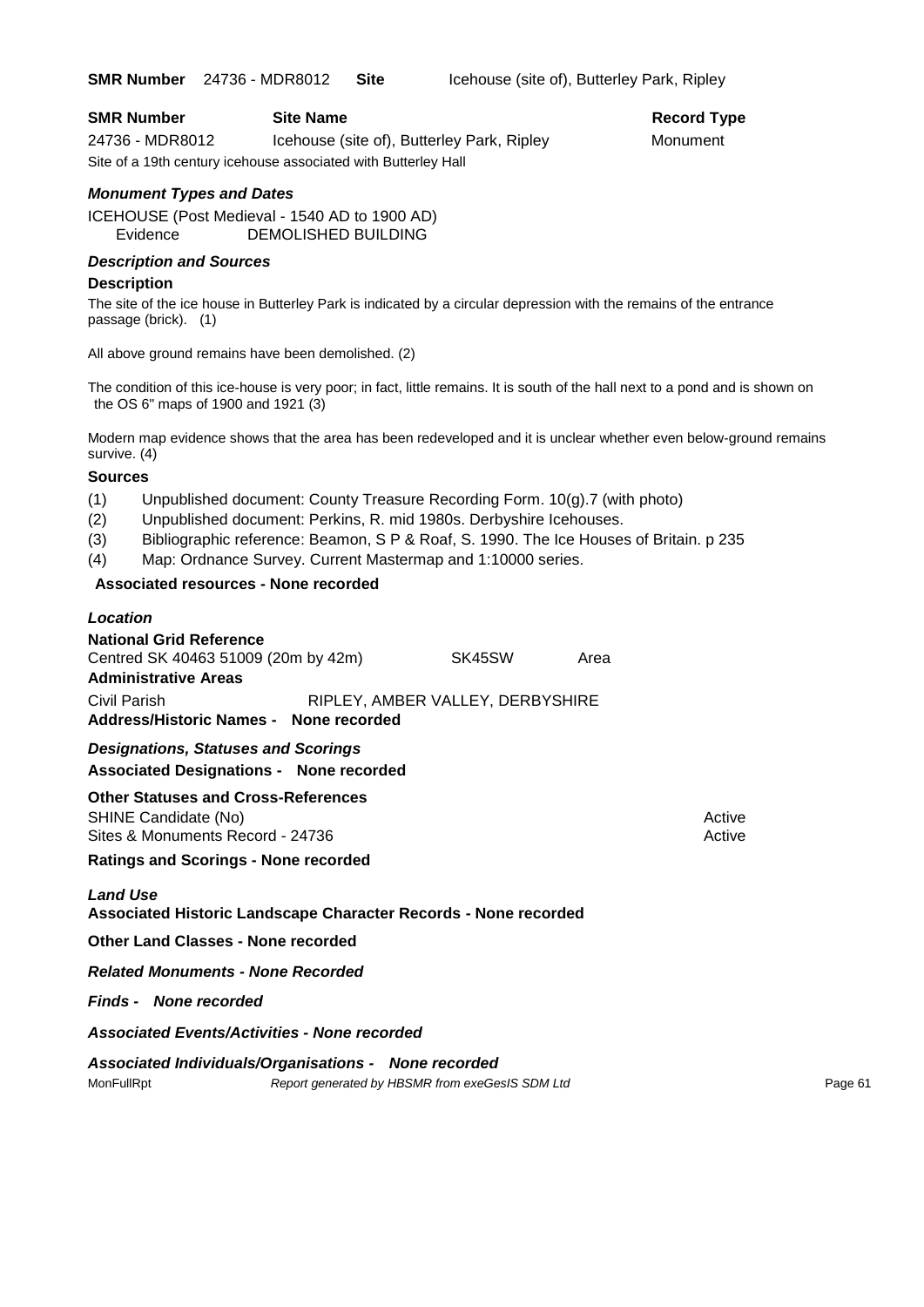**SMR Number** 24736 - MDR8012 **Site** Icehouse (site of), Butterley Park, Ripley

| SMR Number | Site Name | Record Type |
| --- | --- | --- |
| 24736 - MDR8012 | Icehouse (site of), Butterley Park, Ripley | Monument |

Site of a 19th century icehouse associated with Butterley Hall

### *Monument Types and Dates*

ICEHOUSE (Post Medieval - 1540 AD to 1900 AD)
Evidence DEMOLISHED BUILDING

### *Description and Sources*

**Description**

The site of the ice house in Butterley Park is indicated by a circular depression with the remains of the entrance passage (brick). (1)

All above ground remains have been demolished. (2)

The condition of this ice-house is very poor; in fact, little remains. It is south of the hall next to a pond and is shown on the OS 6" maps of 1900 and 1921 (3)

Modern map evidence shows that the area has been redeveloped and it is unclear whether even below-ground remains survive. (4)

**Sources**

(1) Unpublished document: County Treasure Recording Form. 10(g).7 (with photo)
(2) Unpublished document: Perkins, R. mid 1980s. Derbyshire Icehouses.
(3) Bibliographic reference: Beamon, S P & Roaf, S. 1990. The Ice Houses of Britain. p 235
(4) Map: Ordnance Survey. Current Mastermap and 1:10000 series.

**Associated resources - None recorded**

### *Location*

**National Grid Reference**
Centred SK 40463 51009 (20m by 42m) SK45SW Area

**Administrative Areas**
Civil Parish RIPLEY, AMBER VALLEY, DERBYSHIRE

**Address/Historic Names - None recorded**

### *Designations, Statuses and Scorings*

**Associated Designations - None recorded**

**Other Statuses and Cross-References**

| | |
| --- | --- |
| SHINE Candidate (No) | Active |
| Sites & Monuments Record - 24736 | Active |

**Ratings and Scorings - None recorded**

### *Land Use*

**Associated Historic Landscape Character Records - None recorded**

**Other Land Classes - None recorded**

***Related Monuments - None Recorded***

***Finds - None recorded***

***Associated Events/Activities - None recorded***

***Associated Individuals/Organisations - None recorded***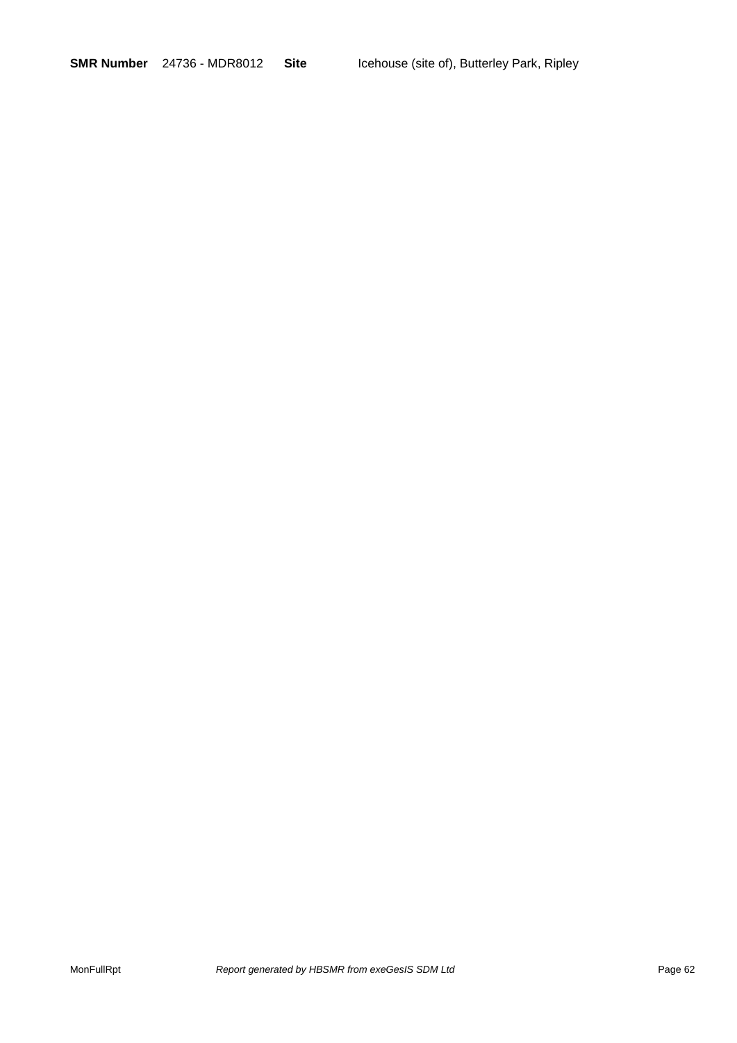**SMR Number** 24736 - MDR8012 **Site** Icehouse (site of), Butterley Park, Ripley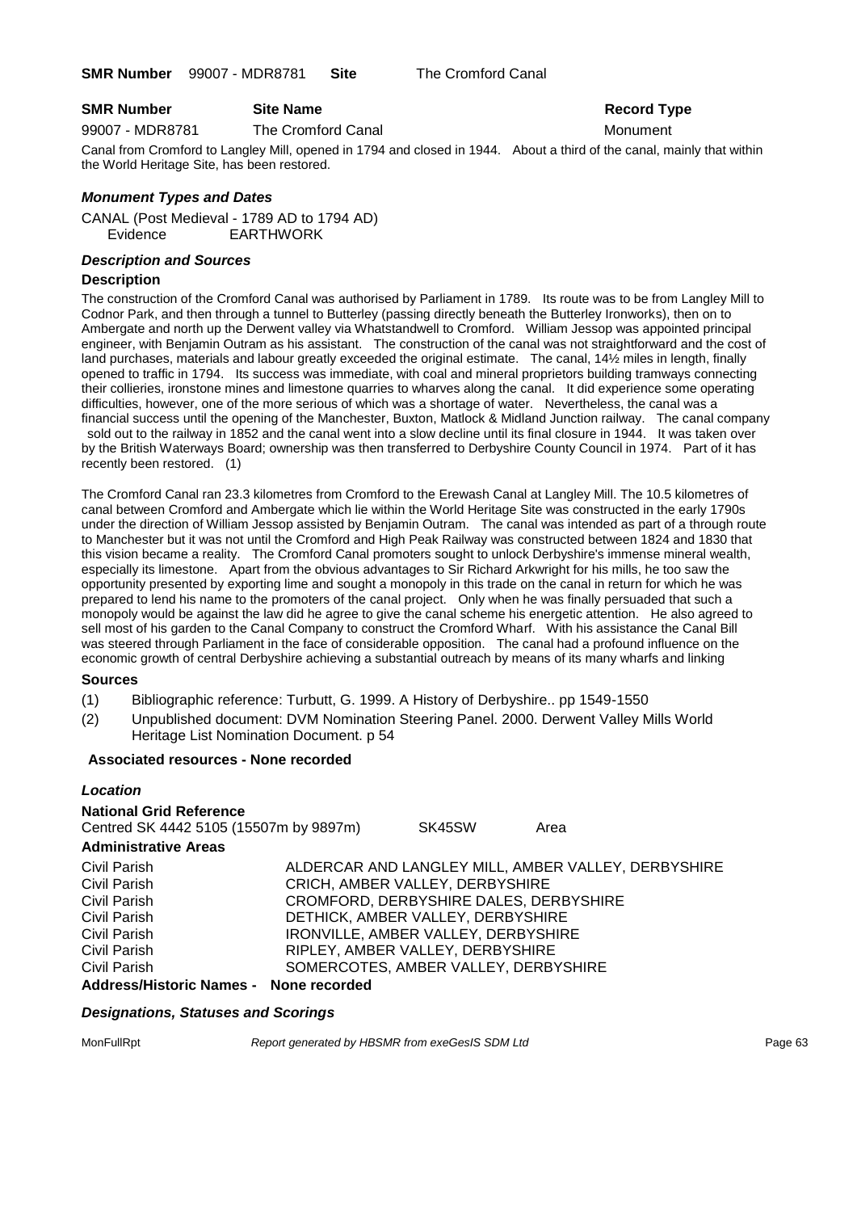**SMR Number** 99007 - MDR8781 **Site** The Cromford Canal

| SMR Number | Site Name | Record Type |
| --- | --- | --- |
| 99007 - MDR8781 | The Cromford Canal | Monument |

Canal from Cromford to Langley Mill, opened in 1794 and closed in 1944. About a third of the canal, mainly that within the World Heritage Site, has been restored.

### *Monument Types and Dates*

CANAL (Post Medieval - 1789 AD to 1794 AD)
Evidence EARTHWORK

### *Description and Sources*

#### Description

The construction of the Cromford Canal was authorised by Parliament in 1789. Its route was to be from Langley Mill to Codnor Park, and then through a tunnel to Butterley (passing directly beneath the Butterley Ironworks), then on to Ambergate and north up the Derwent valley via Whatstandwell to Cromford. William Jessop was appointed principal engineer, with Benjamin Outram as his assistant. The construction of the canal was not straightforward and the cost of land purchases, materials and labour greatly exceeded the original estimate. The canal, 14½ miles in length, finally opened to traffic in 1794. Its success was immediate, with coal and mineral proprietors building tramways connecting their collieries, ironstone mines and limestone quarries to wharves along the canal. It did experience some operating difficulties, however, one of the more serious of which was a shortage of water. Nevertheless, the canal was a financial success until the opening of the Manchester, Buxton, Matlock & Midland Junction railway. The canal company sold out to the railway in 1852 and the canal went into a slow decline until its final closure in 1944. It was taken over by the British Waterways Board; ownership was then transferred to Derbyshire County Council in 1974. Part of it has recently been restored. (1)

The Cromford Canal ran 23.3 kilometres from Cromford to the Erewash Canal at Langley Mill. The 10.5 kilometres of canal between Cromford and Ambergate which lie within the World Heritage Site was constructed in the early 1790s under the direction of William Jessop assisted by Benjamin Outram. The canal was intended as part of a through route to Manchester but it was not until the Cromford and High Peak Railway was constructed between 1824 and 1830 that this vision became a reality. The Cromford Canal promoters sought to unlock Derbyshire's immense mineral wealth, especially its limestone. Apart from the obvious advantages to Sir Richard Arkwright for his mills, he too saw the opportunity presented by exporting lime and sought a monopoly in this trade on the canal in return for which he was prepared to lend his name to the promoters of the canal project. Only when he was finally persuaded that such a monopoly would be against the law did he agree to give the canal scheme his energetic attention. He also agreed to sell most of his garden to the Canal Company to construct the Cromford Wharf. With his assistance the Canal Bill was steered through Parliament in the face of considerable opposition. The canal had a profound influence on the economic growth of central Derbyshire achieving a substantial outreach by means of its many wharfs and linking

#### Sources

(1) Bibliographic reference: Turbutt, G. 1999. A History of Derbyshire.. pp 1549-1550
(2) Unpublished document: DVM Nomination Steering Panel. 2000. Derwent Valley Mills World Heritage List Nomination Document. p 54

**Associated resources - None recorded**

### *Location*

**National Grid Reference**
Centred SK 4442 5105 (15507m by 9897m) SK45SW Area

**Administrative Areas**

| | |
| --- | --- |
| Civil Parish | ALDERCAR AND LANGLEY MILL, AMBER VALLEY, DERBYSHIRE |
| Civil Parish | CRICH, AMBER VALLEY, DERBYSHIRE |
| Civil Parish | CROMFORD, DERBYSHIRE DALES, DERBYSHIRE |
| Civil Parish | DETHICK, AMBER VALLEY, DERBYSHIRE |
| Civil Parish | IRONVILLE, AMBER VALLEY, DERBYSHIRE |
| Civil Parish | RIPLEY, AMBER VALLEY, DERBYSHIRE |
| Civil Parish | SOMERCOTES, AMBER VALLEY, DERBYSHIRE |

**Address/Historic Names - None recorded**

### *Designations, Statuses and Scorings*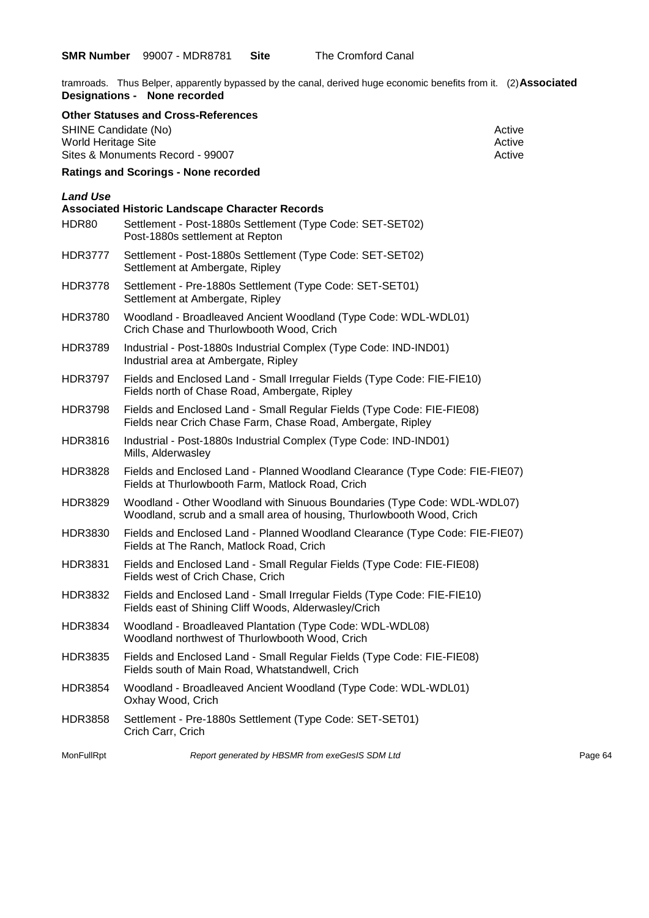**SMR Number** 99007 - MDR8781 **Site** The Cromford Canal

tramroads. Thus Belper, apparently bypassed by the canal, derived huge economic benefits from it. (2) **Associated Designations - None recorded**

**Other Statuses and Cross-References**

| | |
|---|---|
| SHINE Candidate (No) | Active |
| World Heritage Site | Active |
| Sites & Monuments Record - 99007 | Active |

**Ratings and Scorings - None recorded**

***Land Use***

**Associated Historic Landscape Character Records**

| | |
|---|---|
| HDR80 | Settlement - Post-1880s Settlement (Type Code: SET-SET02)<br>Post-1880s settlement at Repton |
| HDR3777 | Settlement - Post-1880s Settlement (Type Code: SET-SET02)<br>Settlement at Ambergate, Ripley |
| HDR3778 | Settlement - Pre-1880s Settlement (Type Code: SET-SET01)<br>Settlement at Ambergate, Ripley |
| HDR3780 | Woodland - Broadleaved Ancient Woodland (Type Code: WDL-WDL01)<br>Crich Chase and Thurlowbooth Wood, Crich |
| HDR3789 | Industrial - Post-1880s Industrial Complex (Type Code: IND-IND01)<br>Industrial area at Ambergate, Ripley |
| HDR3797 | Fields and Enclosed Land - Small Irregular Fields (Type Code: FIE-FIE10)<br>Fields north of Chase Road, Ambergate, Ripley |
| HDR3798 | Fields and Enclosed Land - Small Regular Fields (Type Code: FIE-FIE08)<br>Fields near Crich Chase Farm, Chase Road, Ambergate, Ripley |
| HDR3816 | Industrial - Post-1880s Industrial Complex (Type Code: IND-IND01)<br>Mills, Alderwasley |
| HDR3828 | Fields and Enclosed Land - Planned Woodland Clearance (Type Code: FIE-FIE07)<br>Fields at Thurlowbooth Farm, Matlock Road, Crich |
| HDR3829 | Woodland - Other Woodland with Sinuous Boundaries (Type Code: WDL-WDL07)<br>Woodland, scrub and a small area of housing, Thurlowbooth Wood, Crich |
| HDR3830 | Fields and Enclosed Land - Planned Woodland Clearance (Type Code: FIE-FIE07)<br>Fields at The Ranch, Matlock Road, Crich |
| HDR3831 | Fields and Enclosed Land - Small Regular Fields (Type Code: FIE-FIE08)<br>Fields west of Crich Chase, Crich |
| HDR3832 | Fields and Enclosed Land - Small Irregular Fields (Type Code: FIE-FIE10)<br>Fields east of Shining Cliff Woods, Alderwasley/Crich |
| HDR3834 | Woodland - Broadleaved Plantation (Type Code: WDL-WDL08)<br>Woodland northwest of Thurlowbooth Wood, Crich |
| HDR3835 | Fields and Enclosed Land - Small Regular Fields (Type Code: FIE-FIE08)<br>Fields south of Main Road, Whatstandwell, Crich |
| HDR3854 | Woodland - Broadleaved Ancient Woodland (Type Code: WDL-WDL01)<br>Oxhay Wood, Crich |
| HDR3858 | Settlement - Pre-1880s Settlement (Type Code: SET-SET01)<br>Crich Carr, Crich |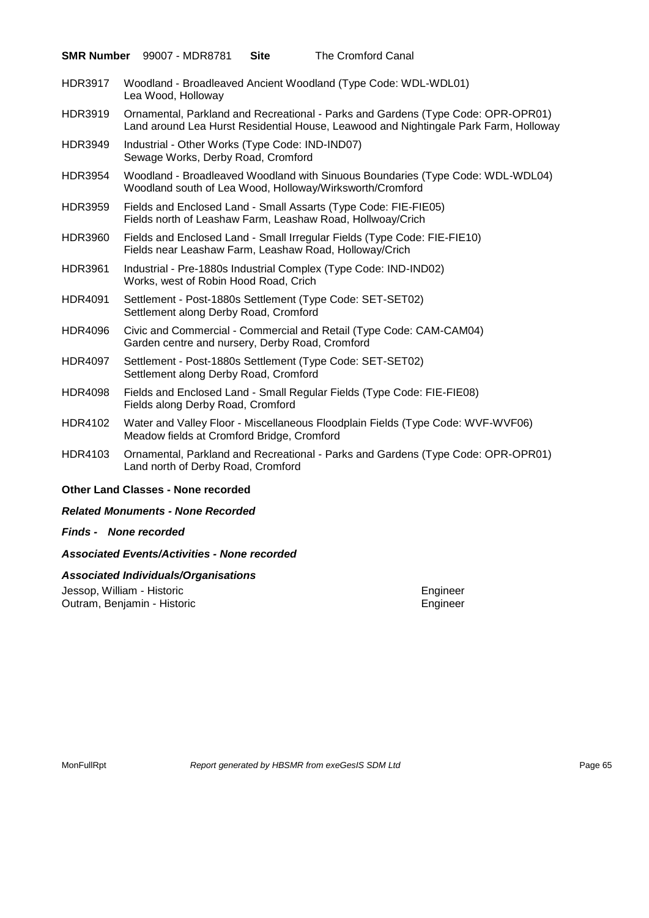**SMR Number** 99007 - MDR8781 **Site** The Cromford Canal

HDR3917 Woodland - Broadleaved Ancient Woodland (Type Code: WDL-WDL01)
Lea Wood, Holloway

HDR3919 Ornamental, Parkland and Recreational - Parks and Gardens (Type Code: OPR-OPR01)
Land around Lea Hurst Residential House, Leawood and Nightingale Park Farm, Holloway

HDR3949 Industrial - Other Works (Type Code: IND-IND07)
Sewage Works, Derby Road, Cromford

HDR3954 Woodland - Broadleaved Woodland with Sinuous Boundaries (Type Code: WDL-WDL04)
Woodland south of Lea Wood, Holloway/Wirksworth/Cromford

HDR3959 Fields and Enclosed Land - Small Assarts (Type Code: FIE-FIE05)
Fields north of Leashaw Farm, Leashaw Road, Hollwoay/Crich

HDR3960 Fields and Enclosed Land - Small Irregular Fields (Type Code: FIE-FIE10)
Fields near Leashaw Farm, Leashaw Road, Holloway/Crich

HDR3961 Industrial - Pre-1880s Industrial Complex (Type Code: IND-IND02)
Works, west of Robin Hood Road, Crich

HDR4091 Settlement - Post-1880s Settlement (Type Code: SET-SET02)
Settlement along Derby Road, Cromford

HDR4096 Civic and Commercial - Commercial and Retail (Type Code: CAM-CAM04)
Garden centre and nursery, Derby Road, Cromford

HDR4097 Settlement - Post-1880s Settlement (Type Code: SET-SET02)
Settlement along Derby Road, Cromford

HDR4098 Fields and Enclosed Land - Small Regular Fields (Type Code: FIE-FIE08)
Fields along Derby Road, Cromford

HDR4102 Water and Valley Floor - Miscellaneous Floodplain Fields (Type Code: WVF-WVF06)
Meadow fields at Cromford Bridge, Cromford

HDR4103 Ornamental, Parkland and Recreational - Parks and Gardens (Type Code: OPR-OPR01)
Land north of Derby Road, Cromford

**Other Land Classes - None recorded**

***Related Monuments - None Recorded***

***Finds - None recorded***

***Associated Events/Activities - None recorded***

***Associated Individuals/Organisations***

Jessop, William - Historic Engineer
Outram, Benjamin - Historic Engineer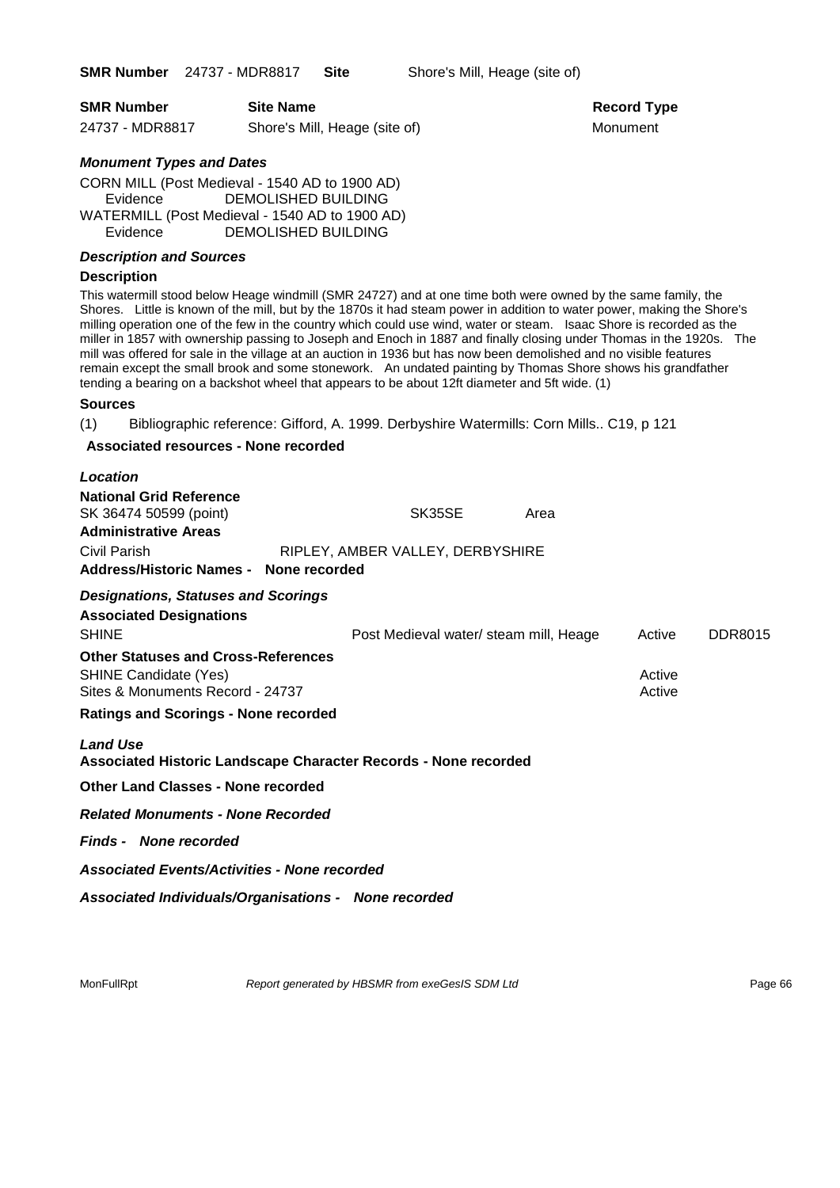**SMR Number** 24737 - MDR8817 **Site** Shore's Mill, Heage (site of)

| SMR Number | Site Name | Record Type |
|---|---|---|
| 24737 - MDR8817 | Shore's Mill, Heage (site of) | Monument |

### *Monument Types and Dates*

CORN MILL (Post Medieval - 1540 AD to 1900 AD)
Evidence DEMOLISHED BUILDING
WATERMILL (Post Medieval - 1540 AD to 1900 AD)
Evidence DEMOLISHED BUILDING

### *Description and Sources*

**Description**

This watermill stood below Heage windmill (SMR 24727) and at one time both were owned by the same family, the Shores. Little is known of the mill, but by the 1870s it had steam power in addition to water power, making the Shore's milling operation one of the few in the country which could use wind, water or steam. Isaac Shore is recorded as the miller in 1857 with ownership passing to Joseph and Enoch in 1887 and finally closing under Thomas in the 1920s. The mill was offered for sale in the village at an auction in 1936 but has now been demolished and no visible features remain except the small brook and some stonework. An undated painting by Thomas Shore shows his grandfather tending a bearing on a backshot wheel that appears to be about 12ft diameter and 5ft wide. (1)

**Sources**

(1) Bibliographic reference: Gifford, A. 1999. Derbyshire Watermills: Corn Mills.. C19, p 121

**Associated resources - None recorded**

### *Location*

**National Grid Reference**
SK 36474 50599 (point) SK35SE Area

**Administrative Areas**
Civil Parish RIPLEY, AMBER VALLEY, DERBYSHIRE

**Address/Historic Names - None recorded**

### *Designations, Statuses and Scorings*

**Associated Designations**

| | | | |
|---|---|---|---|
| SHINE | Post Medieval water/ steam mill, Heage | Active | DDR8015 |

**Other Statuses and Cross-References**

| | |
|---|---|
| SHINE Candidate (Yes) | Active |
| Sites & Monuments Record - 24737 | Active |

**Ratings and Scorings - None recorded**

### *Land Use*

**Associated Historic Landscape Character Records - None recorded**

**Other Land Classes - None recorded**

***Related Monuments - None Recorded***

***Finds - None recorded***

***Associated Events/Activities - None recorded***

***Associated Individuals/Organisations - None recorded***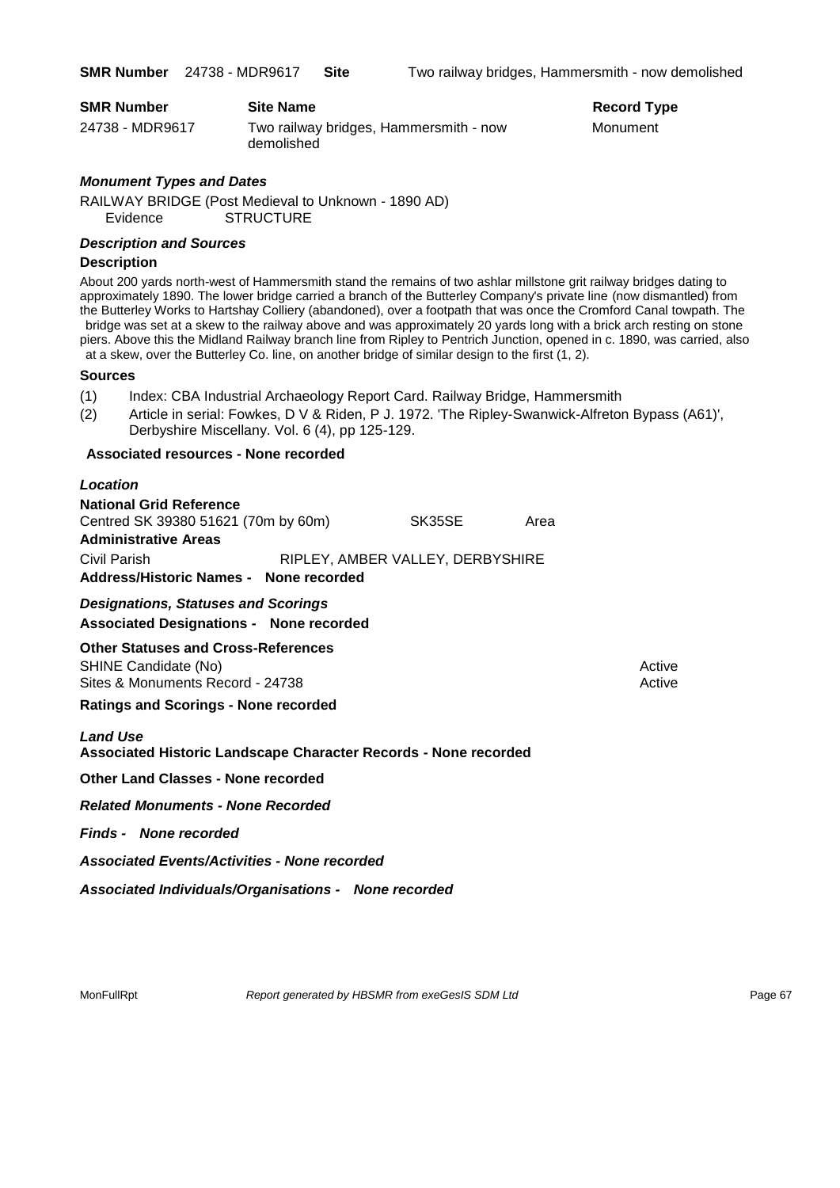**SMR Number** 24738 - MDR9617 **Site** Two railway bridges, Hammersmith - now demolished

| SMR Number | Site Name | Record Type |
|---|---|---|
| 24738 - MDR9617 | Two railway bridges, Hammersmith - now demolished | Monument |

### *Monument Types and Dates*

RAILWAY BRIDGE (Post Medieval to Unknown - 1890 AD)
Evidence STRUCTURE

### *Description and Sources*

**Description**

About 200 yards north-west of Hammersmith stand the remains of two ashlar millstone grit railway bridges dating to approximately 1890. The lower bridge carried a branch of the Butterley Company's private line (now dismantled) from the Butterley Works to Hartshay Colliery (abandoned), over a footpath that was once the Cromford Canal towpath. The bridge was set at a skew to the railway above and was approximately 20 yards long with a brick arch resting on stone piers. Above this the Midland Railway branch line from Ripley to Pentrich Junction, opened in c. 1890, was carried, also at a skew, over the Butterley Co. line, on another bridge of similar design to the first (1, 2).

**Sources**

(1) Index: CBA Industrial Archaeology Report Card. Railway Bridge, Hammersmith
(2) Article in serial: Fowkes, D V & Riden, P J. 1972. 'The Ripley-Swanwick-Alfreton Bypass (A61)', Derbyshire Miscellany. Vol. 6 (4), pp 125-129.

**Associated resources - None recorded**

### *Location*

**National Grid Reference**
Centred SK 39380 51621 (70m by 60m) SK35SE Area

**Administrative Areas**
Civil Parish RIPLEY, AMBER VALLEY, DERBYSHIRE

**Address/Historic Names - None recorded**

### *Designations, Statuses and Scorings*

**Associated Designations - None recorded**

**Other Statuses and Cross-References**

| | |
|---|---|
| SHINE Candidate (No) | Active |
| Sites & Monuments Record - 24738 | Active |

**Ratings and Scorings - None recorded**

### *Land Use*

**Associated Historic Landscape Character Records - None recorded**

**Other Land Classes - None recorded**

***Related Monuments - None Recorded***

***Finds - None recorded***

***Associated Events/Activities - None recorded***

***Associated Individuals/Organisations - None recorded***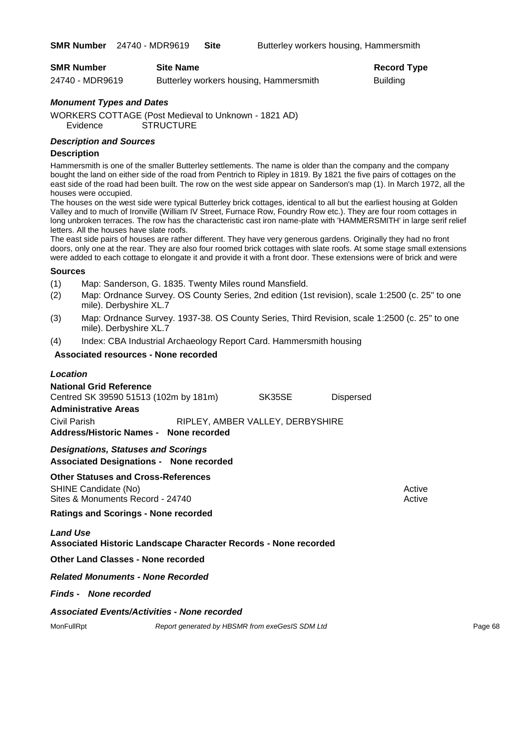**SMR Number** 24740 - MDR9619 **Site** Butterley workers housing, Hammersmith

| **SMR Number** | **Site Name** | **Record Type** |
| --- | --- | --- |
| 24740 - MDR9619 | Butterley workers housing, Hammersmith | Building |

### *Monument Types and Dates*

WORKERS COTTAGE (Post Medieval to Unknown - 1821 AD)
Evidence STRUCTURE

### *Description and Sources*

#### Description

Hammersmith is one of the smaller Butterley settlements. The name is older than the company and the company bought the land on either side of the road from Pentrich to Ripley in 1819. By 1821 the five pairs of cottages on the east side of the road had been built. The row on the west side appear on Sanderson's map (1). In March 1972, all the houses were occupied.

The houses on the west side were typical Butterley brick cottages, identical to all but the earliest housing at Golden Valley and to much of Ironville (William IV Street, Furnace Row, Foundry Row etc.). They are four room cottages in long unbroken terraces. The row has the characteristic cast iron name-plate with 'HAMMERSMITH' in large serif relief letters. All the houses have slate roofs.

The east side pairs of houses are rather different. They have very generous gardens. Originally they had no front doors, only one at the rear. They are also four roomed brick cottages with slate roofs. At some stage small extensions were added to each cottage to elongate it and provide it with a front door. These extensions were of brick and were

#### Sources

(1) Map: Sanderson, G. 1835. Twenty Miles round Mansfield.
(2) Map: Ordnance Survey. OS County Series, 2nd edition (1st revision), scale 1:2500 (c. 25" to one mile). Derbyshire XL.7
(3) Map: Ordnance Survey. 1937-38. OS County Series, Third Revision, scale 1:2500 (c. 25" to one mile). Derbyshire XL.7
(4) Index: CBA Industrial Archaeology Report Card. Hammersmith housing

**Associated resources - None recorded**

### *Location*

**National Grid Reference**
Centred SK 39590 51513 (102m by 181m) SK35SE Dispersed

**Administrative Areas**
Civil Parish RIPLEY, AMBER VALLEY, DERBYSHIRE

**Address/Historic Names - None recorded**

### *Designations, Statuses and Scorings*

**Associated Designations - None recorded**

**Other Statuses and Cross-References**
SHINE Candidate (No) Active
Sites & Monuments Record - 24740 Active

**Ratings and Scorings - None recorded**

### *Land Use*

**Associated Historic Landscape Character Records - None recorded**

**Other Land Classes - None recorded**

***Related Monuments - None Recorded***

***Finds - None recorded***

***Associated Events/Activities - None recorded***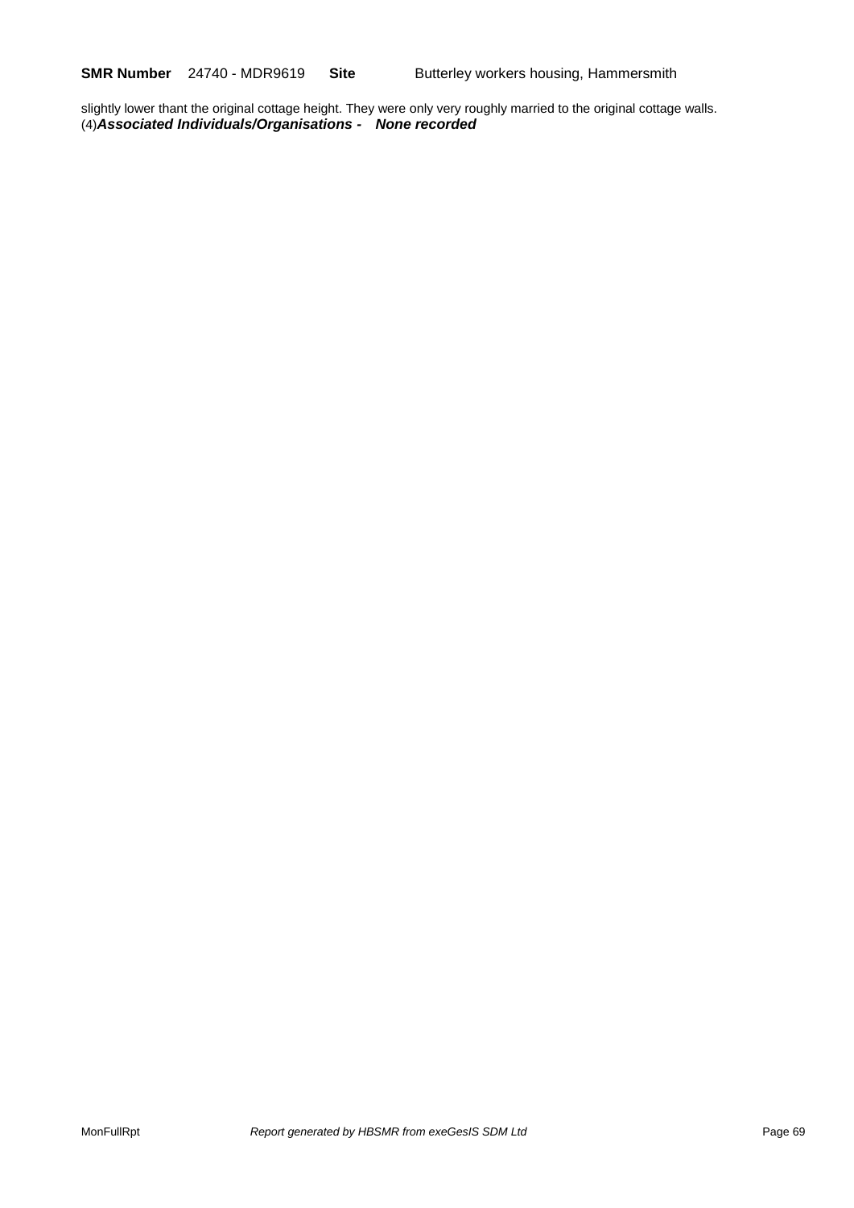slightly lower thant the original cottage height. They were only very roughly married to the original cottage walls. (4)***Associated Individuals/Organisations - None recorded***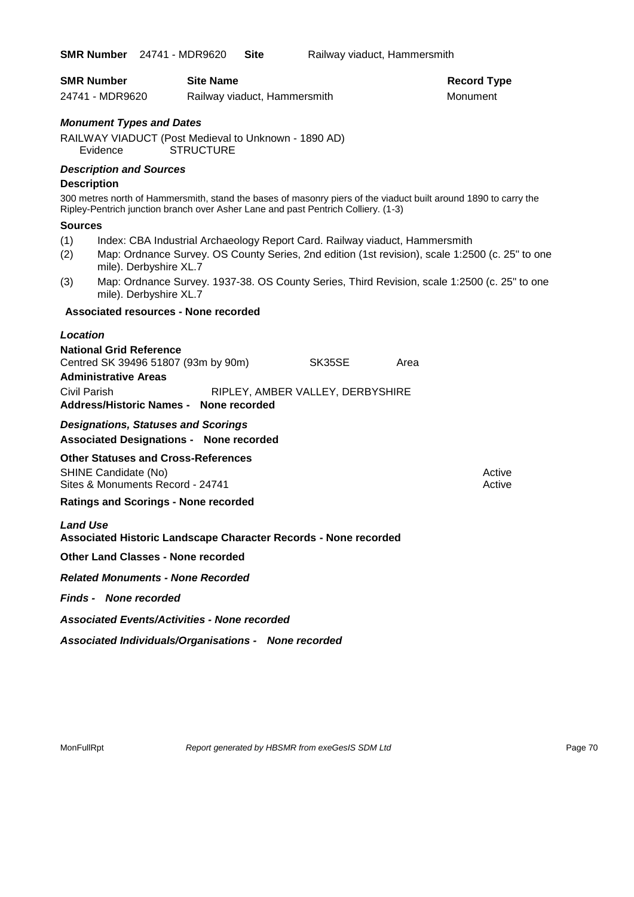**SMR Number** 24741 - MDR9620 **Site** Railway viaduct, Hammersmith

| SMR Number | Site Name | Record Type |
|---|---|---|
| 24741 - MDR9620 | Railway viaduct, Hammersmith | Monument |

### *Monument Types and Dates*

RAILWAY VIADUCT (Post Medieval to Unknown - 1890 AD)
Evidence STRUCTURE

### *Description and Sources*

**Description**

300 metres north of Hammersmith, stand the bases of masonry piers of the viaduct built around 1890 to carry the Ripley-Pentrich junction branch over Asher Lane and past Pentrich Colliery. (1-3)

**Sources**

(1) Index: CBA Industrial Archaeology Report Card. Railway viaduct, Hammersmith
(2) Map: Ordnance Survey. OS County Series, 2nd edition (1st revision), scale 1:2500 (c. 25" to one mile). Derbyshire XL.7
(3) Map: Ordnance Survey. 1937-38. OS County Series, Third Revision, scale 1:2500 (c. 25" to one mile). Derbyshire XL.7

**Associated resources - None recorded**

### *Location*

**National Grid Reference**

Centred SK 39496 51807 (93m by 90m) SK35SE Area

**Administrative Areas**

Civil Parish RIPLEY, AMBER VALLEY, DERBYSHIRE

**Address/Historic Names - None recorded**

### *Designations, Statuses and Scorings*

**Associated Designations - None recorded**

**Other Statuses and Cross-References**

| | |
|---|---|
| SHINE Candidate (No) | Active |
| Sites & Monuments Record - 24741 | Active |

**Ratings and Scorings - None recorded**

### *Land Use*

**Associated Historic Landscape Character Records - None recorded**

**Other Land Classes - None recorded**

***Related Monuments - None Recorded***

***Finds - None recorded***

***Associated Events/Activities - None recorded***

***Associated Individuals/Organisations - None recorded***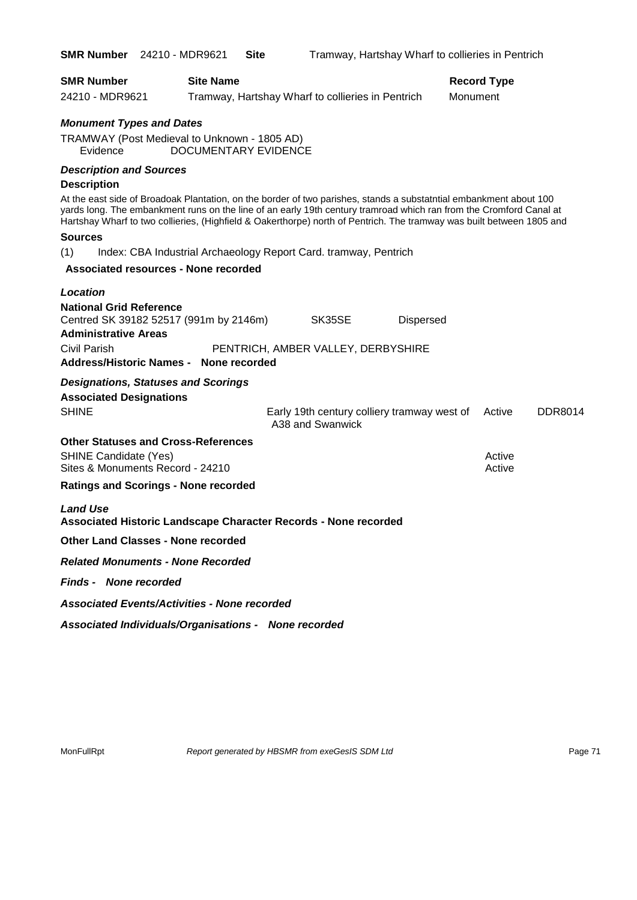**SMR Number** 24210 - MDR9621 **Site** Tramway, Hartshay Wharf to collieries in Pentrich

| SMR Number | Site Name | Record Type |
|---|---|---|
| 24210 - MDR9621 | Tramway, Hartshay Wharf to collieries in Pentrich | Monument |

### *Monument Types and Dates*

TRAMWAY (Post Medieval to Unknown - 1805 AD)
Evidence DOCUMENTARY EVIDENCE

### *Description and Sources*

**Description**

At the east side of Broadoak Plantation, on the border of two parishes, stands a substatntial embankment about 100 yards long. The embankment runs on the line of an early 19th century tramroad which ran from the Cromford Canal at Hartshay Wharf to two collieries, (Highfield & Oakerthorpe) north of Pentrich. The tramway was built between 1805 and

**Sources**

(1) Index: CBA Industrial Archaeology Report Card. tramway, Pentrich

**Associated resources - None recorded**

### *Location*

**National Grid Reference**

Centred SK 39182 52517 (991m by 2146m) SK35SE Dispersed

**Administrative Areas**

Civil Parish PENTRICH, AMBER VALLEY, DERBYSHIRE

**Address/Historic Names - None recorded**

### *Designations, Statuses and Scorings*

**Associated Designations**

| | | | |
|---|---|---|---|
| SHINE | Early 19th century colliery tramway west of A38 and Swanwick | Active | DDR8014 |

**Other Statuses and Cross-References**

| | |
|---|---|
| SHINE Candidate (Yes) | Active |
| Sites & Monuments Record - 24210 | Active |

**Ratings and Scorings - None recorded**

### *Land Use*

**Associated Historic Landscape Character Records - None recorded**

**Other Land Classes - None recorded**

***Related Monuments - None Recorded***

***Finds - None recorded***

***Associated Events/Activities - None recorded***

***Associated Individuals/Organisations - None recorded***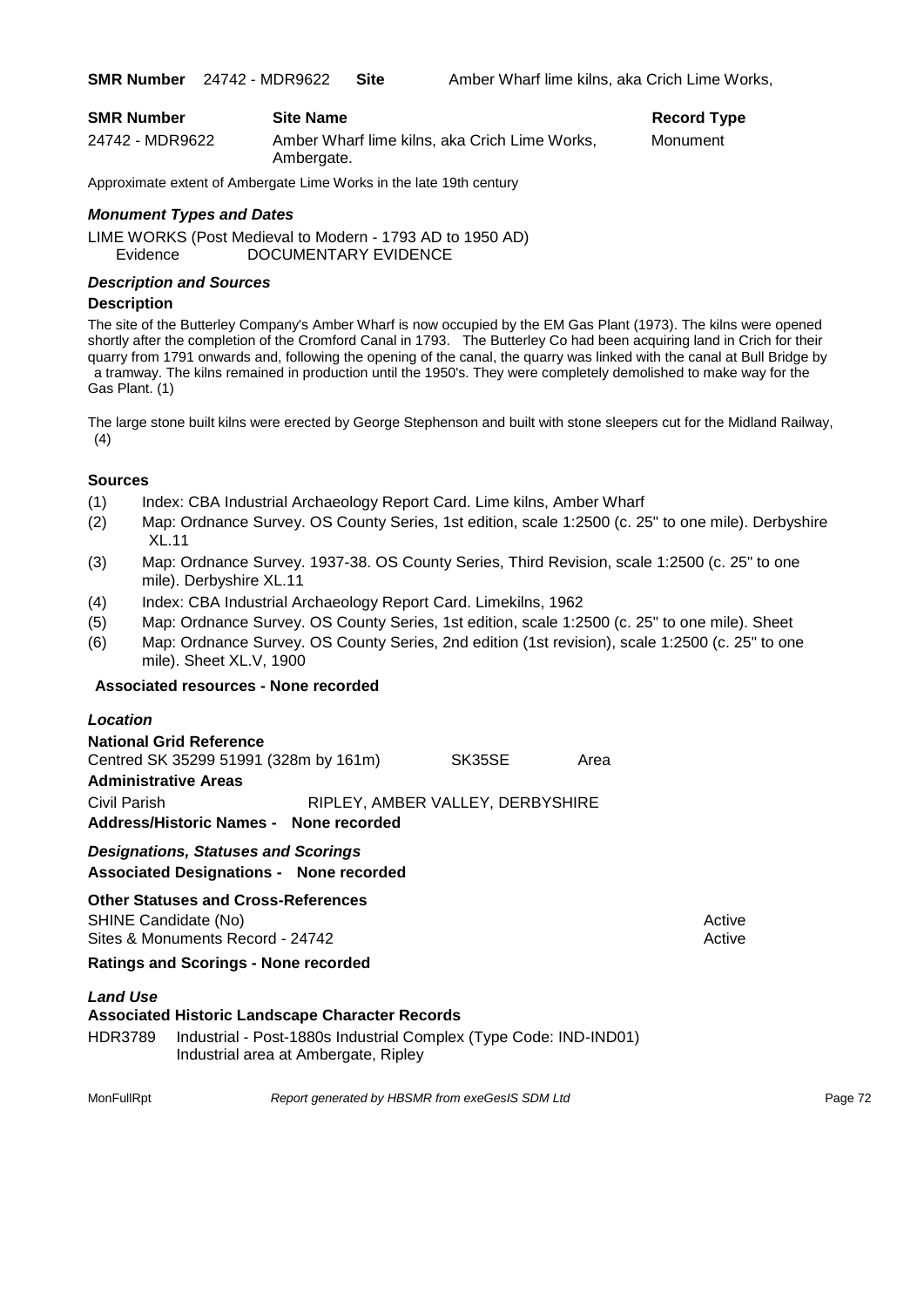**SMR Number** 24742 - MDR9622 **Site** Amber Wharf lime kilns, aka Crich Lime Works,

| SMR Number | Site Name | Record Type |
|---|---|---|
| 24742 - MDR9622 | Amber Wharf lime kilns, aka Crich Lime Works, Ambergate. | Monument |

Approximate extent of Ambergate Lime Works in the late 19th century

### *Monument Types and Dates*

LIME WORKS (Post Medieval to Modern - 1793 AD to 1950 AD)
Evidence DOCUMENTARY EVIDENCE

### *Description and Sources*

#### Description

The site of the Butterley Company's Amber Wharf is now occupied by the EM Gas Plant (1973). The kilns were opened shortly after the completion of the Cromford Canal in 1793. The Butterley Co had been acquiring land in Crich for their quarry from 1791 onwards and, following the opening of the canal, the quarry was linked with the canal at Bull Bridge by a tramway. The kilns remained in production until the 1950's. They were completely demolished to make way for the Gas Plant. (1)

The large stone built kilns were erected by George Stephenson and built with stone sleepers cut for the Midland Railway, (4)

#### Sources

(1) Index: CBA Industrial Archaeology Report Card. Lime kilns, Amber Wharf
(2) Map: Ordnance Survey. OS County Series, 1st edition, scale 1:2500 (c. 25" to one mile). Derbyshire XL.11
(3) Map: Ordnance Survey. 1937-38. OS County Series, Third Revision, scale 1:2500 (c. 25" to one mile). Derbyshire XL.11
(4) Index: CBA Industrial Archaeology Report Card. Limekilns, 1962
(5) Map: Ordnance Survey. OS County Series, 1st edition, scale 1:2500 (c. 25" to one mile). Sheet
(6) Map: Ordnance Survey. OS County Series, 2nd edition (1st revision), scale 1:2500 (c. 25" to one mile). Sheet XL.V, 1900

**Associated resources - None recorded**

### *Location*

**National Grid Reference**
Centred SK 35299 51991 (328m by 161m) SK35SE Area

**Administrative Areas**
Civil Parish RIPLEY, AMBER VALLEY, DERBYSHIRE

**Address/Historic Names - None recorded**

### *Designations, Statuses and Scorings*

**Associated Designations - None recorded**

**Other Statuses and Cross-References**

| | |
|---|---|
| SHINE Candidate (No) | Active |
| Sites & Monuments Record - 24742 | Active |

**Ratings and Scorings - None recorded**

### *Land Use*

**Associated Historic Landscape Character Records**

HDR3789 Industrial - Post-1880s Industrial Complex (Type Code: IND-IND01)
Industrial area at Ambergate, Ripley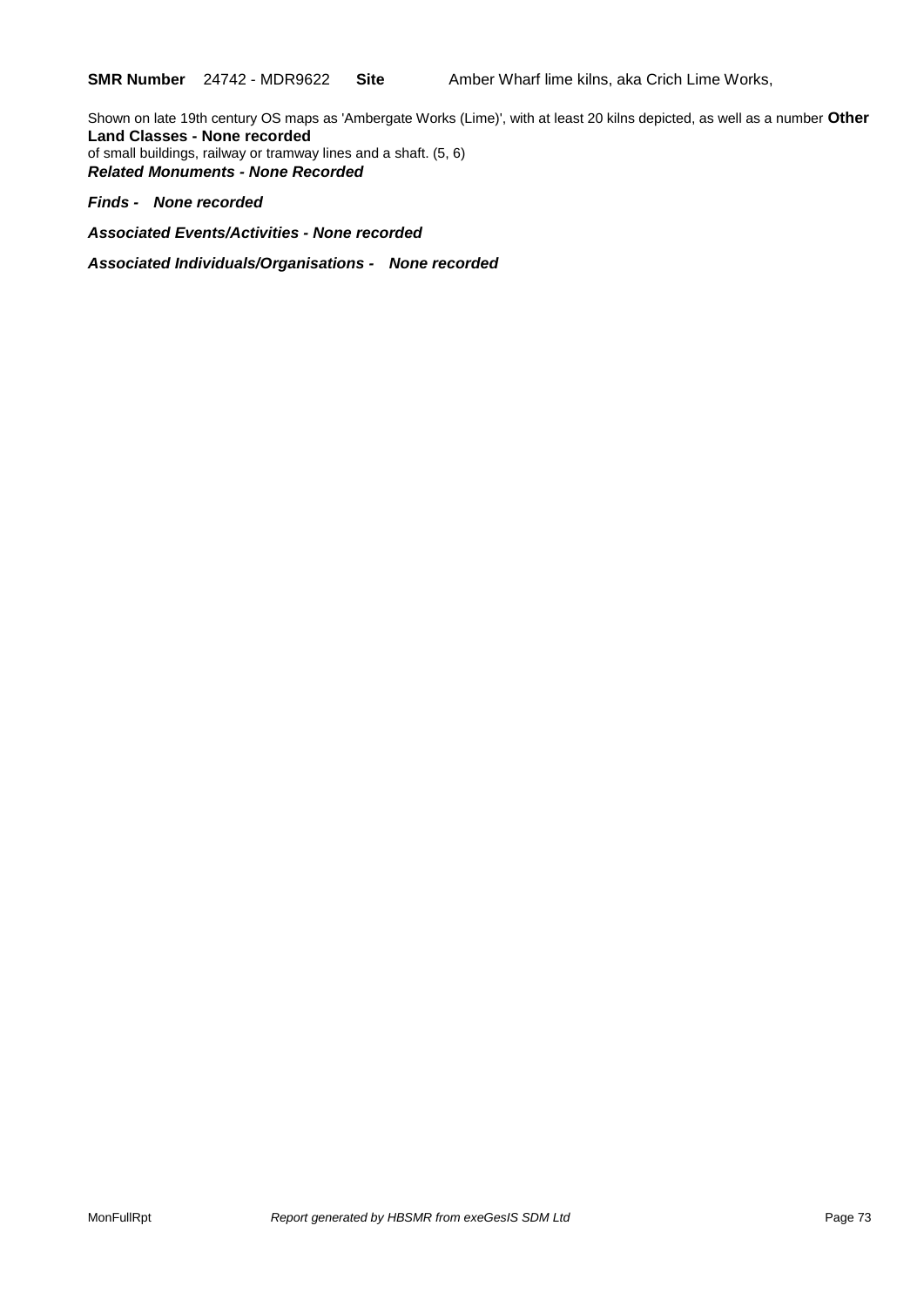**SMR Number** 24742 - MDR9622 **Site** Amber Wharf lime kilns, aka Crich Lime Works,

Shown on late 19th century OS maps as 'Ambergate Works (Lime)', with at least 20 kilns depicted, as well as a number of small buildings, railway or tramway lines and a shaft. (5, 6)

**Other Land Classes - None recorded**

***Related Monuments - None Recorded***

***Finds - None recorded***

***Associated Events/Activities - None recorded***

***Associated Individuals/Organisations - None recorded***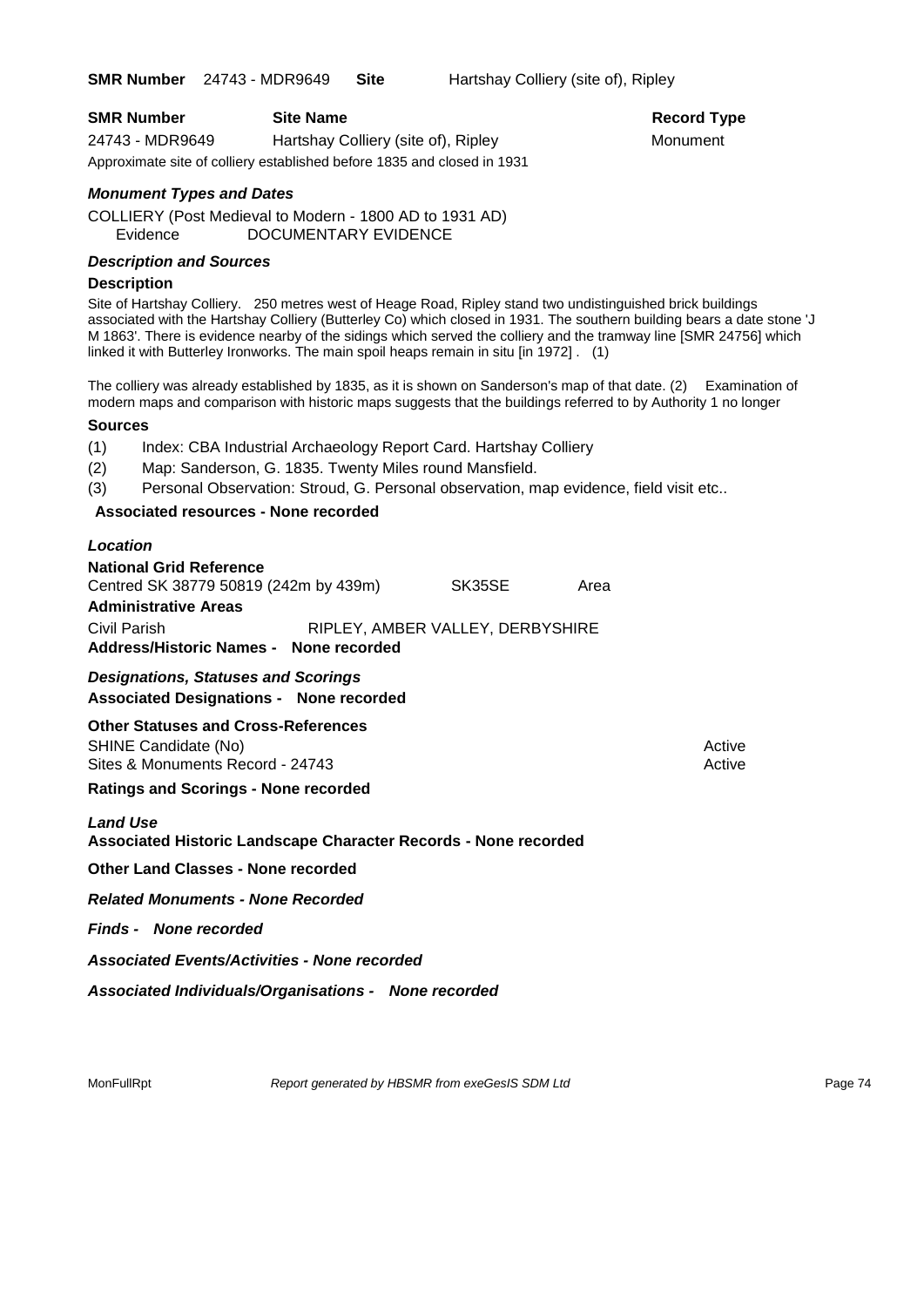**SMR Number** 24743 - MDR9649 **Site** Hartshay Colliery (site of), Ripley

| **SMR Number** | **Site Name** | **Record Type** |
|---|---|---|
| 24743 - MDR9649 | Hartshay Colliery (site of), Ripley | Monument |

Approximate site of colliery established before 1835 and closed in 1931

### *Monument Types and Dates*

COLLIERY (Post Medieval to Modern - 1800 AD to 1931 AD)
Evidence DOCUMENTARY EVIDENCE

### *Description and Sources*

**Description**

Site of Hartshay Colliery. 250 metres west of Heage Road, Ripley stand two undistinguished brick buildings associated with the Hartshay Colliery (Butterley Co) which closed in 1931. The southern building bears a date stone 'J M 1863'. There is evidence nearby of the sidings which served the colliery and the tramway line [SMR 24756] which linked it with Butterley Ironworks. The main spoil heaps remain in situ [in 1972] . (1)

The colliery was already established by 1835, as it is shown on Sanderson's map of that date. (2) Examination of modern maps and comparison with historic maps suggests that the buildings referred to by Authority 1 no longer

**Sources**

(1) Index: CBA Industrial Archaeology Report Card. Hartshay Colliery
(2) Map: Sanderson, G. 1835. Twenty Miles round Mansfield.
(3) Personal Observation: Stroud, G. Personal observation, map evidence, field visit etc..

**Associated resources - None recorded**

### *Location*

**National Grid Reference**
Centred SK 38779 50819 (242m by 439m) SK35SE Area

**Administrative Areas**
Civil Parish RIPLEY, AMBER VALLEY, DERBYSHIRE

**Address/Historic Names - None recorded**

### *Designations, Statuses and Scorings*

**Associated Designations - None recorded**

**Other Statuses and Cross-References**

| | |
|---|---|
| SHINE Candidate (No) | Active |
| Sites & Monuments Record - 24743 | Active |

**Ratings and Scorings - None recorded**

### *Land Use*

**Associated Historic Landscape Character Records - None recorded**

**Other Land Classes - None recorded**

***Related Monuments - None Recorded***

***Finds - None recorded***

***Associated Events/Activities - None recorded***

***Associated Individuals/Organisations - None recorded***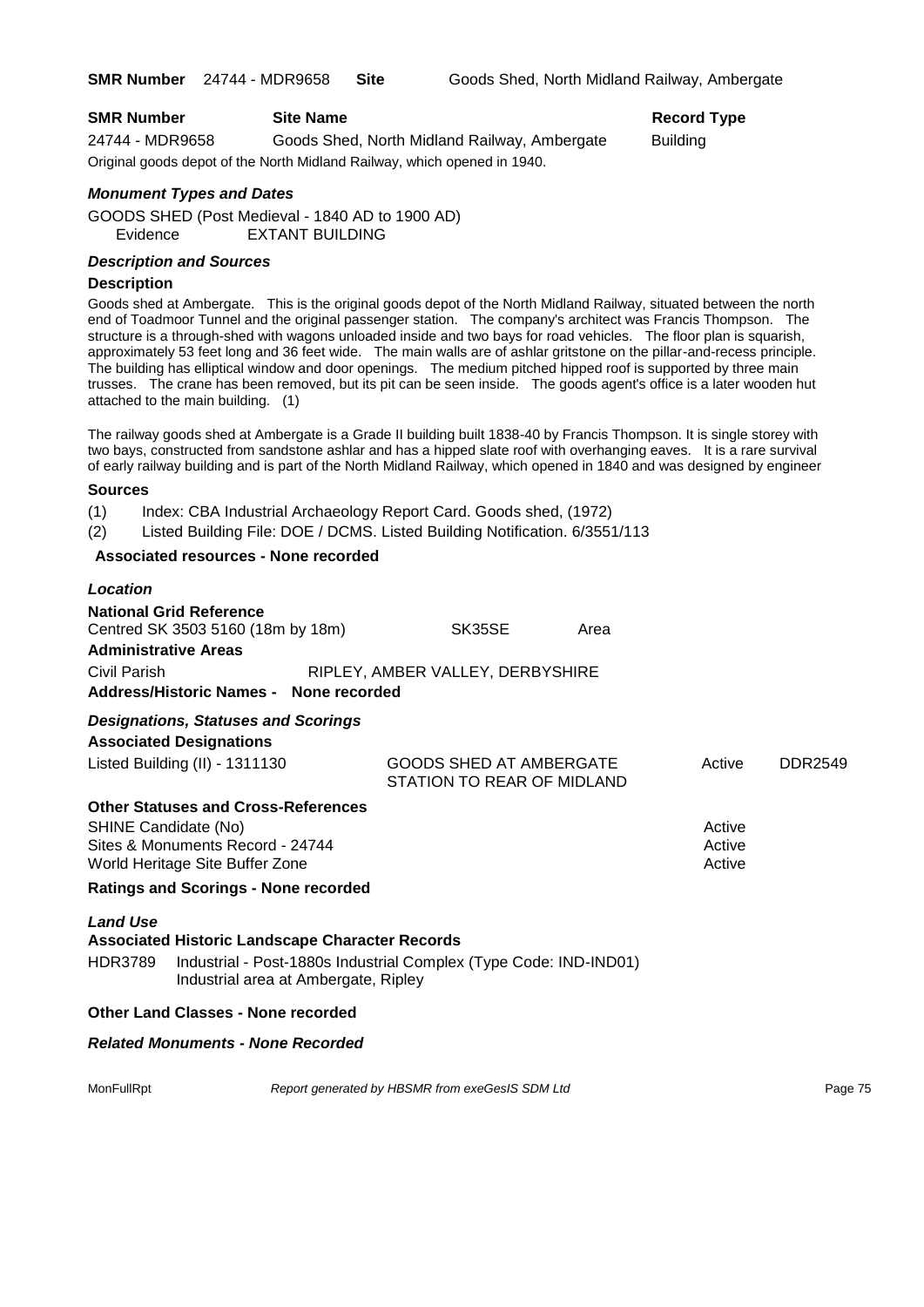**SMR Number** 24744 - MDR9658 **Site** Goods Shed, North Midland Railway, Ambergate

| SMR Number | Site Name | Record Type |
|---|---|---|
| 24744 - MDR9658 | Goods Shed, North Midland Railway, Ambergate | Building |

Original goods depot of the North Midland Railway, which opened in 1940.

### *Monument Types and Dates*

GOODS SHED (Post Medieval - 1840 AD to 1900 AD)
Evidence EXTANT BUILDING

### *Description and Sources*

**Description**

Goods shed at Ambergate. This is the original goods depot of the North Midland Railway, situated between the north end of Toadmoor Tunnel and the original passenger station. The company's architect was Francis Thompson. The structure is a through-shed with wagons unloaded inside and two bays for road vehicles. The floor plan is squarish, approximately 53 feet long and 36 feet wide. The main walls are of ashlar gritstone on the pillar-and-recess principle. The building has elliptical window and door openings. The medium pitched hipped roof is supported by three main trusses. The crane has been removed, but its pit can be seen inside. The goods agent's office is a later wooden hut attached to the main building. (1)

The railway goods shed at Ambergate is a Grade II building built 1838-40 by Francis Thompson. It is single storey with two bays, constructed from sandstone ashlar and has a hipped slate roof with overhanging eaves. It is a rare survival of early railway building and is part of the North Midland Railway, which opened in 1840 and was designed by engineer

**Sources**

(1) Index: CBA Industrial Archaeology Report Card. Goods shed, (1972)
(2) Listed Building File: DOE / DCMS. Listed Building Notification. 6/3551/113

**Associated resources - None recorded**

### *Location*

**National Grid Reference**
Centred SK 3503 5160 (18m by 18m) SK35SE Area

**Administrative Areas**
Civil Parish RIPLEY, AMBER VALLEY, DERBYSHIRE

**Address/Historic Names - None recorded**

### *Designations, Statuses and Scorings*

**Associated Designations**

| | | | |
|---|---|---|---|
| Listed Building (II) - 1311130 | GOODS SHED AT AMBERGATE STATION TO REAR OF MIDLAND | Active | DDR2549 |

**Other Statuses and Cross-References**

| | |
|---|---|
| SHINE Candidate (No) | Active |
| Sites & Monuments Record - 24744 | Active |
| World Heritage Site Buffer Zone | Active |

**Ratings and Scorings - None recorded**

### *Land Use*

**Associated Historic Landscape Character Records**

HDR3789 Industrial - Post-1880s Industrial Complex (Type Code: IND-IND01)
Industrial area at Ambergate, Ripley

**Other Land Classes - None recorded**

***Related Monuments - None Recorded***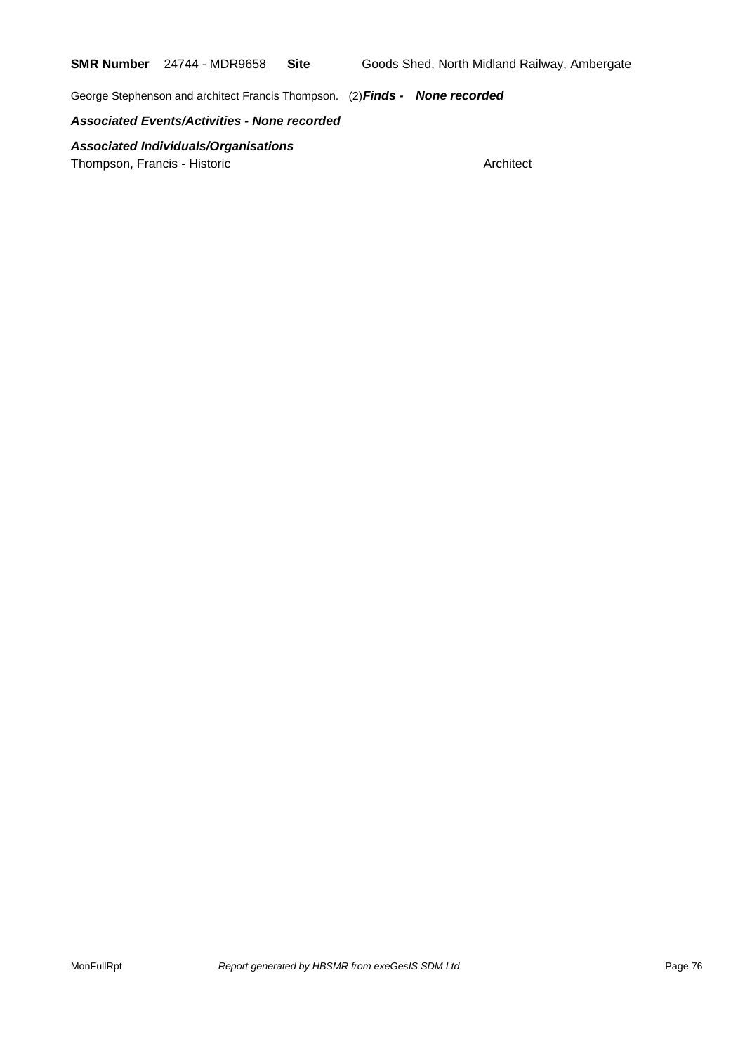**SMR Number** 24744 - MDR9658 **Site** Goods Shed, North Midland Railway, Ambergate

George Stephenson and architect Francis Thompson. (2)***Finds - None recorded***

***Associated Events/Activities - None recorded***

***Associated Individuals/Organisations***

Thompson, Francis - Historic Architect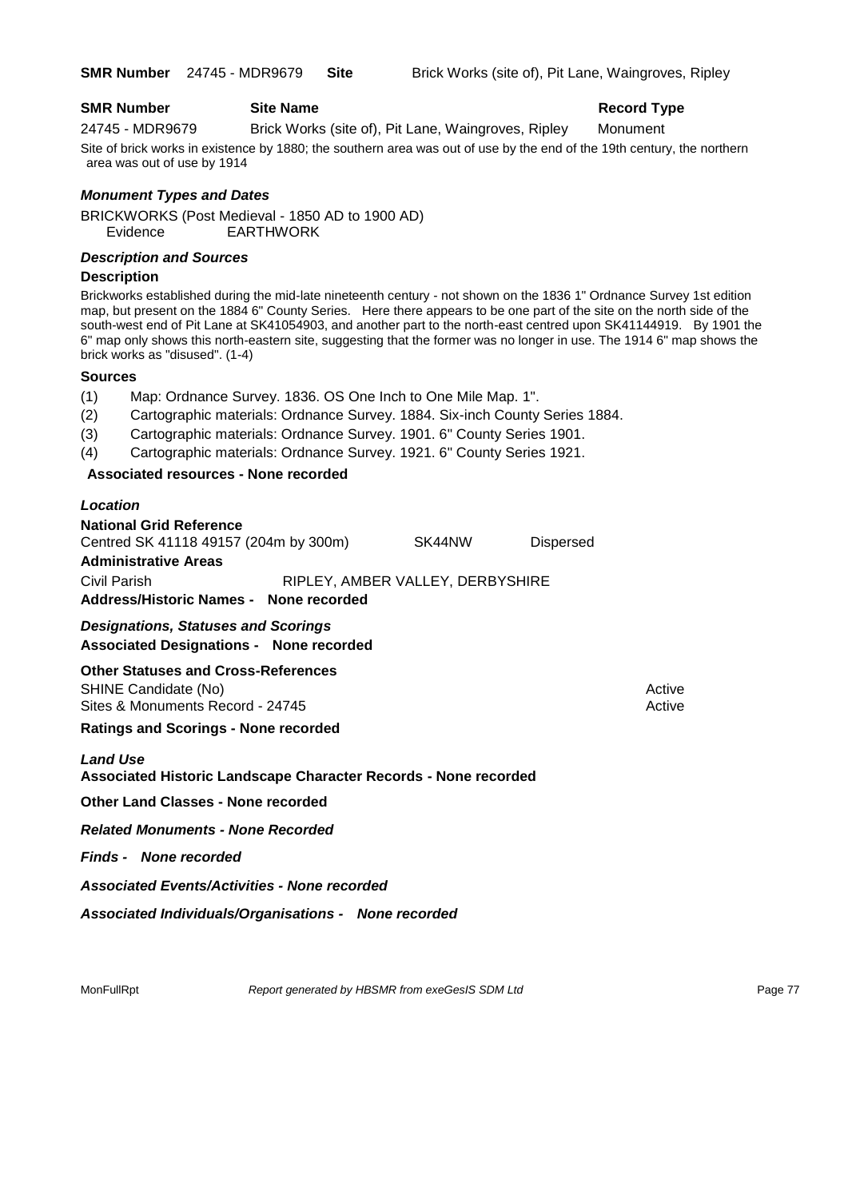**SMR Number** 24745 - MDR9679 **Site** Brick Works (site of), Pit Lane, Waingroves, Ripley

| SMR Number | Site Name | Record Type |
|---|---|---|
| 24745 - MDR9679 | Brick Works (site of), Pit Lane, Waingroves, Ripley | Monument |

Site of brick works in existence by 1880; the southern area was out of use by the end of the 19th century, the northern area was out of use by 1914

### *Monument Types and Dates*

BRICKWORKS (Post Medieval - 1850 AD to 1900 AD)
Evidence EARTHWORK

### *Description and Sources*

**Description**

Brickworks established during the mid-late nineteenth century - not shown on the 1836 1" Ordnance Survey 1st edition map, but present on the 1884 6" County Series. Here there appears to be one part of the site on the north side of the south-west end of Pit Lane at SK41054903, and another part to the north-east centred upon SK41144919. By 1901 the 6" map only shows this north-eastern site, suggesting that the former was no longer in use. The 1914 6" map shows the brick works as "disused". (1-4)

**Sources**

(1) Map: Ordnance Survey. 1836. OS One Inch to One Mile Map. 1".
(2) Cartographic materials: Ordnance Survey. 1884. Six-inch County Series 1884.
(3) Cartographic materials: Ordnance Survey. 1901. 6" County Series 1901.
(4) Cartographic materials: Ordnance Survey. 1921. 6" County Series 1921.

**Associated resources - None recorded**

### *Location*

**National Grid Reference**
Centred SK 41118 49157 (204m by 300m) SK44NW Dispersed

**Administrative Areas**
Civil Parish RIPLEY, AMBER VALLEY, DERBYSHIRE

**Address/Historic Names - None recorded**

### *Designations, Statuses and Scorings*

**Associated Designations - None recorded**

**Other Statuses and Cross-References**

| | |
|---|---|
| SHINE Candidate (No) | Active |
| Sites & Monuments Record - 24745 | Active |

**Ratings and Scorings - None recorded**

### *Land Use*

**Associated Historic Landscape Character Records - None recorded**

**Other Land Classes - None recorded**

***Related Monuments - None Recorded***

***Finds - None recorded***

***Associated Events/Activities - None recorded***

***Associated Individuals/Organisations - None recorded***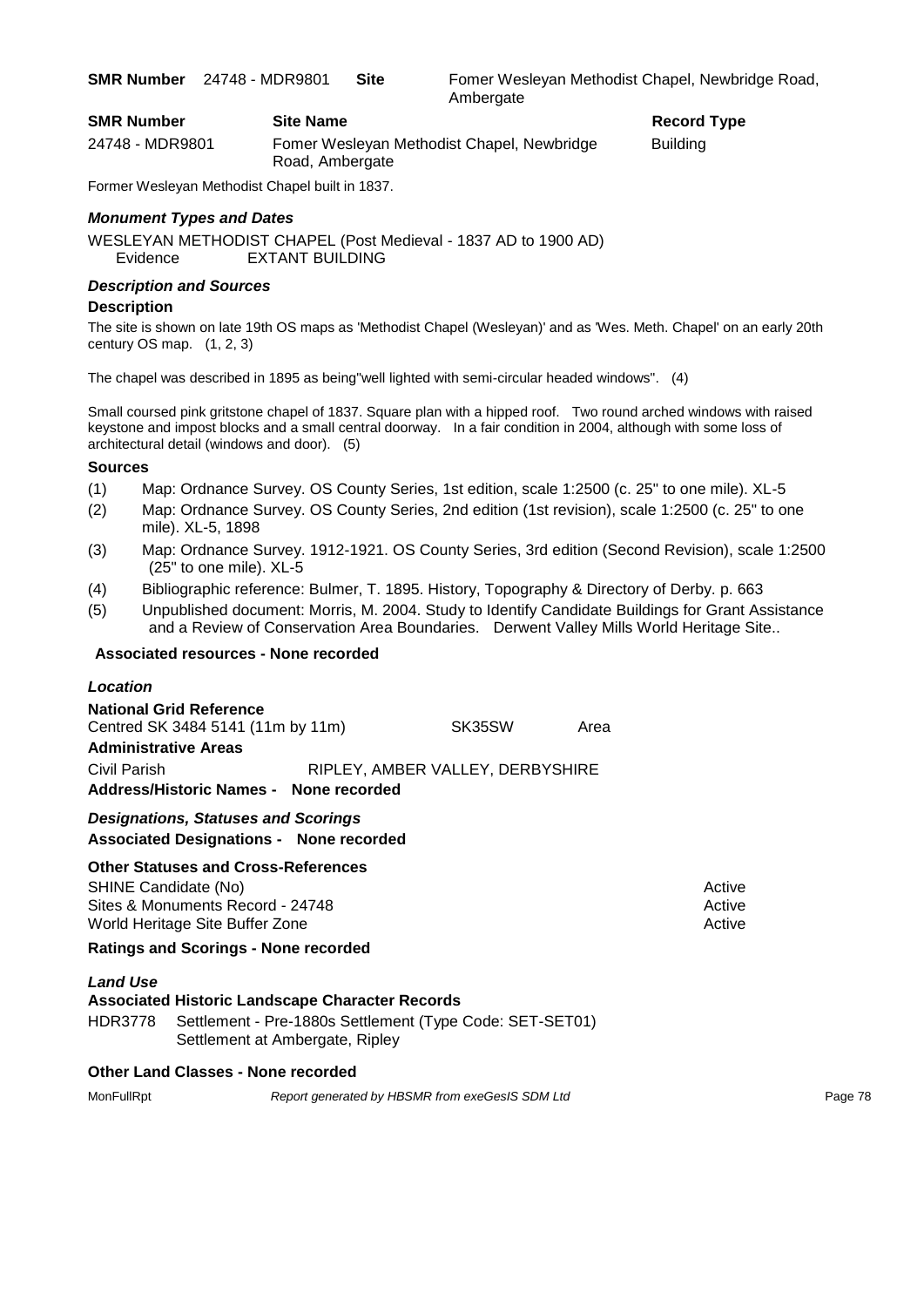**SMR Number** 24748 - MDR9801 **Site** Fomer Wesleyan Methodist Chapel, Newbridge Road, Ambergate

| SMR Number | Site Name | Record Type |
|---|---|---|
| 24748 - MDR9801 | Fomer Wesleyan Methodist Chapel, Newbridge Road, Ambergate | Building |

Former Wesleyan Methodist Chapel built in 1837.

### *Monument Types and Dates*

WESLEYAN METHODIST CHAPEL (Post Medieval - 1837 AD to 1900 AD)
Evidence EXTANT BUILDING

### *Description and Sources*

**Description**

The site is shown on late 19th OS maps as 'Methodist Chapel (Wesleyan)' and as 'Wes. Meth. Chapel' on an early 20th century OS map. (1, 2, 3)

The chapel was described in 1895 as being"well lighted with semi-circular headed windows". (4)

Small coursed pink gritstone chapel of 1837. Square plan with a hipped roof. Two round arched windows with raised keystone and impost blocks and a small central doorway. In a fair condition in 2004, although with some loss of architectural detail (windows and door). (5)

**Sources**

(1) Map: Ordnance Survey. OS County Series, 1st edition, scale 1:2500 (c. 25" to one mile). XL-5
(2) Map: Ordnance Survey. OS County Series, 2nd edition (1st revision), scale 1:2500 (c. 25" to one mile). XL-5, 1898
(3) Map: Ordnance Survey. 1912-1921. OS County Series, 3rd edition (Second Revision), scale 1:2500 (25" to one mile). XL-5
(4) Bibliographic reference: Bulmer, T. 1895. History, Topography & Directory of Derby. p. 663
(5) Unpublished document: Morris, M. 2004. Study to Identify Candidate Buildings for Grant Assistance and a Review of Conservation Area Boundaries. Derwent Valley Mills World Heritage Site..

**Associated resources - None recorded**

### *Location*

**National Grid Reference**
Centred SK 3484 5141 (11m by 11m) SK35SW Area

**Administrative Areas**
Civil Parish RIPLEY, AMBER VALLEY, DERBYSHIRE

**Address/Historic Names - None recorded**

### *Designations, Statuses and Scorings*

**Associated Designations - None recorded**

**Other Statuses and Cross-References**

| | |
|---|---|
| SHINE Candidate (No) | Active |
| Sites & Monuments Record - 24748 | Active |
| World Heritage Site Buffer Zone | Active |

**Ratings and Scorings - None recorded**

### *Land Use*

**Associated Historic Landscape Character Records**

HDR3778 Settlement - Pre-1880s Settlement (Type Code: SET-SET01)
Settlement at Ambergate, Ripley

**Other Land Classes - None recorded**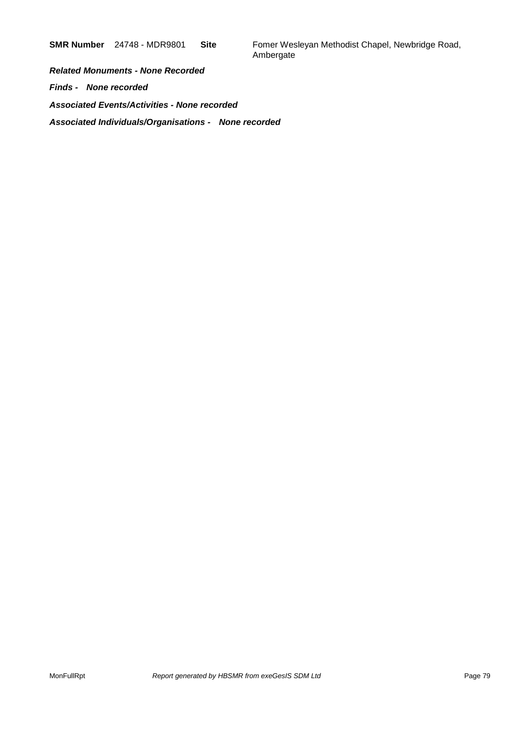**SMR Number** 24748 - MDR9801 **Site** Fomer Wesleyan Methodist Chapel, Newbridge Road, Ambergate

***Related Monuments - None Recorded***

***Finds - None recorded***

***Associated Events/Activities - None recorded***

***Associated Individuals/Organisations - None recorded***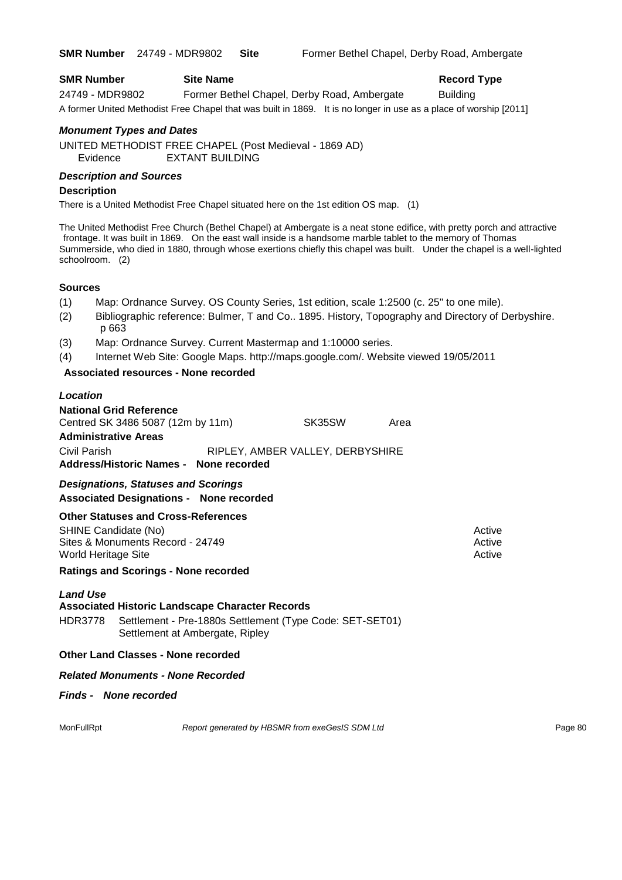**SMR Number** 24749 - MDR9802 **Site** Former Bethel Chapel, Derby Road, Ambergate

| SMR Number | Site Name | Record Type |
|---|---|---|
| 24749 - MDR9802 | Former Bethel Chapel, Derby Road, Ambergate | Building |

A former United Methodist Free Chapel that was built in 1869. It is no longer in use as a place of worship [2011]

### *Monument Types and Dates*

UNITED METHODIST FREE CHAPEL (Post Medieval - 1869 AD)
Evidence EXTANT BUILDING

### *Description and Sources*

**Description**

There is a United Methodist Free Chapel situated here on the 1st edition OS map. (1)

The United Methodist Free Church (Bethel Chapel) at Ambergate is a neat stone edifice, with pretty porch and attractive frontage. It was built in 1869. On the east wall inside is a handsome marble tablet to the memory of Thomas Summerside, who died in 1880, through whose exertions chiefly this chapel was built. Under the chapel is a well-lighted schoolroom. (2)

**Sources**

(1) Map: Ordnance Survey. OS County Series, 1st edition, scale 1:2500 (c. 25" to one mile).
(2) Bibliographic reference: Bulmer, T and Co.. 1895. History, Topography and Directory of Derbyshire. p 663
(3) Map: Ordnance Survey. Current Mastermap and 1:10000 series.
(4) Internet Web Site: Google Maps. http://maps.google.com/. Website viewed 19/05/2011

**Associated resources - None recorded**

### *Location*

**National Grid Reference**
Centred SK 3486 5087 (12m by 11m) SK35SW Area

**Administrative Areas**
Civil Parish RIPLEY, AMBER VALLEY, DERBYSHIRE

**Address/Historic Names - None recorded**

### *Designations, Statuses and Scorings*

**Associated Designations - None recorded**

**Other Statuses and Cross-References**

| | |
|---|---|
| SHINE Candidate (No) | Active |
| Sites & Monuments Record - 24749 | Active |
| World Heritage Site | Active |

**Ratings and Scorings - None recorded**

### *Land Use*

**Associated Historic Landscape Character Records**

HDR3778 Settlement - Pre-1880s Settlement (Type Code: SET-SET01)
Settlement at Ambergate, Ripley

**Other Land Classes - None recorded**

***Related Monuments - None Recorded***

***Finds - None recorded***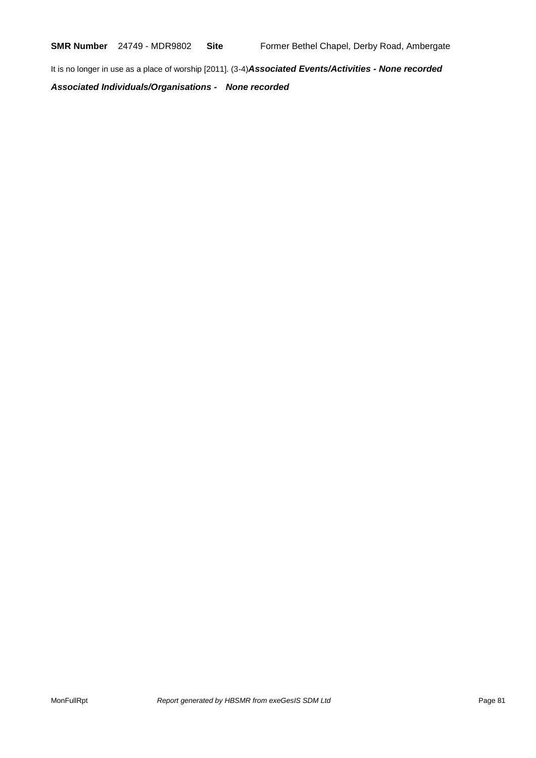**SMR Number** 24749 - MDR9802 **Site** Former Bethel Chapel, Derby Road, Ambergate

It is no longer in use as a place of worship [2011]. (3-4)***Associated Events/Activities - None recorded***

***Associated Individuals/Organisations - None recorded***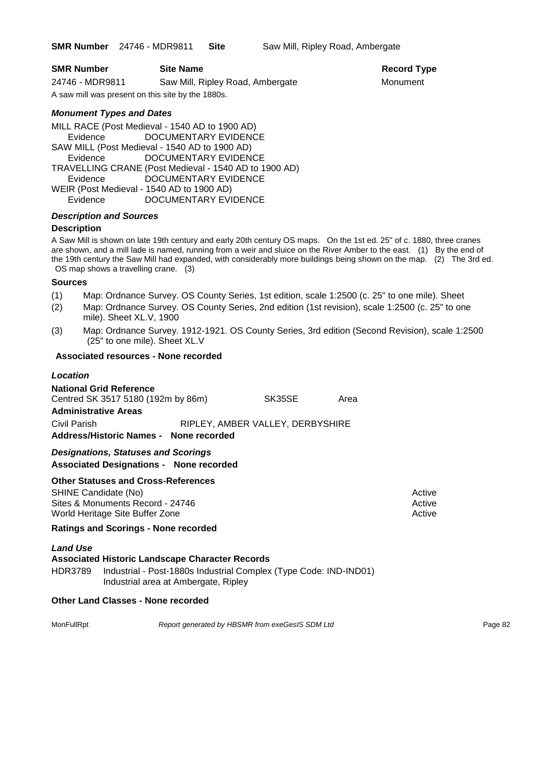**SMR Number** 24746 - MDR9811 **Site** Saw Mill, Ripley Road, Ambergate

| **SMR Number** | **Site Name** | **Record Type** |
|---|---|---|
| 24746 - MDR9811 | Saw Mill, Ripley Road, Ambergate | Monument |

A saw mill was present on this site by the 1880s.

### *Monument Types and Dates*

MILL RACE (Post Medieval - 1540 AD to 1900 AD)
Evidence DOCUMENTARY EVIDENCE
SAW MILL (Post Medieval - 1540 AD to 1900 AD)
Evidence DOCUMENTARY EVIDENCE
TRAVELLING CRANE (Post Medieval - 1540 AD to 1900 AD)
Evidence DOCUMENTARY EVIDENCE
WEIR (Post Medieval - 1540 AD to 1900 AD)
Evidence DOCUMENTARY EVIDENCE

### *Description and Sources*

**Description**

A Saw Mill is shown on late 19th century and early 20th century OS maps. On the 1st ed. 25" of c. 1880, three cranes are shown, and a mill lade is named, running from a weir and sluice on the River Amber to the east. (1) By the end of the 19th century the Saw Mill had expanded, with considerably more buildings being shown on the map. (2) The 3rd ed. OS map shows a travelling crane. (3)

**Sources**

(1) Map: Ordnance Survey. OS County Series, 1st edition, scale 1:2500 (c. 25" to one mile). Sheet
(2) Map: Ordnance Survey. OS County Series, 2nd edition (1st revision), scale 1:2500 (c. 25" to one mile). Sheet XL.V, 1900
(3) Map: Ordnance Survey. 1912-1921. OS County Series, 3rd edition (Second Revision), scale 1:2500 (25" to one mile). Sheet XL.V

**Associated resources - None recorded**

### *Location*

**National Grid Reference**
Centred SK 3517 5180 (192m by 86m) SK35SE Area

**Administrative Areas**
Civil Parish RIPLEY, AMBER VALLEY, DERBYSHIRE

**Address/Historic Names - None recorded**

### *Designations, Statuses and Scorings*

**Associated Designations - None recorded**

**Other Statuses and Cross-References**

| | |
|---|---|
| SHINE Candidate (No) | Active |
| Sites & Monuments Record - 24746 | Active |
| World Heritage Site Buffer Zone | Active |

**Ratings and Scorings - None recorded**

### *Land Use*

**Associated Historic Landscape Character Records**

HDR3789 Industrial - Post-1880s Industrial Complex (Type Code: IND-IND01)
Industrial area at Ambergate, Ripley

**Other Land Classes - None recorded**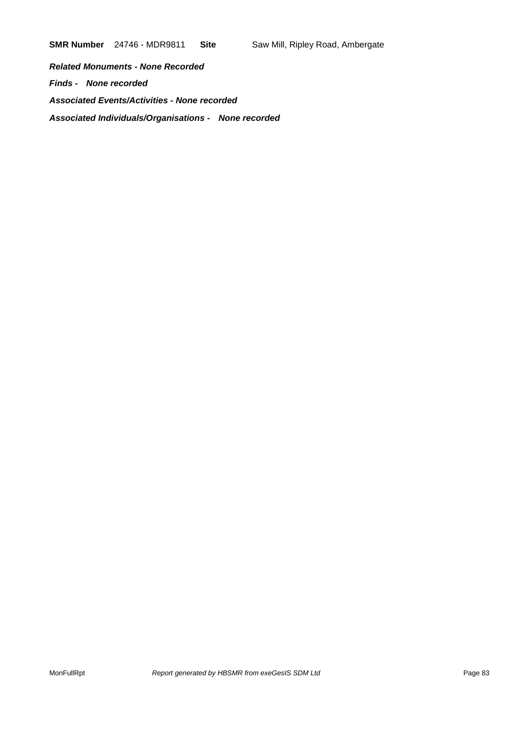**SMR Number** 24746 - MDR9811 **Site** Saw Mill, Ripley Road, Ambergate

***Related Monuments - None Recorded***

***Finds - None recorded***

***Associated Events/Activities - None recorded***

***Associated Individuals/Organisations - None recorded***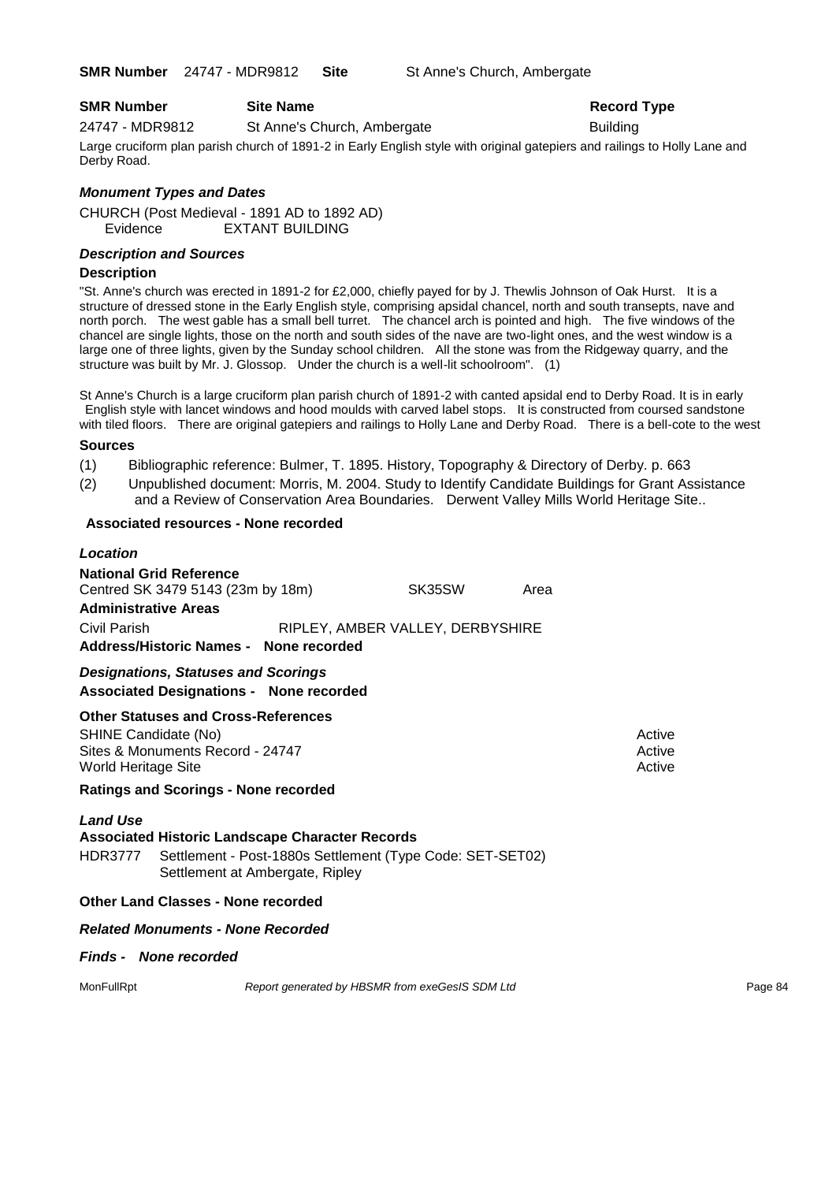**SMR Number** 24747 - MDR9812 **Site** St Anne's Church, Ambergate

| **SMR Number** | **Site Name** | **Record Type** |
| --- | --- | --- |
| 24747 - MDR9812 | St Anne's Church, Ambergate | Building |

Large cruciform plan parish church of 1891-2 in Early English style with original gatepiers and railings to Holly Lane and Derby Road.

### *Monument Types and Dates*

CHURCH (Post Medieval - 1891 AD to 1892 AD)
Evidence EXTANT BUILDING

### *Description and Sources*

**Description**

"St. Anne's church was erected in 1891-2 for £2,000, chiefly payed for by J. Thewlis Johnson of Oak Hurst. It is a structure of dressed stone in the Early English style, comprising apsidal chancel, north and south transepts, nave and north porch. The west gable has a small bell turret. The chancel arch is pointed and high. The five windows of the chancel are single lights, those on the north and south sides of the nave are two-light ones, and the west window is a large one of three lights, given by the Sunday school children. All the stone was from the Ridgeway quarry, and the structure was built by Mr. J. Glossop. Under the church is a well-lit schoolroom". (1)

St Anne's Church is a large cruciform plan parish church of 1891-2 with canted apsidal end to Derby Road. It is in early English style with lancet windows and hood moulds with carved label stops. It is constructed from coursed sandstone with tiled floors. There are original gatepiers and railings to Holly Lane and Derby Road. There is a bell-cote to the west

**Sources**

(1) Bibliographic reference: Bulmer, T. 1895. History, Topography & Directory of Derby. p. 663
(2) Unpublished document: Morris, M. 2004. Study to Identify Candidate Buildings for Grant Assistance and a Review of Conservation Area Boundaries. Derwent Valley Mills World Heritage Site..

**Associated resources - None recorded**

### *Location*

**National Grid Reference**
Centred SK 3479 5143 (23m by 18m) SK35SW Area

**Administrative Areas**
Civil Parish RIPLEY, AMBER VALLEY, DERBYSHIRE

**Address/Historic Names - None recorded**

### *Designations, Statuses and Scorings*

**Associated Designations - None recorded**

**Other Statuses and Cross-References**

| | |
| --- | --- |
| SHINE Candidate (No) | Active |
| Sites & Monuments Record - 24747 | Active |
| World Heritage Site | Active |

**Ratings and Scorings - None recorded**

### *Land Use*

**Associated Historic Landscape Character Records**
HDR3777 Settlement - Post-1880s Settlement (Type Code: SET-SET02)
Settlement at Ambergate, Ripley

**Other Land Classes - None recorded**

### *Related Monuments - None Recorded*

### *Finds - None recorded*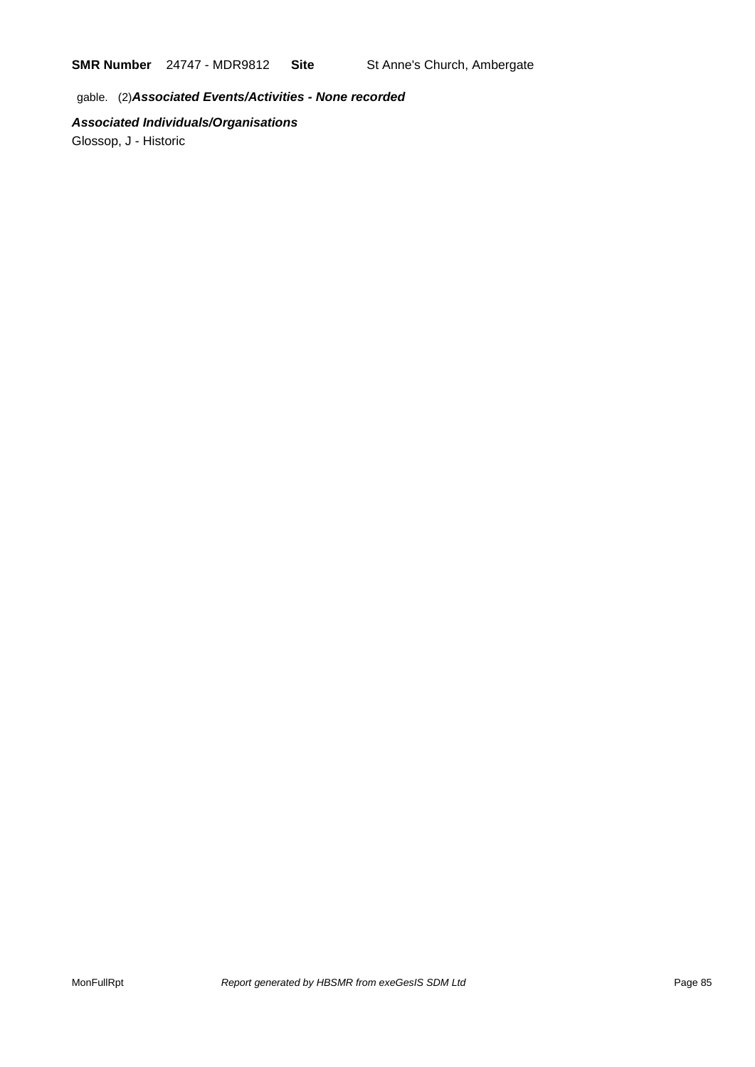**SMR Number** 24747 - MDR9812 **Site** St Anne's Church, Ambergate

gable. (2)***Associated Events/Activities - None recorded***

***Associated Individuals/Organisations***

Glossop, J - Historic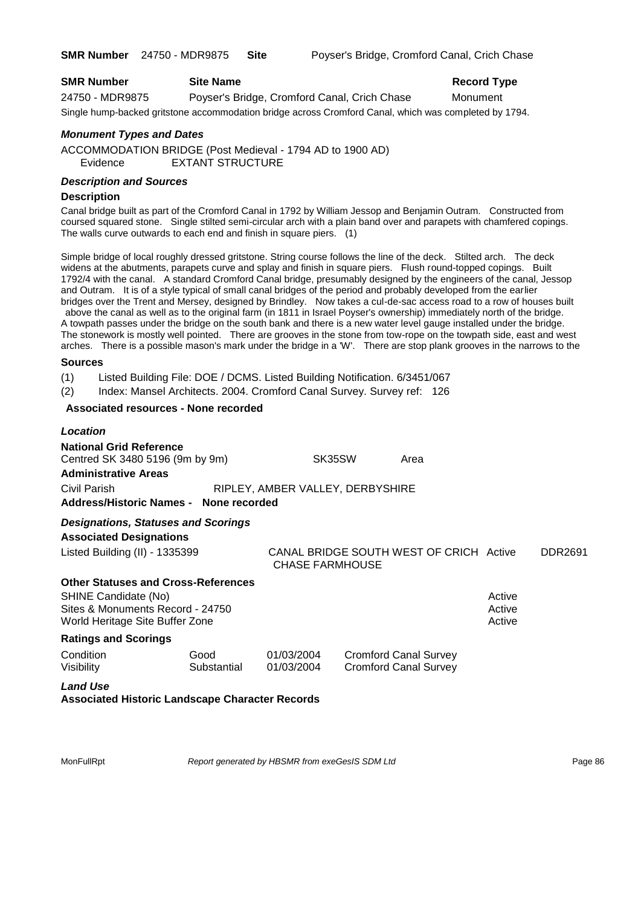**SMR Number** 24750 - MDR9875 **Site** Poyser's Bridge, Cromford Canal, Crich Chase

| SMR Number | Site Name | Record Type |
|---|---|---|
| 24750 - MDR9875 | Poyser's Bridge, Cromford Canal, Crich Chase | Monument |

Single hump-backed gritstone accommodation bridge across Cromford Canal, which was completed by 1794.

### *Monument Types and Dates*

ACCOMMODATION BRIDGE (Post Medieval - 1794 AD to 1900 AD)
Evidence EXTANT STRUCTURE

### *Description and Sources*

**Description**

Canal bridge built as part of the Cromford Canal in 1792 by William Jessop and Benjamin Outram. Constructed from coursed squared stone. Single stilted semi-circular arch with a plain band over and parapets with chamfered copings. The walls curve outwards to each end and finish in square piers. (1)

Simple bridge of local roughly dressed gritstone. String course follows the line of the deck. Stilted arch. The deck widens at the abutments, parapets curve and splay and finish in square piers. Flush round-topped copings. Built 1792/4 with the canal. A standard Cromford Canal bridge, presumably designed by the engineers of the canal, Jessop and Outram. It is of a style typical of small canal bridges of the period and probably developed from the earlier bridges over the Trent and Mersey, designed by Brindley. Now takes a cul-de-sac access road to a row of houses built above the canal as well as to the original farm (in 1811 in Israel Poyser's ownership) immediately north of the bridge. A towpath passes under the bridge on the south bank and there is a new water level gauge installed under the bridge. The stonework is mostly well pointed. There are grooves in the stone from tow-rope on the towpath side, east and west arches. There is a possible mason's mark under the bridge in a 'W'. There are stop plank grooves in the narrows to the

**Sources**

(1) Listed Building File: DOE / DCMS. Listed Building Notification. 6/3451/067
(2) Index: Mansel Architects. 2004. Cromford Canal Survey. Survey ref: 126

**Associated resources - None recorded**

### *Location*

**National Grid Reference**
Centred SK 3480 5196 (9m by 9m) SK35SW Area

**Administrative Areas**
Civil Parish RIPLEY, AMBER VALLEY, DERBYSHIRE

**Address/Historic Names - None recorded**

### *Designations, Statuses and Scorings*

**Associated Designations**

| | | | |
|---|---|---|---|
| Listed Building (II) - 1335399 | CANAL BRIDGE SOUTH WEST OF CRICH CHASE FARMHOUSE | Active | DDR2691 |

**Other Statuses and Cross-References**

| | |
|---|---|
| SHINE Candidate (No) | Active |
| Sites & Monuments Record - 24750 | Active |
| World Heritage Site Buffer Zone | Active |

**Ratings and Scorings**

| | | | |
|---|---|---|---|
| Condition | Good | 01/03/2004 | Cromford Canal Survey |
| Visibility | Substantial | 01/03/2004 | Cromford Canal Survey |

### *Land Use*

**Associated Historic Landscape Character Records**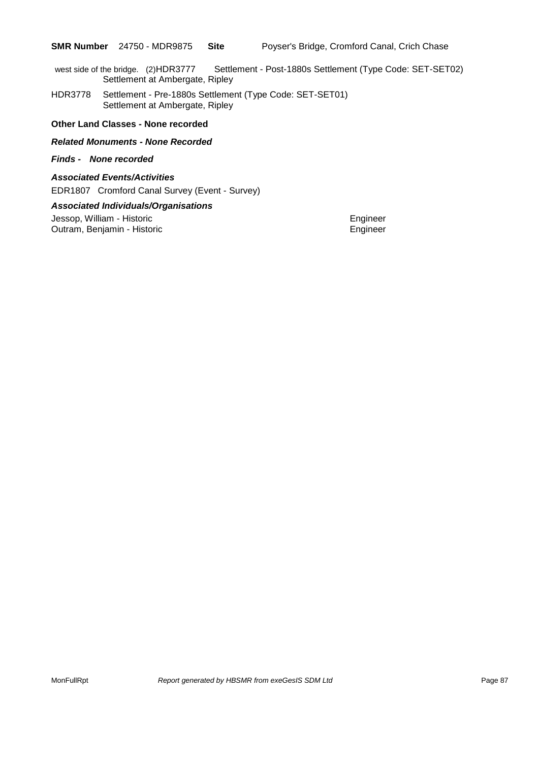**SMR Number** 24750 - MDR9875 **Site** Poyser's Bridge, Cromford Canal, Crich Chase

west side of the bridge. (2)HDR3777 Settlement - Post-1880s Settlement (Type Code: SET-SET02)
Settlement at Ambergate, Ripley

HDR3778 Settlement - Pre-1880s Settlement (Type Code: SET-SET01)
Settlement at Ambergate, Ripley

**Other Land Classes - None recorded**

***Related Monuments - None Recorded***

***Finds - None recorded***

***Associated Events/Activities***

EDR1807 Cromford Canal Survey (Event - Survey)

***Associated Individuals/Organisations***

| | |
|---|---|
| Jessop, William - Historic | Engineer |
| Outram, Benjamin - Historic | Engineer |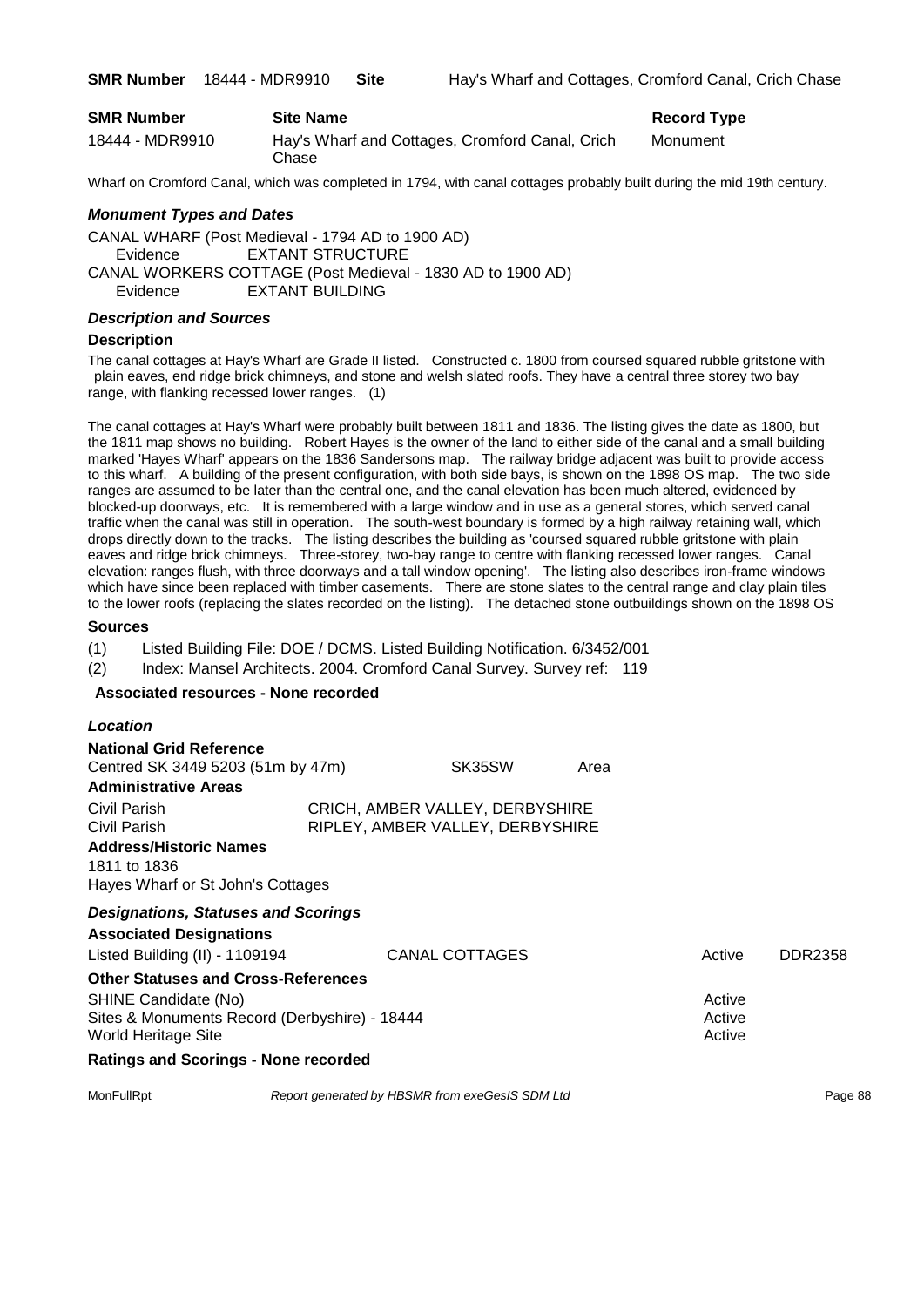**SMR Number** 18444 - MDR9910 **Site** Hay's Wharf and Cottages, Cromford Canal, Crich Chase

| SMR Number | Site Name | Record Type |
|---|---|---|
| 18444 - MDR9910 | Hay's Wharf and Cottages, Cromford Canal, Crich Chase | Monument |

Wharf on Cromford Canal, which was completed in 1794, with canal cottages probably built during the mid 19th century.

### *Monument Types and Dates*

CANAL WHARF (Post Medieval - 1794 AD to 1900 AD)
Evidence EXTANT STRUCTURE
CANAL WORKERS COTTAGE (Post Medieval - 1830 AD to 1900 AD)
Evidence EXTANT BUILDING

### *Description and Sources*

#### Description

The canal cottages at Hay's Wharf are Grade II listed. Constructed c. 1800 from coursed squared rubble gritstone with plain eaves, end ridge brick chimneys, and stone and welsh slated roofs. They have a central three storey two bay range, with flanking recessed lower ranges. (1)

The canal cottages at Hay's Wharf were probably built between 1811 and 1836. The listing gives the date as 1800, but the 1811 map shows no building. Robert Hayes is the owner of the land to either side of the canal and a small building marked 'Hayes Wharf' appears on the 1836 Sandersons map. The railway bridge adjacent was built to provide access to this wharf. A building of the present configuration, with both side bays, is shown on the 1898 OS map. The two side ranges are assumed to be later than the central one, and the canal elevation has been much altered, evidenced by blocked-up doorways, etc. It is remembered with a large window and in use as a general stores, which served canal traffic when the canal was still in operation. The south-west boundary is formed by a high railway retaining wall, which drops directly down to the tracks. The listing describes the building as 'coursed squared rubble gritstone with plain eaves and ridge brick chimneys. Three-storey, two-bay range to centre with flanking recessed lower ranges. Canal elevation: ranges flush, with three doorways and a tall window opening'. The listing also describes iron-frame windows which have since been replaced with timber casements. There are stone slates to the central range and clay plain tiles to the lower roofs (replacing the slates recorded on the listing). The detached stone outbuildings shown on the 1898 OS

#### Sources

(1) Listed Building File: DOE / DCMS. Listed Building Notification. 6/3452/001
(2) Index: Mansel Architects. 2004. Cromford Canal Survey. Survey ref: 119

**Associated resources - None recorded**

### *Location*

**National Grid Reference**
Centred SK 3449 5203 (51m by 47m) SK35SW Area

**Administrative Areas**

| | |
|---|---|
| Civil Parish | CRICH, AMBER VALLEY, DERBYSHIRE |
| Civil Parish | RIPLEY, AMBER VALLEY, DERBYSHIRE |

**Address/Historic Names**
1811 to 1836
Hayes Wharf or St John's Cottages

### *Designations, Statuses and Scorings*

**Associated Designations**

| | | | |
|---|---|---|---|
| Listed Building (II) - 1109194 | CANAL COTTAGES | Active | DDR2358 |

**Other Statuses and Cross-References**

| | |
|---|---|
| SHINE Candidate (No) | Active |
| Sites & Monuments Record (Derbyshire) - 18444 | Active |
| World Heritage Site | Active |

**Ratings and Scorings - None recorded**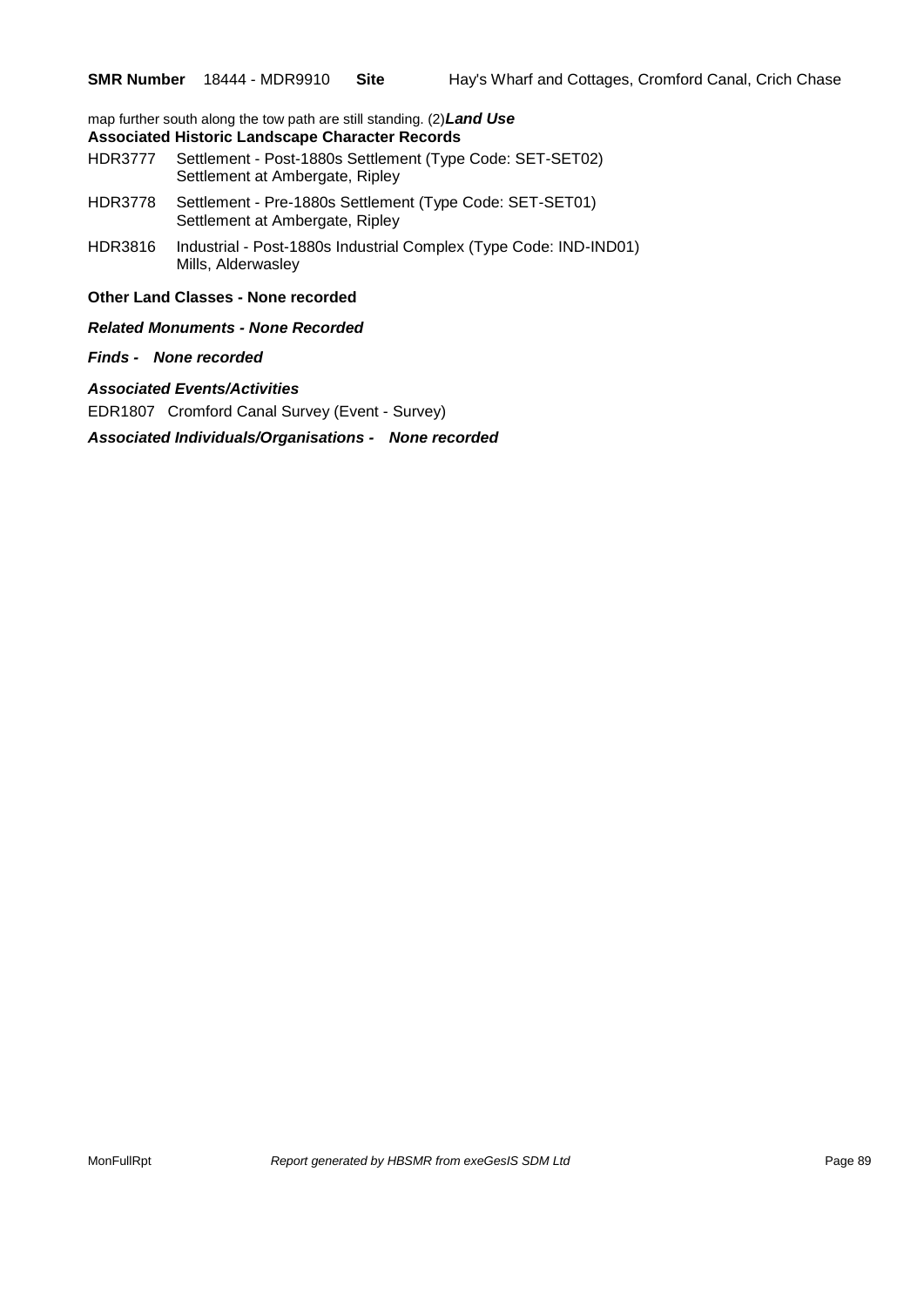map further south along the tow path are still standing. (2)***Land Use***

**Associated Historic Landscape Character Records**

HDR3777 Settlement - Post-1880s Settlement (Type Code: SET-SET02)
Settlement at Ambergate, Ripley

HDR3778 Settlement - Pre-1880s Settlement (Type Code: SET-SET01)
Settlement at Ambergate, Ripley

HDR3816 Industrial - Post-1880s Industrial Complex (Type Code: IND-IND01)
Mills, Alderwasley

**Other Land Classes - None recorded**

***Related Monuments - None Recorded***

***Finds - None recorded***

***Associated Events/Activities***

EDR1807 Cromford Canal Survey (Event - Survey)

***Associated Individuals/Organisations - None recorded***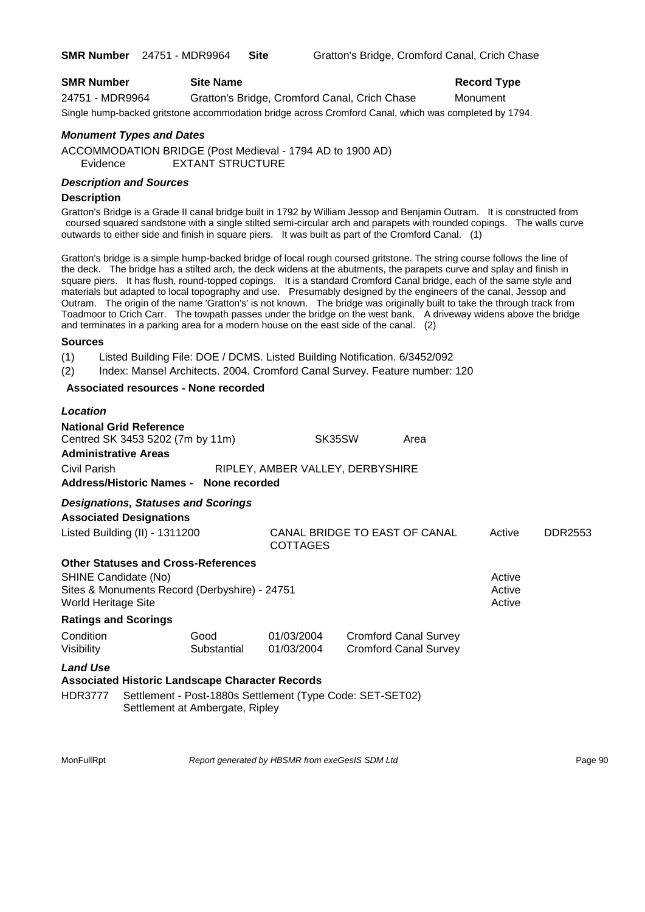**SMR Number** 24751 - MDR9964 **Site** Gratton's Bridge, Cromford Canal, Crich Chase

| SMR Number | Site Name | Record Type |
|---|---|---|
| 24751 - MDR9964 | Gratton's Bridge, Cromford Canal, Crich Chase | Monument |

Single hump-backed gritstone accommodation bridge across Cromford Canal, which was completed by 1794.

### *Monument Types and Dates*

ACCOMMODATION BRIDGE (Post Medieval - 1794 AD to 1900 AD)
Evidence EXTANT STRUCTURE

### *Description and Sources*

**Description**

Gratton's Bridge is a Grade II canal bridge built in 1792 by William Jessop and Benjamin Outram. It is constructed from coursed squared sandstone with a single stilted semi-circular arch and parapets with rounded copings. The walls curve outwards to either side and finish in square piers. It was built as part of the Cromford Canal. (1)

Gratton's bridge is a simple hump-backed bridge of local rough coursed gritstone. The string course follows the line of the deck. The bridge has a stilted arch, the deck widens at the abutments, the parapets curve and splay and finish in square piers. It has flush, round-topped copings. It is a standard Cromford Canal bridge, each of the same style and materials but adapted to local topography and use. Presumably designed by the engineers of the canal, Jessop and Outram. The origin of the name 'Gratton's' is not known. The bridge was originally built to take the through track from Toadmoor to Crich Carr. The towpath passes under the bridge on the west bank. A driveway widens above the bridge and terminates in a parking area for a modern house on the east side of the canal. (2)

**Sources**

(1) Listed Building File: DOE / DCMS. Listed Building Notification. 6/3452/092
(2) Index: Mansel Architects. 2004. Cromford Canal Survey. Feature number: 120

**Associated resources - None recorded**

### *Location*

**National Grid Reference**
Centred SK 3453 5202 (7m by 11m) SK35SW Area

**Administrative Areas**
Civil Parish RIPLEY, AMBER VALLEY, DERBYSHIRE

**Address/Historic Names - None recorded**

### *Designations, Statuses and Scorings*

**Associated Designations**

| | | | |
|---|---|---|---|
| Listed Building (II) - 1311200 | CANAL BRIDGE TO EAST OF CANAL COTTAGES | Active | DDR2553 |

**Other Statuses and Cross-References**

| | |
|---|---|
| SHINE Candidate (No) | Active |
| Sites & Monuments Record (Derbyshire) - 24751 | Active |
| World Heritage Site | Active |

**Ratings and Scorings**

| | | | |
|---|---|---|---|
| Condition | Good | 01/03/2004 | Cromford Canal Survey |
| Visibility | Substantial | 01/03/2004 | Cromford Canal Survey |

### *Land Use*

**Associated Historic Landscape Character Records**

HDR3777 Settlement - Post-1880s Settlement (Type Code: SET-SET02)
Settlement at Ambergate, Ripley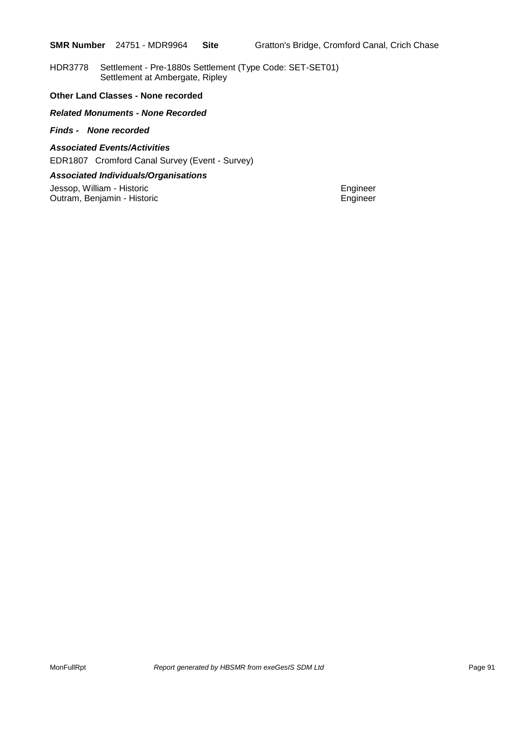**SMR Number** 24751 - MDR9964 **Site** Gratton's Bridge, Cromford Canal, Crich Chase

HDR3778 Settlement - Pre-1880s Settlement (Type Code: SET-SET01)
Settlement at Ambergate, Ripley

**Other Land Classes - None recorded**

***Related Monuments - None Recorded***

***Finds - None recorded***

***Associated Events/Activities***

EDR1807 Cromford Canal Survey (Event - Survey)

***Associated Individuals/Organisations***

| | |
|---|---|
| Jessop, William - Historic | Engineer |
| Outram, Benjamin - Historic | Engineer |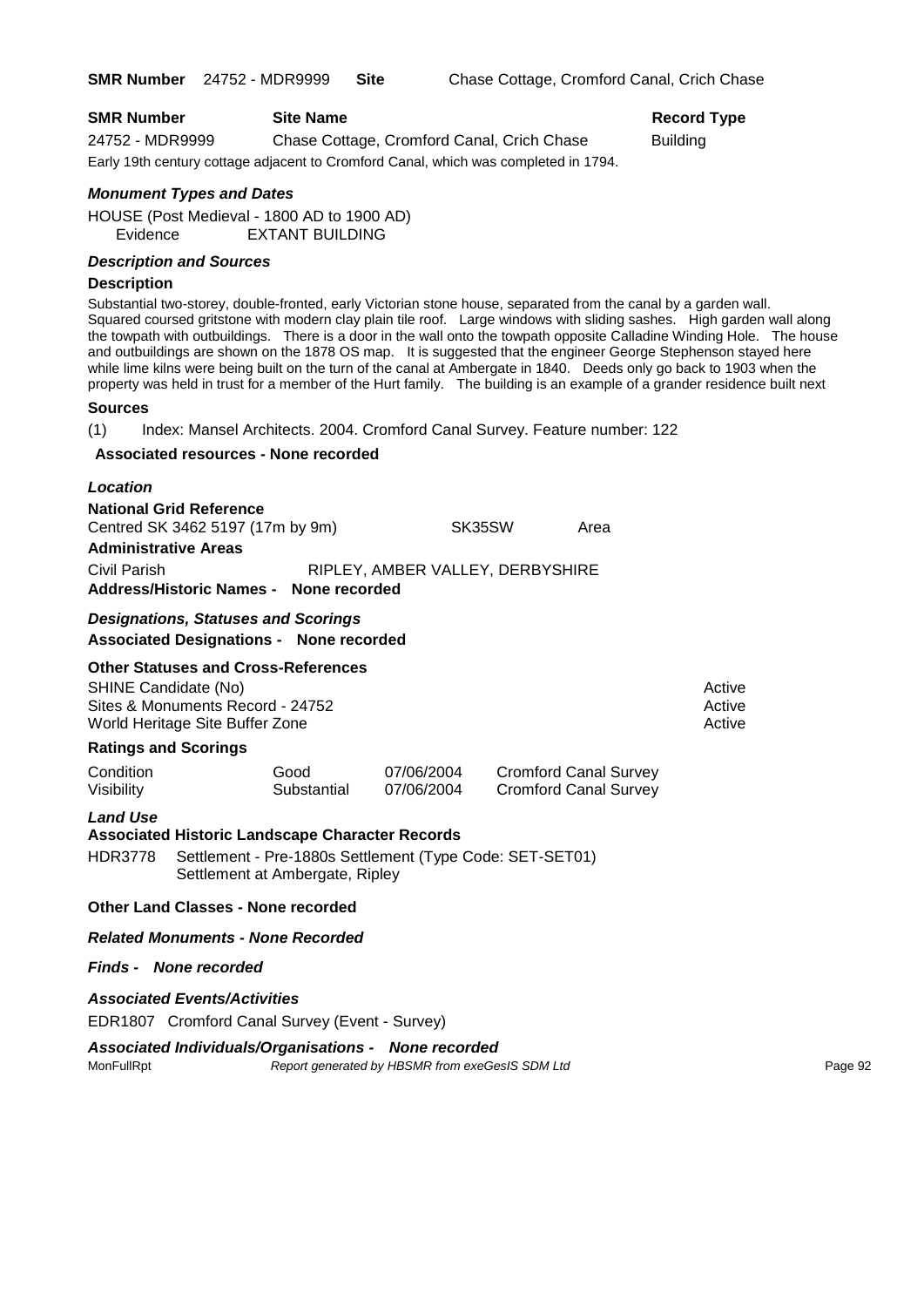**SMR Number** 24752 - MDR9999 **Site** Chase Cottage, Cromford Canal, Crich Chase

| SMR Number | Site Name | Record Type |
|---|---|---|
| 24752 - MDR9999 | Chase Cottage, Cromford Canal, Crich Chase | Building |

Early 19th century cottage adjacent to Cromford Canal, which was completed in 1794.

### *Monument Types and Dates*

HOUSE (Post Medieval - 1800 AD to 1900 AD)
Evidence EXTANT BUILDING

### *Description and Sources*

**Description**

Substantial two-storey, double-fronted, early Victorian stone house, separated from the canal by a garden wall. Squared coursed gritstone with modern clay plain tile roof. Large windows with sliding sashes. High garden wall along the towpath with outbuildings. There is a door in the wall onto the towpath opposite Calladine Winding Hole. The house and outbuildings are shown on the 1878 OS map. It is suggested that the engineer George Stephenson stayed here while lime kilns were being built on the turn of the canal at Ambergate in 1840. Deeds only go back to 1903 when the property was held in trust for a member of the Hurt family. The building is an example of a grander residence built next

**Sources**

(1) Index: Mansel Architects. 2004. Cromford Canal Survey. Feature number: 122

**Associated resources - None recorded**

### *Location*

**National Grid Reference**
Centred SK 3462 5197 (17m by 9m) SK35SW Area

**Administrative Areas**
Civil Parish RIPLEY, AMBER VALLEY, DERBYSHIRE

**Address/Historic Names - None recorded**

### *Designations, Statuses and Scorings*

**Associated Designations - None recorded**

**Other Statuses and Cross-References**

| | |
|---|---|
| SHINE Candidate (No) | Active |
| Sites & Monuments Record - 24752 | Active |
| World Heritage Site Buffer Zone | Active |

**Ratings and Scorings**

| | | | |
|---|---|---|---|
| Condition | Good | 07/06/2004 | Cromford Canal Survey |
| Visibility | Substantial | 07/06/2004 | Cromford Canal Survey |

### *Land Use*

**Associated Historic Landscape Character Records**

HDR3778 Settlement - Pre-1880s Settlement (Type Code: SET-SET01)
Settlement at Ambergate, Ripley

**Other Land Classes - None recorded**

***Related Monuments - None Recorded***

***Finds - None recorded***

### *Associated Events/Activities*

EDR1807 Cromford Canal Survey (Event - Survey)

***Associated Individuals/Organisations - None recorded***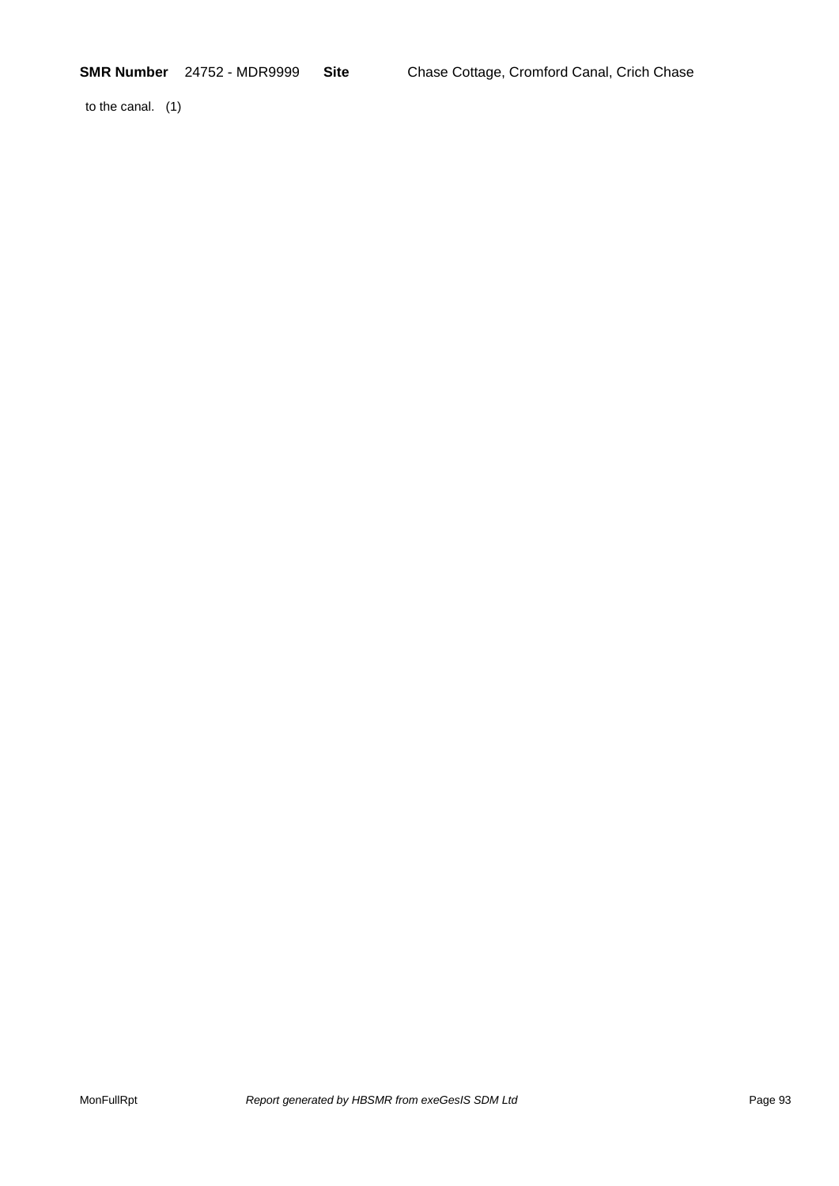**SMR Number** 24752 - MDR9999 **Site** Chase Cottage, Cromford Canal, Crich Chase

to the canal. (1)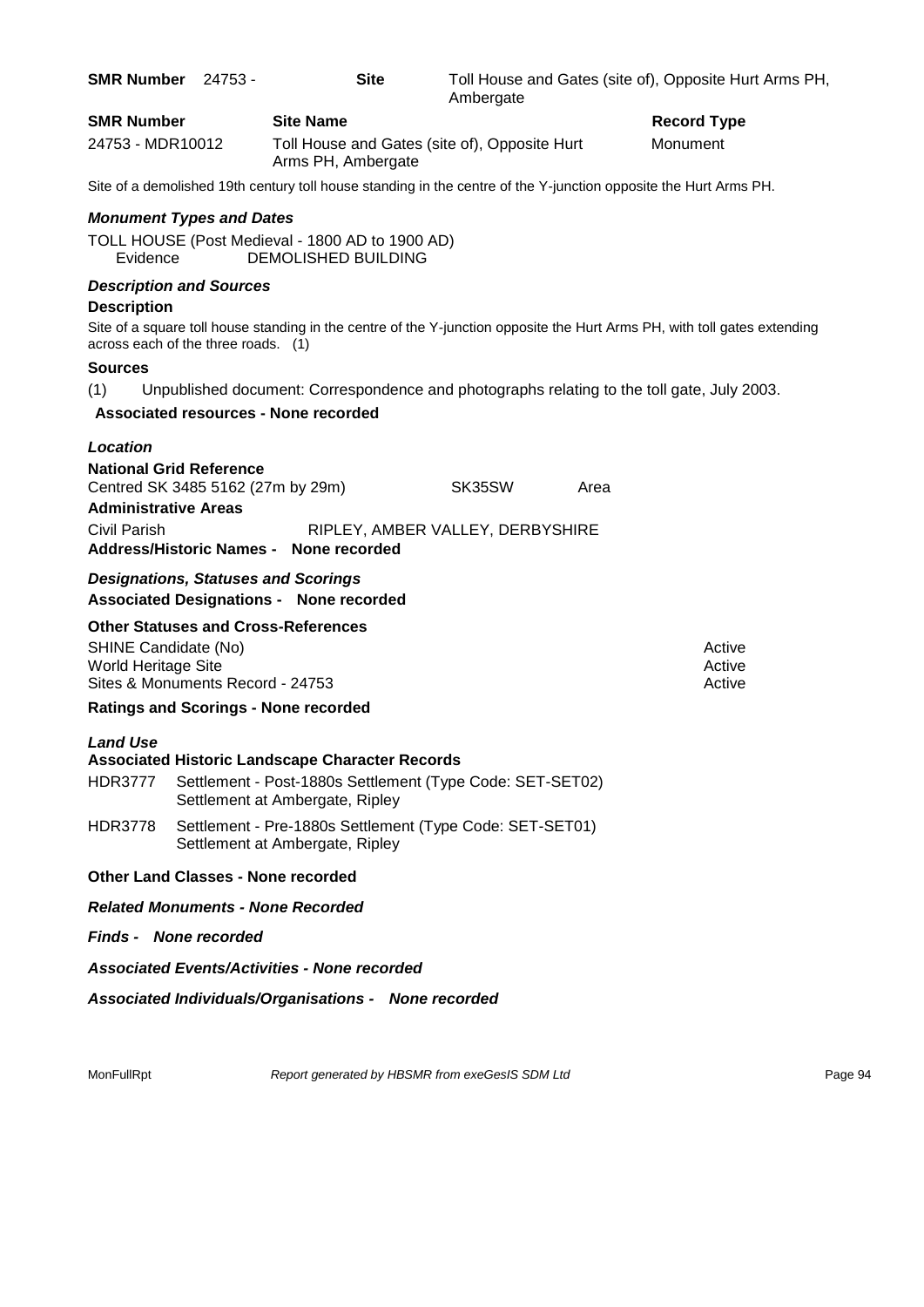**SMR Number** 24753 - **Site** Toll House and Gates (site of), Opposite Hurt Arms PH, Ambergate

| SMR Number | Site Name | Record Type |
| --- | --- | --- |
| 24753 - MDR10012 | Toll House and Gates (site of), Opposite Hurt Arms PH, Ambergate | Monument |

Site of a demolished 19th century toll house standing in the centre of the Y-junction opposite the Hurt Arms PH.

### *Monument Types and Dates*

TOLL HOUSE (Post Medieval - 1800 AD to 1900 AD)
Evidence DEMOLISHED BUILDING

### *Description and Sources*

**Description**

Site of a square toll house standing in the centre of the Y-junction opposite the Hurt Arms PH, with toll gates extending across each of the three roads. (1)

**Sources**

(1) Unpublished document: Correspondence and photographs relating to the toll gate, July 2003.

**Associated resources - None recorded**

### *Location*

**National Grid Reference**

Centred SK 3485 5162 (27m by 29m) SK35SW Area

**Administrative Areas**

Civil Parish RIPLEY, AMBER VALLEY, DERBYSHIRE

**Address/Historic Names - None recorded**

### *Designations, Statuses and Scorings*

**Associated Designations - None recorded**

**Other Statuses and Cross-References**

| | |
| --- | --- |
| SHINE Candidate (No) | Active |
| World Heritage Site | Active |
| Sites & Monuments Record - 24753 | Active |

**Ratings and Scorings - None recorded**

### *Land Use*

**Associated Historic Landscape Character Records**

HDR3777 Settlement - Post-1880s Settlement (Type Code: SET-SET02)
Settlement at Ambergate, Ripley

HDR3778 Settlement - Pre-1880s Settlement (Type Code: SET-SET01)
Settlement at Ambergate, Ripley

**Other Land Classes - None recorded**

***Related Monuments - None Recorded***

***Finds - None recorded***

***Associated Events/Activities - None recorded***

***Associated Individuals/Organisations - None recorded***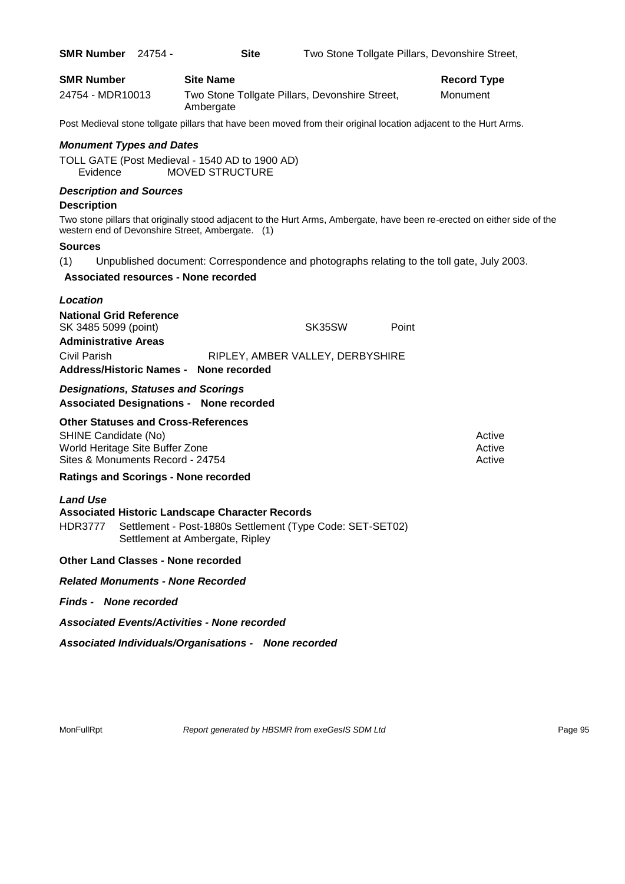**SMR Number** 24754 - **Site** Two Stone Tollgate Pillars, Devonshire Street,

| **SMR Number** | **Site Name** | **Record Type** |
|---|---|---|
| 24754 - MDR10013 | Two Stone Tollgate Pillars, Devonshire Street, Ambergate | Monument |

Post Medieval stone tollgate pillars that have been moved from their original location adjacent to the Hurt Arms.

### *Monument Types and Dates*

TOLL GATE (Post Medieval - 1540 AD to 1900 AD)
Evidence MOVED STRUCTURE

### *Description and Sources*

**Description**

Two stone pillars that originally stood adjacent to the Hurt Arms, Ambergate, have been re-erected on either side of the western end of Devonshire Street, Ambergate. (1)

**Sources**

(1) Unpublished document: Correspondence and photographs relating to the toll gate, July 2003.

**Associated resources - None recorded**

### *Location*

**National Grid Reference**
SK 3485 5099 (point) SK35SW Point

**Administrative Areas**
Civil Parish RIPLEY, AMBER VALLEY, DERBYSHIRE

**Address/Historic Names - None recorded**

### *Designations, Statuses and Scorings*

**Associated Designations - None recorded**

**Other Statuses and Cross-References**

| | |
|---|---|
| SHINE Candidate (No) | Active |
| World Heritage Site Buffer Zone | Active |
| Sites & Monuments Record - 24754 | Active |

**Ratings and Scorings - None recorded**

### *Land Use*

**Associated Historic Landscape Character Records**

HDR3777 Settlement - Post-1880s Settlement (Type Code: SET-SET02)
Settlement at Ambergate, Ripley

**Other Land Classes - None recorded**

***Related Monuments - None Recorded***

***Finds - None recorded***

***Associated Events/Activities - None recorded***

***Associated Individuals/Organisations - None recorded***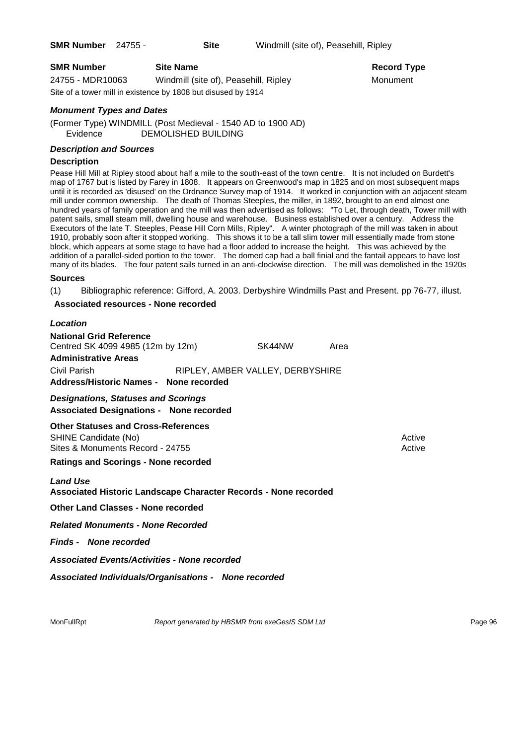**SMR Number** 24755 - **Site** Windmill (site of), Peasehill, Ripley

| SMR Number | Site Name | Record Type |
|---|---|---|
| 24755 - MDR10063 | Windmill (site of), Peasehill, Ripley | Monument |

Site of a tower mill in existence by 1808 but disused by 1914

### *Monument Types and Dates*

(Former Type) WINDMILL (Post Medieval - 1540 AD to 1900 AD)
Evidence DEMOLISHED BUILDING

### *Description and Sources*

**Description**

Pease Hill Mill at Ripley stood about half a mile to the south-east of the town centre. It is not included on Burdett's map of 1767 but is listed by Farey in 1808. It appears on Greenwood's map in 1825 and on most subsequent maps until it is recorded as 'disused' on the Ordnance Survey map of 1914. It worked in conjunction with an adjacent steam mill under common ownership. The death of Thomas Steeples, the miller, in 1892, brought to an end almost one hundred years of family operation and the mill was then advertised as follows: "To Let, through death, Tower mill with patent sails, small steam mill, dwelling house and warehouse. Business established over a century. Address the Executors of the late T. Steeples, Pease Hill Corn Mills, Ripley". A winter photograph of the mill was taken in about 1910, probably soon after it stopped working. This shows it to be a tall slim tower mill essentially made from stone block, which appears at some stage to have had a floor added to increase the height. This was achieved by the addition of a parallel-sided portion to the tower. The domed cap had a ball finial and the fantail appears to have lost many of its blades. The four patent sails turned in an anti-clockwise direction. The mill was demolished in the 1920s

**Sources**

(1) Bibliographic reference: Gifford, A. 2003. Derbyshire Windmills Past and Present. pp 76-77, illust.

**Associated resources - None recorded**

### *Location*

**National Grid Reference**
Centred SK 4099 4985 (12m by 12m) SK44NW Area

**Administrative Areas**
Civil Parish RIPLEY, AMBER VALLEY, DERBYSHIRE

**Address/Historic Names - None recorded**

### *Designations, Statuses and Scorings*

**Associated Designations - None recorded**

**Other Statuses and Cross-References**

| | |
|---|---|
| SHINE Candidate (No) | Active |
| Sites & Monuments Record - 24755 | Active |

**Ratings and Scorings - None recorded**

### *Land Use*

**Associated Historic Landscape Character Records - None recorded**

**Other Land Classes - None recorded**

***Related Monuments - None Recorded***

***Finds - None recorded***

***Associated Events/Activities - None recorded***

***Associated Individuals/Organisations - None recorded***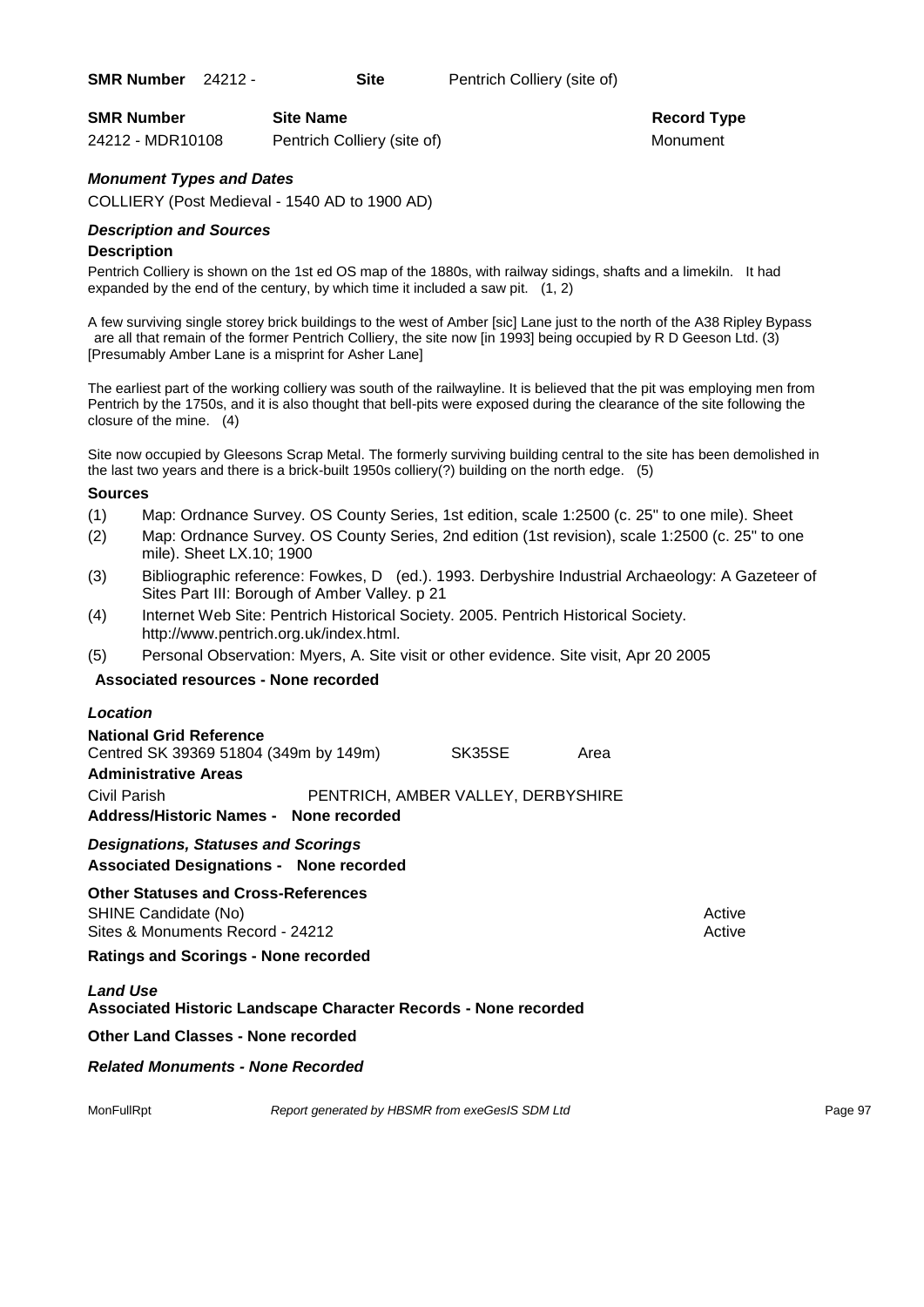**SMR Number** 24212 - **Site** Pentrich Colliery (site of)

| SMR Number | Site Name | Record Type |
| --- | --- | --- |
| 24212 - MDR10108 | Pentrich Colliery (site of) | Monument |

### *Monument Types and Dates*

COLLIERY (Post Medieval - 1540 AD to 1900 AD)

### *Description and Sources*

**Description**

Pentrich Colliery is shown on the 1st ed OS map of the 1880s, with railway sidings, shafts and a limekiln. It had expanded by the end of the century, by which time it included a saw pit. (1, 2)

A few surviving single storey brick buildings to the west of Amber [sic] Lane just to the north of the A38 Ripley Bypass are all that remain of the former Pentrich Colliery, the site now [in 1993] being occupied by R D Geeson Ltd. (3) [Presumably Amber Lane is a misprint for Asher Lane]

The earliest part of the working colliery was south of the railwayline. It is believed that the pit was employing men from Pentrich by the 1750s, and it is also thought that bell-pits were exposed during the clearance of the site following the closure of the mine. (4)

Site now occupied by Gleesons Scrap Metal. The formerly surviving building central to the site has been demolished in the last two years and there is a brick-built 1950s colliery(?) building on the north edge. (5)

**Sources**

(1) Map: Ordnance Survey. OS County Series, 1st edition, scale 1:2500 (c. 25" to one mile). Sheet

(2) Map: Ordnance Survey. OS County Series, 2nd edition (1st revision), scale 1:2500 (c. 25" to one mile). Sheet LX.10; 1900

(3) Bibliographic reference: Fowkes, D (ed.). 1993. Derbyshire Industrial Archaeology: A Gazeteer of Sites Part III: Borough of Amber Valley. p 21

(4) Internet Web Site: Pentrich Historical Society. 2005. Pentrich Historical Society. http://www.pentrich.org.uk/index.html.

(5) Personal Observation: Myers, A. Site visit or other evidence. Site visit, Apr 20 2005

**Associated resources - None recorded**

### *Location*

**National Grid Reference**

Centred SK 39369 51804 (349m by 149m) SK35SE Area

**Administrative Areas**

Civil Parish PENTRICH, AMBER VALLEY, DERBYSHIRE

**Address/Historic Names - None recorded**

### *Designations, Statuses and Scorings*

**Associated Designations - None recorded**

**Other Statuses and Cross-References**

SHINE Candidate (No) Active

Sites & Monuments Record - 24212 Active

**Ratings and Scorings - None recorded**

### *Land Use*

**Associated Historic Landscape Character Records - None recorded**

**Other Land Classes - None recorded**

### *Related Monuments - None Recorded*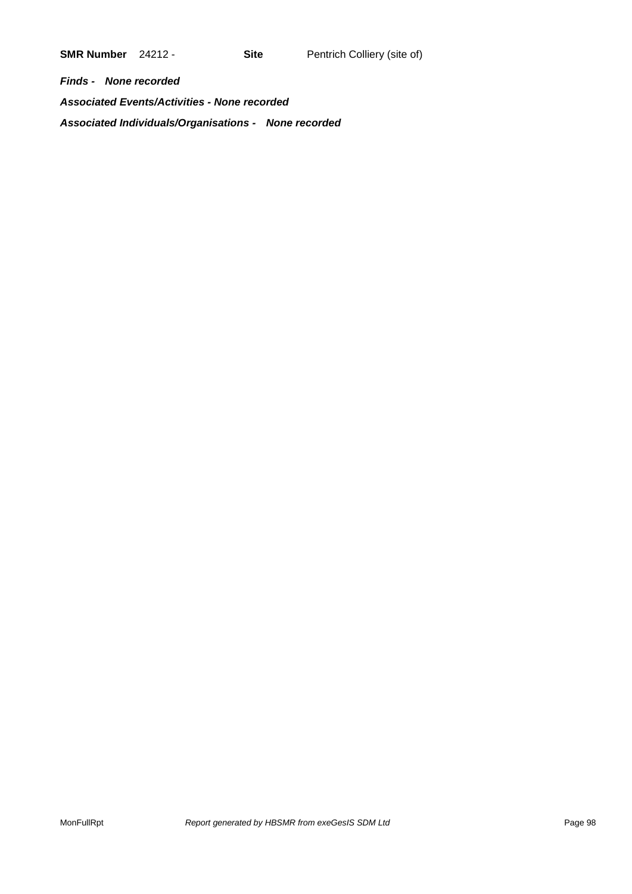**SMR Number** 24212 - **Site** Pentrich Colliery (site of)

***Finds - None recorded***

***Associated Events/Activities - None recorded***

***Associated Individuals/Organisations - None recorded***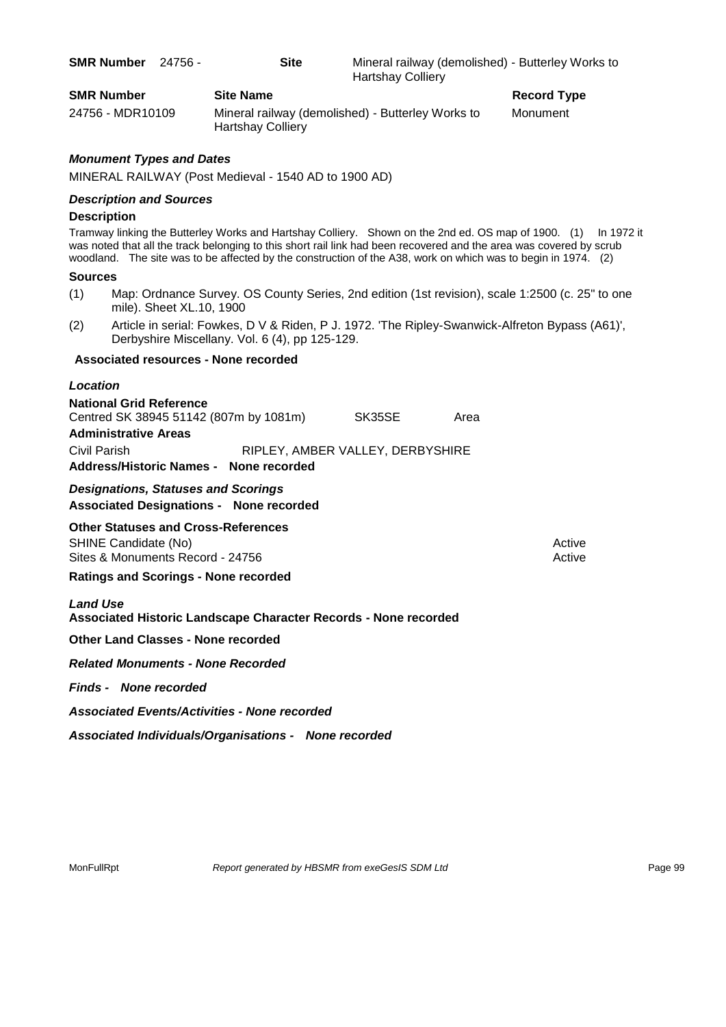**SMR Number** 24756 - **Site** Mineral railway (demolished) - Butterley Works to Hartshay Colliery

| SMR Number | Site Name | Record Type |
| --- | --- | --- |
| 24756 - MDR10109 | Mineral railway (demolished) - Butterley Works to Hartshay Colliery | Monument |

***Monument Types and Dates***

MINERAL RAILWAY (Post Medieval - 1540 AD to 1900 AD)

***Description and Sources***

**Description**

Tramway linking the Butterley Works and Hartshay Colliery. Shown on the 2nd ed. OS map of 1900. (1) In 1972 it was noted that all the track belonging to this short rail link had been recovered and the area was covered by scrub woodland. The site was to be affected by the construction of the A38, work on which was to begin in 1974. (2)

**Sources**

(1) Map: Ordnance Survey. OS County Series, 2nd edition (1st revision), scale 1:2500 (c. 25" to one mile). Sheet XL.10, 1900

(2) Article in serial: Fowkes, D V & Riden, P J. 1972. 'The Ripley-Swanwick-Alfreton Bypass (A61)', Derbyshire Miscellany. Vol. 6 (4), pp 125-129.

**Associated resources - None recorded**

***Location***

**National Grid Reference**

Centred SK 38945 51142 (807m by 1081m) SK35SE Area

**Administrative Areas**

Civil Parish RIPLEY, AMBER VALLEY, DERBYSHIRE

**Address/Historic Names - None recorded**

***Designations, Statuses and Scorings***

**Associated Designations - None recorded**

**Other Statuses and Cross-References**

SHINE Candidate (No) Active

Sites & Monuments Record - 24756 Active

**Ratings and Scorings - None recorded**

***Land Use***

**Associated Historic Landscape Character Records - None recorded**

**Other Land Classes - None recorded**

***Related Monuments - None Recorded***

***Finds - None recorded***

***Associated Events/Activities - None recorded***

***Associated Individuals/Organisations - None recorded***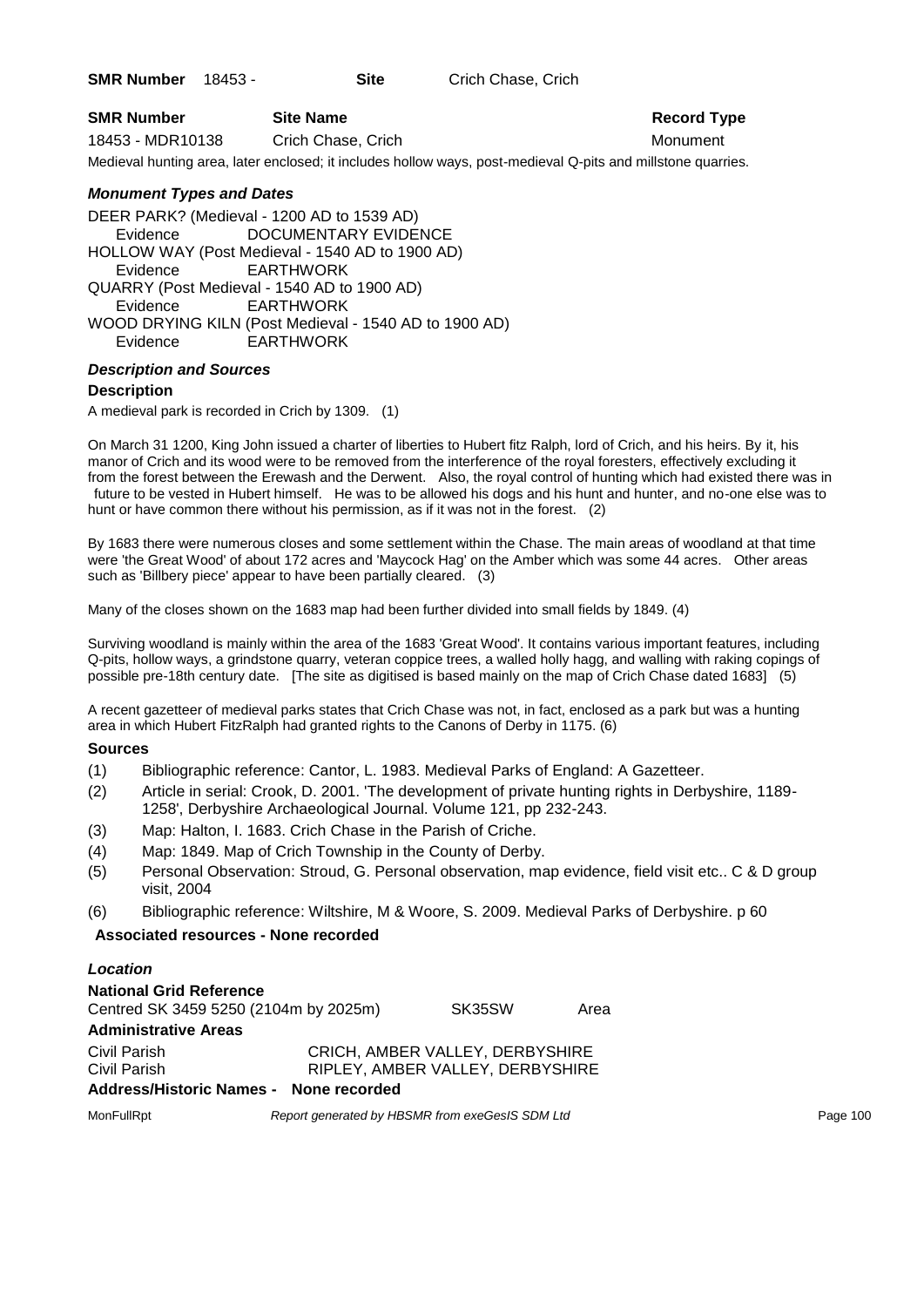**SMR Number** 18453 - **Site** Crich Chase, Crich

| SMR Number | Site Name | Record Type |
|---|---|---|
| 18453 - MDR10138 | Crich Chase, Crich | Monument |

Medieval hunting area, later enclosed; it includes hollow ways, post-medieval Q-pits and millstone quarries.

### *Monument Types and Dates*

DEER PARK? (Medieval - 1200 AD to 1539 AD)
Evidence DOCUMENTARY EVIDENCE
HOLLOW WAY (Post Medieval - 1540 AD to 1900 AD)
Evidence EARTHWORK
QUARRY (Post Medieval - 1540 AD to 1900 AD)
Evidence EARTHWORK
WOOD DRYING KILN (Post Medieval - 1540 AD to 1900 AD)
Evidence EARTHWORK

### *Description and Sources*

#### Description

A medieval park is recorded in Crich by 1309. (1)

On March 31 1200, King John issued a charter of liberties to Hubert fitz Ralph, lord of Crich, and his heirs. By it, his manor of Crich and its wood were to be removed from the interference of the royal foresters, effectively excluding it from the forest between the Erewash and the Derwent. Also, the royal control of hunting which had existed there was in future to be vested in Hubert himself. He was to be allowed his dogs and his hunt and hunter, and no-one else was to hunt or have common there without his permission, as if it was not in the forest. (2)

By 1683 there were numerous closes and some settlement within the Chase. The main areas of woodland at that time were 'the Great Wood' of about 172 acres and 'Maycock Hag' on the Amber which was some 44 acres. Other areas such as 'Billbery piece' appear to have been partially cleared. (3)

Many of the closes shown on the 1683 map had been further divided into small fields by 1849. (4)

Surviving woodland is mainly within the area of the 1683 'Great Wood'. It contains various important features, including Q-pits, hollow ways, a grindstone quarry, veteran coppice trees, a walled holly hagg, and walling with raking copings of possible pre-18th century date. [The site as digitised is based mainly on the map of Crich Chase dated 1683] (5)

A recent gazetteer of medieval parks states that Crich Chase was not, in fact, enclosed as a park but was a hunting area in which Hubert FitzRalph had granted rights to the Canons of Derby in 1175. (6)

#### Sources

(1) Bibliographic reference: Cantor, L. 1983. Medieval Parks of England: A Gazetteer.
(2) Article in serial: Crook, D. 2001. 'The development of private hunting rights in Derbyshire, 1189-1258', Derbyshire Archaeological Journal. Volume 121, pp 232-243.
(3) Map: Halton, I. 1683. Crich Chase in the Parish of Criche.
(4) Map: 1849. Map of Crich Township in the County of Derby.
(5) Personal Observation: Stroud, G. Personal observation, map evidence, field visit etc.. C & D group visit, 2004
(6) Bibliographic reference: Wiltshire, M & Woore, S. 2009. Medieval Parks of Derbyshire. p 60

**Associated resources - None recorded**

### *Location*

**National Grid Reference**
Centred SK 3459 5250 (2104m by 2025m) SK35SW Area

**Administrative Areas**

| | |
|---|---|
| Civil Parish | CRICH, AMBER VALLEY, DERBYSHIRE |
| Civil Parish | RIPLEY, AMBER VALLEY, DERBYSHIRE |

**Address/Historic Names - None recorded**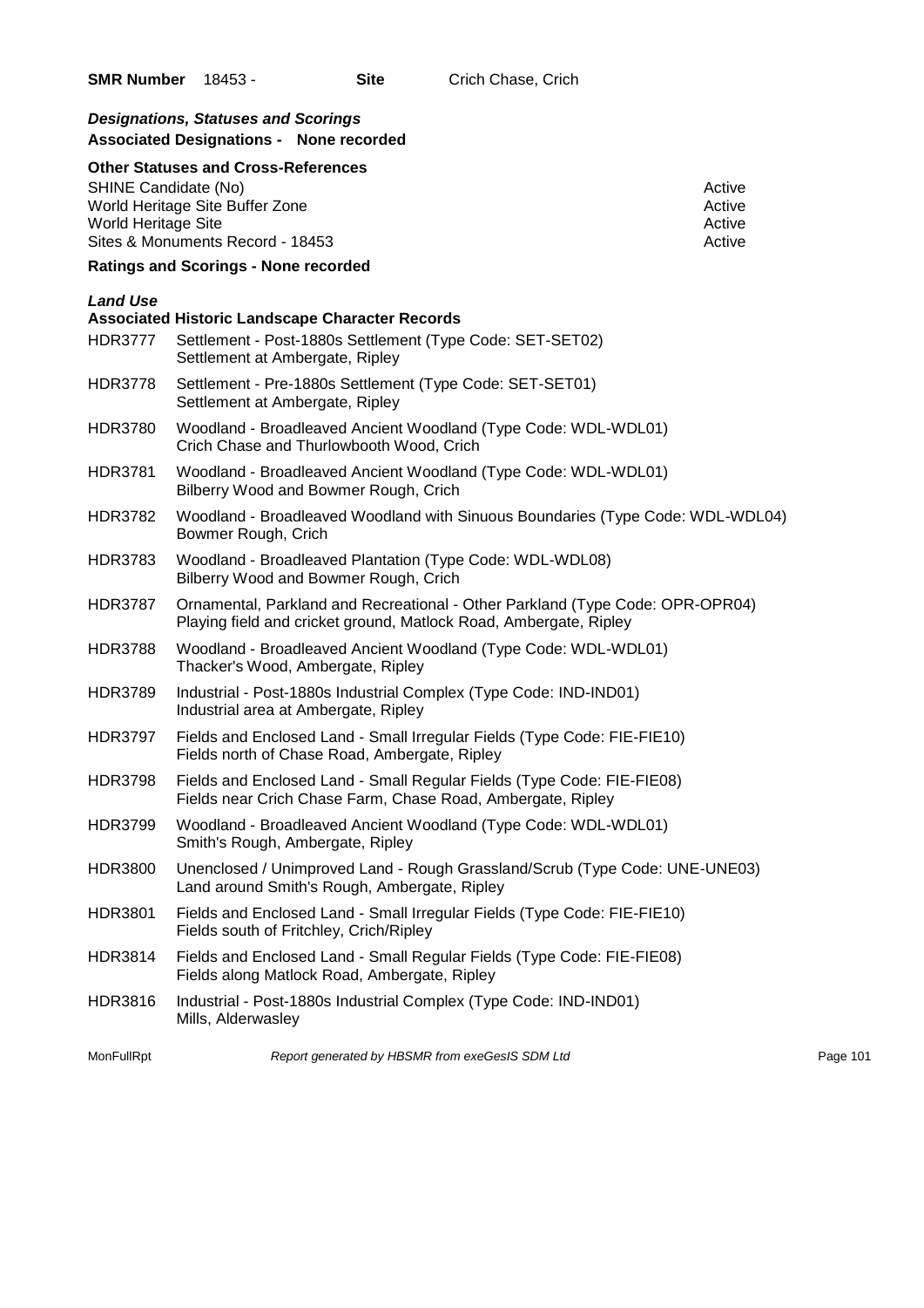**SMR Number** 18453 - **Site** Crich Chase, Crich

### *Designations, Statuses and Scorings*

**Associated Designations - None recorded**

**Other Statuses and Cross-References**

| | |
|---|---|
| SHINE Candidate (No) | Active |
| World Heritage Site Buffer Zone | Active |
| World Heritage Site | Active |
| Sites & Monuments Record - 18453 | Active |

**Ratings and Scorings - None recorded**

### *Land Use*

**Associated Historic Landscape Character Records**

| | |
|---|---|
| HDR3777 | Settlement - Post-1880s Settlement (Type Code: SET-SET02)<br>Settlement at Ambergate, Ripley |
| HDR3778 | Settlement - Pre-1880s Settlement (Type Code: SET-SET01)<br>Settlement at Ambergate, Ripley |
| HDR3780 | Woodland - Broadleaved Ancient Woodland (Type Code: WDL-WDL01)<br>Crich Chase and Thurlowbooth Wood, Crich |
| HDR3781 | Woodland - Broadleaved Ancient Woodland (Type Code: WDL-WDL01)<br>Bilberry Wood and Bowmer Rough, Crich |
| HDR3782 | Woodland - Broadleaved Woodland with Sinuous Boundaries (Type Code: WDL-WDL04)<br>Bowmer Rough, Crich |
| HDR3783 | Woodland - Broadleaved Plantation (Type Code: WDL-WDL08)<br>Bilberry Wood and Bowmer Rough, Crich |
| HDR3787 | Ornamental, Parkland and Recreational - Other Parkland (Type Code: OPR-OPR04)<br>Playing field and cricket ground, Matlock Road, Ambergate, Ripley |
| HDR3788 | Woodland - Broadleaved Ancient Woodland (Type Code: WDL-WDL01)<br>Thacker's Wood, Ambergate, Ripley |
| HDR3789 | Industrial - Post-1880s Industrial Complex (Type Code: IND-IND01)<br>Industrial area at Ambergate, Ripley |
| HDR3797 | Fields and Enclosed Land - Small Irregular Fields (Type Code: FIE-FIE10)<br>Fields north of Chase Road, Ambergate, Ripley |
| HDR3798 | Fields and Enclosed Land - Small Regular Fields (Type Code: FIE-FIE08)<br>Fields near Crich Chase Farm, Chase Road, Ambergate, Ripley |
| HDR3799 | Woodland - Broadleaved Ancient Woodland (Type Code: WDL-WDL01)<br>Smith's Rough, Ambergate, Ripley |
| HDR3800 | Unenclosed / Unimproved Land - Rough Grassland/Scrub (Type Code: UNE-UNE03)<br>Land around Smith's Rough, Ambergate, Ripley |
| HDR3801 | Fields and Enclosed Land - Small Irregular Fields (Type Code: FIE-FIE10)<br>Fields south of Fritchley, Crich/Ripley |
| HDR3814 | Fields and Enclosed Land - Small Regular Fields (Type Code: FIE-FIE08)<br>Fields along Matlock Road, Ambergate, Ripley |
| HDR3816 | Industrial - Post-1880s Industrial Complex (Type Code: IND-IND01)<br>Mills, Alderwasley |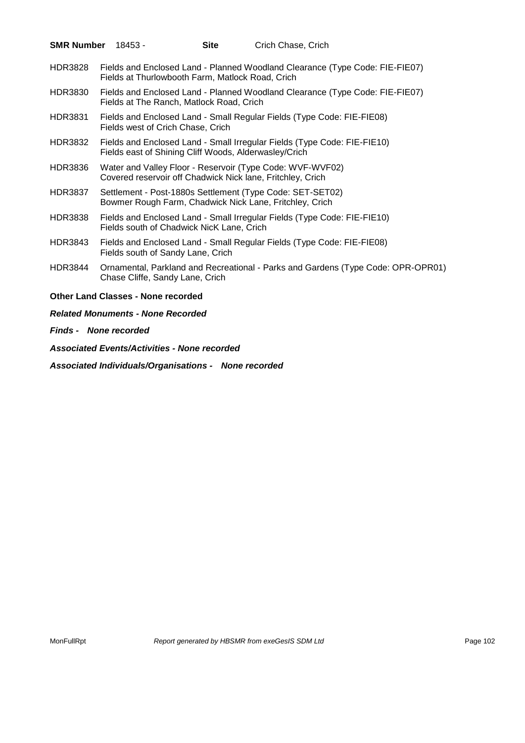**SMR Number** 18453 - **Site** Crich Chase, Crich

HDR3828 Fields and Enclosed Land - Planned Woodland Clearance (Type Code: FIE-FIE07)
Fields at Thurlowbooth Farm, Matlock Road, Crich

HDR3830 Fields and Enclosed Land - Planned Woodland Clearance (Type Code: FIE-FIE07)
Fields at The Ranch, Matlock Road, Crich

HDR3831 Fields and Enclosed Land - Small Regular Fields (Type Code: FIE-FIE08)
Fields west of Crich Chase, Crich

HDR3832 Fields and Enclosed Land - Small Irregular Fields (Type Code: FIE-FIE10)
Fields east of Shining Cliff Woods, Alderwasley/Crich

HDR3836 Water and Valley Floor - Reservoir (Type Code: WVF-WVF02)
Covered reservoir off Chadwick Nick lane, Fritchley, Crich

HDR3837 Settlement - Post-1880s Settlement (Type Code: SET-SET02)
Bowmer Rough Farm, Chadwick Nick Lane, Fritchley, Crich

HDR3838 Fields and Enclosed Land - Small Irregular Fields (Type Code: FIE-FIE10)
Fields south of Chadwick NicK Lane, Crich

HDR3843 Fields and Enclosed Land - Small Regular Fields (Type Code: FIE-FIE08)
Fields south of Sandy Lane, Crich

HDR3844 Ornamental, Parkland and Recreational - Parks and Gardens (Type Code: OPR-OPR01)
Chase Cliffe, Sandy Lane, Crich

**Other Land Classes - None recorded**

***Related Monuments - None Recorded***

***Finds - None recorded***

***Associated Events/Activities - None recorded***

***Associated Individuals/Organisations - None recorded***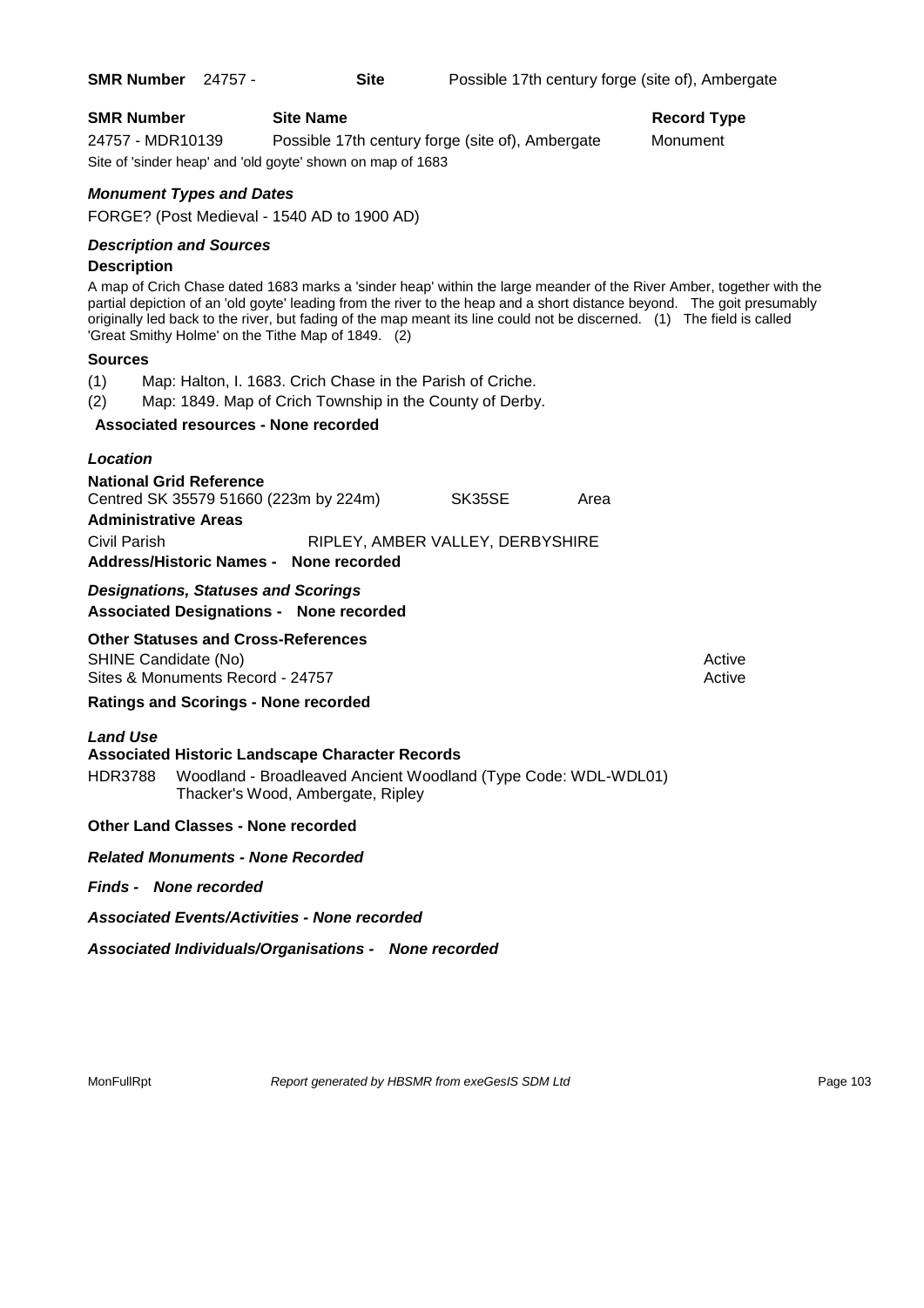**SMR Number** 24757 - **Site** Possible 17th century forge (site of), Ambergate

| **SMR Number** | **Site Name** | **Record Type** |
| --- | --- | --- |
| 24757 - MDR10139 | Possible 17th century forge (site of), Ambergate | Monument |

Site of 'sinder heap' and 'old goyte' shown on map of 1683

### *Monument Types and Dates*

FORGE? (Post Medieval - 1540 AD to 1900 AD)

### *Description and Sources*

**Description**

A map of Crich Chase dated 1683 marks a 'sinder heap' within the large meander of the River Amber, together with the partial depiction of an 'old goyte' leading from the river to the heap and a short distance beyond. The goit presumably originally led back to the river, but fading of the map meant its line could not be discerned. (1) The field is called 'Great Smithy Holme' on the Tithe Map of 1849. (2)

**Sources**

(1) Map: Halton, I. 1683. Crich Chase in the Parish of Criche.

(2) Map: 1849. Map of Crich Township in the County of Derby.

**Associated resources - None recorded**

### *Location*

**National Grid Reference**

Centred SK 35579 51660 (223m by 224m) SK35SE Area

**Administrative Areas**

Civil Parish RIPLEY, AMBER VALLEY, DERBYSHIRE

**Address/Historic Names - None recorded**

### *Designations, Statuses and Scorings*

**Associated Designations - None recorded**

**Other Statuses and Cross-References**

| | |
| --- | --- |
| SHINE Candidate (No) | Active |
| Sites & Monuments Record - 24757 | Active |

**Ratings and Scorings - None recorded**

### *Land Use*

**Associated Historic Landscape Character Records**

HDR3788 Woodland - Broadleaved Ancient Woodland (Type Code: WDL-WDL01)
Thacker's Wood, Ambergate, Ripley

**Other Land Classes - None recorded**

***Related Monuments - None Recorded***

***Finds - None recorded***

***Associated Events/Activities - None recorded***

***Associated Individuals/Organisations - None recorded***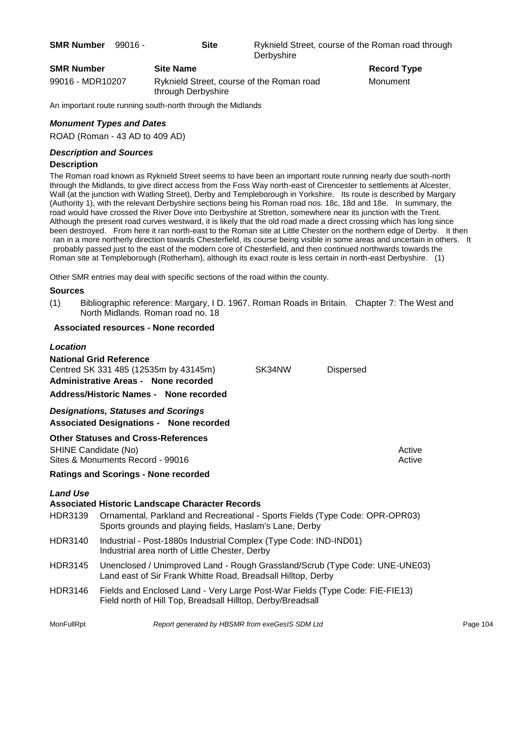**SMR Number** 99016 - **Site** Ryknield Street, course of the Roman road through Derbyshire

| SMR Number | Site Name | Record Type |
|---|---|---|
| 99016 - MDR10207 | Ryknield Street, course of the Roman road through Derbyshire | Monument |

An important route running south-north through the Midlands

### *Monument Types and Dates*

ROAD (Roman - 43 AD to 409 AD)

### *Description and Sources*

#### Description

The Roman road known as Ryknield Street seems to have been an important route running nearly due south-north through the Midlands, to give direct access from the Foss Way north-east of Cirencester to settlements at Alcester, Wall (at the junction with Watling Street), Derby and Templeborough in Yorkshire. Its route is described by Margary (Authority 1), with the relevant Derbyshire sections being his Roman road nos. 18c, 18d and 18e. In summary, the road would have crossed the River Dove into Derbyshire at Stretton, somewhere near its junction with the Trent. Although the present road curves westward, it is likely that the old road made a direct crossing which has long since been destroyed. From here it ran north-east to the Roman site at Little Chester on the northern edge of Derby. It then ran in a more northerly direction towards Chesterfield, its course being visible in some areas and uncertain in others. It probably passed just to the east of the modern core of Chesterfield, and then continued northwards towards the Roman site at Templeborough (Rotherham), although its exact route is less certain in north-east Derbyshire. (1)

Other SMR entries may deal with specific sections of the road within the county.

#### Sources

(1) Bibliographic reference: Margary, I D. 1967. Roman Roads in Britain. Chapter 7: The West and North Midlands. Roman road no. 18

**Associated resources - None recorded**

### *Location*

**National Grid Reference**

Centred SK 331 485 (12535m by 43145m) SK34NW Dispersed

**Administrative Areas - None recorded**

**Address/Historic Names - None recorded**

### *Designations, Statuses and Scorings*

**Associated Designations - None recorded**

**Other Statuses and Cross-References**

| | |
|---|---|
| SHINE Candidate (No) | Active |
| Sites & Monuments Record - 99016 | Active |

**Ratings and Scorings - None recorded**

### *Land Use*

**Associated Historic Landscape Character Records**

| | |
|---|---|
| HDR3139 | Ornamental, Parkland and Recreational - Sports Fields (Type Code: OPR-OPR03) Sports grounds and playing fields, Haslam's Lane, Derby |
| HDR3140 | Industrial - Post-1880s Industrial Complex (Type Code: IND-IND01) Industrial area north of Little Chester, Derby |
| HDR3145 | Unenclosed / Unimproved Land - Rough Grassland/Scrub (Type Code: UNE-UNE03) Land east of Sir Frank Whitte Road, Breadsall Hilltop, Derby |
| HDR3146 | Fields and Enclosed Land - Very Large Post-War Fields (Type Code: FIE-FIE13) Field north of Hill Top, Breadsall Hilltop, Derby/Breadsall |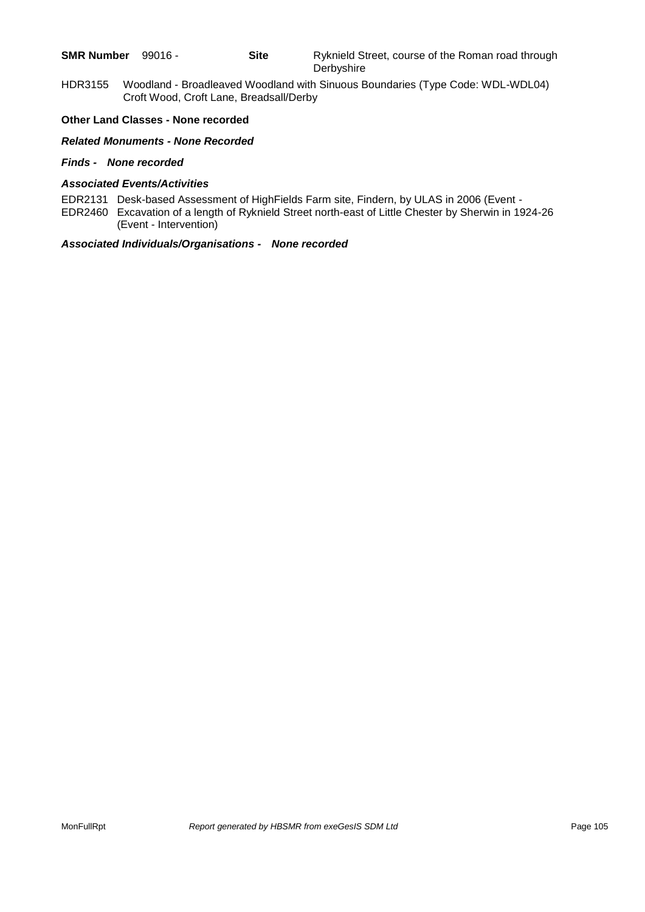**SMR Number** 99016 - **Site** Ryknield Street, course of the Roman road through Derbyshire

HDR3155 Woodland - Broadleaved Woodland with Sinuous Boundaries (Type Code: WDL-WDL04) Croft Wood, Croft Lane, Breadsall/Derby

**Other Land Classes - None recorded**

***Related Monuments - None Recorded***

***Finds - None recorded***

***Associated Events/Activities***

EDR2131 Desk-based Assessment of HighFields Farm site, Findern, by ULAS in 2006 (Event -

EDR2460 Excavation of a length of Ryknield Street north-east of Little Chester by Sherwin in 1924-26 (Event - Intervention)

***Associated Individuals/Organisations - None recorded***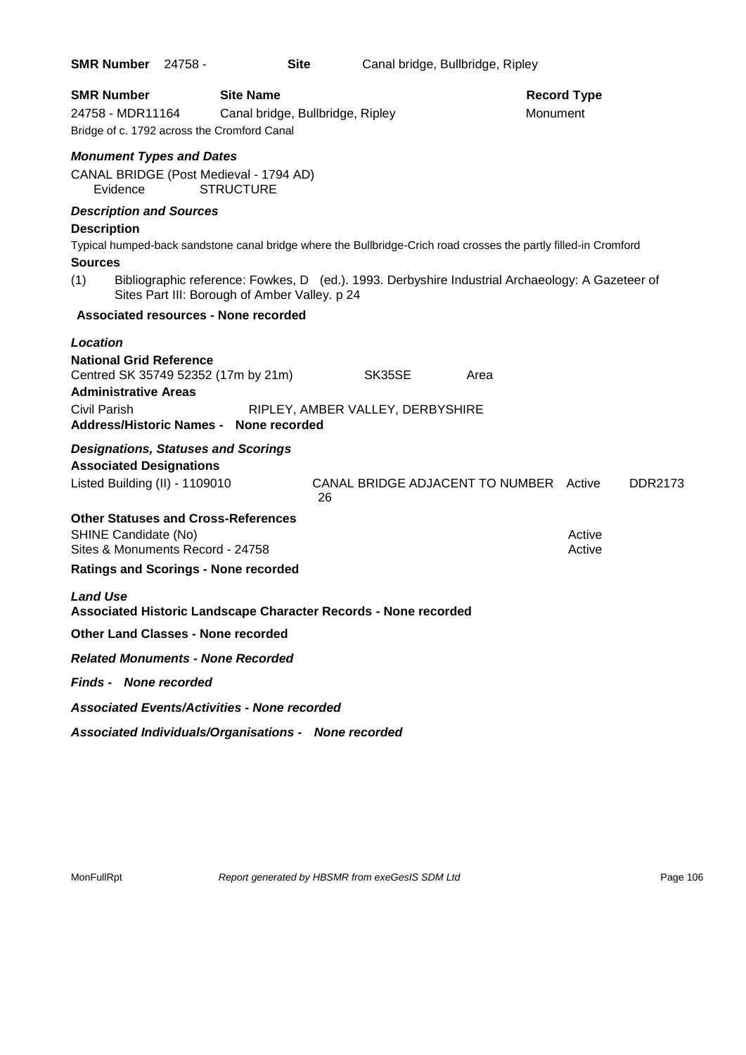**SMR Number** 24758 - **Site** Canal bridge, Bullbridge, Ripley

| **SMR Number** | **Site Name** | **Record Type** |
|---|---|---|
| 24758 - MDR11164 | Canal bridge, Bullbridge, Ripley | Monument |

Bridge of c. 1792 across the Cromford Canal

### *Monument Types and Dates*

CANAL BRIDGE (Post Medieval - 1794 AD)
Evidence STRUCTURE

### *Description and Sources*

**Description**

Typical humped-back sandstone canal bridge where the Bullbridge-Crich road crosses the partly filled-in Cromford

**Sources**

(1) Bibliographic reference: Fowkes, D (ed.). 1993. Derbyshire Industrial Archaeology: A Gazeteer of Sites Part III: Borough of Amber Valley. p 24

**Associated resources - None recorded**

### *Location*

**National Grid Reference**

Centred SK 35749 52352 (17m by 21m) SK35SE Area

**Administrative Areas**

Civil Parish RIPLEY, AMBER VALLEY, DERBYSHIRE

**Address/Historic Names - None recorded**

### *Designations, Statuses and Scorings*

**Associated Designations**

| | | | |
|---|---|---|---|
| Listed Building (II) - 1109010 | CANAL BRIDGE ADJACENT TO NUMBER 26 | Active | DDR2173 |

**Other Statuses and Cross-References**

| | |
|---|---|
| SHINE Candidate (No) | Active |
| Sites & Monuments Record - 24758 | Active |

**Ratings and Scorings - None recorded**

### *Land Use*

**Associated Historic Landscape Character Records - None recorded**

**Other Land Classes - None recorded**

***Related Monuments - None Recorded***

***Finds - None recorded***

***Associated Events/Activities - None recorded***

***Associated Individuals/Organisations - None recorded***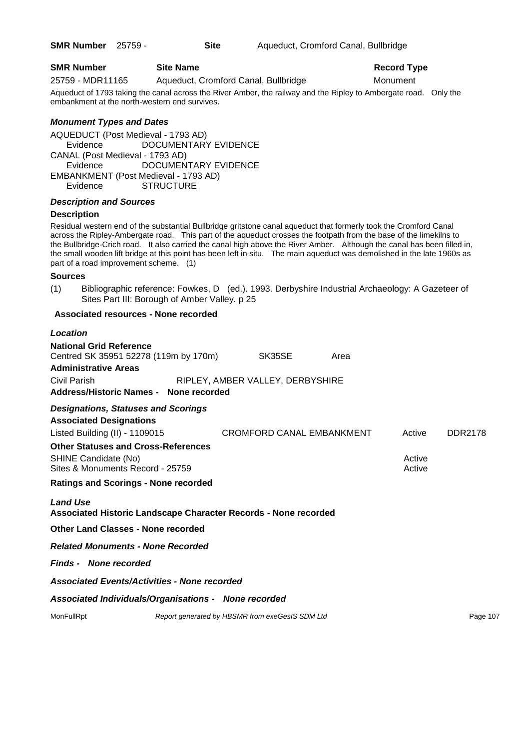**SMR Number** 25759 - **Site** Aqueduct, Cromford Canal, Bullbridge

| SMR Number | Site Name | Record Type |
|---|---|---|
| 25759 - MDR11165 | Aqueduct, Cromford Canal, Bullbridge | Monument |

Aqueduct of 1793 taking the canal across the River Amber, the railway and the Ripley to Ambergate road. Only the embankment at the north-western end survives.

### *Monument Types and Dates*

AQUEDUCT (Post Medieval - 1793 AD)
Evidence DOCUMENTARY EVIDENCE
CANAL (Post Medieval - 1793 AD)
Evidence DOCUMENTARY EVIDENCE
EMBANKMENT (Post Medieval - 1793 AD)
Evidence STRUCTURE

### *Description and Sources*

**Description**

Residual western end of the substantial Bullbridge gritstone canal aqueduct that formerly took the Cromford Canal across the Ripley-Ambergate road. This part of the aqueduct crosses the footpath from the base of the limekilns to the Bullbridge-Crich road. It also carried the canal high above the River Amber. Although the canal has been filled in, the small wooden lift bridge at this point has been left in situ. The main aqueduct was demolished in the late 1960s as part of a road improvement scheme. (1)

**Sources**

(1) Bibliographic reference: Fowkes, D (ed.). 1993. Derbyshire Industrial Archaeology: A Gazeteer of Sites Part III: Borough of Amber Valley. p 25

**Associated resources - None recorded**

### *Location*

**National Grid Reference**
Centred SK 35951 52278 (119m by 170m) SK35SE Area

**Administrative Areas**
Civil Parish RIPLEY, AMBER VALLEY, DERBYSHIRE

**Address/Historic Names - None recorded**

### *Designations, Statuses and Scorings*

**Associated Designations**

| | | | |
|---|---|---|---|
| Listed Building (II) - 1109015 | CROMFORD CANAL EMBANKMENT | Active | DDR2178 |

**Other Statuses and Cross-References**

| | |
|---|---|
| SHINE Candidate (No) | Active |
| Sites & Monuments Record - 25759 | Active |

**Ratings and Scorings - None recorded**

### *Land Use*

**Associated Historic Landscape Character Records - None recorded**

**Other Land Classes - None recorded**

***Related Monuments - None Recorded***

***Finds - None recorded***

***Associated Events/Activities - None recorded***

***Associated Individuals/Organisations - None recorded***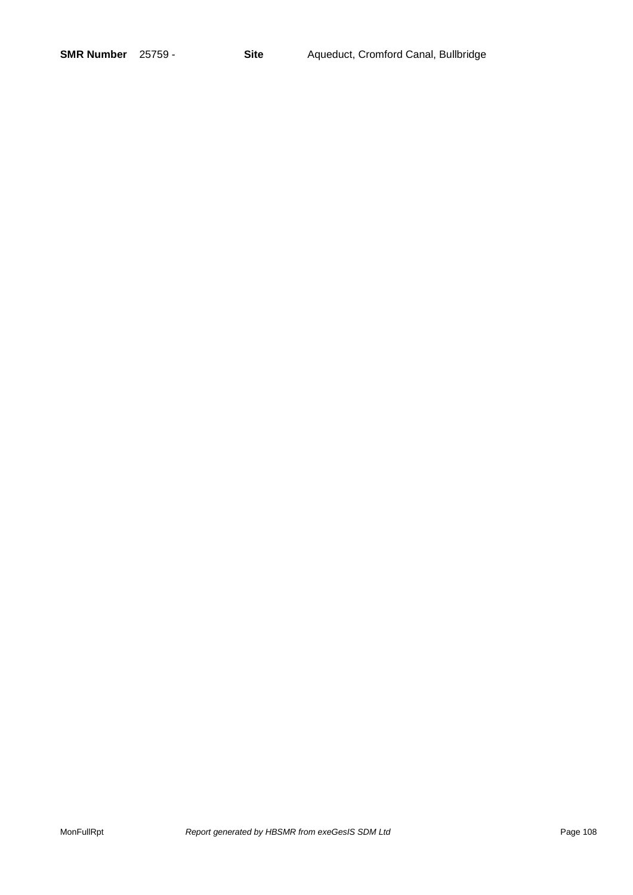**SMR Number** 25759 - **Site** Aqueduct, Cromford Canal, Bullbridge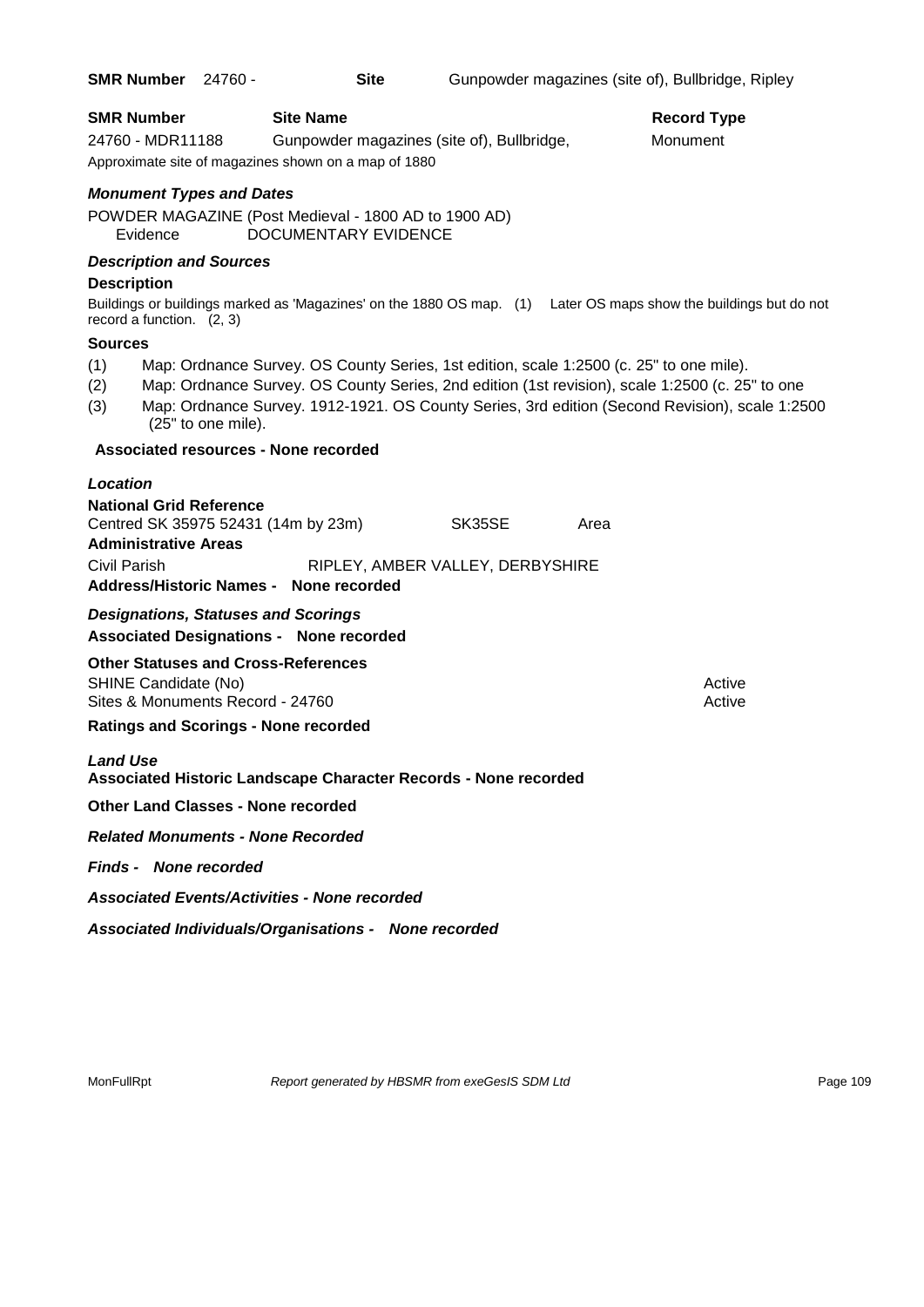**SMR Number** 24760 - **Site** Gunpowder magazines (site of), Bullbridge, Ripley

| SMR Number | Site Name | Record Type |
|---|---|---|
| 24760 - MDR11188 | Gunpowder magazines (site of), Bullbridge, | Monument |

Approximate site of magazines shown on a map of 1880

### *Monument Types and Dates*

POWDER MAGAZINE (Post Medieval - 1800 AD to 1900 AD)
Evidence DOCUMENTARY EVIDENCE

### *Description and Sources*

**Description**

Buildings or buildings marked as 'Magazines' on the 1880 OS map. (1) Later OS maps show the buildings but do not record a function. (2, 3)

**Sources**

(1) Map: Ordnance Survey. OS County Series, 1st edition, scale 1:2500 (c. 25" to one mile).
(2) Map: Ordnance Survey. OS County Series, 2nd edition (1st revision), scale 1:2500 (c. 25" to one
(3) Map: Ordnance Survey. 1912-1921. OS County Series, 3rd edition (Second Revision), scale 1:2500 (25" to one mile).

**Associated resources - None recorded**

### *Location*

**National Grid Reference**

Centred SK 35975 52431 (14m by 23m) SK35SE Area

**Administrative Areas**

Civil Parish RIPLEY, AMBER VALLEY, DERBYSHIRE

**Address/Historic Names - None recorded**

### *Designations, Statuses and Scorings*

**Associated Designations - None recorded**

**Other Statuses and Cross-References**

SHINE Candidate (No) Active
Sites & Monuments Record - 24760 Active

**Ratings and Scorings - None recorded**

### *Land Use*

**Associated Historic Landscape Character Records - None recorded**

**Other Land Classes - None recorded**

***Related Monuments - None Recorded***

***Finds - None recorded***

***Associated Events/Activities - None recorded***

***Associated Individuals/Organisations - None recorded***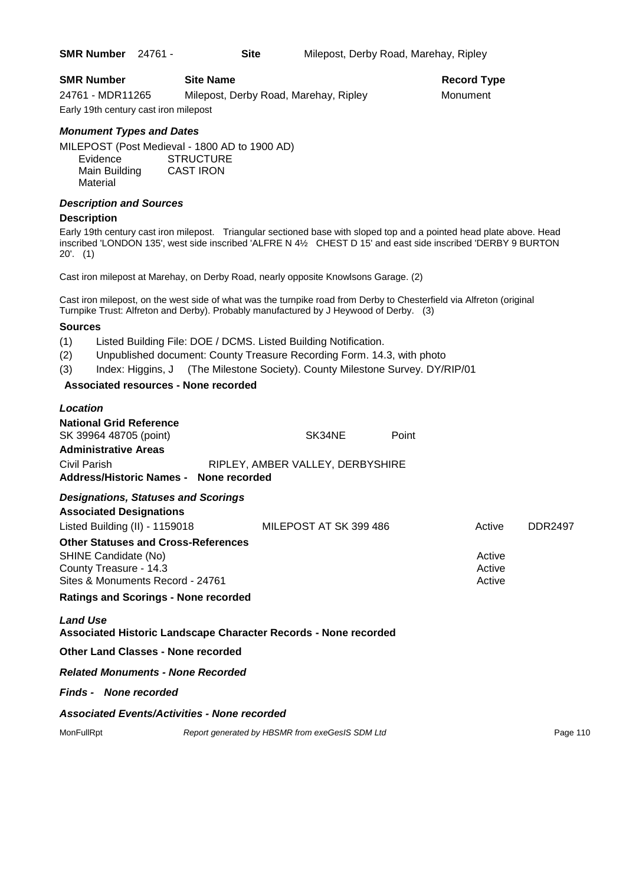**SMR Number** 24761 - **Site** Milepost, Derby Road, Marehay, Ripley

| **SMR Number** | **Site Name** | **Record Type** |
|---|---|---|
| 24761 - MDR11265 | Milepost, Derby Road, Marehay, Ripley | Monument |

Early 19th century cast iron milepost

### *Monument Types and Dates*

MILEPOST (Post Medieval - 1800 AD to 1900 AD)

| | |
|---|---|
| Evidence | STRUCTURE |
| Main Building Material | CAST IRON |

### *Description and Sources*

**Description**

Early 19th century cast iron milepost. Triangular sectioned base with sloped top and a pointed head plate above. Head inscribed 'LONDON 135', west side inscribed 'ALFRE N 4½ CHEST D 15' and east side inscribed 'DERBY 9 BURTON 20'. (1)

Cast iron milepost at Marehay, on Derby Road, nearly opposite Knowlsons Garage. (2)

Cast iron milepost, on the west side of what was the turnpike road from Derby to Chesterfield via Alfreton (original Turnpike Trust: Alfreton and Derby). Probably manufactured by J Heywood of Derby. (3)

**Sources**

(1) Listed Building File: DOE / DCMS. Listed Building Notification.
(2) Unpublished document: County Treasure Recording Form. 14.3, with photo
(3) Index: Higgins, J (The Milestone Society). County Milestone Survey. DY/RIP/01

**Associated resources - None recorded**

### *Location*

**National Grid Reference**

SK 39964 48705 (point) SK34NE Point

**Administrative Areas**

Civil Parish RIPLEY, AMBER VALLEY, DERBYSHIRE

**Address/Historic Names - None recorded**

### *Designations, Statuses and Scorings*

**Associated Designations**

| | | | |
|---|---|---|---|
| Listed Building (II) - 1159018 | MILEPOST AT SK 399 486 | Active | DDR2497 |

**Other Statuses and Cross-References**

| | |
|---|---|
| SHINE Candidate (No) | Active |
| County Treasure - 14.3 | Active |
| Sites & Monuments Record - 24761 | Active |

**Ratings and Scorings - None recorded**

### *Land Use*

**Associated Historic Landscape Character Records - None recorded**

**Other Land Classes - None recorded**

***Related Monuments - None Recorded***

***Finds - None recorded***

***Associated Events/Activities - None recorded***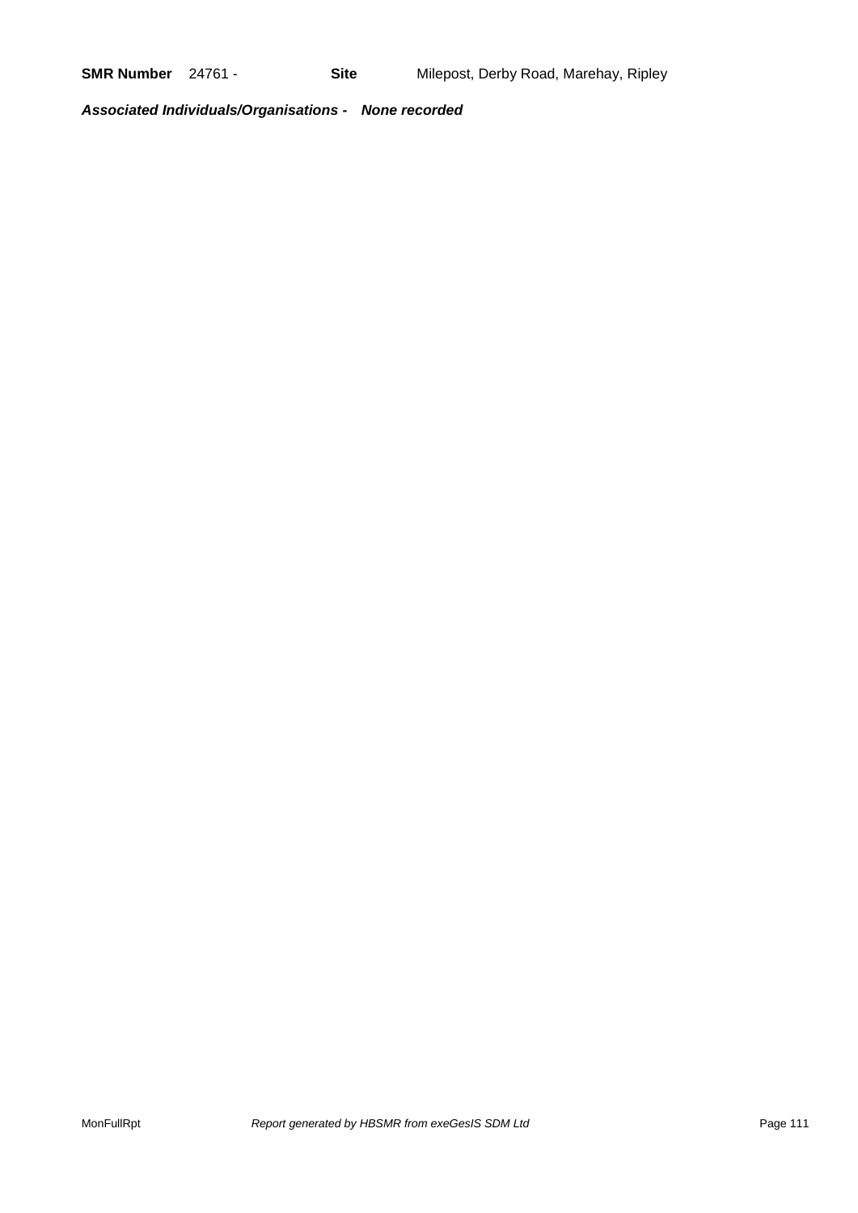**SMR Number** 24761 - **Site** Milepost, Derby Road, Marehay, Ripley

***Associated Individuals/Organisations - None recorded***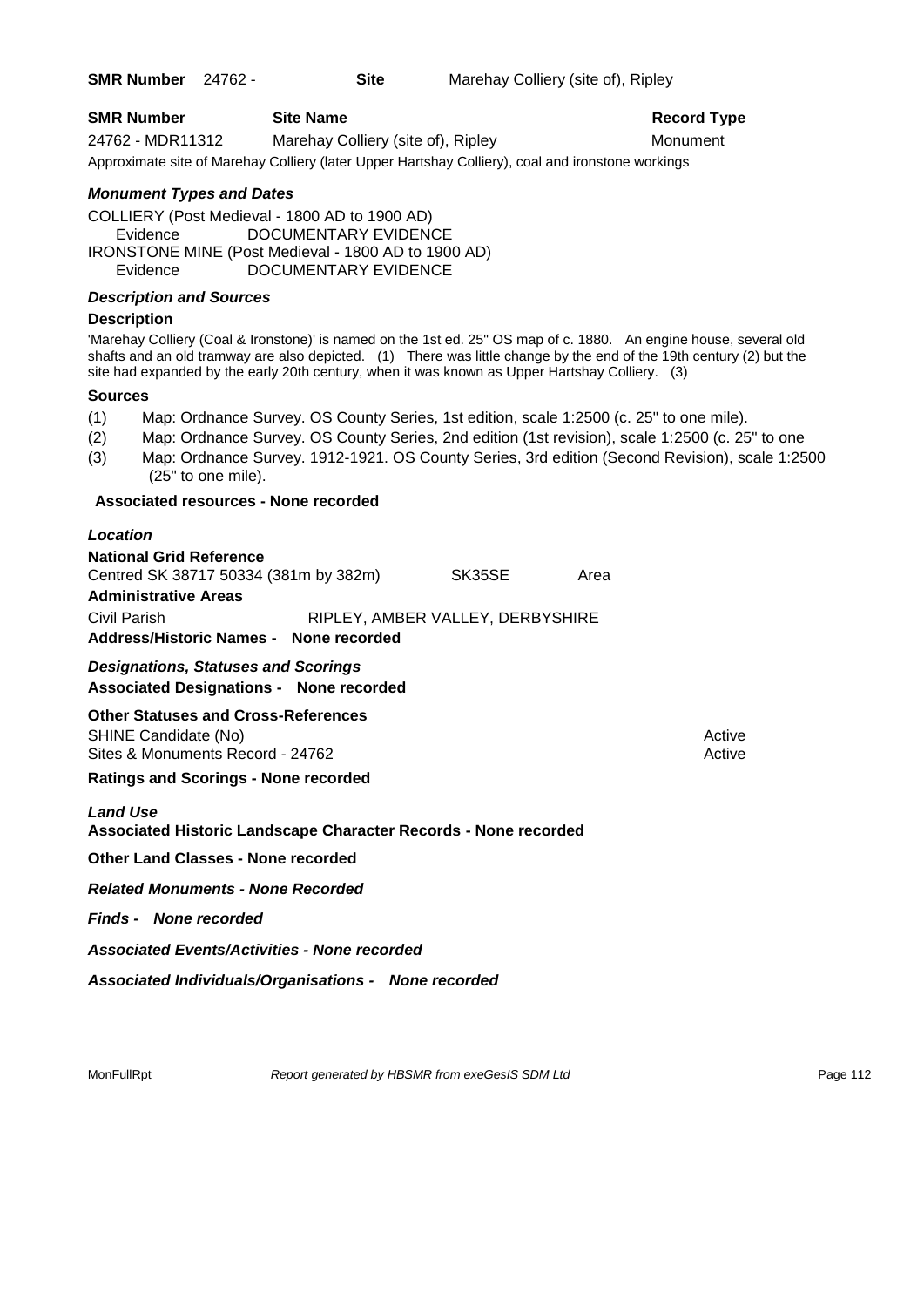**SMR Number** 24762 - **Site** Marehay Colliery (site of), Ripley

| **SMR Number** | **Site Name** | **Record Type** |
|---|---|---|
| 24762 - MDR11312 | Marehay Colliery (site of), Ripley | Monument |

Approximate site of Marehay Colliery (later Upper Hartshay Colliery), coal and ironstone workings

### *Monument Types and Dates*

COLLIERY (Post Medieval - 1800 AD to 1900 AD)
Evidence DOCUMENTARY EVIDENCE
IRONSTONE MINE (Post Medieval - 1800 AD to 1900 AD)
Evidence DOCUMENTARY EVIDENCE

### *Description and Sources*

**Description**

'Marehay Colliery (Coal & Ironstone)' is named on the 1st ed. 25" OS map of c. 1880. An engine house, several old shafts and an old tramway are also depicted. (1) There was little change by the end of the 19th century (2) but the site had expanded by the early 20th century, when it was known as Upper Hartshay Colliery. (3)

**Sources**

(1) Map: Ordnance Survey. OS County Series, 1st edition, scale 1:2500 (c. 25" to one mile).
(2) Map: Ordnance Survey. OS County Series, 2nd edition (1st revision), scale 1:2500 (c. 25" to one
(3) Map: Ordnance Survey. 1912-1921. OS County Series, 3rd edition (Second Revision), scale 1:2500 (25" to one mile).

**Associated resources - None recorded**

### *Location*

**National Grid Reference**
Centred SK 38717 50334 (381m by 382m) SK35SE Area

**Administrative Areas**
Civil Parish RIPLEY, AMBER VALLEY, DERBYSHIRE

**Address/Historic Names - None recorded**

### *Designations, Statuses and Scorings*

**Associated Designations - None recorded**

**Other Statuses and Cross-References**

| | |
|---|---|
| SHINE Candidate (No) | Active |
| Sites & Monuments Record - 24762 | Active |

**Ratings and Scorings - None recorded**

### *Land Use*

**Associated Historic Landscape Character Records - None recorded**

**Other Land Classes - None recorded**

***Related Monuments - None Recorded***

***Finds - None recorded***

***Associated Events/Activities - None recorded***

***Associated Individuals/Organisations - None recorded***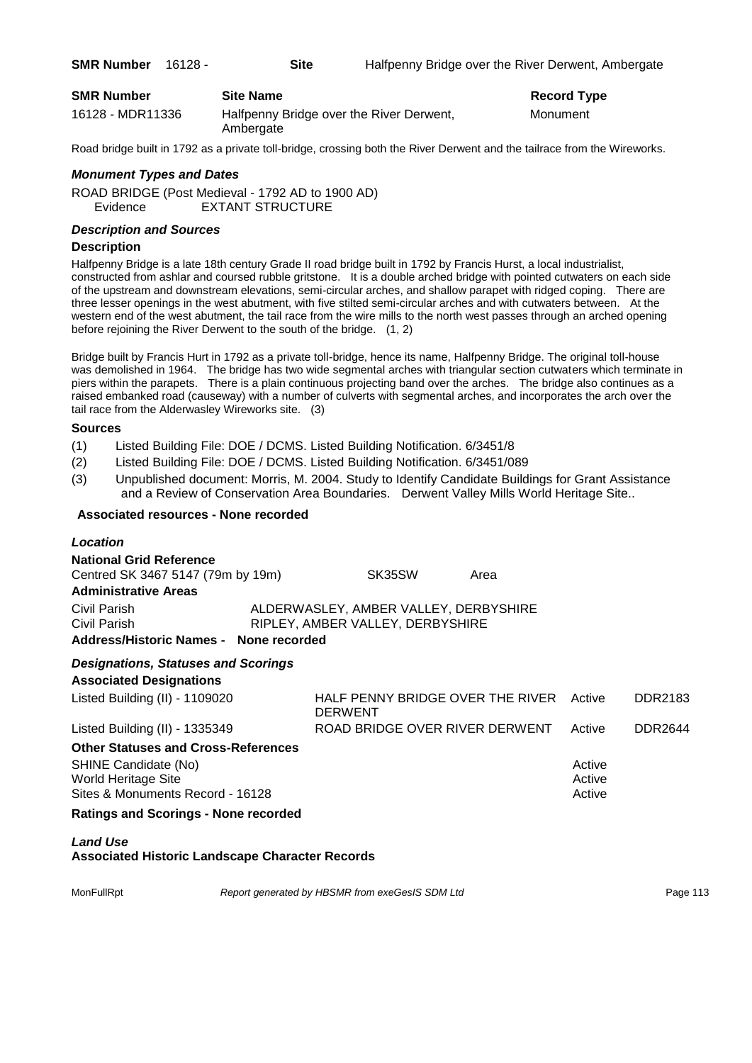**SMR Number** 16128 - **Site** Halfpenny Bridge over the River Derwent, Ambergate

| SMR Number | Site Name | Record Type |
|---|---|---|
| 16128 - MDR11336 | Halfpenny Bridge over the River Derwent, Ambergate | Monument |

Road bridge built in 1792 as a private toll-bridge, crossing both the River Derwent and the tailrace from the Wireworks.

### *Monument Types and Dates*

ROAD BRIDGE (Post Medieval - 1792 AD to 1900 AD)
Evidence EXTANT STRUCTURE

### *Description and Sources*

#### Description

Halfpenny Bridge is a late 18th century Grade II road bridge built in 1792 by Francis Hurst, a local industrialist, constructed from ashlar and coursed rubble gritstone. It is a double arched bridge with pointed cutwaters on each side of the upstream and downstream elevations, semi-circular arches, and shallow parapet with ridged coping. There are three lesser openings in the west abutment, with five stilted semi-circular arches and with cutwaters between. At the western end of the west abutment, the tail race from the wire mills to the north west passes through an arched opening before rejoining the River Derwent to the south of the bridge. (1, 2)

Bridge built by Francis Hurt in 1792 as a private toll-bridge, hence its name, Halfpenny Bridge. The original toll-house was demolished in 1964. The bridge has two wide segmental arches with triangular section cutwaters which terminate in piers within the parapets. There is a plain continuous projecting band over the arches. The bridge also continues as a raised embanked road (causeway) with a number of culverts with segmental arches, and incorporates the arch over the tail race from the Alderwasley Wireworks site. (3)

#### Sources

(1) Listed Building File: DOE / DCMS. Listed Building Notification. 6/3451/8
(2) Listed Building File: DOE / DCMS. Listed Building Notification. 6/3451/089
(3) Unpublished document: Morris, M. 2004. Study to Identify Candidate Buildings for Grant Assistance and a Review of Conservation Area Boundaries. Derwent Valley Mills World Heritage Site..

**Associated resources - None recorded**

### *Location*

**National Grid Reference**
Centred SK 3467 5147 (79m by 19m) SK35SW Area

**Administrative Areas**

| | |
|---|---|
| Civil Parish | ALDERWASLEY, AMBER VALLEY, DERBYSHIRE |
| Civil Parish | RIPLEY, AMBER VALLEY, DERBYSHIRE |

**Address/Historic Names - None recorded**

### *Designations, Statuses and Scorings*

**Associated Designations**

| | | | |
|---|---|---|---|
| Listed Building (II) - 1109020 | HALF PENNY BRIDGE OVER THE RIVER DERWENT | Active | DDR2183 |
| Listed Building (II) - 1335349 | ROAD BRIDGE OVER RIVER DERWENT | Active | DDR2644 |

**Other Statuses and Cross-References**

| | |
|---|---|
| SHINE Candidate (No) | Active |
| World Heritage Site | Active |
| Sites & Monuments Record - 16128 | Active |

**Ratings and Scorings - None recorded**

### *Land Use*

**Associated Historic Landscape Character Records**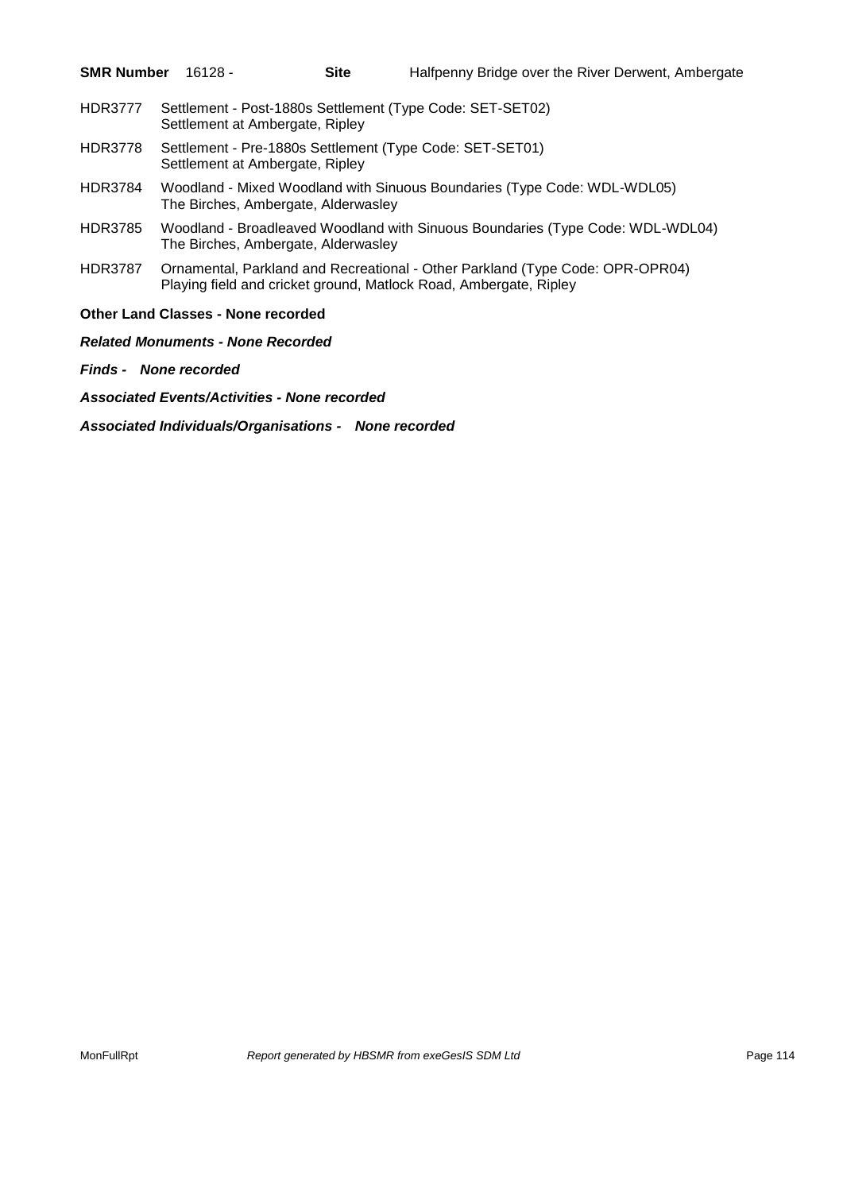**SMR Number** 16128 - **Site** Halfpenny Bridge over the River Derwent, Ambergate

HDR3777 Settlement - Post-1880s Settlement (Type Code: SET-SET02)
Settlement at Ambergate, Ripley

HDR3778 Settlement - Pre-1880s Settlement (Type Code: SET-SET01)
Settlement at Ambergate, Ripley

HDR3784 Woodland - Mixed Woodland with Sinuous Boundaries (Type Code: WDL-WDL05)
The Birches, Ambergate, Alderwasley

HDR3785 Woodland - Broadleaved Woodland with Sinuous Boundaries (Type Code: WDL-WDL04)
The Birches, Ambergate, Alderwasley

HDR3787 Ornamental, Parkland and Recreational - Other Parkland (Type Code: OPR-OPR04)
Playing field and cricket ground, Matlock Road, Ambergate, Ripley

**Other Land Classes - None recorded**

***Related Monuments - None Recorded***

***Finds - None recorded***

***Associated Events/Activities - None recorded***

***Associated Individuals/Organisations - None recorded***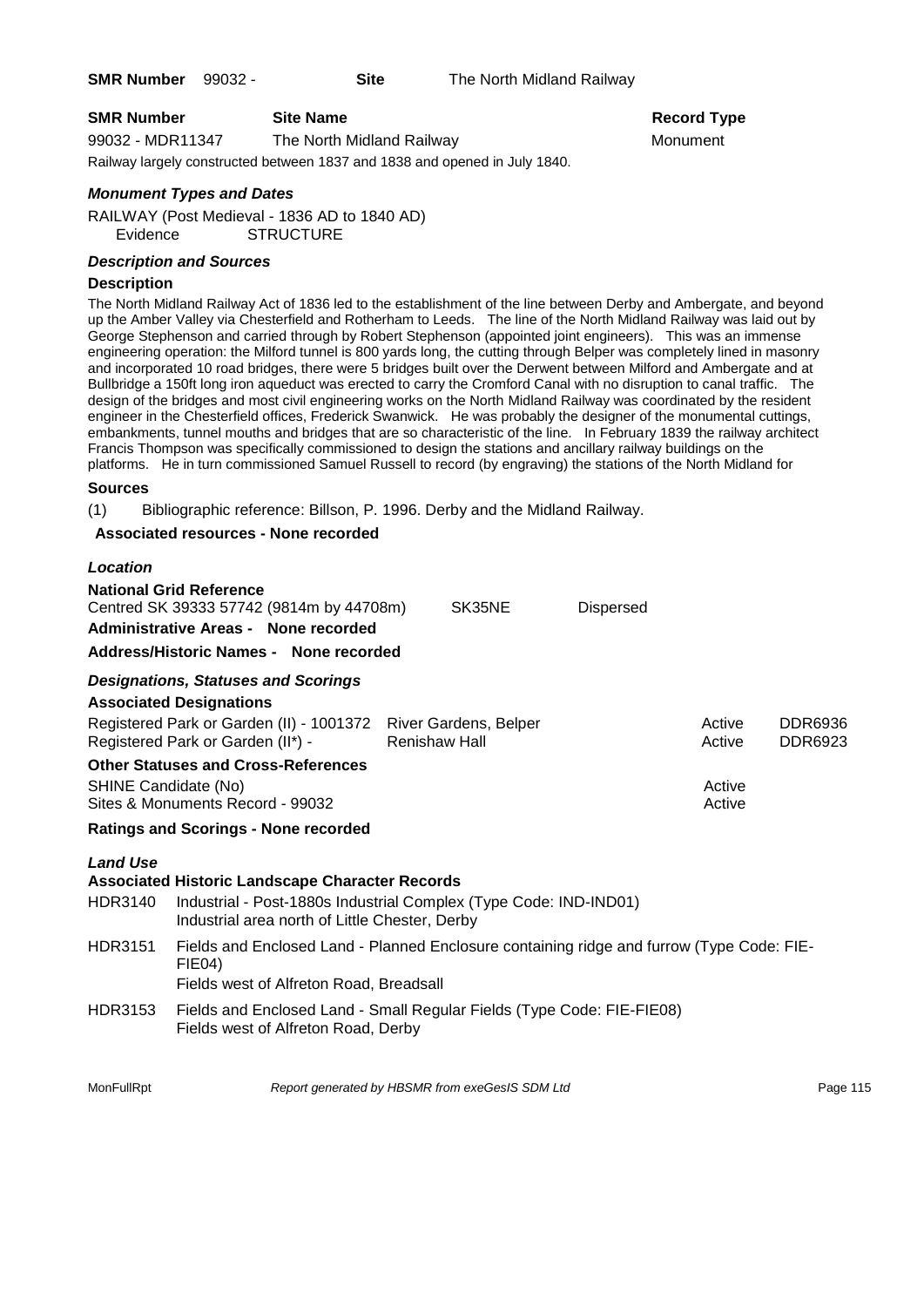**SMR Number** 99032 - **Site** The North Midland Railway

| **SMR Number** | **Site Name** | **Record Type** |
|---|---|---|
| 99032 - MDR11347 | The North Midland Railway | Monument |

Railway largely constructed between 1837 and 1838 and opened in July 1840.

### *Monument Types and Dates*

RAILWAY (Post Medieval - 1836 AD to 1840 AD)
Evidence STRUCTURE

### *Description and Sources*

**Description**

The North Midland Railway Act of 1836 led to the establishment of the line between Derby and Ambergate, and beyond up the Amber Valley via Chesterfield and Rotherham to Leeds. The line of the North Midland Railway was laid out by George Stephenson and carried through by Robert Stephenson (appointed joint engineers). This was an immense engineering operation: the Milford tunnel is 800 yards long, the cutting through Belper was completely lined in masonry and incorporated 10 road bridges, there were 5 bridges built over the Derwent between Milford and Ambergate and at Bullbridge a 150ft long iron aqueduct was erected to carry the Cromford Canal with no disruption to canal traffic. The design of the bridges and most civil engineering works on the North Midland Railway was coordinated by the resident engineer in the Chesterfield offices, Frederick Swanwick. He was probably the designer of the monumental cuttings, embankments, tunnel mouths and bridges that are so characteristic of the line. In February 1839 the railway architect Francis Thompson was specifically commissioned to design the stations and ancillary railway buildings on the platforms. He in turn commissioned Samuel Russell to record (by engraving) the stations of the North Midland for

**Sources**

(1) Bibliographic reference: Billson, P. 1996. Derby and the Midland Railway.

**Associated resources - None recorded**

### *Location*

**National Grid Reference**
Centred SK 39333 57742 (9814m by 44708m) SK35NE Dispersed

**Administrative Areas - None recorded**

**Address/Historic Names - None recorded**

### *Designations, Statuses and Scorings*

**Associated Designations**

| | | | |
|---|---|---|---|
| Registered Park or Garden (II) - 1001372 | River Gardens, Belper | Active | DDR6936 |
| Registered Park or Garden (II*) - | Renishaw Hall | Active | DDR6923 |

**Other Statuses and Cross-References**

| | |
|---|---|
| SHINE Candidate (No) | Active |
| Sites & Monuments Record - 99032 | Active |

**Ratings and Scorings - None recorded**

### *Land Use*

**Associated Historic Landscape Character Records**

HDR3140 Industrial - Post-1880s Industrial Complex (Type Code: IND-IND01)
Industrial area north of Little Chester, Derby

HDR3151 Fields and Enclosed Land - Planned Enclosure containing ridge and furrow (Type Code: FIE-FIE04)
Fields west of Alfreton Road, Breadsall

HDR3153 Fields and Enclosed Land - Small Regular Fields (Type Code: FIE-FIE08)
Fields west of Alfreton Road, Derby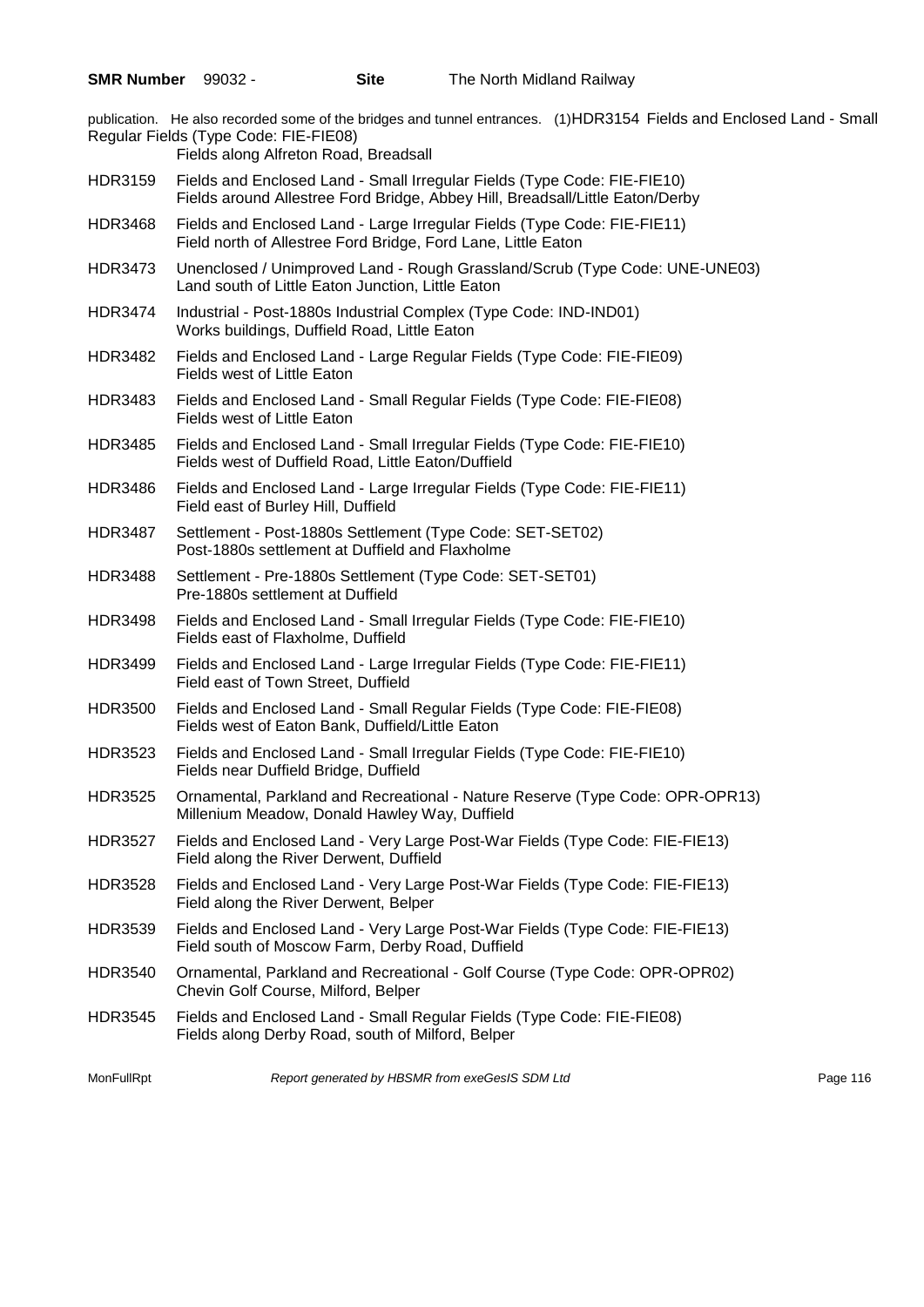publication. He also recorded some of the bridges and tunnel entrances. (1)HDR3154 Fields and Enclosed Land - Small Regular Fields (Type Code: FIE-FIE08)
Fields along Alfreton Road, Breadsall

HDR3159 Fields and Enclosed Land - Small Irregular Fields (Type Code: FIE-FIE10)
Fields around Allestree Ford Bridge, Abbey Hill, Breadsall/Little Eaton/Derby

HDR3468 Fields and Enclosed Land - Large Irregular Fields (Type Code: FIE-FIE11)
Field north of Allestree Ford Bridge, Ford Lane, Little Eaton

HDR3473 Unenclosed / Unimproved Land - Rough Grassland/Scrub (Type Code: UNE-UNE03)
Land south of Little Eaton Junction, Little Eaton

HDR3474 Industrial - Post-1880s Industrial Complex (Type Code: IND-IND01)
Works buildings, Duffield Road, Little Eaton

HDR3482 Fields and Enclosed Land - Large Regular Fields (Type Code: FIE-FIE09)
Fields west of Little Eaton

HDR3483 Fields and Enclosed Land - Small Regular Fields (Type Code: FIE-FIE08)
Fields west of Little Eaton

HDR3485 Fields and Enclosed Land - Small Irregular Fields (Type Code: FIE-FIE10)
Fields west of Duffield Road, Little Eaton/Duffield

HDR3486 Fields and Enclosed Land - Large Irregular Fields (Type Code: FIE-FIE11)
Field east of Burley Hill, Duffield

HDR3487 Settlement - Post-1880s Settlement (Type Code: SET-SET02)
Post-1880s settlement at Duffield and Flaxholme

HDR3488 Settlement - Pre-1880s Settlement (Type Code: SET-SET01)
Pre-1880s settlement at Duffield

HDR3498 Fields and Enclosed Land - Small Irregular Fields (Type Code: FIE-FIE10)
Fields east of Flaxholme, Duffield

HDR3499 Fields and Enclosed Land - Large Irregular Fields (Type Code: FIE-FIE11)
Field east of Town Street, Duffield

HDR3500 Fields and Enclosed Land - Small Regular Fields (Type Code: FIE-FIE08)
Fields west of Eaton Bank, Duffield/Little Eaton

HDR3523 Fields and Enclosed Land - Small Irregular Fields (Type Code: FIE-FIE10)
Fields near Duffield Bridge, Duffield

HDR3525 Ornamental, Parkland and Recreational - Nature Reserve (Type Code: OPR-OPR13)
Millenium Meadow, Donald Hawley Way, Duffield

HDR3527 Fields and Enclosed Land - Very Large Post-War Fields (Type Code: FIE-FIE13)
Field along the River Derwent, Duffield

HDR3528 Fields and Enclosed Land - Very Large Post-War Fields (Type Code: FIE-FIE13)
Field along the River Derwent, Belper

HDR3539 Fields and Enclosed Land - Very Large Post-War Fields (Type Code: FIE-FIE13)
Field south of Moscow Farm, Derby Road, Duffield

HDR3540 Ornamental, Parkland and Recreational - Golf Course (Type Code: OPR-OPR02)
Chevin Golf Course, Milford, Belper

HDR3545 Fields and Enclosed Land - Small Regular Fields (Type Code: FIE-FIE08)
Fields along Derby Road, south of Milford, Belper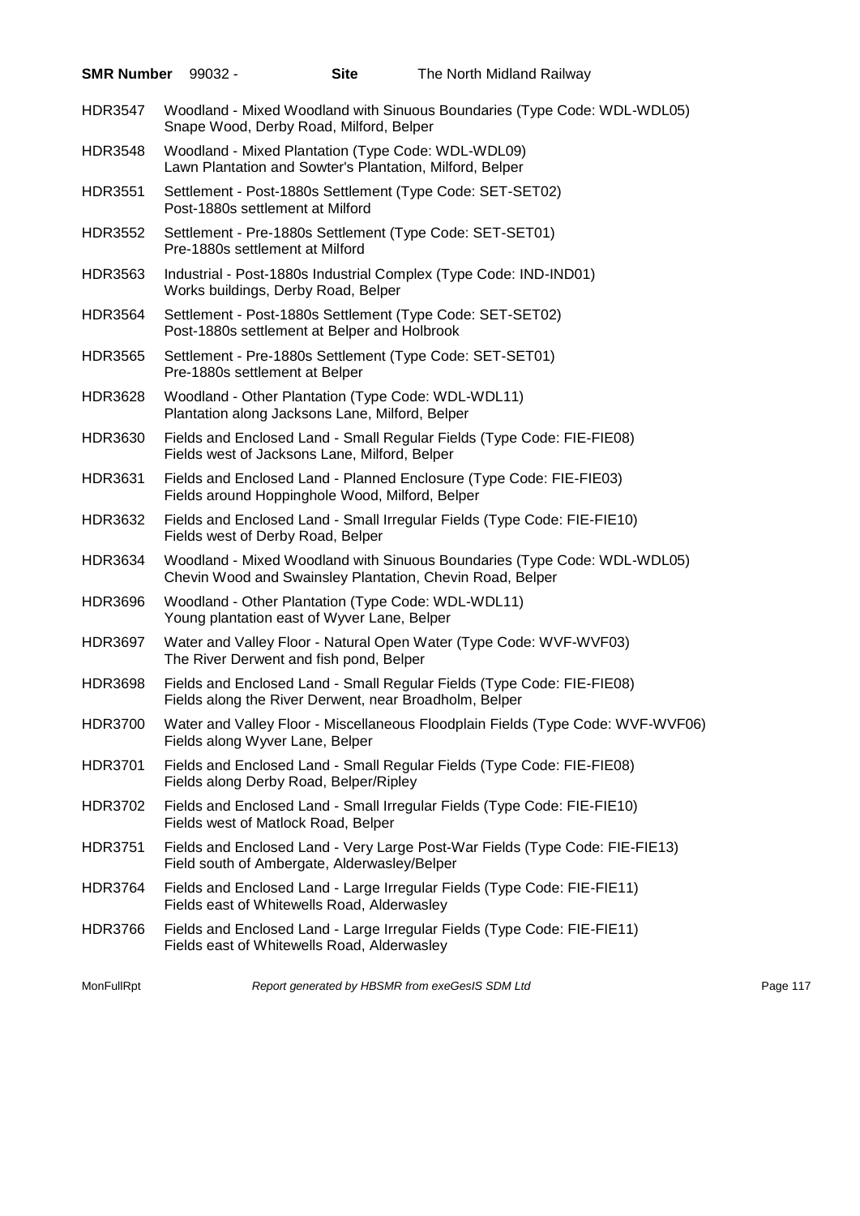**SMR Number** 99032 - **Site** The North Midland Railway

| | |
|---|---|
| HDR3547 | Woodland - Mixed Woodland with Sinuous Boundaries (Type Code: WDL-WDL05)<br>Snape Wood, Derby Road, Milford, Belper |
| HDR3548 | Woodland - Mixed Plantation (Type Code: WDL-WDL09)<br>Lawn Plantation and Sowter's Plantation, Milford, Belper |
| HDR3551 | Settlement - Post-1880s Settlement (Type Code: SET-SET02)<br>Post-1880s settlement at Milford |
| HDR3552 | Settlement - Pre-1880s Settlement (Type Code: SET-SET01)<br>Pre-1880s settlement at Milford |
| HDR3563 | Industrial - Post-1880s Industrial Complex (Type Code: IND-IND01)<br>Works buildings, Derby Road, Belper |
| HDR3564 | Settlement - Post-1880s Settlement (Type Code: SET-SET02)<br>Post-1880s settlement at Belper and Holbrook |
| HDR3565 | Settlement - Pre-1880s Settlement (Type Code: SET-SET01)<br>Pre-1880s settlement at Belper |
| HDR3628 | Woodland - Other Plantation (Type Code: WDL-WDL11)<br>Plantation along Jacksons Lane, Milford, Belper |
| HDR3630 | Fields and Enclosed Land - Small Regular Fields (Type Code: FIE-FIE08)<br>Fields west of Jacksons Lane, Milford, Belper |
| HDR3631 | Fields and Enclosed Land - Planned Enclosure (Type Code: FIE-FIE03)<br>Fields around Hoppinghole Wood, Milford, Belper |
| HDR3632 | Fields and Enclosed Land - Small Irregular Fields (Type Code: FIE-FIE10)<br>Fields west of Derby Road, Belper |
| HDR3634 | Woodland - Mixed Woodland with Sinuous Boundaries (Type Code: WDL-WDL05)<br>Chevin Wood and Swainsley Plantation, Chevin Road, Belper |
| HDR3696 | Woodland - Other Plantation (Type Code: WDL-WDL11)<br>Young plantation east of Wyver Lane, Belper |
| HDR3697 | Water and Valley Floor - Natural Open Water (Type Code: WVF-WVF03)<br>The River Derwent and fish pond, Belper |
| HDR3698 | Fields and Enclosed Land - Small Regular Fields (Type Code: FIE-FIE08)<br>Fields along the River Derwent, near Broadholm, Belper |
| HDR3700 | Water and Valley Floor - Miscellaneous Floodplain Fields (Type Code: WVF-WVF06)<br>Fields along Wyver Lane, Belper |
| HDR3701 | Fields and Enclosed Land - Small Regular Fields (Type Code: FIE-FIE08)<br>Fields along Derby Road, Belper/Ripley |
| HDR3702 | Fields and Enclosed Land - Small Irregular Fields (Type Code: FIE-FIE10)<br>Fields west of Matlock Road, Belper |
| HDR3751 | Fields and Enclosed Land - Very Large Post-War Fields (Type Code: FIE-FIE13)<br>Field south of Ambergate, Alderwasley/Belper |
| HDR3764 | Fields and Enclosed Land - Large Irregular Fields (Type Code: FIE-FIE11)<br>Fields east of Whitewells Road, Alderwasley |
| HDR3766 | Fields and Enclosed Land - Large Irregular Fields (Type Code: FIE-FIE11)<br>Fields east of Whitewells Road, Alderwasley |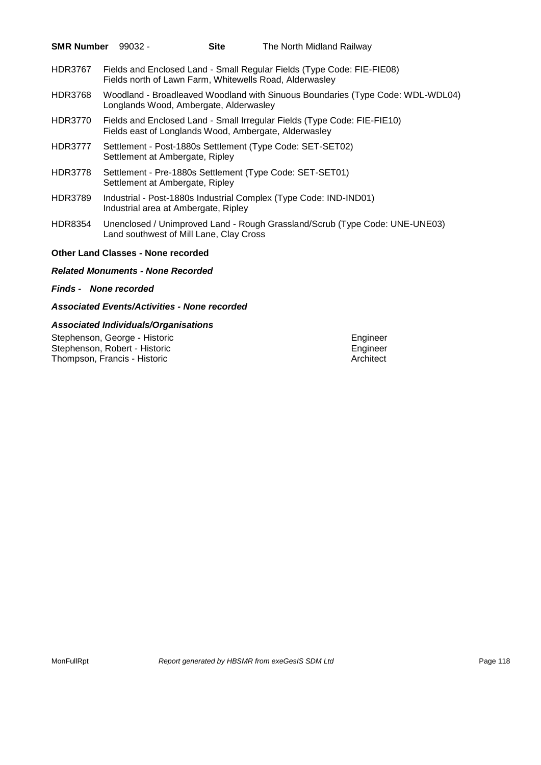**SMR Number** 99032 - **Site** The North Midland Railway

| | |
|---|---|
| HDR3767 | Fields and Enclosed Land - Small Regular Fields (Type Code: FIE-FIE08)<br>Fields north of Lawn Farm, Whitewells Road, Alderwasley |
| HDR3768 | Woodland - Broadleaved Woodland with Sinuous Boundaries (Type Code: WDL-WDL04)<br>Longlands Wood, Ambergate, Alderwasley |
| HDR3770 | Fields and Enclosed Land - Small Irregular Fields (Type Code: FIE-FIE10)<br>Fields east of Longlands Wood, Ambergate, Alderwasley |
| HDR3777 | Settlement - Post-1880s Settlement (Type Code: SET-SET02)<br>Settlement at Ambergate, Ripley |
| HDR3778 | Settlement - Pre-1880s Settlement (Type Code: SET-SET01)<br>Settlement at Ambergate, Ripley |
| HDR3789 | Industrial - Post-1880s Industrial Complex (Type Code: IND-IND01)<br>Industrial area at Ambergate, Ripley |
| HDR8354 | Unenclosed / Unimproved Land - Rough Grassland/Scrub (Type Code: UNE-UNE03)<br>Land southwest of Mill Lane, Clay Cross |

**Other Land Classes - None recorded**

***Related Monuments - None Recorded***

***Finds - None recorded***

***Associated Events/Activities - None recorded***

***Associated Individuals/Organisations***

| | |
|---|---|
| Stephenson, George - Historic | Engineer |
| Stephenson, Robert - Historic | Engineer |
| Thompson, Francis - Historic | Architect |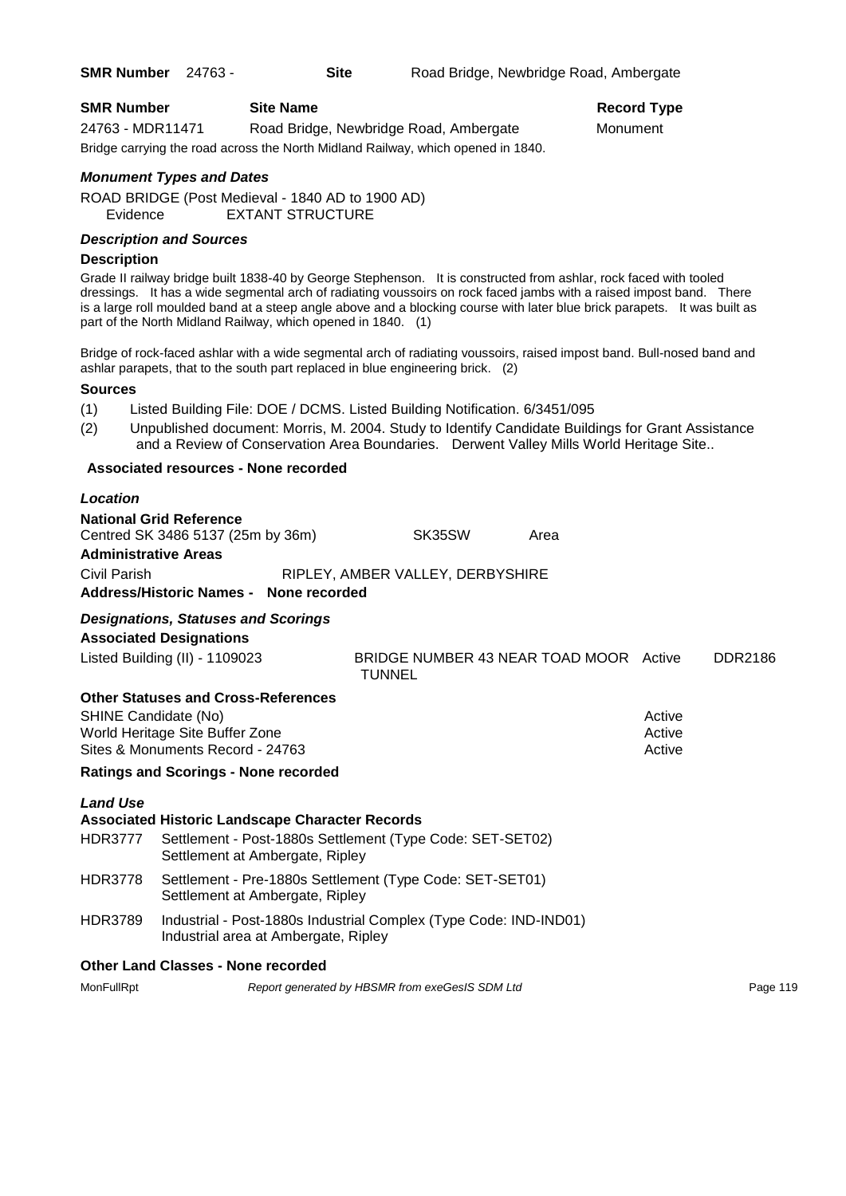**SMR Number** 24763 - **Site** Road Bridge, Newbridge Road, Ambergate

| SMR Number | Site Name | Record Type |
|---|---|---|
| 24763 - MDR11471 | Road Bridge, Newbridge Road, Ambergate | Monument |

Bridge carrying the road across the North Midland Railway, which opened in 1840.

### *Monument Types and Dates*

ROAD BRIDGE (Post Medieval - 1840 AD to 1900 AD)
Evidence EXTANT STRUCTURE

### *Description and Sources*

**Description**

Grade II railway bridge built 1838-40 by George Stephenson. It is constructed from ashlar, rock faced with tooled dressings. It has a wide segmental arch of radiating voussoirs on rock faced jambs with a raised impost band. There is a large roll moulded band at a steep angle above and a blocking course with later blue brick parapets. It was built as part of the North Midland Railway, which opened in 1840. (1)

Bridge of rock-faced ashlar with a wide segmental arch of radiating voussoirs, raised impost band. Bull-nosed band and ashlar parapets, that to the south part replaced in blue engineering brick. (2)

**Sources**

(1) Listed Building File: DOE / DCMS. Listed Building Notification. 6/3451/095

(2) Unpublished document: Morris, M. 2004. Study to Identify Candidate Buildings for Grant Assistance and a Review of Conservation Area Boundaries. Derwent Valley Mills World Heritage Site..

**Associated resources - None recorded**

### *Location*

**National Grid Reference**

Centred SK 3486 5137 (25m by 36m) SK35SW Area

**Administrative Areas**

Civil Parish RIPLEY, AMBER VALLEY, DERBYSHIRE

**Address/Historic Names - None recorded**

### *Designations, Statuses and Scorings*

**Associated Designations**

| | | | |
|---|---|---|---|
| Listed Building (II) - 1109023 | BRIDGE NUMBER 43 NEAR TOAD MOOR TUNNEL | Active | DDR2186 |

**Other Statuses and Cross-References**

| | |
|---|---|
| SHINE Candidate (No) | Active |
| World Heritage Site Buffer Zone | Active |
| Sites & Monuments Record - 24763 | Active |

**Ratings and Scorings - None recorded**

### *Land Use*

**Associated Historic Landscape Character Records**

| | |
|---|---|
| HDR3777 | Settlement - Post-1880s Settlement (Type Code: SET-SET02)<br>Settlement at Ambergate, Ripley |
| HDR3778 | Settlement - Pre-1880s Settlement (Type Code: SET-SET01)<br>Settlement at Ambergate, Ripley |
| HDR3789 | Industrial - Post-1880s Industrial Complex (Type Code: IND-IND01)<br>Industrial area at Ambergate, Ripley |

**Other Land Classes - None recorded**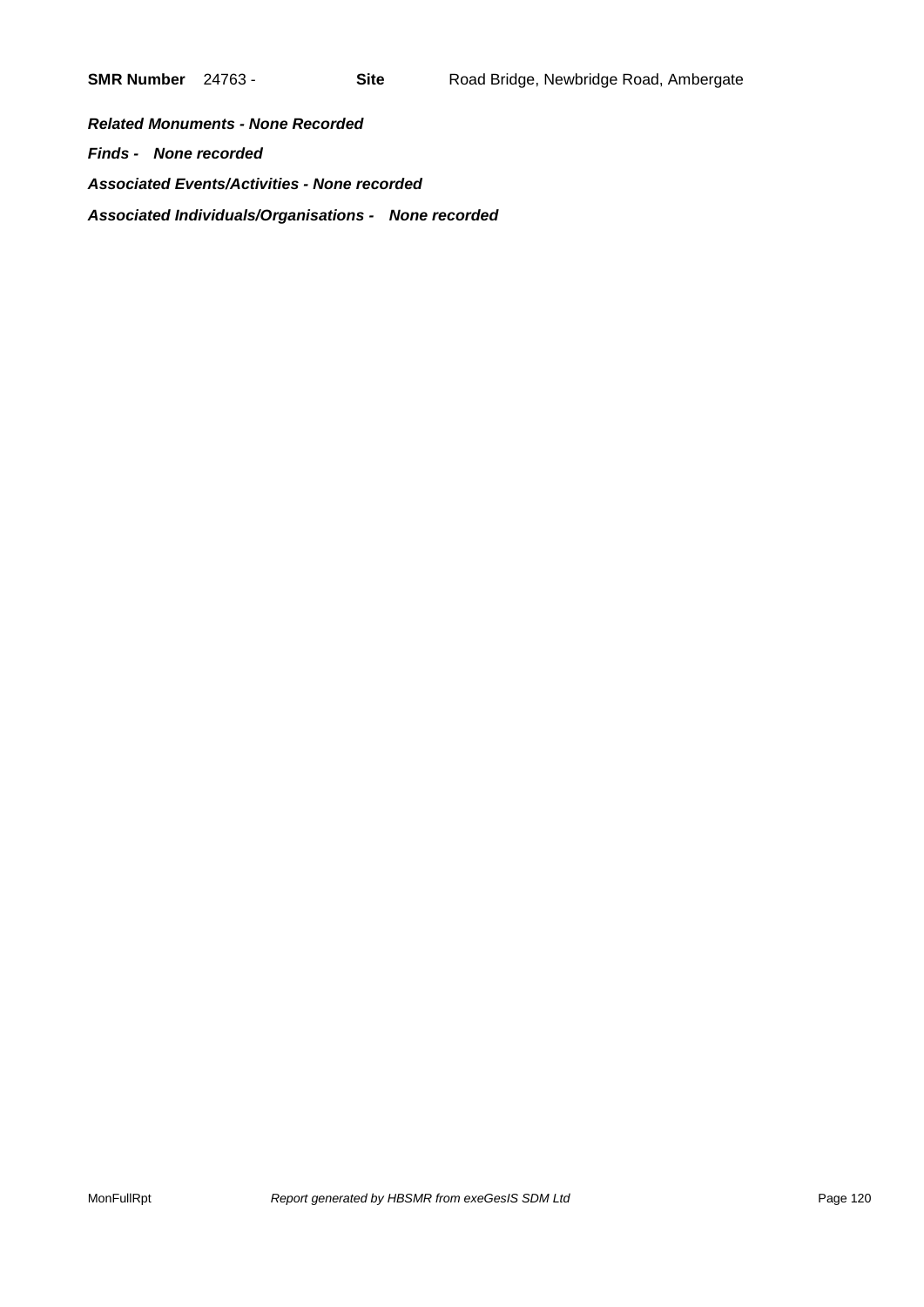**SMR Number** 24763 - **Site** Road Bridge, Newbridge Road, Ambergate

***Related Monuments - None Recorded***

***Finds - None recorded***

***Associated Events/Activities - None recorded***

***Associated Individuals/Organisations - None recorded***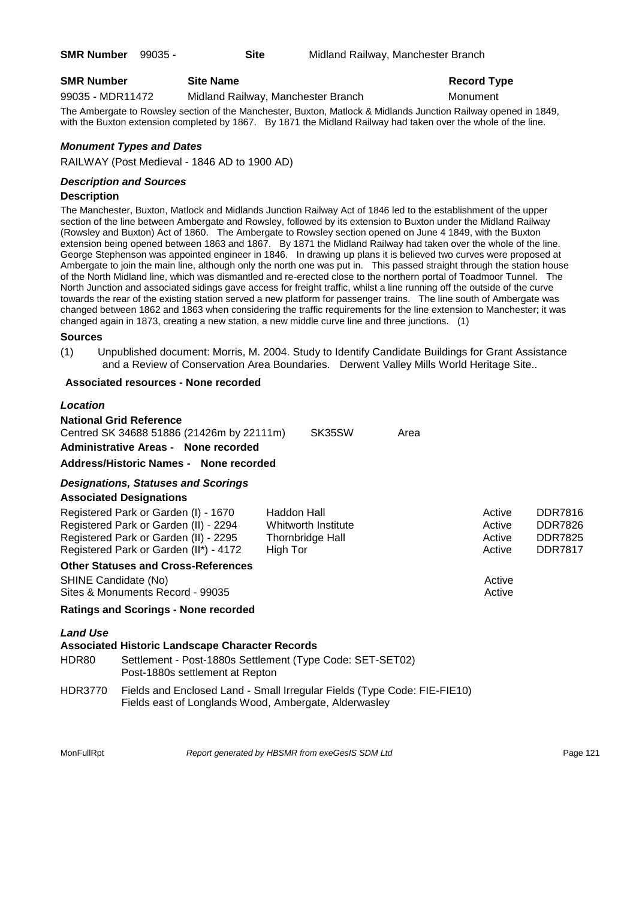**SMR Number** 99035 - **Site** Midland Railway, Manchester Branch

| SMR Number | Site Name | Record Type |
|---|---|---|
| 99035 - MDR11472 | Midland Railway, Manchester Branch | Monument |

The Ambergate to Rowsley section of the Manchester, Buxton, Matlock & Midlands Junction Railway opened in 1849, with the Buxton extension completed by 1867. By 1871 the Midland Railway had taken over the whole of the line.

### *Monument Types and Dates*

RAILWAY (Post Medieval - 1846 AD to 1900 AD)

### *Description and Sources*

#### Description

The Manchester, Buxton, Matlock and Midlands Junction Railway Act of 1846 led to the establishment of the upper section of the line between Ambergate and Rowsley, followed by its extension to Buxton under the Midland Railway (Rowsley and Buxton) Act of 1860. The Ambergate to Rowsley section opened on June 4 1849, with the Buxton extension being opened between 1863 and 1867. By 1871 the Midland Railway had taken over the whole of the line. George Stephenson was appointed engineer in 1846. In drawing up plans it is believed two curves were proposed at Ambergate to join the main line, although only the north one was put in. This passed straight through the station house of the North Midland line, which was dismantled and re-erected close to the northern portal of Toadmoor Tunnel. The North Junction and associated sidings gave access for freight traffic, whilst a line running off the outside of the curve towards the rear of the existing station served a new platform for passenger trains. The line south of Ambergate was changed between 1862 and 1863 when considering the traffic requirements for the line extension to Manchester; it was changed again in 1873, creating a new station, a new middle curve line and three junctions. (1)

#### Sources

(1) Unpublished document: Morris, M. 2004. Study to Identify Candidate Buildings for Grant Assistance and a Review of Conservation Area Boundaries. Derwent Valley Mills World Heritage Site..

**Associated resources - None recorded**

### *Location*

**National Grid Reference**

Centred SK 34688 51886 (21426m by 22111m) SK35SW Area

**Administrative Areas - None recorded**

**Address/Historic Names - None recorded**

### *Designations, Statuses and Scorings*

#### Associated Designations

| | | | |
|---|---|---|---|
| Registered Park or Garden (I) - 1670 | Haddon Hall | Active | DDR7816 |
| Registered Park or Garden (II) - 2294 | Whitworth Institute | Active | DDR7826 |
| Registered Park or Garden (II) - 2295 | Thornbridge Hall | Active | DDR7825 |
| Registered Park or Garden (II*) - 4172 | High Tor | Active | DDR7817 |

#### Other Statuses and Cross-References

| | |
|---|---|
| SHINE Candidate (No) | Active |
| Sites & Monuments Record - 99035 | Active |

**Ratings and Scorings - None recorded**

### *Land Use*

#### Associated Historic Landscape Character Records

HDR80 Settlement - Post-1880s Settlement (Type Code: SET-SET02)
Post-1880s settlement at Repton

HDR3770 Fields and Enclosed Land - Small Irregular Fields (Type Code: FIE-FIE10)
Fields east of Longlands Wood, Ambergate, Alderwasley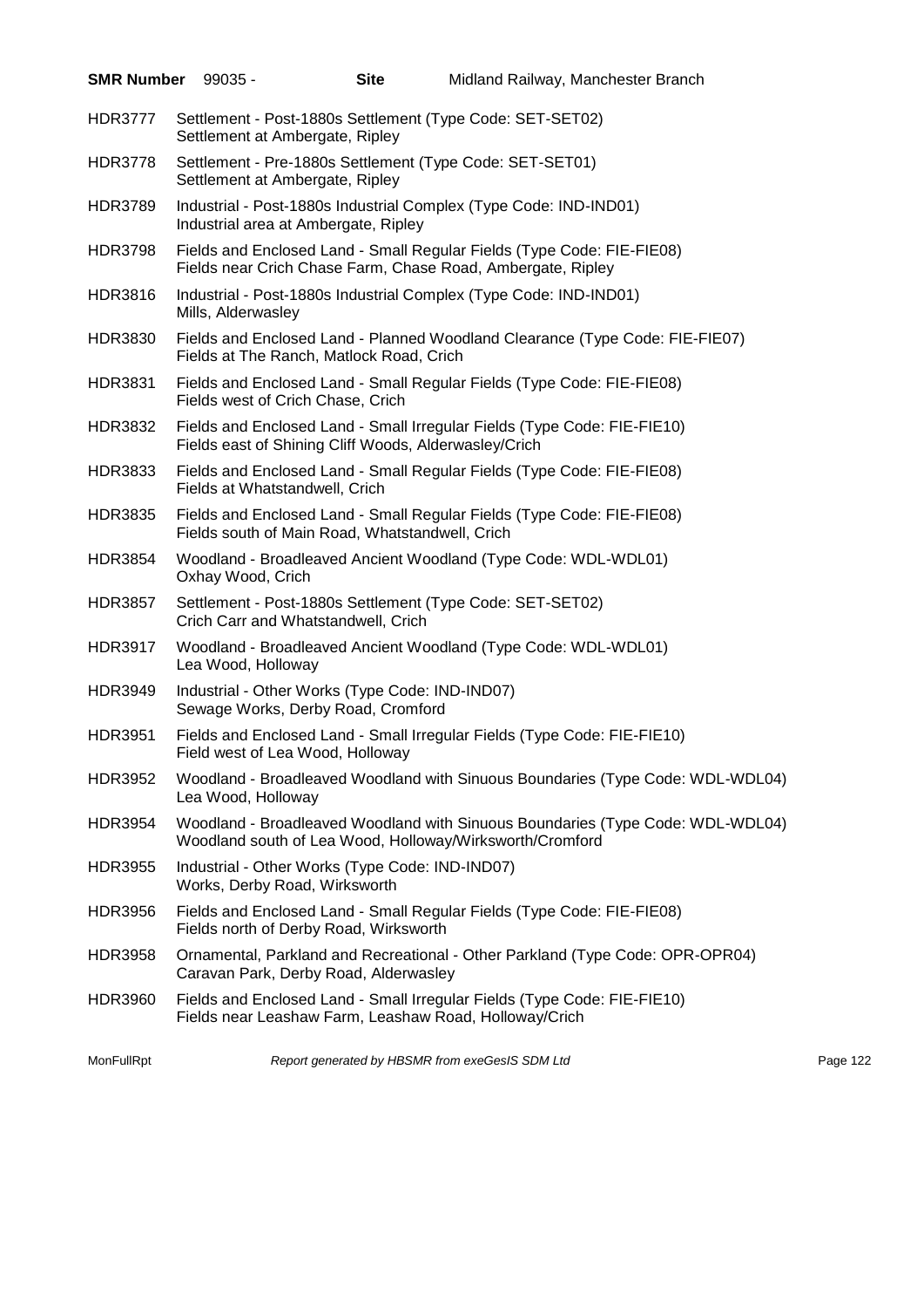**SMR Number** 99035 - **Site** Midland Railway, Manchester Branch

| | |
|---|---|
| HDR3777 | Settlement - Post-1880s Settlement (Type Code: SET-SET02)<br>Settlement at Ambergate, Ripley |
| HDR3778 | Settlement - Pre-1880s Settlement (Type Code: SET-SET01)<br>Settlement at Ambergate, Ripley |
| HDR3789 | Industrial - Post-1880s Industrial Complex (Type Code: IND-IND01)<br>Industrial area at Ambergate, Ripley |
| HDR3798 | Fields and Enclosed Land - Small Regular Fields (Type Code: FIE-FIE08)<br>Fields near Crich Chase Farm, Chase Road, Ambergate, Ripley |
| HDR3816 | Industrial - Post-1880s Industrial Complex (Type Code: IND-IND01)<br>Mills, Alderwasley |
| HDR3830 | Fields and Enclosed Land - Planned Woodland Clearance (Type Code: FIE-FIE07)<br>Fields at The Ranch, Matlock Road, Crich |
| HDR3831 | Fields and Enclosed Land - Small Regular Fields (Type Code: FIE-FIE08)<br>Fields west of Crich Chase, Crich |
| HDR3832 | Fields and Enclosed Land - Small Irregular Fields (Type Code: FIE-FIE10)<br>Fields east of Shining Cliff Woods, Alderwasley/Crich |
| HDR3833 | Fields and Enclosed Land - Small Regular Fields (Type Code: FIE-FIE08)<br>Fields at Whatstandwell, Crich |
| HDR3835 | Fields and Enclosed Land - Small Regular Fields (Type Code: FIE-FIE08)<br>Fields south of Main Road, Whatstandwell, Crich |
| HDR3854 | Woodland - Broadleaved Ancient Woodland (Type Code: WDL-WDL01)<br>Oxhay Wood, Crich |
| HDR3857 | Settlement - Post-1880s Settlement (Type Code: SET-SET02)<br>Crich Carr and Whatstandwell, Crich |
| HDR3917 | Woodland - Broadleaved Ancient Woodland (Type Code: WDL-WDL01)<br>Lea Wood, Holloway |
| HDR3949 | Industrial - Other Works (Type Code: IND-IND07)<br>Sewage Works, Derby Road, Cromford |
| HDR3951 | Fields and Enclosed Land - Small Irregular Fields (Type Code: FIE-FIE10)<br>Field west of Lea Wood, Holloway |
| HDR3952 | Woodland - Broadleaved Woodland with Sinuous Boundaries (Type Code: WDL-WDL04)<br>Lea Wood, Holloway |
| HDR3954 | Woodland - Broadleaved Woodland with Sinuous Boundaries (Type Code: WDL-WDL04)<br>Woodland south of Lea Wood, Holloway/Wirksworth/Cromford |
| HDR3955 | Industrial - Other Works (Type Code: IND-IND07)<br>Works, Derby Road, Wirksworth |
| HDR3956 | Fields and Enclosed Land - Small Regular Fields (Type Code: FIE-FIE08)<br>Fields north of Derby Road, Wirksworth |
| HDR3958 | Ornamental, Parkland and Recreational - Other Parkland (Type Code: OPR-OPR04)<br>Caravan Park, Derby Road, Alderwasley |
| HDR3960 | Fields and Enclosed Land - Small Irregular Fields (Type Code: FIE-FIE10)<br>Fields near Leashaw Farm, Leashaw Road, Holloway/Crich |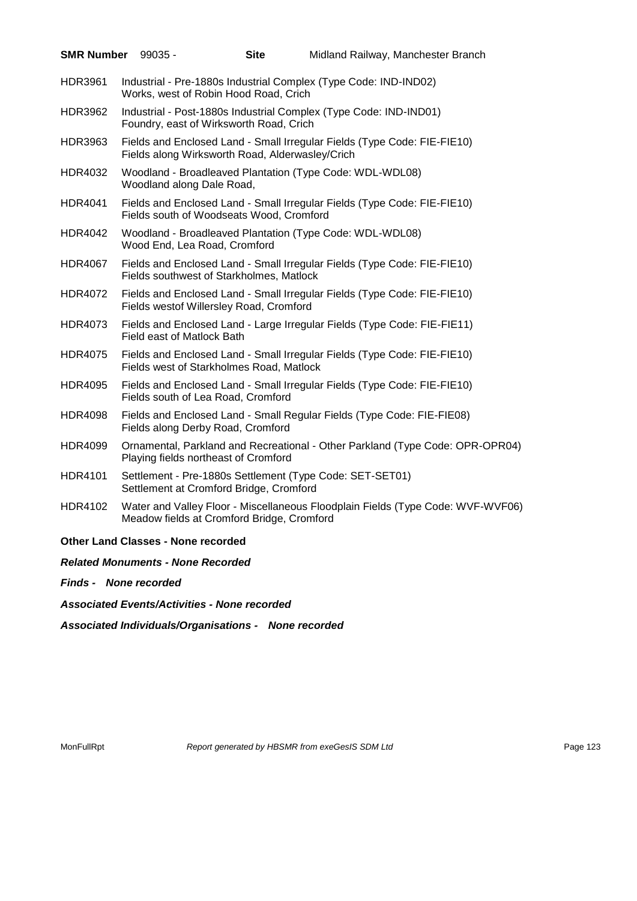**SMR Number** 99035 - **Site** Midland Railway, Manchester Branch

HDR3961 Industrial - Pre-1880s Industrial Complex (Type Code: IND-IND02)
Works, west of Robin Hood Road, Crich

HDR3962 Industrial - Post-1880s Industrial Complex (Type Code: IND-IND01)
Foundry, east of Wirksworth Road, Crich

HDR3963 Fields and Enclosed Land - Small Irregular Fields (Type Code: FIE-FIE10)
Fields along Wirksworth Road, Alderwasley/Crich

HDR4032 Woodland - Broadleaved Plantation (Type Code: WDL-WDL08)
Woodland along Dale Road,

HDR4041 Fields and Enclosed Land - Small Irregular Fields (Type Code: FIE-FIE10)
Fields south of Woodseats Wood, Cromford

HDR4042 Woodland - Broadleaved Plantation (Type Code: WDL-WDL08)
Wood End, Lea Road, Cromford

HDR4067 Fields and Enclosed Land - Small Irregular Fields (Type Code: FIE-FIE10)
Fields southwest of Starkholmes, Matlock

HDR4072 Fields and Enclosed Land - Small Irregular Fields (Type Code: FIE-FIE10)
Fields westof Willersley Road, Cromford

HDR4073 Fields and Enclosed Land - Large Irregular Fields (Type Code: FIE-FIE11)
Field east of Matlock Bath

HDR4075 Fields and Enclosed Land - Small Irregular Fields (Type Code: FIE-FIE10)
Fields west of Starkholmes Road, Matlock

HDR4095 Fields and Enclosed Land - Small Irregular Fields (Type Code: FIE-FIE10)
Fields south of Lea Road, Cromford

HDR4098 Fields and Enclosed Land - Small Regular Fields (Type Code: FIE-FIE08)
Fields along Derby Road, Cromford

HDR4099 Ornamental, Parkland and Recreational - Other Parkland (Type Code: OPR-OPR04)
Playing fields northeast of Cromford

HDR4101 Settlement - Pre-1880s Settlement (Type Code: SET-SET01)
Settlement at Cromford Bridge, Cromford

HDR4102 Water and Valley Floor - Miscellaneous Floodplain Fields (Type Code: WVF-WVF06)
Meadow fields at Cromford Bridge, Cromford

**Other Land Classes - None recorded**

***Related Monuments - None Recorded***

***Finds - None recorded***

***Associated Events/Activities - None recorded***

***Associated Individuals/Organisations - None recorded***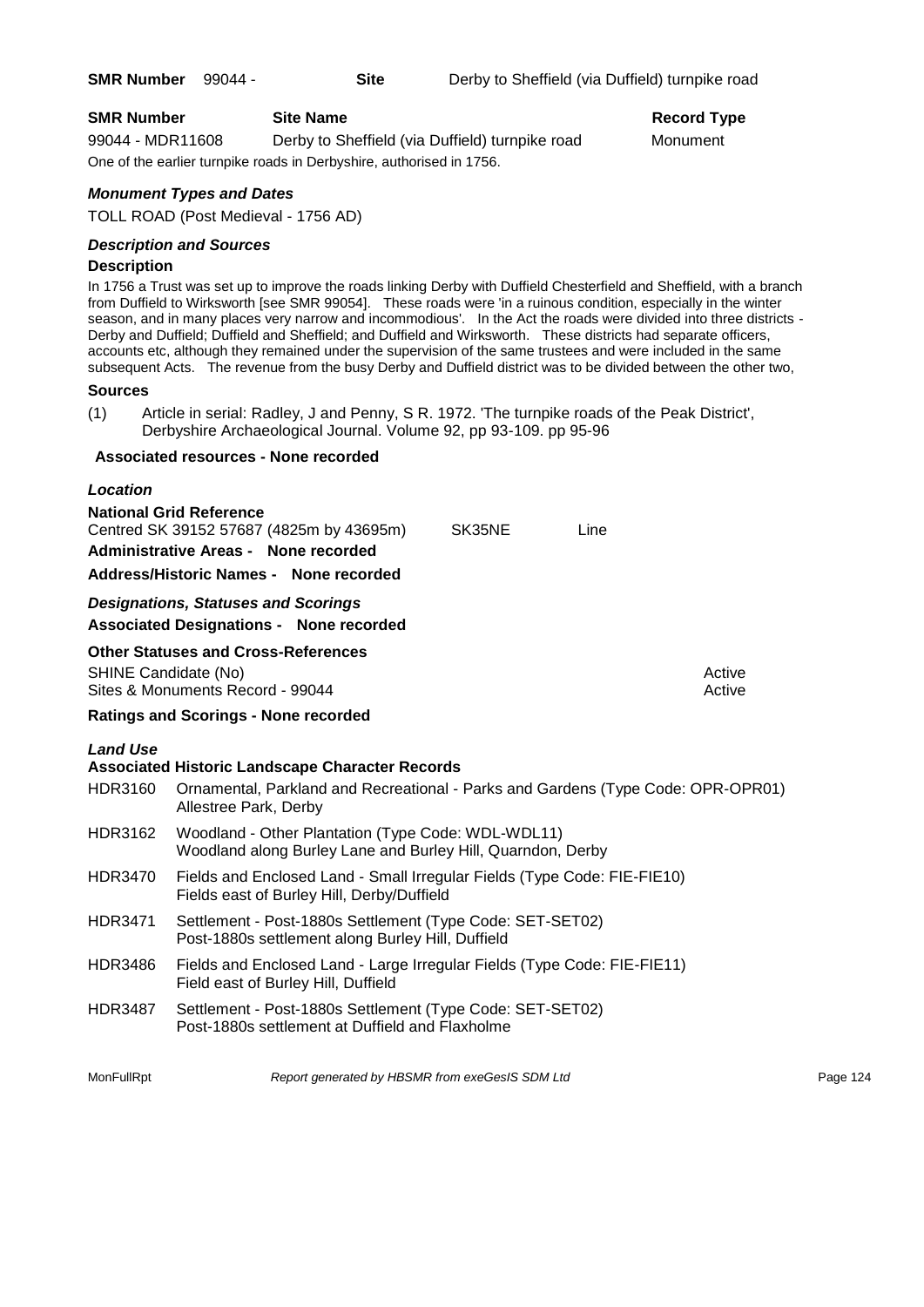**SMR Number** 99044 - **Site** Derby to Sheffield (via Duffield) turnpike road

| SMR Number | Site Name | Record Type |
| --- | --- | --- |
| 99044 - MDR11608 | Derby to Sheffield (via Duffield) turnpike road | Monument |

One of the earlier turnpike roads in Derbyshire, authorised in 1756.

### *Monument Types and Dates*

TOLL ROAD (Post Medieval - 1756 AD)

### *Description and Sources*

**Description**

In 1756 a Trust was set up to improve the roads linking Derby with Duffield Chesterfield and Sheffield, with a branch from Duffield to Wirksworth [see SMR 99054]. These roads were 'in a ruinous condition, especially in the winter season, and in many places very narrow and incommodious'. In the Act the roads were divided into three districts - Derby and Duffield; Duffield and Sheffield; and Duffield and Wirksworth. These districts had separate officers, accounts etc, although they remained under the supervision of the same trustees and were included in the same subsequent Acts. The revenue from the busy Derby and Duffield district was to be divided between the other two,

**Sources**

(1) Article in serial: Radley, J and Penny, S R. 1972. 'The turnpike roads of the Peak District', Derbyshire Archaeological Journal. Volume 92, pp 93-109. pp 95-96

**Associated resources - None recorded**

### *Location*

**National Grid Reference**

Centred SK 39152 57687 (4825m by 43695m) SK35NE Line

**Administrative Areas - None recorded**

**Address/Historic Names - None recorded**

### *Designations, Statuses and Scorings*

**Associated Designations - None recorded**

**Other Statuses and Cross-References**

| | |
| --- | --- |
| SHINE Candidate (No) | Active |
| Sites & Monuments Record - 99044 | Active |

**Ratings and Scorings - None recorded**

### *Land Use*

**Associated Historic Landscape Character Records**

| | |
| --- | --- |
| HDR3160 | Ornamental, Parkland and Recreational - Parks and Gardens (Type Code: OPR-OPR01)<br>Allestree Park, Derby |
| HDR3162 | Woodland - Other Plantation (Type Code: WDL-WDL11)<br>Woodland along Burley Lane and Burley Hill, Quarndon, Derby |
| HDR3470 | Fields and Enclosed Land - Small Irregular Fields (Type Code: FIE-FIE10)<br>Fields east of Burley Hill, Derby/Duffield |
| HDR3471 | Settlement - Post-1880s Settlement (Type Code: SET-SET02)<br>Post-1880s settlement along Burley Hill, Duffield |
| HDR3486 | Fields and Enclosed Land - Large Irregular Fields (Type Code: FIE-FIE11)<br>Field east of Burley Hill, Duffield |
| HDR3487 | Settlement - Post-1880s Settlement (Type Code: SET-SET02)<br>Post-1880s settlement at Duffield and Flaxholme |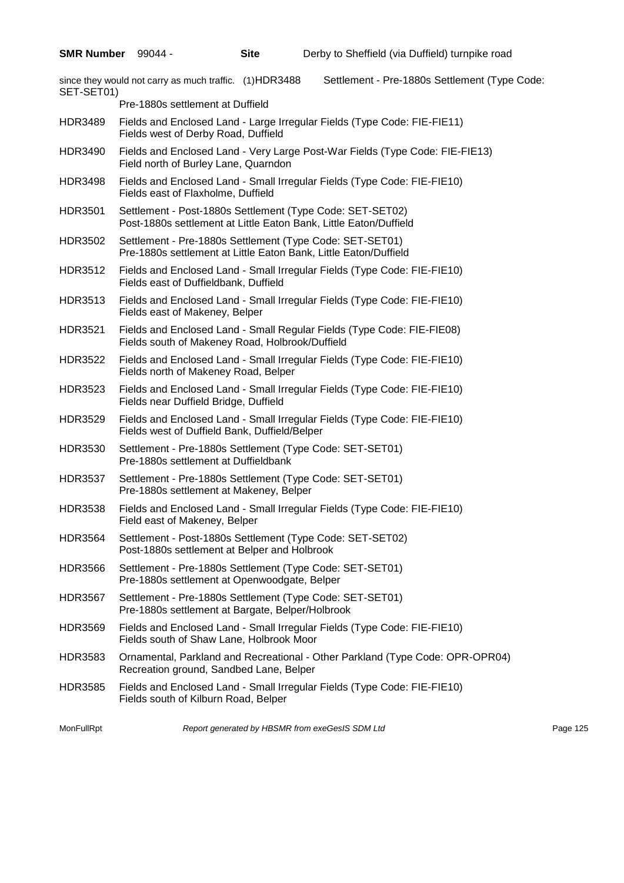since they would not carry as much traffic. (1)HDR3488 Settlement - Pre-1880s Settlement (Type Code: SET-SET01)

Pre-1880s settlement at Duffield

HDR3489 Fields and Enclosed Land - Large Irregular Fields (Type Code: FIE-FIE11)
Fields west of Derby Road, Duffield

HDR3490 Fields and Enclosed Land - Very Large Post-War Fields (Type Code: FIE-FIE13)
Field north of Burley Lane, Quarndon

HDR3498 Fields and Enclosed Land - Small Irregular Fields (Type Code: FIE-FIE10)
Fields east of Flaxholme, Duffield

HDR3501 Settlement - Post-1880s Settlement (Type Code: SET-SET02)
Post-1880s settlement at Little Eaton Bank, Little Eaton/Duffield

HDR3502 Settlement - Pre-1880s Settlement (Type Code: SET-SET01)
Pre-1880s settlement at Little Eaton Bank, Little Eaton/Duffield

HDR3512 Fields and Enclosed Land - Small Irregular Fields (Type Code: FIE-FIE10)
Fields east of Duffieldbank, Duffield

HDR3513 Fields and Enclosed Land - Small Irregular Fields (Type Code: FIE-FIE10)
Fields east of Makeney, Belper

HDR3521 Fields and Enclosed Land - Small Regular Fields (Type Code: FIE-FIE08)
Fields south of Makeney Road, Holbrook/Duffield

HDR3522 Fields and Enclosed Land - Small Irregular Fields (Type Code: FIE-FIE10)
Fields north of Makeney Road, Belper

HDR3523 Fields and Enclosed Land - Small Irregular Fields (Type Code: FIE-FIE10)
Fields near Duffield Bridge, Duffield

HDR3529 Fields and Enclosed Land - Small Irregular Fields (Type Code: FIE-FIE10)
Fields west of Duffield Bank, Duffield/Belper

HDR3530 Settlement - Pre-1880s Settlement (Type Code: SET-SET01)
Pre-1880s settlement at Duffieldbank

HDR3537 Settlement - Pre-1880s Settlement (Type Code: SET-SET01)
Pre-1880s settlement at Makeney, Belper

HDR3538 Fields and Enclosed Land - Small Irregular Fields (Type Code: FIE-FIE10)
Field east of Makeney, Belper

HDR3564 Settlement - Post-1880s Settlement (Type Code: SET-SET02)
Post-1880s settlement at Belper and Holbrook

HDR3566 Settlement - Pre-1880s Settlement (Type Code: SET-SET01)
Pre-1880s settlement at Openwoodgate, Belper

HDR3567 Settlement - Pre-1880s Settlement (Type Code: SET-SET01)
Pre-1880s settlement at Bargate, Belper/Holbrook

HDR3569 Fields and Enclosed Land - Small Irregular Fields (Type Code: FIE-FIE10)
Fields south of Shaw Lane, Holbrook Moor

HDR3583 Ornamental, Parkland and Recreational - Other Parkland (Type Code: OPR-OPR04)
Recreation ground, Sandbed Lane, Belper

HDR3585 Fields and Enclosed Land - Small Irregular Fields (Type Code: FIE-FIE10)
Fields south of Kilburn Road, Belper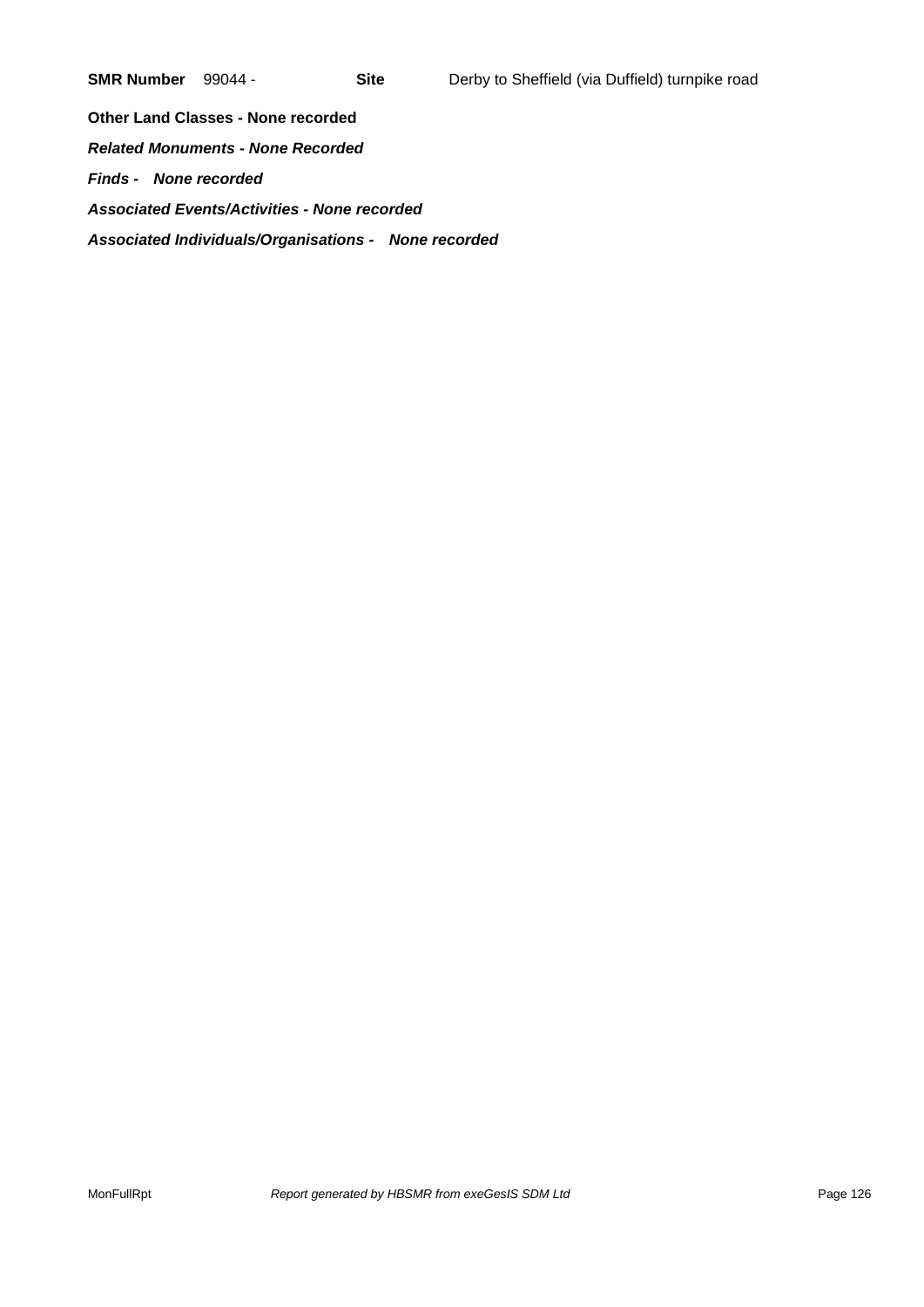**SMR Number** 99044 - **Site** Derby to Sheffield (via Duffield) turnpike road

**Other Land Classes - None recorded**

***Related Monuments - None Recorded***

***Finds - None recorded***

***Associated Events/Activities - None recorded***

***Associated Individuals/Organisations - None recorded***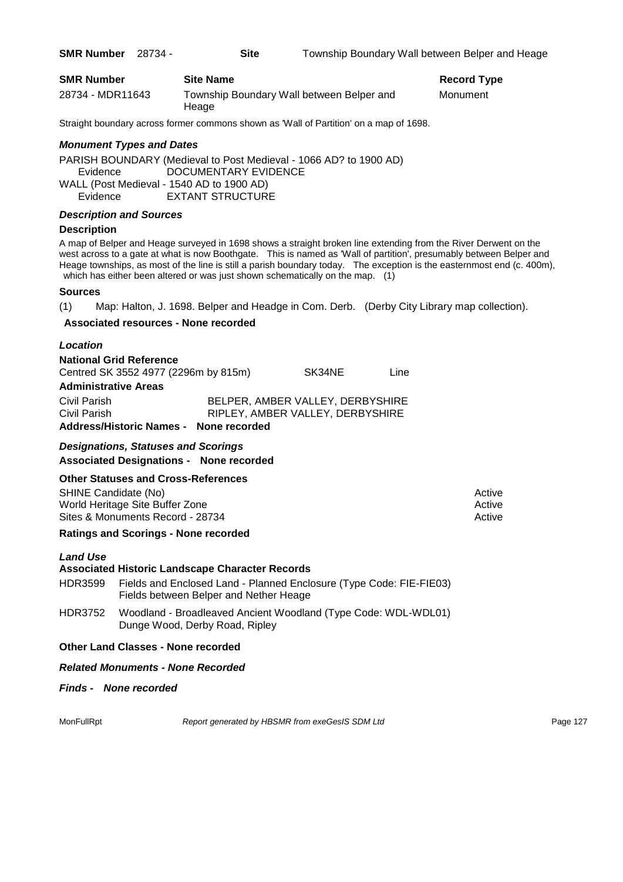**SMR Number** 28734 - **Site** Township Boundary Wall between Belper and Heage

| SMR Number | Site Name | Record Type |
| --- | --- | --- |
| 28734 - MDR11643 | Township Boundary Wall between Belper and Heage | Monument |

Straight boundary across former commons shown as 'Wall of Partition' on a map of 1698.

### *Monument Types and Dates*

PARISH BOUNDARY (Medieval to Post Medieval - 1066 AD? to 1900 AD)
Evidence DOCUMENTARY EVIDENCE
WALL (Post Medieval - 1540 AD to 1900 AD)
Evidence EXTANT STRUCTURE

### *Description and Sources*

**Description**

A map of Belper and Heage surveyed in 1698 shows a straight broken line extending from the River Derwent on the west across to a gate at what is now Boothgate. This is named as 'Wall of partition', presumably between Belper and Heage townships, as most of the line is still a parish boundary today. The exception is the easternmost end (c. 400m), which has either been altered or was just shown schematically on the map. (1)

**Sources**

(1) Map: Halton, J. 1698. Belper and Headge in Com. Derb. (Derby City Library map collection).

**Associated resources - None recorded**

### *Location*

**National Grid Reference**

Centred SK 3552 4977 (2296m by 815m) SK34NE Line

**Administrative Areas**

Civil Parish BELPER, AMBER VALLEY, DERBYSHIRE
Civil Parish RIPLEY, AMBER VALLEY, DERBYSHIRE

**Address/Historic Names - None recorded**

### *Designations, Statuses and Scorings*

**Associated Designations - None recorded**

**Other Statuses and Cross-References**

| | |
| --- | --- |
| SHINE Candidate (No) | Active |
| World Heritage Site Buffer Zone | Active |
| Sites & Monuments Record - 28734 | Active |

**Ratings and Scorings - None recorded**

### *Land Use*

**Associated Historic Landscape Character Records**

HDR3599 Fields and Enclosed Land - Planned Enclosure (Type Code: FIE-FIE03)
Fields between Belper and Nether Heage

HDR3752 Woodland - Broadleaved Ancient Woodland (Type Code: WDL-WDL01)
Dunge Wood, Derby Road, Ripley

**Other Land Classes - None recorded**

***Related Monuments - None Recorded***

***Finds - None recorded***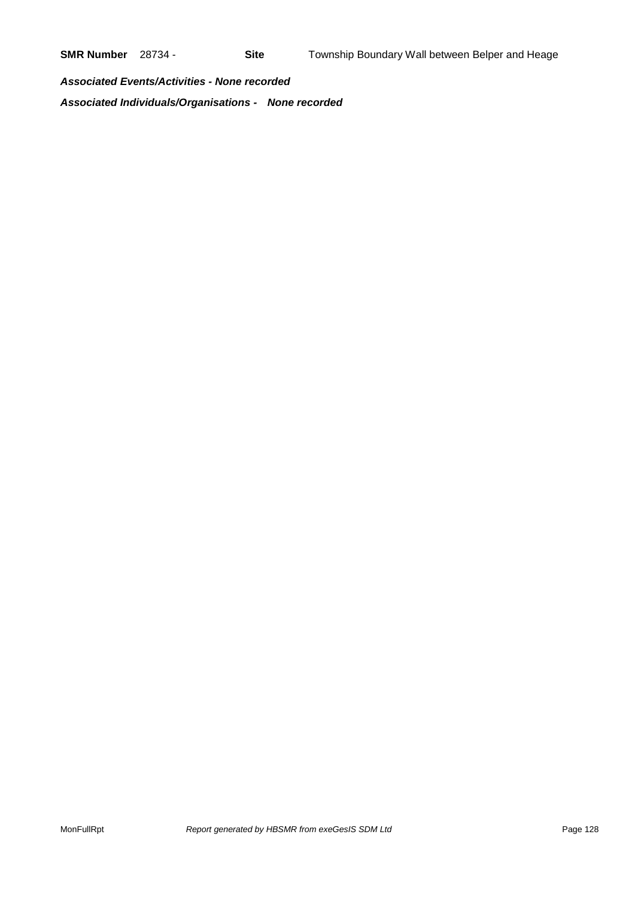**SMR Number** 28734 - **Site** Township Boundary Wall between Belper and Heage

***Associated Events/Activities - None recorded***

***Associated Individuals/Organisations - None recorded***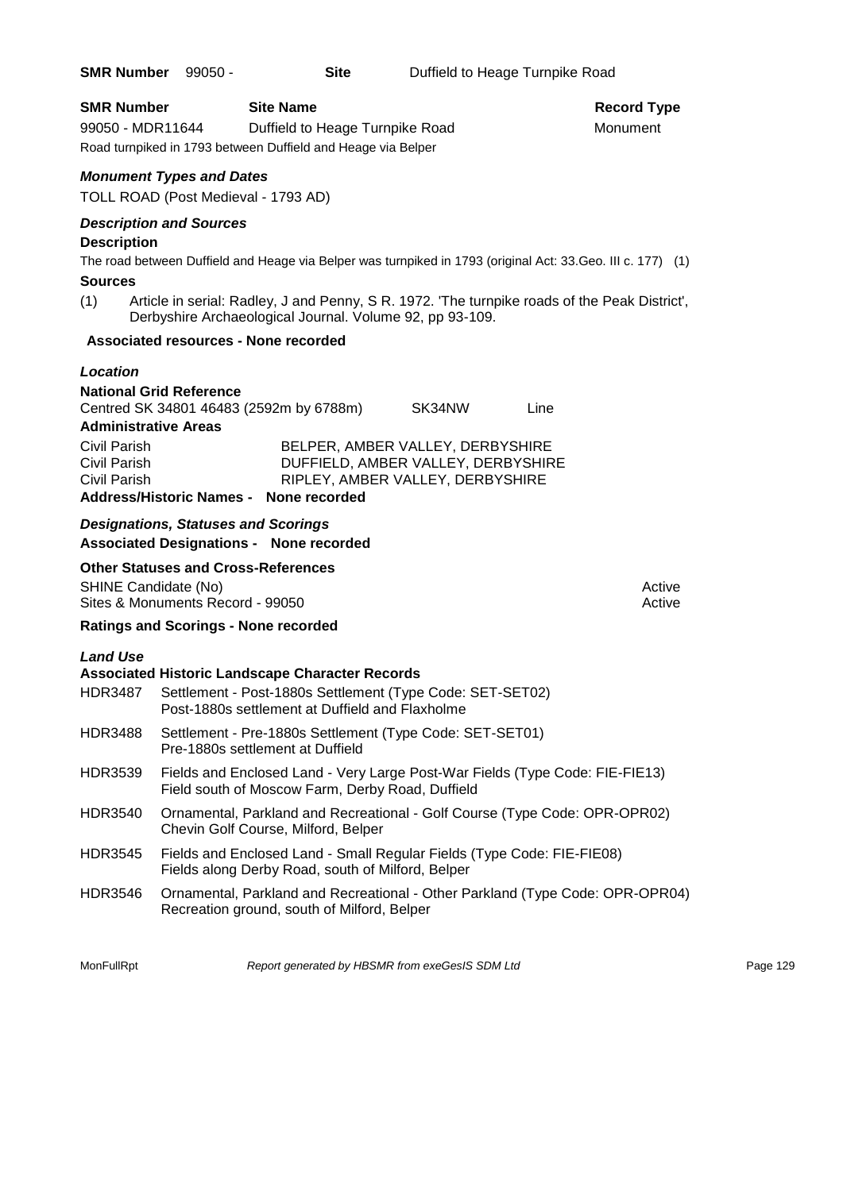**SMR Number** 99050 - **Site** Duffield to Heage Turnpike Road

| **SMR Number** | **Site Name** | **Record Type** |
|---|---|---|
| 99050 - MDR11644 | Duffield to Heage Turnpike Road | Monument |

Road turnpiked in 1793 between Duffield and Heage via Belper

### *Monument Types and Dates*

TOLL ROAD (Post Medieval - 1793 AD)

### *Description and Sources*

**Description**

The road between Duffield and Heage via Belper was turnpiked in 1793 (original Act: 33.Geo. III c. 177) (1)

**Sources**

(1) Article in serial: Radley, J and Penny, S R. 1972. 'The turnpike roads of the Peak District', Derbyshire Archaeological Journal. Volume 92, pp 93-109.

**Associated resources - None recorded**

### *Location*

**National Grid Reference**

Centred SK 34801 46483 (2592m by 6788m) SK34NW Line

**Administrative Areas**

| | |
|---|---|
| Civil Parish | BELPER, AMBER VALLEY, DERBYSHIRE |
| Civil Parish | DUFFIELD, AMBER VALLEY, DERBYSHIRE |
| Civil Parish | RIPLEY, AMBER VALLEY, DERBYSHIRE |

**Address/Historic Names - None recorded**

### *Designations, Statuses and Scorings*

**Associated Designations - None recorded**

**Other Statuses and Cross-References**

| | |
|---|---|
| SHINE Candidate (No) | Active |
| Sites & Monuments Record - 99050 | Active |

**Ratings and Scorings - None recorded**

### *Land Use*

**Associated Historic Landscape Character Records**

| | |
|---|---|
| HDR3487 | Settlement - Post-1880s Settlement (Type Code: SET-SET02)<br>Post-1880s settlement at Duffield and Flaxholme |
| HDR3488 | Settlement - Pre-1880s Settlement (Type Code: SET-SET01)<br>Pre-1880s settlement at Duffield |
| HDR3539 | Fields and Enclosed Land - Very Large Post-War Fields (Type Code: FIE-FIE13)<br>Field south of Moscow Farm, Derby Road, Duffield |
| HDR3540 | Ornamental, Parkland and Recreational - Golf Course (Type Code: OPR-OPR02)<br>Chevin Golf Course, Milford, Belper |
| HDR3545 | Fields and Enclosed Land - Small Regular Fields (Type Code: FIE-FIE08)<br>Fields along Derby Road, south of Milford, Belper |
| HDR3546 | Ornamental, Parkland and Recreational - Other Parkland (Type Code: OPR-OPR04)<br>Recreation ground, south of Milford, Belper |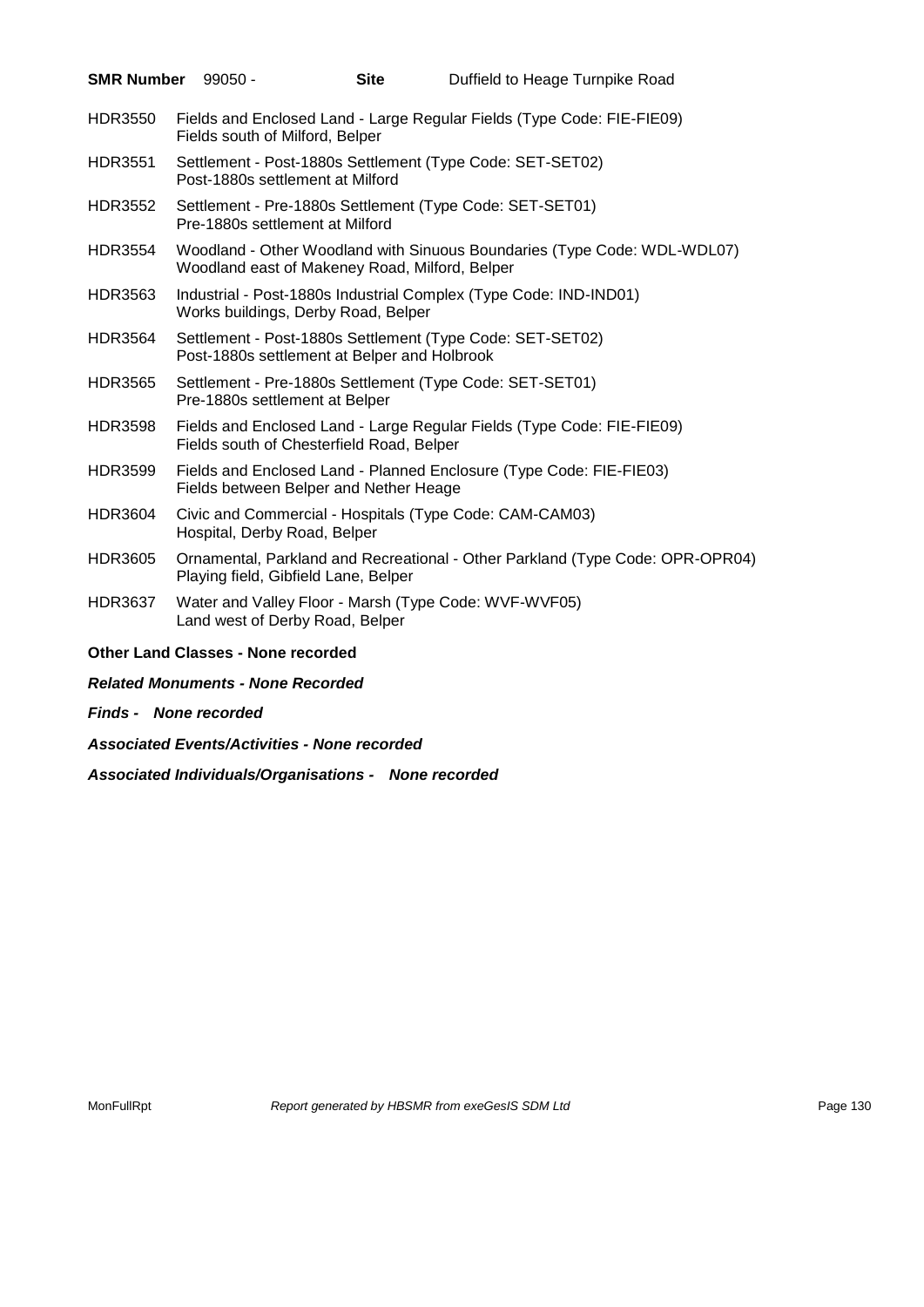**SMR Number** 99050 - **Site** Duffield to Heage Turnpike Road

HDR3550 Fields and Enclosed Land - Large Regular Fields (Type Code: FIE-FIE09)
Fields south of Milford, Belper

HDR3551 Settlement - Post-1880s Settlement (Type Code: SET-SET02)
Post-1880s settlement at Milford

HDR3552 Settlement - Pre-1880s Settlement (Type Code: SET-SET01)
Pre-1880s settlement at Milford

HDR3554 Woodland - Other Woodland with Sinuous Boundaries (Type Code: WDL-WDL07)
Woodland east of Makeney Road, Milford, Belper

HDR3563 Industrial - Post-1880s Industrial Complex (Type Code: IND-IND01)
Works buildings, Derby Road, Belper

HDR3564 Settlement - Post-1880s Settlement (Type Code: SET-SET02)
Post-1880s settlement at Belper and Holbrook

HDR3565 Settlement - Pre-1880s Settlement (Type Code: SET-SET01)
Pre-1880s settlement at Belper

HDR3598 Fields and Enclosed Land - Large Regular Fields (Type Code: FIE-FIE09)
Fields south of Chesterfield Road, Belper

HDR3599 Fields and Enclosed Land - Planned Enclosure (Type Code: FIE-FIE03)
Fields between Belper and Nether Heage

HDR3604 Civic and Commercial - Hospitals (Type Code: CAM-CAM03)
Hospital, Derby Road, Belper

HDR3605 Ornamental, Parkland and Recreational - Other Parkland (Type Code: OPR-OPR04)
Playing field, Gibfield Lane, Belper

HDR3637 Water and Valley Floor - Marsh (Type Code: WVF-WVF05)
Land west of Derby Road, Belper

**Other Land Classes - None recorded**

***Related Monuments - None Recorded***

***Finds - None recorded***

***Associated Events/Activities - None recorded***

***Associated Individuals/Organisations - None recorded***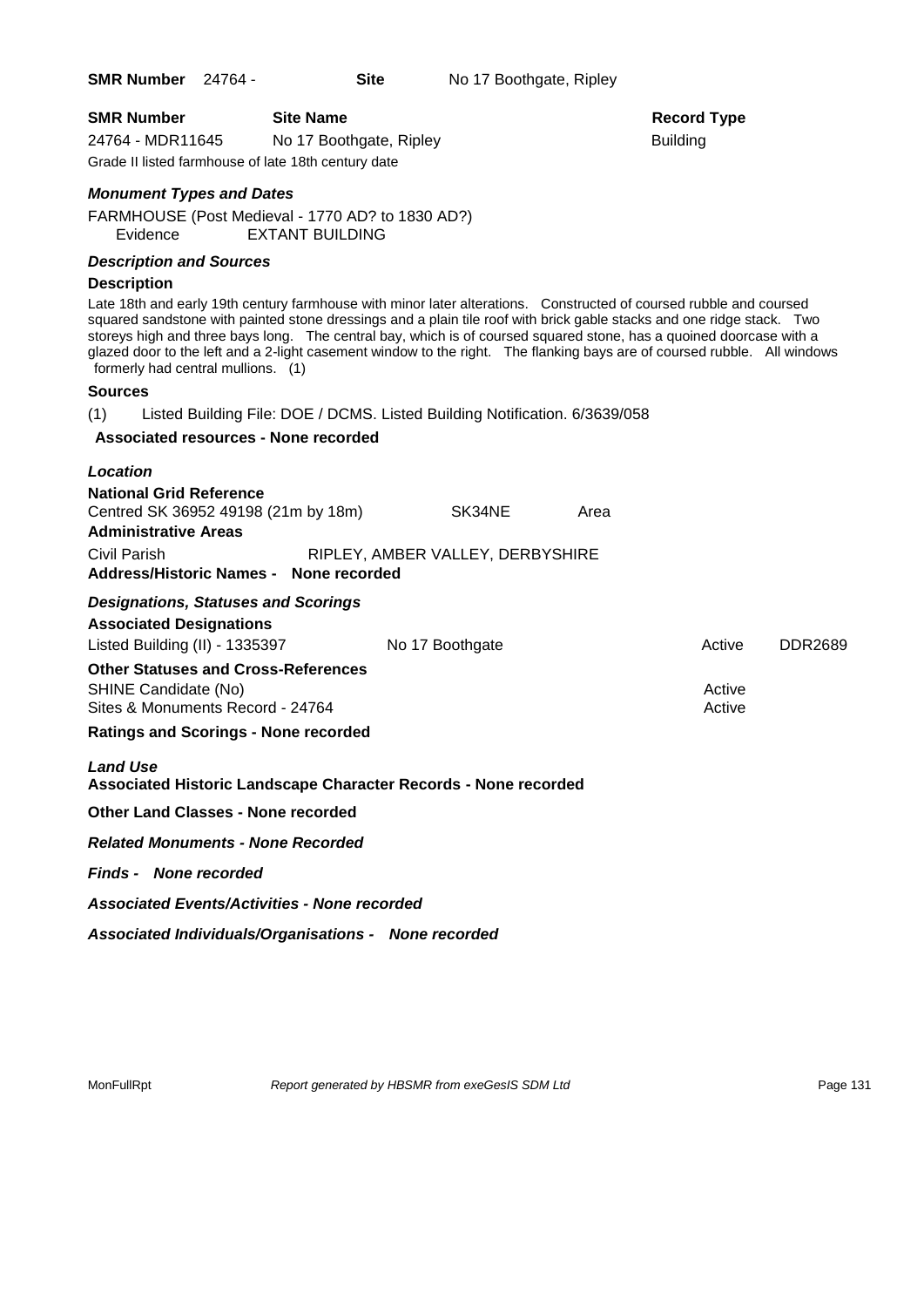**SMR Number** 24764 - **Site** No 17 Boothgate, Ripley

| SMR Number | Site Name | Record Type |
|---|---|---|
| 24764 - MDR11645 | No 17 Boothgate, Ripley | Building |

Grade II listed farmhouse of late 18th century date

***Monument Types and Dates***

FARMHOUSE (Post Medieval - 1770 AD? to 1830 AD?)
Evidence EXTANT BUILDING

***Description and Sources***

**Description**

Late 18th and early 19th century farmhouse with minor later alterations. Constructed of coursed rubble and coursed squared sandstone with painted stone dressings and a plain tile roof with brick gable stacks and one ridge stack. Two storeys high and three bays long. The central bay, which is of coursed squared stone, has a quoined doorcase with a glazed door to the left and a 2-light casement window to the right. The flanking bays are of coursed rubble. All windows formerly had central mullions. (1)

**Sources**

(1) Listed Building File: DOE / DCMS. Listed Building Notification. 6/3639/058

**Associated resources - None recorded**

***Location***

**National Grid Reference**
Centred SK 36952 49198 (21m by 18m) SK34NE Area

**Administrative Areas**

Civil Parish RIPLEY, AMBER VALLEY, DERBYSHIRE

**Address/Historic Names - None recorded**

***Designations, Statuses and Scorings***

**Associated Designations**

| | | | |
|---|---|---|---|
| Listed Building (II) - 1335397 | No 17 Boothgate | Active | DDR2689 |

**Other Statuses and Cross-References**

| | |
|---|---|
| SHINE Candidate (No) | Active |
| Sites & Monuments Record - 24764 | Active |

**Ratings and Scorings - None recorded**

***Land Use***

**Associated Historic Landscape Character Records - None recorded**

**Other Land Classes - None recorded**

***Related Monuments - None Recorded***

***Finds - None recorded***

***Associated Events/Activities - None recorded***

***Associated Individuals/Organisations - None recorded***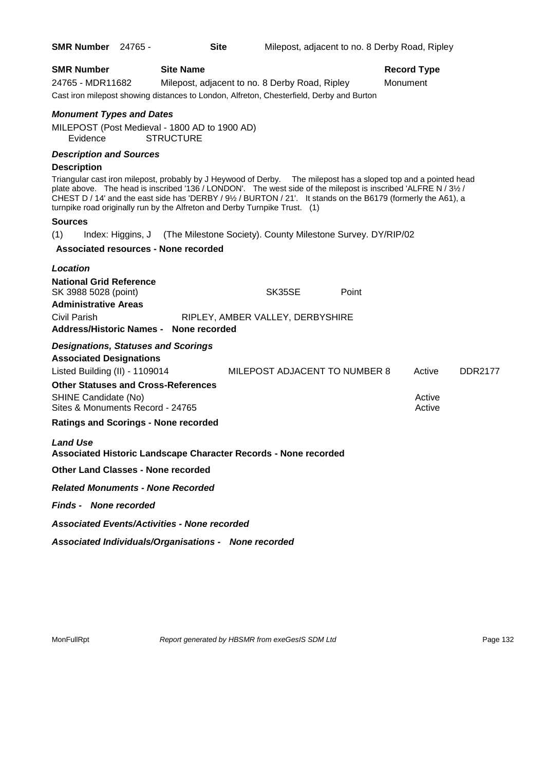**SMR Number** 24765 - **Site** Milepost, adjacent to no. 8 Derby Road, Ripley

| SMR Number | Site Name | Record Type |
|---|---|---|
| 24765 - MDR11682 | Milepost, adjacent to no. 8 Derby Road, Ripley | Monument |

Cast iron milepost showing distances to London, Alfreton, Chesterfield, Derby and Burton

### *Monument Types and Dates*

MILEPOST (Post Medieval - 1800 AD to 1900 AD)
Evidence STRUCTURE

### *Description and Sources*

**Description**

Triangular cast iron milepost, probably by J Heywood of Derby. The milepost has a sloped top and a pointed head plate above. The head is inscribed '136 / LONDON'. The west side of the milepost is inscribed 'ALFRE N / 3½ / CHEST D / 14' and the east side has 'DERBY / 9½ / BURTON / 21'. It stands on the B6179 (formerly the A61), a turnpike road originally run by the Alfreton and Derby Turnpike Trust. (1)

**Sources**

(1) Index: Higgins, J (The Milestone Society). County Milestone Survey. DY/RIP/02

**Associated resources - None recorded**

### *Location*

**National Grid Reference**
SK 3988 5028 (point) SK35SE Point

**Administrative Areas**
Civil Parish RIPLEY, AMBER VALLEY, DERBYSHIRE

**Address/Historic Names - None recorded**

### *Designations, Statuses and Scorings*

**Associated Designations**

| | | | |
|---|---|---|---|
| Listed Building (II) - 1109014 | MILEPOST ADJACENT TO NUMBER 8 | Active | DDR2177 |

**Other Statuses and Cross-References**

| | |
|---|---|
| SHINE Candidate (No) | Active |
| Sites & Monuments Record - 24765 | Active |

**Ratings and Scorings - None recorded**

### *Land Use*

**Associated Historic Landscape Character Records - None recorded**

**Other Land Classes - None recorded**

***Related Monuments - None Recorded***

***Finds - None recorded***

***Associated Events/Activities - None recorded***

***Associated Individuals/Organisations - None recorded***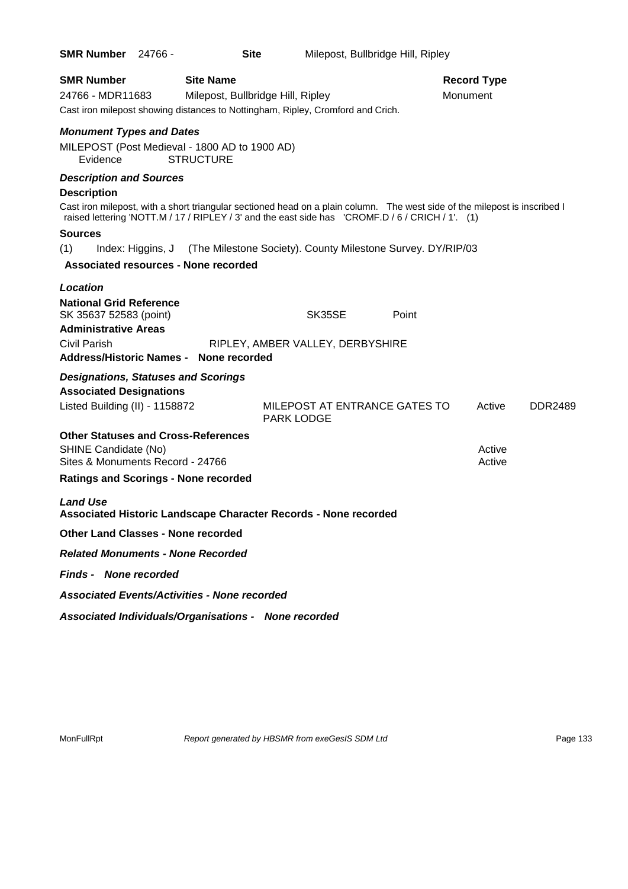**SMR Number** 24766 - **Site** Milepost, Bullbridge Hill, Ripley

| **SMR Number** | **Site Name** | **Record Type** |
|---|---|---|
| 24766 - MDR11683 | Milepost, Bullbridge Hill, Ripley | Monument |

Cast iron milepost showing distances to Nottingham, Ripley, Cromford and Crich.

***Monument Types and Dates***

MILEPOST (Post Medieval - 1800 AD to 1900 AD)
Evidence STRUCTURE

***Description and Sources***

**Description**

Cast iron milepost, with a short triangular sectioned head on a plain column. The west side of the milepost is inscribed I raised lettering 'NOTT.M / 17 / RIPLEY / 3' and the east side has 'CROMF.D / 6 / CRICH / 1'. (1)

**Sources**

(1) Index: Higgins, J (The Milestone Society). County Milestone Survey. DY/RIP/03

**Associated resources - None recorded**

***Location***

**National Grid Reference**

SK 35637 52583 (point) SK35SE Point

**Administrative Areas**

Civil Parish RIPLEY, AMBER VALLEY, DERBYSHIRE

**Address/Historic Names - None recorded**

***Designations, Statuses and Scorings***

**Associated Designations**

| | | | |
|---|---|---|---|
| Listed Building (II) - 1158872 | MILEPOST AT ENTRANCE GATES TO PARK LODGE | Active | DDR2489 |

**Other Statuses and Cross-References**

| | |
|---|---|
| SHINE Candidate (No) | Active |
| Sites & Monuments Record - 24766 | Active |

**Ratings and Scorings - None recorded**

***Land Use***

**Associated Historic Landscape Character Records - None recorded**

**Other Land Classes - None recorded**

***Related Monuments - None Recorded***

***Finds - None recorded***

***Associated Events/Activities - None recorded***

***Associated Individuals/Organisations - None recorded***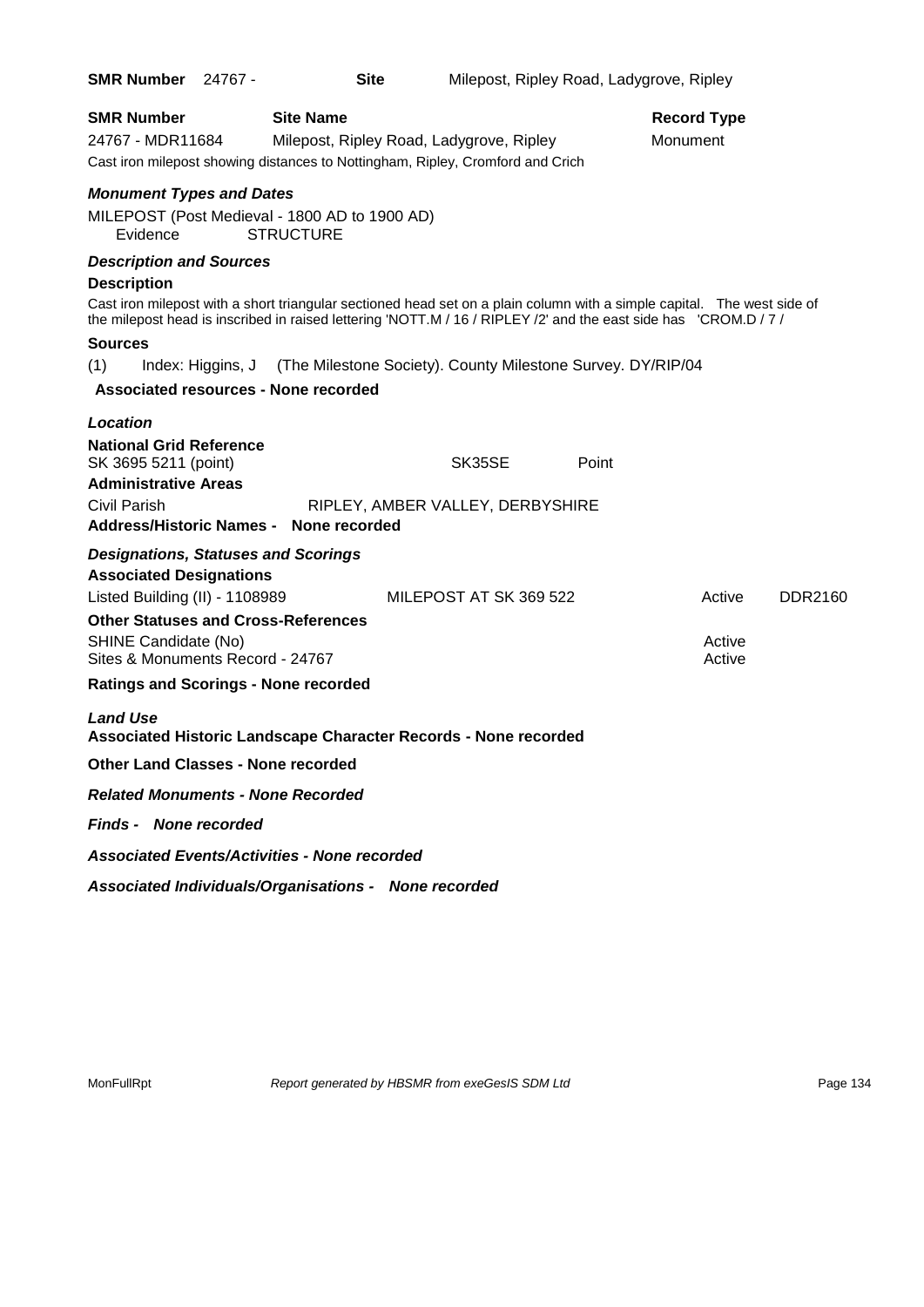**SMR Number** 24767 - **Site** Milepost, Ripley Road, Ladygrove, Ripley

| **SMR Number** | **Site Name** | **Record Type** |
|---|---|---|
| 24767 - MDR11684 | Milepost, Ripley Road, Ladygrove, Ripley | Monument |

Cast iron milepost showing distances to Nottingham, Ripley, Cromford and Crich

### *Monument Types and Dates*

MILEPOST (Post Medieval - 1800 AD to 1900 AD)
Evidence STRUCTURE

### *Description and Sources*

**Description**

Cast iron milepost with a short triangular sectioned head set on a plain column with a simple capital. The west side of the milepost head is inscribed in raised lettering 'NOTT.M / 16 / RIPLEY /2' and the east side has 'CROM.D / 7 /

**Sources**

(1) Index: Higgins, J (The Milestone Society). County Milestone Survey. DY/RIP/04

**Associated resources - None recorded**

### *Location*

**National Grid Reference**

SK 3695 5211 (point) SK35SE Point

**Administrative Areas**

Civil Parish RIPLEY, AMBER VALLEY, DERBYSHIRE

**Address/Historic Names - None recorded**

### *Designations, Statuses and Scorings*

**Associated Designations**

| | | | |
|---|---|---|---|
| Listed Building (II) - 1108989 | MILEPOST AT SK 369 522 | Active | DDR2160 |

**Other Statuses and Cross-References**

| | |
|---|---|
| SHINE Candidate (No) | Active |
| Sites & Monuments Record - 24767 | Active |

**Ratings and Scorings - None recorded**

### *Land Use*

**Associated Historic Landscape Character Records - None recorded**

**Other Land Classes - None recorded**

***Related Monuments - None Recorded***

***Finds - None recorded***

***Associated Events/Activities - None recorded***

***Associated Individuals/Organisations - None recorded***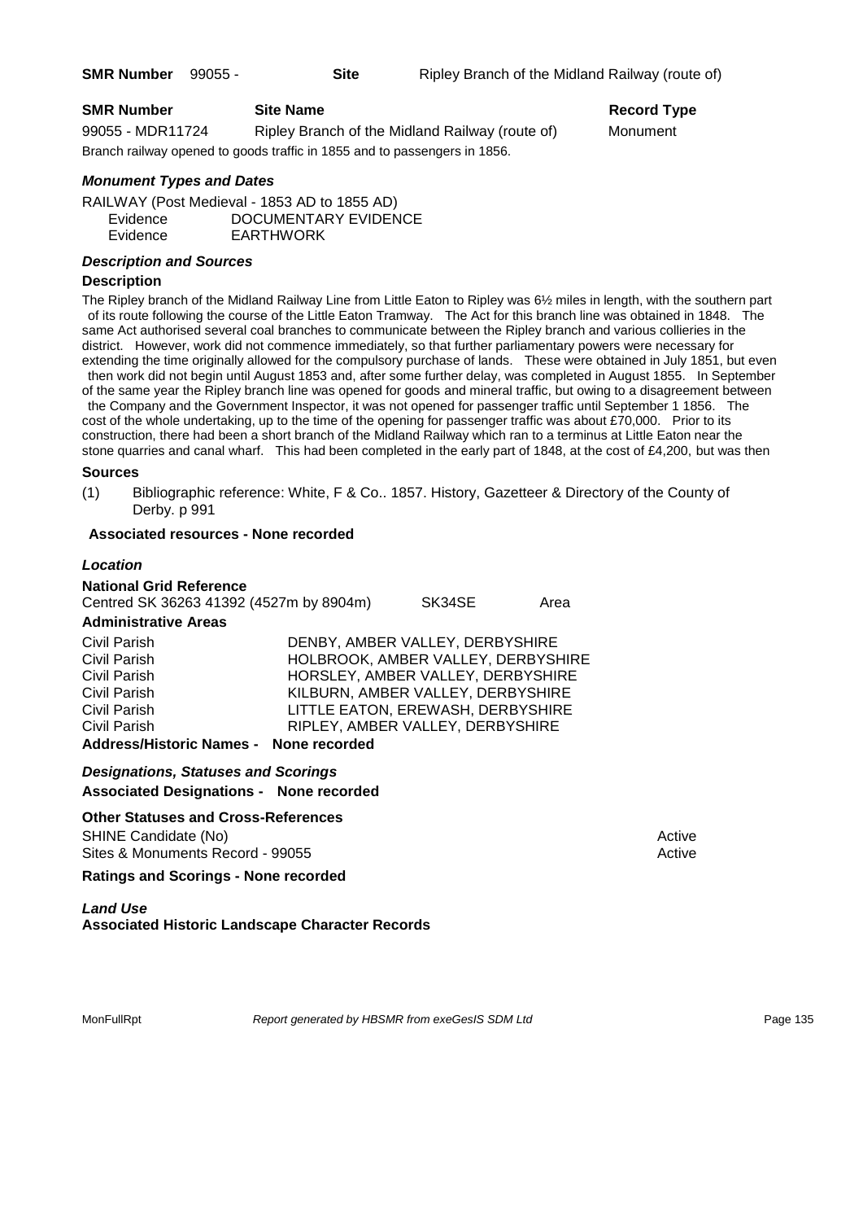**SMR Number** 99055 - **Site** Ripley Branch of the Midland Railway (route of)

| SMR Number | Site Name | Record Type |
|---|---|---|
| 99055 - MDR11724 | Ripley Branch of the Midland Railway (route of) | Monument |

Branch railway opened to goods traffic in 1855 and to passengers in 1856.

### *Monument Types and Dates*

RAILWAY (Post Medieval - 1853 AD to 1855 AD)
Evidence DOCUMENTARY EVIDENCE
Evidence EARTHWORK

### *Description and Sources*

**Description**

The Ripley branch of the Midland Railway Line from Little Eaton to Ripley was 6½ miles in length, with the southern part of its route following the course of the Little Eaton Tramway. The Act for this branch line was obtained in 1848. The same Act authorised several coal branches to communicate between the Ripley branch and various collieries in the district. However, work did not commence immediately, so that further parliamentary powers were necessary for extending the time originally allowed for the compulsory purchase of lands. These were obtained in July 1851, but even then work did not begin until August 1853 and, after some further delay, was completed in August 1855. In September of the same year the Ripley branch line was opened for goods and mineral traffic, but owing to a disagreement between the Company and the Government Inspector, it was not opened for passenger traffic until September 1 1856. The cost of the whole undertaking, up to the time of the opening for passenger traffic was about £70,000. Prior to its construction, there had been a short branch of the Midland Railway which ran to a terminus at Little Eaton near the stone quarries and canal wharf. This had been completed in the early part of 1848, at the cost of £4,200, but was then

**Sources**

(1) Bibliographic reference: White, F & Co.. 1857. History, Gazetteer & Directory of the County of Derby. p 991

**Associated resources - None recorded**

### *Location*

**National Grid Reference**

Centred SK 36263 41392 (4527m by 8904m) SK34SE Area

**Administrative Areas**

| | |
|---|---|
| Civil Parish | DENBY, AMBER VALLEY, DERBYSHIRE |
| Civil Parish | HOLBROOK, AMBER VALLEY, DERBYSHIRE |
| Civil Parish | HORSLEY, AMBER VALLEY, DERBYSHIRE |
| Civil Parish | KILBURN, AMBER VALLEY, DERBYSHIRE |
| Civil Parish | LITTLE EATON, EREWASH, DERBYSHIRE |
| Civil Parish | RIPLEY, AMBER VALLEY, DERBYSHIRE |

**Address/Historic Names - None recorded**

### *Designations, Statuses and Scorings*

**Associated Designations - None recorded**

**Other Statuses and Cross-References**

| | |
|---|---|
| SHINE Candidate (No) | Active |
| Sites & Monuments Record - 99055 | Active |

**Ratings and Scorings - None recorded**

### *Land Use*

**Associated Historic Landscape Character Records**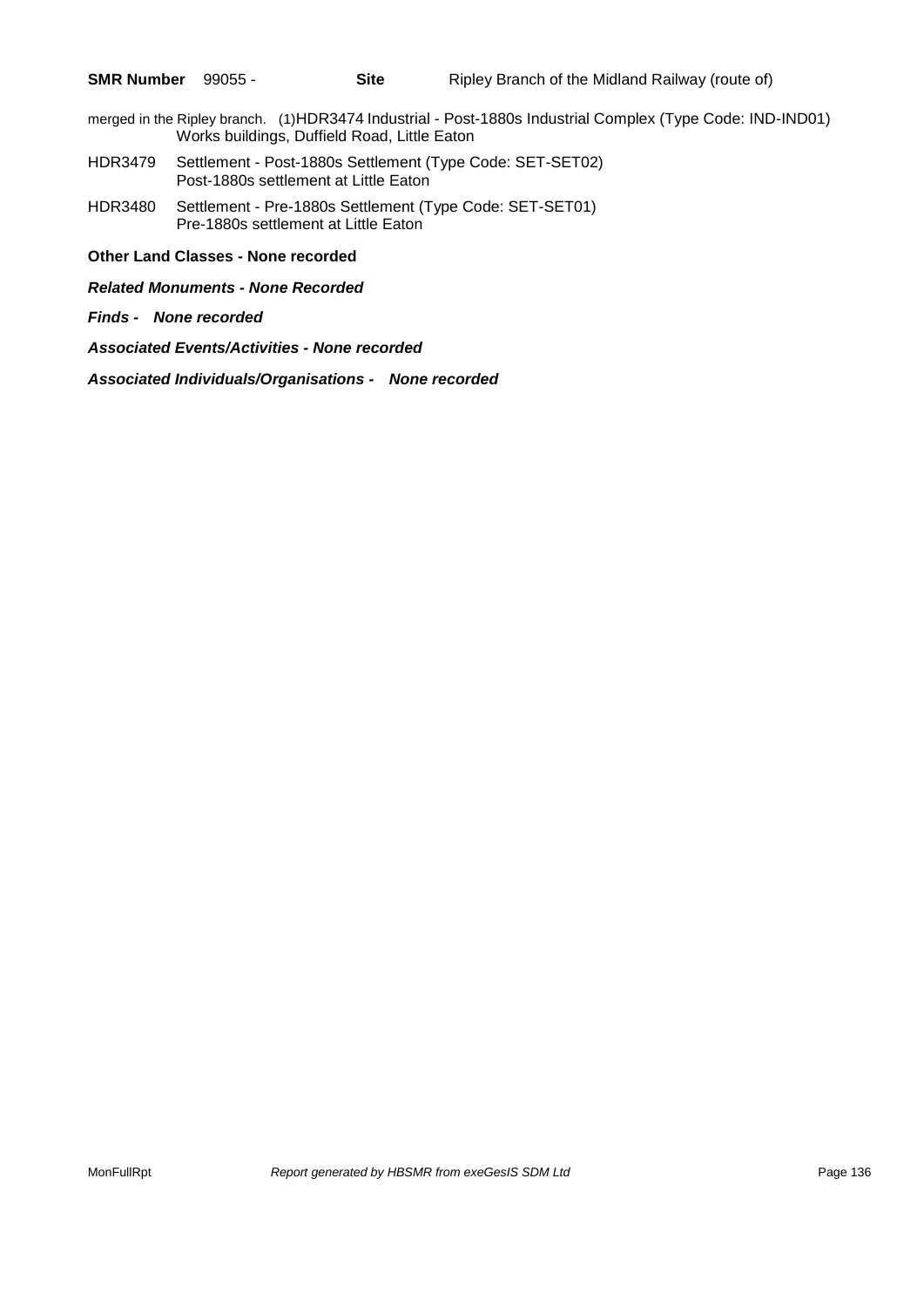**SMR Number** 99055 - **Site** Ripley Branch of the Midland Railway (route of)

merged in the Ripley branch. (1)HDR3474 Industrial - Post-1880s Industrial Complex (Type Code: IND-IND01)
Works buildings, Duffield Road, Little Eaton

HDR3479 Settlement - Post-1880s Settlement (Type Code: SET-SET02)
Post-1880s settlement at Little Eaton

HDR3480 Settlement - Pre-1880s Settlement (Type Code: SET-SET01)
Pre-1880s settlement at Little Eaton

**Other Land Classes - None recorded**

***Related Monuments - None Recorded***

***Finds - None recorded***

***Associated Events/Activities - None recorded***

***Associated Individuals/Organisations - None recorded***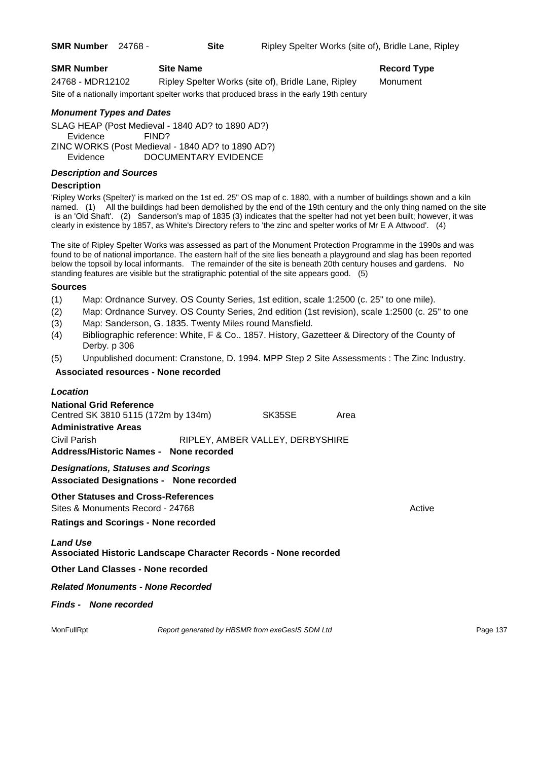**SMR Number** 24768 - **Site** Ripley Spelter Works (site of), Bridle Lane, Ripley

| **SMR Number** | **Site Name** | **Record Type** |
| --- | --- | --- |
| 24768 - MDR12102 | Ripley Spelter Works (site of), Bridle Lane, Ripley | Monument |

Site of a nationally important spelter works that produced brass in the early 19th century

### *Monument Types and Dates*

SLAG HEAP (Post Medieval - 1840 AD? to 1890 AD?)
Evidence FIND?
ZINC WORKS (Post Medieval - 1840 AD? to 1890 AD?)
Evidence DOCUMENTARY EVIDENCE

### *Description and Sources*

**Description**

'Ripley Works (Spelter)' is marked on the 1st ed. 25" OS map of c. 1880, with a number of buildings shown and a kiln named. (1) All the buildings had been demolished by the end of the 19th century and the only thing named on the site is an 'Old Shaft'. (2) Sanderson's map of 1835 (3) indicates that the spelter had not yet been built; however, it was clearly in existence by 1857, as White's Directory refers to 'the zinc and spelter works of Mr E A Attwood'. (4)

The site of Ripley Spelter Works was assessed as part of the Monument Protection Programme in the 1990s and was found to be of national importance. The eastern half of the site lies beneath a playground and slag has been reported below the topsoil by local informants. The remainder of the site is beneath 20th century houses and gardens. No standing features are visible but the stratigraphic potential of the site appears good. (5)

**Sources**

(1) Map: Ordnance Survey. OS County Series, 1st edition, scale 1:2500 (c. 25" to one mile).
(2) Map: Ordnance Survey. OS County Series, 2nd edition (1st revision), scale 1:2500 (c. 25" to one
(3) Map: Sanderson, G. 1835. Twenty Miles round Mansfield.
(4) Bibliographic reference: White, F & Co.. 1857. History, Gazetteer & Directory of the County of Derby. p 306
(5) Unpublished document: Cranstone, D. 1994. MPP Step 2 Site Assessments : The Zinc Industry.

**Associated resources - None recorded**

### *Location*

**National Grid Reference**
Centred SK 3810 5115 (172m by 134m) SK35SE Area

**Administrative Areas**
Civil Parish RIPLEY, AMBER VALLEY, DERBYSHIRE

**Address/Historic Names - None recorded**

### *Designations, Statuses and Scorings*

**Associated Designations - None recorded**

**Other Statuses and Cross-References**
Sites & Monuments Record - 24768 Active

**Ratings and Scorings - None recorded**

### *Land Use*

**Associated Historic Landscape Character Records - None recorded**

**Other Land Classes - None recorded**

### *Related Monuments - None Recorded*

### *Finds - None recorded*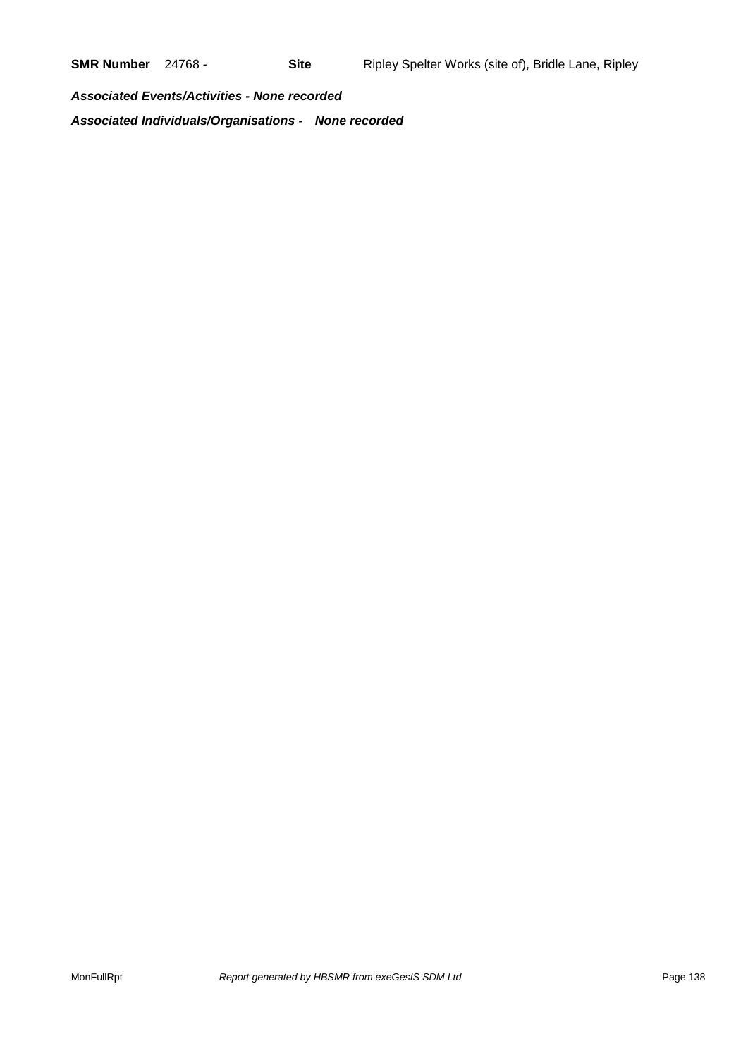**SMR Number** 24768 - **Site** Ripley Spelter Works (site of), Bridle Lane, Ripley

***Associated Events/Activities - None recorded***

***Associated Individuals/Organisations - None recorded***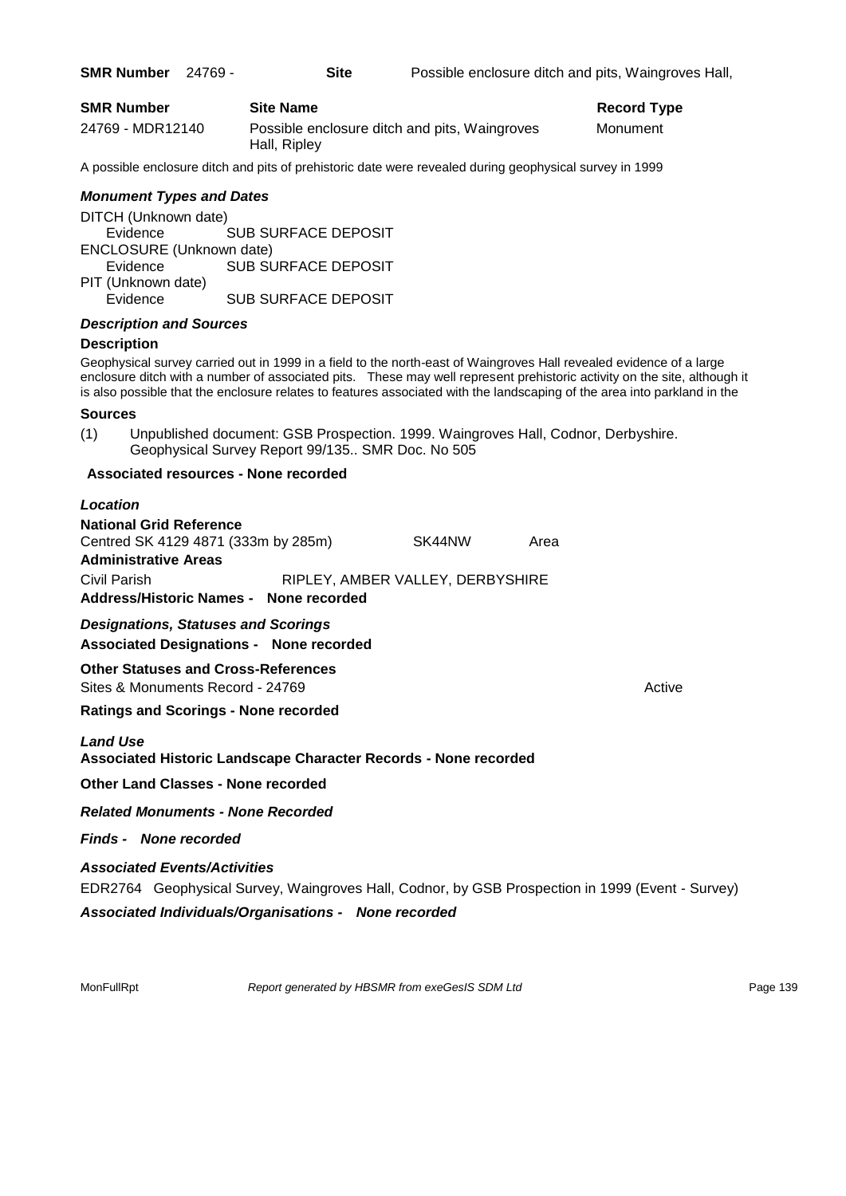**SMR Number** 24769 - **Site** Possible enclosure ditch and pits, Waingroves Hall,

| **SMR Number** | **Site Name** | **Record Type** |
| --- | --- | --- |
| 24769 - MDR12140 | Possible enclosure ditch and pits, Waingroves Hall, Ripley | Monument |

A possible enclosure ditch and pits of prehistoric date were revealed during geophysical survey in 1999

### *Monument Types and Dates*

DITCH (Unknown date)
Evidence SUB SURFACE DEPOSIT
ENCLOSURE (Unknown date)
Evidence SUB SURFACE DEPOSIT
PIT (Unknown date)
Evidence SUB SURFACE DEPOSIT

### *Description and Sources*

**Description**

Geophysical survey carried out in 1999 in a field to the north-east of Waingroves Hall revealed evidence of a large enclosure ditch with a number of associated pits. These may well represent prehistoric activity on the site, although it is also possible that the enclosure relates to features associated with the landscaping of the area into parkland in the

**Sources**

(1) Unpublished document: GSB Prospection. 1999. Waingroves Hall, Codnor, Derbyshire. Geophysical Survey Report 99/135.. SMR Doc. No 505

**Associated resources - None recorded**

### *Location*

**National Grid Reference**
Centred SK 4129 4871 (333m by 285m) SK44NW Area

**Administrative Areas**
Civil Parish RIPLEY, AMBER VALLEY, DERBYSHIRE

**Address/Historic Names - None recorded**

### *Designations, Statuses and Scorings*

**Associated Designations - None recorded**

**Other Statuses and Cross-References**
Sites & Monuments Record - 24769 Active

**Ratings and Scorings - None recorded**

### *Land Use*

**Associated Historic Landscape Character Records - None recorded**

**Other Land Classes - None recorded**

### *Related Monuments - None Recorded*

### *Finds - None recorded*

### *Associated Events/Activities*

EDR2764 Geophysical Survey, Waingroves Hall, Codnor, by GSB Prospection in 1999 (Event - Survey)

### *Associated Individuals/Organisations - None recorded*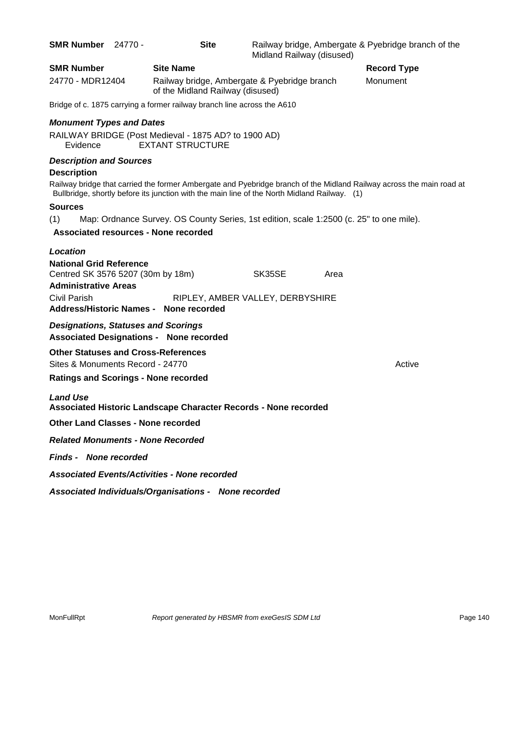**SMR Number** 24770 - **Site** Railway bridge, Ambergate & Pyebridge branch of the Midland Railway (disused)

| **SMR Number** | **Site Name** | **Record Type** |
|---|---|---|
| 24770 - MDR12404 | Railway bridge, Ambergate & Pyebridge branch of the Midland Railway (disused) | Monument |

Bridge of c. 1875 carrying a former railway branch line across the A610

***Monument Types and Dates***

RAILWAY BRIDGE (Post Medieval - 1875 AD? to 1900 AD)
Evidence EXTANT STRUCTURE

***Description and Sources***

**Description**

Railway bridge that carried the former Ambergate and Pyebridge branch of the Midland Railway across the main road at Bullbridge, shortly before its junction with the main line of the North Midland Railway. (1)

**Sources**

(1) Map: Ordnance Survey. OS County Series, 1st edition, scale 1:2500 (c. 25" to one mile).

**Associated resources - None recorded**

***Location***

**National Grid Reference**

Centred SK 3576 5207 (30m by 18m) SK35SE Area

**Administrative Areas**

Civil Parish RIPLEY, AMBER VALLEY, DERBYSHIRE

**Address/Historic Names - None recorded**

***Designations, Statuses and Scorings***

**Associated Designations - None recorded**

**Other Statuses and Cross-References**

Sites & Monuments Record - 24770 Active

**Ratings and Scorings - None recorded**

***Land Use***

**Associated Historic Landscape Character Records - None recorded**

**Other Land Classes - None recorded**

***Related Monuments - None Recorded***

***Finds - None recorded***

***Associated Events/Activities - None recorded***

***Associated Individuals/Organisations - None recorded***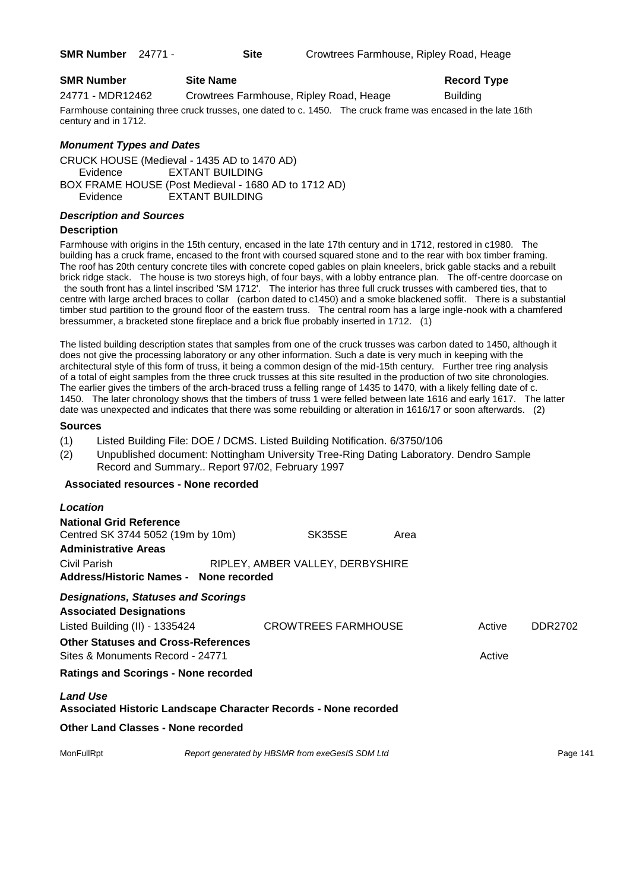**SMR Number** 24771 - **Site** Crowtrees Farmhouse, Ripley Road, Heage

| SMR Number | Site Name | Record Type |
|---|---|---|
| 24771 - MDR12462 | Crowtrees Farmhouse, Ripley Road, Heage | Building |

Farmhouse containing three cruck trusses, one dated to c. 1450. The cruck frame was encased in the late 16th century and in 1712.

### *Monument Types and Dates*

CRUCK HOUSE (Medieval - 1435 AD to 1470 AD)
Evidence EXTANT BUILDING
BOX FRAME HOUSE (Post Medieval - 1680 AD to 1712 AD)
Evidence EXTANT BUILDING

### *Description and Sources*

**Description**

Farmhouse with origins in the 15th century, encased in the late 17th century and in 1712, restored in c1980. The building has a cruck frame, encased to the front with coursed squared stone and to the rear with box timber framing. The roof has 20th century concrete tiles with concrete coped gables on plain kneelers, brick gable stacks and a rebuilt brick ridge stack. The house is two storeys high, of four bays, with a lobby entrance plan. The off-centre doorcase on the south front has a lintel inscribed 'SM 1712'. The interior has three full cruck trusses with cambered ties, that to centre with large arched braces to collar (carbon dated to c1450) and a smoke blackened soffit. There is a substantial timber stud partition to the ground floor of the eastern truss. The central room has a large ingle-nook with a chamfered bressummer, a bracketed stone fireplace and a brick flue probably inserted in 1712. (1)

The listed building description states that samples from one of the cruck trusses was carbon dated to 1450, although it does not give the processing laboratory or any other information. Such a date is very much in keeping with the architectural style of this form of truss, it being a common design of the mid-15th century. Further tree ring analysis of a total of eight samples from the three cruck trusses at this site resulted in the production of two site chronologies. The earlier gives the timbers of the arch-braced truss a felling range of 1435 to 1470, with a likely felling date of c. 1450. The later chronology shows that the timbers of truss 1 were felled between late 1616 and early 1617. The latter date was unexpected and indicates that there was some rebuilding or alteration in 1616/17 or soon afterwards. (2)

**Sources**

(1) Listed Building File: DOE / DCMS. Listed Building Notification. 6/3750/106
(2) Unpublished document: Nottingham University Tree-Ring Dating Laboratory. Dendro Sample Record and Summary.. Report 97/02, February 1997

**Associated resources - None recorded**

### *Location*

**National Grid Reference**

Centred SK 3744 5052 (19m by 10m) SK35SE Area

**Administrative Areas**

Civil Parish RIPLEY, AMBER VALLEY, DERBYSHIRE

**Address/Historic Names - None recorded**

### *Designations, Statuses and Scorings*

**Associated Designations**

| | | | |
|---|---|---|---|
| Listed Building (II) - 1335424 | CROWTREES FARMHOUSE | Active | DDR2702 |

**Other Statuses and Cross-References**

| | |
|---|---|
| Sites & Monuments Record - 24771 | Active |

**Ratings and Scorings - None recorded**

### *Land Use*

**Associated Historic Landscape Character Records - None recorded**

**Other Land Classes - None recorded**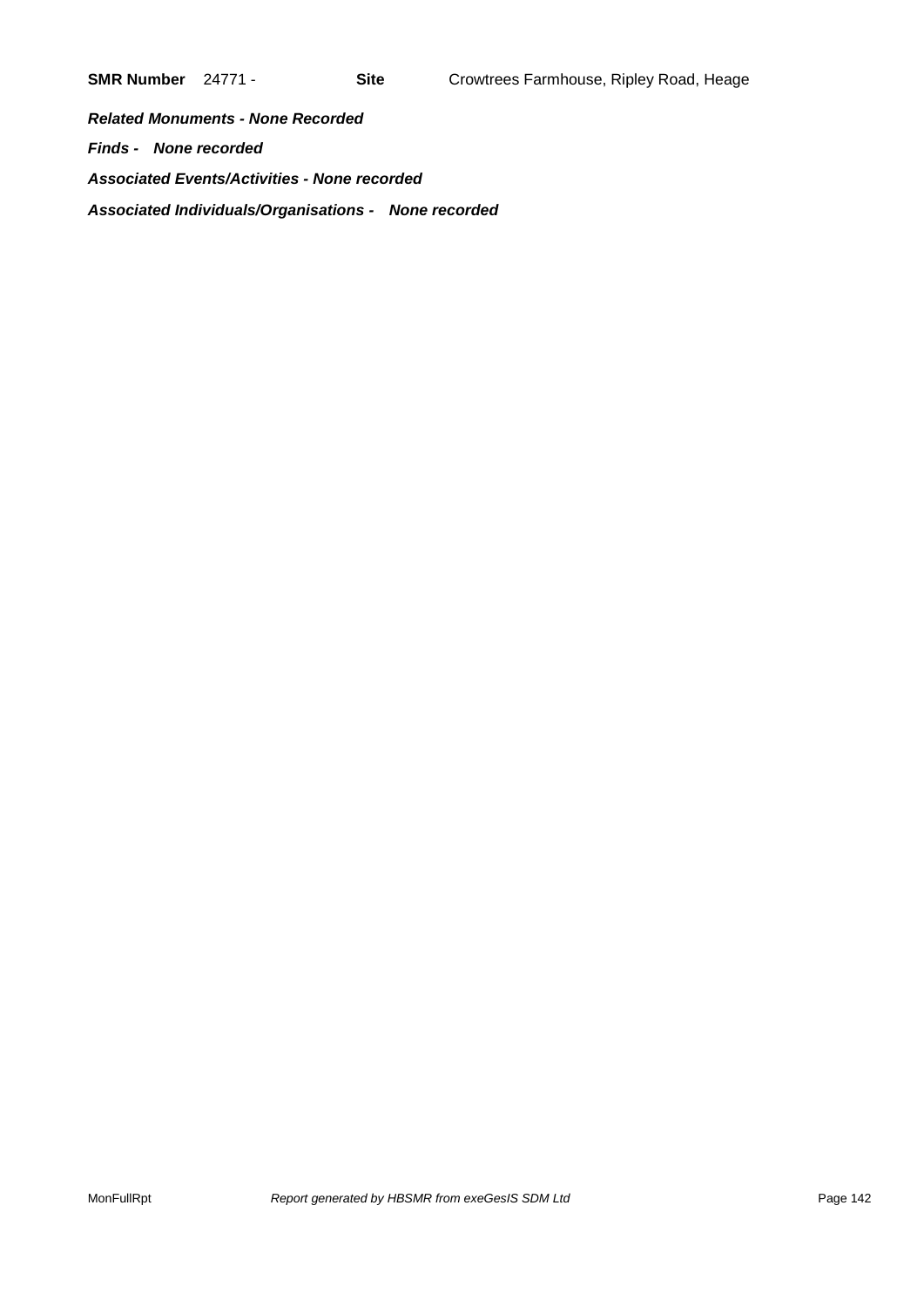**SMR Number** 24771 - **Site** Crowtrees Farmhouse, Ripley Road, Heage

***Related Monuments - None Recorded***

***Finds - None recorded***

***Associated Events/Activities - None recorded***

***Associated Individuals/Organisations - None recorded***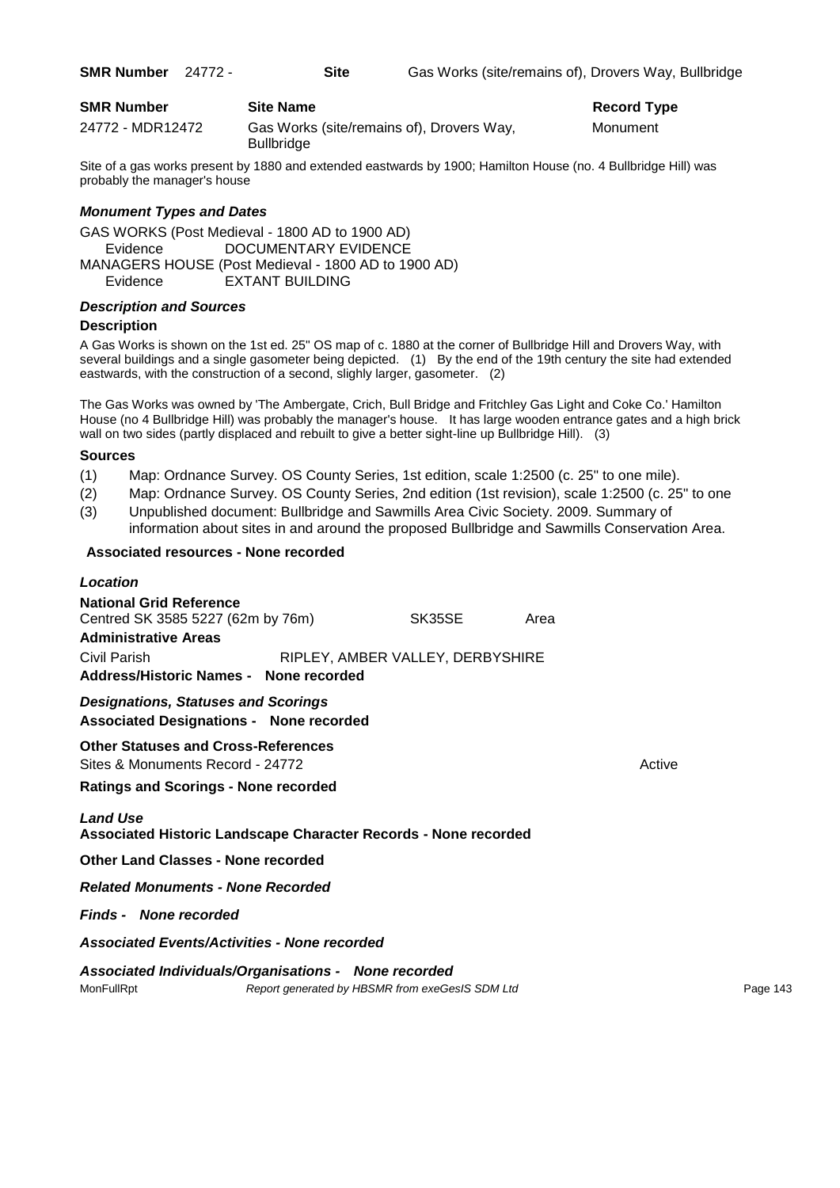**SMR Number** 24772 - **Site** Gas Works (site/remains of), Drovers Way, Bullbridge

| **SMR Number** | **Site Name** | **Record Type** |
|---|---|---|
| 24772 - MDR12472 | Gas Works (site/remains of), Drovers Way, Bullbridge | Monument |

Site of a gas works present by 1880 and extended eastwards by 1900; Hamilton House (no. 4 Bullbridge Hill) was probably the manager's house

### *Monument Types and Dates*

GAS WORKS (Post Medieval - 1800 AD to 1900 AD)
Evidence DOCUMENTARY EVIDENCE
MANAGERS HOUSE (Post Medieval - 1800 AD to 1900 AD)
Evidence EXTANT BUILDING

### *Description and Sources*

**Description**

A Gas Works is shown on the 1st ed. 25" OS map of c. 1880 at the corner of Bullbridge Hill and Drovers Way, with several buildings and a single gasometer being depicted. (1) By the end of the 19th century the site had extended eastwards, with the construction of a second, slighly larger, gasometer. (2)

The Gas Works was owned by 'The Ambergate, Crich, Bull Bridge and Fritchley Gas Light and Coke Co.' Hamilton House (no 4 Bullbridge Hill) was probably the manager's house. It has large wooden entrance gates and a high brick wall on two sides (partly displaced and rebuilt to give a better sight-line up Bullbridge Hill). (3)

**Sources**

(1) Map: Ordnance Survey. OS County Series, 1st edition, scale 1:2500 (c. 25" to one mile).
(2) Map: Ordnance Survey. OS County Series, 2nd edition (1st revision), scale 1:2500 (c. 25" to one
(3) Unpublished document: Bullbridge and Sawmills Area Civic Society. 2009. Summary of information about sites in and around the proposed Bullbridge and Sawmills Conservation Area.

**Associated resources - None recorded**

### *Location*

**National Grid Reference**
Centred SK 3585 5227 (62m by 76m) SK35SE Area

**Administrative Areas**
Civil Parish RIPLEY, AMBER VALLEY, DERBYSHIRE

**Address/Historic Names - None recorded**

### *Designations, Statuses and Scorings*

**Associated Designations - None recorded**

**Other Statuses and Cross-References**
Sites & Monuments Record - 24772 Active

**Ratings and Scorings - None recorded**

### *Land Use*

**Associated Historic Landscape Character Records - None recorded**

**Other Land Classes - None recorded**

***Related Monuments - None Recorded***

***Finds - None recorded***

***Associated Events/Activities - None recorded***

***Associated Individuals/Organisations - None recorded***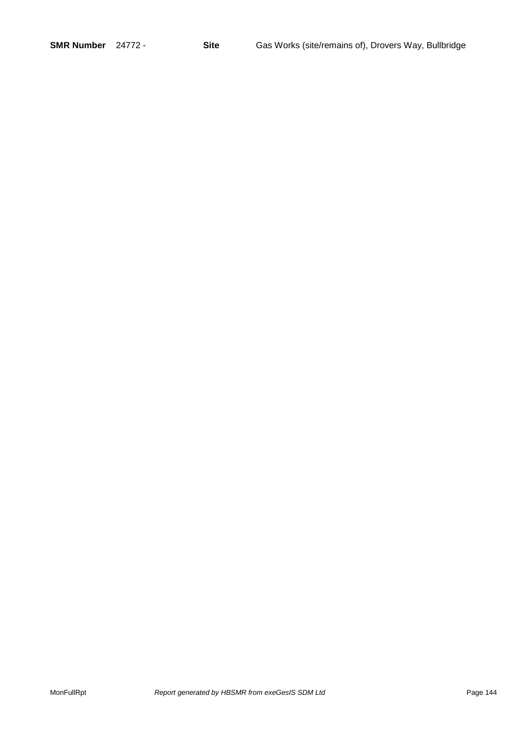**SMR Number** 24772 - **Site** Gas Works (site/remains of), Drovers Way, Bullbridge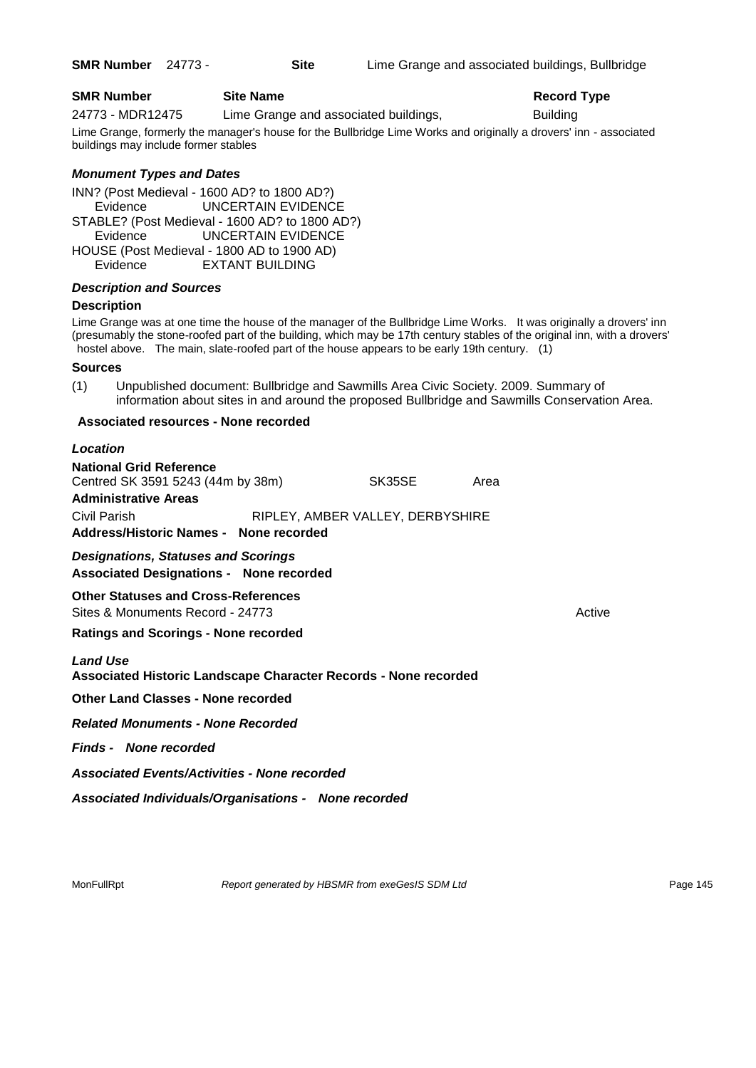**SMR Number** 24773 - **Site** Lime Grange and associated buildings, Bullbridge

| SMR Number | Site Name | Record Type |
| --- | --- | --- |
| 24773 - MDR12475 | Lime Grange and associated buildings, | Building |

Lime Grange, formerly the manager's house for the Bullbridge Lime Works and originally a drovers' inn - associated buildings may include former stables

### *Monument Types and Dates*

INN? (Post Medieval - 1600 AD? to 1800 AD?)
Evidence UNCERTAIN EVIDENCE
STABLE? (Post Medieval - 1600 AD? to 1800 AD?)
Evidence UNCERTAIN EVIDENCE
HOUSE (Post Medieval - 1800 AD to 1900 AD)
Evidence EXTANT BUILDING

### *Description and Sources*

**Description**

Lime Grange was at one time the house of the manager of the Bullbridge Lime Works. It was originally a drovers' inn (presumably the stone-roofed part of the building, which may be 17th century stables of the original inn, with a drovers' hostel above. The main, slate-roofed part of the house appears to be early 19th century. (1)

**Sources**

(1) Unpublished document: Bullbridge and Sawmills Area Civic Society. 2009. Summary of information about sites in and around the proposed Bullbridge and Sawmills Conservation Area.

**Associated resources - None recorded**

### *Location*

**National Grid Reference**

Centred SK 3591 5243 (44m by 38m) SK35SE Area

**Administrative Areas**

Civil Parish RIPLEY, AMBER VALLEY, DERBYSHIRE

**Address/Historic Names - None recorded**

### *Designations, Statuses and Scorings*

**Associated Designations - None recorded**

**Other Statuses and Cross-References**

Sites & Monuments Record - 24773 Active

**Ratings and Scorings - None recorded**

### *Land Use*

**Associated Historic Landscape Character Records - None recorded**

**Other Land Classes - None recorded**

***Related Monuments - None Recorded***

***Finds - None recorded***

***Associated Events/Activities - None recorded***

***Associated Individuals/Organisations - None recorded***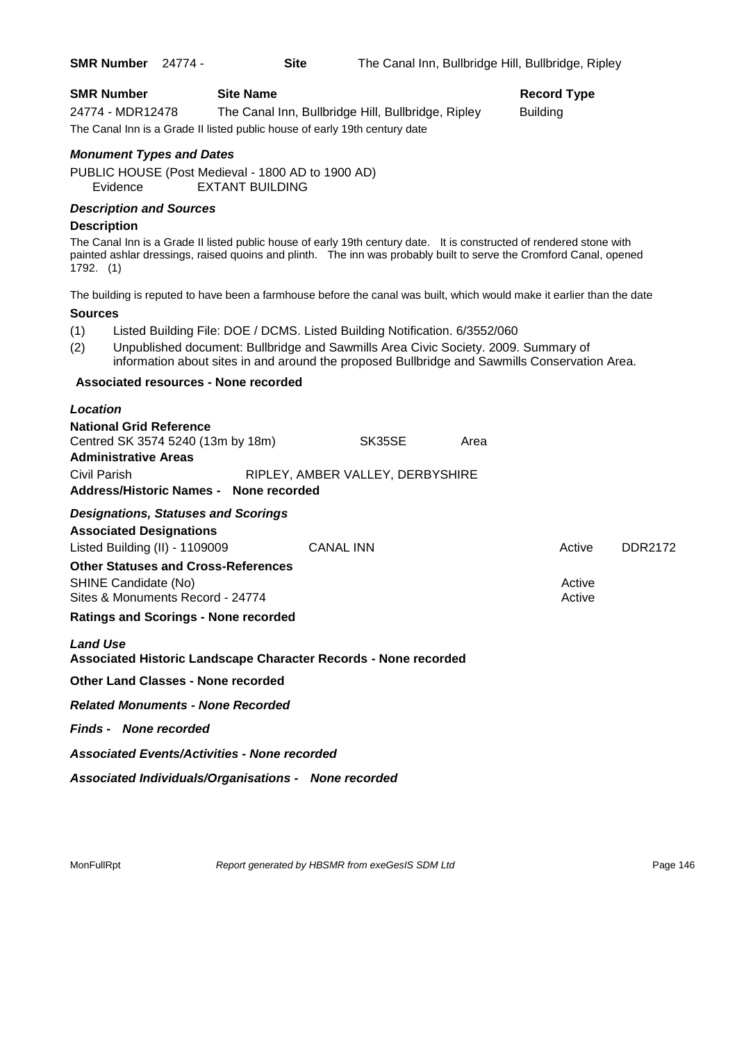**SMR Number** 24774 - **Site** The Canal Inn, Bullbridge Hill, Bullbridge, Ripley

| SMR Number | Site Name | Record Type |
| --- | --- | --- |
| 24774 - MDR12478 | The Canal Inn, Bullbridge Hill, Bullbridge, Ripley | Building |

The Canal Inn is a Grade II listed public house of early 19th century date

### *Monument Types and Dates*

PUBLIC HOUSE (Post Medieval - 1800 AD to 1900 AD)
Evidence EXTANT BUILDING

### *Description and Sources*

**Description**

The Canal Inn is a Grade II listed public house of early 19th century date. It is constructed of rendered stone with painted ashlar dressings, raised quoins and plinth. The inn was probably built to serve the Cromford Canal, opened 1792. (1)

The building is reputed to have been a farmhouse before the canal was built, which would make it earlier than the date

**Sources**

(1) Listed Building File: DOE / DCMS. Listed Building Notification. 6/3552/060
(2) Unpublished document: Bullbridge and Sawmills Area Civic Society. 2009. Summary of information about sites in and around the proposed Bullbridge and Sawmills Conservation Area.

**Associated resources - None recorded**

### *Location*

**National Grid Reference**
Centred SK 3574 5240 (13m by 18m) SK35SE Area

**Administrative Areas**
Civil Parish RIPLEY, AMBER VALLEY, DERBYSHIRE

**Address/Historic Names - None recorded**

### *Designations, Statuses and Scorings*

**Associated Designations**

| | | | |
| --- | --- | --- | --- |
| Listed Building (II) - 1109009 | CANAL INN | Active | DDR2172 |

**Other Statuses and Cross-References**

| | |
| --- | --- |
| SHINE Candidate (No) | Active |
| Sites & Monuments Record - 24774 | Active |

**Ratings and Scorings - None recorded**

### *Land Use*

**Associated Historic Landscape Character Records - None recorded**

**Other Land Classes - None recorded**

***Related Monuments - None Recorded***

***Finds - None recorded***

***Associated Events/Activities - None recorded***

***Associated Individuals/Organisations - None recorded***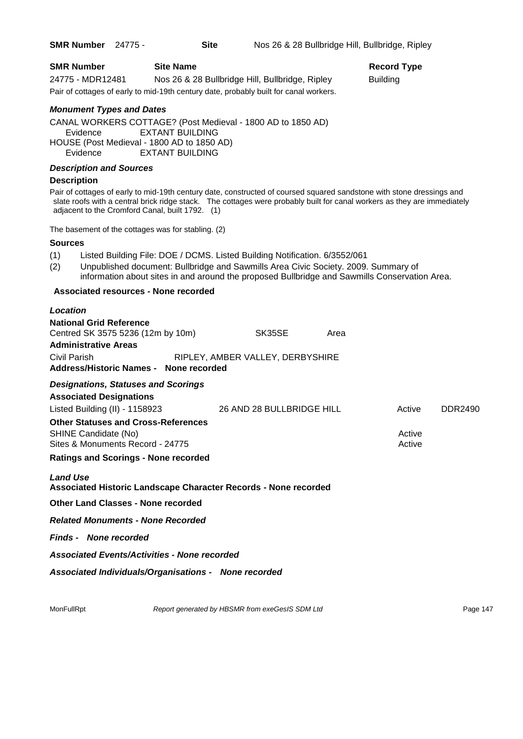**SMR Number** 24775 - **Site** Nos 26 & 28 Bullbridge Hill, Bullbridge, Ripley

| SMR Number | Site Name | Record Type |
|---|---|---|
| 24775 - MDR12481 | Nos 26 & 28 Bullbridge Hill, Bullbridge, Ripley | Building |

Pair of cottages of early to mid-19th century date, probably built for canal workers.

### *Monument Types and Dates*

CANAL WORKERS COTTAGE? (Post Medieval - 1800 AD to 1850 AD)
Evidence EXTANT BUILDING
HOUSE (Post Medieval - 1800 AD to 1850 AD)
Evidence EXTANT BUILDING

### *Description and Sources*

**Description**

Pair of cottages of early to mid-19th century date, constructed of coursed squared sandstone with stone dressings and slate roofs with a central brick ridge stack. The cottages were probably built for canal workers as they are immediately adjacent to the Cromford Canal, built 1792. (1)

The basement of the cottages was for stabling. (2)

**Sources**

(1) Listed Building File: DOE / DCMS. Listed Building Notification. 6/3552/061
(2) Unpublished document: Bullbridge and Sawmills Area Civic Society. 2009. Summary of information about sites in and around the proposed Bullbridge and Sawmills Conservation Area.

**Associated resources - None recorded**

### *Location*

**National Grid Reference**
Centred SK 3575 5236 (12m by 10m) SK35SE Area

**Administrative Areas**
Civil Parish RIPLEY, AMBER VALLEY, DERBYSHIRE

**Address/Historic Names - None recorded**

### *Designations, Statuses and Scorings*

**Associated Designations**

| | | | |
|---|---|---|---|
| Listed Building (II) - 1158923 | 26 AND 28 BULLBRIDGE HILL | Active | DDR2490 |

**Other Statuses and Cross-References**

| | |
|---|---|
| SHINE Candidate (No) | Active |
| Sites & Monuments Record - 24775 | Active |

**Ratings and Scorings - None recorded**

### *Land Use*

**Associated Historic Landscape Character Records - None recorded**

**Other Land Classes - None recorded**

***Related Monuments - None Recorded***

***Finds - None recorded***

***Associated Events/Activities - None recorded***

***Associated Individuals/Organisations - None recorded***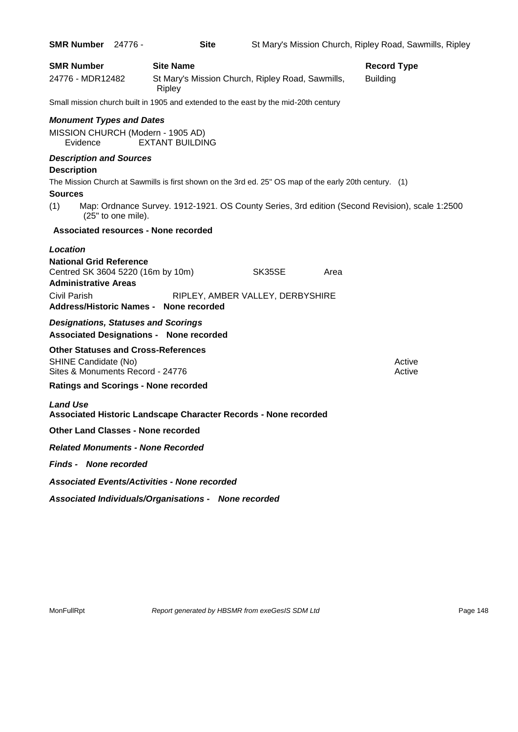**SMR Number** 24776 - **Site** St Mary's Mission Church, Ripley Road, Sawmills, Ripley

| SMR Number | Site Name | Record Type |
| --- | --- | --- |
| 24776 - MDR12482 | St Mary's Mission Church, Ripley Road, Sawmills, Ripley | Building |

Small mission church built in 1905 and extended to the east by the mid-20th century

### *Monument Types and Dates*

MISSION CHURCH (Modern - 1905 AD)
Evidence EXTANT BUILDING

### *Description and Sources*

**Description**

The Mission Church at Sawmills is first shown on the 3rd ed. 25" OS map of the early 20th century. (1)

**Sources**

(1) Map: Ordnance Survey. 1912-1921. OS County Series, 3rd edition (Second Revision), scale 1:2500 (25" to one mile).

**Associated resources - None recorded**

### *Location*

**National Grid Reference**

Centred SK 3604 5220 (16m by 10m) SK35SE Area

**Administrative Areas**

Civil Parish RIPLEY, AMBER VALLEY, DERBYSHIRE

**Address/Historic Names - None recorded**

### *Designations, Statuses and Scorings*

**Associated Designations - None recorded**

**Other Statuses and Cross-References**

| | |
| --- | --- |
| SHINE Candidate (No) | Active |
| Sites & Monuments Record - 24776 | Active |

**Ratings and Scorings - None recorded**

### *Land Use*

**Associated Historic Landscape Character Records - None recorded**

**Other Land Classes - None recorded**

***Related Monuments - None Recorded***

***Finds - None recorded***

***Associated Events/Activities - None recorded***

***Associated Individuals/Organisations - None recorded***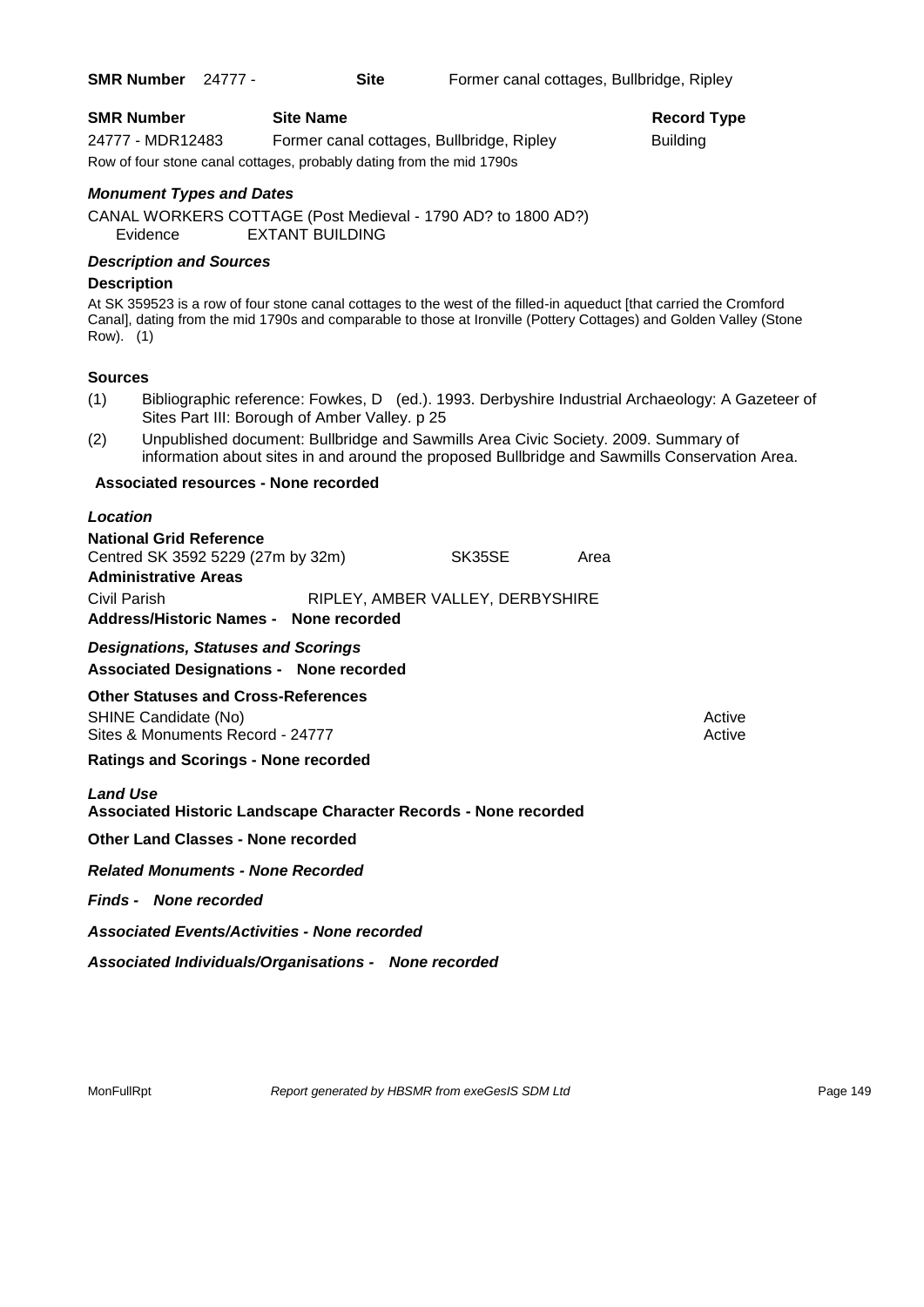**SMR Number** 24777 - **Site** Former canal cottages, Bullbridge, Ripley

| SMR Number | Site Name | Record Type |
|---|---|---|
| 24777 - MDR12483 | Former canal cottages, Bullbridge, Ripley | Building |

Row of four stone canal cottages, probably dating from the mid 1790s

### *Monument Types and Dates*

CANAL WORKERS COTTAGE (Post Medieval - 1790 AD? to 1800 AD?)
Evidence EXTANT BUILDING

### *Description and Sources*

**Description**

At SK 359523 is a row of four stone canal cottages to the west of the filled-in aqueduct [that carried the Cromford Canal], dating from the mid 1790s and comparable to those at Ironville (Pottery Cottages) and Golden Valley (Stone Row). (1)

**Sources**

(1) Bibliographic reference: Fowkes, D (ed.). 1993. Derbyshire Industrial Archaeology: A Gazeteer of Sites Part III: Borough of Amber Valley. p 25

(2) Unpublished document: Bullbridge and Sawmills Area Civic Society. 2009. Summary of information about sites in and around the proposed Bullbridge and Sawmills Conservation Area.

**Associated resources - None recorded**

### *Location*

**National Grid Reference**

Centred SK 3592 5229 (27m by 32m) SK35SE Area

**Administrative Areas**

Civil Parish RIPLEY, AMBER VALLEY, DERBYSHIRE

**Address/Historic Names - None recorded**

### *Designations, Statuses and Scorings*

**Associated Designations - None recorded**

**Other Statuses and Cross-References**

| | |
|---|---|
| SHINE Candidate (No) | Active |
| Sites & Monuments Record - 24777 | Active |

**Ratings and Scorings - None recorded**

### *Land Use*

**Associated Historic Landscape Character Records - None recorded**

**Other Land Classes - None recorded**

***Related Monuments - None Recorded***

***Finds - None recorded***

***Associated Events/Activities - None recorded***

***Associated Individuals/Organisations - None recorded***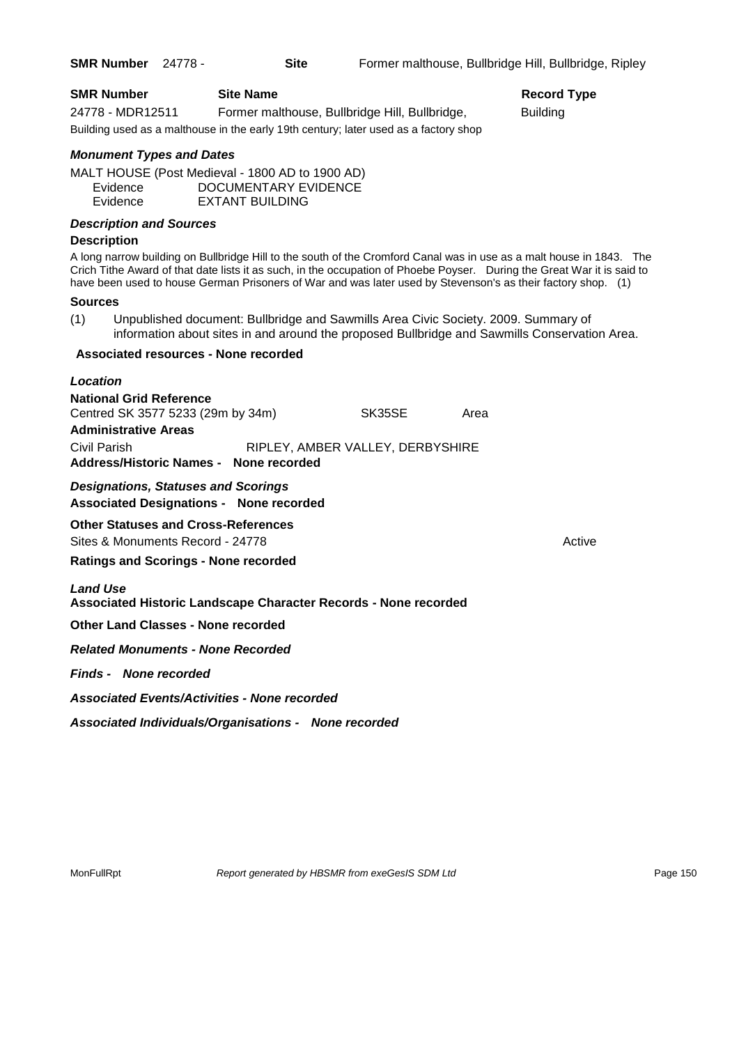**SMR Number** 24778 - **Site** Former malthouse, Bullbridge Hill, Bullbridge, Ripley

| SMR Number | Site Name | Record Type |
| --- | --- | --- |
| 24778 - MDR12511 | Former malthouse, Bullbridge Hill, Bullbridge, | Building |

Building used as a malthouse in the early 19th century; later used as a factory shop

***Monument Types and Dates***

MALT HOUSE (Post Medieval - 1800 AD to 1900 AD)
Evidence DOCUMENTARY EVIDENCE
Evidence EXTANT BUILDING

***Description and Sources***

**Description**

A long narrow building on Bullbridge Hill to the south of the Cromford Canal was in use as a malt house in 1843. The Crich Tithe Award of that date lists it as such, in the occupation of Phoebe Poyser. During the Great War it is said to have been used to house German Prisoners of War and was later used by Stevenson's as their factory shop. (1)

**Sources**

(1) Unpublished document: Bullbridge and Sawmills Area Civic Society. 2009. Summary of information about sites in and around the proposed Bullbridge and Sawmills Conservation Area.

**Associated resources - None recorded**

***Location***

**National Grid Reference**

Centred SK 3577 5233 (29m by 34m) SK35SE Area

**Administrative Areas**

Civil Parish RIPLEY, AMBER VALLEY, DERBYSHIRE

**Address/Historic Names - None recorded**

***Designations, Statuses and Scorings***

**Associated Designations - None recorded**

**Other Statuses and Cross-References**

Sites & Monuments Record - 24778 Active

**Ratings and Scorings - None recorded**

***Land Use***

**Associated Historic Landscape Character Records - None recorded**

**Other Land Classes - None recorded**

***Related Monuments - None Recorded***

***Finds - None recorded***

***Associated Events/Activities - None recorded***

***Associated Individuals/Organisations - None recorded***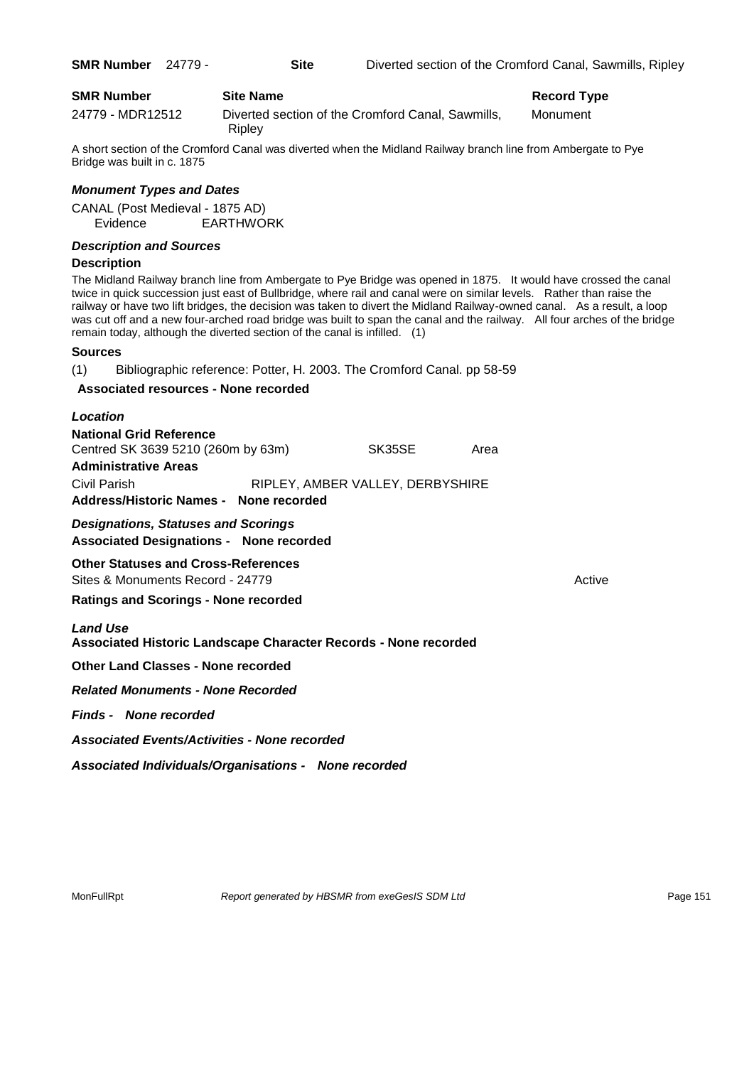**SMR Number** 24779 - **Site** Diverted section of the Cromford Canal, Sawmills, Ripley

| SMR Number | Site Name | Record Type |
|---|---|---|
| 24779 - MDR12512 | Diverted section of the Cromford Canal, Sawmills, Ripley | Monument |

A short section of the Cromford Canal was diverted when the Midland Railway branch line from Ambergate to Pye Bridge was built in c. 1875

***Monument Types and Dates***

CANAL (Post Medieval - 1875 AD)
Evidence EARTHWORK

***Description and Sources***

**Description**

The Midland Railway branch line from Ambergate to Pye Bridge was opened in 1875. It would have crossed the canal twice in quick succession just east of Bullbridge, where rail and canal were on similar levels. Rather than raise the railway or have two lift bridges, the decision was taken to divert the Midland Railway-owned canal. As a result, a loop was cut off and a new four-arched road bridge was built to span the canal and the railway. All four arches of the bridge remain today, although the diverted section of the canal is infilled. (1)

**Sources**

(1) Bibliographic reference: Potter, H. 2003. The Cromford Canal. pp 58-59

**Associated resources - None recorded**

***Location***

**National Grid Reference**

Centred SK 3639 5210 (260m by 63m) SK35SE Area

**Administrative Areas**

Civil Parish RIPLEY, AMBER VALLEY, DERBYSHIRE

**Address/Historic Names - None recorded**

***Designations, Statuses and Scorings***

**Associated Designations - None recorded**

**Other Statuses and Cross-References**

Sites & Monuments Record - 24779 Active

**Ratings and Scorings - None recorded**

***Land Use***

**Associated Historic Landscape Character Records - None recorded**

**Other Land Classes - None recorded**

***Related Monuments - None Recorded***

***Finds - None recorded***

***Associated Events/Activities - None recorded***

***Associated Individuals/Organisations - None recorded***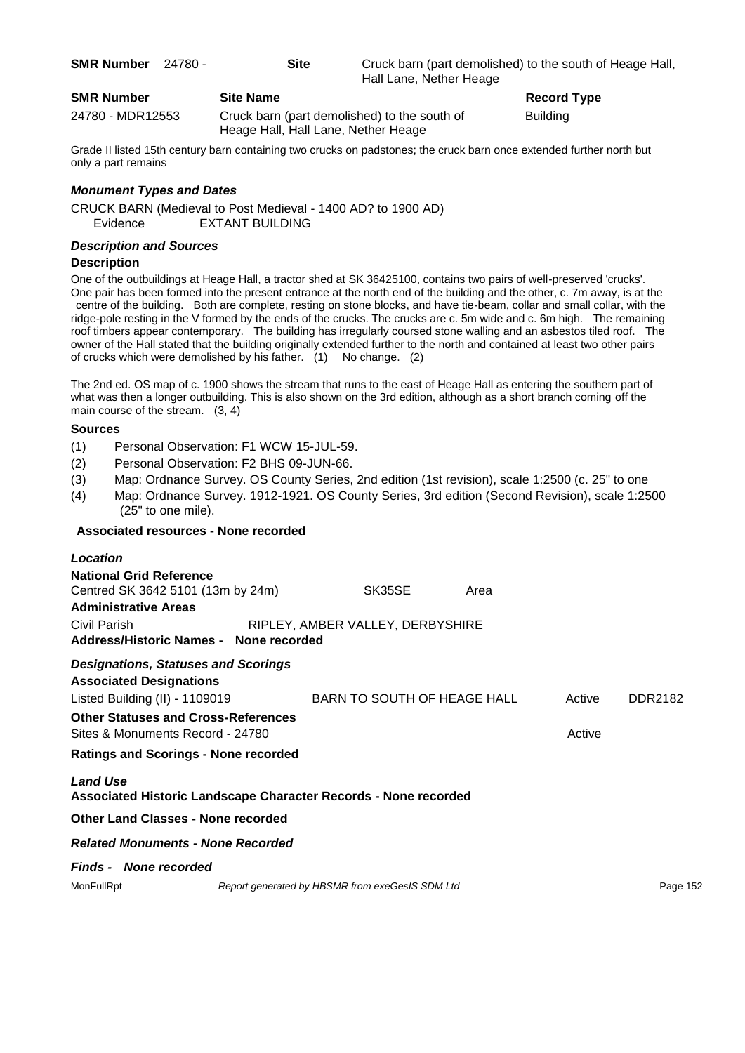**SMR Number** 24780 - **Site** Cruck barn (part demolished) to the south of Heage Hall, Hall Lane, Nether Heage

| SMR Number | Site Name | Record Type |
|---|---|---|
| 24780 - MDR12553 | Cruck barn (part demolished) to the south of Heage Hall, Hall Lane, Nether Heage | Building |

Grade II listed 15th century barn containing two crucks on padstones; the cruck barn once extended further north but only a part remains

### *Monument Types and Dates*

CRUCK BARN (Medieval to Post Medieval - 1400 AD? to 1900 AD)
Evidence EXTANT BUILDING

### *Description and Sources*

**Description**

One of the outbuildings at Heage Hall, a tractor shed at SK 36425100, contains two pairs of well-preserved 'crucks'. One pair has been formed into the present entrance at the north end of the building and the other, c. 7m away, is at the centre of the building. Both are complete, resting on stone blocks, and have tie-beam, collar and small collar, with the ridge-pole resting in the V formed by the ends of the crucks. The crucks are c. 5m wide and c. 6m high. The remaining roof timbers appear contemporary. The building has irregularly coursed stone walling and an asbestos tiled roof. The owner of the Hall stated that the building originally extended further to the north and contained at least two other pairs of crucks which were demolished by his father. (1) No change. (2)

The 2nd ed. OS map of c. 1900 shows the stream that runs to the east of Heage Hall as entering the southern part of what was then a longer outbuilding. This is also shown on the 3rd edition, although as a short branch coming off the main course of the stream. (3, 4)

**Sources**

(1) Personal Observation: F1 WCW 15-JUL-59.
(2) Personal Observation: F2 BHS 09-JUN-66.
(3) Map: Ordnance Survey. OS County Series, 2nd edition (1st revision), scale 1:2500 (c. 25" to one
(4) Map: Ordnance Survey. 1912-1921. OS County Series, 3rd edition (Second Revision), scale 1:2500 (25" to one mile).

**Associated resources - None recorded**

### *Location*

**National Grid Reference**

Centred SK 3642 5101 (13m by 24m) SK35SE Area

**Administrative Areas**

Civil Parish RIPLEY, AMBER VALLEY, DERBYSHIRE

**Address/Historic Names - None recorded**

### *Designations, Statuses and Scorings*

**Associated Designations**

| | | | |
|---|---|---|---|
| Listed Building (II) - 1109019 | BARN TO SOUTH OF HEAGE HALL | Active | DDR2182 |

**Other Statuses and Cross-References**

| | |
|---|---|
| Sites & Monuments Record - 24780 | Active |

**Ratings and Scorings - None recorded**

### *Land Use*

**Associated Historic Landscape Character Records - None recorded**

**Other Land Classes - None recorded**

### *Related Monuments - None Recorded*

### *Finds - None recorded*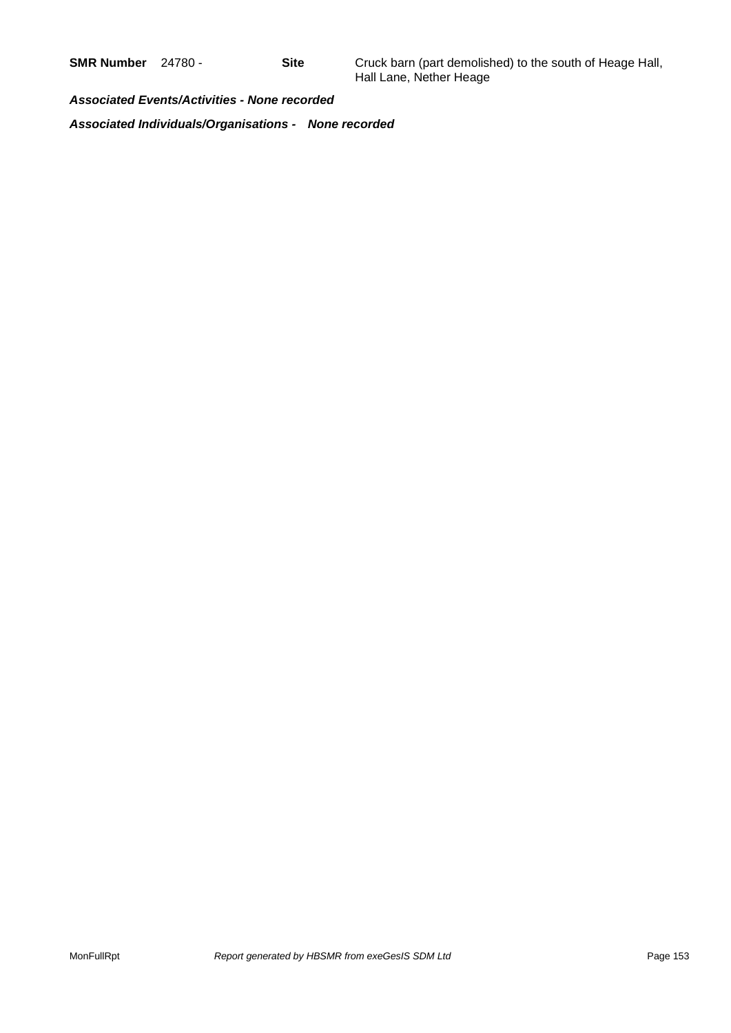**SMR Number** 24780 - **Site** Cruck barn (part demolished) to the south of Heage Hall, Hall Lane, Nether Heage

***Associated Events/Activities - None recorded***

***Associated Individuals/Organisations - None recorded***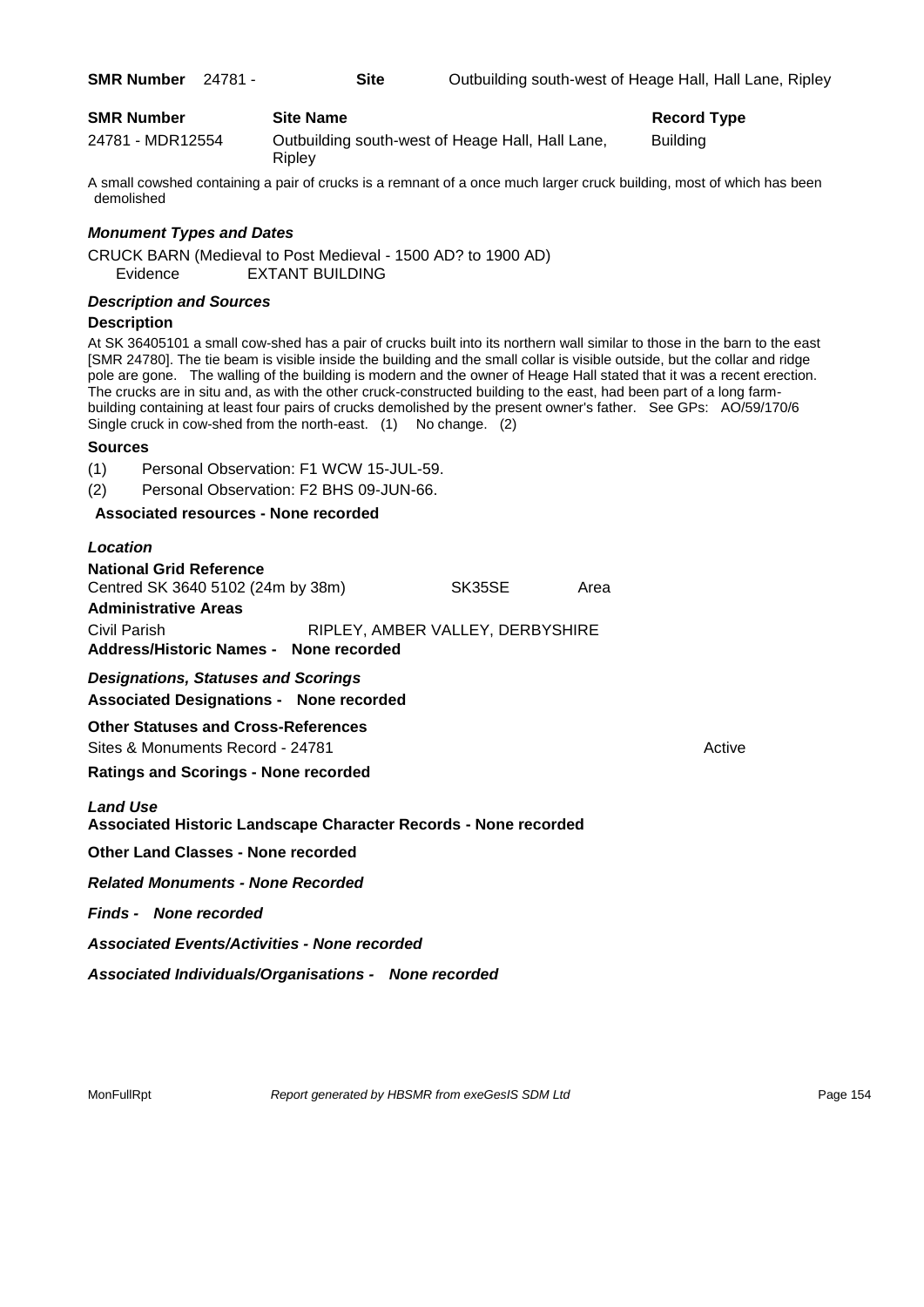**SMR Number** 24781 - **Site** Outbuilding south-west of Heage Hall, Hall Lane, Ripley

| **SMR Number** | **Site Name** | **Record Type** |
|---|---|---|
| 24781 - MDR12554 | Outbuilding south-west of Heage Hall, Hall Lane, Ripley | Building |

A small cowshed containing a pair of crucks is a remnant of a once much larger cruck building, most of which has been demolished

***Monument Types and Dates***

CRUCK BARN (Medieval to Post Medieval - 1500 AD? to 1900 AD)
Evidence EXTANT BUILDING

***Description and Sources***

**Description**

At SK 36405101 a small cow-shed has a pair of crucks built into its northern wall similar to those in the barn to the east [SMR 24780]. The tie beam is visible inside the building and the small collar is visible outside, but the collar and ridge pole are gone. The walling of the building is modern and the owner of Heage Hall stated that it was a recent erection. The crucks are in situ and, as with the other cruck-constructed building to the east, had been part of a long farm-building containing at least four pairs of crucks demolished by the present owner's father. See GPs: AO/59/170/6 Single cruck in cow-shed from the north-east. (1) No change. (2)

**Sources**

(1) Personal Observation: F1 WCW 15-JUL-59.

(2) Personal Observation: F2 BHS 09-JUN-66.

**Associated resources - None recorded**

***Location***

**National Grid Reference**

Centred SK 3640 5102 (24m by 38m) SK35SE Area

**Administrative Areas**

Civil Parish RIPLEY, AMBER VALLEY, DERBYSHIRE

**Address/Historic Names - None recorded**

***Designations, Statuses and Scorings***

**Associated Designations - None recorded**

**Other Statuses and Cross-References**

Sites & Monuments Record - 24781 Active

**Ratings and Scorings - None recorded**

***Land Use***

**Associated Historic Landscape Character Records - None recorded**

**Other Land Classes - None recorded**

***Related Monuments - None Recorded***

***Finds - None recorded***

***Associated Events/Activities - None recorded***

***Associated Individuals/Organisations - None recorded***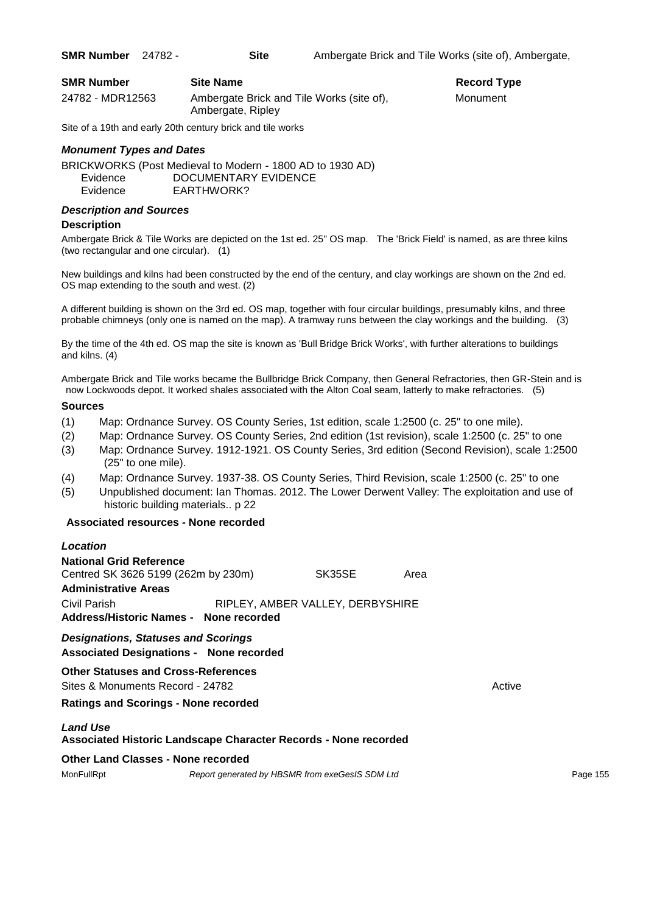**SMR Number** 24782 - **Site** Ambergate Brick and Tile Works (site of), Ambergate,

| SMR Number | Site Name | Record Type |
|---|---|---|
| 24782 - MDR12563 | Ambergate Brick and Tile Works (site of), Ambergate, Ripley | Monument |

Site of a 19th and early 20th century brick and tile works

### *Monument Types and Dates*

BRICKWORKS (Post Medieval to Modern - 1800 AD to 1930 AD)

Evidence DOCUMENTARY EVIDENCE

Evidence EARTHWORK?

### *Description and Sources*

**Description**

Ambergate Brick & Tile Works are depicted on the 1st ed. 25" OS map. The 'Brick Field' is named, as are three kilns (two rectangular and one circular). (1)

New buildings and kilns had been constructed by the end of the century, and clay workings are shown on the 2nd ed. OS map extending to the south and west. (2)

A different building is shown on the 3rd ed. OS map, together with four circular buildings, presumably kilns, and three probable chimneys (only one is named on the map). A tramway runs between the clay workings and the building. (3)

By the time of the 4th ed. OS map the site is known as 'Bull Bridge Brick Works', with further alterations to buildings and kilns. (4)

Ambergate Brick and Tile works became the Bullbridge Brick Company, then General Refractories, then GR-Stein and is now Lockwoods depot. It worked shales associated with the Alton Coal seam, latterly to make refractories. (5)

**Sources**

(1) Map: Ordnance Survey. OS County Series, 1st edition, scale 1:2500 (c. 25" to one mile).
(2) Map: Ordnance Survey. OS County Series, 2nd edition (1st revision), scale 1:2500 (c. 25" to one
(3) Map: Ordnance Survey. 1912-1921. OS County Series, 3rd edition (Second Revision), scale 1:2500 (25" to one mile).
(4) Map: Ordnance Survey. 1937-38. OS County Series, Third Revision, scale 1:2500 (c. 25" to one
(5) Unpublished document: Ian Thomas. 2012. The Lower Derwent Valley: The exploitation and use of historic building materials.. p 22

**Associated resources - None recorded**

### *Location*

**National Grid Reference**

Centred SK 3626 5199 (262m by 230m) SK35SE Area

**Administrative Areas**

Civil Parish RIPLEY, AMBER VALLEY, DERBYSHIRE

**Address/Historic Names - None recorded**

### *Designations, Statuses and Scorings*

**Associated Designations - None recorded**

**Other Statuses and Cross-References**

Sites & Monuments Record - 24782 Active

**Ratings and Scorings - None recorded**

### *Land Use*

**Associated Historic Landscape Character Records - None recorded**

**Other Land Classes - None recorded**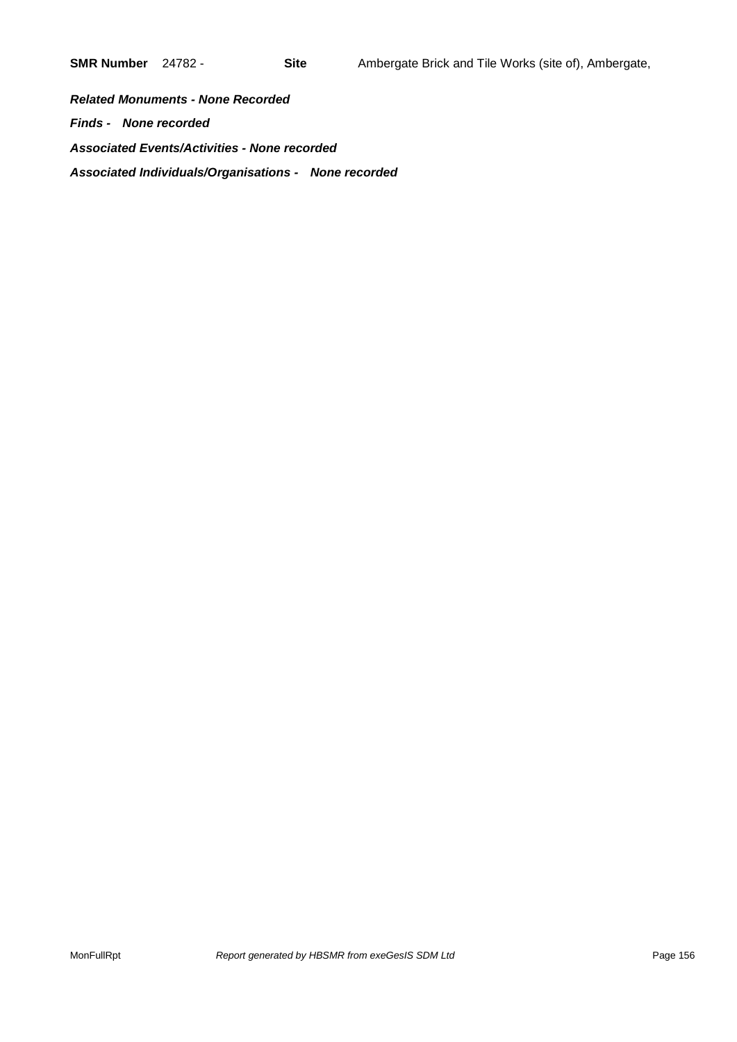**SMR Number** 24782 - **Site** Ambergate Brick and Tile Works (site of), Ambergate,

***Related Monuments - None Recorded***

***Finds - None recorded***

***Associated Events/Activities - None recorded***

***Associated Individuals/Organisations - None recorded***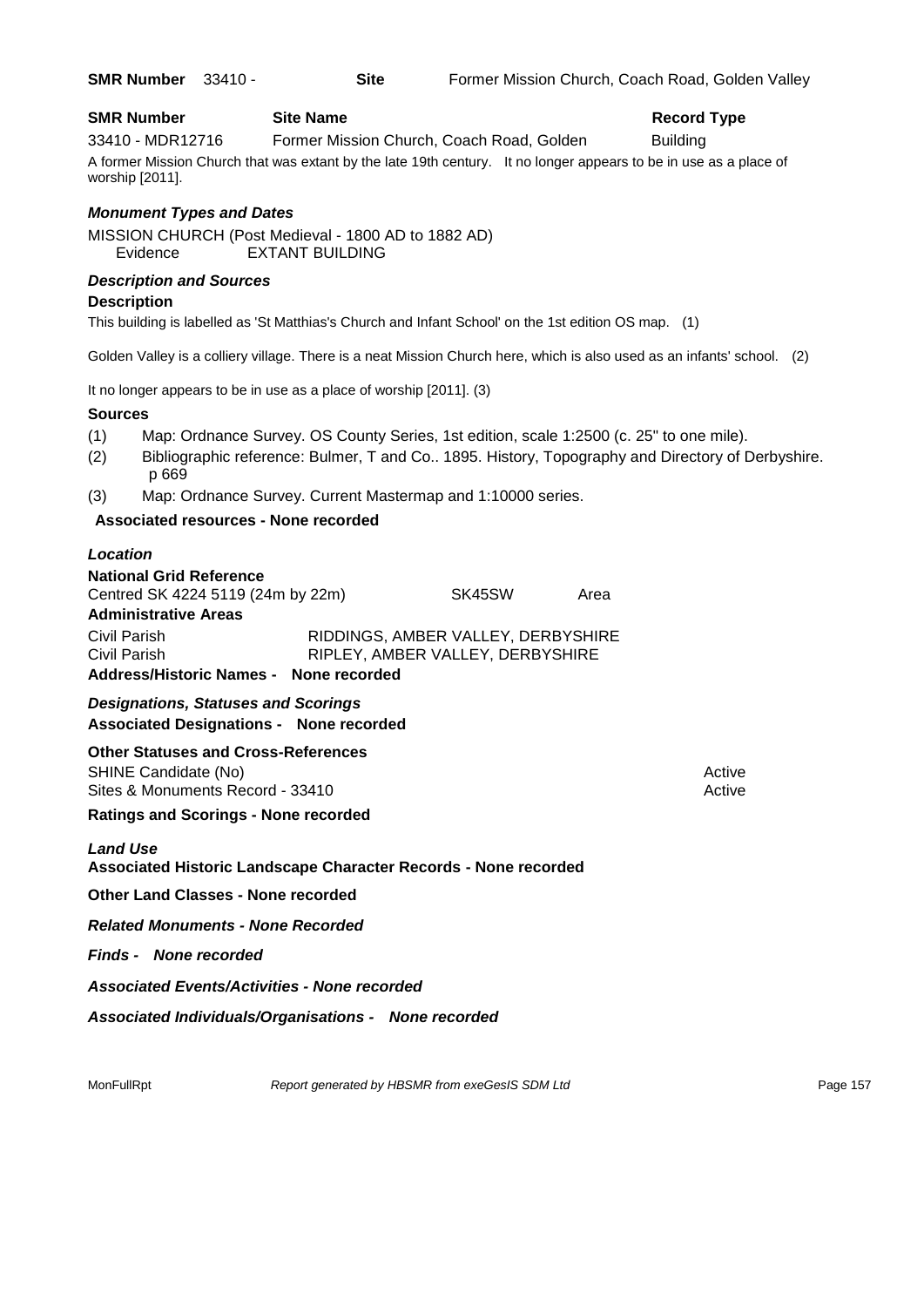**SMR Number** 33410 - **Site** Former Mission Church, Coach Road, Golden Valley

| **SMR Number** | **Site Name** | **Record Type** |
|---|---|---|
| 33410 - MDR12716 | Former Mission Church, Coach Road, Golden | Building |

A former Mission Church that was extant by the late 19th century. It no longer appears to be in use as a place of worship [2011].

### *Monument Types and Dates*

MISSION CHURCH (Post Medieval - 1800 AD to 1882 AD)
Evidence EXTANT BUILDING

### *Description and Sources*

**Description**

This building is labelled as 'St Matthias's Church and Infant School' on the 1st edition OS map. (1)

Golden Valley is a colliery village. There is a neat Mission Church here, which is also used as an infants' school. (2)

It no longer appears to be in use as a place of worship [2011]. (3)

**Sources**

(1) Map: Ordnance Survey. OS County Series, 1st edition, scale 1:2500 (c. 25" to one mile).
(2) Bibliographic reference: Bulmer, T and Co.. 1895. History, Topography and Directory of Derbyshire. p 669
(3) Map: Ordnance Survey. Current Mastermap and 1:10000 series.

**Associated resources - None recorded**

### *Location*

**National Grid Reference**

Centred SK 4224 5119 (24m by 22m) SK45SW Area

**Administrative Areas**

| | |
|---|---|
| Civil Parish | RIDDINGS, AMBER VALLEY, DERBYSHIRE |
| Civil Parish | RIPLEY, AMBER VALLEY, DERBYSHIRE |

**Address/Historic Names - None recorded**

### *Designations, Statuses and Scorings*

**Associated Designations - None recorded**

**Other Statuses and Cross-References**

| | |
|---|---|
| SHINE Candidate (No) | Active |
| Sites & Monuments Record - 33410 | Active |

**Ratings and Scorings - None recorded**

### *Land Use*

**Associated Historic Landscape Character Records - None recorded**

**Other Land Classes - None recorded**

***Related Monuments - None Recorded***

***Finds - None recorded***

***Associated Events/Activities - None recorded***

***Associated Individuals/Organisations - None recorded***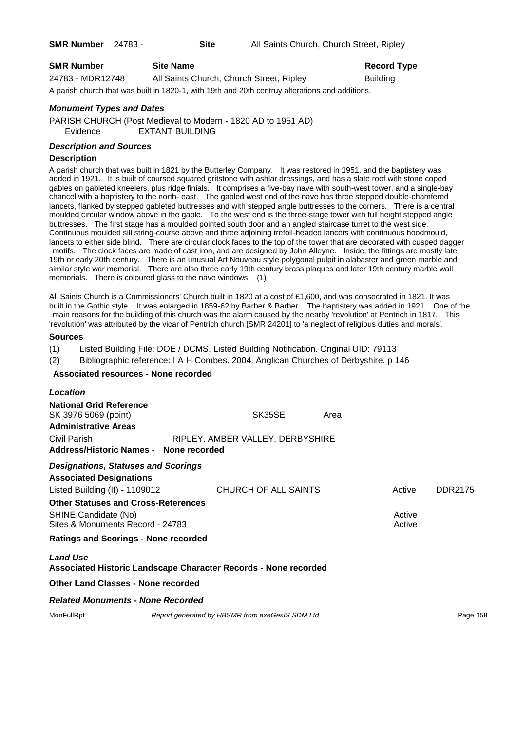**SMR Number** 24783 - **Site** All Saints Church, Church Street, Ripley

| SMR Number | Site Name | Record Type |
|---|---|---|
| 24783 - MDR12748 | All Saints Church, Church Street, Ripley | Building |

A parish church that was built in 1820-1, with 19th and 20th centruy alterations and additions.

### *Monument Types and Dates*

PARISH CHURCH (Post Medieval to Modern - 1820 AD to 1951 AD)
Evidence EXTANT BUILDING

### *Description and Sources*

**Description**

A parish church that was built in 1821 by the Butterley Company. It was restored in 1951, and the baptistery was added in 1921. It is built of coursed squared gritstone with ashlar dressings, and has a slate roof with stone coped gables on gableted kneelers, plus ridge finials. It comprises a five-bay nave with south-west tower, and a single-bay chancel with a baptistery to the north- east. The gabled west end of the nave has three stepped double-chamfered lancets, flanked by stepped gableted buttresses and with stepped angle buttresses to the corners. There is a central moulded circular window above in the gable. To the west end is the three-stage tower with full height stepped angle buttresses. The first stage has a moulded pointed south door and an angled staircase turret to the west side. Continuous moulded sill string-course above and three adjoining trefoil-headed lancets with continuous hoodmould, lancets to either side blind. There are circular clock faces to the top of the tower that are decorated with cusped dagger motifs. The clock faces are made of cast iron, and are designed by John Alleyne. Inside, the fittings are mostly late 19th or early 20th century. There is an unusual Art Nouveau style polygonal pulpit in alabaster and green marble and similar style war memorial. There are also three early 19th century brass plaques and later 19th century marble wall memorials. There is coloured glass to the nave windows. (1)

All Saints Church is a Commissioners' Church built in 1820 at a cost of £1,600, and was consecrated in 1821. It was built in the Gothic style. It was enlarged in 1859-62 by Barber & Barber. The baptistery was added in 1921. One of the main reasons for the building of this church was the alarm caused by the nearby 'revolution' at Pentrich in 1817. This 'revolution' was attributed by the vicar of Pentrich church [SMR 24201] to 'a neglect of religious duties and morals',

**Sources**

(1) Listed Building File: DOE / DCMS. Listed Building Notification. Original UID: 79113
(2) Bibliographic reference: I A H Combes. 2004. Anglican Churches of Derbyshire. p 146

**Associated resources - None recorded**

### *Location*

**National Grid Reference**
SK 3976 5069 (point) SK35SE Area

**Administrative Areas**
Civil Parish RIPLEY, AMBER VALLEY, DERBYSHIRE

**Address/Historic Names - None recorded**

### *Designations, Statuses and Scorings*

**Associated Designations**

| | | | |
|---|---|---|---|
| Listed Building (II) - 1109012 | CHURCH OF ALL SAINTS | Active | DDR2175 |

**Other Statuses and Cross-References**

| | |
|---|---|
| SHINE Candidate (No) | Active |
| Sites & Monuments Record - 24783 | Active |

**Ratings and Scorings - None recorded**

### *Land Use*

**Associated Historic Landscape Character Records - None recorded**

**Other Land Classes - None recorded**

### *Related Monuments - None Recorded*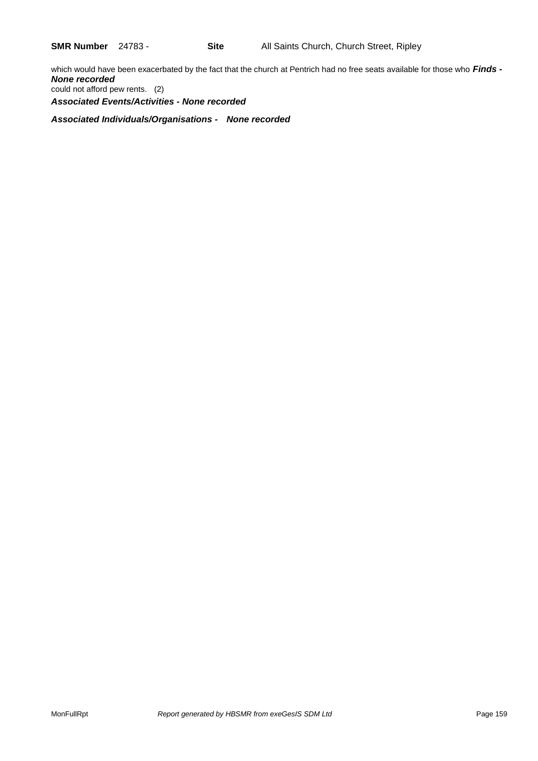**SMR Number** 24783 - **Site** All Saints Church, Church Street, Ripley

which would have been exacerbated by the fact that the church at Pentrich had no free seats available for those who could not afford pew rents. (2)

***Finds - None recorded***

***Associated Events/Activities - None recorded***

***Associated Individuals/Organisations - None recorded***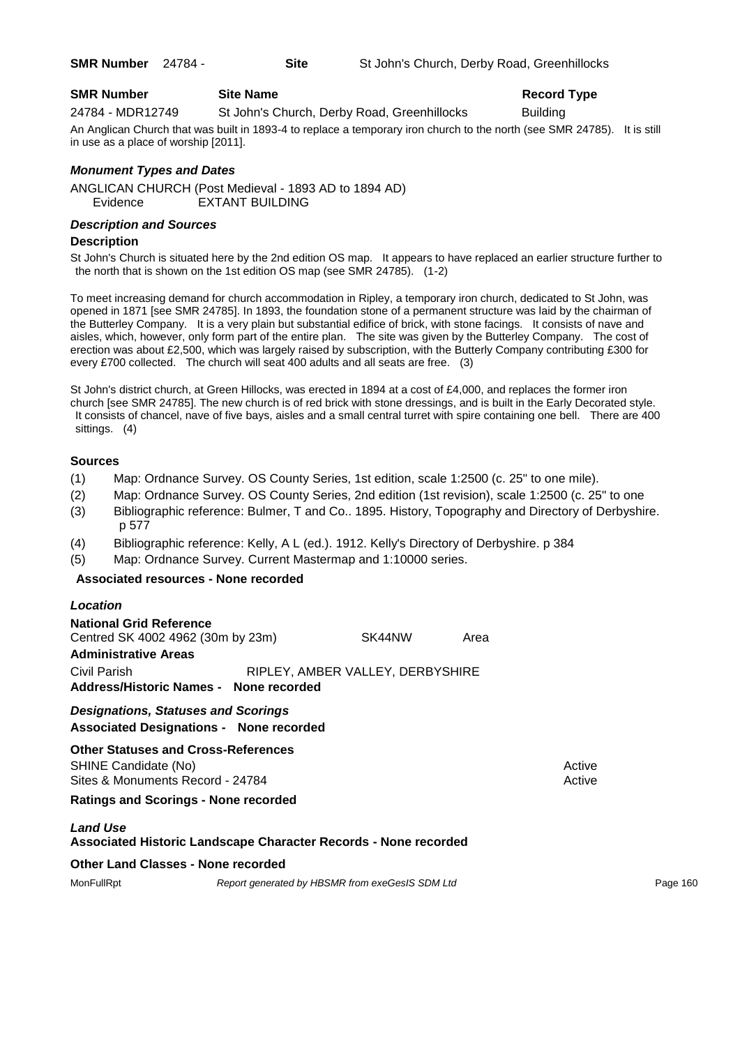**SMR Number** 24784 - **Site** St John's Church, Derby Road, Greenhillocks

| SMR Number | Site Name | Record Type |
|---|---|---|
| 24784 - MDR12749 | St John's Church, Derby Road, Greenhillocks | Building |

An Anglican Church that was built in 1893-4 to replace a temporary iron church to the north (see SMR 24785). It is still in use as a place of worship [2011].

### *Monument Types and Dates*

ANGLICAN CHURCH (Post Medieval - 1893 AD to 1894 AD)
Evidence EXTANT BUILDING

### *Description and Sources*

**Description**

St John's Church is situated here by the 2nd edition OS map. It appears to have replaced an earlier structure further to the north that is shown on the 1st edition OS map (see SMR 24785). (1-2)

To meet increasing demand for church accommodation in Ripley, a temporary iron church, dedicated to St John, was opened in 1871 [see SMR 24785]. In 1893, the foundation stone of a permanent structure was laid by the chairman of the Butterley Company. It is a very plain but substantial edifice of brick, with stone facings. It consists of nave and aisles, which, however, only form part of the entire plan. The site was given by the Butterley Company. The cost of erection was about £2,500, which was largely raised by subscription, with the Butterly Company contributing £300 for every £700 collected. The church will seat 400 adults and all seats are free. (3)

St John's district church, at Green Hillocks, was erected in 1894 at a cost of £4,000, and replaces the former iron church [see SMR 24785]. The new church is of red brick with stone dressings, and is built in the Early Decorated style. It consists of chancel, nave of five bays, aisles and a small central turret with spire containing one bell. There are 400 sittings. (4)

**Sources**

(1) Map: Ordnance Survey. OS County Series, 1st edition, scale 1:2500 (c. 25" to one mile).
(2) Map: Ordnance Survey. OS County Series, 2nd edition (1st revision), scale 1:2500 (c. 25" to one
(3) Bibliographic reference: Bulmer, T and Co.. 1895. History, Topography and Directory of Derbyshire. p 577
(4) Bibliographic reference: Kelly, A L (ed.). 1912. Kelly's Directory of Derbyshire. p 384
(5) Map: Ordnance Survey. Current Mastermap and 1:10000 series.

**Associated resources - None recorded**

### *Location*

**National Grid Reference**
Centred SK 4002 4962 (30m by 23m) SK44NW Area

**Administrative Areas**
Civil Parish RIPLEY, AMBER VALLEY, DERBYSHIRE

**Address/Historic Names - None recorded**

### *Designations, Statuses and Scorings*

**Associated Designations - None recorded**

**Other Statuses and Cross-References**

| | |
|---|---|
| SHINE Candidate (No) | Active |
| Sites & Monuments Record - 24784 | Active |

**Ratings and Scorings - None recorded**

### *Land Use*

**Associated Historic Landscape Character Records - None recorded**

**Other Land Classes - None recorded**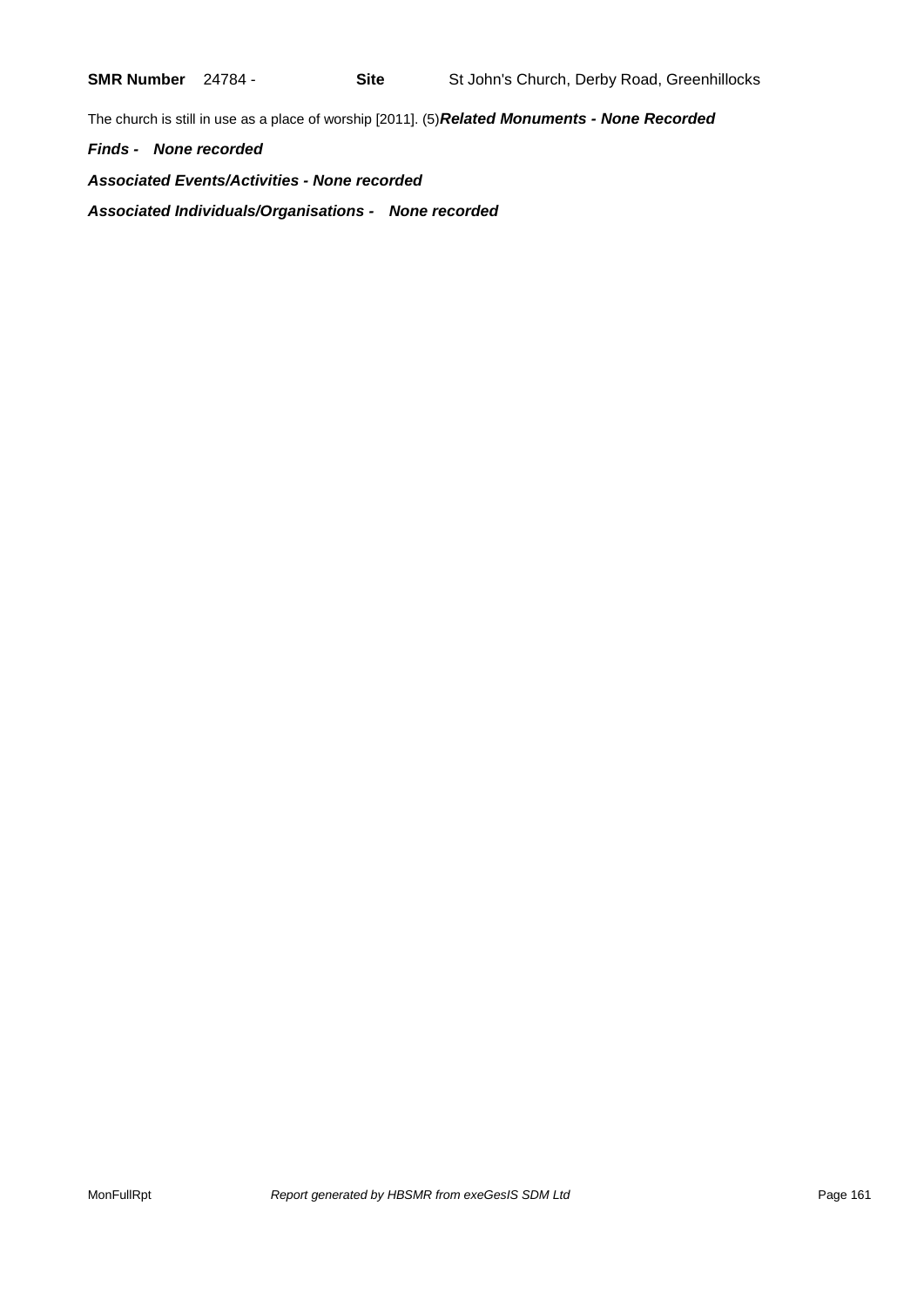**SMR Number** 24784 - **Site** St John's Church, Derby Road, Greenhillocks

The church is still in use as a place of worship [2011]. (5)***Related Monuments - None Recorded***

***Finds - None recorded***

***Associated Events/Activities - None recorded***

***Associated Individuals/Organisations - None recorded***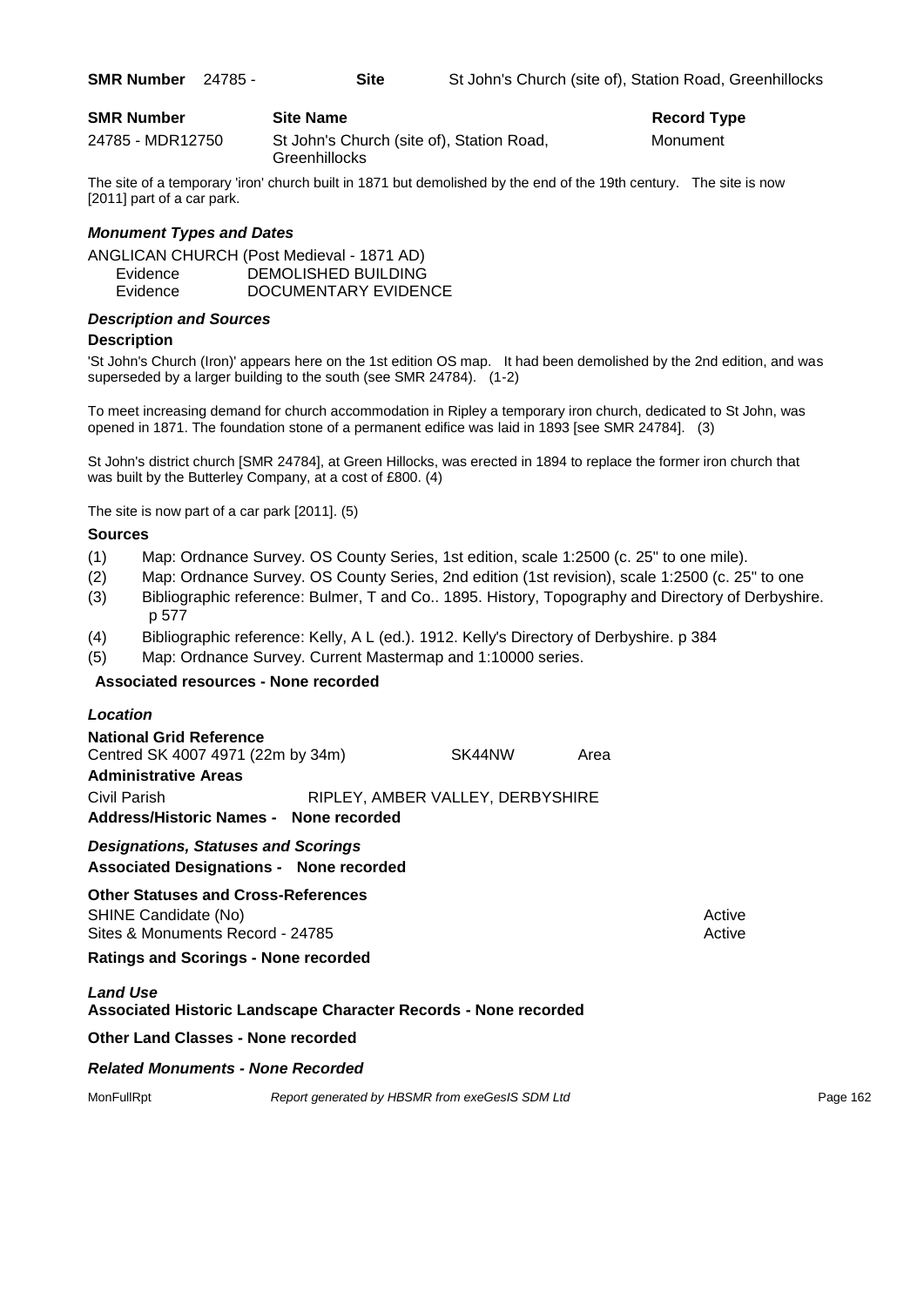**SMR Number** 24785 - **Site** St John's Church (site of), Station Road, Greenhillocks

| SMR Number | Site Name | Record Type |
|---|---|---|
| 24785 - MDR12750 | St John's Church (site of), Station Road, Greenhillocks | Monument |

The site of a temporary 'iron' church built in 1871 but demolished by the end of the 19th century. The site is now [2011] part of a car park.

### *Monument Types and Dates*

ANGLICAN CHURCH (Post Medieval - 1871 AD)
Evidence DEMOLISHED BUILDING
Evidence DOCUMENTARY EVIDENCE

### *Description and Sources*

**Description**

'St John's Church (Iron)' appears here on the 1st edition OS map. It had been demolished by the 2nd edition, and was superseded by a larger building to the south (see SMR 24784). (1-2)

To meet increasing demand for church accommodation in Ripley a temporary iron church, dedicated to St John, was opened in 1871. The foundation stone of a permanent edifice was laid in 1893 [see SMR 24784]. (3)

St John's district church [SMR 24784], at Green Hillocks, was erected in 1894 to replace the former iron church that was built by the Butterley Company, at a cost of £800. (4)

The site is now part of a car park [2011]. (5)

**Sources**

(1) Map: Ordnance Survey. OS County Series, 1st edition, scale 1:2500 (c. 25" to one mile).
(2) Map: Ordnance Survey. OS County Series, 2nd edition (1st revision), scale 1:2500 (c. 25" to one
(3) Bibliographic reference: Bulmer, T and Co.. 1895. History, Topography and Directory of Derbyshire. p 577
(4) Bibliographic reference: Kelly, A L (ed.). 1912. Kelly's Directory of Derbyshire. p 384
(5) Map: Ordnance Survey. Current Mastermap and 1:10000 series.

**Associated resources - None recorded**

### *Location*

**National Grid Reference**
Centred SK 4007 4971 (22m by 34m) SK44NW Area

**Administrative Areas**
Civil Parish RIPLEY, AMBER VALLEY, DERBYSHIRE

**Address/Historic Names - None recorded**

### *Designations, Statuses and Scorings*

**Associated Designations - None recorded**

**Other Statuses and Cross-References**
SHINE Candidate (No) Active
Sites & Monuments Record - 24785 Active

**Ratings and Scorings - None recorded**

### *Land Use*

**Associated Historic Landscape Character Records - None recorded**

**Other Land Classes - None recorded**

### *Related Monuments - None Recorded*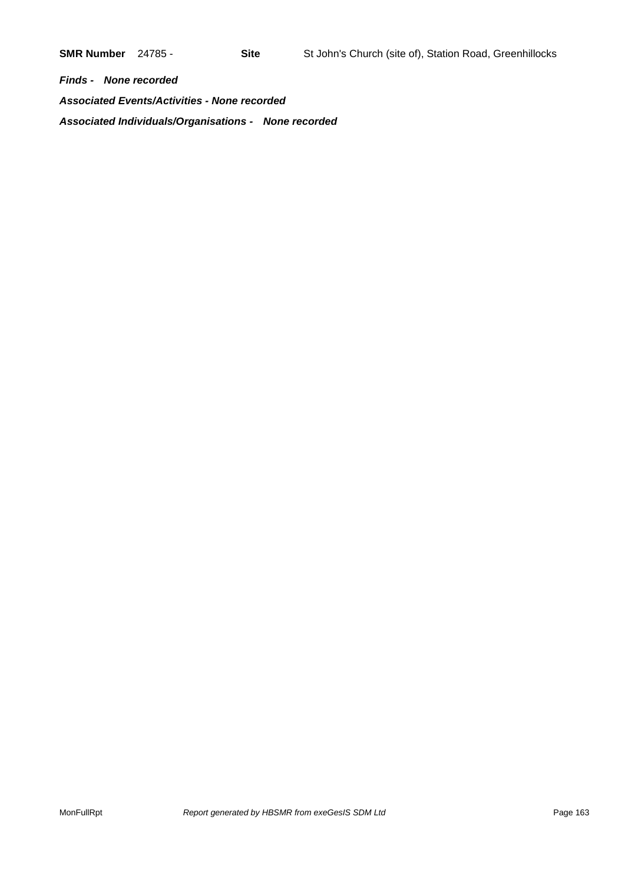**SMR Number** 24785 - **Site** St John's Church (site of), Station Road, Greenhillocks

***Finds - None recorded***

***Associated Events/Activities - None recorded***

***Associated Individuals/Organisations - None recorded***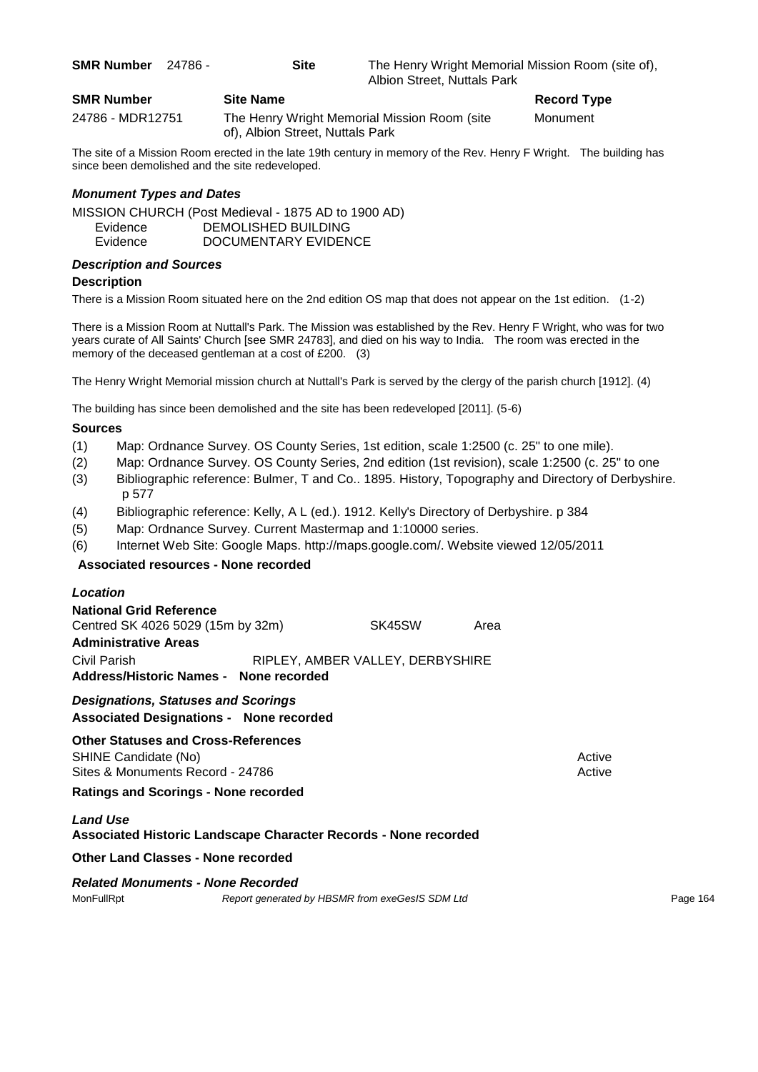**SMR Number** 24786 - **Site** The Henry Wright Memorial Mission Room (site of), Albion Street, Nuttals Park

| SMR Number | Site Name | Record Type |
|---|---|---|
| 24786 - MDR12751 | The Henry Wright Memorial Mission Room (site of), Albion Street, Nuttals Park | Monument |

The site of a Mission Room erected in the late 19th century in memory of the Rev. Henry F Wright. The building has since been demolished and the site redeveloped.

### *Monument Types and Dates*

MISSION CHURCH (Post Medieval - 1875 AD to 1900 AD)
Evidence DEMOLISHED BUILDING
Evidence DOCUMENTARY EVIDENCE

### *Description and Sources*

**Description**

There is a Mission Room situated here on the 2nd edition OS map that does not appear on the 1st edition. (1-2)

There is a Mission Room at Nuttall's Park. The Mission was established by the Rev. Henry F Wright, who was for two years curate of All Saints' Church [see SMR 24783], and died on his way to India. The room was erected in the memory of the deceased gentleman at a cost of £200. (3)

The Henry Wright Memorial mission church at Nuttall's Park is served by the clergy of the parish church [1912]. (4)

The building has since been demolished and the site has been redeveloped [2011]. (5-6)

**Sources**

(1) Map: Ordnance Survey. OS County Series, 1st edition, scale 1:2500 (c. 25" to one mile).
(2) Map: Ordnance Survey. OS County Series, 2nd edition (1st revision), scale 1:2500 (c. 25" to one
(3) Bibliographic reference: Bulmer, T and Co.. 1895. History, Topography and Directory of Derbyshire. p 577
(4) Bibliographic reference: Kelly, A L (ed.). 1912. Kelly's Directory of Derbyshire. p 384
(5) Map: Ordnance Survey. Current Mastermap and 1:10000 series.
(6) Internet Web Site: Google Maps. http://maps.google.com/. Website viewed 12/05/2011

**Associated resources - None recorded**

### *Location*

**National Grid Reference**
Centred SK 4026 5029 (15m by 32m) SK45SW Area

**Administrative Areas**
Civil Parish RIPLEY, AMBER VALLEY, DERBYSHIRE

**Address/Historic Names - None recorded**

### *Designations, Statuses and Scorings*

**Associated Designations - None recorded**

**Other Statuses and Cross-References**
SHINE Candidate (No) Active
Sites & Monuments Record - 24786 Active

**Ratings and Scorings - None recorded**

### *Land Use*

**Associated Historic Landscape Character Records - None recorded**

**Other Land Classes - None recorded**

### *Related Monuments - None Recorded*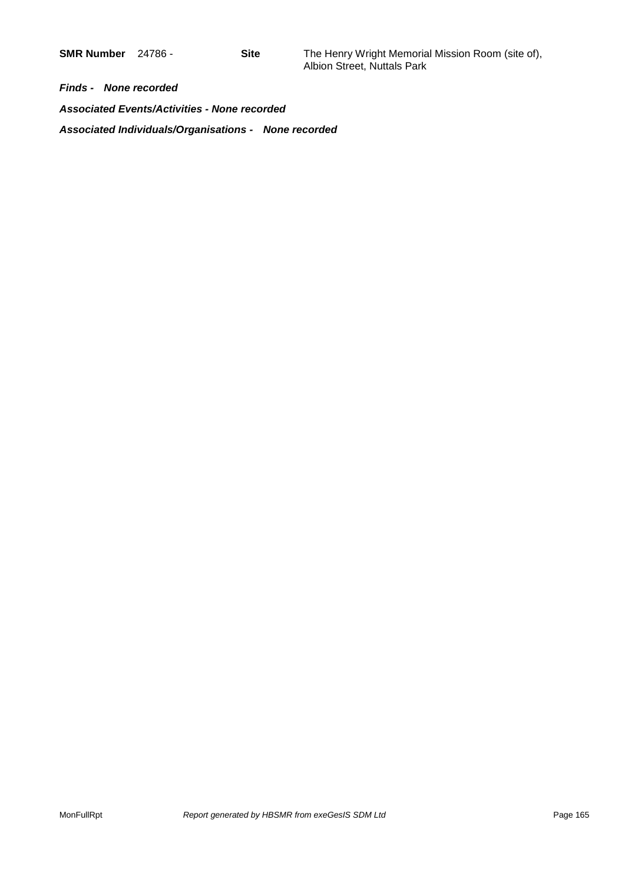**SMR Number** 24786 - **Site** The Henry Wright Memorial Mission Room (site of), Albion Street, Nuttals Park

***Finds - None recorded***

***Associated Events/Activities - None recorded***

***Associated Individuals/Organisations - None recorded***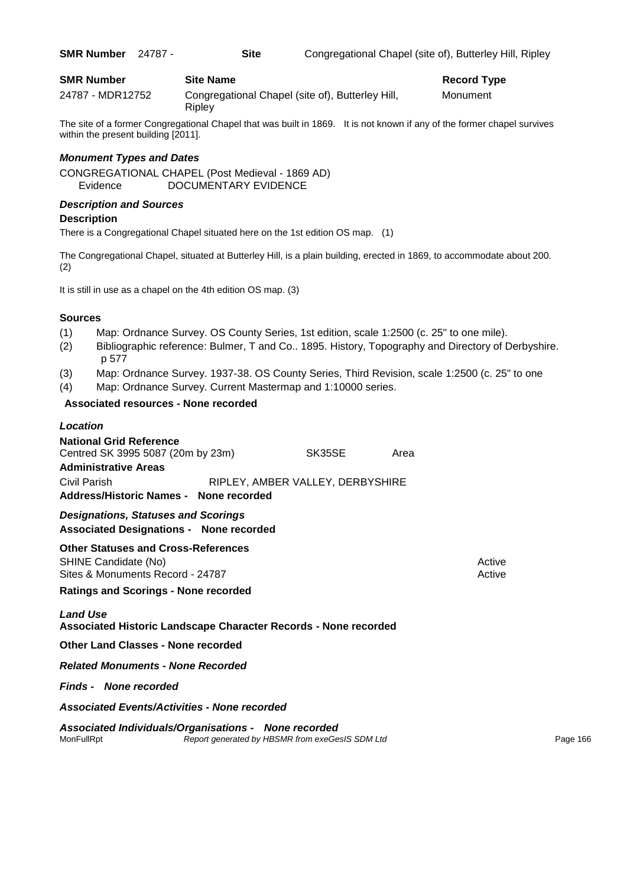**SMR Number** 24787 - **Site** Congregational Chapel (site of), Butterley Hill, Ripley

| SMR Number | Site Name | Record Type |
|---|---|---|
| 24787 - MDR12752 | Congregational Chapel (site of), Butterley Hill, Ripley | Monument |

The site of a former Congregational Chapel that was built in 1869. It is not known if any of the former chapel survives within the present building [2011].

### *Monument Types and Dates*

CONGREGATIONAL CHAPEL (Post Medieval - 1869 AD)
Evidence DOCUMENTARY EVIDENCE

### *Description and Sources*

**Description**

There is a Congregational Chapel situated here on the 1st edition OS map. (1)

The Congregational Chapel, situated at Butterley Hill, is a plain building, erected in 1869, to accommodate about 200. (2)

It is still in use as a chapel on the 4th edition OS map. (3)

**Sources**

(1) Map: Ordnance Survey. OS County Series, 1st edition, scale 1:2500 (c. 25" to one mile).
(2) Bibliographic reference: Bulmer, T and Co.. 1895. History, Topography and Directory of Derbyshire. p 577
(3) Map: Ordnance Survey. 1937-38. OS County Series, Third Revision, scale 1:2500 (c. 25" to one
(4) Map: Ordnance Survey. Current Mastermap and 1:10000 series.

**Associated resources - None recorded**

### *Location*

**National Grid Reference**
Centred SK 3995 5087 (20m by 23m) SK35SE Area

**Administrative Areas**
Civil Parish RIPLEY, AMBER VALLEY, DERBYSHIRE

**Address/Historic Names - None recorded**

### *Designations, Statuses and Scorings*

**Associated Designations - None recorded**

**Other Statuses and Cross-References**
SHINE Candidate (No) Active
Sites & Monuments Record - 24787 Active

**Ratings and Scorings - None recorded**

### *Land Use*

**Associated Historic Landscape Character Records - None recorded**

**Other Land Classes - None recorded**

***Related Monuments - None Recorded***

***Finds - None recorded***

***Associated Events/Activities - None recorded***

***Associated Individuals/Organisations - None recorded***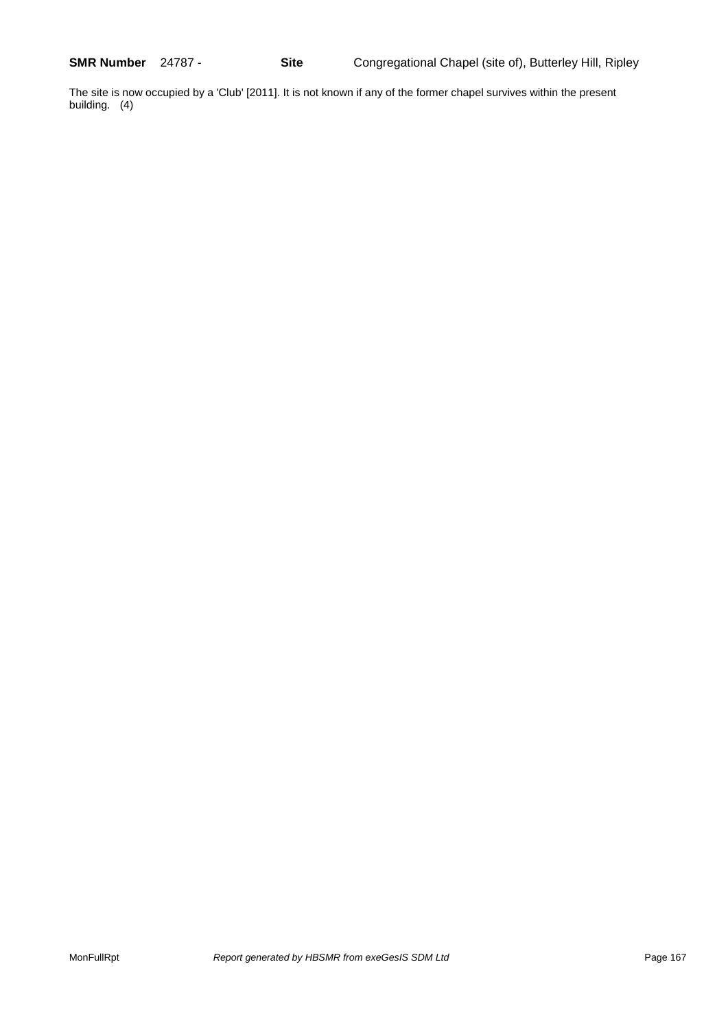**SMR Number** 24787 - **Site** Congregational Chapel (site of), Butterley Hill, Ripley

The site is now occupied by a 'Club' [2011]. It is not known if any of the former chapel survives within the present building. (4)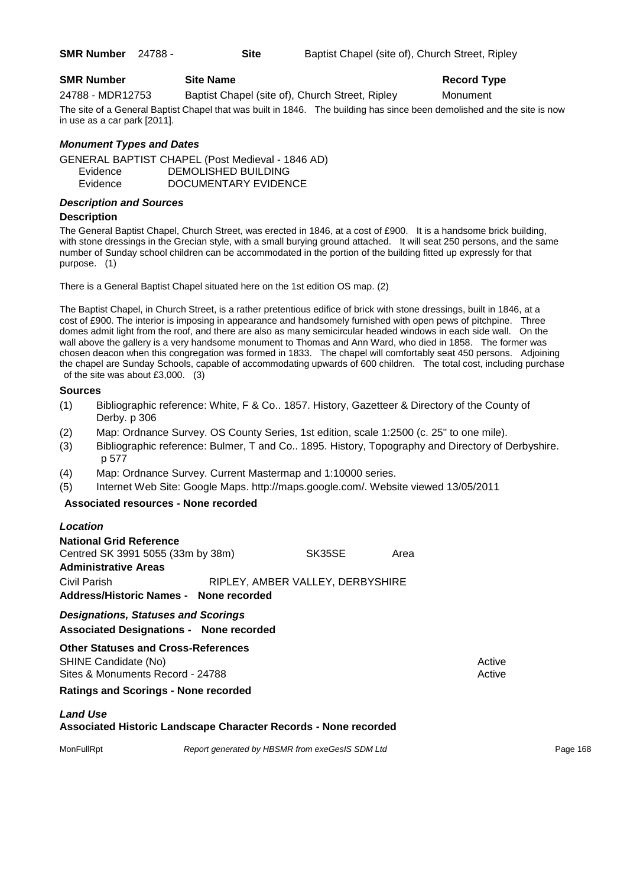**SMR Number** 24788 - **Site** Baptist Chapel (site of), Church Street, Ripley

| SMR Number | Site Name | Record Type |
|---|---|---|
| 24788 - MDR12753 | Baptist Chapel (site of), Church Street, Ripley | Monument |

The site of a General Baptist Chapel that was built in 1846. The building has since been demolished and the site is now in use as a car park [2011].

### *Monument Types and Dates*

GENERAL BAPTIST CHAPEL (Post Medieval - 1846 AD)
Evidence DEMOLISHED BUILDING
Evidence DOCUMENTARY EVIDENCE

### *Description and Sources*

**Description**

The General Baptist Chapel, Church Street, was erected in 1846, at a cost of £900. It is a handsome brick building, with stone dressings in the Grecian style, with a small burying ground attached. It will seat 250 persons, and the same number of Sunday school children can be accommodated in the portion of the building fitted up expressly for that purpose. (1)

There is a General Baptist Chapel situated here on the 1st edition OS map. (2)

The Baptist Chapel, in Church Street, is a rather pretentious edifice of brick with stone dressings, built in 1846, at a cost of £900. The interior is imposing in appearance and handsomely furnished with open pews of pitchpine. Three domes admit light from the roof, and there are also as many semicircular headed windows in each side wall. On the wall above the gallery is a very handsome monument to Thomas and Ann Ward, who died in 1858. The former was chosen deacon when this congregation was formed in 1833. The chapel will comfortably seat 450 persons. Adjoining the chapel are Sunday Schools, capable of accommodating upwards of 600 children. The total cost, including purchase of the site was about £3,000. (3)

**Sources**

(1) Bibliographic reference: White, F & Co.. 1857. History, Gazetteer & Directory of the County of Derby. p 306
(2) Map: Ordnance Survey. OS County Series, 1st edition, scale 1:2500 (c. 25" to one mile).
(3) Bibliographic reference: Bulmer, T and Co.. 1895. History, Topography and Directory of Derbyshire. p 577
(4) Map: Ordnance Survey. Current Mastermap and 1:10000 series.
(5) Internet Web Site: Google Maps. http://maps.google.com/. Website viewed 13/05/2011

**Associated resources - None recorded**

### *Location*

**National Grid Reference**
Centred SK 3991 5055 (33m by 38m) SK35SE Area

**Administrative Areas**
Civil Parish RIPLEY, AMBER VALLEY, DERBYSHIRE

**Address/Historic Names - None recorded**

### *Designations, Statuses and Scorings*

**Associated Designations - None recorded**

**Other Statuses and Cross-References**
SHINE Candidate (No) Active
Sites & Monuments Record - 24788 Active

**Ratings and Scorings - None recorded**

### *Land Use*

**Associated Historic Landscape Character Records - None recorded**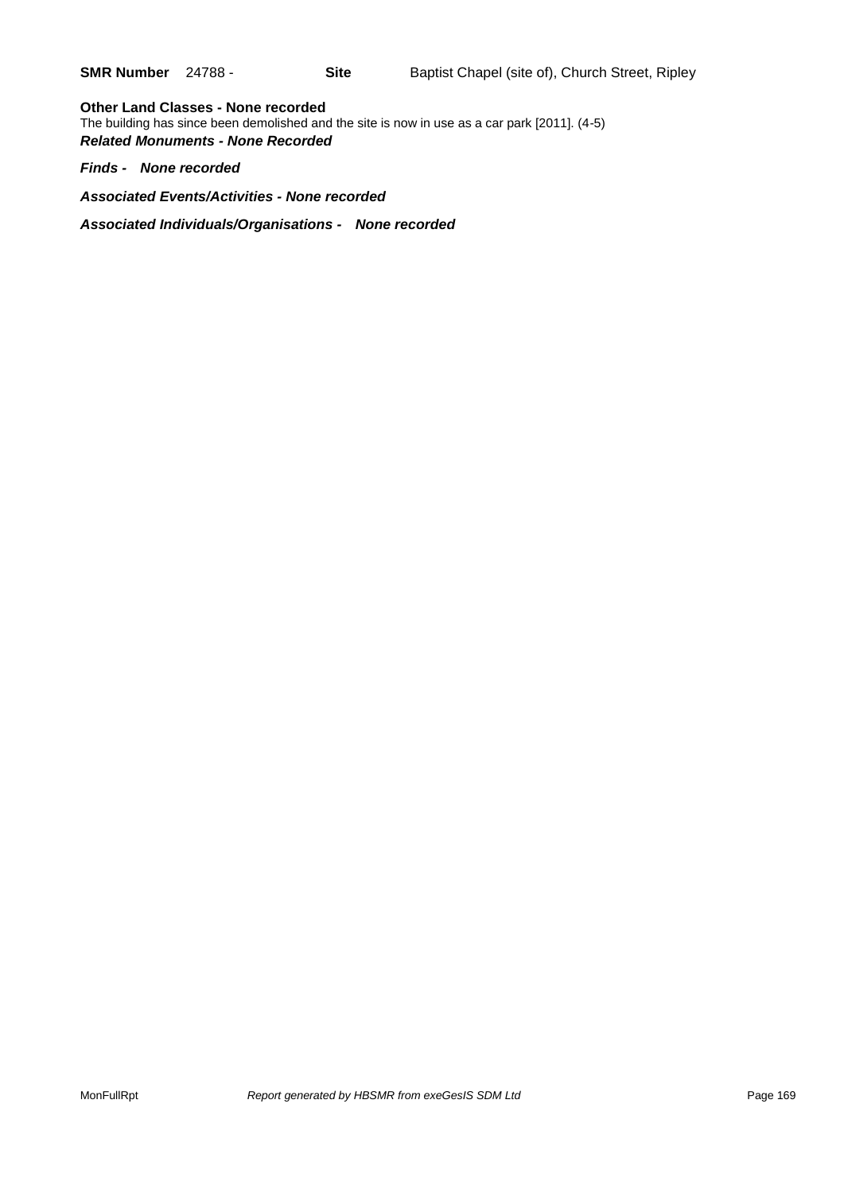**SMR Number** 24788 - **Site** Baptist Chapel (site of), Church Street, Ripley

**Other Land Classes - None recorded**

The building has since been demolished and the site is now in use as a car park [2011]. (4-5)

***Related Monuments - None Recorded***

***Finds - None recorded***

***Associated Events/Activities - None recorded***

***Associated Individuals/Organisations - None recorded***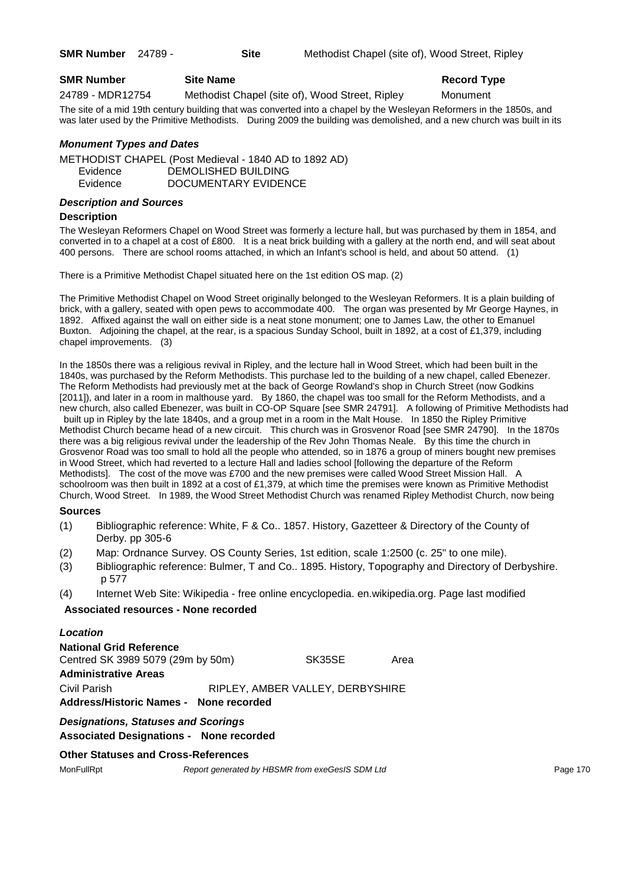**SMR Number** 24789 - **Site** Methodist Chapel (site of), Wood Street, Ripley

| **SMR Number** | **Site Name** | **Record Type** |
|---|---|---|
| 24789 - MDR12754 | Methodist Chapel (site of), Wood Street, Ripley | Monument |

The site of a mid 19th century building that was converted into a chapel by the Wesleyan Reformers in the 1850s, and was later used by the Primitive Methodists. During 2009 the building was demolished, and a new church was built in its

### *Monument Types and Dates*

METHODIST CHAPEL (Post Medieval - 1840 AD to 1892 AD)
Evidence DEMOLISHED BUILDING
Evidence DOCUMENTARY EVIDENCE

### *Description and Sources*

**Description**

The Wesleyan Reformers Chapel on Wood Street was formerly a lecture hall, but was purchased by them in 1854, and converted in to a chapel at a cost of £800. It is a neat brick building with a gallery at the north end, and will seat about 400 persons. There are school rooms attached, in which an Infant's school is held, and about 50 attend. (1)

There is a Primitive Methodist Chapel situated here on the 1st edition OS map. (2)

The Primitive Methodist Chapel on Wood Street originally belonged to the Wesleyan Reformers. It is a plain building of brick, with a gallery, seated with open pews to accommodate 400. The organ was presented by Mr George Haynes, in 1892. Affixed against the wall on either side is a neat stone monument; one to James Law, the other to Emanuel Buxton. Adjoining the chapel, at the rear, is a spacious Sunday School, built in 1892, at a cost of £1,379, including chapel improvements. (3)

In the 1850s there was a religious revival in Ripley, and the lecture hall in Wood Street, which had been built in the 1840s, was purchased by the Reform Methodists. This purchase led to the building of a new chapel, called Ebenezer. The Reform Methodists had previously met at the back of George Rowland's shop in Church Street (now Godkins [2011]), and later in a room in malthouse yard. By 1860, the chapel was too small for the Reform Methodists, and a new church, also called Ebenezer, was built in CO-OP Square [see SMR 24791]. A following of Primitive Methodists had built up in Ripley by the late 1840s, and a group met in a room in the Malt House. In 1850 the Ripley Primitive Methodist Church became head of a new circuit. This church was in Grosvenor Road [see SMR 24790]. In the 1870s there was a big religious revival under the leadership of the Rev John Thomas Neale. By this time the church in Grosvenor Road was too small to hold all the people who attended, so in 1876 a group of miners bought new premises in Wood Street, which had reverted to a lecture Hall and ladies school [following the departure of the Reform Methodists]. The cost of the move was £700 and the new premises were called Wood Street Mission Hall. A schoolroom was then built in 1892 at a cost of £1,379, at which time the premises were known as Primitive Methodist Church, Wood Street. In 1989, the Wood Street Methodist Church was renamed Ripley Methodist Church, now being

**Sources**

(1) Bibliographic reference: White, F & Co.. 1857. History, Gazetteer & Directory of the County of Derby. pp 305-6
(2) Map: Ordnance Survey. OS County Series, 1st edition, scale 1:2500 (c. 25" to one mile).
(3) Bibliographic reference: Bulmer, T and Co.. 1895. History, Topography and Directory of Derbyshire. p 577
(4) Internet Web Site: Wikipedia - free online encyclopedia. en.wikipedia.org. Page last modified

**Associated resources - None recorded**

### *Location*

**National Grid Reference**
Centred SK 3989 5079 (29m by 50m) SK35SE Area

**Administrative Areas**
Civil Parish RIPLEY, AMBER VALLEY, DERBYSHIRE

**Address/Historic Names - None recorded**

### *Designations, Statuses and Scorings*

**Associated Designations - None recorded**

**Other Statuses and Cross-References**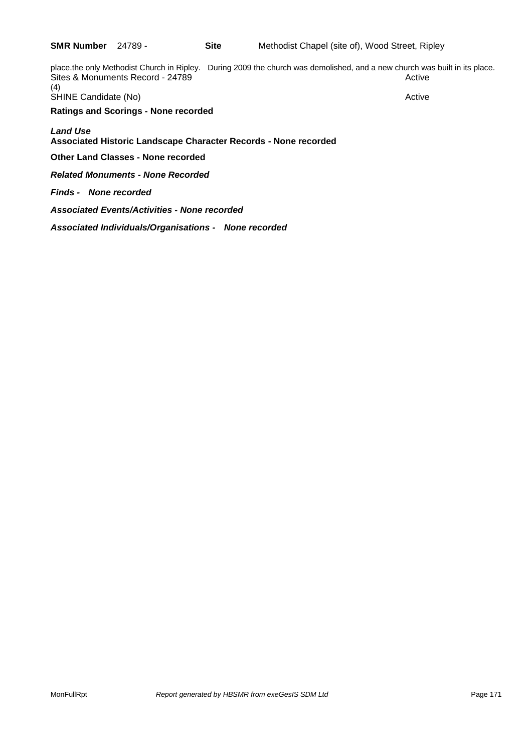**SMR Number** 24789 - **Site** Methodist Chapel (site of), Wood Street, Ripley

place.the only Methodist Church in Ripley. During 2009 the church was demolished, and a new church was built in its place.

Sites & Monuments Record - 24789 Active
(4)

SHINE Candidate (No) Active

**Ratings and Scorings - None recorded**

***Land Use***

**Associated Historic Landscape Character Records - None recorded**

**Other Land Classes - None recorded**

***Related Monuments - None Recorded***

***Finds - None recorded***

***Associated Events/Activities - None recorded***

***Associated Individuals/Organisations - None recorded***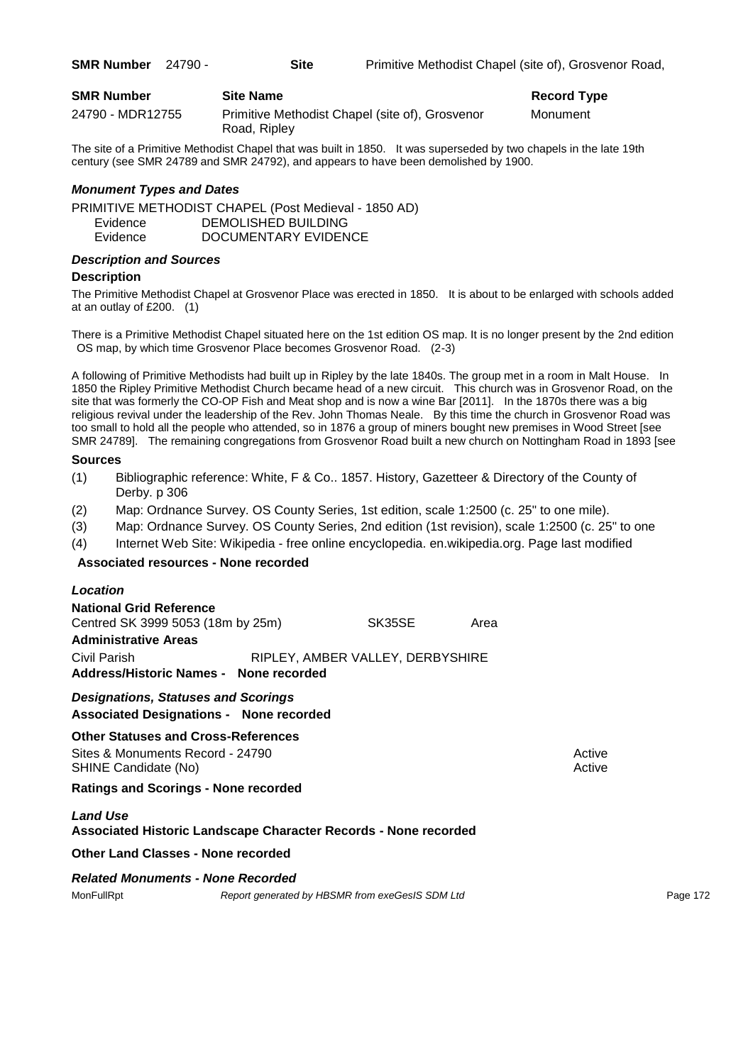| SMR Number | Site Name | Record Type |
| --- | --- | --- |
| 24790 - MDR12755 | Primitive Methodist Chapel (site of), Grosvenor Road, Ripley | Monument |

The site of a Primitive Methodist Chapel that was built in 1850. It was superseded by two chapels in the late 19th century (see SMR 24789 and SMR 24792), and appears to have been demolished by 1900.

### *Monument Types and Dates*

PRIMITIVE METHODIST CHAPEL (Post Medieval - 1850 AD)

Evidence DEMOLISHED BUILDING

Evidence DOCUMENTARY EVIDENCE

### *Description and Sources*

#### Description

The Primitive Methodist Chapel at Grosvenor Place was erected in 1850. It is about to be enlarged with schools added at an outlay of £200. (1)

There is a Primitive Methodist Chapel situated here on the 1st edition OS map. It is no longer present by the 2nd edition OS map, by which time Grosvenor Place becomes Grosvenor Road. (2-3)

A following of Primitive Methodists had built up in Ripley by the late 1840s. The group met in a room in Malt House. In 1850 the Ripley Primitive Methodist Church became head of a new circuit. This church was in Grosvenor Road, on the site that was formerly the CO-OP Fish and Meat shop and is now a wine Bar [2011]. In the 1870s there was a big religious revival under the leadership of the Rev. John Thomas Neale. By this time the church in Grosvenor Road was too small to hold all the people who attended, so in 1876 a group of miners bought new premises in Wood Street [see SMR 24789]. The remaining congregations from Grosvenor Road built a new church on Nottingham Road in 1893 [see

#### Sources

(1) Bibliographic reference: White, F & Co.. 1857. History, Gazetteer & Directory of the County of Derby. p 306

(2) Map: Ordnance Survey. OS County Series, 1st edition, scale 1:2500 (c. 25" to one mile).

(3) Map: Ordnance Survey. OS County Series, 2nd edition (1st revision), scale 1:2500 (c. 25" to one

(4) Internet Web Site: Wikipedia - free online encyclopedia. en.wikipedia.org. Page last modified

**Associated resources - None recorded**

### *Location*

**National Grid Reference**

Centred SK 3999 5053 (18m by 25m) SK35SE Area

**Administrative Areas**

Civil Parish RIPLEY, AMBER VALLEY, DERBYSHIRE

**Address/Historic Names - None recorded**

### *Designations, Statuses and Scorings*

**Associated Designations - None recorded**

**Other Statuses and Cross-References**

| | |
| --- | --- |
| Sites & Monuments Record - 24790 | Active |
| SHINE Candidate (No) | Active |

**Ratings and Scorings - None recorded**

### *Land Use*

**Associated Historic Landscape Character Records - None recorded**

**Other Land Classes - None recorded**

### *Related Monuments - None Recorded*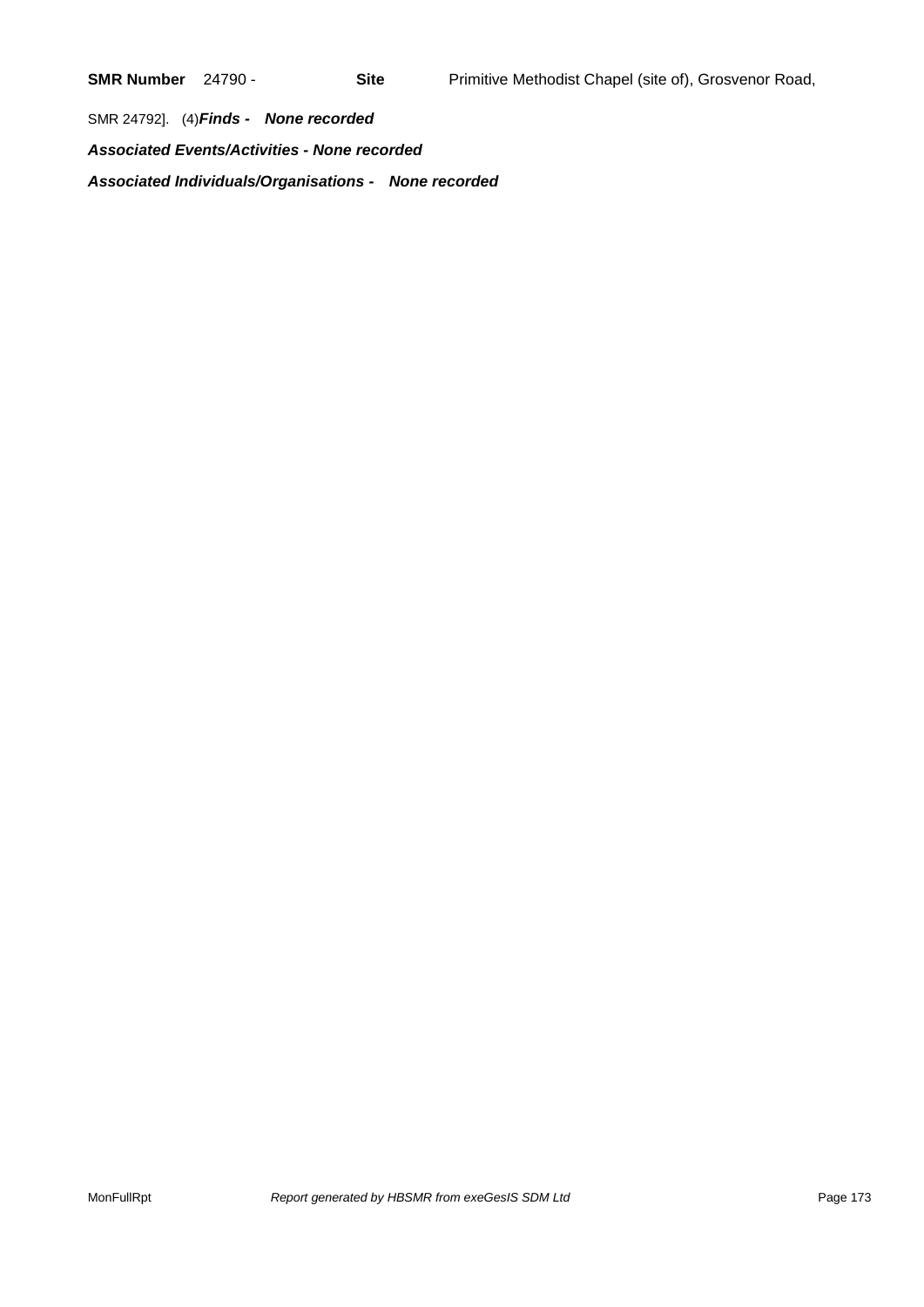**SMR Number** 24790 - **Site** Primitive Methodist Chapel (site of), Grosvenor Road,

SMR 24792]. (4)***Finds - None recorded***

***Associated Events/Activities - None recorded***

***Associated Individuals/Organisations - None recorded***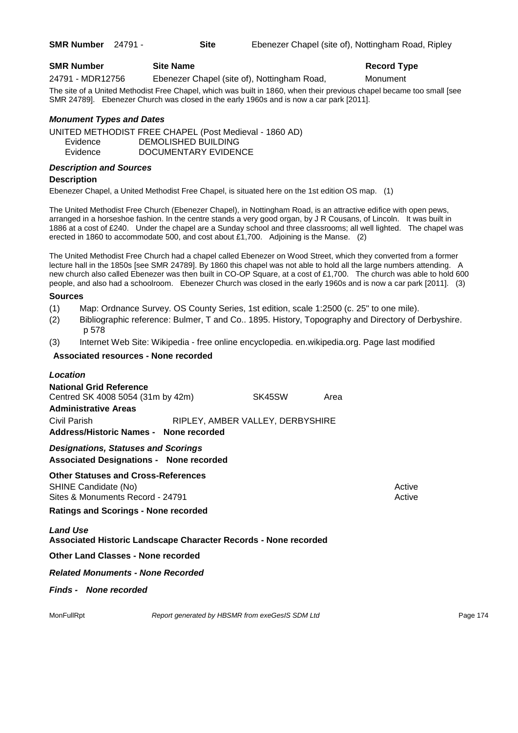**SMR Number** 24791 - **Site** Ebenezer Chapel (site of), Nottingham Road, Ripley

| **SMR Number** | **Site Name** | **Record Type** |
|---|---|---|
| 24791 - MDR12756 | Ebenezer Chapel (site of), Nottingham Road, | Monument |

The site of a United Methodist Free Chapel, which was built in 1860, when their previous chapel became too small [see SMR 24789]. Ebenezer Church was closed in the early 1960s and is now a car park [2011].

### *Monument Types and Dates*

UNITED METHODIST FREE CHAPEL (Post Medieval - 1860 AD)

Evidence DEMOLISHED BUILDING

Evidence DOCUMENTARY EVIDENCE

### *Description and Sources*

**Description**

Ebenezer Chapel, a United Methodist Free Chapel, is situated here on the 1st edition OS map. (1)

The United Methodist Free Church (Ebenezer Chapel), in Nottingham Road, is an attractive edifice with open pews, arranged in a horseshoe fashion. In the centre stands a very good organ, by J R Cousans, of Lincoln. It was built in 1886 at a cost of £240. Under the chapel are a Sunday school and three classrooms; all well lighted. The chapel was erected in 1860 to accommodate 500, and cost about £1,700. Adjoining is the Manse. (2)

The United Methodist Free Church had a chapel called Ebenezer on Wood Street, which they converted from a former lecture hall in the 1850s [see SMR 24789]. By 1860 this chapel was not able to hold all the large numbers attending. A new church also called Ebenezer was then built in CO-OP Square, at a cost of £1,700. The church was able to hold 600 people, and also had a schoolroom. Ebenezer Church was closed in the early 1960s and is now a car park [2011]. (3)

**Sources**

(1) Map: Ordnance Survey. OS County Series, 1st edition, scale 1:2500 (c. 25" to one mile).

(2) Bibliographic reference: Bulmer, T and Co.. 1895. History, Topography and Directory of Derbyshire. p 578

(3) Internet Web Site: Wikipedia - free online encyclopedia. en.wikipedia.org. Page last modified

**Associated resources - None recorded**

### *Location*

**National Grid Reference**

Centred SK 4008 5054 (31m by 42m) SK45SW Area

**Administrative Areas**

Civil Parish RIPLEY, AMBER VALLEY, DERBYSHIRE

**Address/Historic Names - None recorded**

### *Designations, Statuses and Scorings*

**Associated Designations - None recorded**

**Other Statuses and Cross-References**

SHINE Candidate (No) Active

Sites & Monuments Record - 24791 Active

**Ratings and Scorings - None recorded**

### *Land Use*

**Associated Historic Landscape Character Records - None recorded**

**Other Land Classes - None recorded**

### *Related Monuments - None Recorded*

### *Finds - None recorded*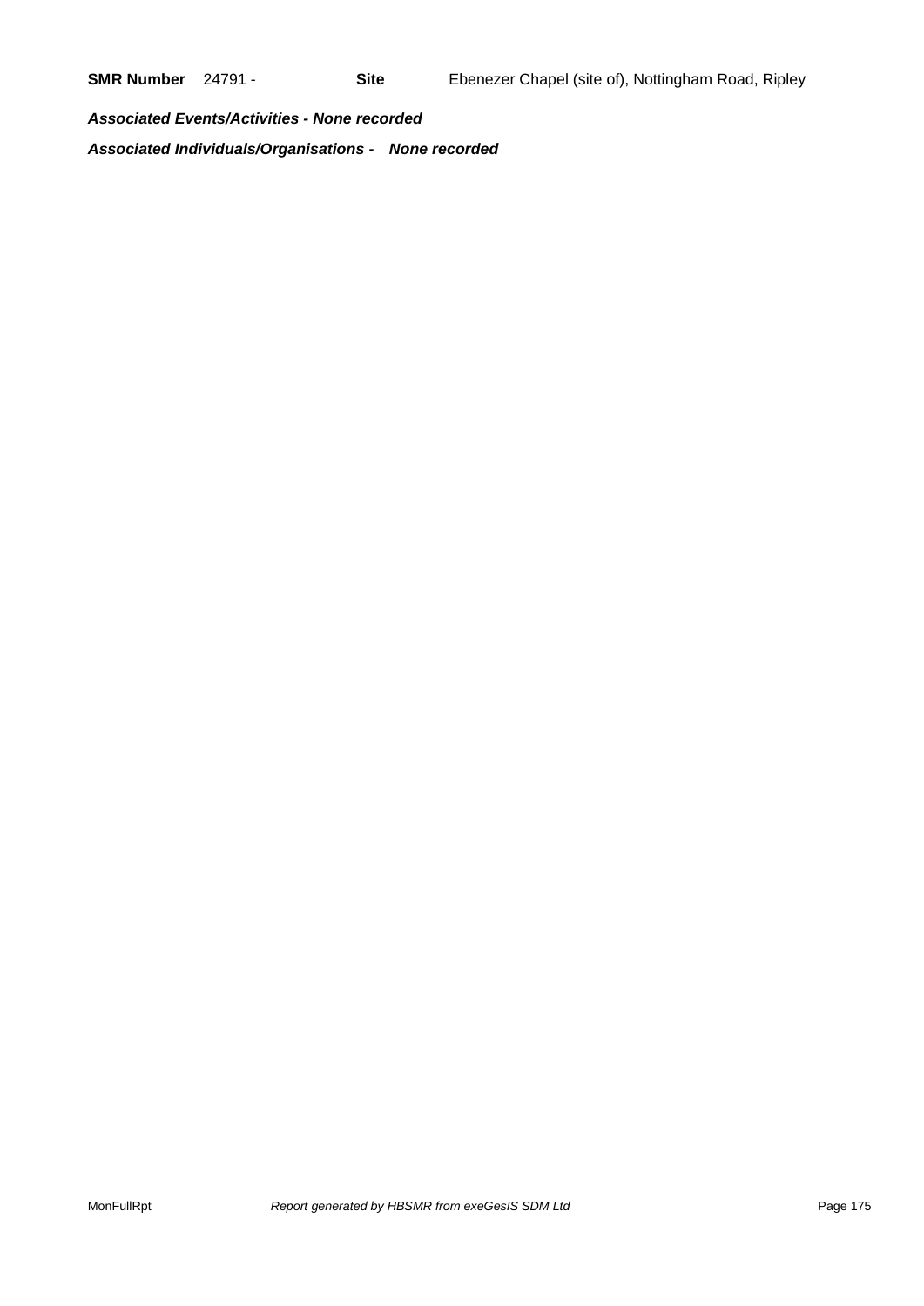**SMR Number** 24791 - **Site** Ebenezer Chapel (site of), Nottingham Road, Ripley

***Associated Events/Activities - None recorded***

***Associated Individuals/Organisations - None recorded***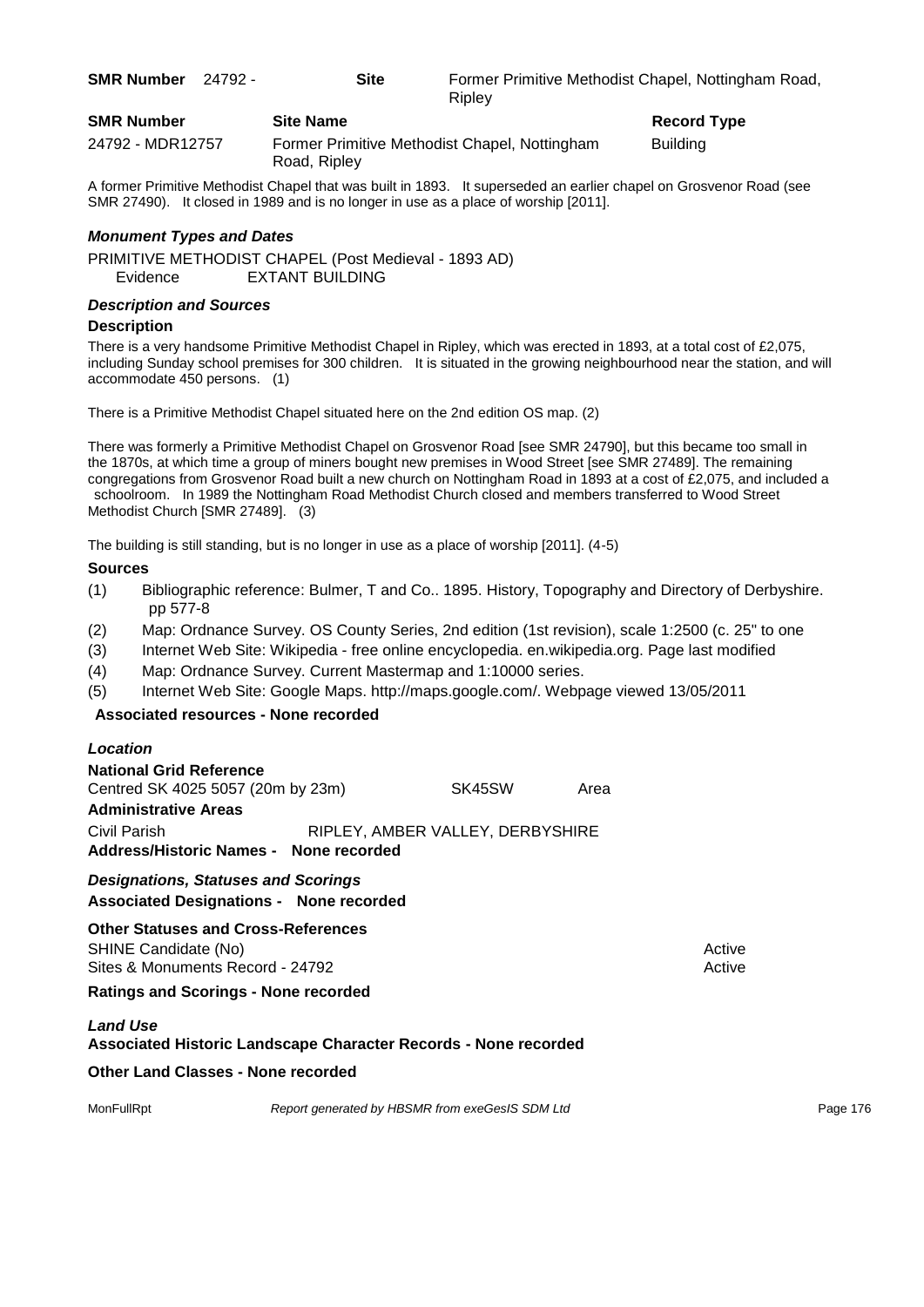**SMR Number** 24792 - **Site** Former Primitive Methodist Chapel, Nottingham Road, Ripley

| SMR Number | Site Name | Record Type |
| --- | --- | --- |
| 24792 - MDR12757 | Former Primitive Methodist Chapel, Nottingham Road, Ripley | Building |

A former Primitive Methodist Chapel that was built in 1893. It superseded an earlier chapel on Grosvenor Road (see SMR 27490). It closed in 1989 and is no longer in use as a place of worship [2011].

### *Monument Types and Dates*

PRIMITIVE METHODIST CHAPEL (Post Medieval - 1893 AD)
Evidence EXTANT BUILDING

### *Description and Sources*

**Description**

There is a very handsome Primitive Methodist Chapel in Ripley, which was erected in 1893, at a total cost of £2,075, including Sunday school premises for 300 children. It is situated in the growing neighbourhood near the station, and will accommodate 450 persons. (1)

There is a Primitive Methodist Chapel situated here on the 2nd edition OS map. (2)

There was formerly a Primitive Methodist Chapel on Grosvenor Road [see SMR 24790], but this became too small in the 1870s, at which time a group of miners bought new premises in Wood Street [see SMR 27489]. The remaining congregations from Grosvenor Road built a new church on Nottingham Road in 1893 at a cost of £2,075, and included a schoolroom. In 1989 the Nottingham Road Methodist Church closed and members transferred to Wood Street Methodist Church [SMR 27489]. (3)

The building is still standing, but is no longer in use as a place of worship [2011]. (4-5)

**Sources**

(1) Bibliographic reference: Bulmer, T and Co.. 1895. History, Topography and Directory of Derbyshire. pp 577-8
(2) Map: Ordnance Survey. OS County Series, 2nd edition (1st revision), scale 1:2500 (c. 25" to one
(3) Internet Web Site: Wikipedia - free online encyclopedia. en.wikipedia.org. Page last modified
(4) Map: Ordnance Survey. Current Mastermap and 1:10000 series.
(5) Internet Web Site: Google Maps. http://maps.google.com/. Webpage viewed 13/05/2011

**Associated resources - None recorded**

### *Location*

**National Grid Reference**

Centred SK 4025 5057 (20m by 23m) SK45SW Area

**Administrative Areas**

Civil Parish RIPLEY, AMBER VALLEY, DERBYSHIRE

**Address/Historic Names - None recorded**

### *Designations, Statuses and Scorings*

**Associated Designations - None recorded**

**Other Statuses and Cross-References**

SHINE Candidate (No) Active
Sites & Monuments Record - 24792 Active

**Ratings and Scorings - None recorded**

### *Land Use*

**Associated Historic Landscape Character Records - None recorded**

**Other Land Classes - None recorded**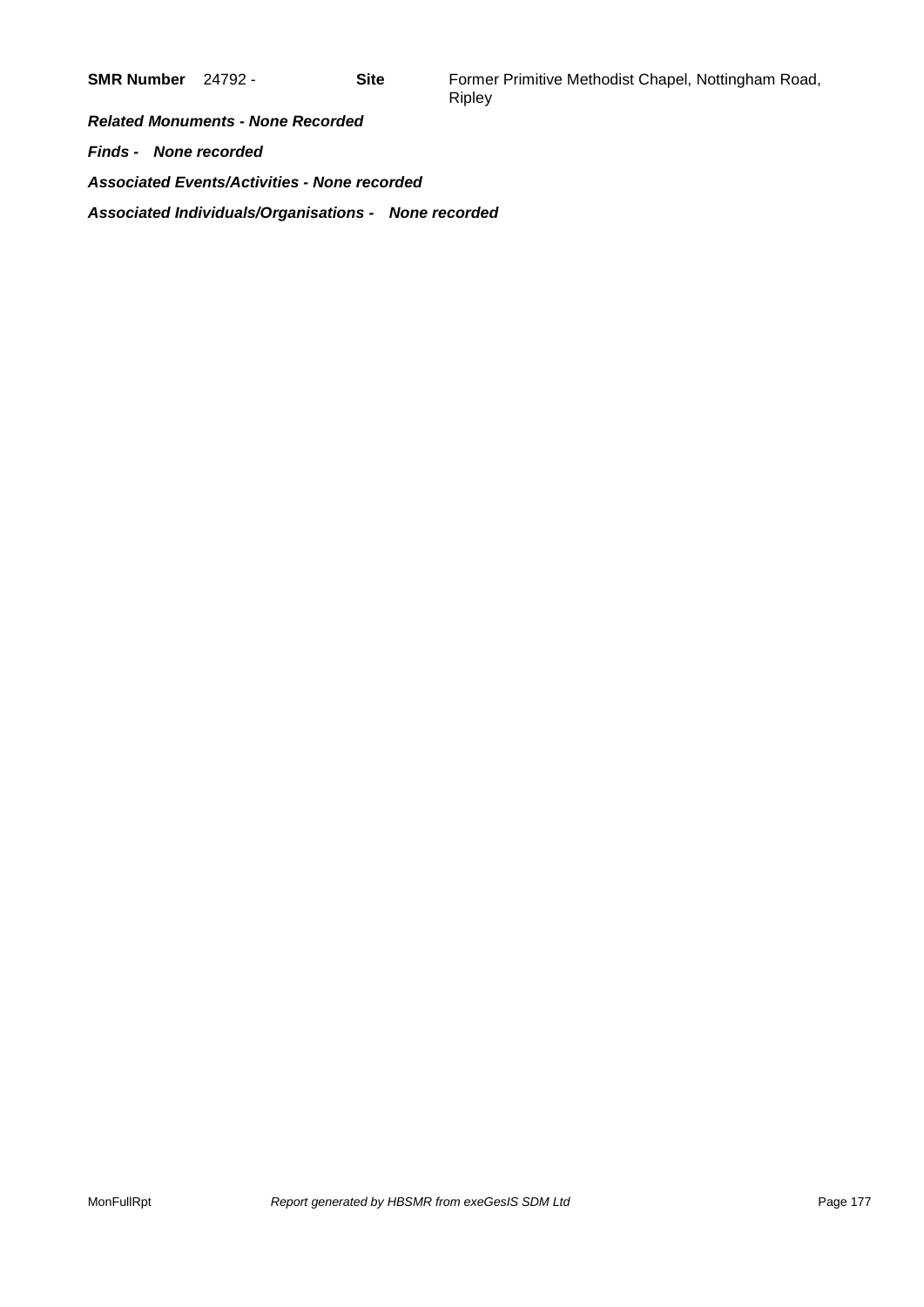**SMR Number** 24792 - **Site** Former Primitive Methodist Chapel, Nottingham Road, Ripley

***Related Monuments - None Recorded***

***Finds - None recorded***

***Associated Events/Activities - None recorded***

***Associated Individuals/Organisations - None recorded***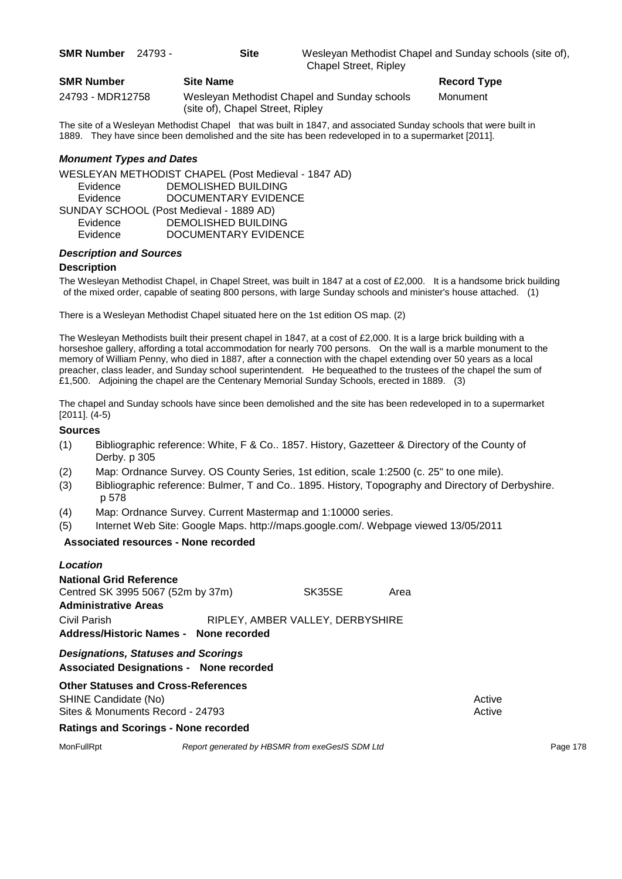**SMR Number** 24793 - **Site** Wesleyan Methodist Chapel and Sunday schools (site of), Chapel Street, Ripley

| SMR Number | Site Name | Record Type |
| --- | --- | --- |
| 24793 - MDR12758 | Wesleyan Methodist Chapel and Sunday schools (site of), Chapel Street, Ripley | Monument |

The site of a Wesleyan Methodist Chapel that was built in 1847, and associated Sunday schools that were built in 1889. They have since been demolished and the site has been redeveloped in to a supermarket [2011].

### *Monument Types and Dates*

WESLEYAN METHODIST CHAPEL (Post Medieval - 1847 AD)
- Evidence DEMOLISHED BUILDING
- Evidence DOCUMENTARY EVIDENCE

SUNDAY SCHOOL (Post Medieval - 1889 AD)
- Evidence DEMOLISHED BUILDING
- Evidence DOCUMENTARY EVIDENCE

### *Description and Sources*

**Description**

The Wesleyan Methodist Chapel, in Chapel Street, was built in 1847 at a cost of £2,000. It is a handsome brick building of the mixed order, capable of seating 800 persons, with large Sunday schools and minister's house attached. (1)

There is a Wesleyan Methodist Chapel situated here on the 1st edition OS map. (2)

The Wesleyan Methodists built their present chapel in 1847, at a cost of £2,000. It is a large brick building with a horseshoe gallery, affording a total accommodation for nearly 700 persons. On the wall is a marble monument to the memory of William Penny, who died in 1887, after a connection with the chapel extending over 50 years as a local preacher, class leader, and Sunday school superintendent. He bequeathed to the trustees of the chapel the sum of £1,500. Adjoining the chapel are the Centenary Memorial Sunday Schools, erected in 1889. (3)

The chapel and Sunday schools have since been demolished and the site has been redeveloped in to a supermarket [2011]. (4-5)

**Sources**

(1) Bibliographic reference: White, F & Co.. 1857. History, Gazetteer & Directory of the County of Derby. p 305

(2) Map: Ordnance Survey. OS County Series, 1st edition, scale 1:2500 (c. 25" to one mile).

(3) Bibliographic reference: Bulmer, T and Co.. 1895. History, Topography and Directory of Derbyshire. p 578

(4) Map: Ordnance Survey. Current Mastermap and 1:10000 series.

(5) Internet Web Site: Google Maps. http://maps.google.com/. Webpage viewed 13/05/2011

**Associated resources - None recorded**

### *Location*

**National Grid Reference**

Centred SK 3995 5067 (52m by 37m) SK35SE Area

**Administrative Areas**

Civil Parish RIPLEY, AMBER VALLEY, DERBYSHIRE

**Address/Historic Names - None recorded**

### *Designations, Statuses and Scorings*

**Associated Designations - None recorded**

**Other Statuses and Cross-References**

| | |
| --- | --- |
| SHINE Candidate (No) | Active |
| Sites & Monuments Record - 24793 | Active |

**Ratings and Scorings - None recorded**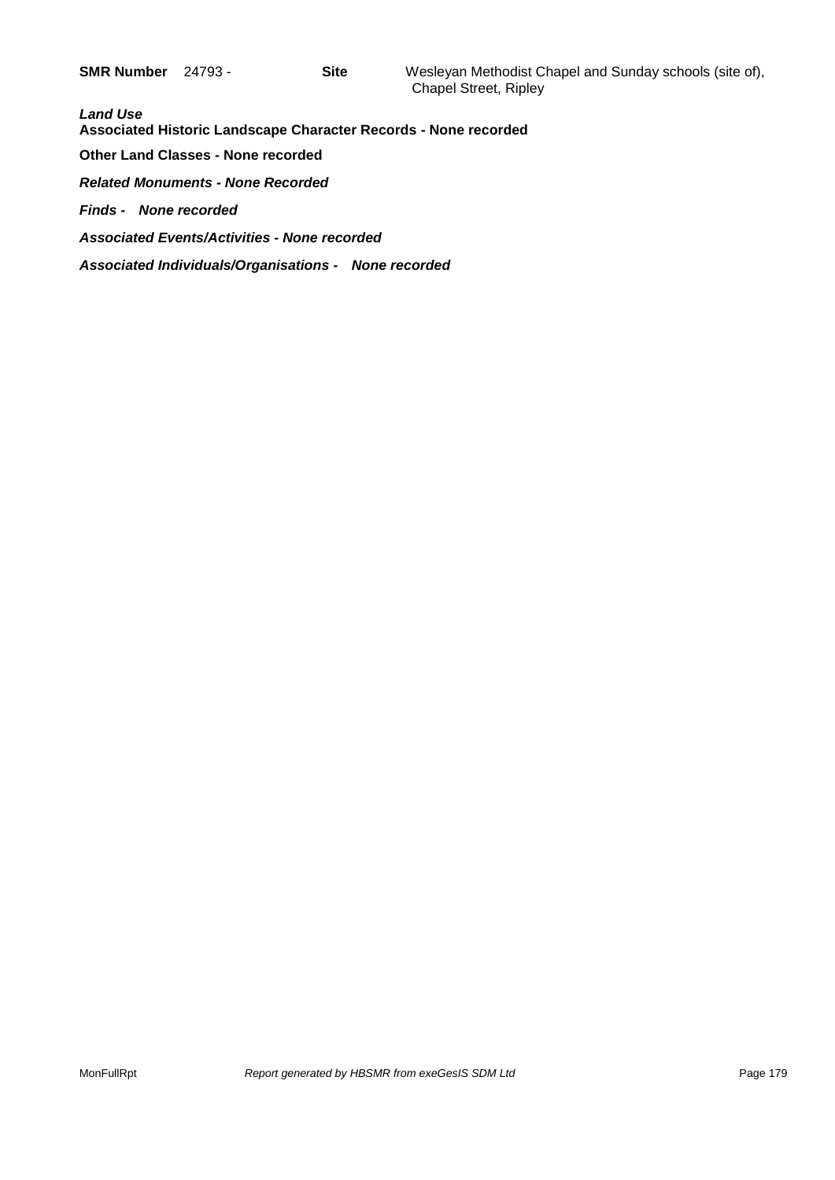**SMR Number** 24793 - **Site** Wesleyan Methodist Chapel and Sunday schools (site of), Chapel Street, Ripley

***Land Use***

**Associated Historic Landscape Character Records - None recorded**

**Other Land Classes - None recorded**

***Related Monuments - None Recorded***

***Finds - None recorded***

***Associated Events/Activities - None recorded***

***Associated Individuals/Organisations - None recorded***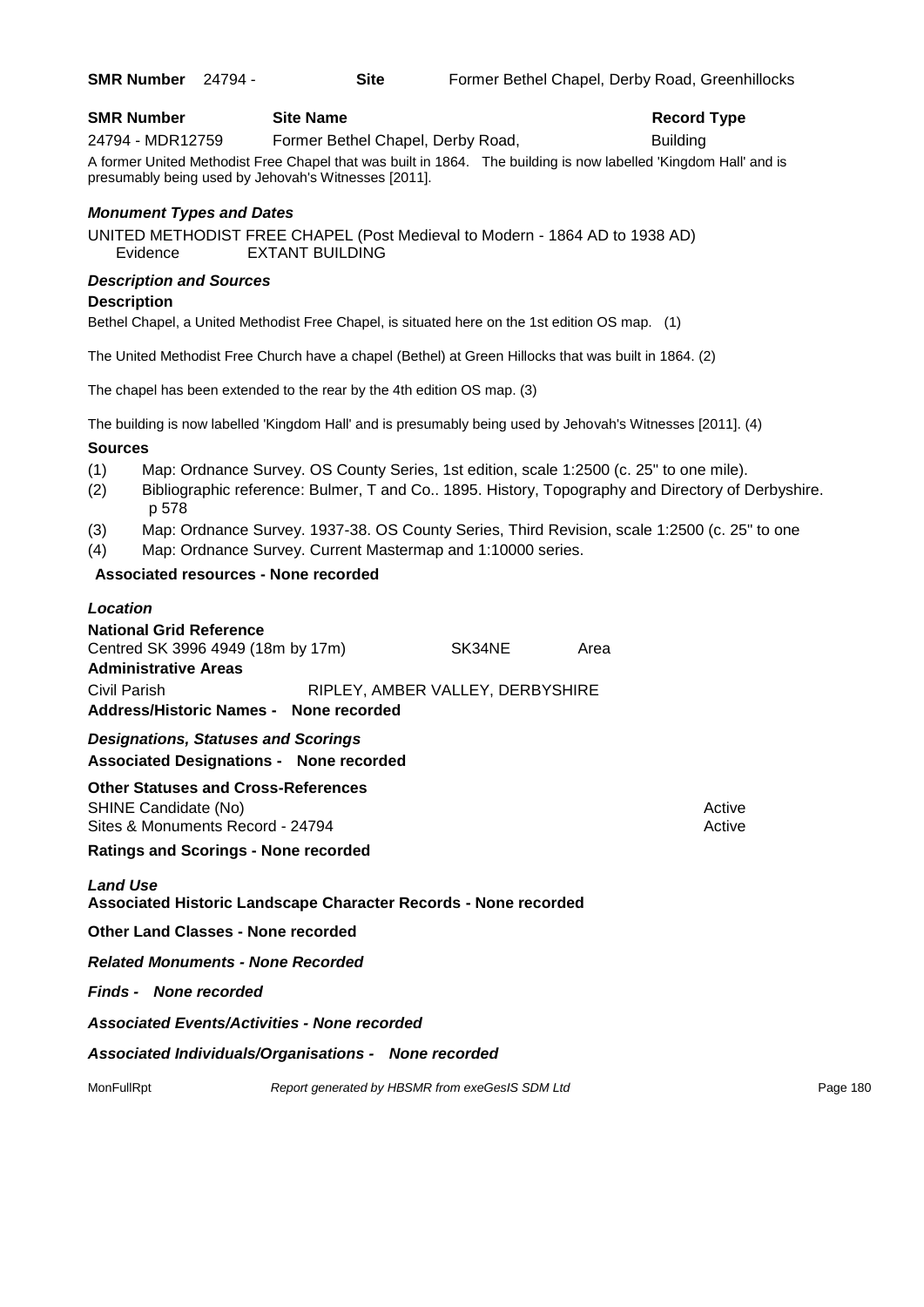**SMR Number** 24794 - **Site** Former Bethel Chapel, Derby Road, Greenhillocks

| SMR Number | Site Name | Record Type |
|---|---|---|
| 24794 - MDR12759 | Former Bethel Chapel, Derby Road, | Building |

A former United Methodist Free Chapel that was built in 1864. The building is now labelled 'Kingdom Hall' and is presumably being used by Jehovah's Witnesses [2011].

### *Monument Types and Dates*

UNITED METHODIST FREE CHAPEL (Post Medieval to Modern - 1864 AD to 1938 AD)
Evidence EXTANT BUILDING

### *Description and Sources*

**Description**

Bethel Chapel, a United Methodist Free Chapel, is situated here on the 1st edition OS map. (1)

The United Methodist Free Church have a chapel (Bethel) at Green Hillocks that was built in 1864. (2)

The chapel has been extended to the rear by the 4th edition OS map. (3)

The building is now labelled 'Kingdom Hall' and is presumably being used by Jehovah's Witnesses [2011]. (4)

**Sources**

(1) Map: Ordnance Survey. OS County Series, 1st edition, scale 1:2500 (c. 25" to one mile).
(2) Bibliographic reference: Bulmer, T and Co.. 1895. History, Topography and Directory of Derbyshire. p 578
(3) Map: Ordnance Survey. 1937-38. OS County Series, Third Revision, scale 1:2500 (c. 25" to one
(4) Map: Ordnance Survey. Current Mastermap and 1:10000 series.

**Associated resources - None recorded**

### *Location*

**National Grid Reference**

Centred SK 3996 4949 (18m by 17m) SK34NE Area

**Administrative Areas**

Civil Parish RIPLEY, AMBER VALLEY, DERBYSHIRE

**Address/Historic Names - None recorded**

### *Designations, Statuses and Scorings*

**Associated Designations - None recorded**

**Other Statuses and Cross-References**

SHINE Candidate (No) Active
Sites & Monuments Record - 24794 Active

**Ratings and Scorings - None recorded**

### *Land Use*

**Associated Historic Landscape Character Records - None recorded**

**Other Land Classes - None recorded**

***Related Monuments - None Recorded***

***Finds - None recorded***

***Associated Events/Activities - None recorded***

***Associated Individuals/Organisations - None recorded***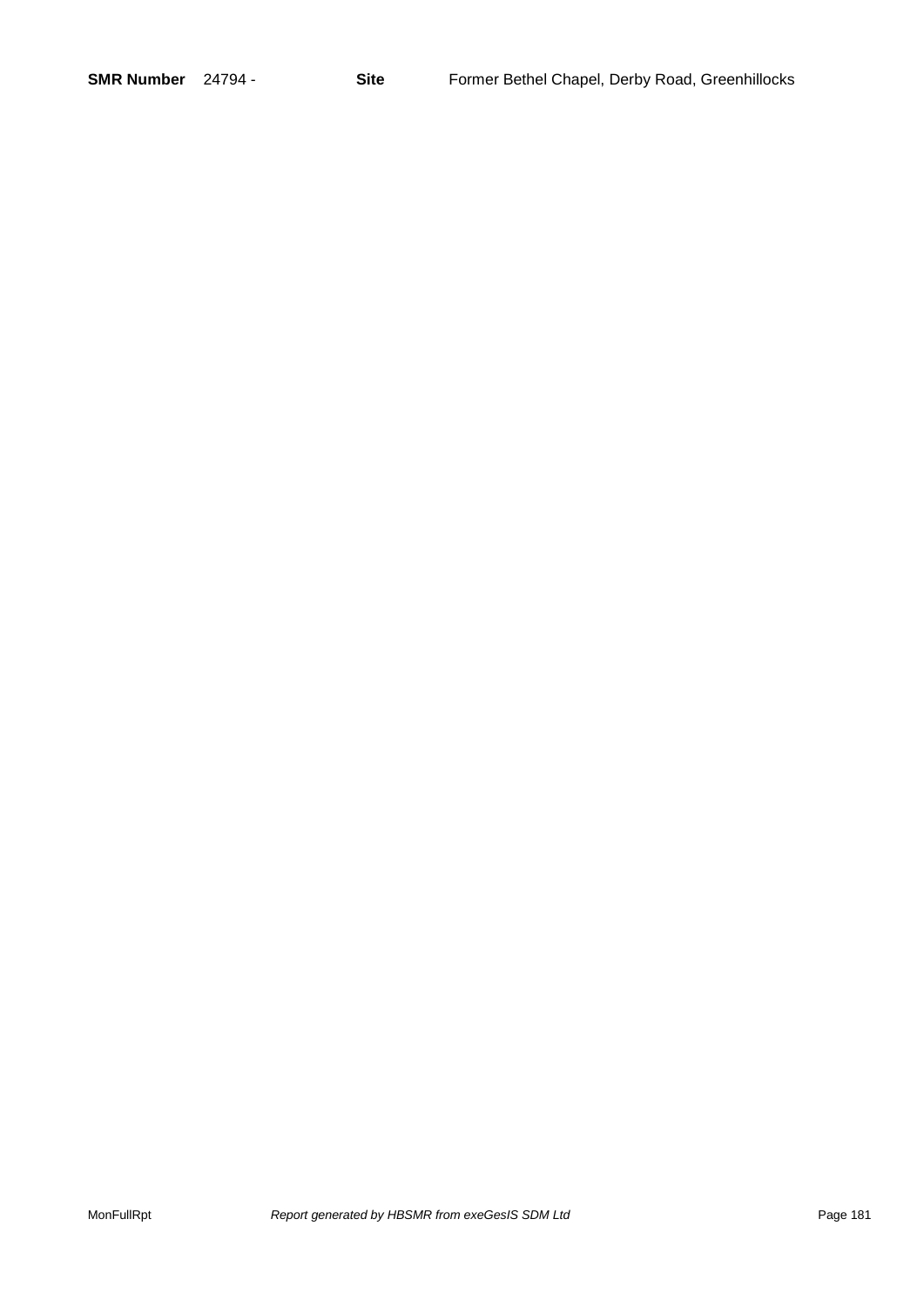**SMR Number** 24794 - **Site** Former Bethel Chapel, Derby Road, Greenhillocks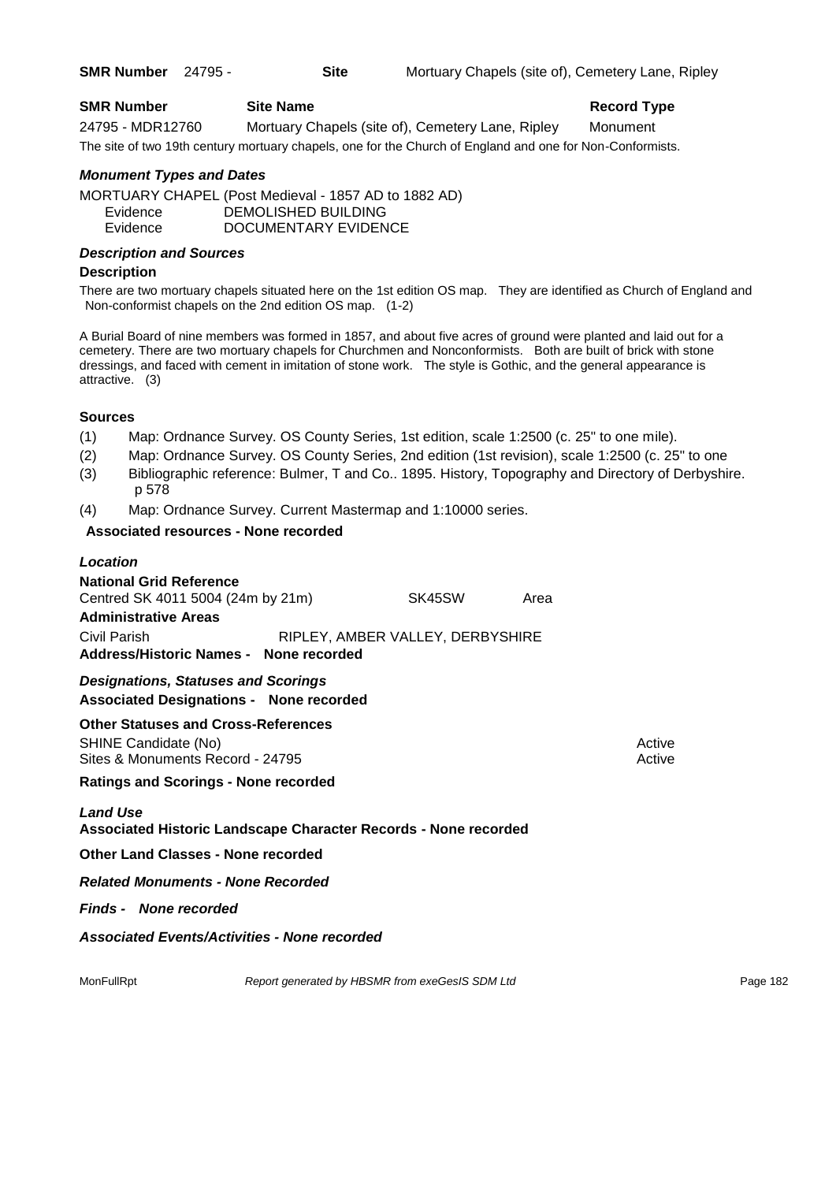**SMR Number** 24795 - **Site** Mortuary Chapels (site of), Cemetery Lane, Ripley

| SMR Number | Site Name | Record Type |
| --- | --- | --- |
| 24795 - MDR12760 | Mortuary Chapels (site of), Cemetery Lane, Ripley | Monument |

The site of two 19th century mortuary chapels, one for the Church of England and one for Non-Conformists.

***Monument Types and Dates***

MORTUARY CHAPEL (Post Medieval - 1857 AD to 1882 AD)
Evidence DEMOLISHED BUILDING
Evidence DOCUMENTARY EVIDENCE

***Description and Sources***

**Description**

There are two mortuary chapels situated here on the 1st edition OS map. They are identified as Church of England and Non-conformist chapels on the 2nd edition OS map. (1-2)

A Burial Board of nine members was formed in 1857, and about five acres of ground were planted and laid out for a cemetery. There are two mortuary chapels for Churchmen and Nonconformists. Both are built of brick with stone dressings, and faced with cement in imitation of stone work. The style is Gothic, and the general appearance is attractive. (3)

**Sources**

(1) Map: Ordnance Survey. OS County Series, 1st edition, scale 1:2500 (c. 25" to one mile).
(2) Map: Ordnance Survey. OS County Series, 2nd edition (1st revision), scale 1:2500 (c. 25" to one
(3) Bibliographic reference: Bulmer, T and Co.. 1895. History, Topography and Directory of Derbyshire. p 578
(4) Map: Ordnance Survey. Current Mastermap and 1:10000 series.

**Associated resources - None recorded**

***Location***

**National Grid Reference**

Centred SK 4011 5004 (24m by 21m) SK45SW Area

**Administrative Areas**

Civil Parish RIPLEY, AMBER VALLEY, DERBYSHIRE

**Address/Historic Names - None recorded**

***Designations, Statuses and Scorings***

**Associated Designations - None recorded**

**Other Statuses and Cross-References**

SHINE Candidate (No) Active
Sites & Monuments Record - 24795 Active

**Ratings and Scorings - None recorded**

***Land Use***

**Associated Historic Landscape Character Records - None recorded**

**Other Land Classes - None recorded**

***Related Monuments - None Recorded***

***Finds - None recorded***

***Associated Events/Activities - None recorded***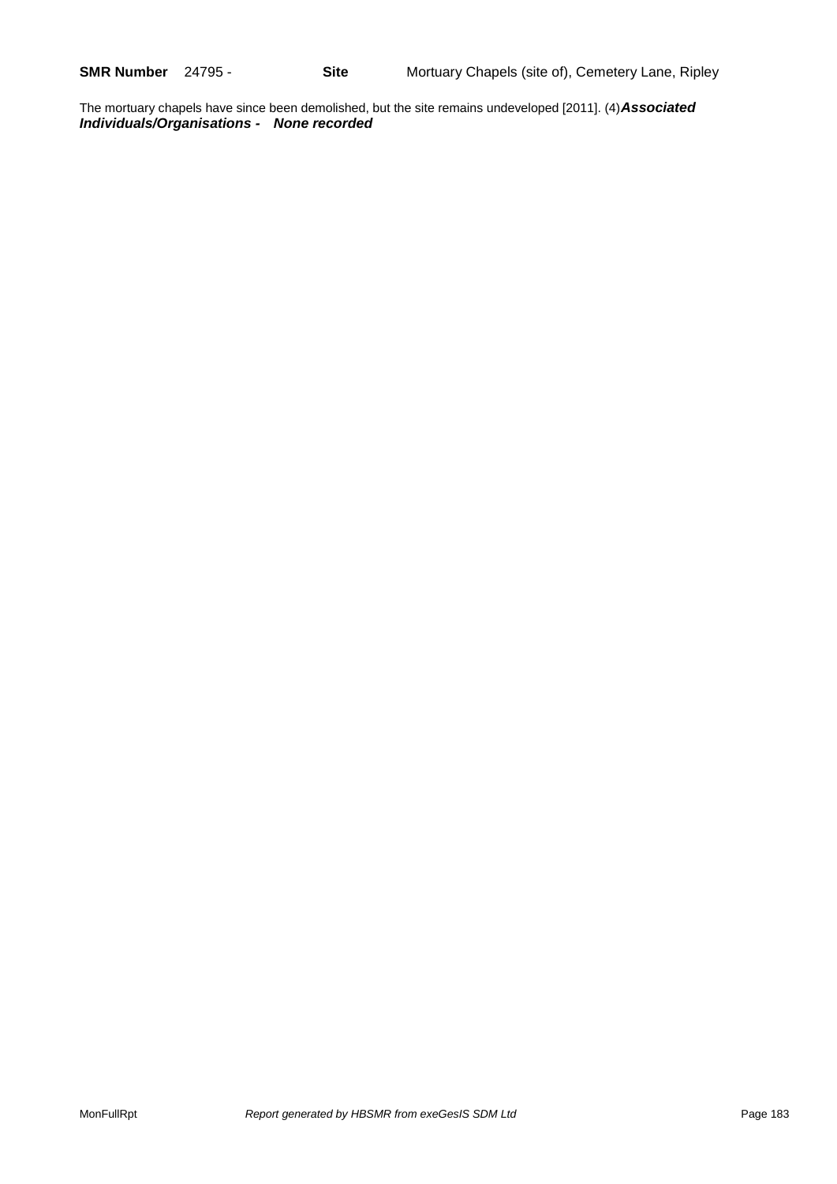**SMR Number** 24795 - **Site** Mortuary Chapels (site of), Cemetery Lane, Ripley

The mortuary chapels have since been demolished, but the site remains undeveloped [2011]. (4)***Associated Individuals/Organisations - None recorded***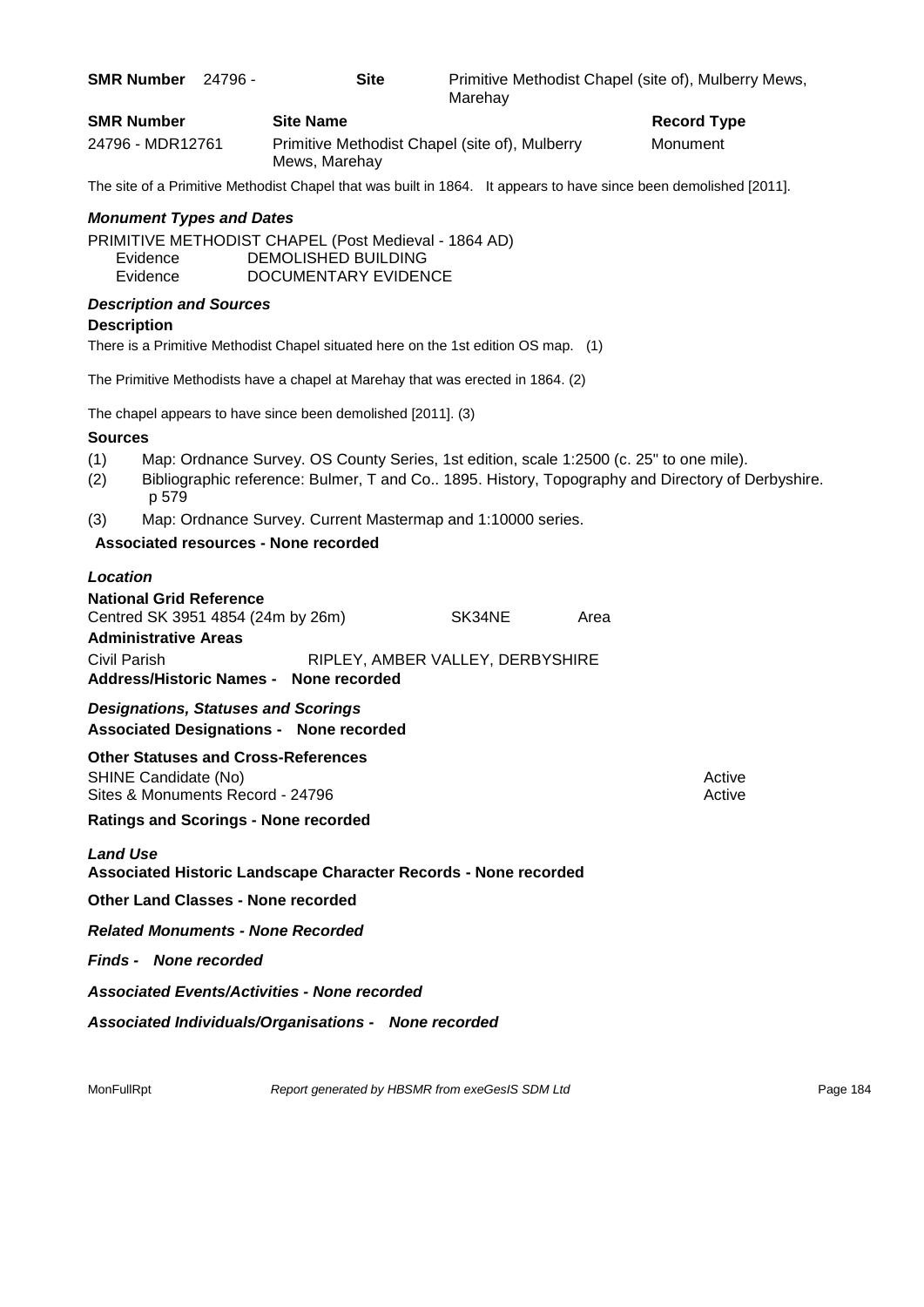**SMR Number** 24796 - **Site** Primitive Methodist Chapel (site of), Mulberry Mews, Marehay

| **SMR Number** | **Site Name** | **Record Type** |
| --- | --- | --- |
| 24796 - MDR12761 | Primitive Methodist Chapel (site of), Mulberry Mews, Marehay | Monument |

The site of a Primitive Methodist Chapel that was built in 1864. It appears to have since been demolished [2011].

### *Monument Types and Dates*

PRIMITIVE METHODIST CHAPEL (Post Medieval - 1864 AD)
Evidence DEMOLISHED BUILDING
Evidence DOCUMENTARY EVIDENCE

### *Description and Sources*

**Description**

There is a Primitive Methodist Chapel situated here on the 1st edition OS map. (1)

The Primitive Methodists have a chapel at Marehay that was erected in 1864. (2)

The chapel appears to have since been demolished [2011]. (3)

**Sources**

(1) Map: Ordnance Survey. OS County Series, 1st edition, scale 1:2500 (c. 25" to one mile).
(2) Bibliographic reference: Bulmer, T and Co.. 1895. History, Topography and Directory of Derbyshire. p 579
(3) Map: Ordnance Survey. Current Mastermap and 1:10000 series.

**Associated resources - None recorded**

### *Location*

**National Grid Reference**
Centred SK 3951 4854 (24m by 26m) SK34NE Area

**Administrative Areas**
Civil Parish RIPLEY, AMBER VALLEY, DERBYSHIRE

**Address/Historic Names - None recorded**

### *Designations, Statuses and Scorings*

**Associated Designations - None recorded**

**Other Statuses and Cross-References**
SHINE Candidate (No) Active
Sites & Monuments Record - 24796 Active

**Ratings and Scorings - None recorded**

### *Land Use*

**Associated Historic Landscape Character Records - None recorded**

**Other Land Classes - None recorded**

***Related Monuments - None Recorded***

***Finds - None recorded***

***Associated Events/Activities - None recorded***

***Associated Individuals/Organisations - None recorded***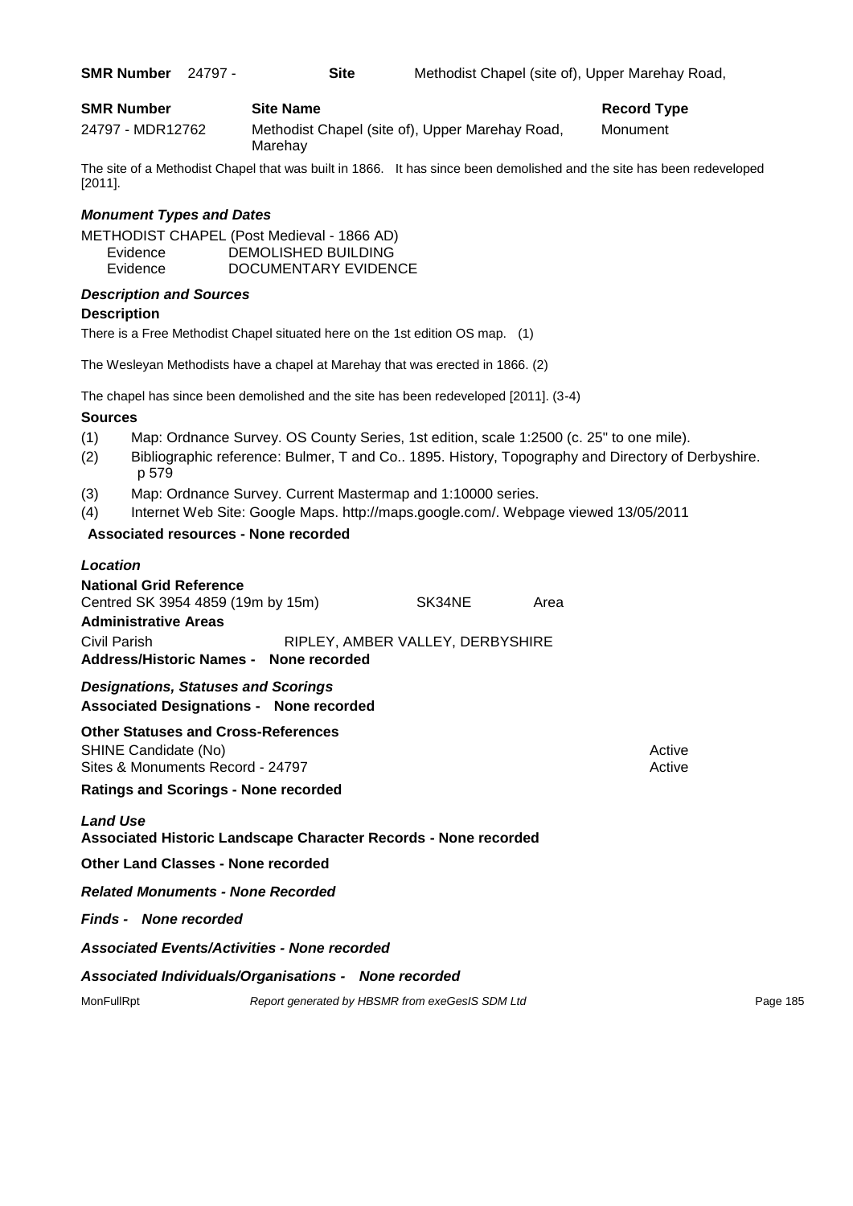**SMR Number** 24797 - **Site** Methodist Chapel (site of), Upper Marehay Road,

| SMR Number | Site Name | Record Type |
|---|---|---|
| 24797 - MDR12762 | Methodist Chapel (site of), Upper Marehay Road, Marehay | Monument |

The site of a Methodist Chapel that was built in 1866. It has since been demolished and the site has been redeveloped [2011].

***Monument Types and Dates***

METHODIST CHAPEL (Post Medieval - 1866 AD)
Evidence DEMOLISHED BUILDING
Evidence DOCUMENTARY EVIDENCE

***Description and Sources***

**Description**

There is a Free Methodist Chapel situated here on the 1st edition OS map. (1)

The Wesleyan Methodists have a chapel at Marehay that was erected in 1866. (2)

The chapel has since been demolished and the site has been redeveloped [2011]. (3-4)

**Sources**

(1) Map: Ordnance Survey. OS County Series, 1st edition, scale 1:2500 (c. 25" to one mile).
(2) Bibliographic reference: Bulmer, T and Co.. 1895. History, Topography and Directory of Derbyshire. p 579
(3) Map: Ordnance Survey. Current Mastermap and 1:10000 series.
(4) Internet Web Site: Google Maps. http://maps.google.com/. Webpage viewed 13/05/2011

**Associated resources - None recorded**

***Location***

**National Grid Reference**

Centred SK 3954 4859 (19m by 15m) SK34NE Area

**Administrative Areas**

Civil Parish RIPLEY, AMBER VALLEY, DERBYSHIRE

**Address/Historic Names - None recorded**

***Designations, Statuses and Scorings***

**Associated Designations - None recorded**

**Other Statuses and Cross-References**

SHINE Candidate (No) Active
Sites & Monuments Record - 24797 Active

**Ratings and Scorings - None recorded**

***Land Use***

**Associated Historic Landscape Character Records - None recorded**

**Other Land Classes - None recorded**

***Related Monuments - None Recorded***

***Finds - None recorded***

***Associated Events/Activities - None recorded***

***Associated Individuals/Organisations - None recorded***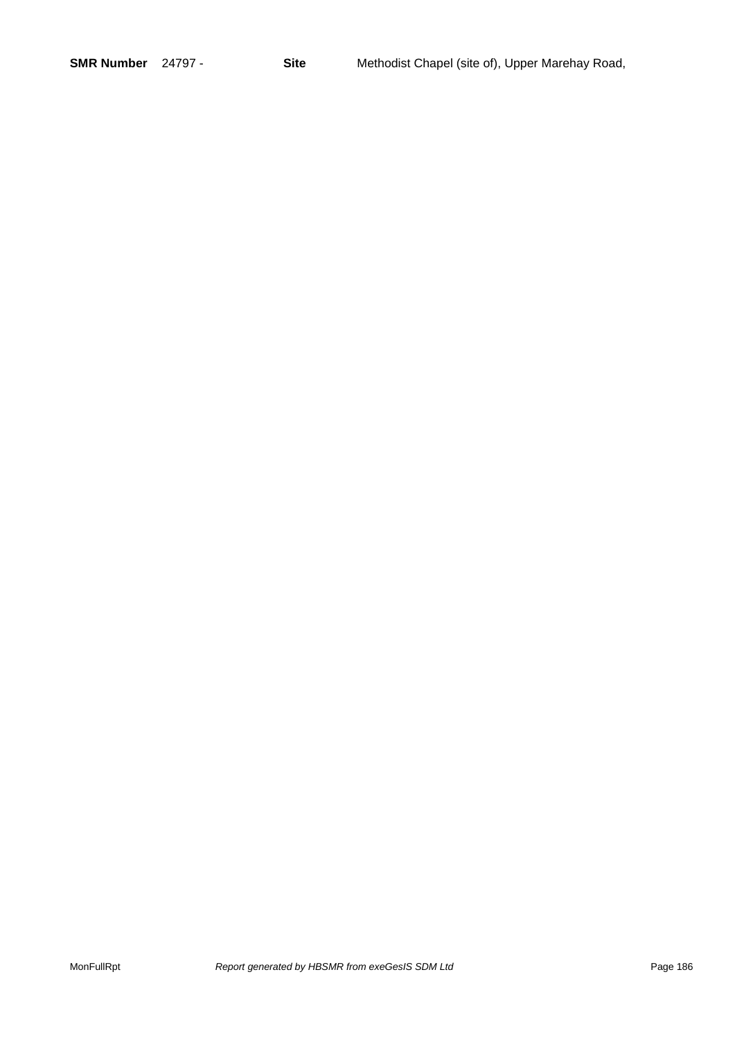**SMR Number** 24797 - **Site** Methodist Chapel (site of), Upper Marehay Road,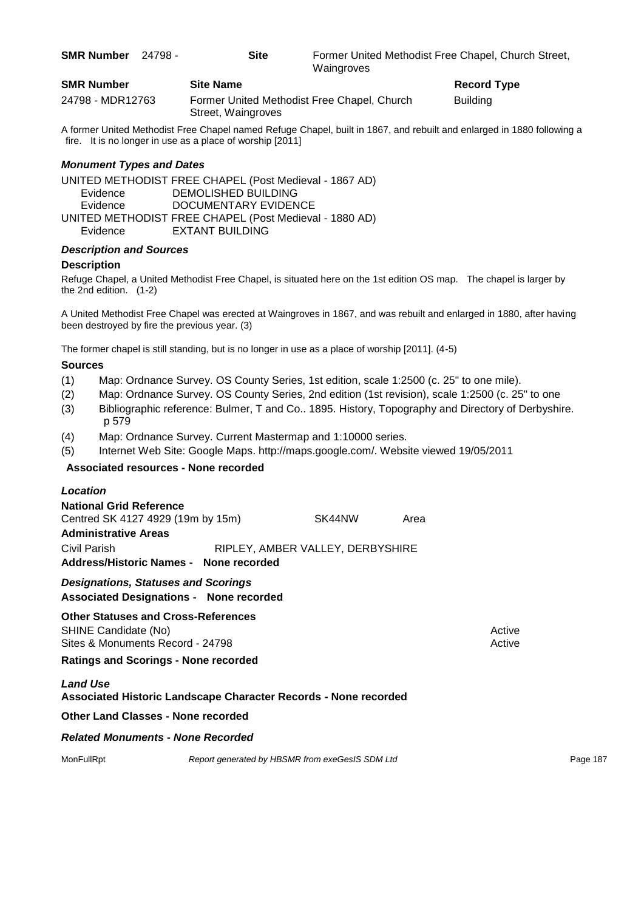**SMR Number** 24798 - **Site** Former United Methodist Free Chapel, Church Street, Waingroves

| SMR Number | Site Name | Record Type |
| --- | --- | --- |
| 24798 - MDR12763 | Former United Methodist Free Chapel, Church Street, Waingroves | Building |

A former United Methodist Free Chapel named Refuge Chapel, built in 1867, and rebuilt and enlarged in 1880 following a fire. It is no longer in use as a place of worship [2011]

### *Monument Types and Dates*

UNITED METHODIST FREE CHAPEL (Post Medieval - 1867 AD)
Evidence DEMOLISHED BUILDING
Evidence DOCUMENTARY EVIDENCE
UNITED METHODIST FREE CHAPEL (Post Medieval - 1880 AD)
Evidence EXTANT BUILDING

### *Description and Sources*

**Description**

Refuge Chapel, a United Methodist Free Chapel, is situated here on the 1st edition OS map. The chapel is larger by the 2nd edition. (1-2)

A United Methodist Free Chapel was erected at Waingroves in 1867, and was rebuilt and enlarged in 1880, after having been destroyed by fire the previous year. (3)

The former chapel is still standing, but is no longer in use as a place of worship [2011]. (4-5)

**Sources**

(1) Map: Ordnance Survey. OS County Series, 1st edition, scale 1:2500 (c. 25" to one mile).
(2) Map: Ordnance Survey. OS County Series, 2nd edition (1st revision), scale 1:2500 (c. 25" to one
(3) Bibliographic reference: Bulmer, T and Co.. 1895. History, Topography and Directory of Derbyshire. p 579
(4) Map: Ordnance Survey. Current Mastermap and 1:10000 series.
(5) Internet Web Site: Google Maps. http://maps.google.com/. Website viewed 19/05/2011

**Associated resources - None recorded**

### *Location*

**National Grid Reference**
Centred SK 4127 4929 (19m by 15m) SK44NW Area

**Administrative Areas**
Civil Parish RIPLEY, AMBER VALLEY, DERBYSHIRE

**Address/Historic Names - None recorded**

### *Designations, Statuses and Scorings*

**Associated Designations - None recorded**

**Other Statuses and Cross-References**

| | |
| --- | --- |
| SHINE Candidate (No) | Active |
| Sites & Monuments Record - 24798 | Active |

**Ratings and Scorings - None recorded**

### *Land Use*

**Associated Historic Landscape Character Records - None recorded**

**Other Land Classes - None recorded**

### *Related Monuments - None Recorded*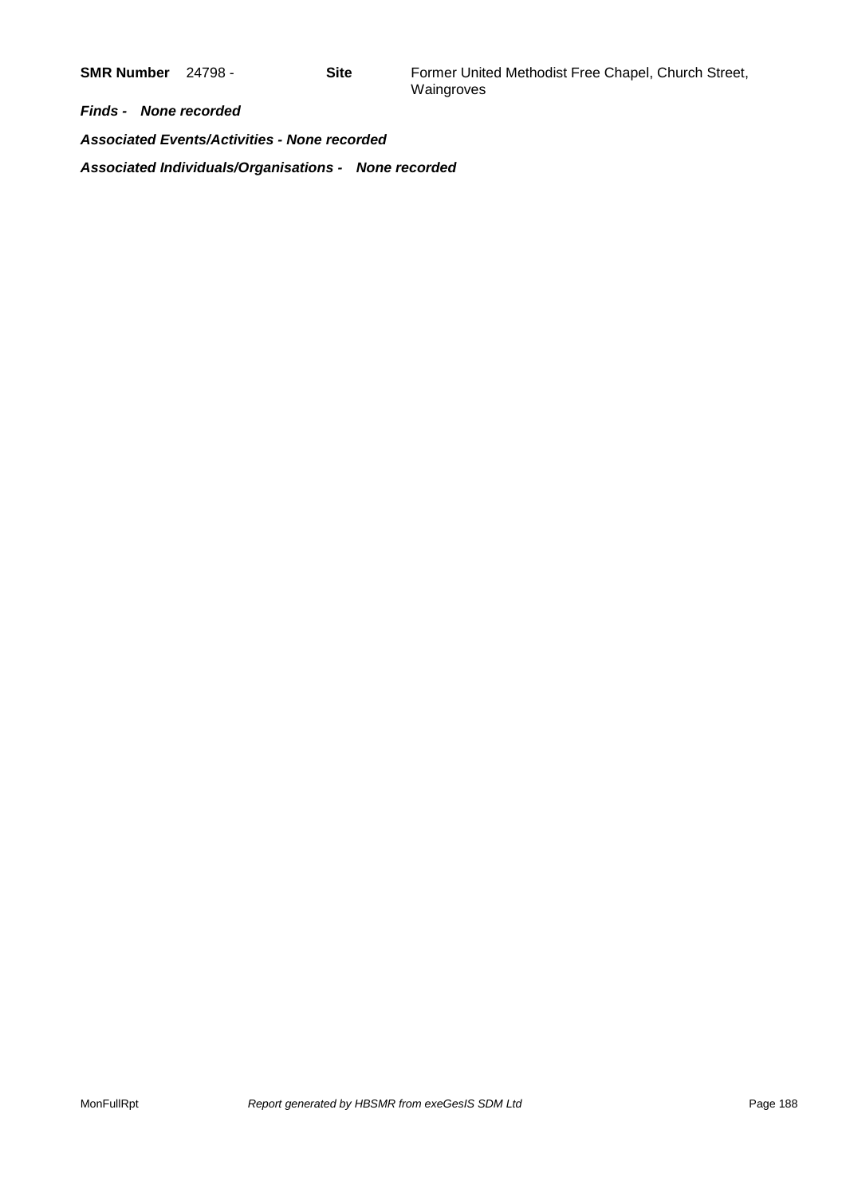**SMR Number** 24798 - **Site** Former United Methodist Free Chapel, Church Street, Waingroves

***Finds - None recorded***

***Associated Events/Activities - None recorded***

***Associated Individuals/Organisations - None recorded***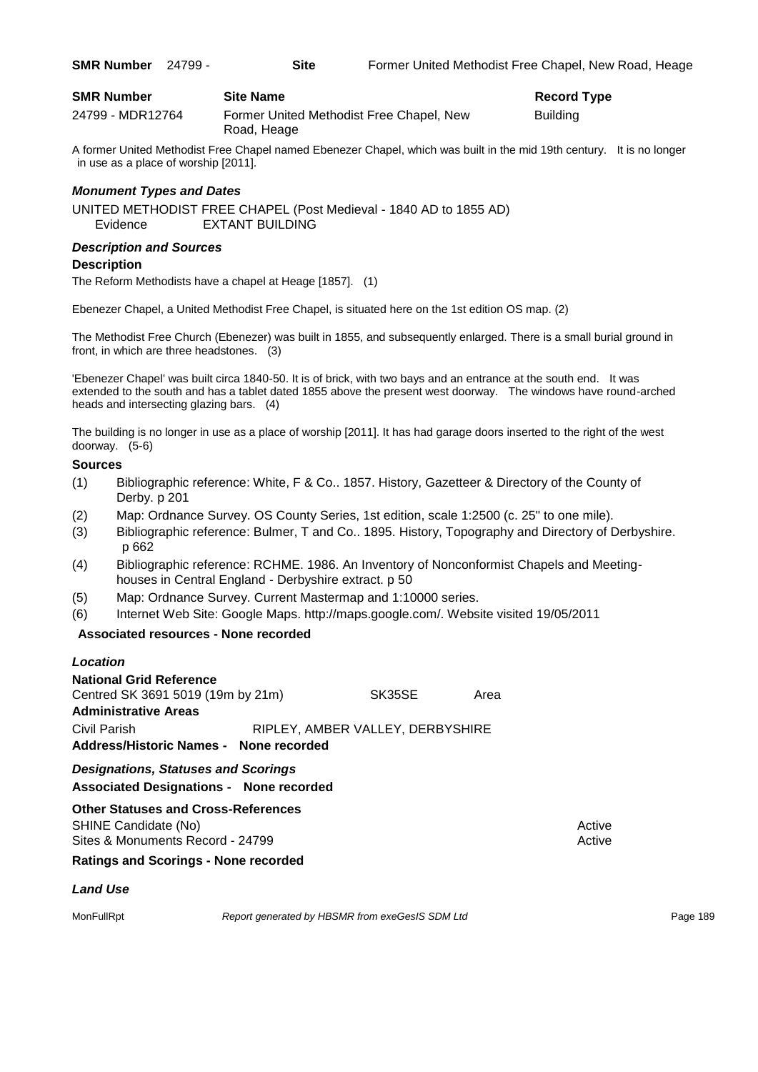**SMR Number** 24799 - **Site** Former United Methodist Free Chapel, New Road, Heage

| SMR Number | Site Name | Record Type |
|---|---|---|
| 24799 - MDR12764 | Former United Methodist Free Chapel, New Road, Heage | Building |

A former United Methodist Free Chapel named Ebenezer Chapel, which was built in the mid 19th century. It is no longer in use as a place of worship [2011].

### *Monument Types and Dates*

UNITED METHODIST FREE CHAPEL (Post Medieval - 1840 AD to 1855 AD)
Evidence EXTANT BUILDING

### *Description and Sources*

**Description**

The Reform Methodists have a chapel at Heage [1857]. (1)

Ebenezer Chapel, a United Methodist Free Chapel, is situated here on the 1st edition OS map. (2)

The Methodist Free Church (Ebenezer) was built in 1855, and subsequently enlarged. There is a small burial ground in front, in which are three headstones. (3)

'Ebenezer Chapel' was built circa 1840-50. It is of brick, with two bays and an entrance at the south end. It was extended to the south and has a tablet dated 1855 above the present west doorway. The windows have round-arched heads and intersecting glazing bars. (4)

The building is no longer in use as a place of worship [2011]. It has had garage doors inserted to the right of the west doorway. (5-6)

**Sources**

- (1) Bibliographic reference: White, F & Co.. 1857. History, Gazetteer & Directory of the County of Derby. p 201
- (2) Map: Ordnance Survey. OS County Series, 1st edition, scale 1:2500 (c. 25" to one mile).
- (3) Bibliographic reference: Bulmer, T and Co.. 1895. History, Topography and Directory of Derbyshire. p 662
- (4) Bibliographic reference: RCHME. 1986. An Inventory of Nonconformist Chapels and Meeting-houses in Central England - Derbyshire extract. p 50
- (5) Map: Ordnance Survey. Current Mastermap and 1:10000 series.
- (6) Internet Web Site: Google Maps. http://maps.google.com/. Website visited 19/05/2011

**Associated resources - None recorded**

### *Location*

**National Grid Reference**

Centred SK 3691 5019 (19m by 21m) SK35SE Area

**Administrative Areas**

Civil Parish RIPLEY, AMBER VALLEY, DERBYSHIRE

**Address/Historic Names - None recorded**

### *Designations, Statuses and Scorings*

**Associated Designations - None recorded**

**Other Statuses and Cross-References**

| | |
|---|---|
| SHINE Candidate (No) | Active |
| Sites & Monuments Record - 24799 | Active |

**Ratings and Scorings - None recorded**

### *Land Use*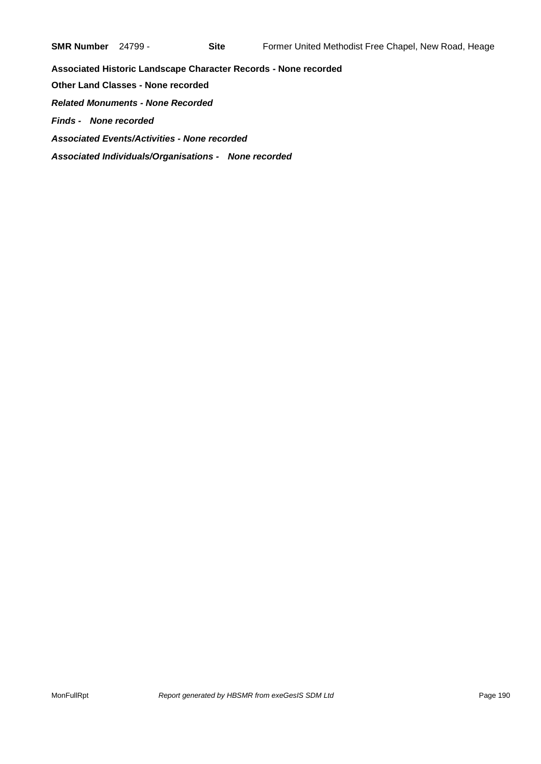**SMR Number** 24799 - **Site** Former United Methodist Free Chapel, New Road, Heage

**Associated Historic Landscape Character Records - None recorded**

**Other Land Classes - None recorded**

***Related Monuments - None Recorded***

***Finds - None recorded***

***Associated Events/Activities - None recorded***

***Associated Individuals/Organisations - None recorded***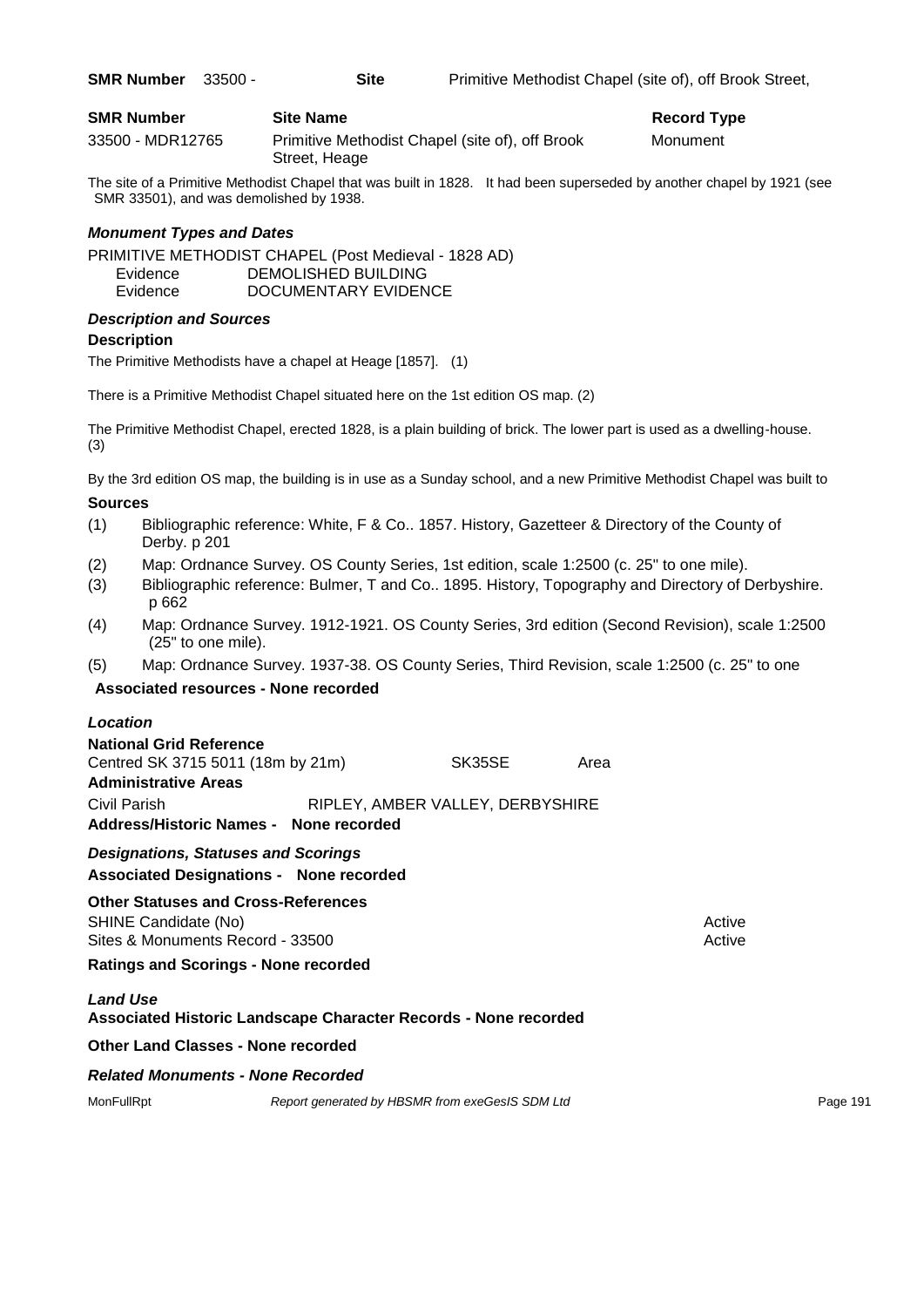**SMR Number** 33500 - **Site** Primitive Methodist Chapel (site of), off Brook Street,

| SMR Number | Site Name | Record Type |
|---|---|---|
| 33500 - MDR12765 | Primitive Methodist Chapel (site of), off Brook Street, Heage | Monument |

The site of a Primitive Methodist Chapel that was built in 1828. It had been superseded by another chapel by 1921 (see SMR 33501), and was demolished by 1938.

### *Monument Types and Dates*

PRIMITIVE METHODIST CHAPEL (Post Medieval - 1828 AD)
Evidence DEMOLISHED BUILDING
Evidence DOCUMENTARY EVIDENCE

### *Description and Sources*

**Description**

The Primitive Methodists have a chapel at Heage [1857]. (1)

There is a Primitive Methodist Chapel situated here on the 1st edition OS map. (2)

The Primitive Methodist Chapel, erected 1828, is a plain building of brick. The lower part is used as a dwelling-house. (3)

By the 3rd edition OS map, the building is in use as a Sunday school, and a new Primitive Methodist Chapel was built to

**Sources**

(1) Bibliographic reference: White, F & Co.. 1857. History, Gazetteer & Directory of the County of Derby. p 201
(2) Map: Ordnance Survey. OS County Series, 1st edition, scale 1:2500 (c. 25" to one mile).
(3) Bibliographic reference: Bulmer, T and Co.. 1895. History, Topography and Directory of Derbyshire. p 662
(4) Map: Ordnance Survey. 1912-1921. OS County Series, 3rd edition (Second Revision), scale 1:2500 (25" to one mile).
(5) Map: Ordnance Survey. 1937-38. OS County Series, Third Revision, scale 1:2500 (c. 25" to one

**Associated resources - None recorded**

### *Location*

**National Grid Reference**
Centred SK 3715 5011 (18m by 21m) SK35SE Area

**Administrative Areas**
Civil Parish RIPLEY, AMBER VALLEY, DERBYSHIRE

**Address/Historic Names - None recorded**

### *Designations, Statuses and Scorings*

**Associated Designations - None recorded**

**Other Statuses and Cross-References**
SHINE Candidate (No) Active
Sites & Monuments Record - 33500 Active

**Ratings and Scorings - None recorded**

### *Land Use*

**Associated Historic Landscape Character Records - None recorded**

**Other Land Classes - None recorded**

### *Related Monuments - None Recorded*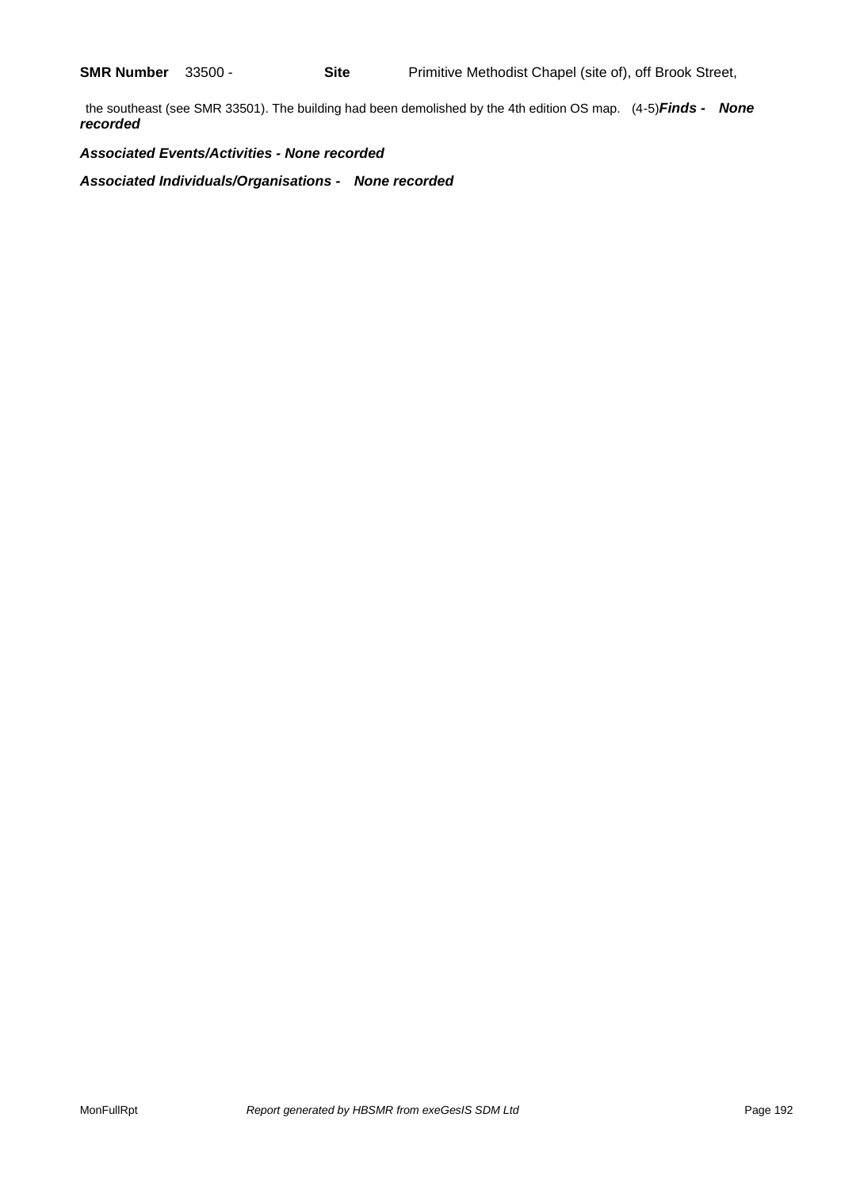**SMR Number** 33500 - **Site** Primitive Methodist Chapel (site of), off Brook Street,

the southeast (see SMR 33501). The building had been demolished by the 4th edition OS map. (4-5)***Finds - None recorded***

***Associated Events/Activities - None recorded***

***Associated Individuals/Organisations - None recorded***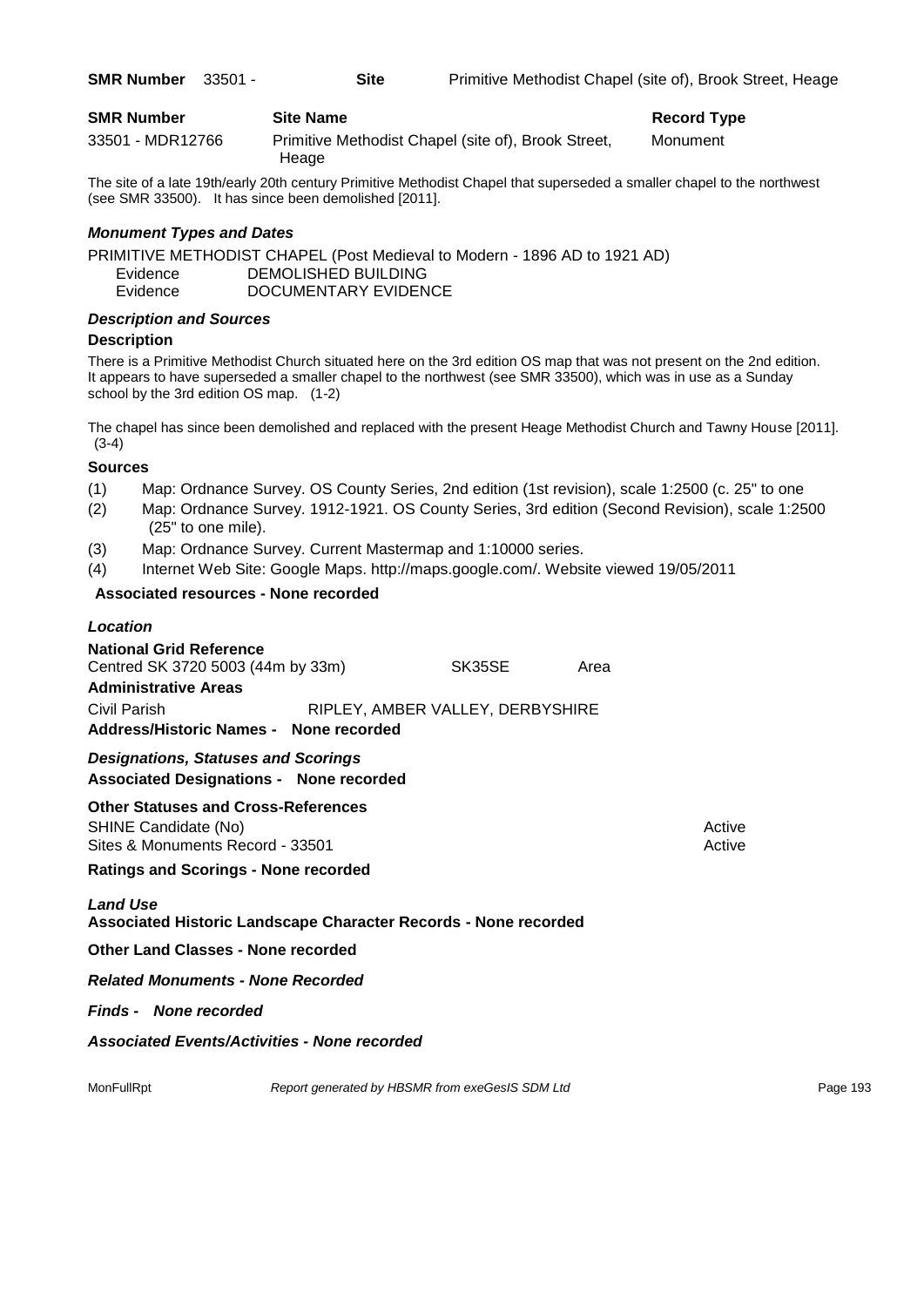**SMR Number** 33501 - **Site** Primitive Methodist Chapel (site of), Brook Street, Heage

| SMR Number | Site Name | Record Type |
| --- | --- | --- |
| 33501 - MDR12766 | Primitive Methodist Chapel (site of), Brook Street, Heage | Monument |

The site of a late 19th/early 20th century Primitive Methodist Chapel that superseded a smaller chapel to the northwest (see SMR 33500). It has since been demolished [2011].

### *Monument Types and Dates*

PRIMITIVE METHODIST CHAPEL (Post Medieval to Modern - 1896 AD to 1921 AD)

Evidence DEMOLISHED BUILDING
Evidence DOCUMENTARY EVIDENCE

### *Description and Sources*

**Description**

There is a Primitive Methodist Church situated here on the 3rd edition OS map that was not present on the 2nd edition. It appears to have superseded a smaller chapel to the northwest (see SMR 33500), which was in use as a Sunday school by the 3rd edition OS map. (1-2)

The chapel has since been demolished and replaced with the present Heage Methodist Church and Tawny House [2011]. (3-4)

**Sources**

(1) Map: Ordnance Survey. OS County Series, 2nd edition (1st revision), scale 1:2500 (c. 25" to one
(2) Map: Ordnance Survey. 1912-1921. OS County Series, 3rd edition (Second Revision), scale 1:2500 (25" to one mile).
(3) Map: Ordnance Survey. Current Mastermap and 1:10000 series.
(4) Internet Web Site: Google Maps. http://maps.google.com/. Website viewed 19/05/2011

**Associated resources - None recorded**

### *Location*

**National Grid Reference**

Centred SK 3720 5003 (44m by 33m) SK35SE Area

**Administrative Areas**

Civil Parish RIPLEY, AMBER VALLEY, DERBYSHIRE

**Address/Historic Names - None recorded**

### *Designations, Statuses and Scorings*

**Associated Designations - None recorded**

**Other Statuses and Cross-References**

SHINE Candidate (No) Active
Sites & Monuments Record - 33501 Active

**Ratings and Scorings - None recorded**

### *Land Use*

**Associated Historic Landscape Character Records - None recorded**

**Other Land Classes - None recorded**

***Related Monuments - None Recorded***

***Finds - None recorded***

***Associated Events/Activities - None recorded***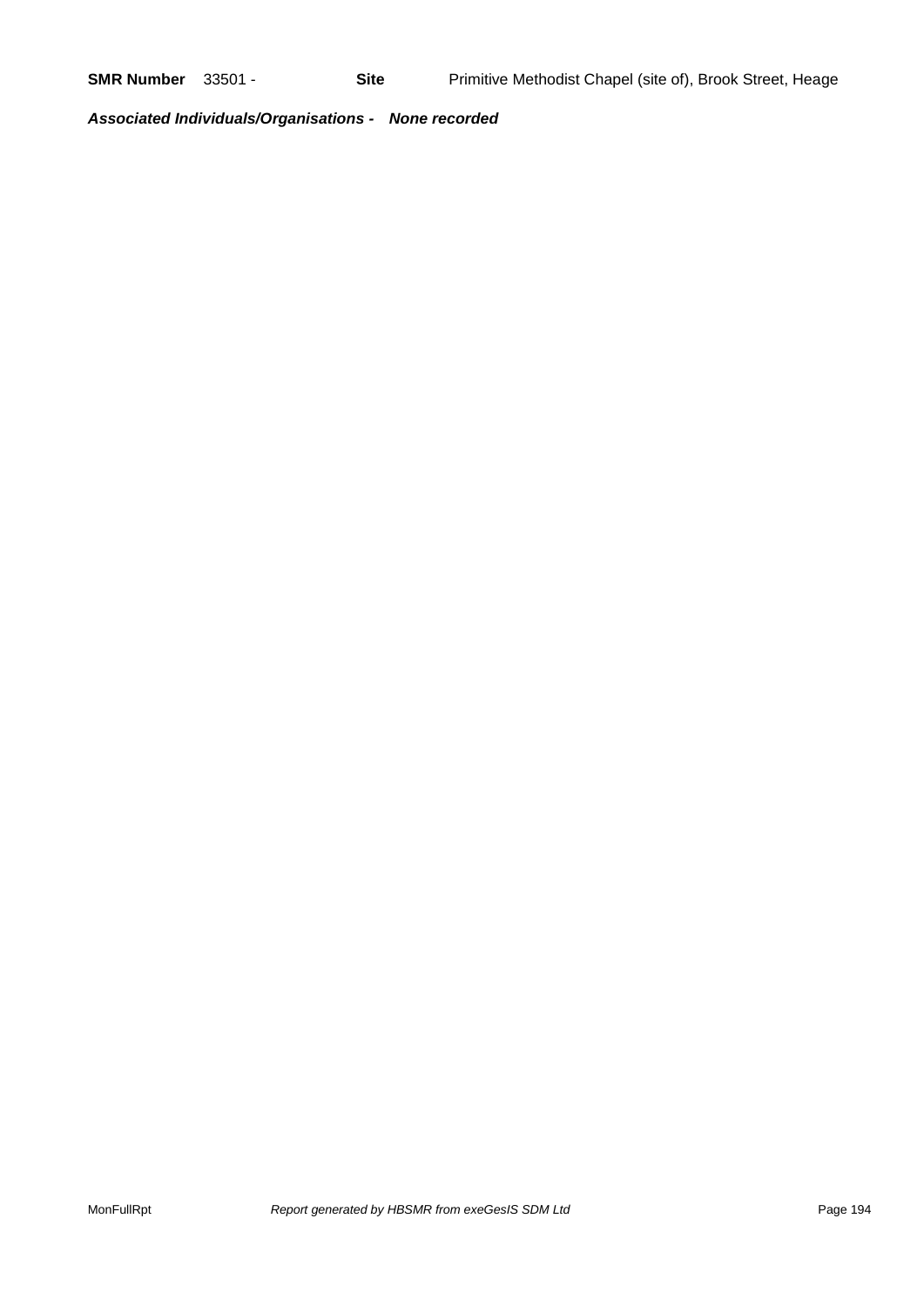**SMR Number** 33501 - **Site** Primitive Methodist Chapel (site of), Brook Street, Heage

***Associated Individuals/Organisations - None recorded***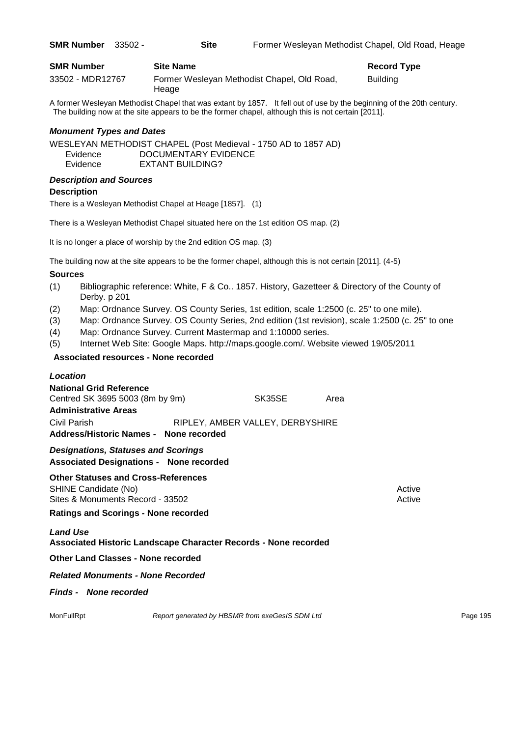**SMR Number** 33502 - **Site** Former Wesleyan Methodist Chapel, Old Road, Heage

| SMR Number | Site Name | Record Type |
|---|---|---|
| 33502 - MDR12767 | Former Wesleyan Methodist Chapel, Old Road, Heage | Building |

A former Wesleyan Methodist Chapel that was extant by 1857. It fell out of use by the beginning of the 20th century. The building now at the site appears to be the former chapel, although this is not certain [2011].

### *Monument Types and Dates*

WESLEYAN METHODIST CHAPEL (Post Medieval - 1750 AD to 1857 AD)
Evidence DOCUMENTARY EVIDENCE
Evidence EXTANT BUILDING?

### *Description and Sources*

**Description**

There is a Wesleyan Methodist Chapel at Heage [1857]. (1)

There is a Wesleyan Methodist Chapel situated here on the 1st edition OS map. (2)

It is no longer a place of worship by the 2nd edition OS map. (3)

The building now at the site appears to be the former chapel, although this is not certain [2011]. (4-5)

**Sources**

(1) Bibliographic reference: White, F & Co.. 1857. History, Gazetteer & Directory of the County of Derby. p 201
(2) Map: Ordnance Survey. OS County Series, 1st edition, scale 1:2500 (c. 25" to one mile).
(3) Map: Ordnance Survey. OS County Series, 2nd edition (1st revision), scale 1:2500 (c. 25" to one
(4) Map: Ordnance Survey. Current Mastermap and 1:10000 series.
(5) Internet Web Site: Google Maps. http://maps.google.com/. Website viewed 19/05/2011

**Associated resources - None recorded**

### *Location*

**National Grid Reference**
Centred SK 3695 5003 (8m by 9m) SK35SE Area

**Administrative Areas**
Civil Parish RIPLEY, AMBER VALLEY, DERBYSHIRE

**Address/Historic Names - None recorded**

### *Designations, Statuses and Scorings*

**Associated Designations - None recorded**

**Other Statuses and Cross-References**

| | |
|---|---|
| SHINE Candidate (No) | Active |
| Sites & Monuments Record - 33502 | Active |

**Ratings and Scorings - None recorded**

### *Land Use*

**Associated Historic Landscape Character Records - None recorded**

**Other Land Classes - None recorded**

***Related Monuments - None Recorded***

***Finds - None recorded***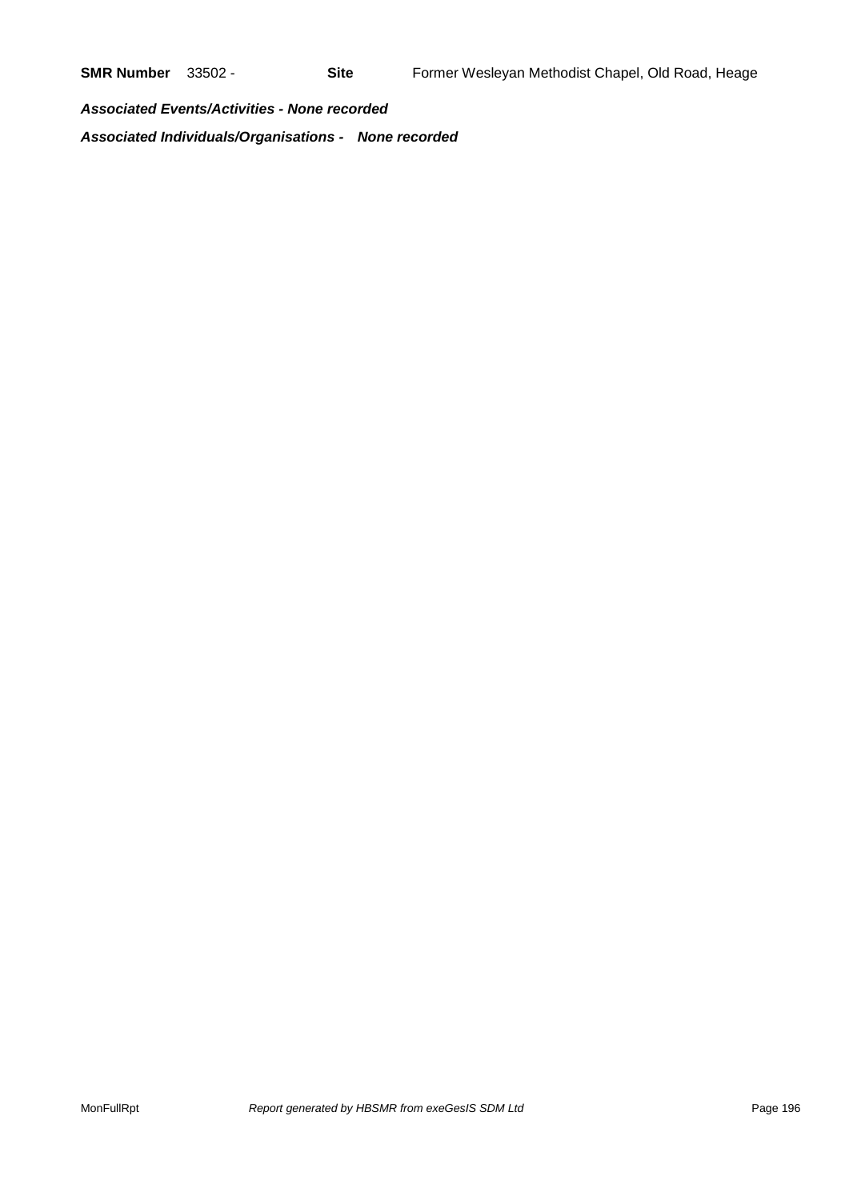**SMR Number** 33502 - **Site** Former Wesleyan Methodist Chapel, Old Road, Heage

***Associated Events/Activities - None recorded***

***Associated Individuals/Organisations - None recorded***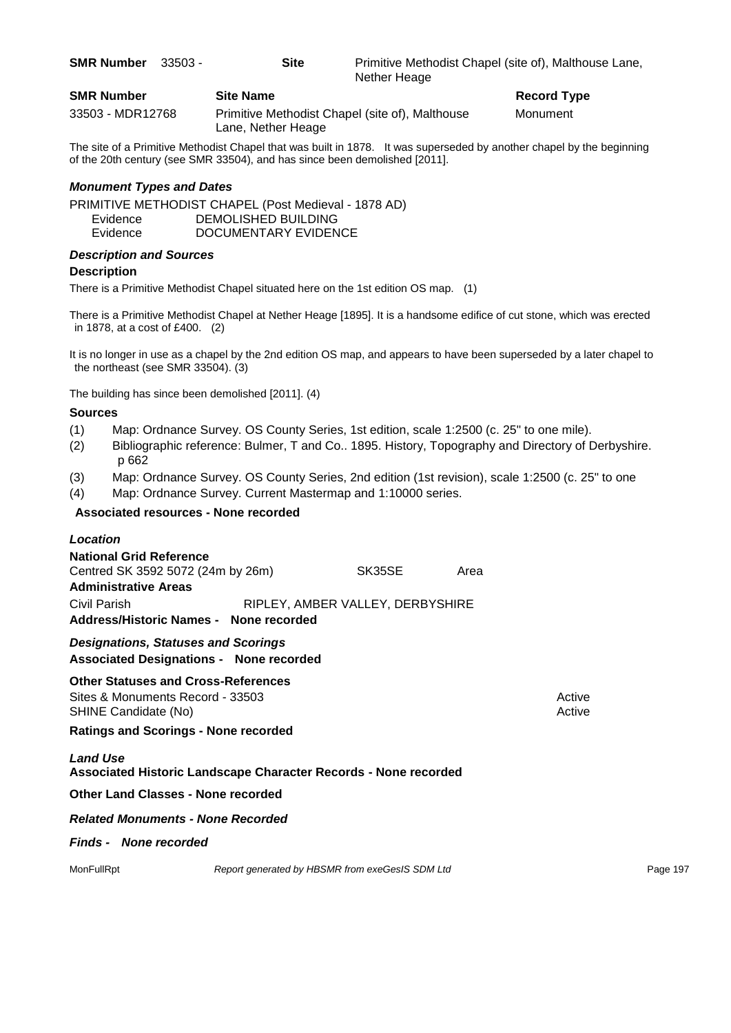**SMR Number** 33503 - **Site** Primitive Methodist Chapel (site of), Malthouse Lane, Nether Heage

| SMR Number | Site Name | Record Type |
| --- | --- | --- |
| 33503 - MDR12768 | Primitive Methodist Chapel (site of), Malthouse Lane, Nether Heage | Monument |

The site of a Primitive Methodist Chapel that was built in 1878. It was superseded by another chapel by the beginning of the 20th century (see SMR 33504), and has since been demolished [2011].

### *Monument Types and Dates*

PRIMITIVE METHODIST CHAPEL (Post Medieval - 1878 AD)
Evidence DEMOLISHED BUILDING
Evidence DOCUMENTARY EVIDENCE

### *Description and Sources*

**Description**

There is a Primitive Methodist Chapel situated here on the 1st edition OS map. (1)

There is a Primitive Methodist Chapel at Nether Heage [1895]. It is a handsome edifice of cut stone, which was erected in 1878, at a cost of £400. (2)

It is no longer in use as a chapel by the 2nd edition OS map, and appears to have been superseded by a later chapel to the northeast (see SMR 33504). (3)

The building has since been demolished [2011]. (4)

**Sources**

(1) Map: Ordnance Survey. OS County Series, 1st edition, scale 1:2500 (c. 25" to one mile).
(2) Bibliographic reference: Bulmer, T and Co.. 1895. History, Topography and Directory of Derbyshire. p 662
(3) Map: Ordnance Survey. OS County Series, 2nd edition (1st revision), scale 1:2500 (c. 25" to one
(4) Map: Ordnance Survey. Current Mastermap and 1:10000 series.

**Associated resources - None recorded**

### *Location*

**National Grid Reference**
Centred SK 3592 5072 (24m by 26m) SK35SE Area

**Administrative Areas**
Civil Parish RIPLEY, AMBER VALLEY, DERBYSHIRE

**Address/Historic Names - None recorded**

### *Designations, Statuses and Scorings*

**Associated Designations - None recorded**

**Other Statuses and Cross-References**

Sites & Monuments Record - 33503 Active
SHINE Candidate (No) Active

**Ratings and Scorings - None recorded**

### *Land Use*

**Associated Historic Landscape Character Records - None recorded**

**Other Land Classes - None recorded**

***Related Monuments - None Recorded***

***Finds - None recorded***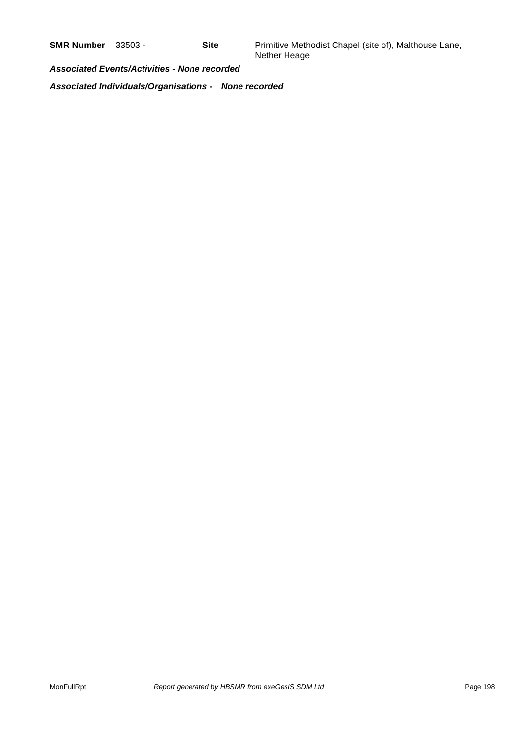**SMR Number** 33503 - **Site** Primitive Methodist Chapel (site of), Malthouse Lane, Nether Heage

***Associated Events/Activities - None recorded***

***Associated Individuals/Organisations - None recorded***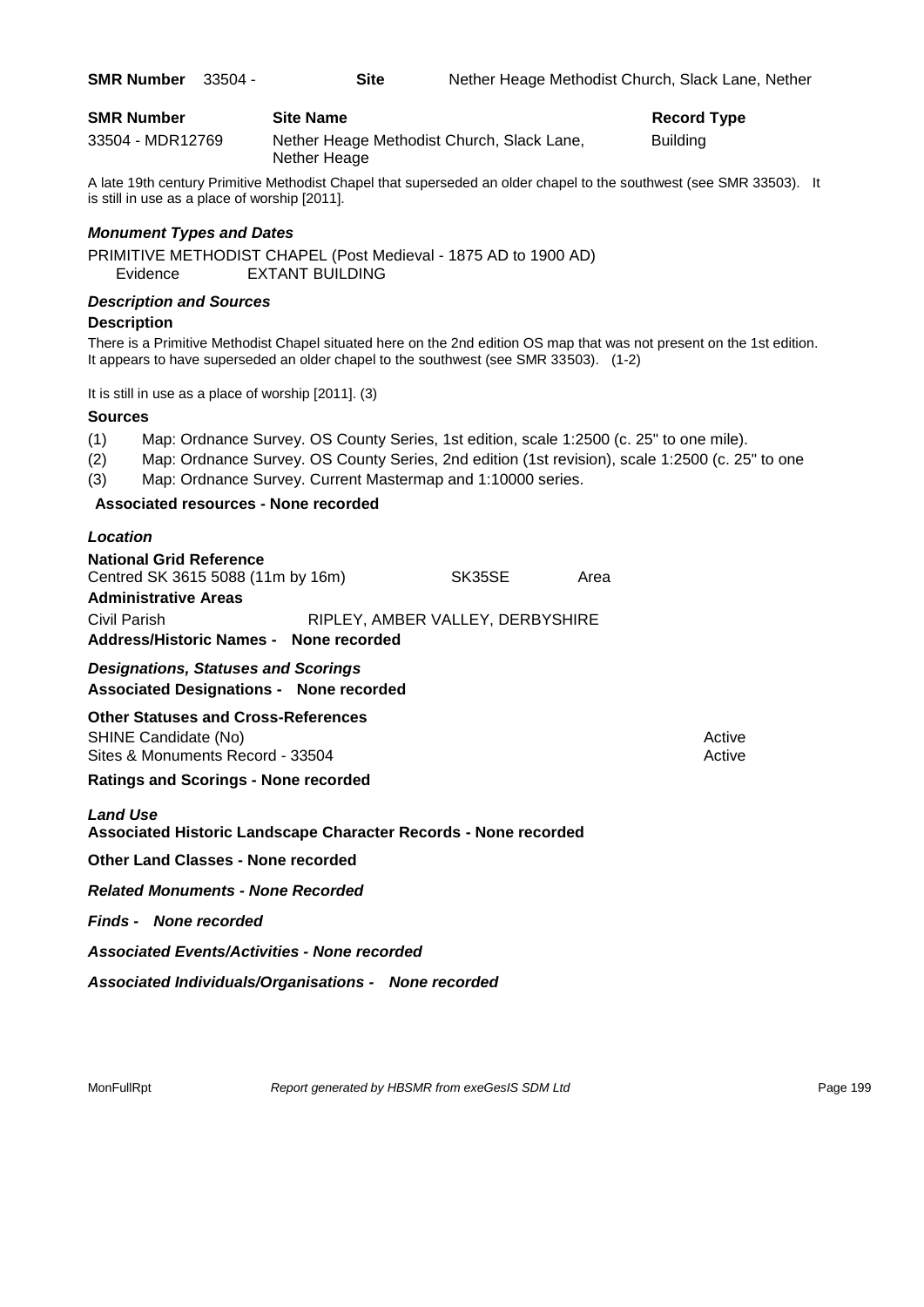**SMR Number** 33504 - **Site** Nether Heage Methodist Church, Slack Lane, Nether

| SMR Number | Site Name | Record Type |
| --- | --- | --- |
| 33504 - MDR12769 | Nether Heage Methodist Church, Slack Lane, Nether Heage | Building |

A late 19th century Primitive Methodist Chapel that superseded an older chapel to the southwest (see SMR 33503). It is still in use as a place of worship [2011].

### *Monument Types and Dates*

PRIMITIVE METHODIST CHAPEL (Post Medieval - 1875 AD to 1900 AD)
Evidence EXTANT BUILDING

### *Description and Sources*

**Description**

There is a Primitive Methodist Chapel situated here on the 2nd edition OS map that was not present on the 1st edition. It appears to have superseded an older chapel to the southwest (see SMR 33503). (1-2)

It is still in use as a place of worship [2011]. (3)

**Sources**

(1) Map: Ordnance Survey. OS County Series, 1st edition, scale 1:2500 (c. 25" to one mile).
(2) Map: Ordnance Survey. OS County Series, 2nd edition (1st revision), scale 1:2500 (c. 25" to one
(3) Map: Ordnance Survey. Current Mastermap and 1:10000 series.

**Associated resources - None recorded**

### *Location*

**National Grid Reference**
Centred SK 3615 5088 (11m by 16m) SK35SE Area

**Administrative Areas**
Civil Parish RIPLEY, AMBER VALLEY, DERBYSHIRE

**Address/Historic Names - None recorded**

### *Designations, Statuses and Scorings*

**Associated Designations - None recorded**

**Other Statuses and Cross-References**

| | |
| --- | --- |
| SHINE Candidate (No) | Active |
| Sites & Monuments Record - 33504 | Active |

**Ratings and Scorings - None recorded**

### *Land Use*

**Associated Historic Landscape Character Records - None recorded**

**Other Land Classes - None recorded**

***Related Monuments - None Recorded***

***Finds - None recorded***

***Associated Events/Activities - None recorded***

***Associated Individuals/Organisations - None recorded***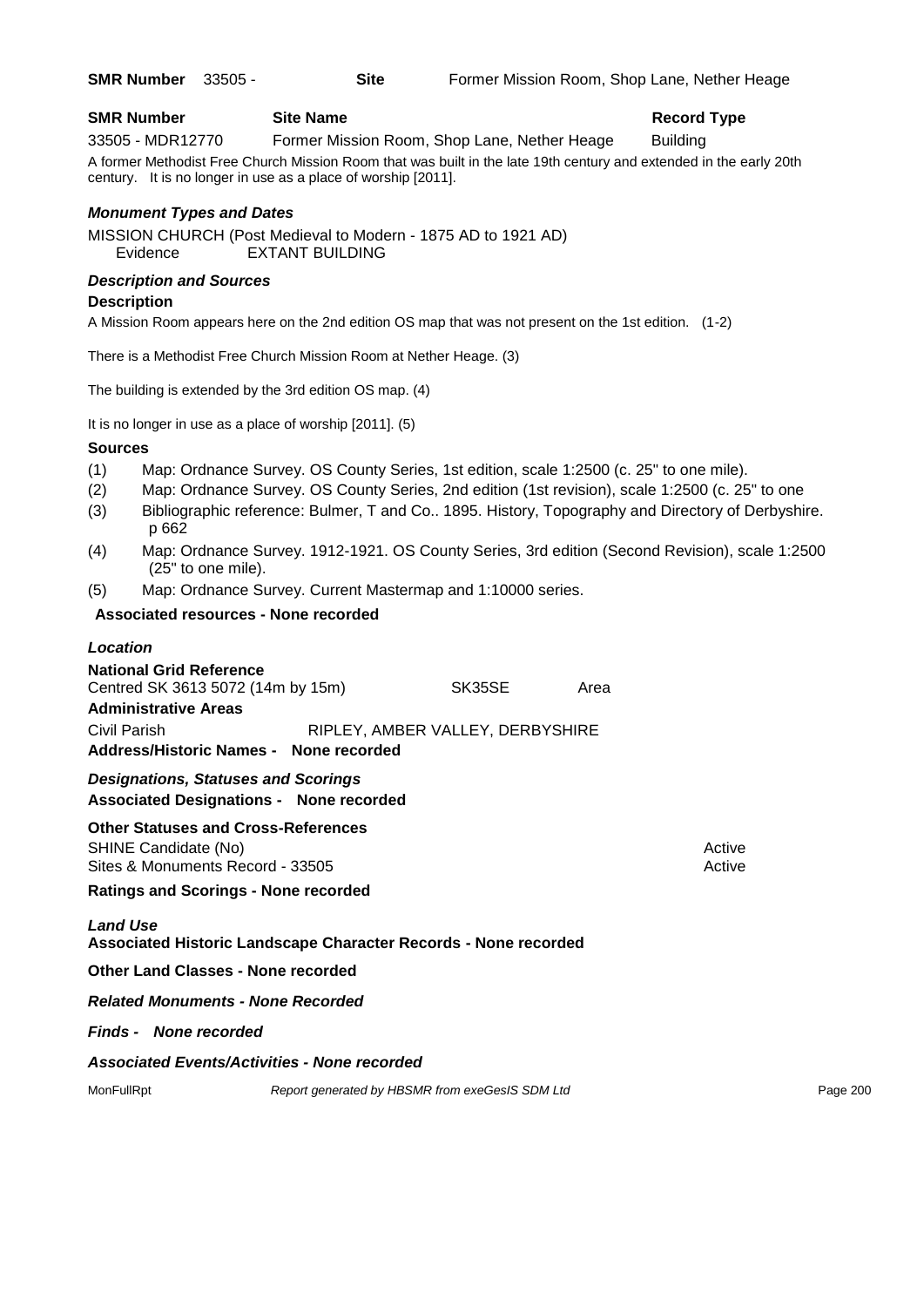**SMR Number** 33505 - **Site** Former Mission Room, Shop Lane, Nether Heage

| SMR Number | Site Name | Record Type |
| --- | --- | --- |
| 33505 - MDR12770 | Former Mission Room, Shop Lane, Nether Heage | Building |

A former Methodist Free Church Mission Room that was built in the late 19th century and extended in the early 20th century. It is no longer in use as a place of worship [2011].

### *Monument Types and Dates*

MISSION CHURCH (Post Medieval to Modern - 1875 AD to 1921 AD)
Evidence EXTANT BUILDING

### *Description and Sources*

**Description**

A Mission Room appears here on the 2nd edition OS map that was not present on the 1st edition. (1-2)

There is a Methodist Free Church Mission Room at Nether Heage. (3)

The building is extended by the 3rd edition OS map. (4)

It is no longer in use as a place of worship [2011]. (5)

**Sources**

(1) Map: Ordnance Survey. OS County Series, 1st edition, scale 1:2500 (c. 25" to one mile).
(2) Map: Ordnance Survey. OS County Series, 2nd edition (1st revision), scale 1:2500 (c. 25" to one
(3) Bibliographic reference: Bulmer, T and Co.. 1895. History, Topography and Directory of Derbyshire. p 662
(4) Map: Ordnance Survey. 1912-1921. OS County Series, 3rd edition (Second Revision), scale 1:2500 (25" to one mile).
(5) Map: Ordnance Survey. Current Mastermap and 1:10000 series.

**Associated resources - None recorded**

### *Location*

**National Grid Reference**

Centred SK 3613 5072 (14m by 15m) SK35SE Area

**Administrative Areas**

Civil Parish RIPLEY, AMBER VALLEY, DERBYSHIRE

**Address/Historic Names - None recorded**

### *Designations, Statuses and Scorings*

**Associated Designations - None recorded**

**Other Statuses and Cross-References**

SHINE Candidate (No) Active
Sites & Monuments Record - 33505 Active

**Ratings and Scorings - None recorded**

### *Land Use*

**Associated Historic Landscape Character Records - None recorded**

**Other Land Classes - None recorded**

***Related Monuments - None Recorded***

***Finds - None recorded***

***Associated Events/Activities - None recorded***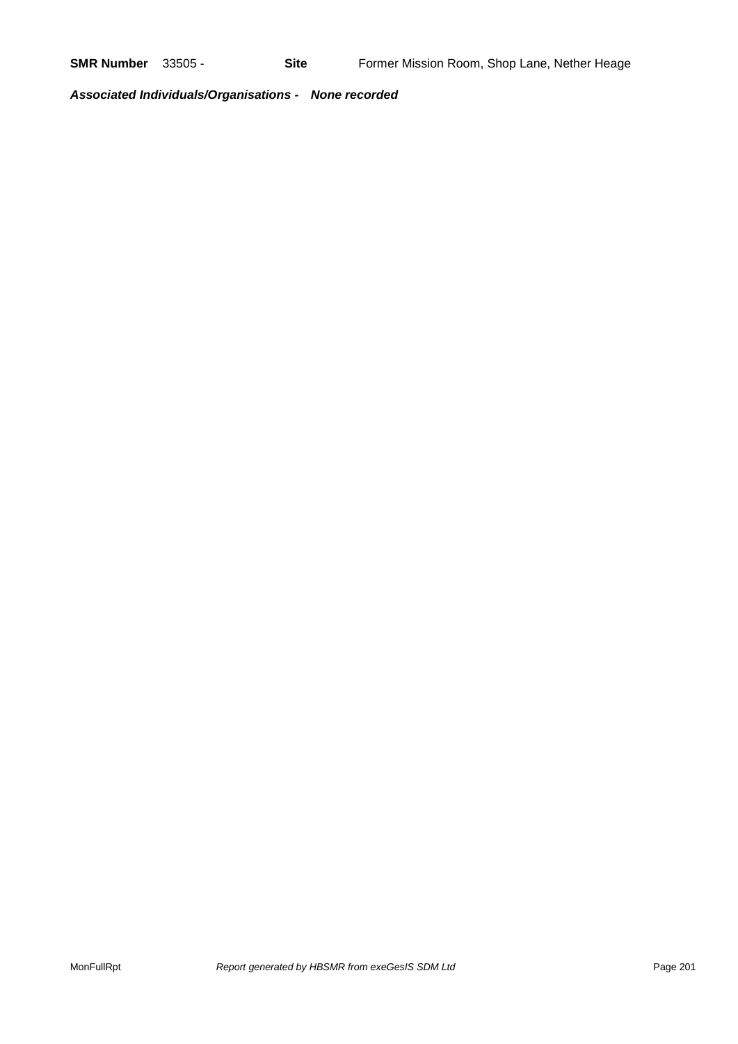**SMR Number** 33505 - **Site** Former Mission Room, Shop Lane, Nether Heage

***Associated Individuals/Organisations - None recorded***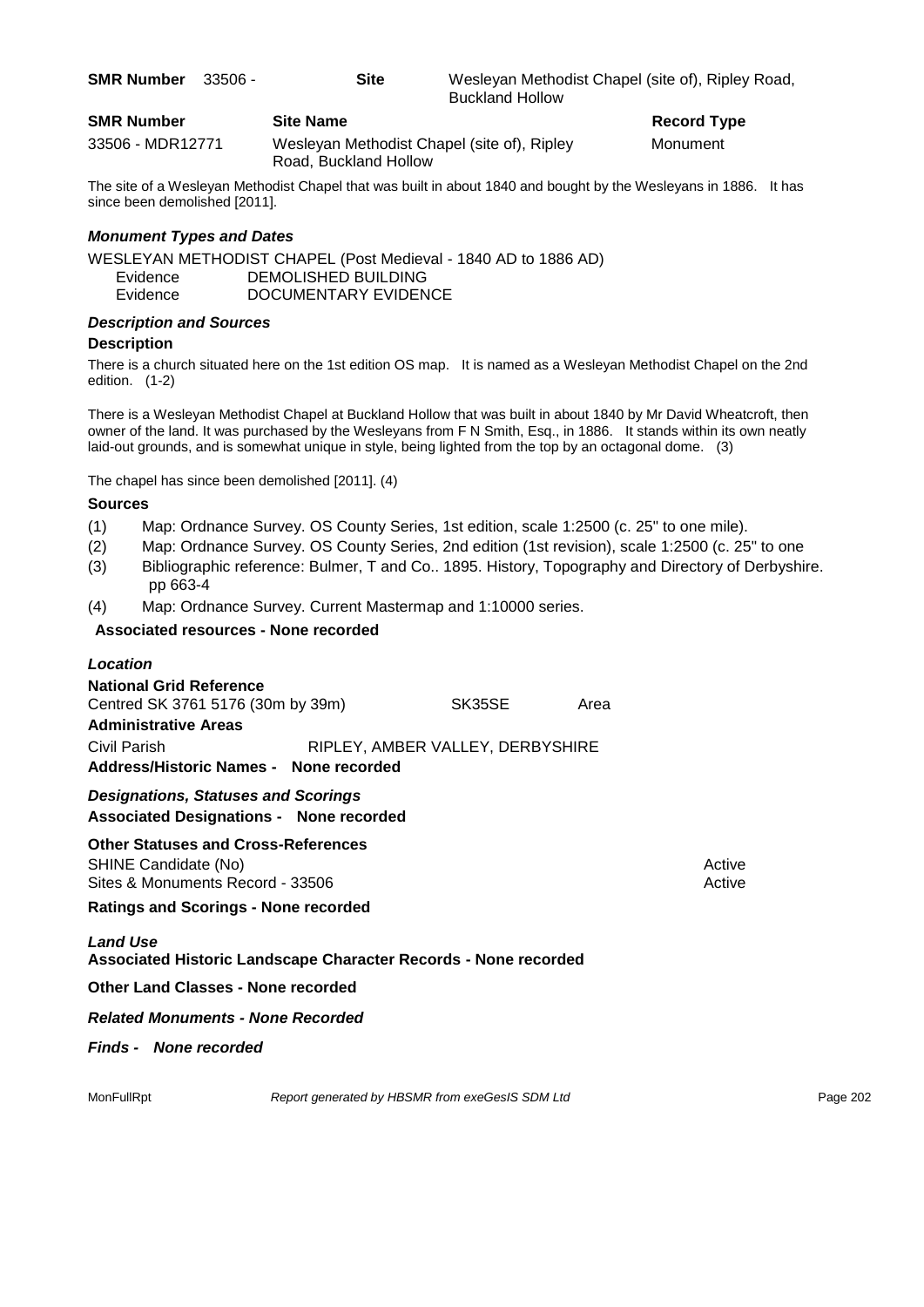**SMR Number** 33506 - **Site** Wesleyan Methodist Chapel (site of), Ripley Road, Buckland Hollow

| SMR Number | Site Name | Record Type |
|---|---|---|
| 33506 - MDR12771 | Wesleyan Methodist Chapel (site of), Ripley Road, Buckland Hollow | Monument |

The site of a Wesleyan Methodist Chapel that was built in about 1840 and bought by the Wesleyans in 1886. It has since been demolished [2011].

### *Monument Types and Dates*

WESLEYAN METHODIST CHAPEL (Post Medieval - 1840 AD to 1886 AD)

| | |
|---|---|
| Evidence | DEMOLISHED BUILDING |
| Evidence | DOCUMENTARY EVIDENCE |

### *Description and Sources*

#### Description

There is a church situated here on the 1st edition OS map. It is named as a Wesleyan Methodist Chapel on the 2nd edition. (1-2)

There is a Wesleyan Methodist Chapel at Buckland Hollow that was built in about 1840 by Mr David Wheatcroft, then owner of the land. It was purchased by the Wesleyans from F N Smith, Esq., in 1886. It stands within its own neatly laid-out grounds, and is somewhat unique in style, being lighted from the top by an octagonal dome. (3)

The chapel has since been demolished [2011]. (4)

#### Sources

(1) Map: Ordnance Survey. OS County Series, 1st edition, scale 1:2500 (c. 25" to one mile).
(2) Map: Ordnance Survey. OS County Series, 2nd edition (1st revision), scale 1:2500 (c. 25" to one
(3) Bibliographic reference: Bulmer, T and Co.. 1895. History, Topography and Directory of Derbyshire. pp 663-4
(4) Map: Ordnance Survey. Current Mastermap and 1:10000 series.

**Associated resources - None recorded**

### *Location*

**National Grid Reference**

Centred SK 3761 5176 (30m by 39m) SK35SE Area

**Administrative Areas**

Civil Parish RIPLEY, AMBER VALLEY, DERBYSHIRE

**Address/Historic Names - None recorded**

### *Designations, Statuses and Scorings*

**Associated Designations - None recorded**

**Other Statuses and Cross-References**

| | |
|---|---|
| SHINE Candidate (No) | Active |
| Sites & Monuments Record - 33506 | Active |

**Ratings and Scorings - None recorded**

### *Land Use*

**Associated Historic Landscape Character Records - None recorded**

**Other Land Classes - None recorded**

***Related Monuments - None Recorded***

***Finds - None recorded***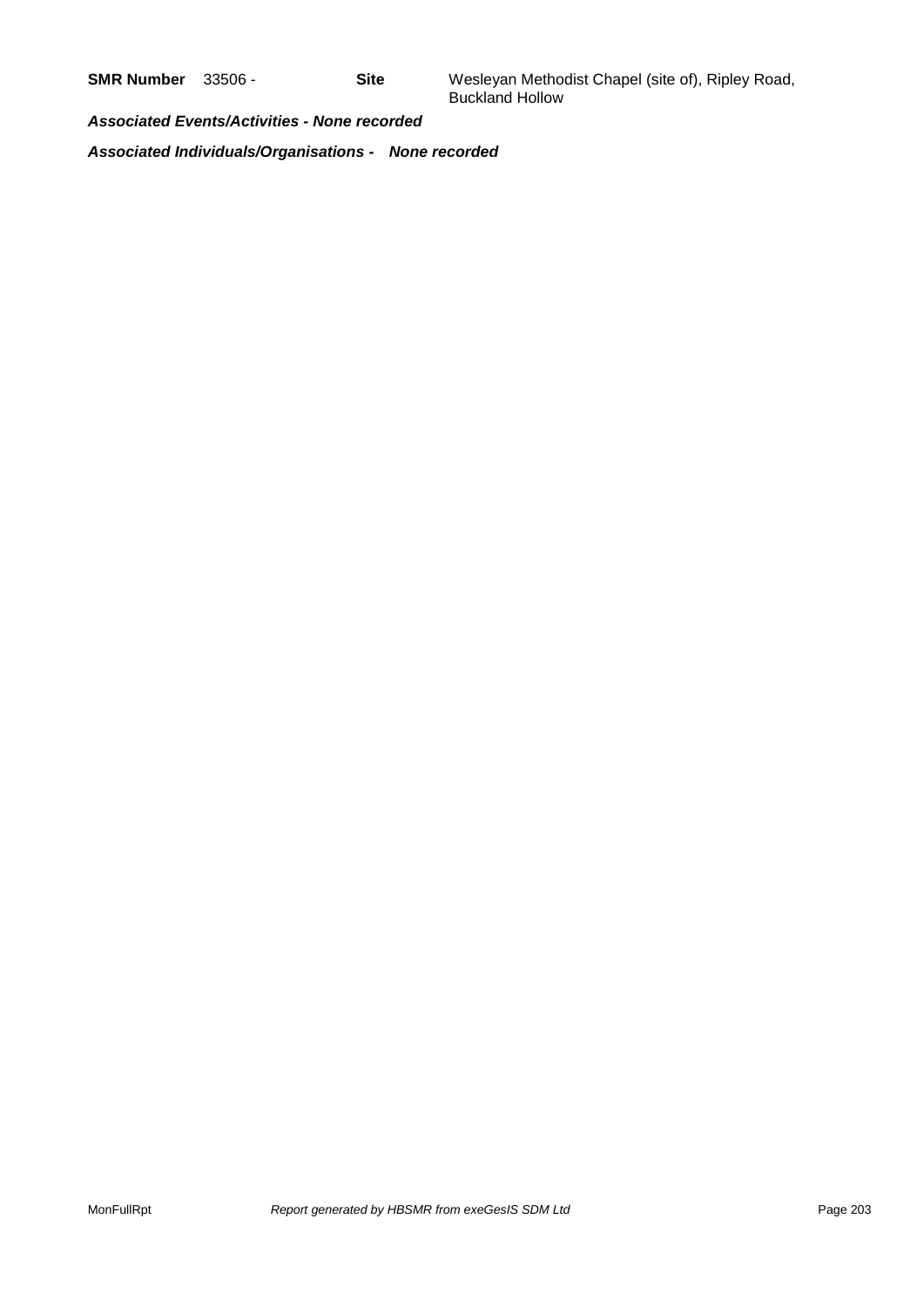**SMR Number** 33506 - **Site** Wesleyan Methodist Chapel (site of), Ripley Road, Buckland Hollow

***Associated Events/Activities - None recorded***

***Associated Individuals/Organisations - None recorded***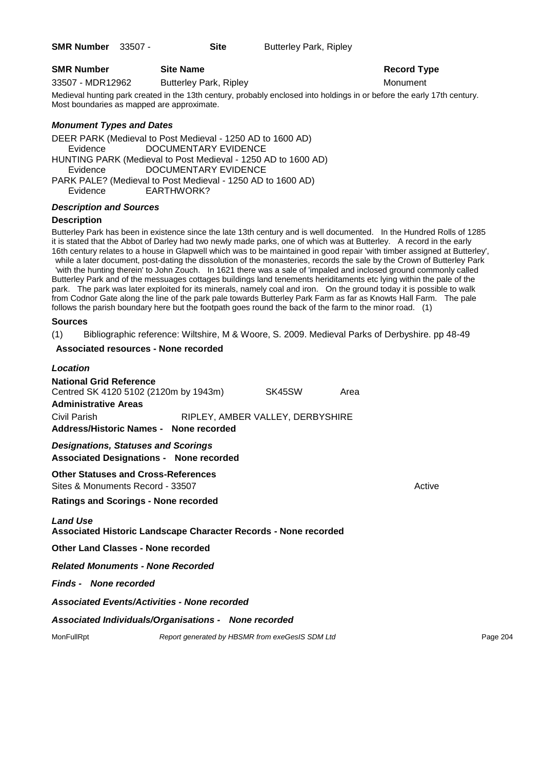**SMR Number** 33507 - **Site** Butterley Park, Ripley

| SMR Number | Site Name | Record Type |
| --- | --- | --- |
| 33507 - MDR12962 | Butterley Park, Ripley | Monument |

Medieval hunting park created in the 13th century, probably enclosed into holdings in or before the early 17th century. Most boundaries as mapped are approximate.

### *Monument Types and Dates*

DEER PARK (Medieval to Post Medieval - 1250 AD to 1600 AD)
Evidence DOCUMENTARY EVIDENCE
HUNTING PARK (Medieval to Post Medieval - 1250 AD to 1600 AD)
Evidence DOCUMENTARY EVIDENCE
PARK PALE? (Medieval to Post Medieval - 1250 AD to 1600 AD)
Evidence EARTHWORK?

### *Description and Sources*

**Description**

Butterley Park has been in existence since the late 13th century and is well documented. In the Hundred Rolls of 1285 it is stated that the Abbot of Darley had two newly made parks, one of which was at Butterley. A record in the early 16th century relates to a house in Glapwell which was to be maintained in good repair 'with timber assigned at Butterley', while a later document, post-dating the dissolution of the monasteries, records the sale by the Crown of Butterley Park 'with the hunting therein' to John Zouch. In 1621 there was a sale of 'impaled and inclosed ground commonly called Butterley Park and of the messuages cottages buildings land tenements heriditaments etc lying within the pale of the park. The park was later exploited for its minerals, namely coal and iron. On the ground today it is possible to walk from Codnor Gate along the line of the park pale towards Butterley Park Farm as far as Knowts Hall Farm. The pale follows the parish boundary here but the footpath goes round the back of the farm to the minor road. (1)

**Sources**

(1) Bibliographic reference: Wiltshire, M & Woore, S. 2009. Medieval Parks of Derbyshire. pp 48-49

**Associated resources - None recorded**

### *Location*

**National Grid Reference**
Centred SK 4120 5102 (2120m by 1943m) SK45SW Area

**Administrative Areas**
Civil Parish RIPLEY, AMBER VALLEY, DERBYSHIRE

**Address/Historic Names - None recorded**

### *Designations, Statuses and Scorings*

**Associated Designations - None recorded**

**Other Statuses and Cross-References**
Sites & Monuments Record - 33507 Active

**Ratings and Scorings - None recorded**

### *Land Use*

**Associated Historic Landscape Character Records - None recorded**

**Other Land Classes - None recorded**

***Related Monuments - None Recorded***

***Finds - None recorded***

***Associated Events/Activities - None recorded***

***Associated Individuals/Organisations - None recorded***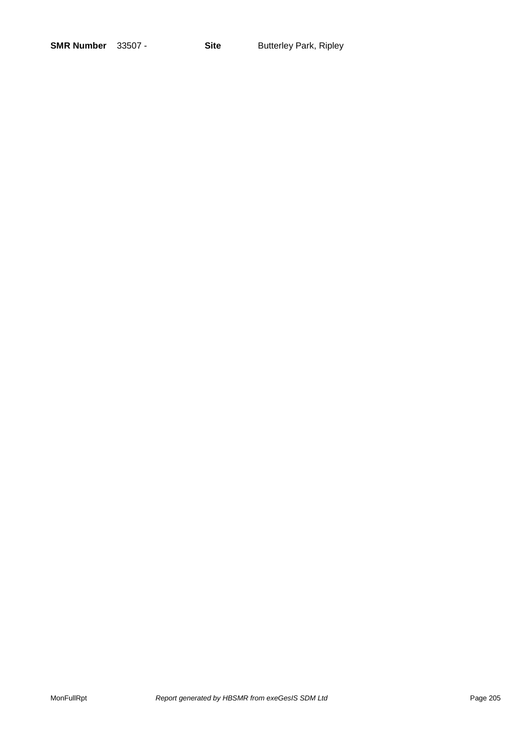**SMR Number** 33507 - **Site** Butterley Park, Ripley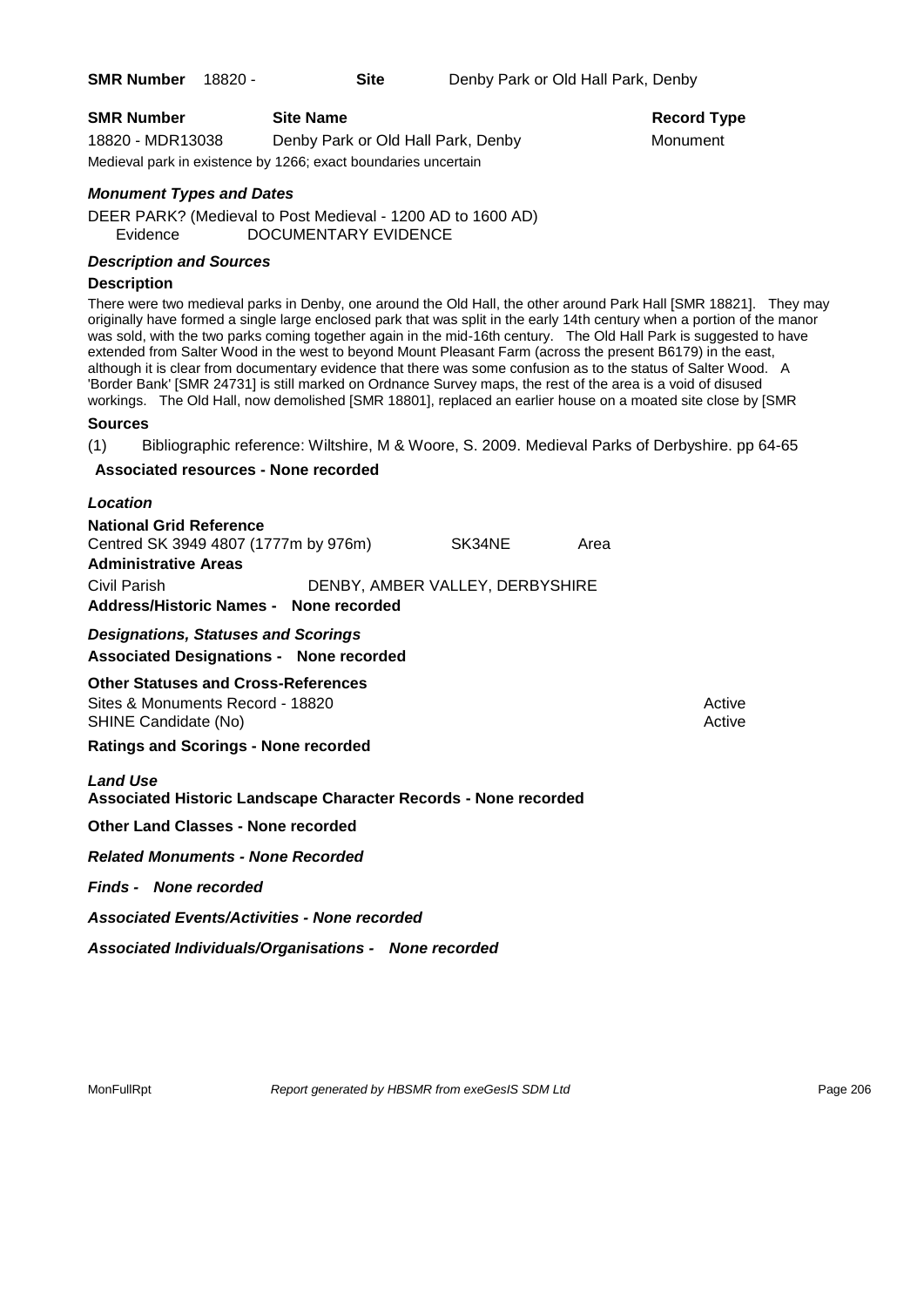**SMR Number** 18820 - **Site** Denby Park or Old Hall Park, Denby

| **SMR Number** | **Site Name** | **Record Type** |
| --- | --- | --- |
| 18820 - MDR13038 | Denby Park or Old Hall Park, Denby | Monument |

Medieval park in existence by 1266; exact boundaries uncertain

### *Monument Types and Dates*

DEER PARK? (Medieval to Post Medieval - 1200 AD to 1600 AD)
Evidence DOCUMENTARY EVIDENCE

### *Description and Sources*

**Description**

There were two medieval parks in Denby, one around the Old Hall, the other around Park Hall [SMR 18821]. They may originally have formed a single large enclosed park that was split in the early 14th century when a portion of the manor was sold, with the two parks coming together again in the mid-16th century. The Old Hall Park is suggested to have extended from Salter Wood in the west to beyond Mount Pleasant Farm (across the present B6179) in the east, although it is clear from documentary evidence that there was some confusion as to the status of Salter Wood. A 'Border Bank' [SMR 24731] is still marked on Ordnance Survey maps, the rest of the area is a void of disused workings. The Old Hall, now demolished [SMR 18801], replaced an earlier house on a moated site close by [SMR

**Sources**

(1) Bibliographic reference: Wiltshire, M & Woore, S. 2009. Medieval Parks of Derbyshire. pp 64-65

**Associated resources - None recorded**

### *Location*

**National Grid Reference**
Centred SK 3949 4807 (1777m by 976m) SK34NE Area

**Administrative Areas**
Civil Parish DENBY, AMBER VALLEY, DERBYSHIRE

**Address/Historic Names - None recorded**

### *Designations, Statuses and Scorings*

**Associated Designations - None recorded**

**Other Statuses and Cross-References**

| | |
| --- | --- |
| Sites & Monuments Record - 18820 | Active |
| SHINE Candidate (No) | Active |

**Ratings and Scorings - None recorded**

### *Land Use*

**Associated Historic Landscape Character Records - None recorded**

**Other Land Classes - None recorded**

***Related Monuments - None Recorded***

***Finds - None recorded***

***Associated Events/Activities - None recorded***

***Associated Individuals/Organisations - None recorded***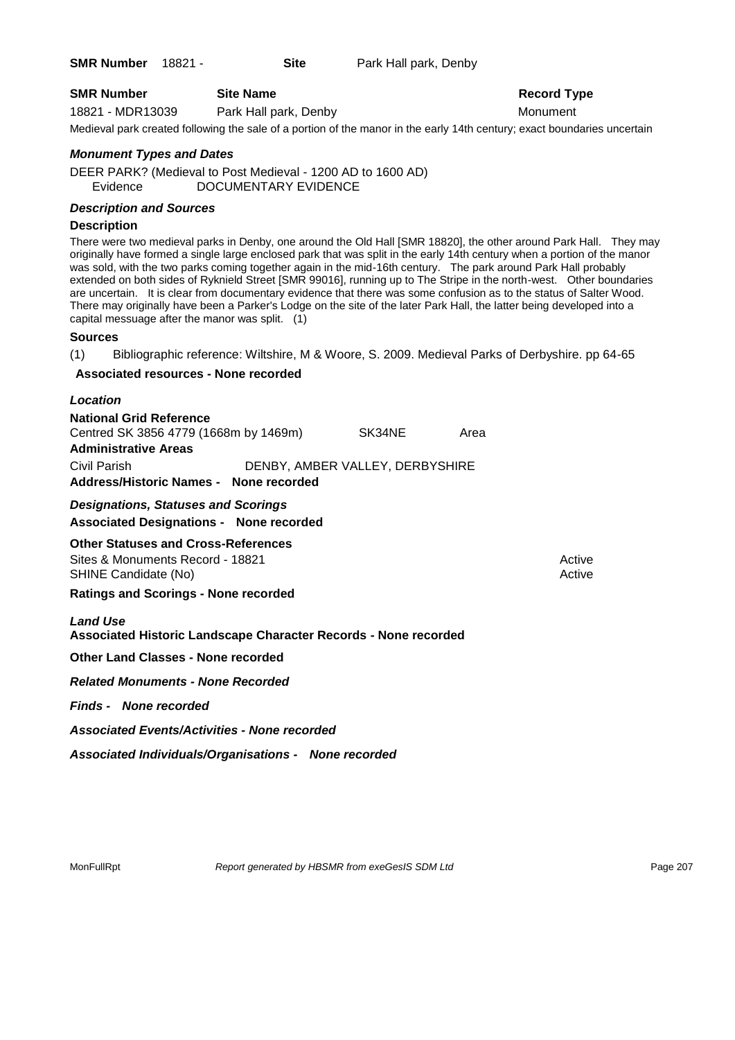**SMR Number** 18821 - **Site** Park Hall park, Denby

| SMR Number | Site Name | Record Type |
|---|---|---|
| 18821 - MDR13039 | Park Hall park, Denby | Monument |

Medieval park created following the sale of a portion of the manor in the early 14th century; exact boundaries uncertain

### *Monument Types and Dates*

DEER PARK? (Medieval to Post Medieval - 1200 AD to 1600 AD)
Evidence DOCUMENTARY EVIDENCE

### *Description and Sources*

**Description**

There were two medieval parks in Denby, one around the Old Hall [SMR 18820], the other around Park Hall. They may originally have formed a single large enclosed park that was split in the early 14th century when a portion of the manor was sold, with the two parks coming together again in the mid-16th century. The park around Park Hall probably extended on both sides of Ryknield Street [SMR 99016], running up to The Stripe in the north-west. Other boundaries are uncertain. It is clear from documentary evidence that there was some confusion as to the status of Salter Wood. There may originally have been a Parker's Lodge on the site of the later Park Hall, the latter being developed into a capital messuage after the manor was split. (1)

**Sources**

(1) Bibliographic reference: Wiltshire, M & Woore, S. 2009. Medieval Parks of Derbyshire. pp 64-65

**Associated resources - None recorded**

### *Location*

**National Grid Reference**
Centred SK 3856 4779 (1668m by 1469m) SK34NE Area

**Administrative Areas**
Civil Parish DENBY, AMBER VALLEY, DERBYSHIRE

**Address/Historic Names - None recorded**

### *Designations, Statuses and Scorings*

**Associated Designations - None recorded**

**Other Statuses and Cross-References**

| | |
|---|---|
| Sites & Monuments Record - 18821 | Active |
| SHINE Candidate (No) | Active |

**Ratings and Scorings - None recorded**

### *Land Use*

**Associated Historic Landscape Character Records - None recorded**

**Other Land Classes - None recorded**

***Related Monuments - None Recorded***

***Finds - None recorded***

***Associated Events/Activities - None recorded***

***Associated Individuals/Organisations - None recorded***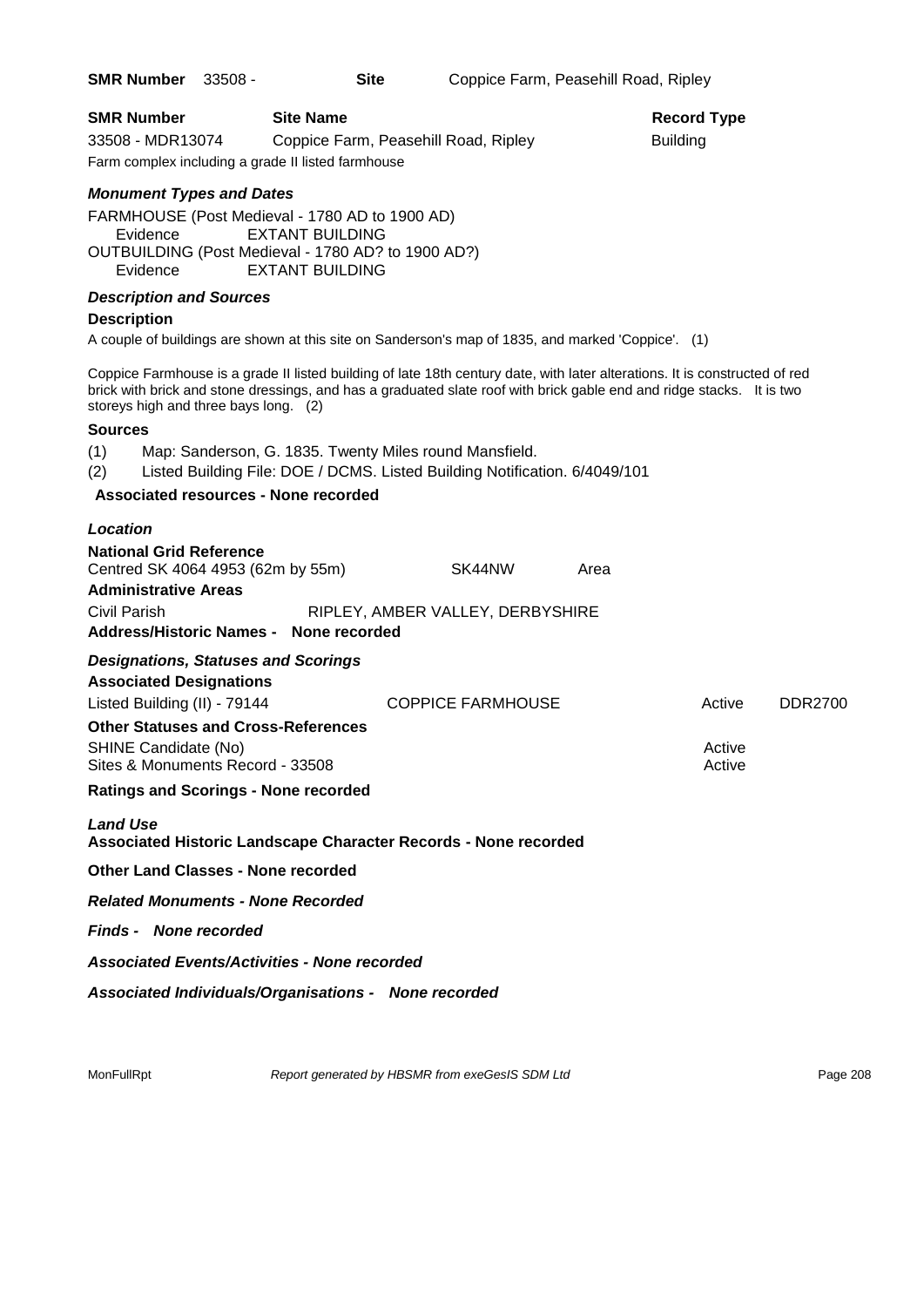**SMR Number** 33508 - **Site** Coppice Farm, Peasehill Road, Ripley

| SMR Number | Site Name | Record Type |
|---|---|---|
| 33508 - MDR13074 | Coppice Farm, Peasehill Road, Ripley | Building |

Farm complex including a grade II listed farmhouse

### *Monument Types and Dates*

FARMHOUSE (Post Medieval - 1780 AD to 1900 AD)
Evidence EXTANT BUILDING
OUTBUILDING (Post Medieval - 1780 AD? to 1900 AD?)
Evidence EXTANT BUILDING

### *Description and Sources*

**Description**

A couple of buildings are shown at this site on Sanderson's map of 1835, and marked 'Coppice'. (1)

Coppice Farmhouse is a grade II listed building of late 18th century date, with later alterations. It is constructed of red brick with brick and stone dressings, and has a graduated slate roof with brick gable end and ridge stacks. It is two storeys high and three bays long. (2)

**Sources**

(1) Map: Sanderson, G. 1835. Twenty Miles round Mansfield.
(2) Listed Building File: DOE / DCMS. Listed Building Notification. 6/4049/101

**Associated resources - None recorded**

### *Location*

**National Grid Reference**
Centred SK 4064 4953 (62m by 55m) SK44NW Area

**Administrative Areas**
Civil Parish RIPLEY, AMBER VALLEY, DERBYSHIRE

**Address/Historic Names - None recorded**

### *Designations, Statuses and Scorings*

**Associated Designations**

| | | | |
|---|---|---|---|
| Listed Building (II) - 79144 | COPPICE FARMHOUSE | Active | DDR2700 |

**Other Statuses and Cross-References**

| | |
|---|---|
| SHINE Candidate (No) | Active |
| Sites & Monuments Record - 33508 | Active |

**Ratings and Scorings - None recorded**

### *Land Use*

**Associated Historic Landscape Character Records - None recorded**

**Other Land Classes - None recorded**

***Related Monuments - None Recorded***

***Finds - None recorded***

***Associated Events/Activities - None recorded***

***Associated Individuals/Organisations - None recorded***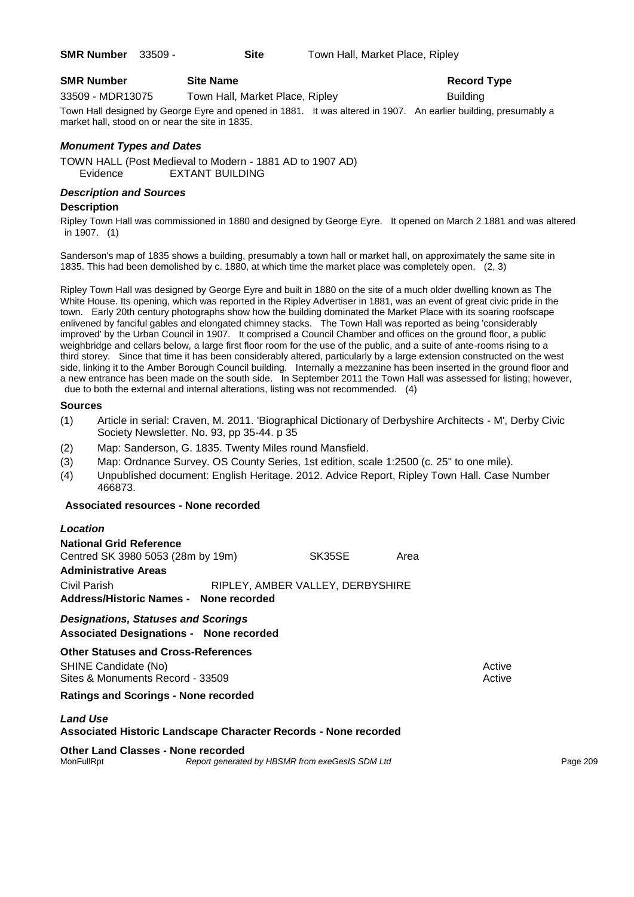**SMR Number** 33509 - **Site** Town Hall, Market Place, Ripley

| SMR Number | Site Name | Record Type |
|---|---|---|
| 33509 - MDR13075 | Town Hall, Market Place, Ripley | Building |

Town Hall designed by George Eyre and opened in 1881. It was altered in 1907. An earlier building, presumably a market hall, stood on or near the site in 1835.

### *Monument Types and Dates*

TOWN HALL (Post Medieval to Modern - 1881 AD to 1907 AD)
Evidence EXTANT BUILDING

### *Description and Sources*

**Description**

Ripley Town Hall was commissioned in 1880 and designed by George Eyre. It opened on March 2 1881 and was altered in 1907. (1)

Sanderson's map of 1835 shows a building, presumably a town hall or market hall, on approximately the same site in 1835. This had been demolished by c. 1880, at which time the market place was completely open. (2, 3)

Ripley Town Hall was designed by George Eyre and built in 1880 on the site of a much older dwelling known as The White House. Its opening, which was reported in the Ripley Advertiser in 1881, was an event of great civic pride in the town. Early 20th century photographs show how the building dominated the Market Place with its soaring roofscape enlivened by fanciful gables and elongated chimney stacks. The Town Hall was reported as being 'considerably improved' by the Urban Council in 1907. It comprised a Council Chamber and offices on the ground floor, a public weighbridge and cellars below, a large first floor room for the use of the public, and a suite of ante-rooms rising to a third storey. Since that time it has been considerably altered, particularly by a large extension constructed on the west side, linking it to the Amber Borough Council building. Internally a mezzanine has been inserted in the ground floor and a new entrance has been made on the south side. In September 2011 the Town Hall was assessed for listing; however, due to both the external and internal alterations, listing was not recommended. (4)

**Sources**

(1) Article in serial: Craven, M. 2011. 'Biographical Dictionary of Derbyshire Architects - M', Derby Civic Society Newsletter. No. 93, pp 35-44. p 35

(2) Map: Sanderson, G. 1835. Twenty Miles round Mansfield.

(3) Map: Ordnance Survey. OS County Series, 1st edition, scale 1:2500 (c. 25" to one mile).

(4) Unpublished document: English Heritage. 2012. Advice Report, Ripley Town Hall. Case Number 466873.

**Associated resources - None recorded**

### *Location*

**National Grid Reference**

Centred SK 3980 5053 (28m by 19m) SK35SE Area

**Administrative Areas**

Civil Parish RIPLEY, AMBER VALLEY, DERBYSHIRE

**Address/Historic Names - None recorded**

### *Designations, Statuses and Scorings*

**Associated Designations - None recorded**

**Other Statuses and Cross-References**

| | |
|---|---|
| SHINE Candidate (No) | Active |
| Sites & Monuments Record - 33509 | Active |

**Ratings and Scorings - None recorded**

### *Land Use*

**Associated Historic Landscape Character Records - None recorded**

**Other Land Classes - None recorded**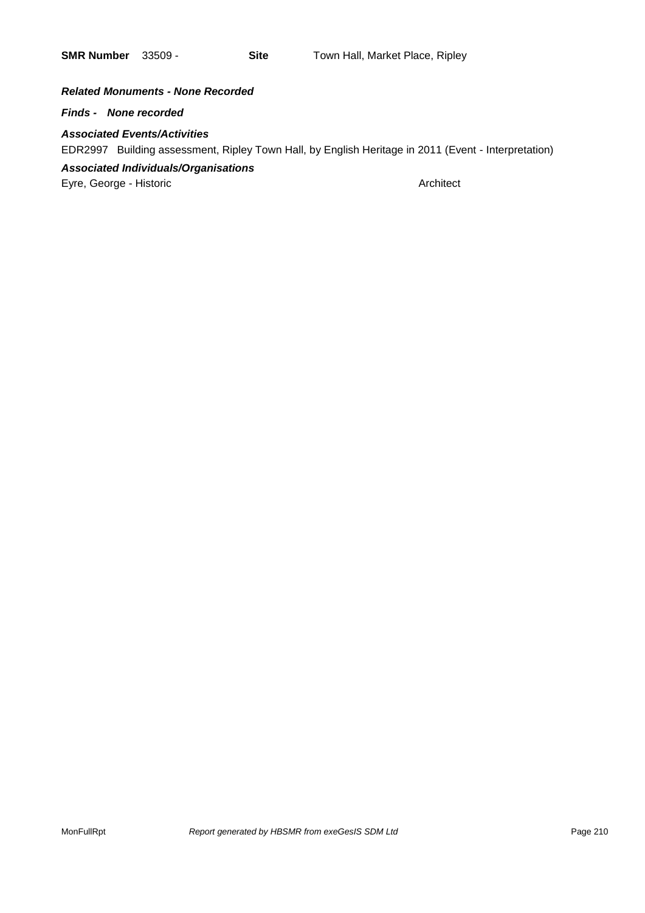**SMR Number** 33509 - **Site** Town Hall, Market Place, Ripley

***Related Monuments - None Recorded***

***Finds - None recorded***

***Associated Events/Activities***

EDR2997 Building assessment, Ripley Town Hall, by English Heritage in 2011 (Event - Interpretation)

***Associated Individuals/Organisations***

Eyre, George - Historic Architect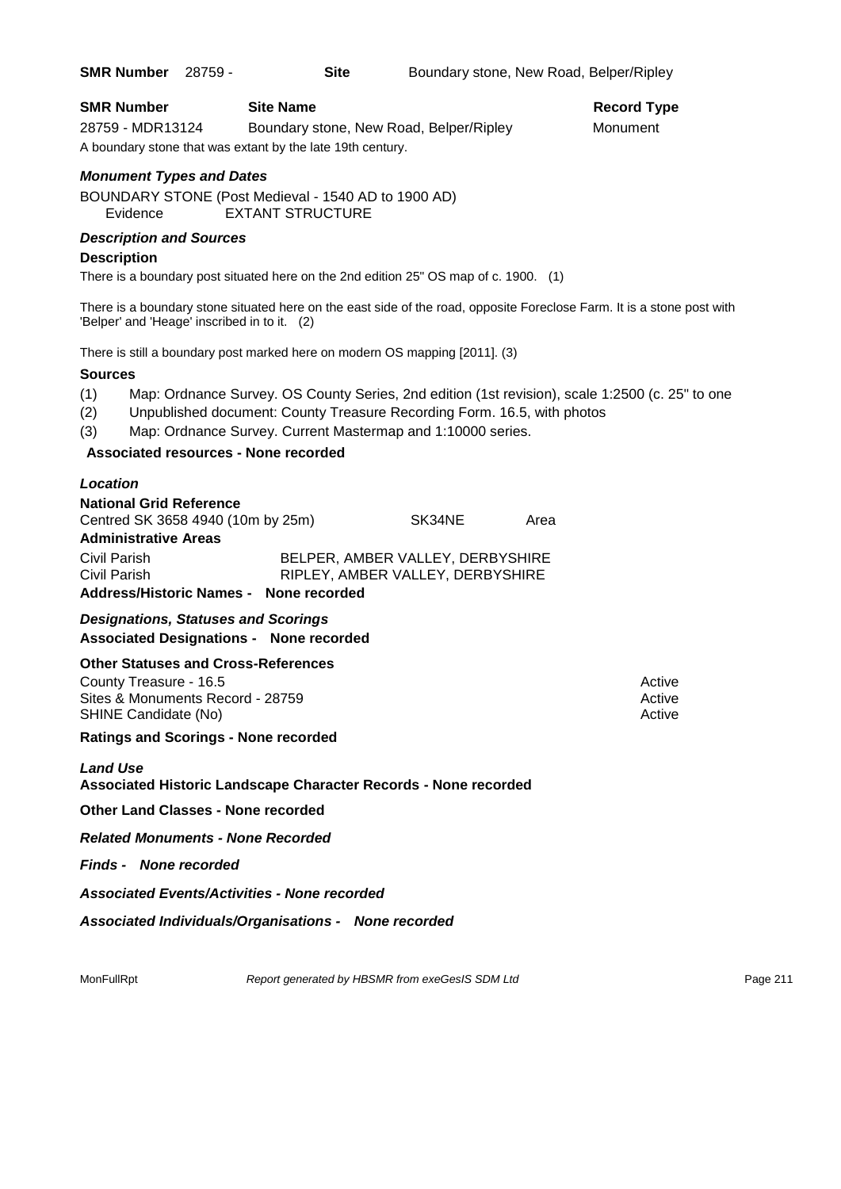**SMR Number** 28759 - **Site** Boundary stone, New Road, Belper/Ripley

| SMR Number | Site Name | Record Type |
|---|---|---|
| 28759 - MDR13124 | Boundary stone, New Road, Belper/Ripley | Monument |

A boundary stone that was extant by the late 19th century.

### *Monument Types and Dates*

BOUNDARY STONE (Post Medieval - 1540 AD to 1900 AD)
Evidence EXTANT STRUCTURE

### *Description and Sources*

**Description**

There is a boundary post situated here on the 2nd edition 25" OS map of c. 1900. (1)

There is a boundary stone situated here on the east side of the road, opposite Foreclose Farm. It is a stone post with 'Belper' and 'Heage' inscribed in to it. (2)

There is still a boundary post marked here on modern OS mapping [2011]. (3)

**Sources**

(1) Map: Ordnance Survey. OS County Series, 2nd edition (1st revision), scale 1:2500 (c. 25" to one
(2) Unpublished document: County Treasure Recording Form. 16.5, with photos
(3) Map: Ordnance Survey. Current Mastermap and 1:10000 series.

**Associated resources - None recorded**

### *Location*

**National Grid Reference**

Centred SK 3658 4940 (10m by 25m) SK34NE Area

**Administrative Areas**

| | |
|---|---|
| Civil Parish | BELPER, AMBER VALLEY, DERBYSHIRE |
| Civil Parish | RIPLEY, AMBER VALLEY, DERBYSHIRE |

**Address/Historic Names - None recorded**

### *Designations, Statuses and Scorings*

**Associated Designations - None recorded**

**Other Statuses and Cross-References**

| | |
|---|---|
| County Treasure - 16.5 | Active |
| Sites & Monuments Record - 28759 | Active |
| SHINE Candidate (No) | Active |

**Ratings and Scorings - None recorded**

### *Land Use*

**Associated Historic Landscape Character Records - None recorded**

**Other Land Classes - None recorded**

***Related Monuments - None Recorded***

***Finds - None recorded***

***Associated Events/Activities - None recorded***

***Associated Individuals/Organisations - None recorded***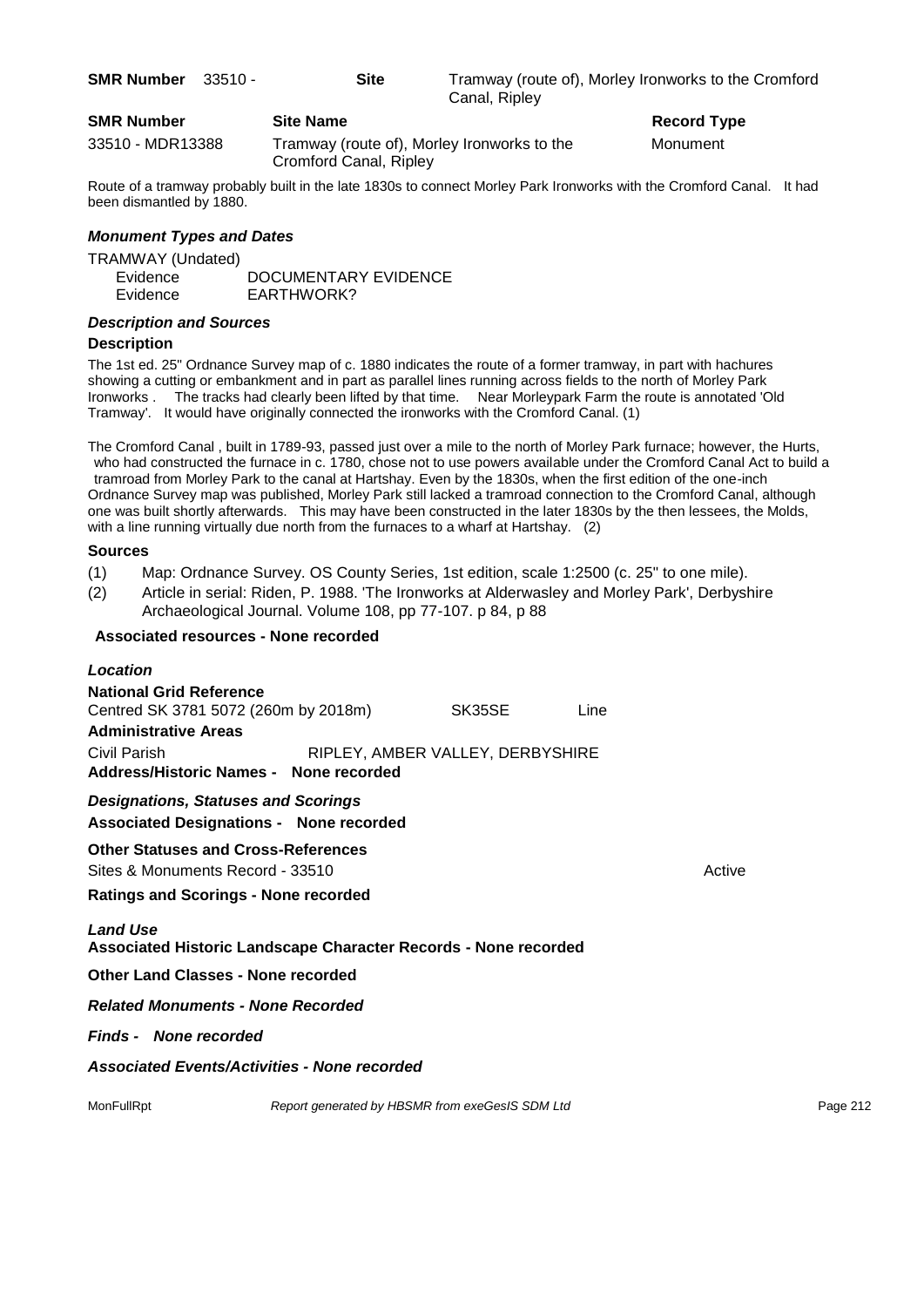**SMR Number** 33510 - **Site** Tramway (route of), Morley Ironworks to the Cromford Canal, Ripley

| SMR Number | Site Name | Record Type |
|---|---|---|
| 33510 - MDR13388 | Tramway (route of), Morley Ironworks to the Cromford Canal, Ripley | Monument |

Route of a tramway probably built in the late 1830s to connect Morley Park Ironworks with the Cromford Canal. It had been dismantled by 1880.

### *Monument Types and Dates*

TRAMWAY (Undated)

| | |
|---|---|
| Evidence | DOCUMENTARY EVIDENCE |
| Evidence | EARTHWORK? |

### *Description and Sources*

**Description**

The 1st ed. 25" Ordnance Survey map of c. 1880 indicates the route of a former tramway, in part with hachures showing a cutting or embankment and in part as parallel lines running across fields to the north of Morley Park Ironworks . The tracks had clearly been lifted by that time. Near Morleypark Farm the route is annotated 'Old Tramway'. It would have originally connected the ironworks with the Cromford Canal. (1)

The Cromford Canal , built in 1789-93, passed just over a mile to the north of Morley Park furnace; however, the Hurts, who had constructed the furnace in c. 1780, chose not to use powers available under the Cromford Canal Act to build a tramroad from Morley Park to the canal at Hartshay. Even by the 1830s, when the first edition of the one-inch Ordnance Survey map was published, Morley Park still lacked a tramroad connection to the Cromford Canal, although one was built shortly afterwards. This may have been constructed in the later 1830s by the then lessees, the Molds, with a line running virtually due north from the furnaces to a wharf at Hartshay. (2)

**Sources**

(1) Map: Ordnance Survey. OS County Series, 1st edition, scale 1:2500 (c. 25" to one mile).

(2) Article in serial: Riden, P. 1988. 'The Ironworks at Alderwasley and Morley Park', Derbyshire Archaeological Journal. Volume 108, pp 77-107. p 84, p 88

**Associated resources - None recorded**

### *Location*

**National Grid Reference**

Centred SK 3781 5072 (260m by 2018m) SK35SE Line

**Administrative Areas**

Civil Parish RIPLEY, AMBER VALLEY, DERBYSHIRE

**Address/Historic Names - None recorded**

### *Designations, Statuses and Scorings*

**Associated Designations - None recorded**

**Other Statuses and Cross-References**

Sites & Monuments Record - 33510 Active

**Ratings and Scorings - None recorded**

### *Land Use*

**Associated Historic Landscape Character Records - None recorded**

**Other Land Classes - None recorded**

***Related Monuments - None Recorded***

***Finds - None recorded***

***Associated Events/Activities - None recorded***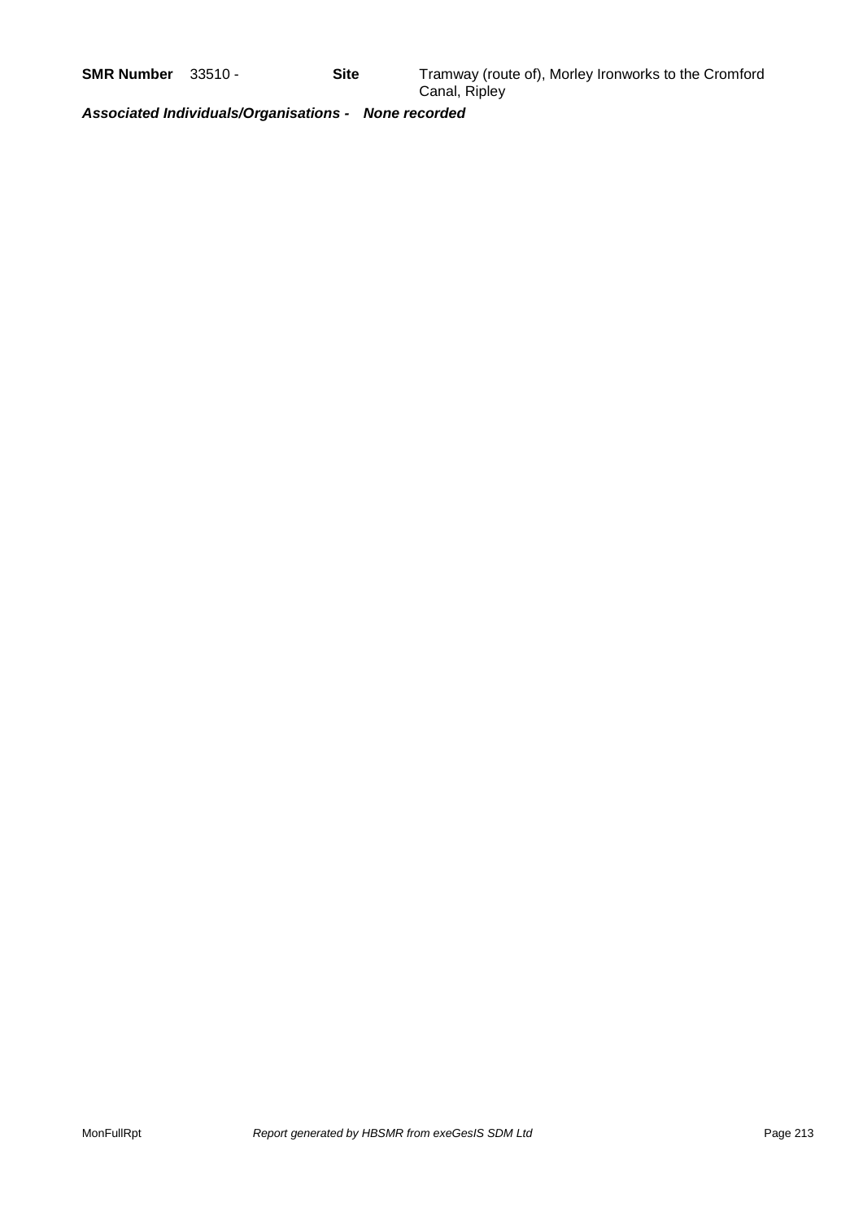**SMR Number** 33510 - **Site** Tramway (route of), Morley Ironworks to the Cromford Canal, Ripley

***Associated Individuals/Organisations - None recorded***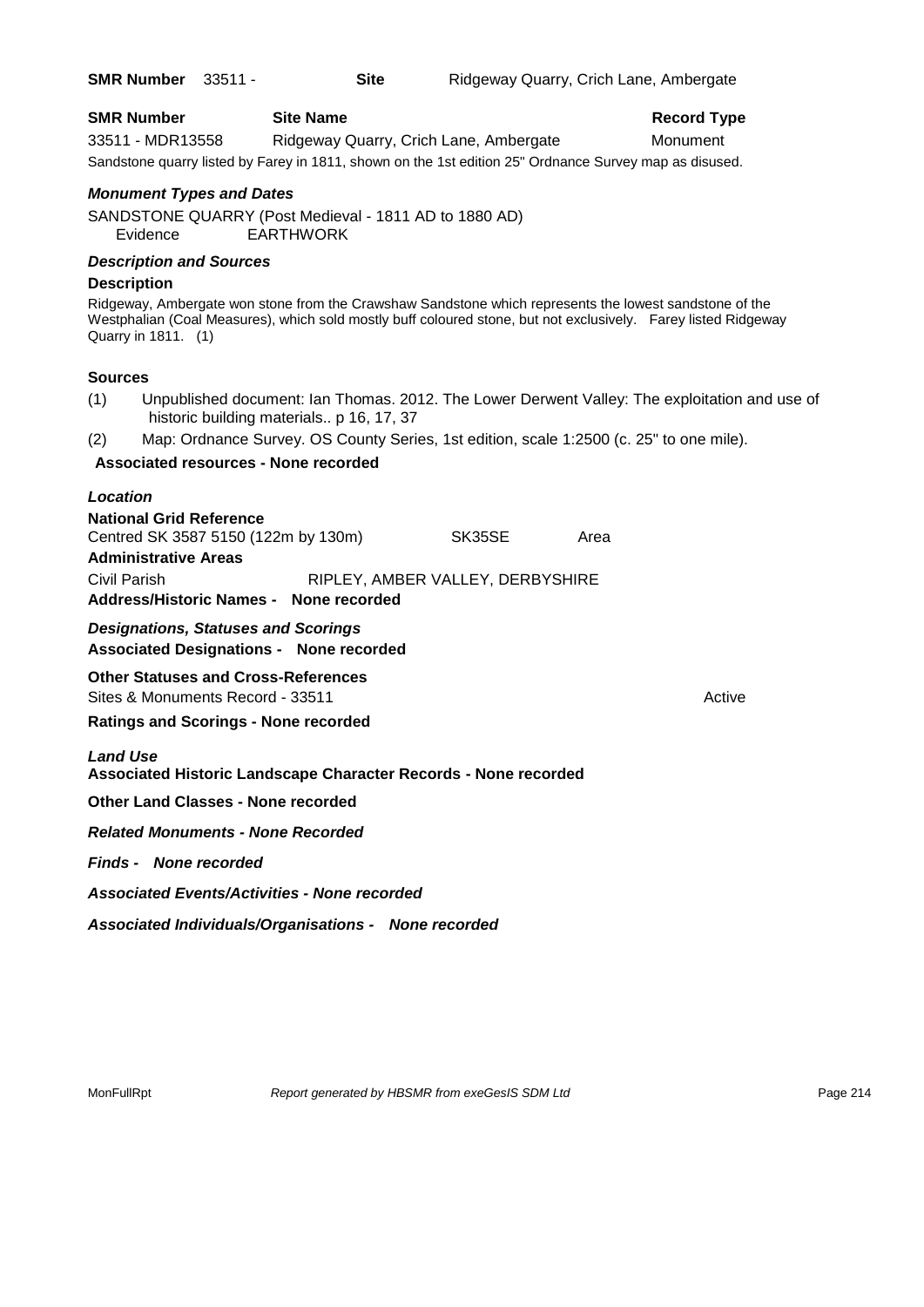**SMR Number** 33511 - **Site** Ridgeway Quarry, Crich Lane, Ambergate

| **SMR Number** | **Site Name** | **Record Type** |
|---|---|---|
| 33511 - MDR13558 | Ridgeway Quarry, Crich Lane, Ambergate | Monument |

Sandstone quarry listed by Farey in 1811, shown on the 1st edition 25" Ordnance Survey map as disused.

### *Monument Types and Dates*

SANDSTONE QUARRY (Post Medieval - 1811 AD to 1880 AD)
Evidence EARTHWORK

### *Description and Sources*

**Description**

Ridgeway, Ambergate won stone from the Crawshaw Sandstone which represents the lowest sandstone of the Westphalian (Coal Measures), which sold mostly buff coloured stone, but not exclusively. Farey listed Ridgeway Quarry in 1811. (1)

**Sources**

(1) Unpublished document: Ian Thomas. 2012. The Lower Derwent Valley: The exploitation and use of historic building materials.. p 16, 17, 37

(2) Map: Ordnance Survey. OS County Series, 1st edition, scale 1:2500 (c. 25" to one mile).

**Associated resources - None recorded**

### *Location*

**National Grid Reference**

Centred SK 3587 5150 (122m by 130m) SK35SE Area

**Administrative Areas**

Civil Parish RIPLEY, AMBER VALLEY, DERBYSHIRE

**Address/Historic Names - None recorded**

### *Designations, Statuses and Scorings*

**Associated Designations - None recorded**

**Other Statuses and Cross-References**

Sites & Monuments Record - 33511 Active

**Ratings and Scorings - None recorded**

### *Land Use*

**Associated Historic Landscape Character Records - None recorded**

**Other Land Classes - None recorded**

***Related Monuments - None Recorded***

***Finds - None recorded***

***Associated Events/Activities - None recorded***

***Associated Individuals/Organisations - None recorded***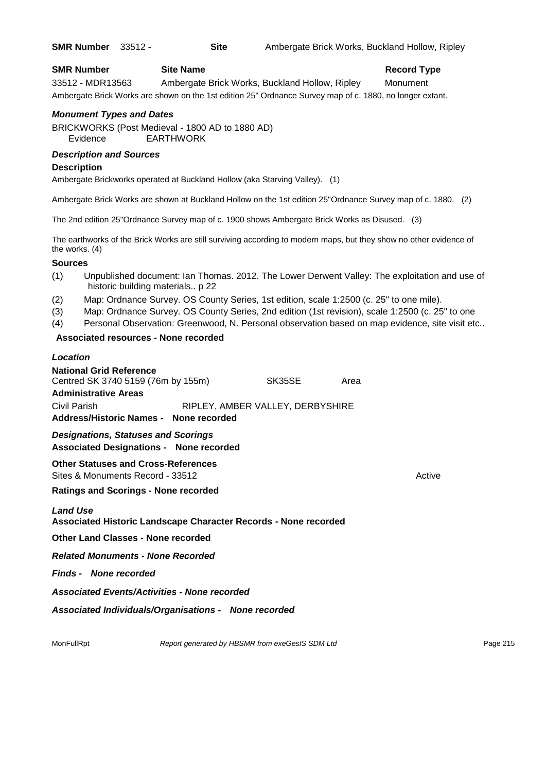**SMR Number** 33512 - **Site** Ambergate Brick Works, Buckland Hollow, Ripley

| **SMR Number** | **Site Name** | **Record Type** |
| --- | --- | --- |
| 33512 - MDR13563 | Ambergate Brick Works, Buckland Hollow, Ripley | Monument |

Ambergate Brick Works are shown on the 1st edition 25" Ordnance Survey map of c. 1880, no longer extant.

### *Monument Types and Dates*

BRICKWORKS (Post Medieval - 1800 AD to 1880 AD)
Evidence EARTHWORK

### *Description and Sources*

**Description**

Ambergate Brickworks operated at Buckland Hollow (aka Starving Valley). (1)

Ambergate Brick Works are shown at Buckland Hollow on the 1st edition 25"Ordnance Survey map of c. 1880. (2)

The 2nd edition 25"Ordnance Survey map of c. 1900 shows Ambergate Brick Works as Disused. (3)

The earthworks of the Brick Works are still surviving according to modern maps, but they show no other evidence of the works. (4)

**Sources**

(1) Unpublished document: Ian Thomas. 2012. The Lower Derwent Valley: The exploitation and use of historic building materials.. p 22
(2) Map: Ordnance Survey. OS County Series, 1st edition, scale 1:2500 (c. 25" to one mile).
(3) Map: Ordnance Survey. OS County Series, 2nd edition (1st revision), scale 1:2500 (c. 25" to one
(4) Personal Observation: Greenwood, N. Personal observation based on map evidence, site visit etc..

**Associated resources - None recorded**

### *Location*

**National Grid Reference**
Centred SK 3740 5159 (76m by 155m) SK35SE Area

**Administrative Areas**
Civil Parish RIPLEY, AMBER VALLEY, DERBYSHIRE

**Address/Historic Names - None recorded**

### *Designations, Statuses and Scorings*

**Associated Designations - None recorded**

**Other Statuses and Cross-References**
Sites & Monuments Record - 33512 Active

**Ratings and Scorings - None recorded**

### *Land Use*

**Associated Historic Landscape Character Records - None recorded**

**Other Land Classes - None recorded**

***Related Monuments - None Recorded***

***Finds - None recorded***

***Associated Events/Activities - None recorded***

***Associated Individuals/Organisations - None recorded***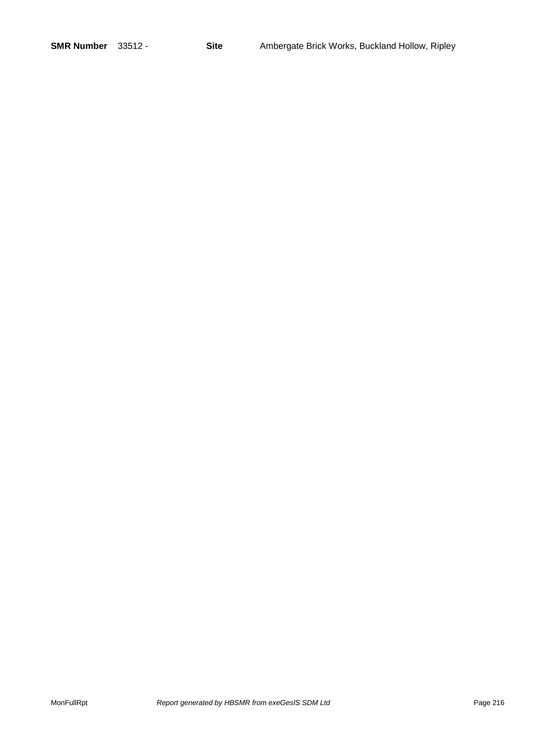**SMR Number** 33512 - **Site** Ambergate Brick Works, Buckland Hollow, Ripley